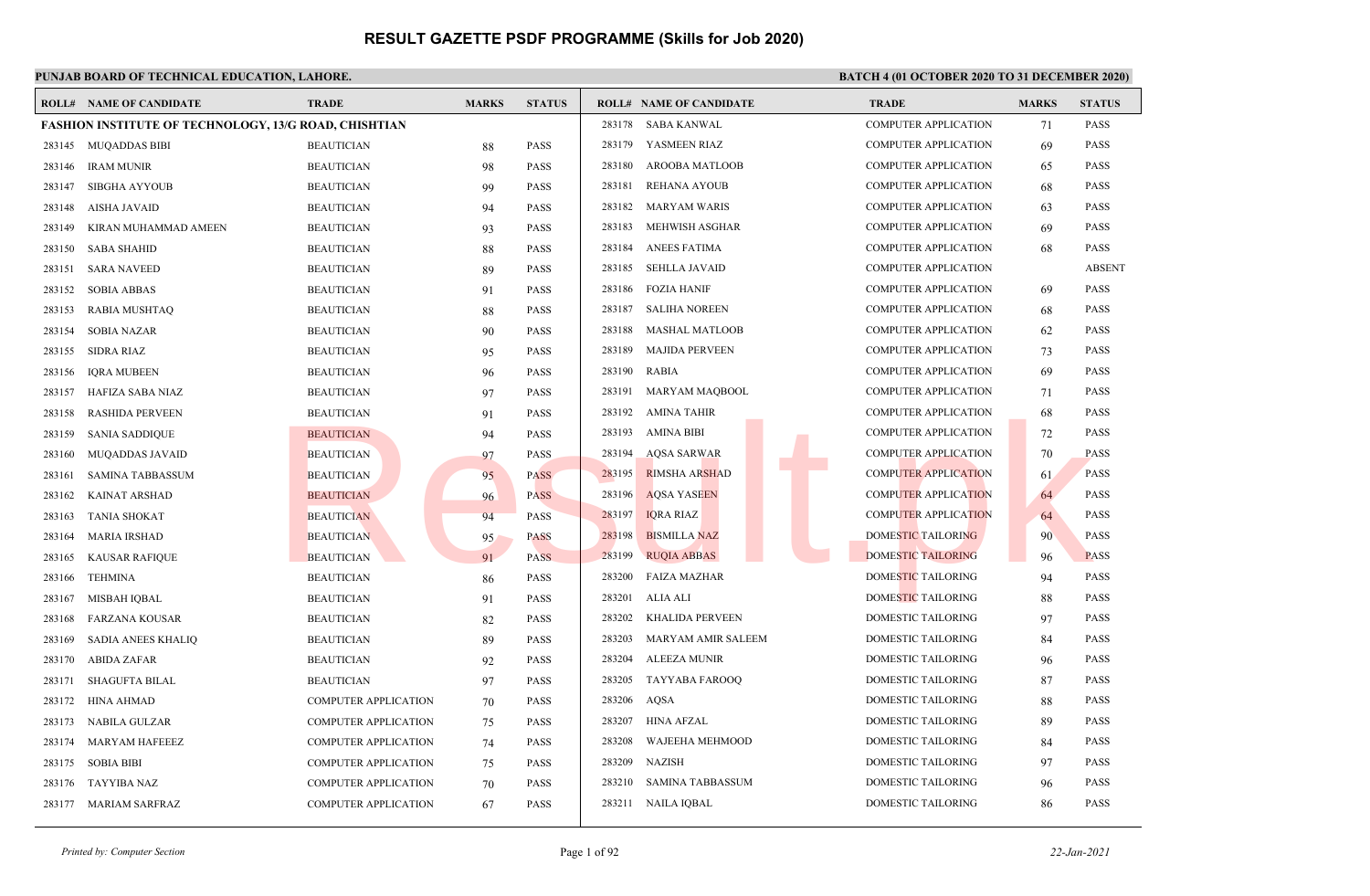# RESULT GAZETTE PSDF PROGRAMME (Skills for Job 2020)

**PUNJAB BOARD OF TECHNICAL EDUCATION, LAHORE.**

**BATCH 4 (01 OCTOBER 2020 TO 31 DECEMBER 2020)**

**FASHION INSTITUTE OF TECHNOLOGY, 13/G ROAD, CHISHTIAN**

| ROLL# | NAME OF CANDIDATE | TRADE | MARKS | STATUS |
|---|---|---|---|---|
| 283145 | MUQADDAS BIBI | BEAUTICIAN | 88 | PASS |
| 283146 | IRAM MUNIR | BEAUTICIAN | 98 | PASS |
| 283147 | SIBGHA AYYOUB | BEAUTICIAN | 99 | PASS |
| 283148 | AISHA JAVAID | BEAUTICIAN | 94 | PASS |
| 283149 | KIRAN MUHAMMAD AMEEN | BEAUTICIAN | 93 | PASS |
| 283150 | SABA SHAHID | BEAUTICIAN | 88 | PASS |
| 283151 | SARA NAVEED | BEAUTICIAN | 89 | PASS |
| 283152 | SOBIA ABBAS | BEAUTICIAN | 91 | PASS |
| 283153 | RABIA MUSHTAQ | BEAUTICIAN | 88 | PASS |
| 283154 | SOBIA NAZAR | BEAUTICIAN | 90 | PASS |
| 283155 | SIDRA RIAZ | BEAUTICIAN | 95 | PASS |
| 283156 | IQRA MUBEEN | BEAUTICIAN | 96 | PASS |
| 283157 | HAFIZA SABA NIAZ | BEAUTICIAN | 97 | PASS |
| 283158 | RASHIDA PERVEEN | BEAUTICIAN | 91 | PASS |
| 283159 | SANIA SADDIQUE | BEAUTICIAN | 94 | PASS |
| 283160 | MUQADDAS JAVAID | BEAUTICIAN | 97 | PASS |
| 283161 | SAMINA TABBASSUM | BEAUTICIAN | 95 | PASS |
| 283162 | KAINAT ARSHAD | BEAUTICIAN | 96 | PASS |
| 283163 | TANIA SHOKAT | BEAUTICIAN | 94 | PASS |
| 283164 | MARIA IRSHAD | BEAUTICIAN | 95 | PASS |
| 283165 | KAUSAR RAFIQUE | BEAUTICIAN | 91 | PASS |
| 283166 | TEHMINA | BEAUTICIAN | 86 | PASS |
| 283167 | MISBAH IQBAL | BEAUTICIAN | 91 | PASS |
| 283168 | FARZANA KOUSAR | BEAUTICIAN | 82 | PASS |
| 283169 | SADIA ANEES KHALIQ | BEAUTICIAN | 89 | PASS |
| 283170 | ABIDA ZAFAR | BEAUTICIAN | 92 | PASS |
| 283171 | SHAGUFTA BILAL | BEAUTICIAN | 97 | PASS |
| 283172 | HINA AHMAD | COMPUTER APPLICATION | 70 | PASS |
| 283173 | NABILA GULZAR | COMPUTER APPLICATION | 75 | PASS |
| 283174 | MARYAM HAFEEEZ | COMPUTER APPLICATION | 74 | PASS |
| 283175 | SOBIA BIBI | COMPUTER APPLICATION | 75 | PASS |
| 283176 | TAYYIBA NAZ | COMPUTER APPLICATION | 70 | PASS |
| 283177 | MARIAM SARFRAZ | COMPUTER APPLICATION | 67 | PASS |
| 283178 | SABA KANWAL | COMPUTER APPLICATION | 71 | PASS |
| 283179 | YASMEEN RIAZ | COMPUTER APPLICATION | 69 | PASS |
| 283180 | AROOBA MATLOOB | COMPUTER APPLICATION | 65 | PASS |
| 283181 | REHANA AYOUB | COMPUTER APPLICATION | 68 | PASS |
| 283182 | MARYAM WARIS | COMPUTER APPLICATION | 63 | PASS |
| 283183 | MEHWISH ASGHAR | COMPUTER APPLICATION | 69 | PASS |
| 283184 | ANEES FATIMA | COMPUTER APPLICATION | 68 | PASS |
| 283185 | SEHLLA JAVAID | COMPUTER APPLICATION | | ABSENT |
| 283186 | FOZIA HANIF | COMPUTER APPLICATION | 69 | PASS |
| 283187 | SALIHA NOREEN | COMPUTER APPLICATION | 68 | PASS |
| 283188 | MASHAL MATLOOB | COMPUTER APPLICATION | 62 | PASS |
| 283189 | MAJIDA PERVEEN | COMPUTER APPLICATION | 73 | PASS |
| 283190 | RABIA | COMPUTER APPLICATION | 69 | PASS |
| 283191 | MARYAM MAQBOOL | COMPUTER APPLICATION | 71 | PASS |
| 283192 | AMINA TAHIR | COMPUTER APPLICATION | 68 | PASS |
| 283193 | AMINA BIBI | COMPUTER APPLICATION | 72 | PASS |
| 283194 | AQSA SARWAR | COMPUTER APPLICATION | 70 | PASS |
| 283195 | RIMSHA ARSHAD | COMPUTER APPLICATION | 61 | PASS |
| 283196 | AQSA YASEEN | COMPUTER APPLICATION | 64 | PASS |
| 283197 | IQRA RIAZ | COMPUTER APPLICATION | 64 | PASS |
| 283198 | BISMILLA NAZ | DOMESTIC TAILORING | 90 | PASS |
| 283199 | RUQIA ABBAS | DOMESTIC TAILORING | 96 | PASS |
| 283200 | FAIZA MAZHAR | DOMESTIC TAILORING | 94 | PASS |
| 283201 | ALIA ALI | DOMESTIC TAILORING | 88 | PASS |
| 283202 | KHALIDA PERVEEN | DOMESTIC TAILORING | 97 | PASS |
| 283203 | MARYAM AMIR SALEEM | DOMESTIC TAILORING | 84 | PASS |
| 283204 | ALEEZA MUNIR | DOMESTIC TAILORING | 96 | PASS |
| 283205 | TAYYABA FAROOQ | DOMESTIC TAILORING | 87 | PASS |
| 283206 | AQSA | DOMESTIC TAILORING | 88 | PASS |
| 283207 | HINA AFZAL | DOMESTIC TAILORING | 89 | PASS |
| 283208 | WAJEEHA MEHMOOD | DOMESTIC TAILORING | 84 | PASS |
| 283209 | NAZISH | DOMESTIC TAILORING | 97 | PASS |
| 283210 | SAMINA TABBASSUM | DOMESTIC TAILORING | 96 | PASS |
| 283211 | NAILA IQBAL | DOMESTIC TAILORING | 86 | PASS |

*Printed by: Computer Section*

*22-Jan-2021*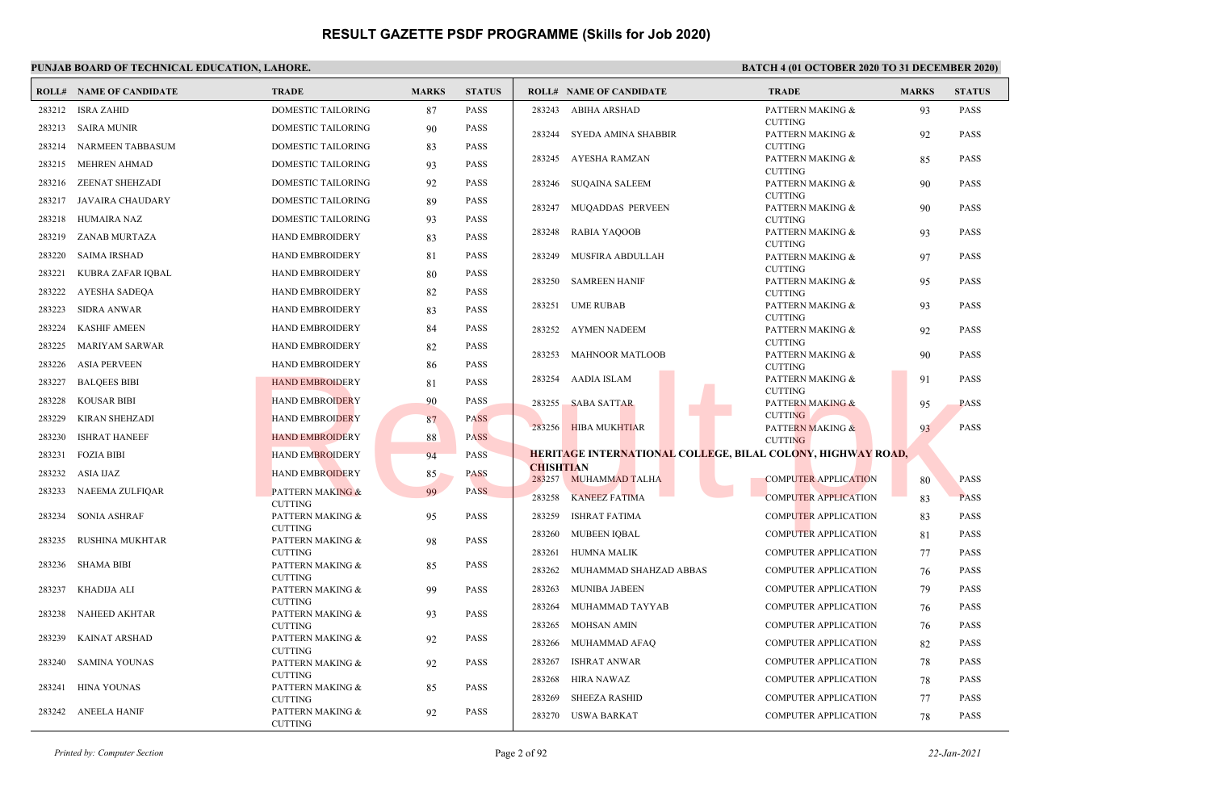# RESULT GAZETTE PSDF PROGRAMME (Skills for Job 2020)

**PUNJAB BOARD OF TECHNICAL EDUCATION, LAHORE.** **BATCH 4 (01 OCTOBER 2020 TO 31 DECEMBER 2020)**

| ROLL# | NAME OF CANDIDATE | TRADE | MARKS | STATUS |
|---|---|---|---|---|
| 283212 | ISRA ZAHID | DOMESTIC TAILORING | 87 | PASS |
| 283213 | SAIRA MUNIR | DOMESTIC TAILORING | 90 | PASS |
| 283214 | NARMEEN TABBASUM | DOMESTIC TAILORING | 83 | PASS |
| 283215 | MEHREN AHMAD | DOMESTIC TAILORING | 93 | PASS |
| 283216 | ZEENAT SHEHZADI | DOMESTIC TAILORING | 92 | PASS |
| 283217 | JAVAIRA CHAUDARY | DOMESTIC TAILORING | 89 | PASS |
| 283218 | HUMAIRA NAZ | DOMESTIC TAILORING | 93 | PASS |
| 283219 | ZANAB MURTAZA | HAND EMBROIDERY | 83 | PASS |
| 283220 | SAIMA IRSHAD | HAND EMBROIDERY | 81 | PASS |
| 283221 | KUBRA ZAFAR IQBAL | HAND EMBROIDERY | 80 | PASS |
| 283222 | AYESHA SADEQA | HAND EMBROIDERY | 82 | PASS |
| 283223 | SIDRA ANWAR | HAND EMBROIDERY | 83 | PASS |
| 283224 | KASHIF AMEEN | HAND EMBROIDERY | 84 | PASS |
| 283225 | MARIYAM SARWAR | HAND EMBROIDERY | 82 | PASS |
| 283226 | ASIA PERVEEN | HAND EMBROIDERY | 86 | PASS |
| 283227 | BALQEES BIBI | HAND EMBROIDERY | 81 | PASS |
| 283228 | KOUSAR BIBI | HAND EMBROIDERY | 90 | PASS |
| 283229 | KIRAN SHEHZADI | HAND EMBROIDERY | 87 | PASS |
| 283230 | ISHRAT HANEEF | HAND EMBROIDERY | 88 | PASS |
| 283231 | FOZIA BIBI | HAND EMBROIDERY | 94 | PASS |
| 283232 | ASIA IJAZ | HAND EMBROIDERY | 85 | PASS |
| 283233 | NAEEMA ZULFIQAR | PATTERN MAKING & CUTTING | 99 | PASS |
| 283234 | SONIA ASHRAF | PATTERN MAKING & CUTTING | 95 | PASS |
| 283235 | RUSHINA MUKHTAR | PATTERN MAKING & CUTTING | 98 | PASS |
| 283236 | SHAMA BIBI | PATTERN MAKING & CUTTING | 85 | PASS |
| 283237 | KHADIJA ALI | PATTERN MAKING & CUTTING | 99 | PASS |
| 283238 | NAHEED AKHTAR | PATTERN MAKING & CUTTING | 93 | PASS |
| 283239 | KAINAT ARSHAD | PATTERN MAKING & CUTTING | 92 | PASS |
| 283240 | SAMINA YOUNAS | PATTERN MAKING & CUTTING | 92 | PASS |
| 283241 | HINA YOUNAS | PATTERN MAKING & CUTTING | 85 | PASS |
| 283242 | ANEELA HANIF | PATTERN MAKING & CUTTING | 92 | PASS |
| 283243 | ABIHA ARSHAD | PATTERN MAKING & CUTTING | 93 | PASS |
| 283244 | SYEDA AMINA SHABBIR | PATTERN MAKING & CUTTING | 92 | PASS |
| 283245 | AYESHA RAMZAN | PATTERN MAKING & CUTTING | 85 | PASS |
| 283246 | SUQAINA SALEEM | PATTERN MAKING & CUTTING | 90 | PASS |
| 283247 | MUQADDAS PERVEEN | PATTERN MAKING & CUTTING | 90 | PASS |
| 283248 | RABIA YAQOOB | PATTERN MAKING & CUTTING | 93 | PASS |
| 283249 | MUSFIRA ABDULLAH | PATTERN MAKING & CUTTING | 97 | PASS |
| 283250 | SAMREEN HANIF | PATTERN MAKING & CUTTING | 95 | PASS |
| 283251 | UME RUBAB | PATTERN MAKING & CUTTING | 93 | PASS |
| 283252 | AYMEN NADEEM | PATTERN MAKING & CUTTING | 92 | PASS |
| 283253 | MAHNOOR MATLOOB | PATTERN MAKING & CUTTING | 90 | PASS |
| 283254 | AADIA ISLAM | PATTERN MAKING & CUTTING | 91 | PASS |
| 283255 | SABA SATTAR | PATTERN MAKING & CUTTING | 95 | PASS |
| 283256 | HIBA MUKHTIAR | PATTERN MAKING & CUTTING | 93 | PASS |

**HERITAGE INTERNATIONAL COLLEGE, BILAL COLONY, HIGHWAY ROAD, CHISHTIAN**

| ROLL# | NAME OF CANDIDATE | TRADE | MARKS | STATUS |
|---|---|---|---|---|
| 283257 | MUHAMMAD TALHA | COMPUTER APPLICATION | 80 | PASS |
| 283258 | KANEEZ FATIMA | COMPUTER APPLICATION | 83 | PASS |
| 283259 | ISHRAT FATIMA | COMPUTER APPLICATION | 83 | PASS |
| 283260 | MUBEEN IQBAL | COMPUTER APPLICATION | 81 | PASS |
| 283261 | HUMNA MALIK | COMPUTER APPLICATION | 77 | PASS |
| 283262 | MUHAMMAD SHAHZAD ABBAS | COMPUTER APPLICATION | 76 | PASS |
| 283263 | MUNIBA JABEEN | COMPUTER APPLICATION | 79 | PASS |
| 283264 | MUHAMMAD TAYYAB | COMPUTER APPLICATION | 76 | PASS |
| 283265 | MOHSAN AMIN | COMPUTER APPLICATION | 76 | PASS |
| 283266 | MUHAMMAD AFAQ | COMPUTER APPLICATION | 82 | PASS |
| 283267 | ISHRAT ANWAR | COMPUTER APPLICATION | 78 | PASS |
| 283268 | HIRA NAWAZ | COMPUTER APPLICATION | 78 | PASS |
| 283269 | SHEEZA RASHID | COMPUTER APPLICATION | 77 | PASS |
| 283270 | USWA BARKAT | COMPUTER APPLICATION | 78 | PASS |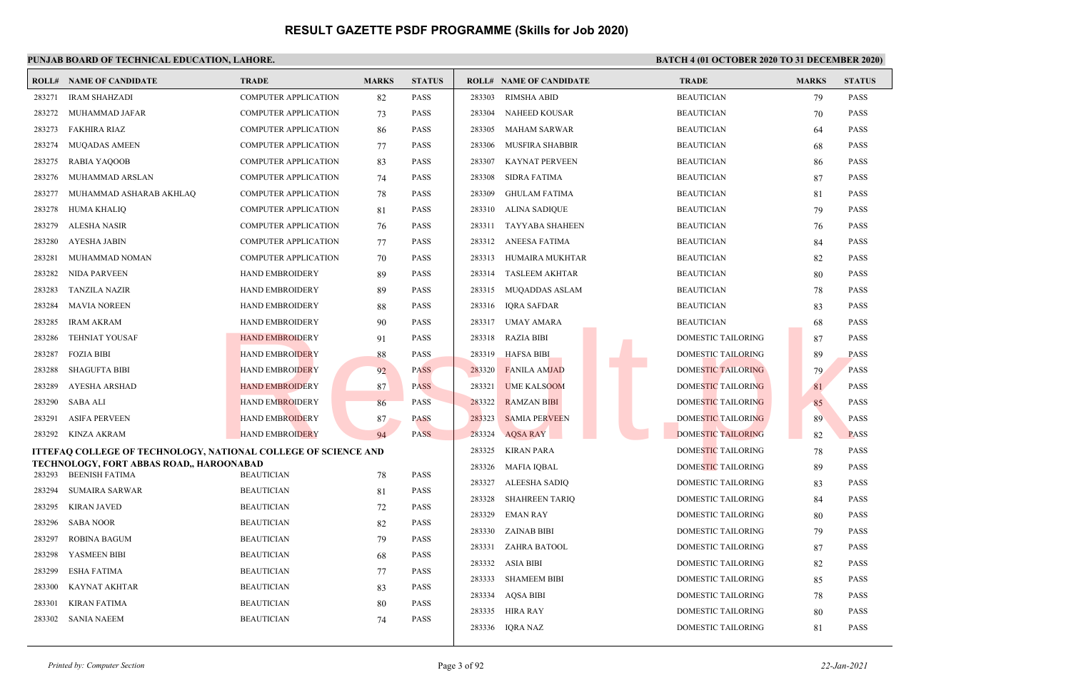# RESULT GAZETTE PSDF PROGRAMME (Skills for Job 2020)

**PUNJAB BOARD OF TECHNICAL EDUCATION, LAHORE.** **BATCH 4 (01 OCTOBER 2020 TO 31 DECEMBER 2020)**

| ROLL# | NAME OF CANDIDATE | TRADE | MARKS | STATUS |
|---|---|---|---|---|
| 283271 | IRAM SHAHZADI | COMPUTER APPLICATION | 82 | PASS |
| 283272 | MUHAMMAD JAFAR | COMPUTER APPLICATION | 73 | PASS |
| 283273 | FAKHIRA RIAZ | COMPUTER APPLICATION | 86 | PASS |
| 283274 | MUQADAS AMEEN | COMPUTER APPLICATION | 77 | PASS |
| 283275 | RABIA YAQOOB | COMPUTER APPLICATION | 83 | PASS |
| 283276 | MUHAMMAD ARSLAN | COMPUTER APPLICATION | 74 | PASS |
| 283277 | MUHAMMAD ASHARAB AKHLAQ | COMPUTER APPLICATION | 78 | PASS |
| 283278 | HUMA KHALIQ | COMPUTER APPLICATION | 81 | PASS |
| 283279 | ALESHA NASIR | COMPUTER APPLICATION | 76 | PASS |
| 283280 | AYESHA JABIN | COMPUTER APPLICATION | 77 | PASS |
| 283281 | MUHAMMAD NOMAN | COMPUTER APPLICATION | 70 | PASS |
| 283282 | NIDA PARVEEN | HAND EMBROIDERY | 89 | PASS |
| 283283 | TANZILA NAZIR | HAND EMBROIDERY | 89 | PASS |
| 283284 | MAVIA NOREEN | HAND EMBROIDERY | 88 | PASS |
| 283285 | IRAM AKRAM | HAND EMBROIDERY | 90 | PASS |
| 283286 | TEHNIAT YOUSAF | HAND EMBROIDERY | 91 | PASS |
| 283287 | FOZIA BIBI | HAND EMBROIDERY | 88 | PASS |
| 283288 | SHAGUFTA BIBI | HAND EMBROIDERY | 92 | PASS |
| 283289 | AYESHA ARSHAD | HAND EMBROIDERY | 87 | PASS |
| 283290 | SABA ALI | HAND EMBROIDERY | 86 | PASS |
| 283291 | ASIFA PERVEEN | HAND EMBROIDERY | 87 | PASS |
| 283292 | KINZA AKRAM | HAND EMBROIDERY | 94 | PASS |

**ITTEFAQ COLLEGE OF TECHNOLOGY, NATIONAL COLLEGE OF SCIENCE AND TECHNOLOGY, FORT ABBAS ROAD,, HAROONABAD**

| ROLL# | NAME OF CANDIDATE | TRADE | MARKS | STATUS |
|---|---|---|---|---|
| 283293 | BEENISH FATIMA | BEAUTICIAN | 78 | PASS |
| 283294 | SUMAIRA SARWAR | BEAUTICIAN | 81 | PASS |
| 283295 | KIRAN JAVED | BEAUTICIAN | 72 | PASS |
| 283296 | SABA NOOR | BEAUTICIAN | 82 | PASS |
| 283297 | ROBINA BAGUM | BEAUTICIAN | 79 | PASS |
| 283298 | YASMEEN BIBI | BEAUTICIAN | 68 | PASS |
| 283299 | ESHA FATIMA | BEAUTICIAN | 77 | PASS |
| 283300 | KAYNAT AKHTAR | BEAUTICIAN | 83 | PASS |
| 283301 | KIRAN FATIMA | BEAUTICIAN | 80 | PASS |
| 283302 | SANIA NAEEM | BEAUTICIAN | 74 | PASS |
| 283303 | RIMSHA ABID | BEAUTICIAN | 79 | PASS |
| 283304 | NAHEED KOUSAR | BEAUTICIAN | 70 | PASS |
| 283305 | MAHAM SARWAR | BEAUTICIAN | 64 | PASS |
| 283306 | MUSFIRA SHABBIR | BEAUTICIAN | 68 | PASS |
| 283307 | KAYNAT PERVEEN | BEAUTICIAN | 86 | PASS |
| 283308 | SIDRA FATIMA | BEAUTICIAN | 87 | PASS |
| 283309 | GHULAM FATIMA | BEAUTICIAN | 81 | PASS |
| 283310 | ALINA SADIQUE | BEAUTICIAN | 79 | PASS |
| 283311 | TAYYABA SHAHEEN | BEAUTICIAN | 76 | PASS |
| 283312 | ANEESA FATIMA | BEAUTICIAN | 84 | PASS |
| 283313 | HUMAIRA MUKHTAR | BEAUTICIAN | 82 | PASS |
| 283314 | TASLEEM AKHTAR | BEAUTICIAN | 80 | PASS |
| 283315 | MUQADDAS ASLAM | BEAUTICIAN | 78 | PASS |
| 283316 | IQRA SAFDAR | BEAUTICIAN | 83 | PASS |
| 283317 | UMAY AMARA | BEAUTICIAN | 68 | PASS |
| 283318 | RAZIA BIBI | DOMESTIC TAILORING | 87 | PASS |
| 283319 | HAFSA BIBI | DOMESTIC TAILORING | 89 | PASS |
| 283320 | FANILA AMJAD | DOMESTIC TAILORING | 79 | PASS |
| 283321 | UME KALSOOM | DOMESTIC TAILORING | 81 | PASS |
| 283322 | RAMZAN BIBI | DOMESTIC TAILORING | 85 | PASS |
| 283323 | SAMIA PERVEEN | DOMESTIC TAILORING | 89 | PASS |
| 283324 | AQSA RAY | DOMESTIC TAILORING | 82 | PASS |
| 283325 | KIRAN PARA | DOMESTIC TAILORING | 78 | PASS |
| 283326 | MAFIA IQBAL | DOMESTIC TAILORING | 89 | PASS |
| 283327 | ALEESHA SADIQ | DOMESTIC TAILORING | 83 | PASS |
| 283328 | SHAHREEN TARIQ | DOMESTIC TAILORING | 84 | PASS |
| 283329 | EMAN RAY | DOMESTIC TAILORING | 80 | PASS |
| 283330 | ZAINAB BIBI | DOMESTIC TAILORING | 79 | PASS |
| 283331 | ZAHRA BATOOL | DOMESTIC TAILORING | 87 | PASS |
| 283332 | ASIA BIBI | DOMESTIC TAILORING | 82 | PASS |
| 283333 | SHAMEEM BIBI | DOMESTIC TAILORING | 85 | PASS |
| 283334 | AQSA BIBI | DOMESTIC TAILORING | 78 | PASS |
| 283335 | HIRA RAY | DOMESTIC TAILORING | 80 | PASS |
| 283336 | IQRA NAZ | DOMESTIC TAILORING | 81 | PASS |

*Printed by: Computer Section* *22-Jan-2021*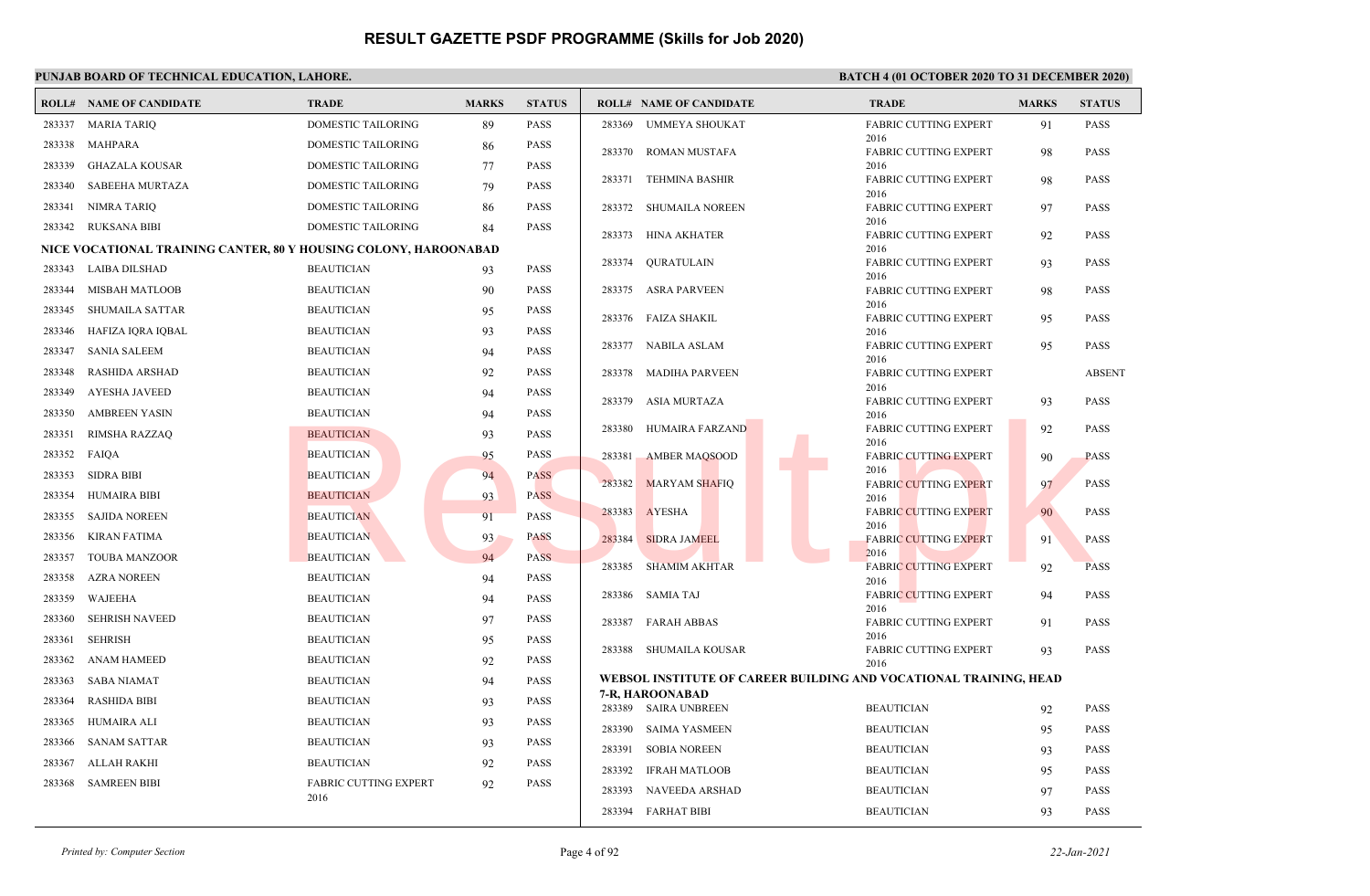# RESULT GAZETTE PSDF PROGRAMME (Skills for Job 2020)

**PUNJAB BOARD OF TECHNICAL EDUCATION, LAHORE.** **BATCH 4 (01 OCTOBER 2020 TO 31 DECEMBER 2020)**

| ROLL# | NAME OF CANDIDATE | TRADE | MARKS | STATUS |
|---|---|---|---|---|
| 283337 | MARIA TARIQ | DOMESTIC TAILORING | 89 | PASS |
| 283338 | MAHPARA | DOMESTIC TAILORING | 86 | PASS |
| 283339 | GHAZALA KOUSAR | DOMESTIC TAILORING | 77 | PASS |
| 283340 | SABEEHA MURTAZA | DOMESTIC TAILORING | 79 | PASS |
| 283341 | NIMRA TARIQ | DOMESTIC TAILORING | 86 | PASS |
| 283342 | RUKSANA BIBI | DOMESTIC TAILORING | 84 | PASS |

**NICE VOCATIONAL TRAINING CANTER, 80 Y HOUSING COLONY, HAROONABAD**

| ROLL# | NAME OF CANDIDATE | TRADE | MARKS | STATUS |
|---|---|---|---|---|
| 283343 | LAIBA DILSHAD | BEAUTICIAN | 93 | PASS |
| 283344 | MISBAH MATLOOB | BEAUTICIAN | 90 | PASS |
| 283345 | SHUMAILA SATTAR | BEAUTICIAN | 95 | PASS |
| 283346 | HAFIZA IQRA IQBAL | BEAUTICIAN | 93 | PASS |
| 283347 | SANIA SALEEM | BEAUTICIAN | 94 | PASS |
| 283348 | RASHIDA ARSHAD | BEAUTICIAN | 92 | PASS |
| 283349 | AYESHA JAVEED | BEAUTICIAN | 94 | PASS |
| 283350 | AMBREEN YASIN | BEAUTICIAN | 94 | PASS |
| 283351 | RIMSHA RAZZAQ | BEAUTICIAN | 93 | PASS |
| 283352 | FAIQA | BEAUTICIAN | 95 | PASS |
| 283353 | SIDRA BIBI | BEAUTICIAN | 94 | PASS |
| 283354 | HUMAIRA BIBI | BEAUTICIAN | 93 | PASS |
| 283355 | SAJIDA NOREEN | BEAUTICIAN | 91 | PASS |
| 283356 | KIRAN FATIMA | BEAUTICIAN | 93 | PASS |
| 283357 | TOUBA MANZOOR | BEAUTICIAN | 94 | PASS |
| 283358 | AZRA NOREEN | BEAUTICIAN | 94 | PASS |
| 283359 | WAJEEHA | BEAUTICIAN | 94 | PASS |
| 283360 | SEHRISH NAVEED | BEAUTICIAN | 97 | PASS |
| 283361 | SEHRISH | BEAUTICIAN | 95 | PASS |
| 283362 | ANAM HAMEED | BEAUTICIAN | 92 | PASS |
| 283363 | SABA NIAMAT | BEAUTICIAN | 94 | PASS |
| 283364 | RASHIDA BIBI | BEAUTICIAN | 93 | PASS |
| 283365 | HUMAIRA ALI | BEAUTICIAN | 93 | PASS |
| 283366 | SANAM SATTAR | BEAUTICIAN | 93 | PASS |
| 283367 | ALLAH RAKHI | BEAUTICIAN | 92 | PASS |
| 283368 | SAMREEN BIBI | FABRIC CUTTING EXPERT 2016 | 92 | PASS |
| 283369 | UMMEYA SHOUKAT | FABRIC CUTTING EXPERT 2016 | 91 | PASS |
| 283370 | ROMAN MUSTAFA | FABRIC CUTTING EXPERT 2016 | 98 | PASS |
| 283371 | TEHMINA BASHIR | FABRIC CUTTING EXPERT 2016 | 98 | PASS |
| 283372 | SHUMAILA NOREEN | FABRIC CUTTING EXPERT 2016 | 97 | PASS |
| 283373 | HINA AKHATER | FABRIC CUTTING EXPERT 2016 | 92 | PASS |
| 283374 | QURATULAIN | FABRIC CUTTING EXPERT 2016 | 93 | PASS |
| 283375 | ASRA PARVEEN | FABRIC CUTTING EXPERT 2016 | 98 | PASS |
| 283376 | FAIZA SHAKIL | FABRIC CUTTING EXPERT 2016 | 95 | PASS |
| 283377 | NABILA ASLAM | FABRIC CUTTING EXPERT 2016 | 95 | PASS |
| 283378 | MADIHA PARVEEN | FABRIC CUTTING EXPERT 2016 | | ABSENT |
| 283379 | ASIA MURTAZA | FABRIC CUTTING EXPERT 2016 | 93 | PASS |
| 283380 | HUMAIRA FARZAND | FABRIC CUTTING EXPERT 2016 | 92 | PASS |
| 283381 | AMBER MAQSOOD | FABRIC CUTTING EXPERT 2016 | 90 | PASS |
| 283382 | MARYAM SHAFIQ | FABRIC CUTTING EXPERT 2016 | 97 | PASS |
| 283383 | AYESHA | FABRIC CUTTING EXPERT 2016 | 90 | PASS |
| 283384 | SIDRA JAMEEL | FABRIC CUTTING EXPERT 2016 | 91 | PASS |
| 283385 | SHAMIM AKHTAR | FABRIC CUTTING EXPERT 2016 | 92 | PASS |
| 283386 | SAMIA TAJ | FABRIC CUTTING EXPERT 2016 | 94 | PASS |
| 283387 | FARAH ABBAS | FABRIC CUTTING EXPERT 2016 | 91 | PASS |
| 283388 | SHUMAILA KOUSAR | FABRIC CUTTING EXPERT 2016 | 93 | PASS |

**WEBSOL INSTITUTE OF CAREER BUILDING AND VOCATIONAL TRAINING, HEAD 7-R, HAROONABAD**

| ROLL# | NAME OF CANDIDATE | TRADE | MARKS | STATUS |
|---|---|---|---|---|
| 283389 | SAIRA UNBREEN | BEAUTICIAN | 92 | PASS |
| 283390 | SAIMA YASMEEN | BEAUTICIAN | 95 | PASS |
| 283391 | SOBIA NOREEN | BEAUTICIAN | 93 | PASS |
| 283392 | IFRAH MATLOOB | BEAUTICIAN | 95 | PASS |
| 283393 | NAVEEDA ARSHAD | BEAUTICIAN | 97 | PASS |
| 283394 | FARHAT BIBI | BEAUTICIAN | 93 | PASS |

*Printed by: Computer Section* *22-Jan-2021*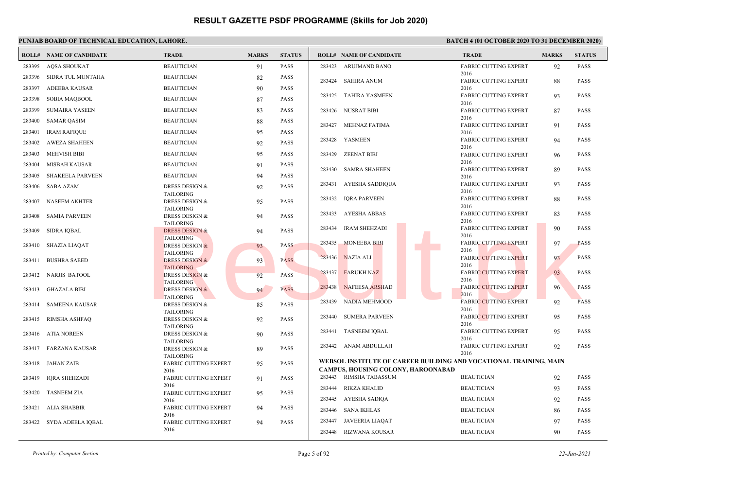# RESULT GAZETTE PSDF PROGRAMME (Skills for Job 2020)

**PUNJAB BOARD OF TECHNICAL EDUCATION, LAHORE.**

**BATCH 4 (01 OCTOBER 2020 TO 31 DECEMBER 2020)**

| ROLL# | NAME OF CANDIDATE | TRADE | MARKS | STATUS |
|---|---|---|---|---|
| 283395 | AQSA SHOUKAT | BEAUTICIAN | 91 | PASS |
| 283396 | SIDRA TUL MUNTAHA | BEAUTICIAN | 82 | PASS |
| 283397 | ADEEBA KAUSAR | BEAUTICIAN | 90 | PASS |
| 283398 | SOBIA MAQBOOL | BEAUTICIAN | 87 | PASS |
| 283399 | SUMAIRA YASEEN | BEAUTICIAN | 83 | PASS |
| 283400 | SAMAR QASIM | BEAUTICIAN | 88 | PASS |
| 283401 | IRAM RAFIQUE | BEAUTICIAN | 95 | PASS |
| 283402 | AWEZA SHAHEEN | BEAUTICIAN | 92 | PASS |
| 283403 | MEHVISH BIBI | BEAUTICIAN | 95 | PASS |
| 283404 | MISBAH KAUSAR | BEAUTICIAN | 91 | PASS |
| 283405 | SHAKEELA PARVEEN | BEAUTICIAN | 94 | PASS |
| 283406 | SABA AZAM | DRESS DESIGN & TAILORING | 92 | PASS |
| 283407 | NASEEM AKHTER | DRESS DESIGN & TAILORING | 95 | PASS |
| 283408 | SAMIA PARVEEN | DRESS DESIGN & TAILORING | 94 | PASS |
| 283409 | SIDRA IQBAL | DRESS DESIGN & TAILORING | 94 | PASS |
| 283410 | SHAZIA LIAQAT | DRESS DESIGN & TAILORING | 93 | PASS |
| 283411 | BUSHRA SAEED | DRESS DESIGN & TAILORING | 93 | PASS |
| 283412 | NARJIS BATOOL | DRESS DESIGN & TAILORING | 92 | PASS |
| 283413 | GHAZALA BIBI | DRESS DESIGN & TAILORING | 94 | PASS |
| 283414 | SAMEENA KAUSAR | DRESS DESIGN & TAILORING | 85 | PASS |
| 283415 | RIMSHA ASHFAQ | DRESS DESIGN & TAILORING | 92 | PASS |
| 283416 | ATIA NOREEN | DRESS DESIGN & TAILORING | 90 | PASS |
| 283417 | FARZANA KAUSAR | DRESS DESIGN & TAILORING | 89 | PASS |
| 283418 | JAHAN ZAIB | FABRIC CUTTING EXPERT 2016 | 95 | PASS |
| 283419 | IQRA SHEHZADI | FABRIC CUTTING EXPERT 2016 | 91 | PASS |
| 283420 | TASNEEM ZIA | FABRIC CUTTING EXPERT 2016 | 95 | PASS |
| 283421 | ALIA SHABBIR | FABRIC CUTTING EXPERT 2016 | 94 | PASS |
| 283422 | SYDA ADEELA IQBAL | FABRIC CUTTING EXPERT 2016 | 94 | PASS |
| 283423 | ARUJMAND BANO | FABRIC CUTTING EXPERT 2016 | 92 | PASS |
| 283424 | SAHIRA ANUM | FABRIC CUTTING EXPERT 2016 | 88 | PASS |
| 283425 | TAHIRA YASMEEN | FABRIC CUTTING EXPERT 2016 | 93 | PASS |
| 283426 | NUSRAT BIBI | FABRIC CUTTING EXPERT 2016 | 87 | PASS |
| 283427 | MEHNAZ FATIMA | FABRIC CUTTING EXPERT 2016 | 91 | PASS |
| 283428 | YASMEEN | FABRIC CUTTING EXPERT 2016 | 94 | PASS |
| 283429 | ZEENAT BIBI | FABRIC CUTTING EXPERT 2016 | 96 | PASS |
| 283430 | SAMRA SHAHEEN | FABRIC CUTTING EXPERT 2016 | 89 | PASS |
| 283431 | AYESHA SADDIQUA | FABRIC CUTTING EXPERT 2016 | 93 | PASS |
| 283432 | IQRA PARVEEN | FABRIC CUTTING EXPERT 2016 | 88 | PASS |
| 283433 | AYESHA ABBAS | FABRIC CUTTING EXPERT 2016 | 83 | PASS |
| 283434 | IRAM SHEHZADI | FABRIC CUTTING EXPERT 2016 | 90 | PASS |
| 283435 | MONEEBA BIBI | FABRIC CUTTING EXPERT 2016 | 97 | PASS |
| 283436 | NAZIA ALI | FABRIC CUTTING EXPERT 2016 | 93 | PASS |
| 283437 | FARUKH NAZ | FABRIC CUTTING EXPERT 2016 | 93 | PASS |
| 283438 | NAFEESA ARSHAD | FABRIC CUTTING EXPERT 2016 | 96 | PASS |
| 283439 | NADIA MEHMOOD | FABRIC CUTTING EXPERT 2016 | 92 | PASS |
| 283440 | SUMERA PARVEEN | FABRIC CUTTING EXPERT 2016 | 95 | PASS |
| 283441 | TASNEEM IQBAL | FABRIC CUTTING EXPERT 2016 | 95 | PASS |
| 283442 | ANAM ABDULLAH | FABRIC CUTTING EXPERT 2016 | 92 | PASS |

**WEBSOL INSTITUTE OF CAREER BUILDING AND VOCATIONAL TRAINING, MAIN CAMPUS, HOUSING COLONY, HAROONABAD**

| ROLL# | NAME OF CANDIDATE | TRADE | MARKS | STATUS |
|---|---|---|---|---|
| 283443 | RIMSHA TABASSUM | BEAUTICIAN | 92 | PASS |
| 283444 | RIKZA KHALID | BEAUTICIAN | 93 | PASS |
| 283445 | AYESHA SADIQA | BEAUTICIAN | 92 | PASS |
| 283446 | SANA IKHLAS | BEAUTICIAN | 86 | PASS |
| 283447 | JAVEERIA LIAQAT | BEAUTICIAN | 97 | PASS |
| 283448 | RIZWANA KOUSAR | BEAUTICIAN | 90 | PASS |

*Printed by: Computer Section* — *22-Jan-2021*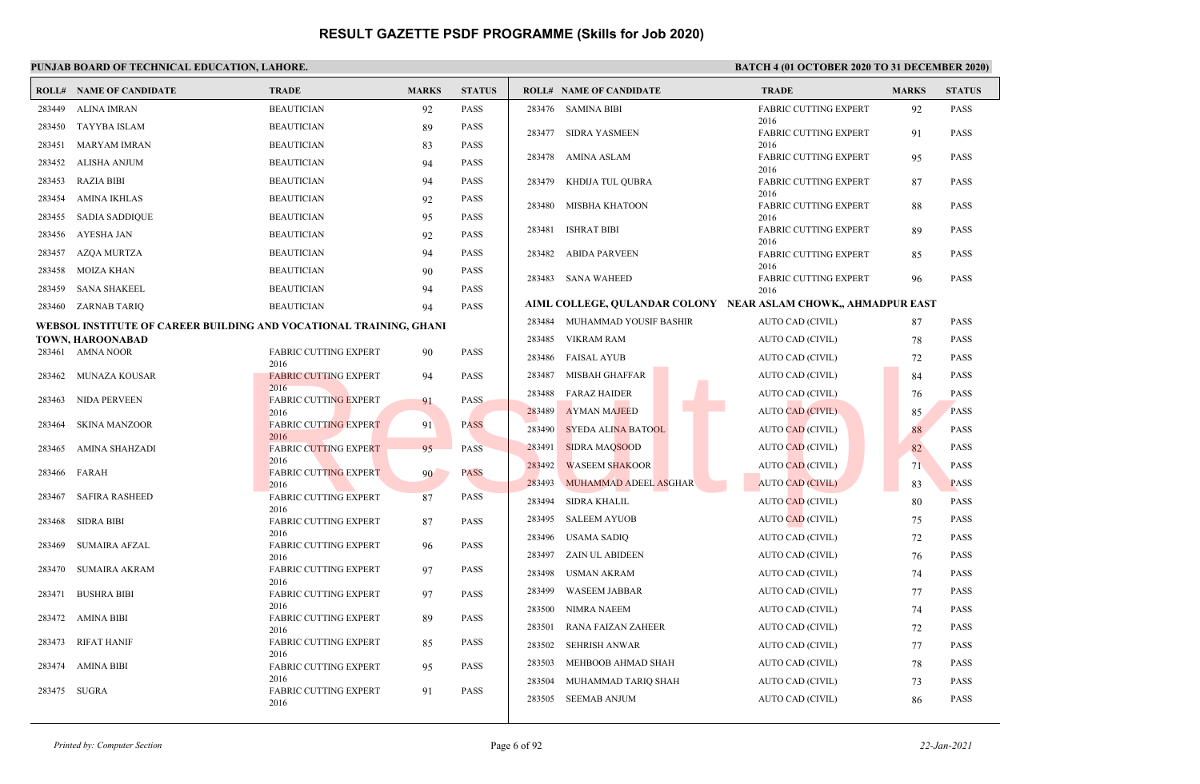# RESULT GAZETTE PSDF PROGRAMME (Skills for Job 2020)

**PUNJAB BOARD OF TECHNICAL EDUCATION, LAHORE.**

**BATCH 4 (01 OCTOBER 2020 TO 31 DECEMBER 2020)**

| ROLL# | NAME OF CANDIDATE | TRADE | MARKS | STATUS |
|---|---|---|---|---|
| 283449 | ALINA IMRAN | BEAUTICIAN | 92 | PASS |
| 283450 | TAYYBA ISLAM | BEAUTICIAN | 89 | PASS |
| 283451 | MARYAM IMRAN | BEAUTICIAN | 83 | PASS |
| 283452 | ALISHA ANJUM | BEAUTICIAN | 94 | PASS |
| 283453 | RAZIA BIBI | BEAUTICIAN | 94 | PASS |
| 283454 | AMINA IKHLAS | BEAUTICIAN | 92 | PASS |
| 283455 | SADIA SADDIQUE | BEAUTICIAN | 95 | PASS |
| 283456 | AYESHA JAN | BEAUTICIAN | 92 | PASS |
| 283457 | AZQA MURTZA | BEAUTICIAN | 94 | PASS |
| 283458 | MOIZA KHAN | BEAUTICIAN | 90 | PASS |
| 283459 | SANA SHAKEEL | BEAUTICIAN | 94 | PASS |
| 283460 | ZARNAB TARIQ | BEAUTICIAN | 94 | PASS |

**WEBSOL INSTITUTE OF CAREER BUILDING AND VOCATIONAL TRAINING, GHANI TOWN, HAROONABAD**

| ROLL# | NAME OF CANDIDATE | TRADE | MARKS | STATUS |
|---|---|---|---|---|
| 283461 | AMNA NOOR | FABRIC CUTTING EXPERT 2016 | 90 | PASS |
| 283462 | MUNAZA KOUSAR | FABRIC CUTTING EXPERT 2016 | 94 | PASS |
| 283463 | NIDA PERVEEN | FABRIC CUTTING EXPERT 2016 | 91 | PASS |
| 283464 | SKINA MANZOOR | FABRIC CUTTING EXPERT 2016 | 91 | PASS |
| 283465 | AMINA SHAHZADI | FABRIC CUTTING EXPERT 2016 | 95 | PASS |
| 283466 | FARAH | FABRIC CUTTING EXPERT 2016 | 90 | PASS |
| 283467 | SAFIRA RASHEED | FABRIC CUTTING EXPERT 2016 | 87 | PASS |
| 283468 | SIDRA BIBI | FABRIC CUTTING EXPERT 2016 | 87 | PASS |
| 283469 | SUMAIRA AFZAL | FABRIC CUTTING EXPERT 2016 | 96 | PASS |
| 283470 | SUMAIRA AKRAM | FABRIC CUTTING EXPERT 2016 | 97 | PASS |
| 283471 | BUSHRA BIBI | FABRIC CUTTING EXPERT 2016 | 97 | PASS |
| 283472 | AMINA BIBI | FABRIC CUTTING EXPERT 2016 | 89 | PASS |
| 283473 | RIFAT HANIF | FABRIC CUTTING EXPERT 2016 | 85 | PASS |
| 283474 | AMINA BIBI | FABRIC CUTTING EXPERT 2016 | 95 | PASS |
| 283475 | SUGRA | FABRIC CUTTING EXPERT 2016 | 91 | PASS |
| 283476 | SAMINA BIBI | FABRIC CUTTING EXPERT 2016 | 92 | PASS |
| 283477 | SIDRA YASMEEN | FABRIC CUTTING EXPERT 2016 | 91 | PASS |
| 283478 | AMINA ASLAM | FABRIC CUTTING EXPERT 2016 | 95 | PASS |
| 283479 | KHDIJA TUL QUBRA | FABRIC CUTTING EXPERT 2016 | 87 | PASS |
| 283480 | MISBHA KHATOON | FABRIC CUTTING EXPERT 2016 | 88 | PASS |
| 283481 | ISHRAT BIBI | FABRIC CUTTING EXPERT 2016 | 89 | PASS |
| 283482 | ABIDA PARVEEN | FABRIC CUTTING EXPERT 2016 | 85 | PASS |
| 283483 | SANA WAHEED | FABRIC CUTTING EXPERT 2016 | 96 | PASS |

**AIML COLLEGE, QULANDAR COLONY NEAR ASLAM CHOWK,, AHMADPUR EAST**

| ROLL# | NAME OF CANDIDATE | TRADE | MARKS | STATUS |
|---|---|---|---|---|
| 283484 | MUHAMMAD YOUSIF BASHIR | AUTO CAD (CIVIL) | 87 | PASS |
| 283485 | VIKRAM RAM | AUTO CAD (CIVIL) | 78 | PASS |
| 283486 | FAISAL AYUB | AUTO CAD (CIVIL) | 72 | PASS |
| 283487 | MISBAH GHAFFAR | AUTO CAD (CIVIL) | 84 | PASS |
| 283488 | FARAZ HAIDER | AUTO CAD (CIVIL) | 76 | PASS |
| 283489 | AYMAN MAJEED | AUTO CAD (CIVIL) | 85 | PASS |
| 283490 | SYEDA ALINA BATOOL | AUTO CAD (CIVIL) | 88 | PASS |
| 283491 | SIDRA MAQSOOD | AUTO CAD (CIVIL) | 82 | PASS |
| 283492 | WASEEM SHAKOOR | AUTO CAD (CIVIL) | 71 | PASS |
| 283493 | MUHAMMAD ADEEL ASGHAR | AUTO CAD (CIVIL) | 83 | PASS |
| 283494 | SIDRA KHALIL | AUTO CAD (CIVIL) | 80 | PASS |
| 283495 | SALEEM AYUOB | AUTO CAD (CIVIL) | 75 | PASS |
| 283496 | USAMA SADIQ | AUTO CAD (CIVIL) | 72 | PASS |
| 283497 | ZAIN UL ABIDEEN | AUTO CAD (CIVIL) | 76 | PASS |
| 283498 | USMAN AKRAM | AUTO CAD (CIVIL) | 74 | PASS |
| 283499 | WASEEM JABBAR | AUTO CAD (CIVIL) | 77 | PASS |
| 283500 | NIMRA NAEEM | AUTO CAD (CIVIL) | 74 | PASS |
| 283501 | RANA FAIZAN ZAHEER | AUTO CAD (CIVIL) | 72 | PASS |
| 283502 | SEHRISH ANWAR | AUTO CAD (CIVIL) | 77 | PASS |
| 283503 | MEHBOOB AHMAD SHAH | AUTO CAD (CIVIL) | 78 | PASS |
| 283504 | MUHAMMAD TARIQ SHAH | AUTO CAD (CIVIL) | 73 | PASS |
| 283505 | SEEMAB ANJUM | AUTO CAD (CIVIL) | 86 | PASS |

*Printed by: Computer Section* — 22-Jan-2021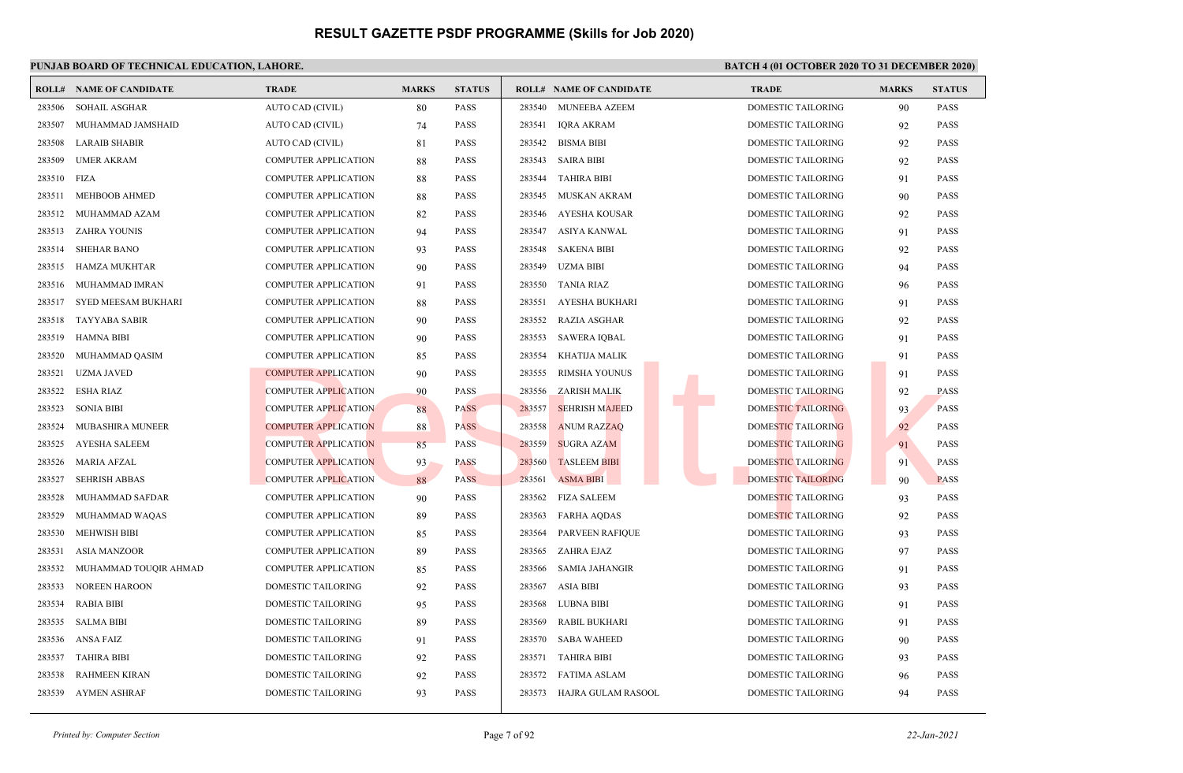# RESULT GAZETTE PSDF PROGRAMME (Skills for Job 2020)

**PUNJAB BOARD OF TECHNICAL EDUCATION, LAHORE.** **BATCH 4 (01 OCTOBER 2020 TO 31 DECEMBER 2020)**

| ROLL# | NAME OF CANDIDATE | TRADE | MARKS | STATUS |
|---|---|---|---|---|
| 283506 | SOHAIL ASGHAR | AUTO CAD (CIVIL) | 80 | PASS |
| 283507 | MUHAMMAD JAMSHAID | AUTO CAD (CIVIL) | 74 | PASS |
| 283508 | LARAIB SHABIR | AUTO CAD (CIVIL) | 81 | PASS |
| 283509 | UMER AKRAM | COMPUTER APPLICATION | 88 | PASS |
| 283510 | FIZA | COMPUTER APPLICATION | 88 | PASS |
| 283511 | MEHBOOB AHMED | COMPUTER APPLICATION | 88 | PASS |
| 283512 | MUHAMMAD AZAM | COMPUTER APPLICATION | 82 | PASS |
| 283513 | ZAHRA YOUNIS | COMPUTER APPLICATION | 94 | PASS |
| 283514 | SHEHAR BANO | COMPUTER APPLICATION | 93 | PASS |
| 283515 | HAMZA MUKHTAR | COMPUTER APPLICATION | 90 | PASS |
| 283516 | MUHAMMAD IMRAN | COMPUTER APPLICATION | 91 | PASS |
| 283517 | SYED MEESAM BUKHARI | COMPUTER APPLICATION | 88 | PASS |
| 283518 | TAYYABA SABIR | COMPUTER APPLICATION | 90 | PASS |
| 283519 | HAMNA BIBI | COMPUTER APPLICATION | 90 | PASS |
| 283520 | MUHAMMAD QASIM | COMPUTER APPLICATION | 85 | PASS |
| 283521 | UZMA JAVED | COMPUTER APPLICATION | 90 | PASS |
| 283522 | ESHA RIAZ | COMPUTER APPLICATION | 90 | PASS |
| 283523 | SONIA BIBI | COMPUTER APPLICATION | 88 | PASS |
| 283524 | MUBASHIRA MUNEER | COMPUTER APPLICATION | 88 | PASS |
| 283525 | AYESHA SALEEM | COMPUTER APPLICATION | 85 | PASS |
| 283526 | MARIA AFZAL | COMPUTER APPLICATION | 93 | PASS |
| 283527 | SEHRISH ABBAS | COMPUTER APPLICATION | 88 | PASS |
| 283528 | MUHAMMAD SAFDAR | COMPUTER APPLICATION | 90 | PASS |
| 283529 | MUHAMMAD WAQAS | COMPUTER APPLICATION | 89 | PASS |
| 283530 | MEHWISH BIBI | COMPUTER APPLICATION | 85 | PASS |
| 283531 | ASIA MANZOOR | COMPUTER APPLICATION | 89 | PASS |
| 283532 | MUHAMMAD TOUQIR AHMAD | COMPUTER APPLICATION | 85 | PASS |
| 283533 | NOREEN HAROON | DOMESTIC TAILORING | 92 | PASS |
| 283534 | RABIA BIBI | DOMESTIC TAILORING | 95 | PASS |
| 283535 | SALMA BIBI | DOMESTIC TAILORING | 89 | PASS |
| 283536 | ANSA FAIZ | DOMESTIC TAILORING | 91 | PASS |
| 283537 | TAHIRA BIBI | DOMESTIC TAILORING | 92 | PASS |
| 283538 | RAHMEEN KIRAN | DOMESTIC TAILORING | 92 | PASS |
| 283539 | AYMEN ASHRAF | DOMESTIC TAILORING | 93 | PASS |
| 283540 | MUNEEBA AZEEM | DOMESTIC TAILORING | 90 | PASS |
| 283541 | IQRA AKRAM | DOMESTIC TAILORING | 92 | PASS |
| 283542 | BISMA BIBI | DOMESTIC TAILORING | 92 | PASS |
| 283543 | SAIRA BIBI | DOMESTIC TAILORING | 92 | PASS |
| 283544 | TAHIRA BIBI | DOMESTIC TAILORING | 91 | PASS |
| 283545 | MUSKAN AKRAM | DOMESTIC TAILORING | 90 | PASS |
| 283546 | AYESHA KOUSAR | DOMESTIC TAILORING | 92 | PASS |
| 283547 | ASIYA KANWAL | DOMESTIC TAILORING | 91 | PASS |
| 283548 | SAKENA BIBI | DOMESTIC TAILORING | 92 | PASS |
| 283549 | UZMA BIBI | DOMESTIC TAILORING | 94 | PASS |
| 283550 | TANIA RIAZ | DOMESTIC TAILORING | 96 | PASS |
| 283551 | AYESHA BUKHARI | DOMESTIC TAILORING | 91 | PASS |
| 283552 | RAZIA ASGHAR | DOMESTIC TAILORING | 92 | PASS |
| 283553 | SAWERA IQBAL | DOMESTIC TAILORING | 91 | PASS |
| 283554 | KHATIJA MALIK | DOMESTIC TAILORING | 91 | PASS |
| 283555 | RIMSHA YOUNUS | DOMESTIC TAILORING | 91 | PASS |
| 283556 | ZARISH MALIK | DOMESTIC TAILORING | 92 | PASS |
| 283557 | SEHRISH MAJEED | DOMESTIC TAILORING | 93 | PASS |
| 283558 | ANUM RAZZAQ | DOMESTIC TAILORING | 92 | PASS |
| 283559 | SUGRA AZAM | DOMESTIC TAILORING | 91 | PASS |
| 283560 | TASLEEM BIBI | DOMESTIC TAILORING | 91 | PASS |
| 283561 | ASMA BIBI | DOMESTIC TAILORING | 90 | PASS |
| 283562 | FIZA SALEEM | DOMESTIC TAILORING | 93 | PASS |
| 283563 | FARHA AQDAS | DOMESTIC TAILORING | 92 | PASS |
| 283564 | PARVEEN RAFIQUE | DOMESTIC TAILORING | 93 | PASS |
| 283565 | ZAHRA EJAZ | DOMESTIC TAILORING | 97 | PASS |
| 283566 | SAMIA JAHANGIR | DOMESTIC TAILORING | 91 | PASS |
| 283567 | ASIA BIBI | DOMESTIC TAILORING | 93 | PASS |
| 283568 | LUBNA BIBI | DOMESTIC TAILORING | 91 | PASS |
| 283569 | RABIL BUKHARI | DOMESTIC TAILORING | 91 | PASS |
| 283570 | SABA WAHEED | DOMESTIC TAILORING | 90 | PASS |
| 283571 | TAHIRA BIBI | DOMESTIC TAILORING | 93 | PASS |
| 283572 | FATIMA ASLAM | DOMESTIC TAILORING | 96 | PASS |
| 283573 | HAJRA GULAM RASOOL | DOMESTIC TAILORING | 94 | PASS |

*Printed by: Computer Section* *22-Jan-2021*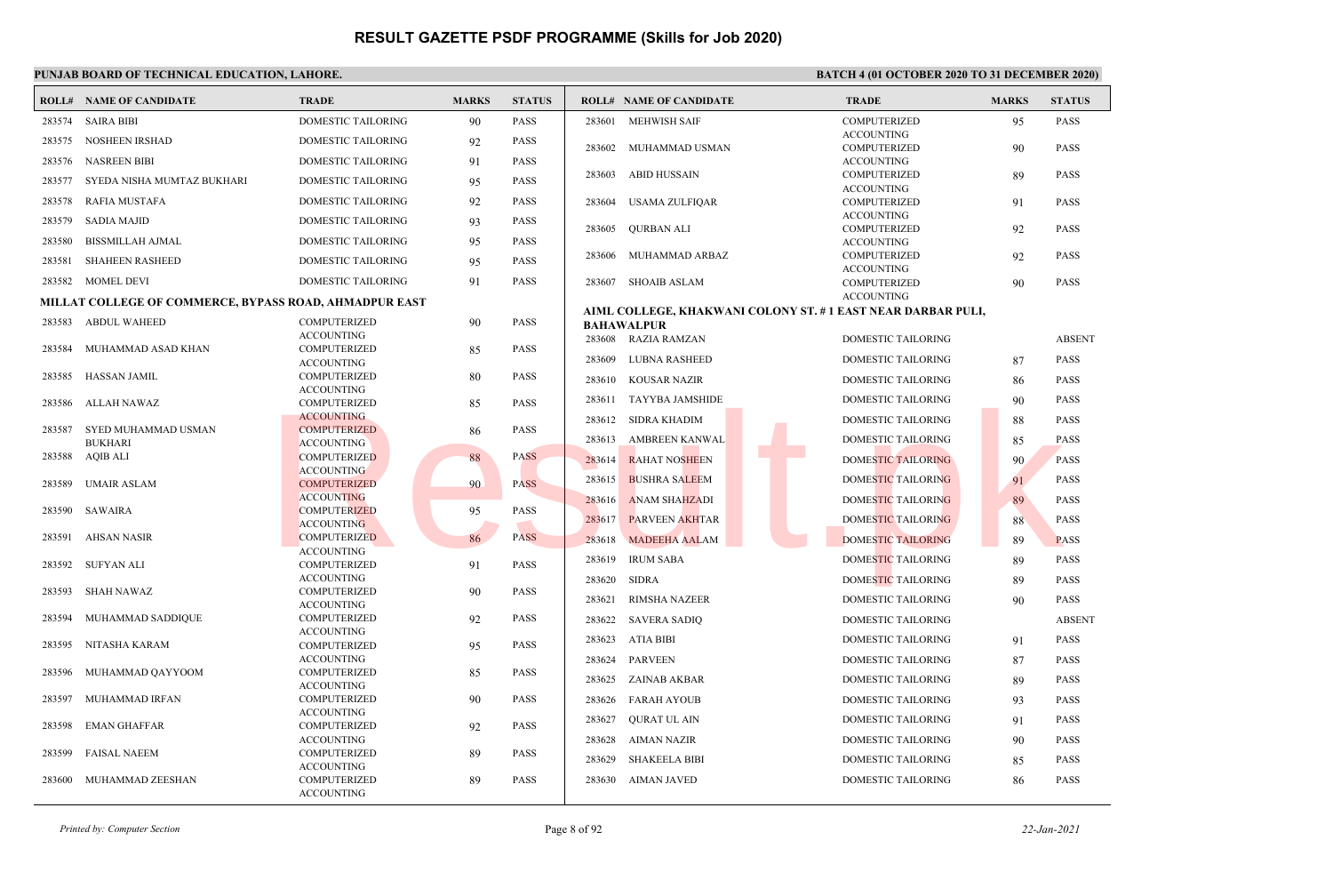# RESULT GAZETTE PSDF PROGRAMME (Skills for Job 2020)

**PUNJAB BOARD OF TECHNICAL EDUCATION, LAHORE.**

**BATCH 4 (01 OCTOBER 2020 TO 31 DECEMBER 2020)**

| ROLL# | NAME OF CANDIDATE | TRADE | MARKS | STATUS |
|---|---|---|---|---|
| 283574 | SAIRA BIBI | DOMESTIC TAILORING | 90 | PASS |
| 283575 | NOSHEEN IRSHAD | DOMESTIC TAILORING | 92 | PASS |
| 283576 | NASREEN BIBI | DOMESTIC TAILORING | 91 | PASS |
| 283577 | SYEDA NISHA MUMTAZ BUKHARI | DOMESTIC TAILORING | 95 | PASS |
| 283578 | RAFIA MUSTAFA | DOMESTIC TAILORING | 92 | PASS |
| 283579 | SADIA MAJID | DOMESTIC TAILORING | 93 | PASS |
| 283580 | BISSMILLAH AJMAL | DOMESTIC TAILORING | 95 | PASS |
| 283581 | SHAHEEN RASHEED | DOMESTIC TAILORING | 95 | PASS |
| 283582 | MOMEL DEVI | DOMESTIC TAILORING | 91 | PASS |

**MILLAT COLLEGE OF COMMERCE, BYPASS ROAD, AHMADPUR EAST**

| ROLL# | NAME OF CANDIDATE | TRADE | MARKS | STATUS |
|---|---|---|---|---|
| 283583 | ABDUL WAHEED | COMPUTERIZED ACCOUNTING | 90 | PASS |
| 283584 | MUHAMMAD ASAD KHAN | COMPUTERIZED ACCOUNTING | 85 | PASS |
| 283585 | HASSAN JAMIL | COMPUTERIZED ACCOUNTING | 80 | PASS |
| 283586 | ALLAH NAWAZ | COMPUTERIZED ACCOUNTING | 85 | PASS |
| 283587 | SYED MUHAMMAD USMAN BUKHARI | COMPUTERIZED ACCOUNTING | 86 | PASS |
| 283588 | AQIB ALI | COMPUTERIZED ACCOUNTING | 88 | PASS |
| 283589 | UMAIR ASLAM | COMPUTERIZED ACCOUNTING | 90 | PASS |
| 283590 | SAWAIRA | COMPUTERIZED ACCOUNTING | 95 | PASS |
| 283591 | AHSAN NASIR | COMPUTERIZED ACCOUNTING | 86 | PASS |
| 283592 | SUFYAN ALI | COMPUTERIZED ACCOUNTING | 91 | PASS |
| 283593 | SHAH NAWAZ | COMPUTERIZED ACCOUNTING | 90 | PASS |
| 283594 | MUHAMMAD SADDIQUE | COMPUTERIZED ACCOUNTING | 92 | PASS |
| 283595 | NITASHA KARAM | COMPUTERIZED ACCOUNTING | 95 | PASS |
| 283596 | MUHAMMAD QAYYOOM | COMPUTERIZED ACCOUNTING | 85 | PASS |
| 283597 | MUHAMMAD IRFAN | COMPUTERIZED ACCOUNTING | 90 | PASS |
| 283598 | EMAN GHAFFAR | COMPUTERIZED ACCOUNTING | 92 | PASS |
| 283599 | FAISAL NAEEM | COMPUTERIZED ACCOUNTING | 89 | PASS |
| 283600 | MUHAMMAD ZEESHAN | COMPUTERIZED ACCOUNTING | 89 | PASS |
| 283601 | MEHWISH SAIF | COMPUTERIZED ACCOUNTING | 95 | PASS |
| 283602 | MUHAMMAD USMAN | COMPUTERIZED ACCOUNTING | 90 | PASS |
| 283603 | ABID HUSSAIN | COMPUTERIZED ACCOUNTING | 89 | PASS |
| 283604 | USAMA ZULFIQAR | COMPUTERIZED ACCOUNTING | 91 | PASS |
| 283605 | QURBAN ALI | COMPUTERIZED ACCOUNTING | 92 | PASS |
| 283606 | MUHAMMAD ARBAZ | COMPUTERIZED ACCOUNTING | 92 | PASS |
| 283607 | SHOAIB ASLAM | COMPUTERIZED ACCOUNTING | 90 | PASS |

**AIML COLLEGE, KHAKWANI COLONY ST. # 1 EAST NEAR DARBAR PULI, BAHAWALPUR**

| ROLL# | NAME OF CANDIDATE | TRADE | MARKS | STATUS |
|---|---|---|---|---|
| 283608 | RAZIA RAMZAN | DOMESTIC TAILORING | | ABSENT |
| 283609 | LUBNA RASHEED | DOMESTIC TAILORING | 87 | PASS |
| 283610 | KOUSAR NAZIR | DOMESTIC TAILORING | 86 | PASS |
| 283611 | TAYYBA JAMSHIDE | DOMESTIC TAILORING | 90 | PASS |
| 283612 | SIDRA KHADIM | DOMESTIC TAILORING | 88 | PASS |
| 283613 | AMBREEN KANWAL | DOMESTIC TAILORING | 85 | PASS |
| 283614 | RAHAT NOSHEEN | DOMESTIC TAILORING | 90 | PASS |
| 283615 | BUSHRA SALEEM | DOMESTIC TAILORING | 91 | PASS |
| 283616 | ANAM SHAHZADI | DOMESTIC TAILORING | 89 | PASS |
| 283617 | PARVEEN AKHTAR | DOMESTIC TAILORING | 88 | PASS |
| 283618 | MADEEHA AALAM | DOMESTIC TAILORING | 89 | PASS |
| 283619 | IRUM SABA | DOMESTIC TAILORING | 89 | PASS |
| 283620 | SIDRA | DOMESTIC TAILORING | 89 | PASS |
| 283621 | RIMSHA NAZEER | DOMESTIC TAILORING | 90 | PASS |
| 283622 | SAVERA SADIQ | DOMESTIC TAILORING | | ABSENT |
| 283623 | ATIA BIBI | DOMESTIC TAILORING | 91 | PASS |
| 283624 | PARVEEN | DOMESTIC TAILORING | 87 | PASS |
| 283625 | ZAINAB AKBAR | DOMESTIC TAILORING | 89 | PASS |
| 283626 | FARAH AYOUB | DOMESTIC TAILORING | 93 | PASS |
| 283627 | QURAT UL AIN | DOMESTIC TAILORING | 91 | PASS |
| 283628 | AIMAN NAZIR | DOMESTIC TAILORING | 90 | PASS |
| 283629 | SHAKEELA BIBI | DOMESTIC TAILORING | 85 | PASS |
| 283630 | AIMAN JAVED | DOMESTIC TAILORING | 86 | PASS |

*Printed by: Computer Section* — *22-Jan-2021*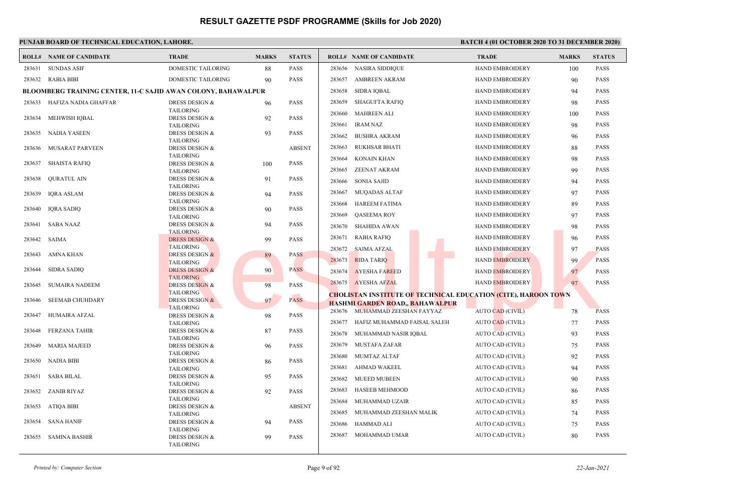# RESULT GAZETTE PSDF PROGRAMME (Skills for Job 2020)

**PUNJAB BOARD OF TECHNICAL EDUCATION, LAHORE.**

**BATCH 4 (01 OCTOBER 2020 TO 31 DECEMBER 2020)**

| ROLL# | NAME OF CANDIDATE | TRADE | MARKS | STATUS |
|---|---|---|---|---|
| 283631 | SUNDAS ASIF | DOMESTIC TAILORING | 88 | PASS |
| 283632 | RABIA BIBI | DOMESTIC TAILORING | 90 | PASS |

**BLOOMBERG TRAINING CENTER, 11-C SAJID AWAN COLONY, BAHAWALPUR**

| ROLL# | NAME OF CANDIDATE | TRADE | MARKS | STATUS |
|---|---|---|---|---|
| 283633 | HAFIZA NADIA GHAFFAR | DRESS DESIGN & TAILORING | 96 | PASS |
| 283634 | MEHWISH IQBAL | DRESS DESIGN & TAILORING | 92 | PASS |
| 283635 | NADIA YASEEN | DRESS DESIGN & TAILORING | 93 | PASS |
| 283636 | MUSARAT PARVEEN | DRESS DESIGN & TAILORING | | ABSENT |
| 283637 | SHAISTA RAFIQ | DRESS DESIGN & TAILORING | 100 | PASS |
| 283638 | QURATUL AIN | DRESS DESIGN & TAILORING | 91 | PASS |
| 283639 | IQRA ASLAM | DRESS DESIGN & TAILORING | 94 | PASS |
| 283640 | IQRA SADIQ | DRESS DESIGN & TAILORING | 90 | PASS |
| 283641 | SABA NAAZ | DRESS DESIGN & TAILORING | 94 | PASS |
| 283642 | SAIMA | DRESS DESIGN & TAILORING | 99 | PASS |
| 283643 | AMNA KHAN | DRESS DESIGN & TAILORING | 89 | PASS |
| 283644 | SIDRA SADIQ | DRESS DESIGN & TAILORING | 90 | PASS |
| 283645 | SUMAIRA NADEEM | DRESS DESIGN & TAILORING | 98 | PASS |
| 283646 | SEEMAB CHUHDARY | DRESS DESIGN & TAILORING | 97 | PASS |
| 283647 | HUMAIRA AFZAL | DRESS DESIGN & TAILORING | 98 | PASS |
| 283648 | FERZANA TAHIR | DRESS DESIGN & TAILORING | 87 | PASS |
| 283649 | MARIA MAJEED | DRESS DESIGN & TAILORING | 96 | PASS |
| 283650 | NADIA BIBI | DRESS DESIGN & TAILORING | 86 | PASS |
| 283651 | SABA BILAL | DRESS DESIGN & TAILORING | 95 | PASS |
| 283652 | ZANIB RIYAZ | DRESS DESIGN & TAILORING | 92 | PASS |
| 283653 | ATIQA BIBI | DRESS DESIGN & TAILORING | | ABSENT |
| 283654 | SANA HANIF | DRESS DESIGN & TAILORING | 94 | PASS |
| 283655 | SAMINA BASHIR | DRESS DESIGN & TAILORING | 99 | PASS |
| 283656 | NASIRA SIDDIQUE | HAND EMBROIDERY | 100 | PASS |
| 283657 | AMBREEN AKRAM | HAND EMBROIDERY | 90 | PASS |
| 283658 | SIDRA IQBAL | HAND EMBROIDERY | 94 | PASS |
| 283659 | SHAGUFTA RAFIQ | HAND EMBROIDERY | 98 | PASS |
| 283660 | MAHREEN ALI | HAND EMBROIDERY | 100 | PASS |
| 283661 | IRAM NAZ | HAND EMBROIDERY | 98 | PASS |
| 283662 | BUSHRA AKRAM | HAND EMBROIDERY | 96 | PASS |
| 283663 | RUKHSAR BHATI | HAND EMBROIDERY | 88 | PASS |
| 283664 | KONAIN KHAN | HAND EMBROIDERY | 98 | PASS |
| 283665 | ZEENAT AKRAM | HAND EMBROIDERY | 99 | PASS |
| 283666 | SONIA SAJID | HAND EMBROIDERY | 94 | PASS |
| 283667 | MUQADAS ALTAF | HAND EMBROIDERY | 97 | PASS |
| 283668 | HAREEM FATIMA | HAND EMBROIDERY | 89 | PASS |
| 283669 | QASEEMA ROY | HAND EMBROIDERY | 97 | PASS |
| 283670 | SHAHIDA AWAN | HAND EMBROIDERY | 98 | PASS |
| 283671 | RABIA RAFIQ | HAND EMBROIDERY | 96 | PASS |
| 283672 | SAIMA AFZAL | HAND EMBROIDERY | 97 | PASS |
| 283673 | RIDA TARIQ | HAND EMBROIDERY | 99 | PASS |
| 283674 | AYESHA FAREED | HAND EMBROIDERY | 97 | PASS |
| 283675 | AYESHA AFZAL | HAND EMBROIDERY | 97 | PASS |

**CHOLISTAN INSTITUTE OF TECHNICAL EDUCATION (CITE), HAROON TOWN HASHMI GARDEN ROAD,, BAHAWALPUR**

| ROLL# | NAME OF CANDIDATE | TRADE | MARKS | STATUS |
|---|---|---|---|---|
| 283676 | MUHAMMAD ZEESHAN FAYYAZ | AUTO CAD (CIVIL) | 78 | PASS |
| 283677 | HAFIZ MUHAMMAD FAISAL SALEH | AUTO CAD (CIVIL) | 77 | PASS |
| 283678 | MUHAMMAD NASIR IQBAL | AUTO CAD (CIVIL) | 93 | PASS |
| 283679 | MUSTAFA ZAFAR | AUTO CAD (CIVIL) | 75 | PASS |
| 283680 | MUMTAZ ALTAF | AUTO CAD (CIVIL) | 92 | PASS |
| 283681 | AHMAD WAKEEL | AUTO CAD (CIVIL) | 94 | PASS |
| 283682 | MUEED MUBEEN | AUTO CAD (CIVIL) | 90 | PASS |
| 283683 | HASEEB MEHMOOD | AUTO CAD (CIVIL) | 86 | PASS |
| 283684 | MUHAMMAD UZAIR | AUTO CAD (CIVIL) | 85 | PASS |
| 283685 | MUHAMMAD ZEESHAN MALIK | AUTO CAD (CIVIL) | 74 | PASS |
| 283686 | HAMMAD ALI | AUTO CAD (CIVIL) | 75 | PASS |
| 283687 | MOHAMMAD UMAR | AUTO CAD (CIVIL) | 80 | PASS |

*Printed by: Computer Section* | *22-Jan-2021*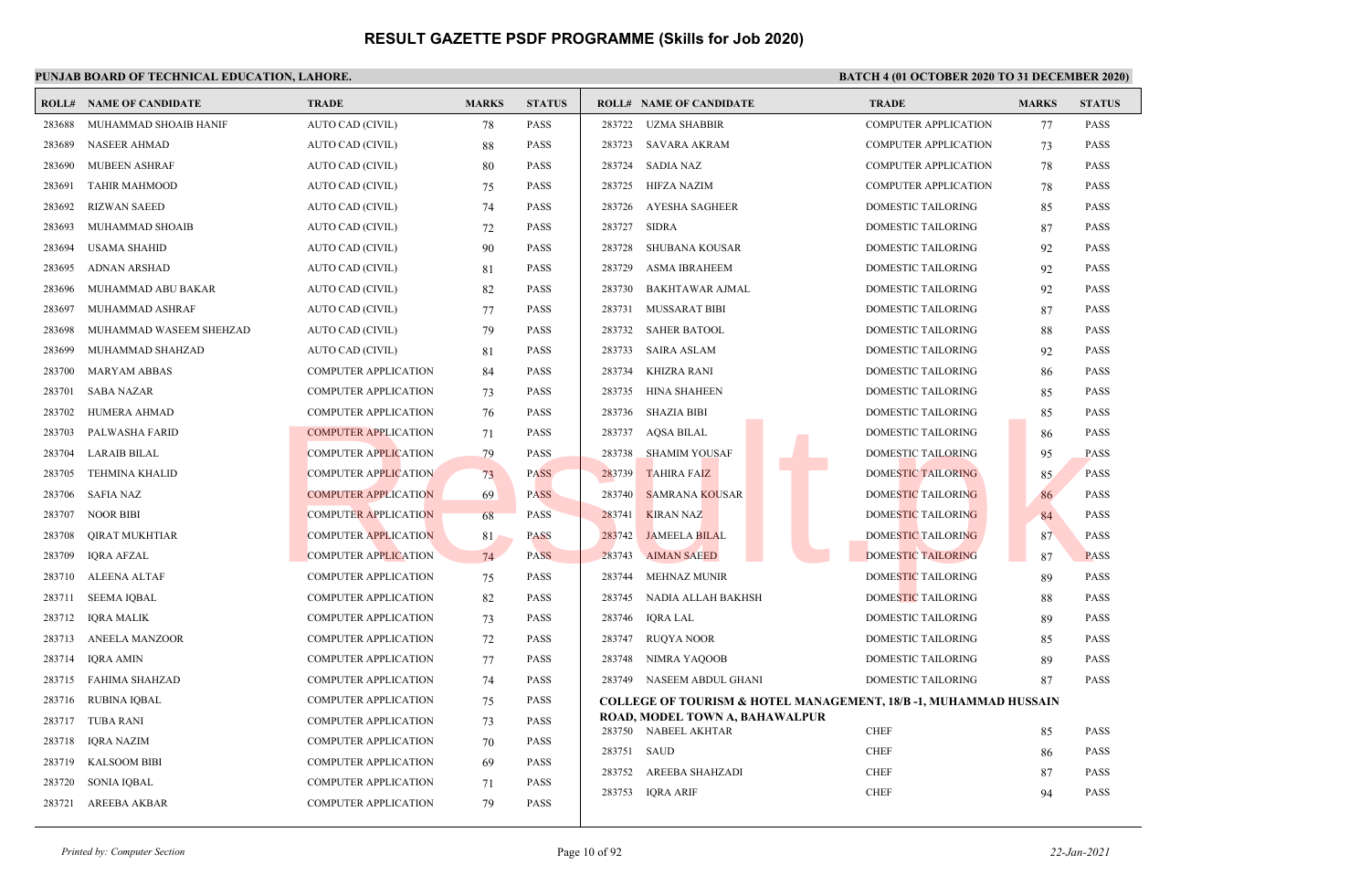# RESULT GAZETTE PSDF PROGRAMME (Skills for Job 2020)

**PUNJAB BOARD OF TECHNICAL EDUCATION, LAHORE.**

**BATCH 4 (01 OCTOBER 2020 TO 31 DECEMBER 2020)**

| ROLL# | NAME OF CANDIDATE | TRADE | MARKS | STATUS |
|---|---|---|---|---|
| 283688 | MUHAMMAD SHOAIB HANIF | AUTO CAD (CIVIL) | 78 | PASS |
| 283689 | NASEER AHMAD | AUTO CAD (CIVIL) | 88 | PASS |
| 283690 | MUBEEN ASHRAF | AUTO CAD (CIVIL) | 80 | PASS |
| 283691 | TAHIR MAHMOOD | AUTO CAD (CIVIL) | 75 | PASS |
| 283692 | RIZWAN SAEED | AUTO CAD (CIVIL) | 74 | PASS |
| 283693 | MUHAMMAD SHOAIB | AUTO CAD (CIVIL) | 72 | PASS |
| 283694 | USAMA SHAHID | AUTO CAD (CIVIL) | 90 | PASS |
| 283695 | ADNAN ARSHAD | AUTO CAD (CIVIL) | 81 | PASS |
| 283696 | MUHAMMAD ABU BAKAR | AUTO CAD (CIVIL) | 82 | PASS |
| 283697 | MUHAMMAD ASHRAF | AUTO CAD (CIVIL) | 77 | PASS |
| 283698 | MUHAMMAD WASEEM SHEHZAD | AUTO CAD (CIVIL) | 79 | PASS |
| 283699 | MUHAMMAD SHAHZAD | AUTO CAD (CIVIL) | 81 | PASS |
| 283700 | MARYAM ABBAS | COMPUTER APPLICATION | 84 | PASS |
| 283701 | SABA NAZAR | COMPUTER APPLICATION | 73 | PASS |
| 283702 | HUMERA AHMAD | COMPUTER APPLICATION | 76 | PASS |
| 283703 | PALWASHA FARID | COMPUTER APPLICATION | 71 | PASS |
| 283704 | LARAIB BILAL | COMPUTER APPLICATION | 79 | PASS |
| 283705 | TEHMINA KHALID | COMPUTER APPLICATION | 73 | PASS |
| 283706 | SAFIA NAZ | COMPUTER APPLICATION | 69 | PASS |
| 283707 | NOOR BIBI | COMPUTER APPLICATION | 68 | PASS |
| 283708 | QIRAT MUKHTIAR | COMPUTER APPLICATION | 81 | PASS |
| 283709 | IQRA AFZAL | COMPUTER APPLICATION | 74 | PASS |
| 283710 | ALEENA ALTAF | COMPUTER APPLICATION | 75 | PASS |
| 283711 | SEEMA IQBAL | COMPUTER APPLICATION | 82 | PASS |
| 283712 | IQRA MALIK | COMPUTER APPLICATION | 73 | PASS |
| 283713 | ANEELA MANZOOR | COMPUTER APPLICATION | 72 | PASS |
| 283714 | IQRA AMIN | COMPUTER APPLICATION | 77 | PASS |
| 283715 | FAHIMA SHAHZAD | COMPUTER APPLICATION | 74 | PASS |
| 283716 | RUBINA IQBAL | COMPUTER APPLICATION | 75 | PASS |
| 283717 | TUBA RANI | COMPUTER APPLICATION | 73 | PASS |
| 283718 | IQRA NAZIM | COMPUTER APPLICATION | 70 | PASS |
| 283719 | KALSOOM BIBI | COMPUTER APPLICATION | 69 | PASS |
| 283720 | SONIA IQBAL | COMPUTER APPLICATION | 71 | PASS |
| 283721 | AREEBA AKBAR | COMPUTER APPLICATION | 79 | PASS |
| 283722 | UZMA SHABBIR | COMPUTER APPLICATION | 77 | PASS |
| 283723 | SAVARA AKRAM | COMPUTER APPLICATION | 73 | PASS |
| 283724 | SADIA NAZ | COMPUTER APPLICATION | 78 | PASS |
| 283725 | HIFZA NAZIM | COMPUTER APPLICATION | 78 | PASS |
| 283726 | AYESHA SAGHEER | DOMESTIC TAILORING | 85 | PASS |
| 283727 | SIDRA | DOMESTIC TAILORING | 87 | PASS |
| 283728 | SHUBANA KOUSAR | DOMESTIC TAILORING | 92 | PASS |
| 283729 | ASMA IBRAHEEM | DOMESTIC TAILORING | 92 | PASS |
| 283730 | BAKHTAWAR AJMAL | DOMESTIC TAILORING | 92 | PASS |
| 283731 | MUSSARAT BIBI | DOMESTIC TAILORING | 87 | PASS |
| 283732 | SAHER BATOOL | DOMESTIC TAILORING | 88 | PASS |
| 283733 | SAIRA ASLAM | DOMESTIC TAILORING | 92 | PASS |
| 283734 | KHIZRA RANI | DOMESTIC TAILORING | 86 | PASS |
| 283735 | HINA SHAHEEN | DOMESTIC TAILORING | 85 | PASS |
| 283736 | SHAZIA BIBI | DOMESTIC TAILORING | 85 | PASS |
| 283737 | AQSA BILAL | DOMESTIC TAILORING | 86 | PASS |
| 283738 | SHAMIM YOUSAF | DOMESTIC TAILORING | 95 | PASS |
| 283739 | TAHIRA FAIZ | DOMESTIC TAILORING | 85 | PASS |
| 283740 | SAMRANA KOUSAR | DOMESTIC TAILORING | 86 | PASS |
| 283741 | KIRAN NAZ | DOMESTIC TAILORING | 84 | PASS |
| 283742 | JAMEELA BILAL | DOMESTIC TAILORING | 87 | PASS |
| 283743 | AIMAN SAEED | DOMESTIC TAILORING | 87 | PASS |
| 283744 | MEHNAZ MUNIR | DOMESTIC TAILORING | 89 | PASS |
| 283745 | NADIA ALLAH BAKHSH | DOMESTIC TAILORING | 88 | PASS |
| 283746 | IQRA LAL | DOMESTIC TAILORING | 89 | PASS |
| 283747 | RUQYA NOOR | DOMESTIC TAILORING | 85 | PASS |
| 283748 | NIMRA YAQOOB | DOMESTIC TAILORING | 89 | PASS |
| 283749 | NASEEM ABDUL GHANI | DOMESTIC TAILORING | 87 | PASS |

**COLLEGE OF TOURISM & HOTEL MANAGEMENT, 18/B -1, MUHAMMAD HUSSAIN ROAD, MODEL TOWN A, BAHAWALPUR**

| ROLL# | NAME OF CANDIDATE | TRADE | MARKS | STATUS |
|---|---|---|---|---|
| 283750 | NABEEL AKHTAR | CHEF | 85 | PASS |
| 283751 | SAUD | CHEF | 86 | PASS |
| 283752 | AREEBA SHAHZADI | CHEF | 87 | PASS |
| 283753 | IQRA ARIF | CHEF | 94 | PASS |

*Printed by: Computer Section*

*22-Jan-2021*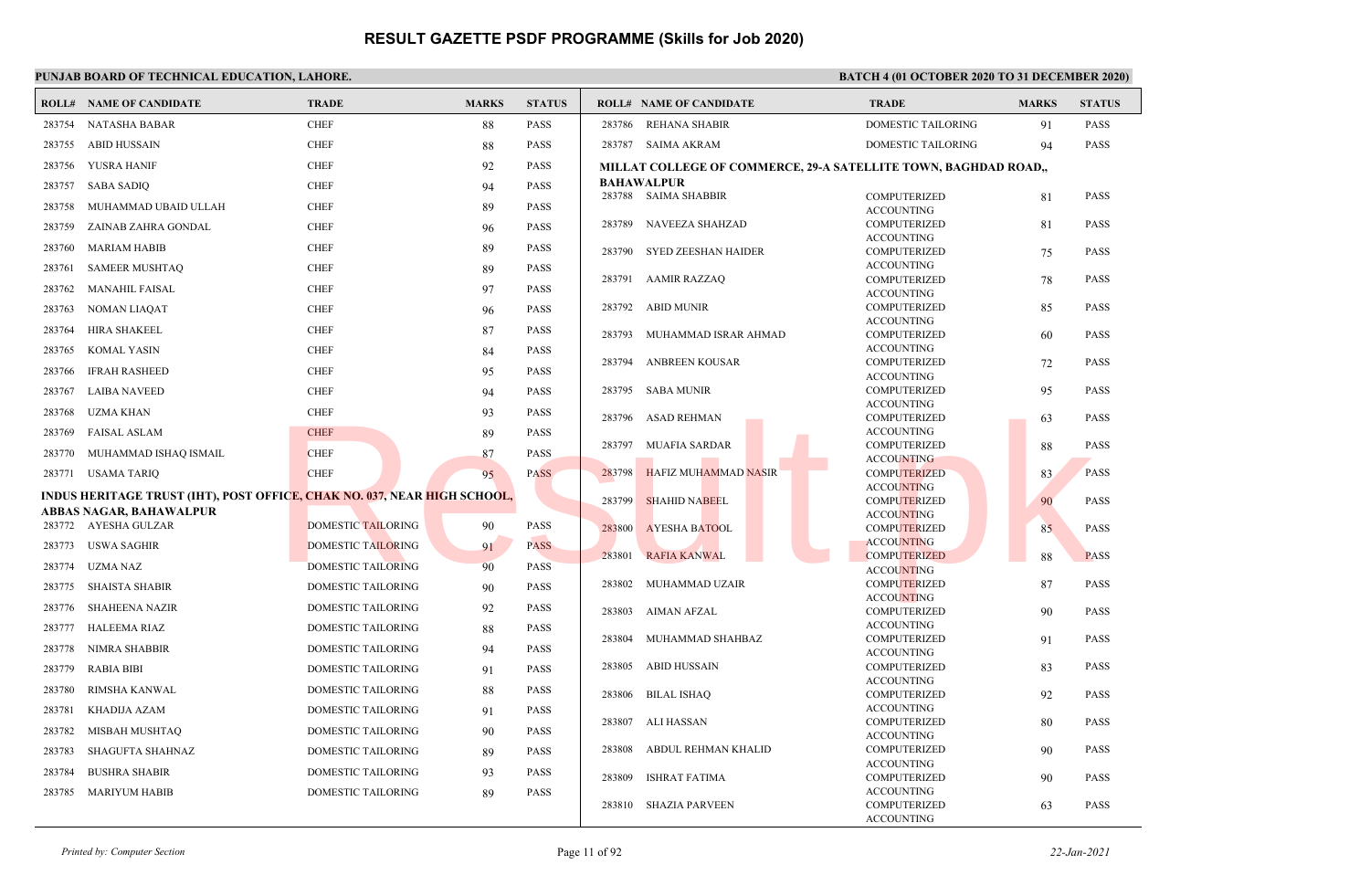# RESULT GAZETTE PSDF PROGRAMME (Skills for Job 2020)

**PUNJAB BOARD OF TECHNICAL EDUCATION, LAHORE.**

**BATCH 4 (01 OCTOBER 2020 TO 31 DECEMBER 2020)**

| ROLL# | NAME OF CANDIDATE | TRADE | MARKS | STATUS |
|---|---|---|---|---|
| 283754 | NATASHA BABAR | CHEF | 88 | PASS |
| 283755 | ABID HUSSAIN | CHEF | 88 | PASS |
| 283756 | YUSRA HANIF | CHEF | 92 | PASS |
| 283757 | SABA SADIQ | CHEF | 94 | PASS |
| 283758 | MUHAMMAD UBAID ULLAH | CHEF | 89 | PASS |
| 283759 | ZAINAB ZAHRA GONDAL | CHEF | 96 | PASS |
| 283760 | MARIAM HABIB | CHEF | 89 | PASS |
| 283761 | SAMEER MUSHTAQ | CHEF | 89 | PASS |
| 283762 | MANAHIL FAISAL | CHEF | 97 | PASS |
| 283763 | NOMAN LIAQAT | CHEF | 96 | PASS |
| 283764 | HIRA SHAKEEL | CHEF | 87 | PASS |
| 283765 | KOMAL YASIN | CHEF | 84 | PASS |
| 283766 | IFRAH RASHEED | CHEF | 95 | PASS |
| 283767 | LAIBA NAVEED | CHEF | 94 | PASS |
| 283768 | UZMA KHAN | CHEF | 93 | PASS |
| 283769 | FAISAL ASLAM | CHEF | 89 | PASS |
| 283770 | MUHAMMAD ISHAQ ISMAIL | CHEF | 87 | PASS |
| 283771 | USAMA TARIQ | CHEF | 95 | PASS |

**INDUS HERITAGE TRUST (IHT), POST OFFICE, CHAK NO. 037, NEAR HIGH SCHOOL, ABBAS NAGAR, BAHAWALPUR**

| ROLL# | NAME OF CANDIDATE | TRADE | MARKS | STATUS |
|---|---|---|---|---|
| 283772 | AYESHA GULZAR | DOMESTIC TAILORING | 90 | PASS |
| 283773 | USWA SAGHIR | DOMESTIC TAILORING | 91 | PASS |
| 283774 | UZMA NAZ | DOMESTIC TAILORING | 90 | PASS |
| 283775 | SHAISTA SHABIR | DOMESTIC TAILORING | 90 | PASS |
| 283776 | SHAHEENA NAZIR | DOMESTIC TAILORING | 92 | PASS |
| 283777 | HALEEMA RIAZ | DOMESTIC TAILORING | 88 | PASS |
| 283778 | NIMRA SHABBIR | DOMESTIC TAILORING | 94 | PASS |
| 283779 | RABIA BIBI | DOMESTIC TAILORING | 91 | PASS |
| 283780 | RIMSHA KANWAL | DOMESTIC TAILORING | 88 | PASS |
| 283781 | KHADIJA AZAM | DOMESTIC TAILORING | 91 | PASS |
| 283782 | MISBAH MUSHTAQ | DOMESTIC TAILORING | 90 | PASS |
| 283783 | SHAGUFTA SHAHNAZ | DOMESTIC TAILORING | 89 | PASS |
| 283784 | BUSHRA SHABIR | DOMESTIC TAILORING | 93 | PASS |
| 283785 | MARIYUM HABIB | DOMESTIC TAILORING | 89 | PASS |
| 283786 | REHANA SHABIR | DOMESTIC TAILORING | 91 | PASS |
| 283787 | SAIMA AKRAM | DOMESTIC TAILORING | 94 | PASS |

**MILLAT COLLEGE OF COMMERCE, 29-A SATELLITE TOWN, BAGHDAD ROAD,, BAHAWALPUR**

| ROLL# | NAME OF CANDIDATE | TRADE | MARKS | STATUS |
|---|---|---|---|---|
| 283788 | SAIMA SHABBIR | COMPUTERIZED ACCOUNTING | 81 | PASS |
| 283789 | NAVEEZA SHAHZAD | COMPUTERIZED ACCOUNTING | 81 | PASS |
| 283790 | SYED ZEESHAN HAIDER | COMPUTERIZED ACCOUNTING | 75 | PASS |
| 283791 | AAMIR RAZZAQ | COMPUTERIZED ACCOUNTING | 78 | PASS |
| 283792 | ABID MUNIR | COMPUTERIZED ACCOUNTING | 85 | PASS |
| 283793 | MUHAMMAD ISRAR AHMAD | COMPUTERIZED ACCOUNTING | 60 | PASS |
| 283794 | ANBREEN KOUSAR | COMPUTERIZED ACCOUNTING | 72 | PASS |
| 283795 | SABA MUNIR | COMPUTERIZED ACCOUNTING | 95 | PASS |
| 283796 | ASAD REHMAN | COMPUTERIZED ACCOUNTING | 63 | PASS |
| 283797 | MUAFIA SARDAR | COMPUTERIZED ACCOUNTING | 88 | PASS |
| 283798 | HAFIZ MUHAMMAD NASIR | COMPUTERIZED ACCOUNTING | 83 | PASS |
| 283799 | SHAHID NABEEL | COMPUTERIZED ACCOUNTING | 90 | PASS |
| 283800 | AYESHA BATOOL | COMPUTERIZED ACCOUNTING | 85 | PASS |
| 283801 | RAFIA KANWAL | COMPUTERIZED ACCOUNTING | 88 | PASS |
| 283802 | MUHAMMAD UZAIR | COMPUTERIZED ACCOUNTING | 87 | PASS |
| 283803 | AIMAN AFZAL | COMPUTERIZED ACCOUNTING | 90 | PASS |
| 283804 | MUHAMMAD SHAHBAZ | COMPUTERIZED ACCOUNTING | 91 | PASS |
| 283805 | ABID HUSSAIN | COMPUTERIZED ACCOUNTING | 83 | PASS |
| 283806 | BILAL ISHAQ | COMPUTERIZED ACCOUNTING | 92 | PASS |
| 283807 | ALI HASSAN | COMPUTERIZED ACCOUNTING | 80 | PASS |
| 283808 | ABDUL REHMAN KHALID | COMPUTERIZED ACCOUNTING | 90 | PASS |
| 283809 | ISHRAT FATIMA | COMPUTERIZED ACCOUNTING | 90 | PASS |
| 283810 | SHAZIA PARVEEN | COMPUTERIZED ACCOUNTING | 63 | PASS |

*Printed by: Computer Section* 22-Jan-2021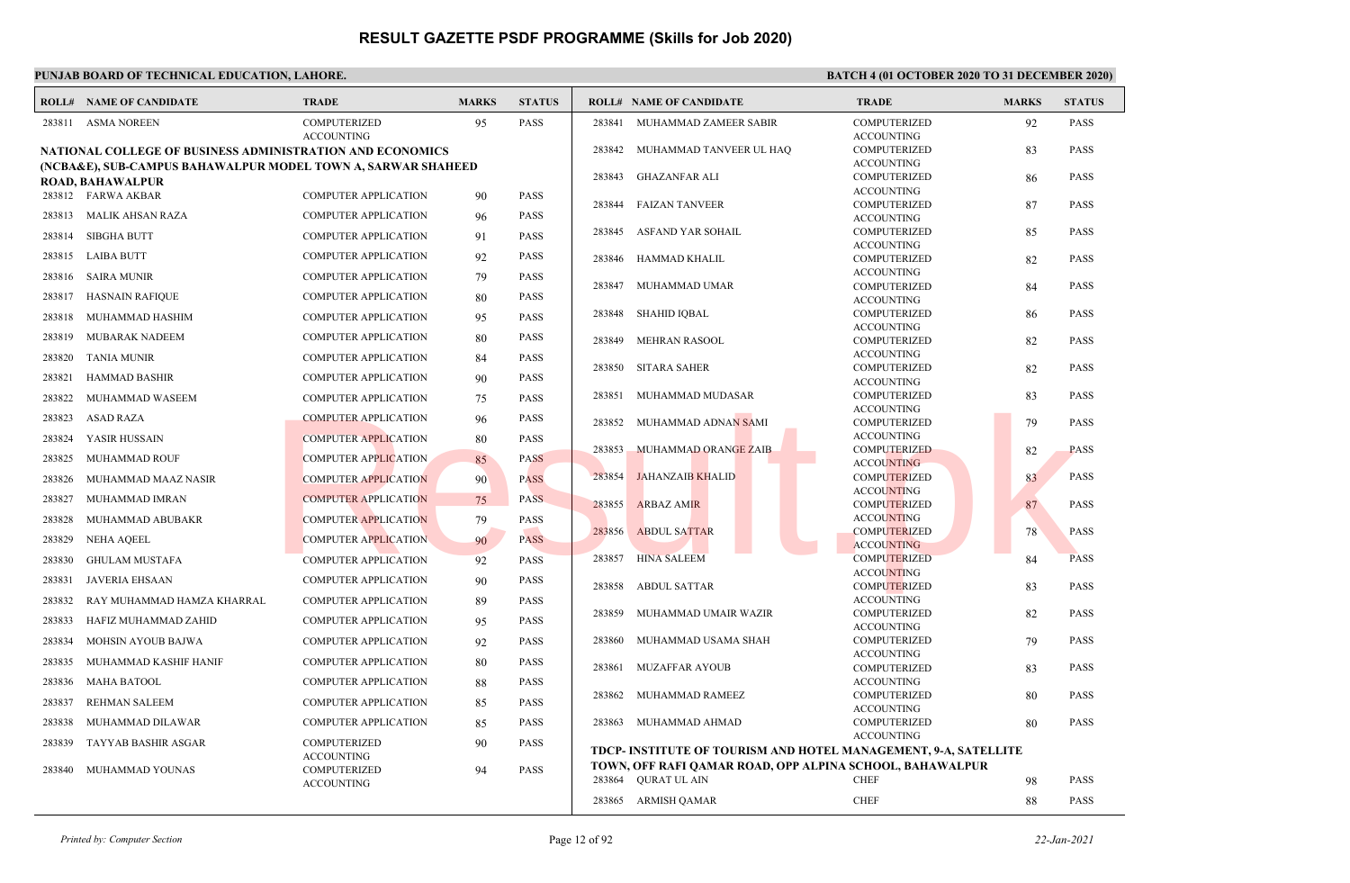# RESULT GAZETTE PSDF PROGRAMME (Skills for Job 2020)

**PUNJAB BOARD OF TECHNICAL EDUCATION, LAHORE.**

**BATCH 4 (01 OCTOBER 2020 TO 31 DECEMBER 2020)**

| ROLL# | NAME OF CANDIDATE | TRADE | MARKS | STATUS |
|---|---|---|---|---|
| 283811 | ASMA NOREEN | COMPUTERIZED ACCOUNTING | 95 | PASS |

**NATIONAL COLLEGE OF BUSINESS ADMINISTRATION AND ECONOMICS (NCBA&E), SUB-CAMPUS BAHAWALPUR MODEL TOWN A, SARWAR SHAHEED ROAD, BAHAWALPUR**

| ROLL# | NAME OF CANDIDATE | TRADE | MARKS | STATUS |
|---|---|---|---|---|
| 283812 | FARWA AKBAR | COMPUTER APPLICATION | 90 | PASS |
| 283813 | MALIK AHSAN RAZA | COMPUTER APPLICATION | 96 | PASS |
| 283814 | SIBGHA BUTT | COMPUTER APPLICATION | 91 | PASS |
| 283815 | LAIBA BUTT | COMPUTER APPLICATION | 92 | PASS |
| 283816 | SAIRA MUNIR | COMPUTER APPLICATION | 79 | PASS |
| 283817 | HASNAIN RAFIQUE | COMPUTER APPLICATION | 80 | PASS |
| 283818 | MUHAMMAD HASHIM | COMPUTER APPLICATION | 95 | PASS |
| 283819 | MUBARAK NADEEM | COMPUTER APPLICATION | 80 | PASS |
| 283820 | TANIA MUNIR | COMPUTER APPLICATION | 84 | PASS |
| 283821 | HAMMAD BASHIR | COMPUTER APPLICATION | 90 | PASS |
| 283822 | MUHAMMAD WASEEM | COMPUTER APPLICATION | 75 | PASS |
| 283823 | ASAD RAZA | COMPUTER APPLICATION | 96 | PASS |
| 283824 | YASIR HUSSAIN | COMPUTER APPLICATION | 80 | PASS |
| 283825 | MUHAMMAD ROUF | COMPUTER APPLICATION | 85 | PASS |
| 283826 | MUHAMMAD MAAZ NASIR | COMPUTER APPLICATION | 90 | PASS |
| 283827 | MUHAMMAD IMRAN | COMPUTER APPLICATION | 75 | PASS |
| 283828 | MUHAMMAD ABUBAKR | COMPUTER APPLICATION | 79 | PASS |
| 283829 | NEHA AQEEL | COMPUTER APPLICATION | 90 | PASS |
| 283830 | GHULAM MUSTAFA | COMPUTER APPLICATION | 92 | PASS |
| 283831 | JAVERIA EHSAAN | COMPUTER APPLICATION | 90 | PASS |
| 283832 | RAY MUHAMMAD HAMZA KHARRAL | COMPUTER APPLICATION | 89 | PASS |
| 283833 | HAFIZ MUHAMMAD ZAHID | COMPUTER APPLICATION | 95 | PASS |
| 283834 | MOHSIN AYOUB BAJWA | COMPUTER APPLICATION | 92 | PASS |
| 283835 | MUHAMMAD KASHIF HANIF | COMPUTER APPLICATION | 80 | PASS |
| 283836 | MAHA BATOOL | COMPUTER APPLICATION | 88 | PASS |
| 283837 | REHMAN SALEEM | COMPUTER APPLICATION | 85 | PASS |
| 283838 | MUHAMMAD DILAWAR | COMPUTER APPLICATION | 85 | PASS |
| 283839 | TAYYAB BASHIR ASGAR | COMPUTERIZED ACCOUNTING | 90 | PASS |
| 283840 | MUHAMMAD YOUNAS | COMPUTERIZED ACCOUNTING | 94 | PASS |
| 283841 | MUHAMMAD ZAMEER SABIR | COMPUTERIZED ACCOUNTING | 92 | PASS |
| 283842 | MUHAMMAD TANVEER UL HAQ | COMPUTERIZED ACCOUNTING | 83 | PASS |
| 283843 | GHAZANFAR ALI | COMPUTERIZED ACCOUNTING | 86 | PASS |
| 283844 | FAIZAN TANVEER | COMPUTERIZED ACCOUNTING | 87 | PASS |
| 283845 | ASFAND YAR SOHAIL | COMPUTERIZED ACCOUNTING | 85 | PASS |
| 283846 | HAMMAD KHALIL | COMPUTERIZED ACCOUNTING | 82 | PASS |
| 283847 | MUHAMMAD UMAR | COMPUTERIZED ACCOUNTING | 84 | PASS |
| 283848 | SHAHID IQBAL | COMPUTERIZED ACCOUNTING | 86 | PASS |
| 283849 | MEHRAN RASOOL | COMPUTERIZED ACCOUNTING | 82 | PASS |
| 283850 | SITARA SAHER | COMPUTERIZED ACCOUNTING | 82 | PASS |
| 283851 | MUHAMMAD MUDASAR | COMPUTERIZED ACCOUNTING | 83 | PASS |
| 283852 | MUHAMMAD ADNAN SAMI | COMPUTERIZED ACCOUNTING | 79 | PASS |
| 283853 | MUHAMMAD ORANGE ZAIB | COMPUTERIZED ACCOUNTING | 82 | PASS |
| 283854 | JAHANZAIB KHALID | COMPUTERIZED ACCOUNTING | 83 | PASS |
| 283855 | ARBAZ AMIR | COMPUTERIZED ACCOUNTING | 87 | PASS |
| 283856 | ABDUL SATTAR | COMPUTERIZED ACCOUNTING | 78 | PASS |
| 283857 | HINA SALEEM | COMPUTERIZED ACCOUNTING | 84 | PASS |
| 283858 | ABDUL SATTAR | COMPUTERIZED ACCOUNTING | 83 | PASS |
| 283859 | MUHAMMAD UMAIR WAZIR | COMPUTERIZED ACCOUNTING | 82 | PASS |
| 283860 | MUHAMMAD USAMA SHAH | COMPUTERIZED ACCOUNTING | 79 | PASS |
| 283861 | MUZAFFAR AYOUB | COMPUTERIZED ACCOUNTING | 83 | PASS |
| 283862 | MUHAMMAD RAMEEZ | COMPUTERIZED ACCOUNTING | 80 | PASS |
| 283863 | MUHAMMAD AHMAD | COMPUTERIZED ACCOUNTING | 80 | PASS |

**TDCP- INSTITUTE OF TOURISM AND HOTEL MANAGEMENT, 9-A, SATELLITE TOWN, OFF RAFI QAMAR ROAD, OPP ALPINA SCHOOL, BAHAWALPUR**

| ROLL# | NAME OF CANDIDATE | TRADE | MARKS | STATUS |
|---|---|---|---|---|
| 283864 | QURAT UL AIN | CHEF | 98 | PASS |
| 283865 | ARMISH QAMAR | CHEF | 88 | PASS |

*Printed by: Computer Section* | *22-Jan-2021*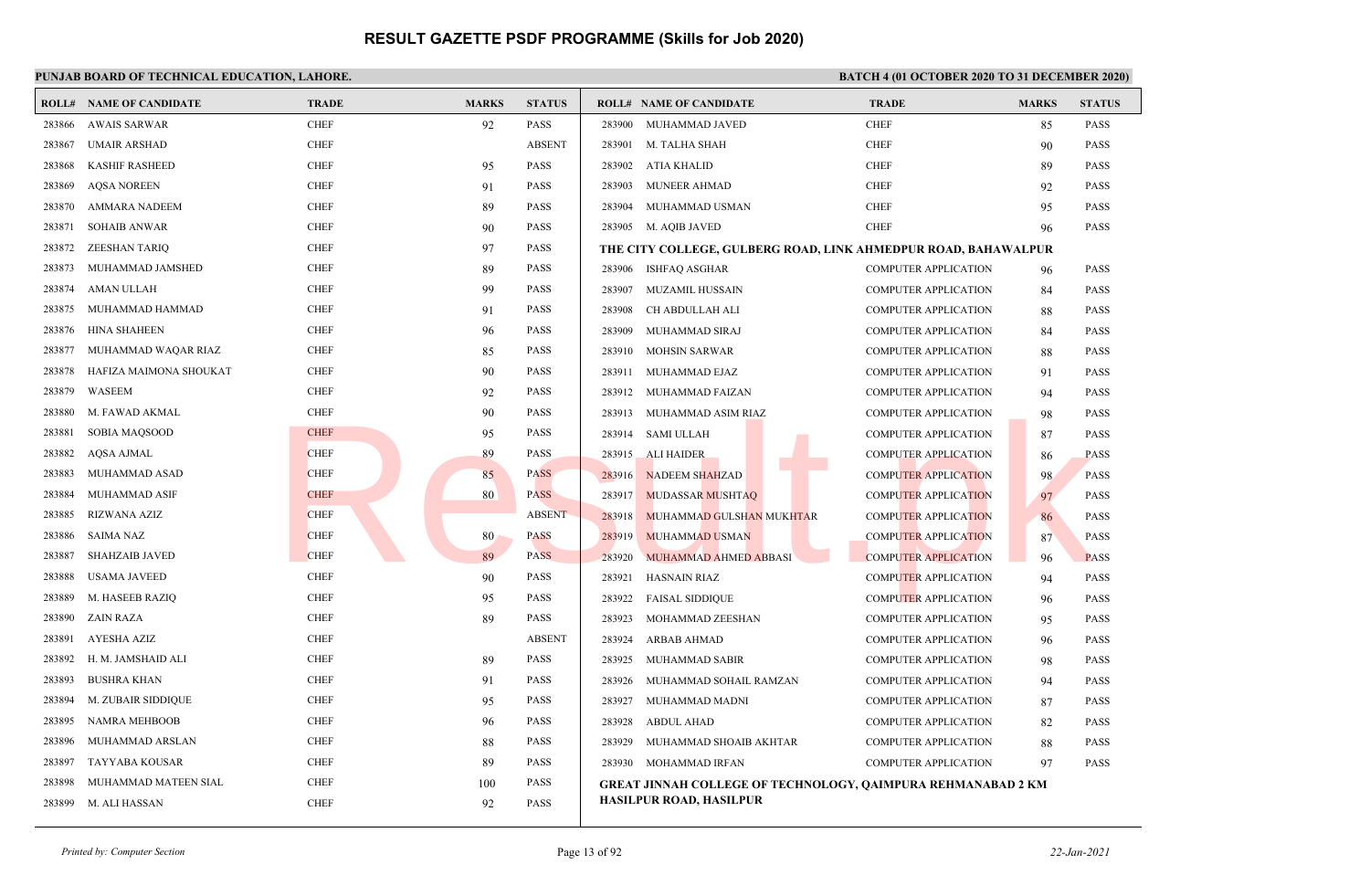# RESULT GAZETTE PSDF PROGRAMME (Skills for Job 2020)

**PUNJAB BOARD OF TECHNICAL EDUCATION, LAHORE.**

**BATCH 4 (01 OCTOBER 2020 TO 31 DECEMBER 2020)**

| ROLL# | NAME OF CANDIDATE | TRADE | MARKS | STATUS |
|---|---|---|---|---|
| 283866 | AWAIS SARWAR | CHEF | 92 | PASS |
| 283867 | UMAIR ARSHAD | CHEF | | ABSENT |
| 283868 | KASHIF RASHEED | CHEF | 95 | PASS |
| 283869 | AQSA NOREEN | CHEF | 91 | PASS |
| 283870 | AMMARA NADEEM | CHEF | 89 | PASS |
| 283871 | SOHAIB ANWAR | CHEF | 90 | PASS |
| 283872 | ZEESHAN TARIQ | CHEF | 97 | PASS |
| 283873 | MUHAMMAD JAMSHED | CHEF | 89 | PASS |
| 283874 | AMAN ULLAH | CHEF | 99 | PASS |
| 283875 | MUHAMMAD HAMMAD | CHEF | 91 | PASS |
| 283876 | HINA SHAHEEN | CHEF | 96 | PASS |
| 283877 | MUHAMMAD WAQAR RIAZ | CHEF | 85 | PASS |
| 283878 | HAFIZA MAIMONA SHOUKAT | CHEF | 90 | PASS |
| 283879 | WASEEM | CHEF | 92 | PASS |
| 283880 | M. FAWAD AKMAL | CHEF | 90 | PASS |
| 283881 | SOBIA MAQSOOD | CHEF | 95 | PASS |
| 283882 | AQSA AJMAL | CHEF | 89 | PASS |
| 283883 | MUHAMMAD ASAD | CHEF | 85 | PASS |
| 283884 | MUHAMMAD ASIF | CHEF | 80 | PASS |
| 283885 | RIZWANA AZIZ | CHEF | | ABSENT |
| 283886 | SAIMA NAZ | CHEF | 80 | PASS |
| 283887 | SHAHZAIB JAVED | CHEF | 89 | PASS |
| 283888 | USAMA JAVEED | CHEF | 90 | PASS |
| 283889 | M. HASEEB RAZIQ | CHEF | 95 | PASS |
| 283890 | ZAIN RAZA | CHEF | 89 | PASS |
| 283891 | AYESHA AZIZ | CHEF | | ABSENT |
| 283892 | H. M. JAMSHAID ALI | CHEF | 89 | PASS |
| 283893 | BUSHRA KHAN | CHEF | 91 | PASS |
| 283894 | M. ZUBAIR SIDDIQUE | CHEF | 95 | PASS |
| 283895 | NAMRA MEHBOOB | CHEF | 96 | PASS |
| 283896 | MUHAMMAD ARSLAN | CHEF | 88 | PASS |
| 283897 | TAYYABA KOUSAR | CHEF | 89 | PASS |
| 283898 | MUHAMMAD MATEEN SIAL | CHEF | 100 | PASS |
| 283899 | M. ALI HASSAN | CHEF | 92 | PASS |
| 283900 | MUHAMMAD JAVED | CHEF | 85 | PASS |
| 283901 | M. TALHA SHAH | CHEF | 90 | PASS |
| 283902 | ATIA KHALID | CHEF | 89 | PASS |
| 283903 | MUNEER AHMAD | CHEF | 92 | PASS |
| 283904 | MUHAMMAD USMAN | CHEF | 95 | PASS |
| 283905 | M. AQIB JAVED | CHEF | 96 | PASS |

**THE CITY COLLEGE, GULBERG ROAD, LINK AHMEDPUR ROAD, BAHAWALPUR**

| ROLL# | NAME OF CANDIDATE | TRADE | MARKS | STATUS |
|---|---|---|---|---|
| 283906 | ISHFAQ ASGHAR | COMPUTER APPLICATION | 96 | PASS |
| 283907 | MUZAMIL HUSSAIN | COMPUTER APPLICATION | 84 | PASS |
| 283908 | CH ABDULLAH ALI | COMPUTER APPLICATION | 88 | PASS |
| 283909 | MUHAMMAD SIRAJ | COMPUTER APPLICATION | 84 | PASS |
| 283910 | MOHSIN SARWAR | COMPUTER APPLICATION | 88 | PASS |
| 283911 | MUHAMMAD EJAZ | COMPUTER APPLICATION | 91 | PASS |
| 283912 | MUHAMMAD FAIZAN | COMPUTER APPLICATION | 94 | PASS |
| 283913 | MUHAMMAD ASIM RIAZ | COMPUTER APPLICATION | 98 | PASS |
| 283914 | SAMI ULLAH | COMPUTER APPLICATION | 87 | PASS |
| 283915 | ALI HAIDER | COMPUTER APPLICATION | 86 | PASS |
| 283916 | NADEEM SHAHZAD | COMPUTER APPLICATION | 98 | PASS |
| 283917 | MUDASSAR MUSHTAQ | COMPUTER APPLICATION | 97 | PASS |
| 283918 | MUHAMMAD GULSHAN MUKHTAR | COMPUTER APPLICATION | 86 | PASS |
| 283919 | MUHAMMAD USMAN | COMPUTER APPLICATION | 87 | PASS |
| 283920 | MUHAMMAD AHMED ABBASI | COMPUTER APPLICATION | 96 | PASS |
| 283921 | HASNAIN RIAZ | COMPUTER APPLICATION | 94 | PASS |
| 283922 | FAISAL SIDDIQUE | COMPUTER APPLICATION | 96 | PASS |
| 283923 | MOHAMMAD ZEESHAN | COMPUTER APPLICATION | 95 | PASS |
| 283924 | ARBAB AHMAD | COMPUTER APPLICATION | 96 | PASS |
| 283925 | MUHAMMAD SABIR | COMPUTER APPLICATION | 98 | PASS |
| 283926 | MUHAMMAD SOHAIL RAMZAN | COMPUTER APPLICATION | 94 | PASS |
| 283927 | MUHAMMAD MADNI | COMPUTER APPLICATION | 87 | PASS |
| 283928 | ABDUL AHAD | COMPUTER APPLICATION | 82 | PASS |
| 283929 | MUHAMMAD SHOAIB AKHTAR | COMPUTER APPLICATION | 88 | PASS |
| 283930 | MOHAMMAD IRFAN | COMPUTER APPLICATION | 97 | PASS |

**GREAT JINNAH COLLEGE OF TECHNOLOGY, QAIMPURA REHMANABAD 2 KM HASILPUR ROAD, HASILPUR**

*Printed by: Computer Section* — *22-Jan-2021*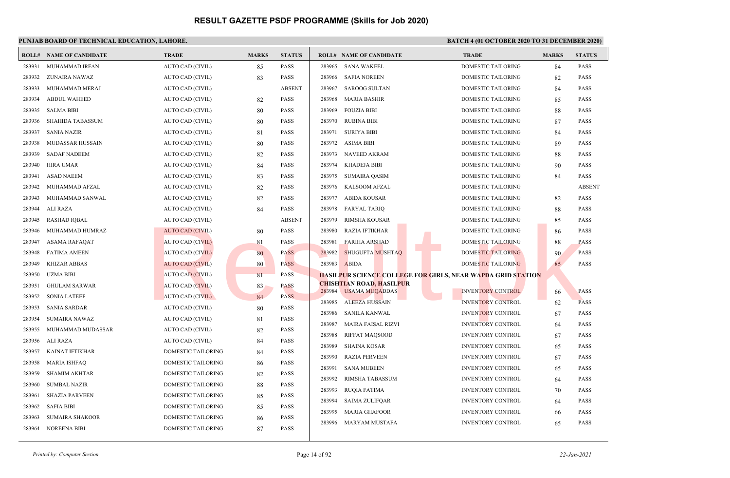# RESULT GAZETTE PSDF PROGRAMME (Skills for Job 2020)

**PUNJAB BOARD OF TECHNICAL EDUCATION, LAHORE.**

**BATCH 4 (01 OCTOBER 2020 TO 31 DECEMBER 2020)**

| ROLL# | NAME OF CANDIDATE | TRADE | MARKS | STATUS |
|---|---|---|---|---|
| 283931 | MUHAMMAD IRFAN | AUTO CAD (CIVIL) | 85 | PASS |
| 283932 | ZUNAIRA NAWAZ | AUTO CAD (CIVIL) | 83 | PASS |
| 283933 | MUHAMMAD MERAJ | AUTO CAD (CIVIL) | | ABSENT |
| 283934 | ABDUL WAHEED | AUTO CAD (CIVIL) | 82 | PASS |
| 283935 | SALMA BIBI | AUTO CAD (CIVIL) | 80 | PASS |
| 283936 | SHAHIDA TABASSUM | AUTO CAD (CIVIL) | 80 | PASS |
| 283937 | SANIA NAZIR | AUTO CAD (CIVIL) | 81 | PASS |
| 283938 | MUDASSAR HUSSAIN | AUTO CAD (CIVIL) | 80 | PASS |
| 283939 | SADAF NADEEM | AUTO CAD (CIVIL) | 82 | PASS |
| 283940 | HIRA UMAR | AUTO CAD (CIVIL) | 84 | PASS |
| 283941 | ASAD NAEEM | AUTO CAD (CIVIL) | 83 | PASS |
| 283942 | MUHAMMAD AFZAL | AUTO CAD (CIVIL) | 82 | PASS |
| 283943 | MUHAMMAD SANWAL | AUTO CAD (CIVIL) | 82 | PASS |
| 283944 | ALI RAZA | AUTO CAD (CIVIL) | 84 | PASS |
| 283945 | RASHAD IQBAL | AUTO CAD (CIVIL) | | ABSENT |
| 283946 | MUHAMMAD HUMRAZ | AUTO CAD (CIVIL) | 80 | PASS |
| 283947 | ASAMA RAFAQAT | AUTO CAD (CIVIL) | 81 | PASS |
| 283948 | FATIMA AMEEN | AUTO CAD (CIVIL) | 80 | PASS |
| 283949 | KHIZAR ABBAS | AUTO CAD (CIVIL) | 80 | PASS |
| 283950 | UZMA BIBI | AUTO CAD (CIVIL) | 81 | PASS |
| 283951 | GHULAM SARWAR | AUTO CAD (CIVIL) | 83 | PASS |
| 283952 | SONIA LATEEF | AUTO CAD (CIVIL) | 84 | PASS |
| 283953 | SANIA SARDAR | AUTO CAD (CIVIL) | 80 | PASS |
| 283954 | SUMAIRA NAWAZ | AUTO CAD (CIVIL) | 81 | PASS |
| 283955 | MUHAMMAD MUDASSAR | AUTO CAD (CIVIL) | 82 | PASS |
| 283956 | ALI RAZA | AUTO CAD (CIVIL) | 84 | PASS |
| 283957 | KAINAT IFTIKHAR | DOMESTIC TAILORING | 84 | PASS |
| 283958 | MARIA ISHFAQ | DOMESTIC TAILORING | 86 | PASS |
| 283959 | SHAMIM AKHTAR | DOMESTIC TAILORING | 82 | PASS |
| 283960 | SUMBAL NAZIR | DOMESTIC TAILORING | 88 | PASS |
| 283961 | SHAZIA PARVEEN | DOMESTIC TAILORING | 85 | PASS |
| 283962 | SAFIA BIBI | DOMESTIC TAILORING | 85 | PASS |
| 283963 | SUMAIRA SHAKOOR | DOMESTIC TAILORING | 86 | PASS |
| 283964 | NOREENA BIBI | DOMESTIC TAILORING | 87 | PASS |
| 283965 | SANA WAKEEL | DOMESTIC TAILORING | 84 | PASS |
| 283966 | SAFIA NOREEN | DOMESTIC TAILORING | 82 | PASS |
| 283967 | SAROOG SULTAN | DOMESTIC TAILORING | 84 | PASS |
| 283968 | MARIA BASHIR | DOMESTIC TAILORING | 85 | PASS |
| 283969 | FOUZIA BIBI | DOMESTIC TAILORING | 88 | PASS |
| 283970 | RUBINA BIBI | DOMESTIC TAILORING | 87 | PASS |
| 283971 | SURIYA BIBI | DOMESTIC TAILORING | 84 | PASS |
| 283972 | ASIMA BIBI | DOMESTIC TAILORING | 89 | PASS |
| 283973 | NAVEED AKRAM | DOMESTIC TAILORING | 88 | PASS |
| 283974 | KHADEJA BIBI | DOMESTIC TAILORING | 90 | PASS |
| 283975 | SUMAIRA QASIM | DOMESTIC TAILORING | 84 | PASS |
| 283976 | KALSOOM AFZAL | DOMESTIC TAILORING | | ABSENT |
| 283977 | ABIDA KOUSAR | DOMESTIC TAILORING | 82 | PASS |
| 283978 | FARYAL TARIQ | DOMESTIC TAILORING | 88 | PASS |
| 283979 | RIMSHA KOUSAR | DOMESTIC TAILORING | 85 | PASS |
| 283980 | RAZIA IFTIKHAR | DOMESTIC TAILORING | 86 | PASS |
| 283981 | FARIHA ARSHAD | DOMESTIC TAILORING | 88 | PASS |
| 283982 | SHUGUFTA MUSHTAQ | DOMESTIC TAILORING | 90 | PASS |
| 283983 | ABIDA | DOMESTIC TAILORING | 85 | PASS |

**HASILPUR SCIENCE COLLEGE FOR GIRLS, NEAR WAPDA GRID STATION CHISHTIAN ROAD, HASILPUR**

| ROLL# | NAME OF CANDIDATE | TRADE | MARKS | STATUS |
|---|---|---|---|---|
| 283984 | USAMA MUQADDAS | INVENTORY CONTROL | 66 | PASS |
| 283985 | ALEEZA HUSSAIN | INVENTORY CONTROL | 62 | PASS |
| 283986 | SANILA KANWAL | INVENTORY CONTROL | 67 | PASS |
| 283987 | MAIRA FAISAL RIZVI | INVENTORY CONTROL | 64 | PASS |
| 283988 | RIFFAT MAQSOOD | INVENTORY CONTROL | 67 | PASS |
| 283989 | SHAINA KOSAR | INVENTORY CONTROL | 65 | PASS |
| 283990 | RAZIA PERVEEN | INVENTORY CONTROL | 67 | PASS |
| 283991 | SANA MUBEEN | INVENTORY CONTROL | 65 | PASS |
| 283992 | RIMSHA TABASSUM | INVENTORY CONTROL | 64 | PASS |
| 283993 | RUQIA FATIMA | INVENTORY CONTROL | 70 | PASS |
| 283994 | SAIMA ZULIFQAR | INVENTORY CONTROL | 64 | PASS |
| 283995 | MARIA GHAFOOR | INVENTORY CONTROL | 66 | PASS |
| 283996 | MARYAM MUSTAFA | INVENTORY CONTROL | 65 | PASS |

*Printed by: Computer Section*

*22-Jan-2021*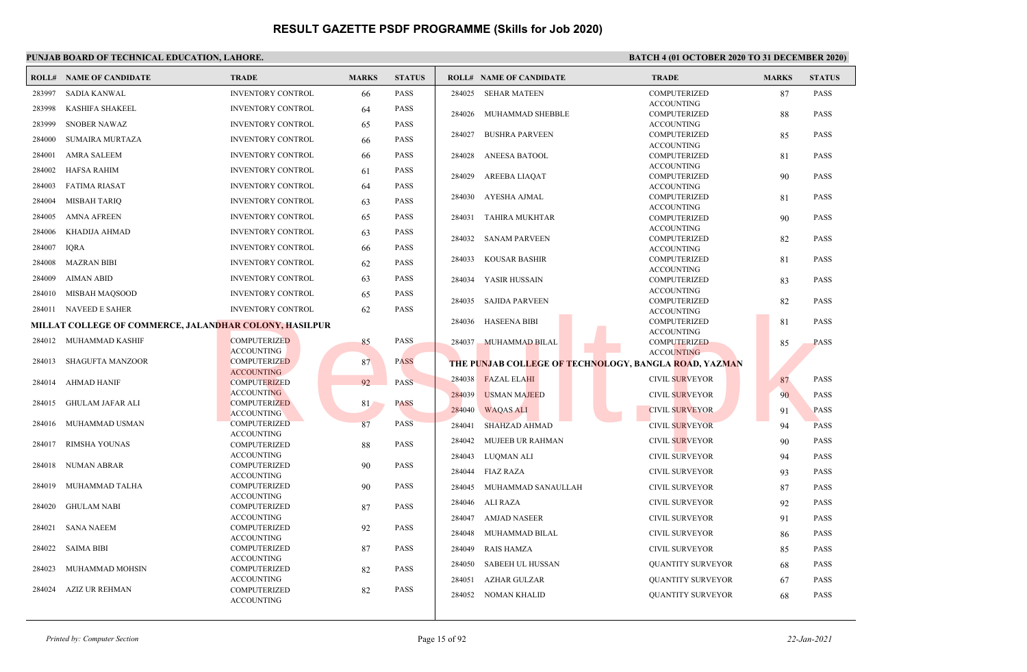# RESULT GAZETTE PSDF PROGRAMME (Skills for Job 2020)

**PUNJAB BOARD OF TECHNICAL EDUCATION, LAHORE.** | **BATCH 4 (01 OCTOBER 2020 TO 31 DECEMBER 2020)**

| ROLL# | NAME OF CANDIDATE | TRADE | MARKS | STATUS |
|---|---|---|---|---|
| 283997 | SADIA KANWAL | INVENTORY CONTROL | 66 | PASS |
| 283998 | KASHIFA SHAKEEL | INVENTORY CONTROL | 64 | PASS |
| 283999 | SNOBER NAWAZ | INVENTORY CONTROL | 65 | PASS |
| 284000 | SUMAIRA MURTAZA | INVENTORY CONTROL | 66 | PASS |
| 284001 | AMRA SALEEM | INVENTORY CONTROL | 66 | PASS |
| 284002 | HAFSA RAHIM | INVENTORY CONTROL | 61 | PASS |
| 284003 | FATIMA RIASAT | INVENTORY CONTROL | 64 | PASS |
| 284004 | MISBAH TARIQ | INVENTORY CONTROL | 63 | PASS |
| 284005 | AMNA AFREEN | INVENTORY CONTROL | 65 | PASS |
| 284006 | KHADIJA AHMAD | INVENTORY CONTROL | 63 | PASS |
| 284007 | IQRA | INVENTORY CONTROL | 66 | PASS |
| 284008 | MAZRAN BIBI | INVENTORY CONTROL | 62 | PASS |
| 284009 | AIMAN ABID | INVENTORY CONTROL | 63 | PASS |
| 284010 | MISBAH MAQSOOD | INVENTORY CONTROL | 65 | PASS |
| 284011 | NAVEED E SAHER | INVENTORY CONTROL | 62 | PASS |

**MILLAT COLLEGE OF COMMERCE, JALANDHAR COLONY, HASILPUR**

| ROLL# | NAME OF CANDIDATE | TRADE | MARKS | STATUS |
|---|---|---|---|---|
| 284012 | MUHAMMAD KASHIF | COMPUTERIZED ACCOUNTING | 85 | PASS |
| 284013 | SHAGUFTA MANZOOR | COMPUTERIZED ACCOUNTING | 87 | PASS |
| 284014 | AHMAD HANIF | COMPUTERIZED ACCOUNTING | 92 | PASS |
| 284015 | GHULAM JAFAR ALI | COMPUTERIZED ACCOUNTING | 81 | PASS |
| 284016 | MUHAMMAD USMAN | COMPUTERIZED ACCOUNTING | 87 | PASS |
| 284017 | RIMSHA YOUNAS | COMPUTERIZED ACCOUNTING | 88 | PASS |
| 284018 | NUMAN ABRAR | COMPUTERIZED ACCOUNTING | 90 | PASS |
| 284019 | MUHAMMAD TALHA | COMPUTERIZED ACCOUNTING | 90 | PASS |
| 284020 | GHULAM NABI | COMPUTERIZED ACCOUNTING | 87 | PASS |
| 284021 | SANA NAEEM | COMPUTERIZED ACCOUNTING | 92 | PASS |
| 284022 | SAIMA BIBI | COMPUTERIZED ACCOUNTING | 87 | PASS |
| 284023 | MUHAMMAD MOHSIN | COMPUTERIZED ACCOUNTING | 82 | PASS |
| 284024 | AZIZ UR REHMAN | COMPUTERIZED ACCOUNTING | 82 | PASS |
| 284025 | SEHAR MATEEN | COMPUTERIZED ACCOUNTING | 87 | PASS |
| 284026 | MUHAMMAD SHEBBLE | COMPUTERIZED ACCOUNTING | 88 | PASS |
| 284027 | BUSHRA PARVEEN | COMPUTERIZED ACCOUNTING | 85 | PASS |
| 284028 | ANEESA BATOOL | COMPUTERIZED ACCOUNTING | 81 | PASS |
| 284029 | AREEBA LIAQAT | COMPUTERIZED ACCOUNTING | 90 | PASS |
| 284030 | AYESHA AJMAL | COMPUTERIZED ACCOUNTING | 81 | PASS |
| 284031 | TAHIRA MUKHTAR | COMPUTERIZED ACCOUNTING | 90 | PASS |
| 284032 | SANAM PARVEEN | COMPUTERIZED ACCOUNTING | 82 | PASS |
| 284033 | KOUSAR BASHIR | COMPUTERIZED ACCOUNTING | 81 | PASS |
| 284034 | YASIR HUSSAIN | COMPUTERIZED ACCOUNTING | 83 | PASS |
| 284035 | SAJIDA PARVEEN | COMPUTERIZED ACCOUNTING | 82 | PASS |
| 284036 | HASEENA BIBI | COMPUTERIZED ACCOUNTING | 81 | PASS |
| 284037 | MUHAMMAD BILAL | COMPUTERIZED ACCOUNTING | 85 | PASS |

**THE PUNJAB COLLEGE OF TECHNOLOGY, BANGLA ROAD, YAZMAN**

| ROLL# | NAME OF CANDIDATE | TRADE | MARKS | STATUS |
|---|---|---|---|---|
| 284038 | FAZAL ELAHI | CIVIL SURVEYOR | 87 | PASS |
| 284039 | USMAN MAJEED | CIVIL SURVEYOR | 90 | PASS |
| 284040 | WAQAS ALI | CIVIL SURVEYOR | 91 | PASS |
| 284041 | SHAHZAD AHMAD | CIVIL SURVEYOR | 94 | PASS |
| 284042 | MUJEEB UR RAHMAN | CIVIL SURVEYOR | 90 | PASS |
| 284043 | LUQMAN ALI | CIVIL SURVEYOR | 94 | PASS |
| 284044 | FIAZ RAZA | CIVIL SURVEYOR | 93 | PASS |
| 284045 | MUHAMMAD SANAULLAH | CIVIL SURVEYOR | 87 | PASS |
| 284046 | ALI RAZA | CIVIL SURVEYOR | 92 | PASS |
| 284047 | AMJAD NASEER | CIVIL SURVEYOR | 91 | PASS |
| 284048 | MUHAMMAD BILAL | CIVIL SURVEYOR | 86 | PASS |
| 284049 | RAIS HAMZA | CIVIL SURVEYOR | 85 | PASS |
| 284050 | SABEEH UL HUSSAN | QUANTITY SURVEYOR | 68 | PASS |
| 284051 | AZHAR GULZAR | QUANTITY SURVEYOR | 67 | PASS |
| 284052 | NOMAN KHALID | QUANTITY SURVEYOR | 68 | PASS |

*Printed by: Computer Section* | *22-Jan-2021*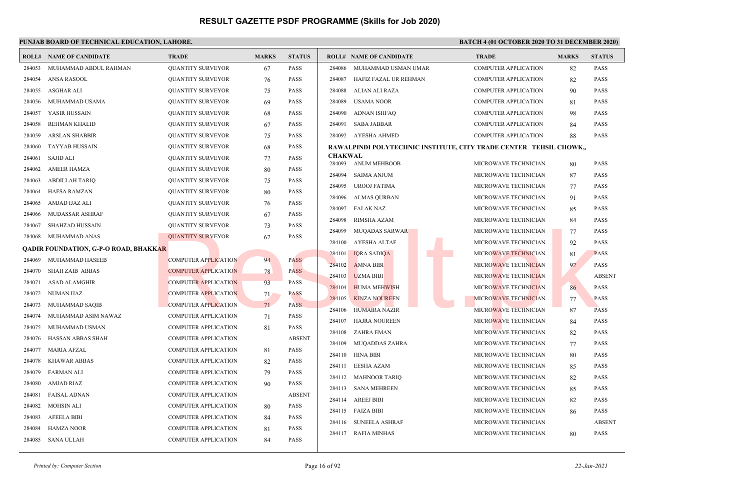# RESULT GAZETTE PSDF PROGRAMME (Skills for Job 2020)

**PUNJAB BOARD OF TECHNICAL EDUCATION, LAHORE.**

**BATCH 4 (01 OCTOBER 2020 TO 31 DECEMBER 2020)**

| ROLL# | NAME OF CANDIDATE | TRADE | MARKS | STATUS |
|---|---|---|---|---|
| 284053 | MUHAMMAD ABDUL RAHMAN | QUANTITY SURVEYOR | 67 | PASS |
| 284054 | ANSA RASOOL | QUANTITY SURVEYOR | 76 | PASS |
| 284055 | ASGHAR ALI | QUANTITY SURVEYOR | 75 | PASS |
| 284056 | MUHAMMAD USAMA | QUANTITY SURVEYOR | 69 | PASS |
| 284057 | YASIR HUSSAIN | QUANTITY SURVEYOR | 68 | PASS |
| 284058 | REHMAN KHALID | QUANTITY SURVEYOR | 67 | PASS |
| 284059 | ARSLAN SHABBIR | QUANTITY SURVEYOR | 75 | PASS |
| 284060 | TAYYAB HUSSAIN | QUANTITY SURVEYOR | 68 | PASS |
| 284061 | SAJID ALI | QUANTITY SURVEYOR | 72 | PASS |
| 284062 | AMEER HAMZA | QUANTITY SURVEYOR | 80 | PASS |
| 284063 | ABDILLAH TARIQ | QUANTITY SURVEYOR | 75 | PASS |
| 284064 | HAFSA RAMZAN | QUANTITY SURVEYOR | 80 | PASS |
| 284065 | AMJAD IJAZ ALI | QUANTITY SURVEYOR | 76 | PASS |
| 284066 | MUDASSAR ASHRAF | QUANTITY SURVEYOR | 67 | PASS |
| 284067 | SHAHZAD HUSSAIN | QUANTITY SURVEYOR | 73 | PASS |
| 284068 | MUHAMMAD ANAS | QUANTITY SURVEYOR | 67 | PASS |

**QADIR FOUNDATION, G-P-O ROAD, BHAKKAR**

| ROLL# | NAME OF CANDIDATE | TRADE | MARKS | STATUS |
|---|---|---|---|---|
| 284069 | MUHAMMAD HASEEB | COMPUTER APPLICATION | 94 | PASS |
| 284070 | SHAH ZAIB ABBAS | COMPUTER APPLICATION | 78 | PASS |
| 284071 | ASAD ALAMGHIR | COMPUTER APPLICATION | 93 | PASS |
| 284072 | NUMAN IJAZ | COMPUTER APPLICATION | 71 | PASS |
| 284073 | MUHAMMAD SAQIB | COMPUTER APPLICATION | 71 | PASS |
| 284074 | MUHAMMAD ASIM NAWAZ | COMPUTER APPLICATION | 71 | PASS |
| 284075 | MUHAMMAD USMAN | COMPUTER APPLICATION | 81 | PASS |
| 284076 | HASSAN ABBAS SHAH | COMPUTER APPLICATION | | ABSENT |
| 284077 | MARIA AFZAL | COMPUTER APPLICATION | 81 | PASS |
| 284078 | KHAWAR ABBAS | COMPUTER APPLICATION | 82 | PASS |
| 284079 | FARMAN ALI | COMPUTER APPLICATION | 79 | PASS |
| 284080 | AMJAD RIAZ | COMPUTER APPLICATION | 90 | PASS |
| 284081 | FAISAL ADNAN | COMPUTER APPLICATION | | ABSENT |
| 284082 | MOHSIN ALI | COMPUTER APPLICATION | 80 | PASS |
| 284083 | AFEELA BIBI | COMPUTER APPLICATION | 84 | PASS |
| 284084 | HAMZA NOOR | COMPUTER APPLICATION | 81 | PASS |
| 284085 | SANA ULLAH | COMPUTER APPLICATION | 84 | PASS |
| 284086 | MUHAMMAD USMAN UMAR | COMPUTER APPLICATION | 82 | PASS |
| 284087 | HAFIZ FAZAL UR REHMAN | COMPUTER APPLICATION | 82 | PASS |
| 284088 | ALIAN ALI RAZA | COMPUTER APPLICATION | 90 | PASS |
| 284089 | USAMA NOOR | COMPUTER APPLICATION | 81 | PASS |
| 284090 | ADNAN ISHFAQ | COMPUTER APPLICATION | 98 | PASS |
| 284091 | SABA JABBAR | COMPUTER APPLICATION | 84 | PASS |
| 284092 | AYESHA AHMED | COMPUTER APPLICATION | 88 | PASS |

**RAWALPINDI POLYTECHNIC INSTITUTE, CITY TRADE CENTER TEHSIL CHOWK,, CHAKWAL**

| ROLL# | NAME OF CANDIDATE | TRADE | MARKS | STATUS |
|---|---|---|---|---|
| 284093 | ANUM MEHBOOB | MICROWAVE TECHNICIAN | 80 | PASS |
| 284094 | SAIMA ANJUM | MICROWAVE TECHNICIAN | 87 | PASS |
| 284095 | UROOJ FATIMA | MICROWAVE TECHNICIAN | 77 | PASS |
| 284096 | ALMAS QURBAN | MICROWAVE TECHNICIAN | 91 | PASS |
| 284097 | FALAK NAZ | MICROWAVE TECHNICIAN | 85 | PASS |
| 284098 | RIMSHA AZAM | MICROWAVE TECHNICIAN | 84 | PASS |
| 284099 | MUQADAS SARWAR | MICROWAVE TECHNICIAN | 77 | PASS |
| 284100 | AYESHA ALTAF | MICROWAVE TECHNICIAN | 92 | PASS |
| 284101 | IQRA SADIQA | MICROWAVE TECHNICIAN | 81 | PASS |
| 284102 | AMNA BIBI | MICROWAVE TECHNICIAN | 92 | PASS |
| 284103 | UZMA BIBI | MICROWAVE TECHNICIAN | | ABSENT |
| 284104 | HUMA MEHWISH | MICROWAVE TECHNICIAN | 86 | PASS |
| 284105 | KINZA NOUREEN | MICROWAVE TECHNICIAN | 77 | PASS |
| 284106 | HUMAIRA NAZIR | MICROWAVE TECHNICIAN | 87 | PASS |
| 284107 | HAJRA NOUREEN | MICROWAVE TECHNICIAN | 84 | PASS |
| 284108 | ZAHRA EMAN | MICROWAVE TECHNICIAN | 82 | PASS |
| 284109 | MUQADDAS ZAHRA | MICROWAVE TECHNICIAN | 77 | PASS |
| 284110 | HINA BIBI | MICROWAVE TECHNICIAN | 80 | PASS |
| 284111 | EESHA AZAM | MICROWAVE TECHNICIAN | 85 | PASS |
| 284112 | MAHNOOR TARIQ | MICROWAVE TECHNICIAN | 82 | PASS |
| 284113 | SANA MEHREEN | MICROWAVE TECHNICIAN | 85 | PASS |
| 284114 | AREEJ BIBI | MICROWAVE TECHNICIAN | 82 | PASS |
| 284115 | FAIZA BIBI | MICROWAVE TECHNICIAN | 86 | PASS |
| 284116 | SUNEELA ASHRAF | MICROWAVE TECHNICIAN | | ABSENT |
| 284117 | RAFIA MINHAS | MICROWAVE TECHNICIAN | 80 | PASS |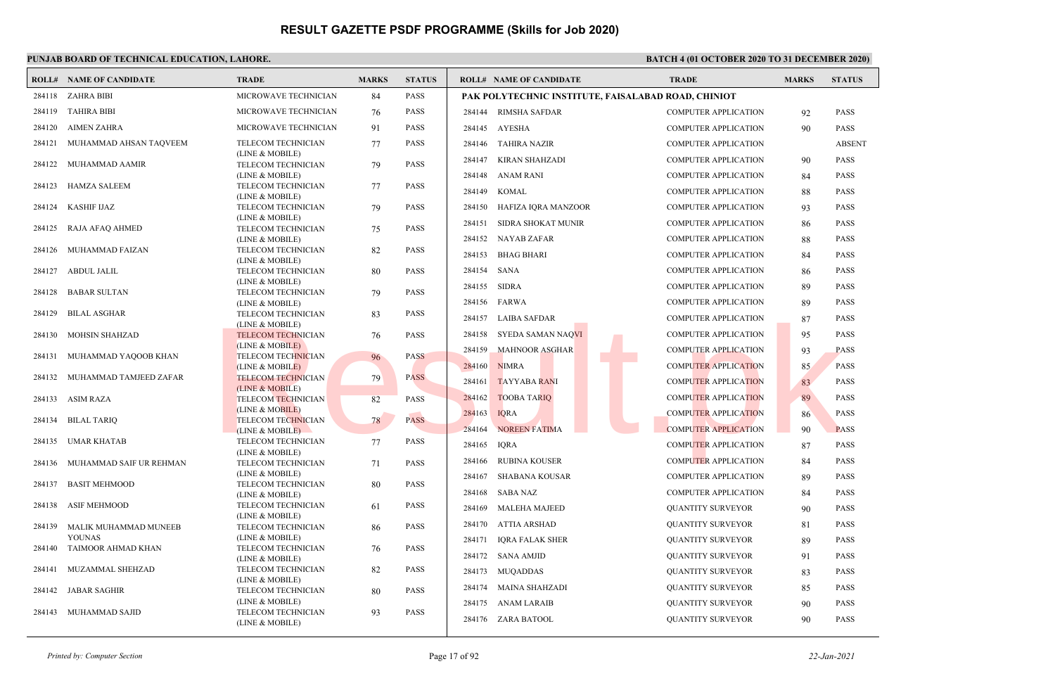# RESULT GAZETTE PSDF PROGRAMME (Skills for Job 2020)

**PUNJAB BOARD OF TECHNICAL EDUCATION, LAHORE.** **BATCH 4 (01 OCTOBER 2020 TO 31 DECEMBER 2020)**

| ROLL# | NAME OF CANDIDATE | TRADE | MARKS | STATUS |
|---|---|---|---|---|
| 284118 | ZAHRA BIBI | MICROWAVE TECHNICIAN | 84 | PASS |
| 284119 | TAHIRA BIBI | MICROWAVE TECHNICIAN | 76 | PASS |
| 284120 | AIMEN ZAHRA | MICROWAVE TECHNICIAN | 91 | PASS |
| 284121 | MUHAMMAD AHSAN TAQVEEM | TELECOM TECHNICIAN (LINE & MOBILE) | 77 | PASS |
| 284122 | MUHAMMAD AAMIR | TELECOM TECHNICIAN (LINE & MOBILE) | 79 | PASS |
| 284123 | HAMZA SALEEM | TELECOM TECHNICIAN (LINE & MOBILE) | 77 | PASS |
| 284124 | KASHIF IJAZ | TELECOM TECHNICIAN (LINE & MOBILE) | 79 | PASS |
| 284125 | RAJA AFAQ AHMED | TELECOM TECHNICIAN (LINE & MOBILE) | 75 | PASS |
| 284126 | MUHAMMAD FAIZAN | TELECOM TECHNICIAN (LINE & MOBILE) | 82 | PASS |
| 284127 | ABDUL JALIL | TELECOM TECHNICIAN (LINE & MOBILE) | 80 | PASS |
| 284128 | BABAR SULTAN | TELECOM TECHNICIAN (LINE & MOBILE) | 79 | PASS |
| 284129 | BILAL ASGHAR | TELECOM TECHNICIAN (LINE & MOBILE) | 83 | PASS |
| 284130 | MOHSIN SHAHZAD | TELECOM TECHNICIAN (LINE & MOBILE) | 76 | PASS |
| 284131 | MUHAMMAD YAQOOB KHAN | TELECOM TECHNICIAN (LINE & MOBILE) | 96 | PASS |
| 284132 | MUHAMMAD TAMJEED ZAFAR | TELECOM TECHNICIAN (LINE & MOBILE) | 79 | PASS |
| 284133 | ASIM RAZA | TELECOM TECHNICIAN (LINE & MOBILE) | 82 | PASS |
| 284134 | BILAL TARIQ | TELECOM TECHNICIAN (LINE & MOBILE) | 78 | PASS |
| 284135 | UMAR KHATAB | TELECOM TECHNICIAN (LINE & MOBILE) | 77 | PASS |
| 284136 | MUHAMMAD SAIF UR REHMAN | TELECOM TECHNICIAN (LINE & MOBILE) | 71 | PASS |
| 284137 | BASIT MEHMOOD | TELECOM TECHNICIAN (LINE & MOBILE) | 80 | PASS |
| 284138 | ASIF MEHMOOD | TELECOM TECHNICIAN (LINE & MOBILE) | 61 | PASS |
| 284139 | MALIK MUHAMMAD MUNEEB YOUNAS | TELECOM TECHNICIAN (LINE & MOBILE) | 86 | PASS |
| 284140 | TAIMOOR AHMAD KHAN | TELECOM TECHNICIAN (LINE & MOBILE) | 76 | PASS |
| 284141 | MUZAMMAL SHEHZAD | TELECOM TECHNICIAN (LINE & MOBILE) | 82 | PASS |
| 284142 | JABAR SAGHIR | TELECOM TECHNICIAN (LINE & MOBILE) | 80 | PASS |
| 284143 | MUHAMMAD SAJID | TELECOM TECHNICIAN (LINE & MOBILE) | 93 | PASS |

**PAK POLYTECHNIC INSTITUTE, FAISALABAD ROAD, CHINIOT**

| ROLL# | NAME OF CANDIDATE | TRADE | MARKS | STATUS |
|---|---|---|---|---|
| 284144 | RIMSHA SAFDAR | COMPUTER APPLICATION | 92 | PASS |
| 284145 | AYESHA | COMPUTER APPLICATION | 90 | PASS |
| 284146 | TAHIRA NAZIR | COMPUTER APPLICATION | | ABSENT |
| 284147 | KIRAN SHAHZADI | COMPUTER APPLICATION | 90 | PASS |
| 284148 | ANAM RANI | COMPUTER APPLICATION | 84 | PASS |
| 284149 | KOMAL | COMPUTER APPLICATION | 88 | PASS |
| 284150 | HAFIZA IQRA MANZOOR | COMPUTER APPLICATION | 93 | PASS |
| 284151 | SIDRA SHOKAT MUNIR | COMPUTER APPLICATION | 86 | PASS |
| 284152 | NAYAB ZAFAR | COMPUTER APPLICATION | 88 | PASS |
| 284153 | BHAG BHARI | COMPUTER APPLICATION | 84 | PASS |
| 284154 | SANA | COMPUTER APPLICATION | 86 | PASS |
| 284155 | SIDRA | COMPUTER APPLICATION | 89 | PASS |
| 284156 | FARWA | COMPUTER APPLICATION | 89 | PASS |
| 284157 | LAIBA SAFDAR | COMPUTER APPLICATION | 87 | PASS |
| 284158 | SYEDA SAMAN NAQVI | COMPUTER APPLICATION | 95 | PASS |
| 284159 | MAHNOOR ASGHAR | COMPUTER APPLICATION | 93 | PASS |
| 284160 | NIMRA | COMPUTER APPLICATION | 85 | PASS |
| 284161 | TAYYABA RANI | COMPUTER APPLICATION | 83 | PASS |
| 284162 | TOOBA TARIQ | COMPUTER APPLICATION | 89 | PASS |
| 284163 | IQRA | COMPUTER APPLICATION | 86 | PASS |
| 284164 | NOREEN FATIMA | COMPUTER APPLICATION | 90 | PASS |
| 284165 | IQRA | COMPUTER APPLICATION | 87 | PASS |
| 284166 | RUBINA KOUSER | COMPUTER APPLICATION | 84 | PASS |
| 284167 | SHABANA KOUSAR | COMPUTER APPLICATION | 89 | PASS |
| 284168 | SABA NAZ | COMPUTER APPLICATION | 84 | PASS |
| 284169 | MALEHA MAJEED | QUANTITY SURVEYOR | 90 | PASS |
| 284170 | ATTIA ARSHAD | QUANTITY SURVEYOR | 81 | PASS |
| 284171 | IQRA FALAK SHER | QUANTITY SURVEYOR | 89 | PASS |
| 284172 | SANA AMJID | QUANTITY SURVEYOR | 91 | PASS |
| 284173 | MUQADDAS | QUANTITY SURVEYOR | 83 | PASS |
| 284174 | MAINA SHAHZADI | QUANTITY SURVEYOR | 85 | PASS |
| 284175 | ANAM LARAIB | QUANTITY SURVEYOR | 90 | PASS |
| 284176 | ZARA BATOOL | QUANTITY SURVEYOR | 90 | PASS |

*Printed by: Computer Section* — *22-Jan-2021*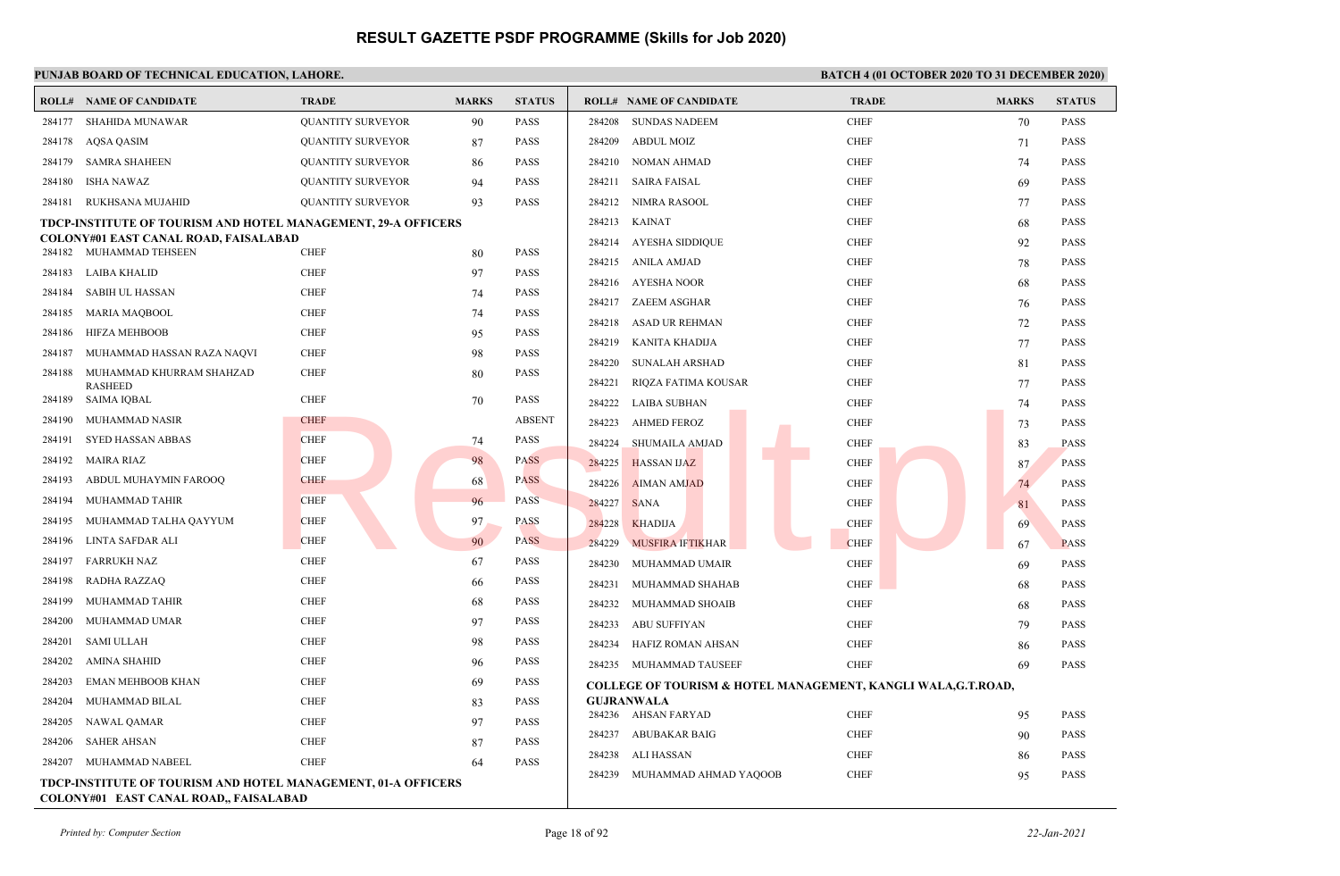# RESULT GAZETTE PSDF PROGRAMME (Skills for Job 2020)

**PUNJAB BOARD OF TECHNICAL EDUCATION, LAHORE.**

**BATCH 4 (01 OCTOBER 2020 TO 31 DECEMBER 2020)**

| ROLL# | NAME OF CANDIDATE | TRADE | MARKS | STATUS |
|---|---|---|---|---|
| 284177 | SHAHIDA MUNAWAR | QUANTITY SURVEYOR | 90 | PASS |
| 284178 | AQSA QASIM | QUANTITY SURVEYOR | 87 | PASS |
| 284179 | SAMRA SHAHEEN | QUANTITY SURVEYOR | 86 | PASS |
| 284180 | ISHA NAWAZ | QUANTITY SURVEYOR | 94 | PASS |
| 284181 | RUKHSANA MUJAHID | QUANTITY SURVEYOR | 93 | PASS |

**TDCP-INSTITUTE OF TOURISM AND HOTEL MANAGEMENT, 29-A OFFICERS COLONY#01 EAST CANAL ROAD, FAISALABAD**

| ROLL# | NAME OF CANDIDATE | TRADE | MARKS | STATUS |
|---|---|---|---|---|
| 284182 | MUHAMMAD TEHSEEN | CHEF | 80 | PASS |
| 284183 | LAIBA KHALID | CHEF | 97 | PASS |
| 284184 | SABIH UL HASSAN | CHEF | 74 | PASS |
| 284185 | MARIA MAQBOOL | CHEF | 74 | PASS |
| 284186 | HIFZA MEHBOOB | CHEF | 95 | PASS |
| 284187 | MUHAMMAD HASSAN RAZA NAQVI | CHEF | 98 | PASS |
| 284188 | MUHAMMAD KHURRAM SHAHZAD RASHEED | CHEF | 80 | PASS |
| 284189 | SAIMA IQBAL | CHEF | 70 | PASS |
| 284190 | MUHAMMAD NASIR | CHEF | | ABSENT |
| 284191 | SYED HASSAN ABBAS | CHEF | 74 | PASS |
| 284192 | MAIRA RIAZ | CHEF | 98 | PASS |
| 284193 | ABDUL MUHAYMIN FAROOQ | CHEF | 68 | PASS |
| 284194 | MUHAMMAD TAHIR | CHEF | 96 | PASS |
| 284195 | MUHAMMAD TALHA QAYYUM | CHEF | 97 | PASS |
| 284196 | LINTA SAFDAR ALI | CHEF | 90 | PASS |
| 284197 | FARRUKH NAZ | CHEF | 67 | PASS |
| 284198 | RADHA RAZZAQ | CHEF | 66 | PASS |
| 284199 | MUHAMMAD TAHIR | CHEF | 68 | PASS |
| 284200 | MUHAMMAD UMAR | CHEF | 97 | PASS |
| 284201 | SAMI ULLAH | CHEF | 98 | PASS |
| 284202 | AMINA SHAHID | CHEF | 96 | PASS |
| 284203 | EMAN MEHBOOB KHAN | CHEF | 69 | PASS |
| 284204 | MUHAMMAD BILAL | CHEF | 83 | PASS |
| 284205 | NAWAL QAMAR | CHEF | 97 | PASS |
| 284206 | SAHER AHSAN | CHEF | 87 | PASS |
| 284207 | MUHAMMAD NABEEL | CHEF | 64 | PASS |

**TDCP-INSTITUTE OF TOURISM AND HOTEL MANAGEMENT, 01-A OFFICERS COLONY#01 EAST CANAL ROAD,, FAISALABAD**

| ROLL# | NAME OF CANDIDATE | TRADE | MARKS | STATUS |
|---|---|---|---|---|
| 284208 | SUNDAS NADEEM | CHEF | 70 | PASS |
| 284209 | ABDUL MOIZ | CHEF | 71 | PASS |
| 284210 | NOMAN AHMAD | CHEF | 74 | PASS |
| 284211 | SAIRA FAISAL | CHEF | 69 | PASS |
| 284212 | NIMRA RASOOL | CHEF | 77 | PASS |
| 284213 | KAINAT | CHEF | 68 | PASS |
| 284214 | AYESHA SIDDIQUE | CHEF | 92 | PASS |
| 284215 | ANILA AMJAD | CHEF | 78 | PASS |
| 284216 | AYESHA NOOR | CHEF | 68 | PASS |
| 284217 | ZAEEM ASGHAR | CHEF | 76 | PASS |
| 284218 | ASAD UR REHMAN | CHEF | 72 | PASS |
| 284219 | KANITA KHADIJA | CHEF | 77 | PASS |
| 284220 | SUNALAH ARSHAD | CHEF | 81 | PASS |
| 284221 | RIQZA FATIMA KOUSAR | CHEF | 77 | PASS |
| 284222 | LAIBA SUBHAN | CHEF | 74 | PASS |
| 284223 | AHMED FEROZ | CHEF | 73 | PASS |
| 284224 | SHUMAILA AMJAD | CHEF | 83 | PASS |
| 284225 | HASSAN IJAZ | CHEF | 87 | PASS |
| 284226 | AIMAN AMJAD | CHEF | 74 | PASS |
| 284227 | SANA | CHEF | 81 | PASS |
| 284228 | KHADIJA | CHEF | 69 | PASS |
| 284229 | MUSFIRA IFTIKHAR | CHEF | 67 | PASS |
| 284230 | MUHAMMAD UMAIR | CHEF | 69 | PASS |
| 284231 | MUHAMMAD SHAHAB | CHEF | 68 | PASS |
| 284232 | MUHAMMAD SHOAIB | CHEF | 68 | PASS |
| 284233 | ABU SUFFIYAN | CHEF | 79 | PASS |
| 284234 | HAFIZ ROMAN AHSAN | CHEF | 86 | PASS |
| 284235 | MUHAMMAD TAUSEEF | CHEF | 69 | PASS |

**COLLEGE OF TOURISM & HOTEL MANAGEMENT, KANGLI WALA,G.T.ROAD, GUJRANWALA**

| ROLL# | NAME OF CANDIDATE | TRADE | MARKS | STATUS |
|---|---|---|---|---|
| 284236 | AHSAN FARYAD | CHEF | 95 | PASS |
| 284237 | ABUBAKAR BAIG | CHEF | 90 | PASS |
| 284238 | ALI HASSAN | CHEF | 86 | PASS |
| 284239 | MUHAMMAD AHMAD YAQOOB | CHEF | 95 | PASS |

*Printed by: Computer Section* | *22-Jan-2021*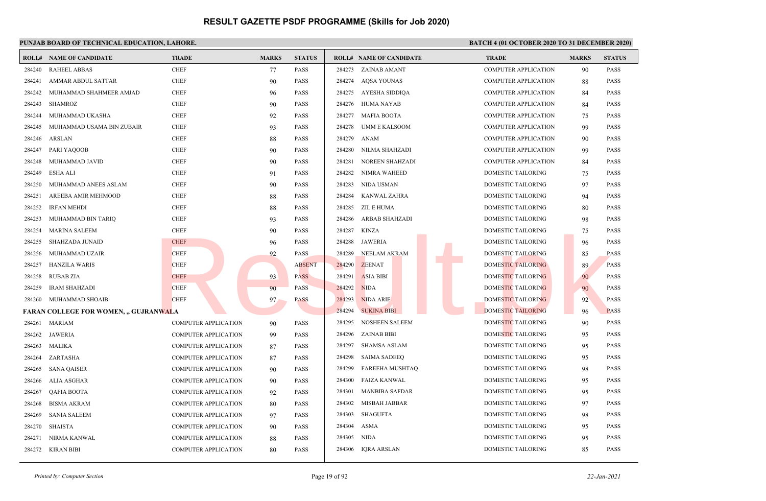# RESULT GAZETTE PSDF PROGRAMME (Skills for Job 2020)

**PUNJAB BOARD OF TECHNICAL EDUCATION, LAHORE.**

**BATCH 4 (01 OCTOBER 2020 TO 31 DECEMBER 2020)**

| ROLL# | NAME OF CANDIDATE | TRADE | MARKS | STATUS |
|---|---|---|---|---|
| 284240 | RAHEEL ABBAS | CHEF | 77 | PASS |
| 284241 | AMMAR ABDUL SATTAR | CHEF | 90 | PASS |
| 284242 | MUHAMMAD SHAHMEER AMJAD | CHEF | 96 | PASS |
| 284243 | SHAMROZ | CHEF | 90 | PASS |
| 284244 | MUHAMMAD UKASHA | CHEF | 92 | PASS |
| 284245 | MUHAMMAD USAMA BIN ZUBAIR | CHEF | 93 | PASS |
| 284246 | ARSLAN | CHEF | 88 | PASS |
| 284247 | PARI YAQOOB | CHEF | 90 | PASS |
| 284248 | MUHAMMAD JAVID | CHEF | 90 | PASS |
| 284249 | ESHA ALI | CHEF | 91 | PASS |
| 284250 | MUHAMMAD ANEES ASLAM | CHEF | 90 | PASS |
| 284251 | AREEBA AMIR MEHMOOD | CHEF | 88 | PASS |
| 284252 | IRFAN MEHDI | CHEF | 88 | PASS |
| 284253 | MUHAMMAD BIN TARIQ | CHEF | 93 | PASS |
| 284254 | MARINA SALEEM | CHEF | 90 | PASS |
| 284255 | SHAHZADA JUNAID | CHEF | 96 | PASS |
| 284256 | MUHAMMAD UZAIR | CHEF | 92 | PASS |
| 284257 | HANZILA WARIS | CHEF | | ABSENT |
| 284258 | RUBAB ZIA | CHEF | 93 | PASS |
| 284259 | IRAM SHAHZADI | CHEF | 90 | PASS |
| 284260 | MUHAMMAD SHOAIB | CHEF | 97 | PASS |
| **FARAN COLLEGE FOR WOMEN, ,, GUJRANWALA** | | | | |
| 284261 | MARIAM | COMPUTER APPLICATION | 90 | PASS |
| 284262 | JAWERIA | COMPUTER APPLICATION | 99 | PASS |
| 284263 | MALIKA | COMPUTER APPLICATION | 87 | PASS |
| 284264 | ZARTASHA | COMPUTER APPLICATION | 87 | PASS |
| 284265 | SANA QAISER | COMPUTER APPLICATION | 90 | PASS |
| 284266 | ALIA ASGHAR | COMPUTER APPLICATION | 90 | PASS |
| 284267 | QAFIA BOOTA | COMPUTER APPLICATION | 92 | PASS |
| 284268 | BISMA AKRAM | COMPUTER APPLICATION | 80 | PASS |
| 284269 | SANIA SALEEM | COMPUTER APPLICATION | 97 | PASS |
| 284270 | SHAISTA | COMPUTER APPLICATION | 90 | PASS |
| 284271 | NIRMA KANWAL | COMPUTER APPLICATION | 88 | PASS |
| 284272 | KIRAN BIBI | COMPUTER APPLICATION | 80 | PASS |
| 284273 | ZAINAB AMANT | COMPUTER APPLICATION | 90 | PASS |
| 284274 | AQSA YOUNAS | COMPUTER APPLICATION | 88 | PASS |
| 284275 | AYESHA SIDDIQA | COMPUTER APPLICATION | 84 | PASS |
| 284276 | HUMA NAYAB | COMPUTER APPLICATION | 84 | PASS |
| 284277 | MAFIA BOOTA | COMPUTER APPLICATION | 75 | PASS |
| 284278 | UMM E KALSOOM | COMPUTER APPLICATION | 99 | PASS |
| 284279 | ANAM | COMPUTER APPLICATION | 90 | PASS |
| 284280 | NILMA SHAHZADI | COMPUTER APPLICATION | 99 | PASS |
| 284281 | NOREEN SHAHZADI | COMPUTER APPLICATION | 84 | PASS |
| 284282 | NIMRA WAHEED | DOMESTIC TAILORING | 75 | PASS |
| 284283 | NIDA USMAN | DOMESTIC TAILORING | 97 | PASS |
| 284284 | KANWAL ZAHRA | DOMESTIC TAILORING | 94 | PASS |
| 284285 | ZIL E HUMA | DOMESTIC TAILORING | 80 | PASS |
| 284286 | ARBAB SHAHZADI | DOMESTIC TAILORING | 98 | PASS |
| 284287 | KINZA | DOMESTIC TAILORING | 75 | PASS |
| 284288 | JAWERIA | DOMESTIC TAILORING | 96 | PASS |
| 284289 | NEELAM AKRAM | DOMESTIC TAILORING | 85 | PASS |
| 284290 | ZEENAT | DOMESTIC TAILORING | 89 | PASS |
| 284291 | ASIA BIBI | DOMESTIC TAILORING | 90 | PASS |
| 284292 | NIDA | DOMESTIC TAILORING | 90 | PASS |
| 284293 | NIDA ARIF | DOMESTIC TAILORING | 92 | PASS |
| 284294 | SUKINA BIBI | DOMESTIC TAILORING | 96 | PASS |
| 284295 | NOSHEEN SALEEM | DOMESTIC TAILORING | 90 | PASS |
| 284296 | ZAINAB BIBI | DOMESTIC TAILORING | 95 | PASS |
| 284297 | SHAMSA ASLAM | DOMESTIC TAILORING | 95 | PASS |
| 284298 | SAIMA SADEEQ | DOMESTIC TAILORING | 95 | PASS |
| 284299 | FAREEHA MUSHTAQ | DOMESTIC TAILORING | 98 | PASS |
| 284300 | FAIZA KANWAL | DOMESTIC TAILORING | 95 | PASS |
| 284301 | MANBIBA SAFDAR | DOMESTIC TAILORING | 95 | PASS |
| 284302 | MISBAH JABBAR | DOMESTIC TAILORING | 97 | PASS |
| 284303 | SHAGUFTA | DOMESTIC TAILORING | 98 | PASS |
| 284304 | ASMA | DOMESTIC TAILORING | 95 | PASS |
| 284305 | NIDA | DOMESTIC TAILORING | 95 | PASS |
| 284306 | IQRA ARSLAN | DOMESTIC TAILORING | 85 | PASS |

*Printed by: Computer Section*

*22-Jan-2021*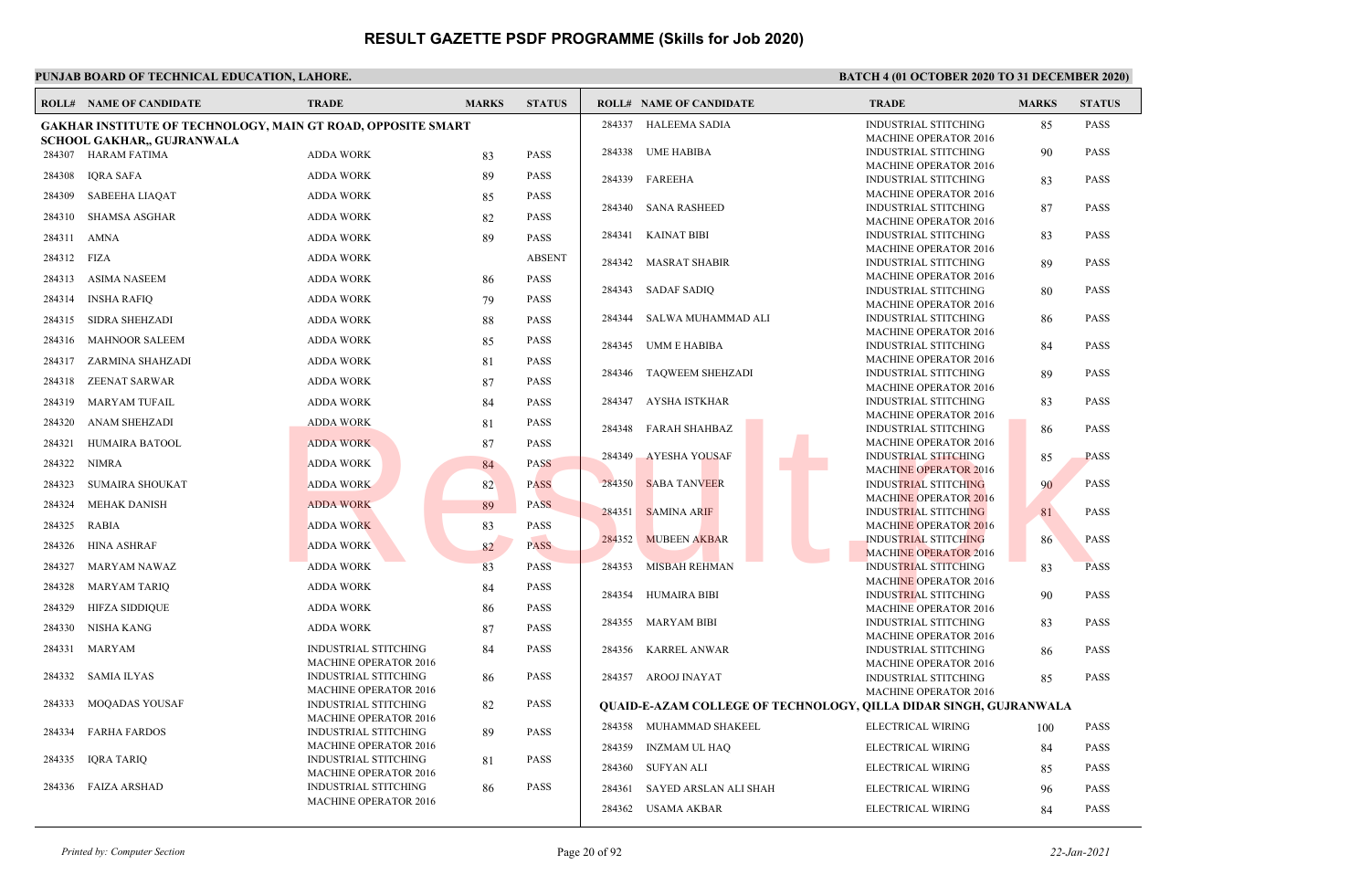# RESULT GAZETTE PSDF PROGRAMME (Skills for Job 2020)

**PUNJAB BOARD OF TECHNICAL EDUCATION, LAHORE.**

**BATCH 4 (01 OCTOBER 2020 TO 31 DECEMBER 2020)**

| ROLL# | NAME OF CANDIDATE | TRADE | MARKS | STATUS |
|---|---|---|---|---|
| **GAKHAR INSTITUTE OF TECHNOLOGY, MAIN GT ROAD, OPPOSITE SMART SCHOOL GAKHAR,, GUJRANWALA** | | | | |
| 284307 | HARAM FATIMA | ADDA WORK | 83 | PASS |
| 284308 | IQRA SAFA | ADDA WORK | 89 | PASS |
| 284309 | SABEEHA LIAQAT | ADDA WORK | 85 | PASS |
| 284310 | SHAMSA ASGHAR | ADDA WORK | 82 | PASS |
| 284311 | AMNA | ADDA WORK | 89 | PASS |
| 284312 | FIZA | ADDA WORK | | ABSENT |
| 284313 | ASIMA NASEEM | ADDA WORK | 86 | PASS |
| 284314 | INSHA RAFIQ | ADDA WORK | 79 | PASS |
| 284315 | SIDRA SHEHZADI | ADDA WORK | 88 | PASS |
| 284316 | MAHNOOR SALEEM | ADDA WORK | 85 | PASS |
| 284317 | ZARMINA SHAHZADI | ADDA WORK | 81 | PASS |
| 284318 | ZEENAT SARWAR | ADDA WORK | 87 | PASS |
| 284319 | MARYAM TUFAIL | ADDA WORK | 84 | PASS |
| 284320 | ANAM SHEHZADI | ADDA WORK | 81 | PASS |
| 284321 | HUMAIRA BATOOL | ADDA WORK | 87 | PASS |
| 284322 | NIMRA | ADDA WORK | 84 | PASS |
| 284323 | SUMAIRA SHOUKAT | ADDA WORK | 82 | PASS |
| 284324 | MEHAK DANISH | ADDA WORK | 89 | PASS |
| 284325 | RABIA | ADDA WORK | 83 | PASS |
| 284326 | HINA ASHRAF | ADDA WORK | 82 | PASS |
| 284327 | MARYAM NAWAZ | ADDA WORK | 83 | PASS |
| 284328 | MARYAM TARIQ | ADDA WORK | 84 | PASS |
| 284329 | HIFZA SIDDIQUE | ADDA WORK | 86 | PASS |
| 284330 | NISHA KANG | ADDA WORK | 87 | PASS |
| 284331 | MARYAM | INDUSTRIAL STITCHING MACHINE OPERATOR 2016 | 84 | PASS |
| 284332 | SAMIA ILYAS | INDUSTRIAL STITCHING MACHINE OPERATOR 2016 | 86 | PASS |
| 284333 | MOQADAS YOUSAF | INDUSTRIAL STITCHING MACHINE OPERATOR 2016 | 82 | PASS |
| 284334 | FARHA FARDOS | INDUSTRIAL STITCHING MACHINE OPERATOR 2016 | 89 | PASS |
| 284335 | IQRA TARIQ | INDUSTRIAL STITCHING MACHINE OPERATOR 2016 | 81 | PASS |
| 284336 | FAIZA ARSHAD | INDUSTRIAL STITCHING MACHINE OPERATOR 2016 | 86 | PASS |
| 284337 | HALEEMA SADIA | INDUSTRIAL STITCHING MACHINE OPERATOR 2016 | 85 | PASS |
| 284338 | UME HABIBA | INDUSTRIAL STITCHING MACHINE OPERATOR 2016 | 90 | PASS |
| 284339 | FAREEHA | INDUSTRIAL STITCHING MACHINE OPERATOR 2016 | 83 | PASS |
| 284340 | SANA RASHEED | INDUSTRIAL STITCHING MACHINE OPERATOR 2016 | 87 | PASS |
| 284341 | KAINAT BIBI | INDUSTRIAL STITCHING MACHINE OPERATOR 2016 | 83 | PASS |
| 284342 | MASRAT SHABIR | INDUSTRIAL STITCHING MACHINE OPERATOR 2016 | 89 | PASS |
| 284343 | SADAF SADIQ | INDUSTRIAL STITCHING MACHINE OPERATOR 2016 | 80 | PASS |
| 284344 | SALWA MUHAMMAD ALI | INDUSTRIAL STITCHING MACHINE OPERATOR 2016 | 86 | PASS |
| 284345 | UMM E HABIBA | INDUSTRIAL STITCHING MACHINE OPERATOR 2016 | 84 | PASS |
| 284346 | TAQWEEM SHEHZADI | INDUSTRIAL STITCHING MACHINE OPERATOR 2016 | 89 | PASS |
| 284347 | AYSHA ISTKHAR | INDUSTRIAL STITCHING MACHINE OPERATOR 2016 | 83 | PASS |
| 284348 | FARAH SHAHBAZ | INDUSTRIAL STITCHING MACHINE OPERATOR 2016 | 86 | PASS |
| 284349 | AYESHA YOUSAF | INDUSTRIAL STITCHING MACHINE OPERATOR 2016 | 85 | PASS |
| 284350 | SABA TANVEER | INDUSTRIAL STITCHING MACHINE OPERATOR 2016 | 90 | PASS |
| 284351 | SAMINA ARIF | INDUSTRIAL STITCHING MACHINE OPERATOR 2016 | 81 | PASS |
| 284352 | MUBEEN AKBAR | INDUSTRIAL STITCHING MACHINE OPERATOR 2016 | 86 | PASS |
| 284353 | MISBAH REHMAN | INDUSTRIAL STITCHING MACHINE OPERATOR 2016 | 83 | PASS |
| 284354 | HUMAIRA BIBI | INDUSTRIAL STITCHING MACHINE OPERATOR 2016 | 90 | PASS |
| 284355 | MARYAM BIBI | INDUSTRIAL STITCHING MACHINE OPERATOR 2016 | 83 | PASS |
| 284356 | KARREL ANWAR | INDUSTRIAL STITCHING MACHINE OPERATOR 2016 | 86 | PASS |
| 284357 | AROOJ INAYAT | INDUSTRIAL STITCHING MACHINE OPERATOR 2016 | 85 | PASS |
| **QUAID-E-AZAM COLLEGE OF TECHNOLOGY, QILLA DIDAR SINGH, GUJRANWALA** | | | | |
| 284358 | MUHAMMAD SHAKEEL | ELECTRICAL WIRING | 100 | PASS |
| 284359 | INZMAM UL HAQ | ELECTRICAL WIRING | 84 | PASS |
| 284360 | SUFYAN ALI | ELECTRICAL WIRING | 85 | PASS |
| 284361 | SAYED ARSLAN ALI SHAH | ELECTRICAL WIRING | 96 | PASS |
| 284362 | USAMA AKBAR | ELECTRICAL WIRING | 84 | PASS |

*Printed by: Computer Section*

*22-Jan-2021*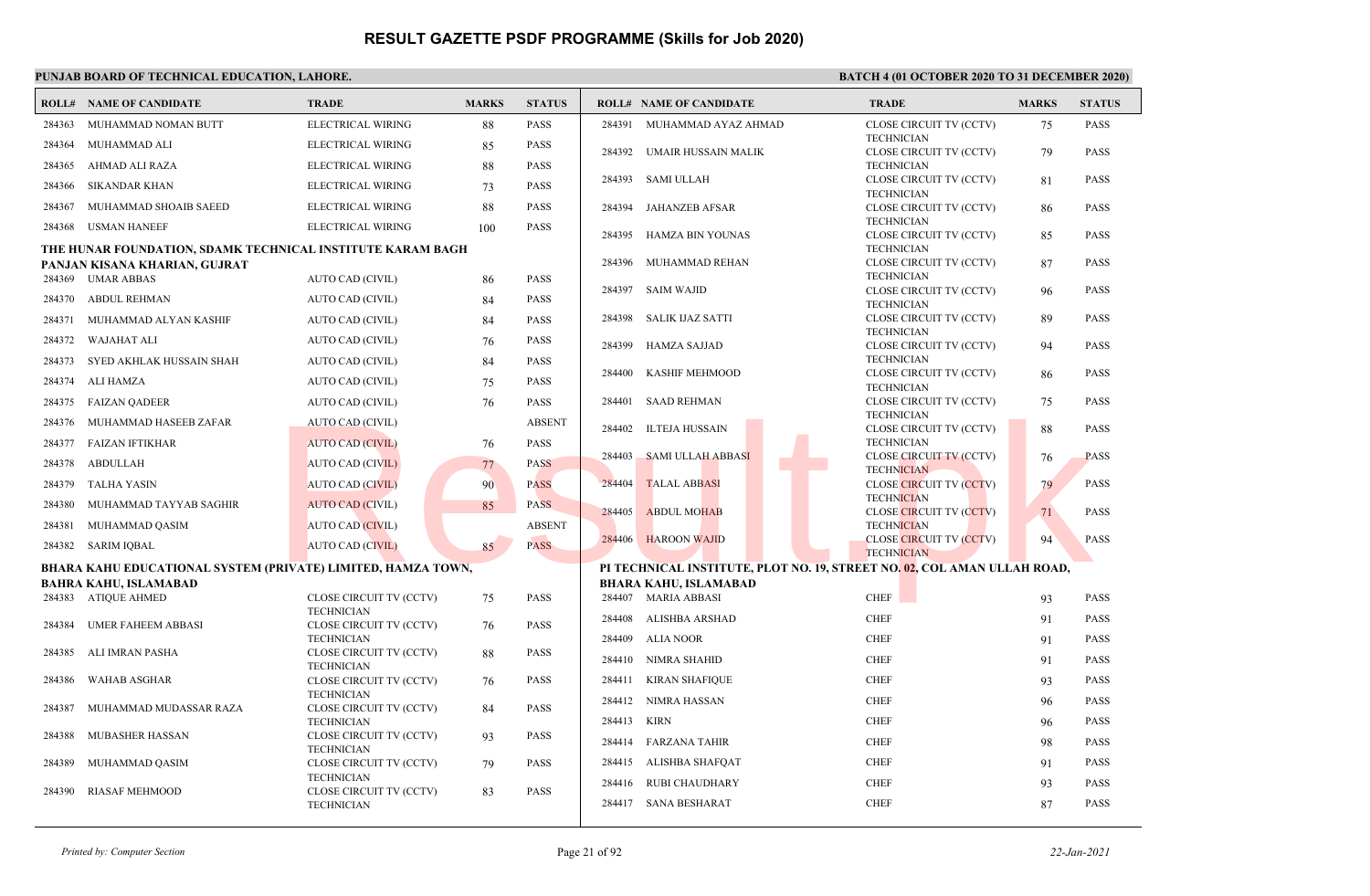# RESULT GAZETTE PSDF PROGRAMME (Skills for Job 2020)

**PUNJAB BOARD OF TECHNICAL EDUCATION, LAHORE.** **BATCH 4 (01 OCTOBER 2020 TO 31 DECEMBER 2020)**

| ROLL# | NAME OF CANDIDATE | TRADE | MARKS | STATUS |
|---|---|---|---|---|
| 284363 | MUHAMMAD NOMAN BUTT | ELECTRICAL WIRING | 88 | PASS |
| 284364 | MUHAMMAD ALI | ELECTRICAL WIRING | 85 | PASS |
| 284365 | AHMAD ALI RAZA | ELECTRICAL WIRING | 88 | PASS |
| 284366 | SIKANDAR KHAN | ELECTRICAL WIRING | 73 | PASS |
| 284367 | MUHAMMAD SHOAIB SAEED | ELECTRICAL WIRING | 88 | PASS |
| 284368 | USMAN HANEEF | ELECTRICAL WIRING | 100 | PASS |

**THE HUNAR FOUNDATION, SDAMK TECHNICAL INSTITUTE KARAM BAGH PANJAN KISANA KHARIAN, GUJRAT**

| ROLL# | NAME OF CANDIDATE | TRADE | MARKS | STATUS |
|---|---|---|---|---|
| 284369 | UMAR ABBAS | AUTO CAD (CIVIL) | 86 | PASS |
| 284370 | ABDUL REHMAN | AUTO CAD (CIVIL) | 84 | PASS |
| 284371 | MUHAMMAD ALYAN KASHIF | AUTO CAD (CIVIL) | 84 | PASS |
| 284372 | WAJAHAT ALI | AUTO CAD (CIVIL) | 76 | PASS |
| 284373 | SYED AKHLAK HUSSAIN SHAH | AUTO CAD (CIVIL) | 84 | PASS |
| 284374 | ALI HAMZA | AUTO CAD (CIVIL) | 75 | PASS |
| 284375 | FAIZAN QADEER | AUTO CAD (CIVIL) | 76 | PASS |
| 284376 | MUHAMMAD HASEEB ZAFAR | AUTO CAD (CIVIL) | | ABSENT |
| 284377 | FAIZAN IFTIKHAR | AUTO CAD (CIVIL) | 76 | PASS |
| 284378 | ABDULLAH | AUTO CAD (CIVIL) | 77 | PASS |
| 284379 | TALHA YASIN | AUTO CAD (CIVIL) | 90 | PASS |
| 284380 | MUHAMMAD TAYYAB SAGHIR | AUTO CAD (CIVIL) | 85 | PASS |
| 284381 | MUHAMMAD QASIM | AUTO CAD (CIVIL) | | ABSENT |
| 284382 | SARIM IQBAL | AUTO CAD (CIVIL) | 85 | PASS |

**BHARA KAHU EDUCATIONAL SYSTEM (PRIVATE) LIMITED, HAMZA TOWN, BAHRA KAHU, ISLAMABAD**

| ROLL# | NAME OF CANDIDATE | TRADE | MARKS | STATUS |
|---|---|---|---|---|
| 284383 | ATIQUE AHMED | CLOSE CIRCUIT TV (CCTV) TECHNICIAN | 75 | PASS |
| 284384 | UMER FAHEEM ABBASI | CLOSE CIRCUIT TV (CCTV) TECHNICIAN | 76 | PASS |
| 284385 | ALI IMRAN PASHA | CLOSE CIRCUIT TV (CCTV) TECHNICIAN | 88 | PASS |
| 284386 | WAHAB ASGHAR | CLOSE CIRCUIT TV (CCTV) TECHNICIAN | 76 | PASS |
| 284387 | MUHAMMAD MUDASSAR RAZA | CLOSE CIRCUIT TV (CCTV) TECHNICIAN | 84 | PASS |
| 284388 | MUBASHER HASSAN | CLOSE CIRCUIT TV (CCTV) TECHNICIAN | 93 | PASS |
| 284389 | MUHAMMAD QASIM | CLOSE CIRCUIT TV (CCTV) TECHNICIAN | 79 | PASS |
| 284390 | RIASAF MEHMOOD | CLOSE CIRCUIT TV (CCTV) TECHNICIAN | 83 | PASS |
| 284391 | MUHAMMAD AYAZ AHMAD | CLOSE CIRCUIT TV (CCTV) TECHNICIAN | 75 | PASS |
| 284392 | UMAIR HUSSAIN MALIK | CLOSE CIRCUIT TV (CCTV) TECHNICIAN | 79 | PASS |
| 284393 | SAMI ULLAH | CLOSE CIRCUIT TV (CCTV) TECHNICIAN | 81 | PASS |
| 284394 | JAHANZEB AFSAR | CLOSE CIRCUIT TV (CCTV) TECHNICIAN | 86 | PASS |
| 284395 | HAMZA BIN YOUNAS | CLOSE CIRCUIT TV (CCTV) TECHNICIAN | 85 | PASS |
| 284396 | MUHAMMAD REHAN | CLOSE CIRCUIT TV (CCTV) TECHNICIAN | 87 | PASS |
| 284397 | SAIM WAJID | CLOSE CIRCUIT TV (CCTV) TECHNICIAN | 96 | PASS |
| 284398 | SALIK IJAZ SATTI | CLOSE CIRCUIT TV (CCTV) TECHNICIAN | 89 | PASS |
| 284399 | HAMZA SAJJAD | CLOSE CIRCUIT TV (CCTV) TECHNICIAN | 94 | PASS |
| 284400 | KASHIF MEHMOOD | CLOSE CIRCUIT TV (CCTV) TECHNICIAN | 86 | PASS |
| 284401 | SAAD REHMAN | CLOSE CIRCUIT TV (CCTV) TECHNICIAN | 75 | PASS |
| 284402 | ILTEJA HUSSAIN | CLOSE CIRCUIT TV (CCTV) TECHNICIAN | 88 | PASS |
| 284403 | SAMI ULLAH ABBASI | CLOSE CIRCUIT TV (CCTV) TECHNICIAN | 76 | PASS |
| 284404 | TALAL ABBASI | CLOSE CIRCUIT TV (CCTV) TECHNICIAN | 79 | PASS |
| 284405 | ABDUL MOHAB | CLOSE CIRCUIT TV (CCTV) TECHNICIAN | 71 | PASS |
| 284406 | HAROON WAJID | CLOSE CIRCUIT TV (CCTV) TECHNICIAN | 94 | PASS |

**PI TECHNICAL INSTITUTE, PLOT NO. 19, STREET NO. 02, COL AMAN ULLAH ROAD, BHARA KAHU, ISLAMABAD**

| ROLL# | NAME OF CANDIDATE | TRADE | MARKS | STATUS |
|---|---|---|---|---|
| 284407 | MARIA ABBASI | CHEF | 93 | PASS |
| 284408 | ALISHBA ARSHAD | CHEF | 91 | PASS |
| 284409 | ALIA NOOR | CHEF | 91 | PASS |
| 284410 | NIMRA SHAHID | CHEF | 91 | PASS |
| 284411 | KIRAN SHAFIQUE | CHEF | 93 | PASS |
| 284412 | NIMRA HASSAN | CHEF | 96 | PASS |
| 284413 | KIRN | CHEF | 96 | PASS |
| 284414 | FARZANA TAHIR | CHEF | 98 | PASS |
| 284415 | ALISHBA SHAFQAT | CHEF | 91 | PASS |
| 284416 | RUBI CHAUDHARY | CHEF | 93 | PASS |
| 284417 | SANA BESHARAT | CHEF | 87 | PASS |

*Printed by: Computer Section* 22-Jan-2021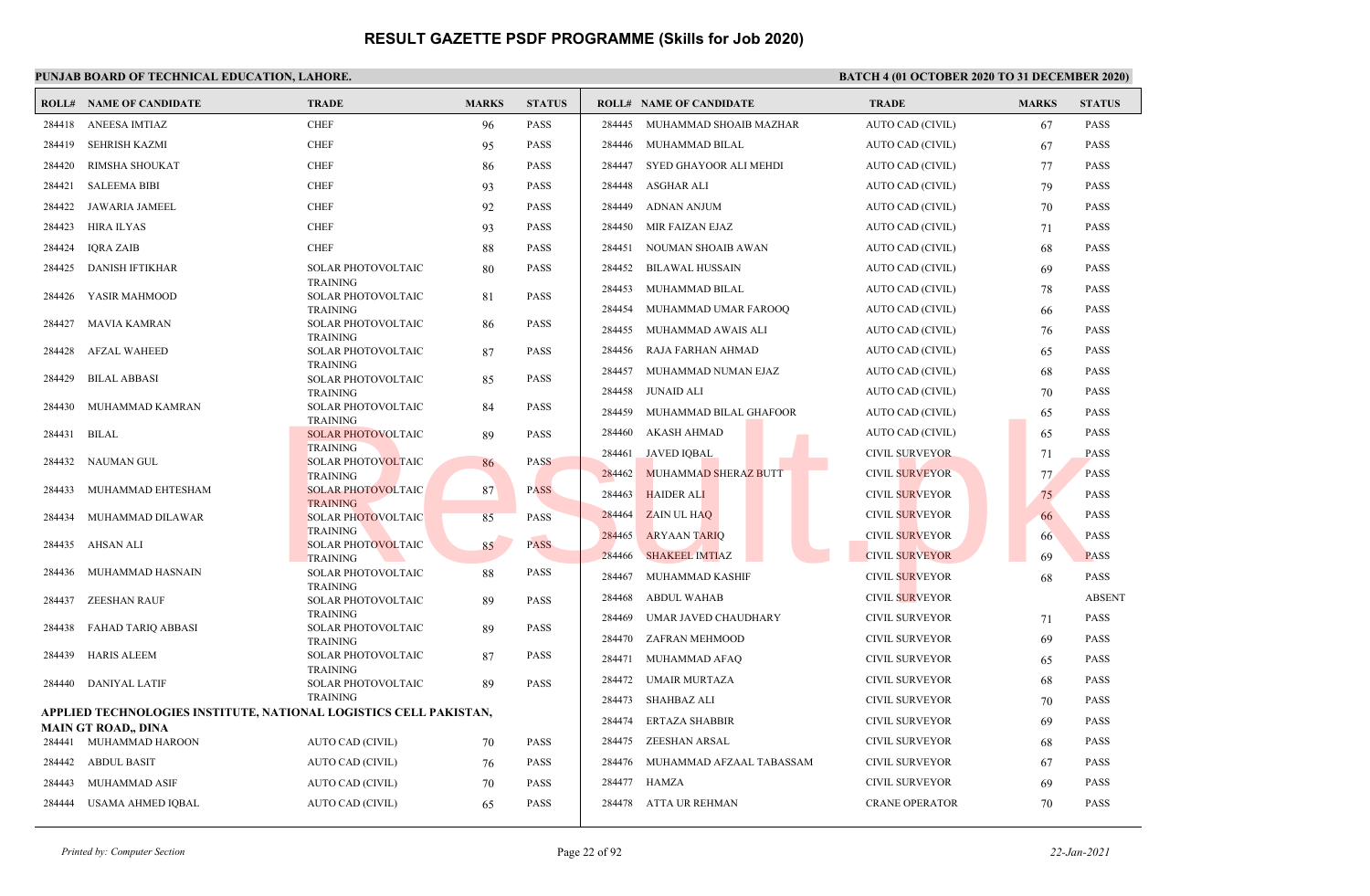# RESULT GAZETTE PSDF PROGRAMME (Skills for Job 2020)

**PUNJAB BOARD OF TECHNICAL EDUCATION, LAHORE.**

**BATCH 4 (01 OCTOBER 2020 TO 31 DECEMBER 2020)**

| ROLL# | NAME OF CANDIDATE | TRADE | MARKS | STATUS |
|---|---|---|---|---|
| 284418 | ANEESA IMTIAZ | CHEF | 96 | PASS |
| 284419 | SEHRISH KAZMI | CHEF | 95 | PASS |
| 284420 | RIMSHA SHOUKAT | CHEF | 86 | PASS |
| 284421 | SALEEMA BIBI | CHEF | 93 | PASS |
| 284422 | JAWARIA JAMEEL | CHEF | 92 | PASS |
| 284423 | HIRA ILYAS | CHEF | 93 | PASS |
| 284424 | IQRA ZAIB | CHEF | 88 | PASS |
| 284425 | DANISH IFTIKHAR | SOLAR PHOTOVOLTAIC TRAINING | 80 | PASS |
| 284426 | YASIR MAHMOOD | SOLAR PHOTOVOLTAIC TRAINING | 81 | PASS |
| 284427 | MAVIA KAMRAN | SOLAR PHOTOVOLTAIC TRAINING | 86 | PASS |
| 284428 | AFZAL WAHEED | SOLAR PHOTOVOLTAIC TRAINING | 87 | PASS |
| 284429 | BILAL ABBASI | SOLAR PHOTOVOLTAIC TRAINING | 85 | PASS |
| 284430 | MUHAMMAD KAMRAN | SOLAR PHOTOVOLTAIC TRAINING | 84 | PASS |
| 284431 | BILAL | SOLAR PHOTOVOLTAIC TRAINING | 89 | PASS |
| 284432 | NAUMAN GUL | SOLAR PHOTOVOLTAIC TRAINING | 86 | PASS |
| 284433 | MUHAMMAD EHTESHAM | SOLAR PHOTOVOLTAIC TRAINING | 87 | PASS |
| 284434 | MUHAMMAD DILAWAR | SOLAR PHOTOVOLTAIC TRAINING | 85 | PASS |
| 284435 | AHSAN ALI | SOLAR PHOTOVOLTAIC TRAINING | 85 | PASS |
| 284436 | MUHAMMAD HASNAIN | SOLAR PHOTOVOLTAIC TRAINING | 88 | PASS |
| 284437 | ZEESHAN RAUF | SOLAR PHOTOVOLTAIC TRAINING | 89 | PASS |
| 284438 | FAHAD TARIQ ABBASI | SOLAR PHOTOVOLTAIC TRAINING | 89 | PASS |
| 284439 | HARIS ALEEM | SOLAR PHOTOVOLTAIC TRAINING | 87 | PASS |
| 284440 | DANIYAL LATIF | SOLAR PHOTOVOLTAIC TRAINING | 89 | PASS |

**APPLIED TECHNOLOGIES INSTITUTE, NATIONAL LOGISTICS CELL PAKISTAN, MAIN GT ROAD,, DINA**

| ROLL# | NAME OF CANDIDATE | TRADE | MARKS | STATUS |
|---|---|---|---|---|
| 284441 | MUHAMMAD HAROON | AUTO CAD (CIVIL) | 70 | PASS |
| 284442 | ABDUL BASIT | AUTO CAD (CIVIL) | 76 | PASS |
| 284443 | MUHAMMAD ASIF | AUTO CAD (CIVIL) | 70 | PASS |
| 284444 | USAMA AHMED IQBAL | AUTO CAD (CIVIL) | 65 | PASS |
| 284445 | MUHAMMAD SHOAIB MAZHAR | AUTO CAD (CIVIL) | 67 | PASS |
| 284446 | MUHAMMAD BILAL | AUTO CAD (CIVIL) | 67 | PASS |
| 284447 | SYED GHAYOOR ALI MEHDI | AUTO CAD (CIVIL) | 77 | PASS |
| 284448 | ASGHAR ALI | AUTO CAD (CIVIL) | 79 | PASS |
| 284449 | ADNAN ANJUM | AUTO CAD (CIVIL) | 70 | PASS |
| 284450 | MIR FAIZAN EJAZ | AUTO CAD (CIVIL) | 71 | PASS |
| 284451 | NOUMAN SHOAIB AWAN | AUTO CAD (CIVIL) | 68 | PASS |
| 284452 | BILAWAL HUSSAIN | AUTO CAD (CIVIL) | 69 | PASS |
| 284453 | MUHAMMAD BILAL | AUTO CAD (CIVIL) | 78 | PASS |
| 284454 | MUHAMMAD UMAR FAROOQ | AUTO CAD (CIVIL) | 66 | PASS |
| 284455 | MUHAMMAD AWAIS ALI | AUTO CAD (CIVIL) | 76 | PASS |
| 284456 | RAJA FARHAN AHMAD | AUTO CAD (CIVIL) | 65 | PASS |
| 284457 | MUHAMMAD NUMAN EJAZ | AUTO CAD (CIVIL) | 68 | PASS |
| 284458 | JUNAID ALI | AUTO CAD (CIVIL) | 70 | PASS |
| 284459 | MUHAMMAD BILAL GHAFOOR | AUTO CAD (CIVIL) | 65 | PASS |
| 284460 | AKASH AHMAD | AUTO CAD (CIVIL) | 65 | PASS |
| 284461 | JAVED IQBAL | CIVIL SURVEYOR | 71 | PASS |
| 284462 | MUHAMMAD SHERAZ BUTT | CIVIL SURVEYOR | 77 | PASS |
| 284463 | HAIDER ALI | CIVIL SURVEYOR | 75 | PASS |
| 284464 | ZAIN UL HAQ | CIVIL SURVEYOR | 66 | PASS |
| 284465 | ARYAAN TARIQ | CIVIL SURVEYOR | 66 | PASS |
| 284466 | SHAKEEL IMTIAZ | CIVIL SURVEYOR | 69 | PASS |
| 284467 | MUHAMMAD KASHIF | CIVIL SURVEYOR | 68 | PASS |
| 284468 | ABDUL WAHAB | CIVIL SURVEYOR | | ABSENT |
| 284469 | UMAR JAVED CHAUDHARY | CIVIL SURVEYOR | 71 | PASS |
| 284470 | ZAFRAN MEHMOOD | CIVIL SURVEYOR | 69 | PASS |
| 284471 | MUHAMMAD AFAQ | CIVIL SURVEYOR | 65 | PASS |
| 284472 | UMAIR MURTAZA | CIVIL SURVEYOR | 68 | PASS |
| 284473 | SHAHBAZ ALI | CIVIL SURVEYOR | 70 | PASS |
| 284474 | ERTAZA SHABBIR | CIVIL SURVEYOR | 69 | PASS |
| 284475 | ZEESHAN ARSAL | CIVIL SURVEYOR | 68 | PASS |
| 284476 | MUHAMMAD AFZAAL TABASSAM | CIVIL SURVEYOR | 67 | PASS |
| 284477 | HAMZA | CIVIL SURVEYOR | 69 | PASS |
| 284478 | ATTA UR REHMAN | CRANE OPERATOR | 70 | PASS |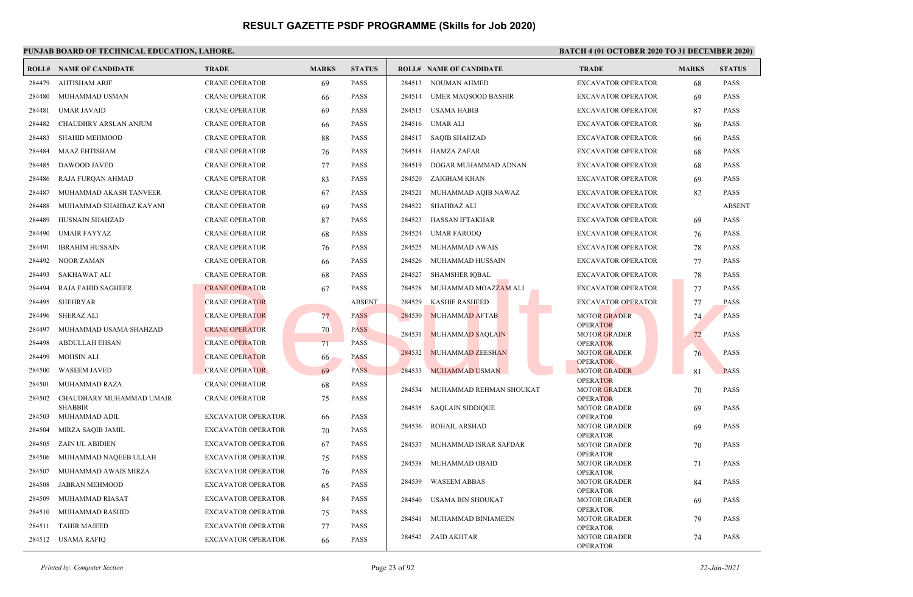# RESULT GAZETTE PSDF PROGRAMME (Skills for Job 2020)

**PUNJAB BOARD OF TECHNICAL EDUCATION, LAHORE.**

**BATCH 4 (01 OCTOBER 2020 TO 31 DECEMBER 2020)**

| ROLL# | NAME OF CANDIDATE | TRADE | MARKS | STATUS |
|---|---|---|---|---|
| 284479 | AHTISHAM ARIF | CRANE OPERATOR | 69 | PASS |
| 284480 | MUHAMMAD USMAN | CRANE OPERATOR | 66 | PASS |
| 284481 | UMAR JAVAID | CRANE OPERATOR | 69 | PASS |
| 284482 | CHAUDHRY ARSLAN ANJUM | CRANE OPERATOR | 66 | PASS |
| 284483 | SHAHID MEHMOOD | CRANE OPERATOR | 88 | PASS |
| 284484 | MAAZ EHTISHAM | CRANE OPERATOR | 76 | PASS |
| 284485 | DAWOOD JAVED | CRANE OPERATOR | 77 | PASS |
| 284486 | RAJA FURQAN AHMAD | CRANE OPERATOR | 83 | PASS |
| 284487 | MUHAMMAD AKASH TANVEER | CRANE OPERATOR | 67 | PASS |
| 284488 | MUHAMMAD SHAHBAZ KAYANI | CRANE OPERATOR | 69 | PASS |
| 284489 | HUSNAIN SHAHZAD | CRANE OPERATOR | 87 | PASS |
| 284490 | UMAIR FAYYAZ | CRANE OPERATOR | 68 | PASS |
| 284491 | IBRAHIM HUSSAIN | CRANE OPERATOR | 76 | PASS |
| 284492 | NOOR ZAMAN | CRANE OPERATOR | 66 | PASS |
| 284493 | SAKHAWAT ALI | CRANE OPERATOR | 68 | PASS |
| 284494 | RAJA FAHID SAGHEER | CRANE OPERATOR | 67 | PASS |
| 284495 | SHEHRYAR | CRANE OPERATOR | | ABSENT |
| 284496 | SHERAZ ALI | CRANE OPERATOR | 77 | PASS |
| 284497 | MUHAMMAD USAMA SHAHZAD | CRANE OPERATOR | 70 | PASS |
| 284498 | ABDULLAH EHSAN | CRANE OPERATOR | 71 | PASS |
| 284499 | MOHSIN ALI | CRANE OPERATOR | 66 | PASS |
| 284500 | WASEEM JAVED | CRANE OPERATOR | 69 | PASS |
| 284501 | MUHAMMAD RAZA | CRANE OPERATOR | 68 | PASS |
| 284502 | CHAUDHARY MUHAMMAD UMAIR SHABBIR | CRANE OPERATOR | 75 | PASS |
| 284503 | MUHAMMAD ADIL | EXCAVATOR OPERATOR | 66 | PASS |
| 284504 | MIRZA SAQIB JAMIL | EXCAVATOR OPERATOR | 70 | PASS |
| 284505 | ZAIN UL ABIDIEN | EXCAVATOR OPERATOR | 67 | PASS |
| 284506 | MUHAMMAD NAQEEB ULLAH | EXCAVATOR OPERATOR | 75 | PASS |
| 284507 | MUHAMMAD AWAIS MIRZA | EXCAVATOR OPERATOR | 76 | PASS |
| 284508 | JABRAN MEHMOOD | EXCAVATOR OPERATOR | 65 | PASS |
| 284509 | MUHAMMAD RIASAT | EXCAVATOR OPERATOR | 84 | PASS |
| 284510 | MUHAMMAD RASHID | EXCAVATOR OPERATOR | 75 | PASS |
| 284511 | TAHIR MAJEED | EXCAVATOR OPERATOR | 77 | PASS |
| 284512 | USAMA RAFIQ | EXCAVATOR OPERATOR | 66 | PASS |
| 284513 | NOUMAN AHMED | EXCAVATOR OPERATOR | 68 | PASS |
| 284514 | UMER MAQSOOD BASHIR | EXCAVATOR OPERATOR | 69 | PASS |
| 284515 | USAMA HABIB | EXCAVATOR OPERATOR | 87 | PASS |
| 284516 | UMAR ALI | EXCAVATOR OPERATOR | 86 | PASS |
| 284517 | SAQIB SHAHZAD | EXCAVATOR OPERATOR | 66 | PASS |
| 284518 | HAMZA ZAFAR | EXCAVATOR OPERATOR | 68 | PASS |
| 284519 | DOGAR MUHAMMAD ADNAN | EXCAVATOR OPERATOR | 68 | PASS |
| 284520 | ZAIGHAM KHAN | EXCAVATOR OPERATOR | 69 | PASS |
| 284521 | MUHAMMAD AQIB NAWAZ | EXCAVATOR OPERATOR | 82 | PASS |
| 284522 | SHAHBAZ ALI | EXCAVATOR OPERATOR | | ABSENT |
| 284523 | HASSAN IFTAKHAR | EXCAVATOR OPERATOR | 69 | PASS |
| 284524 | UMAR FAROOQ | EXCAVATOR OPERATOR | 76 | PASS |
| 284525 | MUHAMMAD AWAIS | EXCAVATOR OPERATOR | 78 | PASS |
| 284526 | MUHAMMAD HUSSAIN | EXCAVATOR OPERATOR | 77 | PASS |
| 284527 | SHAMSHER IQBAL | EXCAVATOR OPERATOR | 78 | PASS |
| 284528 | MUHAMMAD MOAZZAM ALI | EXCAVATOR OPERATOR | 77 | PASS |
| 284529 | KASHIF RASHEED | EXCAVATOR OPERATOR | 77 | PASS |
| 284530 | MUHAMMAD AFTAB | MOTOR GRADER OPERATOR | 74 | PASS |
| 284531 | MUHAMMAD SAQLAIN | MOTOR GRADER OPERATOR | 72 | PASS |
| 284532 | MUHAMMAD ZEESHAN | MOTOR GRADER OPERATOR | 76 | PASS |
| 284533 | MUHAMMAD USMAN | MOTOR GRADER OPERATOR | 81 | PASS |
| 284534 | MUHAMMAD REHMAN SHOUKAT | MOTOR GRADER OPERATOR | 70 | PASS |
| 284535 | SAQLAIN SIDDIQUE | MOTOR GRADER OPERATOR | 69 | PASS |
| 284536 | ROHAIL ARSHAD | MOTOR GRADER OPERATOR | 69 | PASS |
| 284537 | MUHAMMAD ISRAR SAFDAR | MOTOR GRADER OPERATOR | 70 | PASS |
| 284538 | MUHAMMAD OBAID | MOTOR GRADER OPERATOR | 71 | PASS |
| 284539 | WASEEM ABBAS | MOTOR GRADER OPERATOR | 84 | PASS |
| 284540 | USAMA BIN SHOUKAT | MOTOR GRADER OPERATOR | 69 | PASS |
| 284541 | MUHAMMAD BINIAMEEN | MOTOR GRADER OPERATOR | 79 | PASS |
| 284542 | ZAID AKHTAR | MOTOR GRADER OPERATOR | 74 | PASS |

*Printed by: Computer Section*

*22-Jan-2021*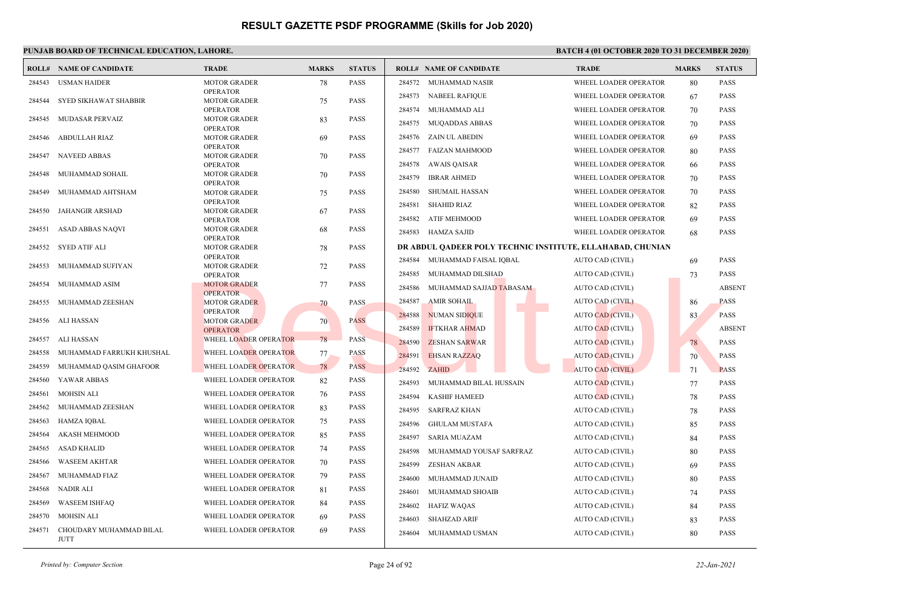# RESULT GAZETTE PSDF PROGRAMME (Skills for Job 2020)

**PUNJAB BOARD OF TECHNICAL EDUCATION, LAHORE.** **BATCH 4 (01 OCTOBER 2020 TO 31 DECEMBER 2020)**

| ROLL# | NAME OF CANDIDATE | TRADE | MARKS | STATUS |
|---|---|---|---|---|
| 284543 | USMAN HAIDER | MOTOR GRADER OPERATOR | 78 | PASS |
| 284544 | SYED SIKHAWAT SHABBIR | MOTOR GRADER OPERATOR | 75 | PASS |
| 284545 | MUDASAR PERVAIZ | MOTOR GRADER OPERATOR | 83 | PASS |
| 284546 | ABDULLAH RIAZ | MOTOR GRADER OPERATOR | 69 | PASS |
| 284547 | NAVEED ABBAS | MOTOR GRADER OPERATOR | 70 | PASS |
| 284548 | MUHAMMAD SOHAIL | MOTOR GRADER OPERATOR | 70 | PASS |
| 284549 | MUHAMMAD AHTSHAM | MOTOR GRADER OPERATOR | 75 | PASS |
| 284550 | JAHANGIR ARSHAD | MOTOR GRADER OPERATOR | 67 | PASS |
| 284551 | ASAD ABBAS NAQVI | MOTOR GRADER OPERATOR | 68 | PASS |
| 284552 | SYED ATIF ALI | MOTOR GRADER OPERATOR | 78 | PASS |
| 284553 | MUHAMMAD SUFIYAN | MOTOR GRADER OPERATOR | 72 | PASS |
| 284554 | MUHAMMAD ASIM | MOTOR GRADER OPERATOR | 77 | PASS |
| 284555 | MUHAMMAD ZEESHAN | MOTOR GRADER OPERATOR | 70 | PASS |
| 284556 | ALI HASSAN | MOTOR GRADER OPERATOR | 70 | PASS |
| 284557 | ALI HASSAN | WHEEL LOADER OPERATOR | 78 | PASS |
| 284558 | MUHAMMAD FARRUKH KHUSHAL | WHEEL LOADER OPERATOR | 77 | PASS |
| 284559 | MUHAMMAD QASIM GHAFOOR | WHEEL LOADER OPERATOR | 78 | PASS |
| 284560 | YAWAR ABBAS | WHEEL LOADER OPERATOR | 82 | PASS |
| 284561 | MOHSIN ALI | WHEEL LOADER OPERATOR | 76 | PASS |
| 284562 | MUHAMMAD ZEESHAN | WHEEL LOADER OPERATOR | 83 | PASS |
| 284563 | HAMZA IQBAL | WHEEL LOADER OPERATOR | 75 | PASS |
| 284564 | AKASH MEHMOOD | WHEEL LOADER OPERATOR | 85 | PASS |
| 284565 | ASAD KHALID | WHEEL LOADER OPERATOR | 74 | PASS |
| 284566 | WASEEM AKHTAR | WHEEL LOADER OPERATOR | 70 | PASS |
| 284567 | MUHAMMAD FIAZ | WHEEL LOADER OPERATOR | 79 | PASS |
| 284568 | NADIR ALI | WHEEL LOADER OPERATOR | 81 | PASS |
| 284569 | WASEEM ISHFAQ | WHEEL LOADER OPERATOR | 84 | PASS |
| 284570 | MOHSIN ALI | WHEEL LOADER OPERATOR | 69 | PASS |
| 284571 | CHOUDARY MUHAMMAD BILAL JUTT | WHEEL LOADER OPERATOR | 69 | PASS |
| 284572 | MUHAMMAD NASIR | WHEEL LOADER OPERATOR | 80 | PASS |
| 284573 | NABEEL RAFIQUE | WHEEL LOADER OPERATOR | 67 | PASS |
| 284574 | MUHAMMAD ALI | WHEEL LOADER OPERATOR | 70 | PASS |
| 284575 | MUQADDAS ABBAS | WHEEL LOADER OPERATOR | 70 | PASS |
| 284576 | ZAIN UL ABEDIN | WHEEL LOADER OPERATOR | 69 | PASS |
| 284577 | FAIZAN MAHMOOD | WHEEL LOADER OPERATOR | 80 | PASS |
| 284578 | AWAIS QAISAR | WHEEL LOADER OPERATOR | 66 | PASS |
| 284579 | IBRAR AHMED | WHEEL LOADER OPERATOR | 70 | PASS |
| 284580 | SHUMAIL HASSAN | WHEEL LOADER OPERATOR | 70 | PASS |
| 284581 | SHAHID RIAZ | WHEEL LOADER OPERATOR | 82 | PASS |
| 284582 | ATIF MEHMOOD | WHEEL LOADER OPERATOR | 69 | PASS |
| 284583 | HAMZA SAJID | WHEEL LOADER OPERATOR | 68 | PASS |

**DR ABDUL QADEER POLY TECHNIC INSTITUTE, ELLAHABAD, CHUNIAN**

| ROLL# | NAME OF CANDIDATE | TRADE | MARKS | STATUS |
|---|---|---|---|---|
| 284584 | MUHAMMAD FAISAL IQBAL | AUTO CAD (CIVIL) | 69 | PASS |
| 284585 | MUHAMMAD DILSHAD | AUTO CAD (CIVIL) | 73 | PASS |
| 284586 | MUHAMMAD SAJJAD TABASAM | AUTO CAD (CIVIL) | | ABSENT |
| 284587 | AMIR SOHAIL | AUTO CAD (CIVIL) | 86 | PASS |
| 284588 | NUMAN SIDIQUE | AUTO CAD (CIVIL) | 83 | PASS |
| 284589 | IFTKHAR AHMAD | AUTO CAD (CIVIL) | | ABSENT |
| 284590 | ZESHAN SARWAR | AUTO CAD (CIVIL) | 78 | PASS |
| 284591 | EHSAN RAZZAQ | AUTO CAD (CIVIL) | 70 | PASS |
| 284592 | ZAHID | AUTO CAD (CIVIL) | 71 | PASS |
| 284593 | MUHAMMAD BILAL HUSSAIN | AUTO CAD (CIVIL) | 77 | PASS |
| 284594 | KASHIF HAMEED | AUTO CAD (CIVIL) | 78 | PASS |
| 284595 | SARFRAZ KHAN | AUTO CAD (CIVIL) | 78 | PASS |
| 284596 | GHULAM MUSTAFA | AUTO CAD (CIVIL) | 85 | PASS |
| 284597 | SARIA MUAZAM | AUTO CAD (CIVIL) | 84 | PASS |
| 284598 | MUHAMMAD YOUSAF SARFRAZ | AUTO CAD (CIVIL) | 80 | PASS |
| 284599 | ZESHAN AKBAR | AUTO CAD (CIVIL) | 69 | PASS |
| 284600 | MUHAMMAD JUNAID | AUTO CAD (CIVIL) | 80 | PASS |
| 284601 | MUHAMMAD SHOAIB | AUTO CAD (CIVIL) | 74 | PASS |
| 284602 | HAFIZ WAQAS | AUTO CAD (CIVIL) | 84 | PASS |
| 284603 | SHAHZAD ARIF | AUTO CAD (CIVIL) | 83 | PASS |
| 284604 | MUHAMMAD USMAN | AUTO CAD (CIVIL) | 80 | PASS |

*Printed by: Computer Section* *22-Jan-2021*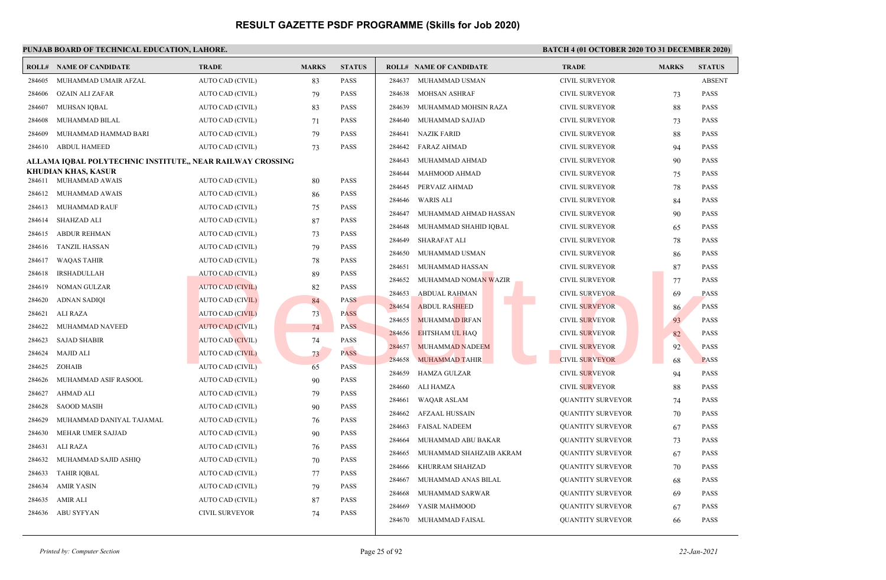# RESULT GAZETTE PSDF PROGRAMME (Skills for Job 2020)

**PUNJAB BOARD OF TECHNICAL EDUCATION, LAHORE.** | **BATCH 4 (01 OCTOBER 2020 TO 31 DECEMBER 2020)**

| ROLL# | NAME OF CANDIDATE | TRADE | MARKS | STATUS |
|---|---|---|---|---|
| 284605 | MUHAMMAD UMAIR AFZAL | AUTO CAD (CIVIL) | 83 | PASS |
| 284606 | OZAIN ALI ZAFAR | AUTO CAD (CIVIL) | 79 | PASS |
| 284607 | MUHSAN IQBAL | AUTO CAD (CIVIL) | 83 | PASS |
| 284608 | MUHAMMAD BILAL | AUTO CAD (CIVIL) | 71 | PASS |
| 284609 | MUHAMMAD HAMMAD BARI | AUTO CAD (CIVIL) | 79 | PASS |
| 284610 | ABDUL HAMEED | AUTO CAD (CIVIL) | 73 | PASS |

**ALLAMA IQBAL POLYTECHNIC INSTITUTE,, NEAR RAILWAY CROSSING KHUDIAN KHAS, KASUR**

| ROLL# | NAME OF CANDIDATE | TRADE | MARKS | STATUS |
|---|---|---|---|---|
| 284611 | MUHAMMAD AWAIS | AUTO CAD (CIVIL) | 80 | PASS |
| 284612 | MUHAMMAD AWAIS | AUTO CAD (CIVIL) | 86 | PASS |
| 284613 | MUHAMMAD RAUF | AUTO CAD (CIVIL) | 75 | PASS |
| 284614 | SHAHZAD ALI | AUTO CAD (CIVIL) | 87 | PASS |
| 284615 | ABDUR REHMAN | AUTO CAD (CIVIL) | 73 | PASS |
| 284616 | TANZIL HASSAN | AUTO CAD (CIVIL) | 79 | PASS |
| 284617 | WAQAS TAHIR | AUTO CAD (CIVIL) | 78 | PASS |
| 284618 | IRSHADULLAH | AUTO CAD (CIVIL) | 89 | PASS |
| 284619 | NOMAN GULZAR | AUTO CAD (CIVIL) | 82 | PASS |
| 284620 | ADNAN SADIQI | AUTO CAD (CIVIL) | 84 | PASS |
| 284621 | ALI RAZA | AUTO CAD (CIVIL) | 73 | PASS |
| 284622 | MUHAMMAD NAVEED | AUTO CAD (CIVIL) | 74 | PASS |
| 284623 | SAJAD SHABIR | AUTO CAD (CIVIL) | 74 | PASS |
| 284624 | MAJID ALI | AUTO CAD (CIVIL) | 73 | PASS |
| 284625 | ZOHAIB | AUTO CAD (CIVIL) | 65 | PASS |
| 284626 | MUHAMMAD ASIF RASOOL | AUTO CAD (CIVIL) | 90 | PASS |
| 284627 | AHMAD ALI | AUTO CAD (CIVIL) | 79 | PASS |
| 284628 | SAOOD MASIH | AUTO CAD (CIVIL) | 90 | PASS |
| 284629 | MUHAMMAD DANIYAL TAJAMAL | AUTO CAD (CIVIL) | 76 | PASS |
| 284630 | MEHAR UMER SAJJAD | AUTO CAD (CIVIL) | 90 | PASS |
| 284631 | ALI RAZA | AUTO CAD (CIVIL) | 76 | PASS |
| 284632 | MUHAMMAD SAJID ASHIQ | AUTO CAD (CIVIL) | 70 | PASS |
| 284633 | TAHIR IQBAL | AUTO CAD (CIVIL) | 77 | PASS |
| 284634 | AMIR YASIN | AUTO CAD (CIVIL) | 79 | PASS |
| 284635 | AMIR ALI | AUTO CAD (CIVIL) | 87 | PASS |
| 284636 | ABU SYFYAN | CIVIL SURVEYOR | 74 | PASS |
| 284637 | MUHAMMAD USMAN | CIVIL SURVEYOR | | ABSENT |
| 284638 | MOHSAN ASHRAF | CIVIL SURVEYOR | 73 | PASS |
| 284639 | MUHAMMAD MOHSIN RAZA | CIVIL SURVEYOR | 88 | PASS |
| 284640 | MUHAMMAD SAJJAD | CIVIL SURVEYOR | 73 | PASS |
| 284641 | NAZIK FARID | CIVIL SURVEYOR | 88 | PASS |
| 284642 | FARAZ AHMAD | CIVIL SURVEYOR | 94 | PASS |
| 284643 | MUHAMMAD AHMAD | CIVIL SURVEYOR | 90 | PASS |
| 284644 | MAHMOOD AHMAD | CIVIL SURVEYOR | 75 | PASS |
| 284645 | PERVAIZ AHMAD | CIVIL SURVEYOR | 78 | PASS |
| 284646 | WARIS ALI | CIVIL SURVEYOR | 84 | PASS |
| 284647 | MUHAMMAD AHMAD HASSAN | CIVIL SURVEYOR | 90 | PASS |
| 284648 | MUHAMMAD SHAHID IQBAL | CIVIL SURVEYOR | 65 | PASS |
| 284649 | SHARAFAT ALI | CIVIL SURVEYOR | 78 | PASS |
| 284650 | MUHAMMAD USMAN | CIVIL SURVEYOR | 86 | PASS |
| 284651 | MUHAMMAD HASSAN | CIVIL SURVEYOR | 87 | PASS |
| 284652 | MUHAMMAD NOMAN WAZIR | CIVIL SURVEYOR | 77 | PASS |
| 284653 | ABDUAL RAHMAN | CIVIL SURVEYOR | 69 | PASS |
| 284654 | ABDUL RASHEED | CIVIL SURVEYOR | 86 | PASS |
| 284655 | MUHAMMAD IRFAN | CIVIL SURVEYOR | 93 | PASS |
| 284656 | EHTSHAM UL HAQ | CIVIL SURVEYOR | 82 | PASS |
| 284657 | MUHAMMAD NADEEM | CIVIL SURVEYOR | 92 | PASS |
| 284658 | MUHAMMAD TAHIR | CIVIL SURVEYOR | 68 | PASS |
| 284659 | HAMZA GULZAR | CIVIL SURVEYOR | 94 | PASS |
| 284660 | ALI HAMZA | CIVIL SURVEYOR | 88 | PASS |
| 284661 | WAQAR ASLAM | QUANTITY SURVEYOR | 74 | PASS |
| 284662 | AFZAAL HUSSAIN | QUANTITY SURVEYOR | 70 | PASS |
| 284663 | FAISAL NADEEM | QUANTITY SURVEYOR | 67 | PASS |
| 284664 | MUHAMMAD ABU BAKAR | QUANTITY SURVEYOR | 73 | PASS |
| 284665 | MUHAMMAD SHAHZAIB AKRAM | QUANTITY SURVEYOR | 67 | PASS |
| 284666 | KHURRAM SHAHZAD | QUANTITY SURVEYOR | 70 | PASS |
| 284667 | MUHAMMAD ANAS BILAL | QUANTITY SURVEYOR | 68 | PASS |
| 284668 | MUHAMMAD SARWAR | QUANTITY SURVEYOR | 69 | PASS |
| 284669 | YASIR MAHMOOD | QUANTITY SURVEYOR | 67 | PASS |
| 284670 | MUHAMMAD FAISAL | QUANTITY SURVEYOR | 66 | PASS |

*Printed by: Computer Section* | *22-Jan-2021*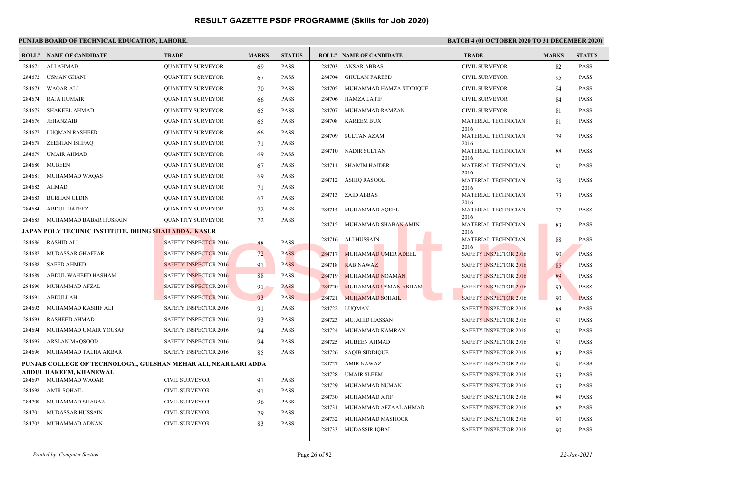# RESULT GAZETTE PSDF PROGRAMME (Skills for Job 2020)

**PUNJAB BOARD OF TECHNICAL EDUCATION, LAHORE.**

**BATCH 4 (01 OCTOBER 2020 TO 31 DECEMBER 2020)**

| ROLL# | NAME OF CANDIDATE | TRADE | MARKS | STATUS |
|---|---|---|---|---|
| 284671 | ALI AHMAD | QUANTITY SURVEYOR | 69 | PASS |
| 284672 | USMAN GHANI | QUANTITY SURVEYOR | 67 | PASS |
| 284673 | WAQAR ALI | QUANTITY SURVEYOR | 70 | PASS |
| 284674 | RAJA HUMAIR | QUANTITY SURVEYOR | 66 | PASS |
| 284675 | SHAKEEL AHMAD | QUANTITY SURVEYOR | 65 | PASS |
| 284676 | JEHANZAIB | QUANTITY SURVEYOR | 65 | PASS |
| 284677 | LUQMAN RASHEED | QUANTITY SURVEYOR | 66 | PASS |
| 284678 | ZEESHAN ISHFAQ | QUANTITY SURVEYOR | 71 | PASS |
| 284679 | UMAIR AHMAD | QUANTITY SURVEYOR | 69 | PASS |
| 284680 | MUBEEN | QUANTITY SURVEYOR | 67 | PASS |
| 284681 | MUHAMMAD WAQAS | QUANTITY SURVEYOR | 69 | PASS |
| 284682 | AHMAD | QUANTITY SURVEYOR | 71 | PASS |
| 284683 | BURHAN ULDIN | QUANTITY SURVEYOR | 67 | PASS |
| 284684 | ABDUL HAFEEZ | QUANTITY SURVEYOR | 72 | PASS |
| 284685 | MUHAMMAD BABAR HUSSAIN | QUANTITY SURVEYOR | 72 | PASS |

**JAPAN POLY TECHNIC INSTITUTE, DHING SHAH ADDA,, KASUR**

| ROLL# | NAME OF CANDIDATE | TRADE | MARKS | STATUS |
|---|---|---|---|---|
| 284686 | RASHID ALI | SAFETY INSPECTOR 2016 | 88 | PASS |
| 284687 | MUDASSAR GHAFFAR | SAFETY INSPECTOR 2016 | 72 | PASS |
| 284688 | SAEED AHMED | SAFETY INSPECTOR 2016 | 91 | PASS |
| 284689 | ABDUL WAHEED HASHAM | SAFETY INSPECTOR 2016 | 88 | PASS |
| 284690 | MUHAMMAD AFZAL | SAFETY INSPECTOR 2016 | 91 | PASS |
| 284691 | ABDULLAH | SAFETY INSPECTOR 2016 | 93 | PASS |
| 284692 | MUHAMMAD KASHIF ALI | SAFETY INSPECTOR 2016 | 91 | PASS |
| 284693 | RASHEED AHMAD | SAFETY INSPECTOR 2016 | 93 | PASS |
| 284694 | MUHAMMAD UMAIR YOUSAF | SAFETY INSPECTOR 2016 | 94 | PASS |
| 284695 | ARSLAN MAQSOOD | SAFETY INSPECTOR 2016 | 94 | PASS |
| 284696 | MUHAMMAD TALHA AKBAR | SAFETY INSPECTOR 2016 | 85 | PASS |

**PUNJAB COLLEGE OF TECHNOLOGY,, GULSHAN MEHAR ALI, NEAR LARI ADDA ABDUL HAKEEM, KHANEWAL**

| ROLL# | NAME OF CANDIDATE | TRADE | MARKS | STATUS |
|---|---|---|---|---|
| 284697 | MUHAMMAD WAQAR | CIVIL SURVEYOR | 91 | PASS |
| 284698 | AMIR SOHAIL | CIVIL SURVEYOR | 91 | PASS |
| 284700 | MUHAMMAD SHABAZ | CIVIL SURVEYOR | 96 | PASS |
| 284701 | MUDASSAR HUSSAIN | CIVIL SURVEYOR | 79 | PASS |
| 284702 | MUHAMMAD ADNAN | CIVIL SURVEYOR | 83 | PASS |
| 284703 | ANSAR ABBAS | CIVIL SURVEYOR | 82 | PASS |
| 284704 | GHULAM FAREED | CIVIL SURVEYOR | 95 | PASS |
| 284705 | MUHAMMAD HAMZA SIDDIQUE | CIVIL SURVEYOR | 94 | PASS |
| 284706 | HAMZA LATIF | CIVIL SURVEYOR | 84 | PASS |
| 284707 | MUHAMMAD RAMZAN | CIVIL SURVEYOR | 81 | PASS |
| 284708 | KAREEM BUX | MATERIAL TECHNICIAN 2016 | 81 | PASS |
| 284709 | SULTAN AZAM | MATERIAL TECHNICIAN 2016 | 79 | PASS |
| 284710 | NADIR SULTAN | MATERIAL TECHNICIAN 2016 | 88 | PASS |
| 284711 | SHAMIM HAIDER | MATERIAL TECHNICIAN 2016 | 91 | PASS |
| 284712 | ASHIQ RASOOL | MATERIAL TECHNICIAN 2016 | 78 | PASS |
| 284713 | ZAID ABBAS | MATERIAL TECHNICIAN 2016 | 73 | PASS |
| 284714 | MUHAMMAD AQEEL | MATERIAL TECHNICIAN 2016 | 77 | PASS |
| 284715 | MUHAMMAD SHABAN AMIN | MATERIAL TECHNICIAN 2016 | 83 | PASS |
| 284716 | ALI HUSSAIN | MATERIAL TECHNICIAN 2016 | 88 | PASS |
| 284717 | MUHAMMAD UMER ADEEL | SAFETY INSPECTOR 2016 | 90 | PASS |
| 284718 | RAB NAWAZ | SAFETY INSPECTOR 2016 | 85 | PASS |
| 284719 | MUHAMMAD NOAMAN | SAFETY INSPECTOR 2016 | 89 | PASS |
| 284720 | MUHAMMAD USMAN AKRAM | SAFETY INSPECTOR 2016 | 93 | PASS |
| 284721 | MUHAMMAD SOHAIL | SAFETY INSPECTOR 2016 | 90 | PASS |
| 284722 | LUQMAN | SAFETY INSPECTOR 2016 | 88 | PASS |
| 284723 | MUJAHID HASSAN | SAFETY INSPECTOR 2016 | 91 | PASS |
| 284724 | MUHAMMAD KAMRAN | SAFETY INSPECTOR 2016 | 91 | PASS |
| 284725 | MUBEEN AHMAD | SAFETY INSPECTOR 2016 | 91 | PASS |
| 284726 | SAQIB SIDDIQUE | SAFETY INSPECTOR 2016 | 83 | PASS |
| 284727 | AMIR NAWAZ | SAFETY INSPECTOR 2016 | 91 | PASS |
| 284728 | UMAIR SLEEM | SAFETY INSPECTOR 2016 | 93 | PASS |
| 284729 | MUHAMMAD NUMAN | SAFETY INSPECTOR 2016 | 93 | PASS |
| 284730 | MUHAMMAD ATIF | SAFETY INSPECTOR 2016 | 89 | PASS |
| 284731 | MUHAMMAD AFZAAL AHMAD | SAFETY INSPECTOR 2016 | 87 | PASS |
| 284732 | MUHAMMAD MASHOOR | SAFETY INSPECTOR 2016 | 90 | PASS |
| 284733 | MUDASSIR IQBAL | SAFETY INSPECTOR 2016 | 90 | PASS |

*Printed by: Computer Section* | *22-Jan-2021*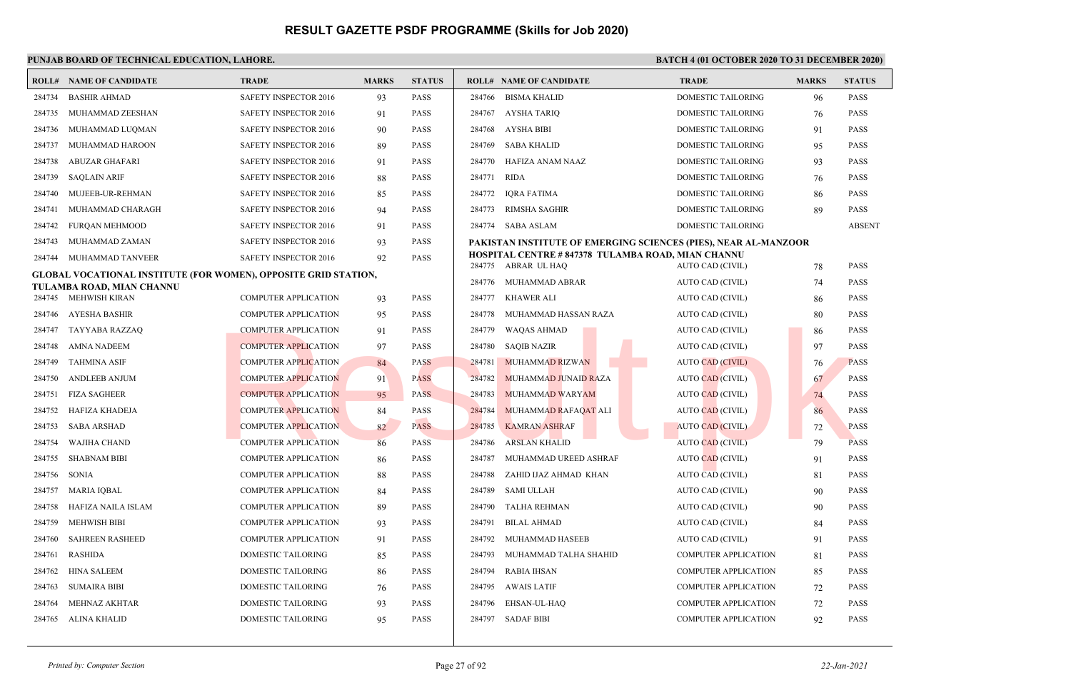# RESULT GAZETTE PSDF PROGRAMME (Skills for Job 2020)

**PUNJAB BOARD OF TECHNICAL EDUCATION, LAHORE.**

**BATCH 4 (01 OCTOBER 2020 TO 31 DECEMBER 2020)**

| ROLL# | NAME OF CANDIDATE | TRADE | MARKS | STATUS |
|---|---|---|---|---|
| 284734 | BASHIR AHMAD | SAFETY INSPECTOR 2016 | 93 | PASS |
| 284735 | MUHAMMAD ZEESHAN | SAFETY INSPECTOR 2016 | 91 | PASS |
| 284736 | MUHAMMAD LUQMAN | SAFETY INSPECTOR 2016 | 90 | PASS |
| 284737 | MUHAMMAD HAROON | SAFETY INSPECTOR 2016 | 89 | PASS |
| 284738 | ABUZAR GHAFARI | SAFETY INSPECTOR 2016 | 91 | PASS |
| 284739 | SAQLAIN ARIF | SAFETY INSPECTOR 2016 | 88 | PASS |
| 284740 | MUJEEB-UR-REHMAN | SAFETY INSPECTOR 2016 | 85 | PASS |
| 284741 | MUHAMMAD CHARAGH | SAFETY INSPECTOR 2016 | 94 | PASS |
| 284742 | FURQAN MEHMOOD | SAFETY INSPECTOR 2016 | 91 | PASS |
| 284743 | MUHAMMAD ZAMAN | SAFETY INSPECTOR 2016 | 93 | PASS |
| 284744 | MUHAMMAD TANVEER | SAFETY INSPECTOR 2016 | 92 | PASS |

**GLOBAL VOCATIONAL INSTITUTE (FOR WOMEN), OPPOSITE GRID STATION, TULAMBA ROAD, MIAN CHANNU**

| ROLL# | NAME OF CANDIDATE | TRADE | MARKS | STATUS |
|---|---|---|---|---|
| 284745 | MEHWISH KIRAN | COMPUTER APPLICATION | 93 | PASS |
| 284746 | AYESHA BASHIR | COMPUTER APPLICATION | 95 | PASS |
| 284747 | TAYYABA RAZZAQ | COMPUTER APPLICATION | 91 | PASS |
| 284748 | AMNA NADEEM | COMPUTER APPLICATION | 97 | PASS |
| 284749 | TAHMINA ASIF | COMPUTER APPLICATION | 84 | PASS |
| 284750 | ANDLEEB ANJUM | COMPUTER APPLICATION | 91 | PASS |
| 284751 | FIZA SAGHEER | COMPUTER APPLICATION | 95 | PASS |
| 284752 | HAFIZA KHADEJA | COMPUTER APPLICATION | 84 | PASS |
| 284753 | SABA ARSHAD | COMPUTER APPLICATION | 82 | PASS |
| 284754 | WAJIHA CHAND | COMPUTER APPLICATION | 86 | PASS |
| 284755 | SHABNAM BIBI | COMPUTER APPLICATION | 86 | PASS |
| 284756 | SONIA | COMPUTER APPLICATION | 88 | PASS |
| 284757 | MARIA IQBAL | COMPUTER APPLICATION | 84 | PASS |
| 284758 | HAFIZA NAILA ISLAM | COMPUTER APPLICATION | 89 | PASS |
| 284759 | MEHWISH BIBI | COMPUTER APPLICATION | 93 | PASS |
| 284760 | SAHREEN RASHEED | COMPUTER APPLICATION | 91 | PASS |
| 284761 | RASHIDA | DOMESTIC TAILORING | 85 | PASS |
| 284762 | HINA SALEEM | DOMESTIC TAILORING | 86 | PASS |
| 284763 | SUMAIRA BIBI | DOMESTIC TAILORING | 76 | PASS |
| 284764 | MEHNAZ AKHTAR | DOMESTIC TAILORING | 93 | PASS |
| 284765 | ALINA KHALID | DOMESTIC TAILORING | 95 | PASS |
| 284766 | BISMA KHALID | DOMESTIC TAILORING | 96 | PASS |
| 284767 | AYSHA TARIQ | DOMESTIC TAILORING | 76 | PASS |
| 284768 | AYSHA BIBI | DOMESTIC TAILORING | 91 | PASS |
| 284769 | SABA KHALID | DOMESTIC TAILORING | 95 | PASS |
| 284770 | HAFIZA ANAM NAAZ | DOMESTIC TAILORING | 93 | PASS |
| 284771 | RIDA | DOMESTIC TAILORING | 76 | PASS |
| 284772 | IQRA FATIMA | DOMESTIC TAILORING | 86 | PASS |
| 284773 | RIMSHA SAGHIR | DOMESTIC TAILORING | 89 | PASS |
| 284774 | SABA ASLAM | DOMESTIC TAILORING | | ABSENT |

**PAKISTAN INSTITUTE OF EMERGING SCIENCES (PIES), NEAR AL-MANZOOR HOSPITAL CENTRE # 847378 TULAMBA ROAD, MIAN CHANNU**

| ROLL# | NAME OF CANDIDATE | TRADE | MARKS | STATUS |
|---|---|---|---|---|
| 284775 | ABRAR UL HAQ | AUTO CAD (CIVIL) | 78 | PASS |
| 284776 | MUHAMMAD ABRAR | AUTO CAD (CIVIL) | 74 | PASS |
| 284777 | KHAWER ALI | AUTO CAD (CIVIL) | 86 | PASS |
| 284778 | MUHAMMAD HASSAN RAZA | AUTO CAD (CIVIL) | 80 | PASS |
| 284779 | WAQAS AHMAD | AUTO CAD (CIVIL) | 86 | PASS |
| 284780 | SAQIB NAZIR | AUTO CAD (CIVIL) | 97 | PASS |
| 284781 | MUHAMMAD RIZWAN | AUTO CAD (CIVIL) | 76 | PASS |
| 284782 | MUHAMMAD JUNAID RAZA | AUTO CAD (CIVIL) | 67 | PASS |
| 284783 | MUHAMMAD WARYAM | AUTO CAD (CIVIL) | 74 | PASS |
| 284784 | MUHAMMAD RAFAQAT ALI | AUTO CAD (CIVIL) | 86 | PASS |
| 284785 | KAMRAN ASHRAF | AUTO CAD (CIVIL) | 72 | PASS |
| 284786 | ARSLAN KHALID | AUTO CAD (CIVIL) | 79 | PASS |
| 284787 | MUHAMMAD UREED ASHRAF | AUTO CAD (CIVIL) | 91 | PASS |
| 284788 | ZAHID IJAZ AHMAD KHAN | AUTO CAD (CIVIL) | 81 | PASS |
| 284789 | SAMI ULLAH | AUTO CAD (CIVIL) | 90 | PASS |
| 284790 | TALHA REHMAN | AUTO CAD (CIVIL) | 90 | PASS |
| 284791 | BILAL AHMAD | AUTO CAD (CIVIL) | 84 | PASS |
| 284792 | MUHAMMAD HASEEB | AUTO CAD (CIVIL) | 91 | PASS |
| 284793 | MUHAMMAD TALHA SHAHID | COMPUTER APPLICATION | 81 | PASS |
| 284794 | RABIA IHSAN | COMPUTER APPLICATION | 85 | PASS |
| 284795 | AWAIS LATIF | COMPUTER APPLICATION | 72 | PASS |
| 284796 | EHSAN-UL-HAQ | COMPUTER APPLICATION | 72 | PASS |
| 284797 | SADAF BIBI | COMPUTER APPLICATION | 92 | PASS |

*Printed by: Computer Section* | *22-Jan-2021*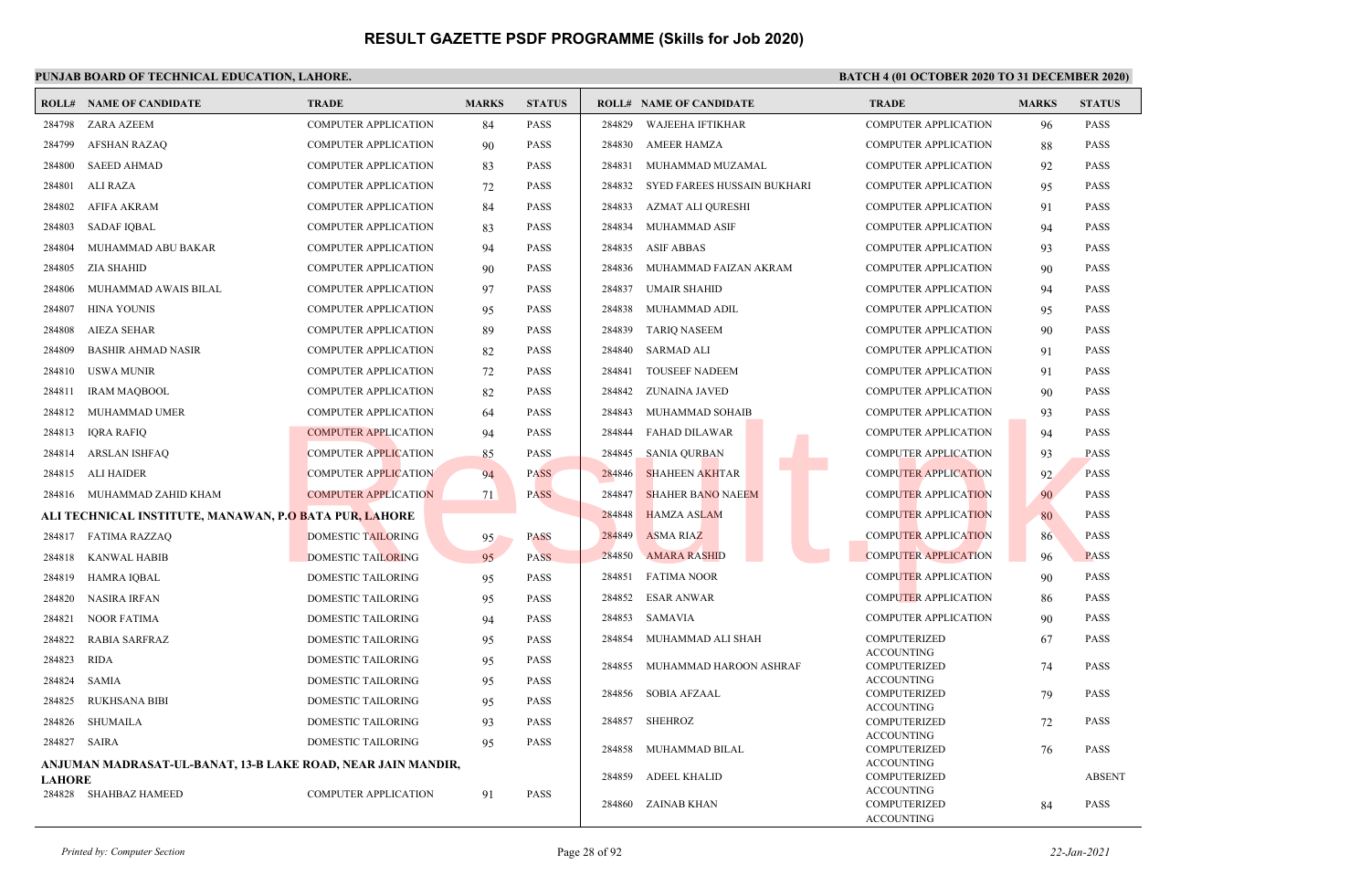# RESULT GAZETTE PSDF PROGRAMME (Skills for Job 2020)

**PUNJAB BOARD OF TECHNICAL EDUCATION, LAHORE.**

**BATCH 4 (01 OCTOBER 2020 TO 31 DECEMBER 2020)**

| ROLL# | NAME OF CANDIDATE | TRADE | MARKS | STATUS |
|---|---|---|---|---|
| 284798 | ZARA AZEEM | COMPUTER APPLICATION | 84 | PASS |
| 284799 | AFSHAN RAZAQ | COMPUTER APPLICATION | 90 | PASS |
| 284800 | SAEED AHMAD | COMPUTER APPLICATION | 83 | PASS |
| 284801 | ALI RAZA | COMPUTER APPLICATION | 72 | PASS |
| 284802 | AFIFA AKRAM | COMPUTER APPLICATION | 84 | PASS |
| 284803 | SADAF IQBAL | COMPUTER APPLICATION | 83 | PASS |
| 284804 | MUHAMMAD ABU BAKAR | COMPUTER APPLICATION | 94 | PASS |
| 284805 | ZIA SHAHID | COMPUTER APPLICATION | 90 | PASS |
| 284806 | MUHAMMAD AWAIS BILAL | COMPUTER APPLICATION | 97 | PASS |
| 284807 | HINA YOUNIS | COMPUTER APPLICATION | 95 | PASS |
| 284808 | AIEZA SEHAR | COMPUTER APPLICATION | 89 | PASS |
| 284809 | BASHIR AHMAD NASIR | COMPUTER APPLICATION | 82 | PASS |
| 284810 | USWA MUNIR | COMPUTER APPLICATION | 72 | PASS |
| 284811 | IRAM MAQBOOL | COMPUTER APPLICATION | 82 | PASS |
| 284812 | MUHAMMAD UMER | COMPUTER APPLICATION | 64 | PASS |
| 284813 | IQRA RAFIQ | COMPUTER APPLICATION | 94 | PASS |
| 284814 | ARSLAN ISHFAQ | COMPUTER APPLICATION | 85 | PASS |
| 284815 | ALI HAIDER | COMPUTER APPLICATION | 94 | PASS |
| 284816 | MUHAMMAD ZAHID KHAM | COMPUTER APPLICATION | 71 | PASS |

**ALI TECHNICAL INSTITUTE, MANAWAN, P.O BATA PUR, LAHORE**

| ROLL# | NAME OF CANDIDATE | TRADE | MARKS | STATUS |
|---|---|---|---|---|
| 284817 | FATIMA RAZZAQ | DOMESTIC TAILORING | 95 | PASS |
| 284818 | KANWAL HABIB | DOMESTIC TAILORING | 95 | PASS |
| 284819 | HAMRA IQBAL | DOMESTIC TAILORING | 95 | PASS |
| 284820 | NASIRA IRFAN | DOMESTIC TAILORING | 95 | PASS |
| 284821 | NOOR FATIMA | DOMESTIC TAILORING | 94 | PASS |
| 284822 | RABIA SARFRAZ | DOMESTIC TAILORING | 95 | PASS |
| 284823 | RIDA | DOMESTIC TAILORING | 95 | PASS |
| 284824 | SAMIA | DOMESTIC TAILORING | 95 | PASS |
| 284825 | RUKHSANA BIBI | DOMESTIC TAILORING | 95 | PASS |
| 284826 | SHUMAILA | DOMESTIC TAILORING | 93 | PASS |
| 284827 | SAIRA | DOMESTIC TAILORING | 95 | PASS |

**ANJUMAN MADRASAT-UL-BANAT, 13-B LAKE ROAD, NEAR JAIN MANDIR, LAHORE**

| ROLL# | NAME OF CANDIDATE | TRADE | MARKS | STATUS |
|---|---|---|---|---|
| 284828 | SHAHBAZ HAMEED | COMPUTER APPLICATION | 91 | PASS |
| 284829 | WAJEEHA IFTIKHAR | COMPUTER APPLICATION | 96 | PASS |
| 284830 | AMEER HAMZA | COMPUTER APPLICATION | 88 | PASS |
| 284831 | MUHAMMAD MUZAMAL | COMPUTER APPLICATION | 92 | PASS |
| 284832 | SYED FAREES HUSSAIN BUKHARI | COMPUTER APPLICATION | 95 | PASS |
| 284833 | AZMAT ALI QURESHI | COMPUTER APPLICATION | 91 | PASS |
| 284834 | MUHAMMAD ASIF | COMPUTER APPLICATION | 94 | PASS |
| 284835 | ASIF ABBAS | COMPUTER APPLICATION | 93 | PASS |
| 284836 | MUHAMMAD FAIZAN AKRAM | COMPUTER APPLICATION | 90 | PASS |
| 284837 | UMAIR SHAHID | COMPUTER APPLICATION | 94 | PASS |
| 284838 | MUHAMMAD ADIL | COMPUTER APPLICATION | 95 | PASS |
| 284839 | TARIQ NASEEM | COMPUTER APPLICATION | 90 | PASS |
| 284840 | SARMAD ALI | COMPUTER APPLICATION | 91 | PASS |
| 284841 | TOUSEEF NADEEM | COMPUTER APPLICATION | 91 | PASS |
| 284842 | ZUNAINA JAVED | COMPUTER APPLICATION | 90 | PASS |
| 284843 | MUHAMMAD SOHAIB | COMPUTER APPLICATION | 93 | PASS |
| 284844 | FAHAD DILAWAR | COMPUTER APPLICATION | 94 | PASS |
| 284845 | SANIA QURBAN | COMPUTER APPLICATION | 93 | PASS |
| 284846 | SHAHEEN AKHTAR | COMPUTER APPLICATION | 92 | PASS |
| 284847 | SHAHER BANO NAEEM | COMPUTER APPLICATION | 90 | PASS |
| 284848 | HAMZA ASLAM | COMPUTER APPLICATION | 80 | PASS |
| 284849 | ASMA RIAZ | COMPUTER APPLICATION | 86 | PASS |
| 284850 | AMARA RASHID | COMPUTER APPLICATION | 96 | PASS |
| 284851 | FATIMA NOOR | COMPUTER APPLICATION | 90 | PASS |
| 284852 | ESAR ANWAR | COMPUTER APPLICATION | 86 | PASS |
| 284853 | SAMAVIA | COMPUTER APPLICATION | 90 | PASS |
| 284854 | MUHAMMAD ALI SHAH | COMPUTERIZED ACCOUNTING | 67 | PASS |
| 284855 | MUHAMMAD HAROON ASHRAF | COMPUTERIZED ACCOUNTING | 74 | PASS |
| 284856 | SOBIA AFZAAL | COMPUTERIZED ACCOUNTING | 79 | PASS |
| 284857 | SHEHROZ | COMPUTERIZED ACCOUNTING | 72 | PASS |
| 284858 | MUHAMMAD BILAL | COMPUTERIZED ACCOUNTING | 76 | PASS |
| 284859 | ADEEL KHALID | COMPUTERIZED ACCOUNTING | | ABSENT |
| 284860 | ZAINAB KHAN | COMPUTERIZED ACCOUNTING | 84 | PASS |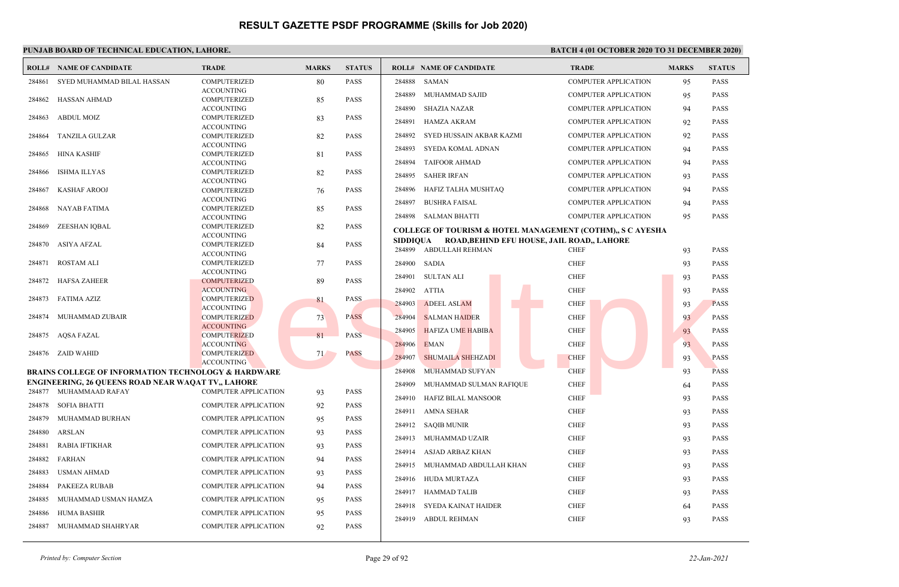# RESULT GAZETTE PSDF PROGRAMME (Skills for Job 2020)

**PUNJAB BOARD OF TECHNICAL EDUCATION, LAHORE.** **BATCH 4 (01 OCTOBER 2020 TO 31 DECEMBER 2020)**

| ROLL# | NAME OF CANDIDATE | TRADE | MARKS | STATUS |
|---|---|---|---|---|
| 284861 | SYED MUHAMMAD BILAL HASSAN | COMPUTERIZED ACCOUNTING | 80 | PASS |
| 284862 | HASSAN AHMAD | COMPUTERIZED ACCOUNTING | 85 | PASS |
| 284863 | ABDUL MOIZ | COMPUTERIZED ACCOUNTING | 83 | PASS |
| 284864 | TANZILA GULZAR | COMPUTERIZED ACCOUNTING | 82 | PASS |
| 284865 | HINA KASHIF | COMPUTERIZED ACCOUNTING | 81 | PASS |
| 284866 | ISHMA ILLYAS | COMPUTERIZED ACCOUNTING | 82 | PASS |
| 284867 | KASHAF AROOJ | COMPUTERIZED ACCOUNTING | 76 | PASS |
| 284868 | NAYAB FATIMA | COMPUTERIZED ACCOUNTING | 85 | PASS |
| 284869 | ZEESHAN IQBAL | COMPUTERIZED ACCOUNTING | 82 | PASS |
| 284870 | ASIYA AFZAL | COMPUTERIZED ACCOUNTING | 84 | PASS |
| 284871 | ROSTAM ALI | COMPUTERIZED ACCOUNTING | 77 | PASS |
| 284872 | HAFSA ZAHEER | COMPUTERIZED ACCOUNTING | 89 | PASS |
| 284873 | FATIMA AZIZ | COMPUTERIZED ACCOUNTING | 81 | PASS |
| 284874 | MUHAMMAD ZUBAIR | COMPUTERIZED ACCOUNTING | 73 | PASS |
| 284875 | AQSA FAZAL | COMPUTERIZED ACCOUNTING | 81 | PASS |
| 284876 | ZAID WAHID | COMPUTERIZED ACCOUNTING | 71 | PASS |

**BRAINS COLLEGE OF INFORMATION TECHNOLOGY & HARDWARE ENGINEERING, 26 QUEENS ROAD NEAR WAQAT TV,, LAHORE**

| ROLL# | NAME OF CANDIDATE | TRADE | MARKS | STATUS |
|---|---|---|---|---|
| 284877 | MUHAMMAAD RAFAY | COMPUTER APPLICATION | 93 | PASS |
| 284878 | SOFIA BHATTI | COMPUTER APPLICATION | 92 | PASS |
| 284879 | MUHAMMAD BURHAN | COMPUTER APPLICATION | 95 | PASS |
| 284880 | ARSLAN | COMPUTER APPLICATION | 93 | PASS |
| 284881 | RABIA IFTIKHAR | COMPUTER APPLICATION | 93 | PASS |
| 284882 | FARHAN | COMPUTER APPLICATION | 94 | PASS |
| 284883 | USMAN AHMAD | COMPUTER APPLICATION | 93 | PASS |
| 284884 | PAKEEZA RUBAB | COMPUTER APPLICATION | 94 | PASS |
| 284885 | MUHAMMAD USMAN HAMZA | COMPUTER APPLICATION | 95 | PASS |
| 284886 | HUMA BASHIR | COMPUTER APPLICATION | 95 | PASS |
| 284887 | MUHAMMAD SHAHRYAR | COMPUTER APPLICATION | 92 | PASS |
| 284888 | SAMAN | COMPUTER APPLICATION | 95 | PASS |
| 284889 | MUHAMMAD SAJID | COMPUTER APPLICATION | 95 | PASS |
| 284890 | SHAZIA NAZAR | COMPUTER APPLICATION | 94 | PASS |
| 284891 | HAMZA AKRAM | COMPUTER APPLICATION | 92 | PASS |
| 284892 | SYED HUSSAIN AKBAR KAZMI | COMPUTER APPLICATION | 92 | PASS |
| 284893 | SYEDA KOMAL ADNAN | COMPUTER APPLICATION | 94 | PASS |
| 284894 | TAIFOOR AHMAD | COMPUTER APPLICATION | 94 | PASS |
| 284895 | SAHER IRFAN | COMPUTER APPLICATION | 93 | PASS |
| 284896 | HAFIZ TALHA MUSHTAQ | COMPUTER APPLICATION | 94 | PASS |
| 284897 | BUSHRA FAISAL | COMPUTER APPLICATION | 94 | PASS |
| 284898 | SALMAN BHATTI | COMPUTER APPLICATION | 95 | PASS |

**COLLEGE OF TOURISM & HOTEL MANAGEMENT (COTHM),, S C AYESHA SIDDIQUA ROAD,BEHIND EFU HOUSE, JAIL ROAD,, LAHORE**

| ROLL# | NAME OF CANDIDATE | TRADE | MARKS | STATUS |
|---|---|---|---|---|
| 284899 | ABDULLAH REHMAN | CHEF | 93 | PASS |
| 284900 | SADIA | CHEF | 93 | PASS |
| 284901 | SULTAN ALI | CHEF | 93 | PASS |
| 284902 | ATTIA | CHEF | 93 | PASS |
| 284903 | ADEEL ASLAM | CHEF | 93 | PASS |
| 284904 | SALMAN HAIDER | CHEF | 93 | PASS |
| 284905 | HAFIZA UME HABIBA | CHEF | 93 | PASS |
| 284906 | EMAN | CHEF | 93 | PASS |
| 284907 | SHUMAILA SHEHZADI | CHEF | 93 | PASS |
| 284908 | MUHAMMAD SUFYAN | CHEF | 93 | PASS |
| 284909 | MUHAMMAD SULMAN RAFIQUE | CHEF | 64 | PASS |
| 284910 | HAFIZ BILAL MANSOOR | CHEF | 93 | PASS |
| 284911 | AMNA SEHAR | CHEF | 93 | PASS |
| 284912 | SAQIB MUNIR | CHEF | 93 | PASS |
| 284913 | MUHAMMAD UZAIR | CHEF | 93 | PASS |
| 284914 | ASJAD ARBAZ KHAN | CHEF | 93 | PASS |
| 284915 | MUHAMMAD ABDULLAH KHAN | CHEF | 93 | PASS |
| 284916 | HUDA MURTAZA | CHEF | 93 | PASS |
| 284917 | HAMMAD TALIB | CHEF | 93 | PASS |
| 284918 | SYEDA KAINAT HAIDER | CHEF | 64 | PASS |
| 284919 | ABDUL REHMAN | CHEF | 93 | PASS |

*Printed by: Computer Section* *22-Jan-2021*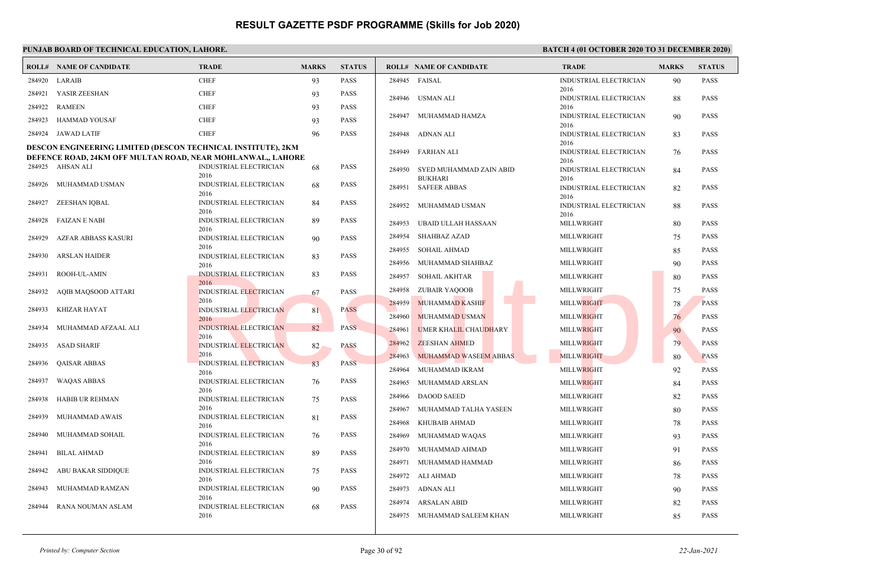# RESULT GAZETTE PSDF PROGRAMME (Skills for Job 2020)

**PUNJAB BOARD OF TECHNICAL EDUCATION, LAHORE.** | **BATCH 4 (01 OCTOBER 2020 TO 31 DECEMBER 2020)**

| ROLL# | NAME OF CANDIDATE | TRADE | MARKS | STATUS |
|---|---|---|---|---|
| 284920 | LARAIB | CHEF | 93 | PASS |
| 284921 | YASIR ZEESHAN | CHEF | 93 | PASS |
| 284922 | RAMEEN | CHEF | 93 | PASS |
| 284923 | HAMMAD YOUSAF | CHEF | 93 | PASS |
| 284924 | JAWAD LATIF | CHEF | 96 | PASS |

**DESCON ENGINEERING LIMITED (DESCON TECHNICAL INSTITUTE), 2KM DEFENCE ROAD, 24KM OFF MULTAN ROAD, NEAR MOHLANWAL,, LAHORE**

| ROLL# | NAME OF CANDIDATE | TRADE | MARKS | STATUS |
|---|---|---|---|---|
| 284925 | AHSAN ALI | INDUSTRIAL ELECTRICIAN 2016 | 68 | PASS |
| 284926 | MUHAMMAD USMAN | INDUSTRIAL ELECTRICIAN 2016 | 68 | PASS |
| 284927 | ZEESHAN IQBAL | INDUSTRIAL ELECTRICIAN 2016 | 84 | PASS |
| 284928 | FAIZAN E NABI | INDUSTRIAL ELECTRICIAN 2016 | 89 | PASS |
| 284929 | AZFAR ABBASS KASURI | INDUSTRIAL ELECTRICIAN 2016 | 90 | PASS |
| 284930 | ARSLAN HAIDER | INDUSTRIAL ELECTRICIAN 2016 | 83 | PASS |
| 284931 | ROOH-UL-AMIN | INDUSTRIAL ELECTRICIAN 2016 | 83 | PASS |
| 284932 | AQIB MAQSOOD ATTARI | INDUSTRIAL ELECTRICIAN 2016 | 67 | PASS |
| 284933 | KHIZAR HAYAT | INDUSTRIAL ELECTRICIAN 2016 | 81 | PASS |
| 284934 | MUHAMMAD AFZAAL ALI | INDUSTRIAL ELECTRICIAN 2016 | 82 | PASS |
| 284935 | ASAD SHARIF | INDUSTRIAL ELECTRICIAN 2016 | 82 | PASS |
| 284936 | QAISAR ABBAS | INDUSTRIAL ELECTRICIAN 2016 | 83 | PASS |
| 284937 | WAQAS ABBAS | INDUSTRIAL ELECTRICIAN 2016 | 76 | PASS |
| 284938 | HABIB UR REHMAN | INDUSTRIAL ELECTRICIAN 2016 | 75 | PASS |
| 284939 | MUHAMMAD AWAIS | INDUSTRIAL ELECTRICIAN 2016 | 81 | PASS |
| 284940 | MUHAMMAD SOHAIL | INDUSTRIAL ELECTRICIAN 2016 | 76 | PASS |
| 284941 | BILAL AHMAD | INDUSTRIAL ELECTRICIAN 2016 | 89 | PASS |
| 284942 | ABU BAKAR SIDDIQUE | INDUSTRIAL ELECTRICIAN 2016 | 75 | PASS |
| 284943 | MUHAMMAD RAMZAN | INDUSTRIAL ELECTRICIAN 2016 | 90 | PASS |
| 284944 | RANA NOUMAN ASLAM | INDUSTRIAL ELECTRICIAN 2016 | 68 | PASS |
| 284945 | FAISAL | INDUSTRIAL ELECTRICIAN 2016 | 90 | PASS |
| 284946 | USMAN ALI | INDUSTRIAL ELECTRICIAN 2016 | 88 | PASS |
| 284947 | MUHAMMAD HAMZA | INDUSTRIAL ELECTRICIAN 2016 | 90 | PASS |
| 284948 | ADNAN ALI | INDUSTRIAL ELECTRICIAN 2016 | 83 | PASS |
| 284949 | FARHAN ALI | INDUSTRIAL ELECTRICIAN 2016 | 76 | PASS |
| 284950 | SYED MUHAMMAD ZAIN ABID BUKHARI | INDUSTRIAL ELECTRICIAN 2016 | 84 | PASS |
| 284951 | SAFEER ABBAS | INDUSTRIAL ELECTRICIAN 2016 | 82 | PASS |
| 284952 | MUHAMMAD USMAN | INDUSTRIAL ELECTRICIAN 2016 | 88 | PASS |
| 284953 | UBAID ULLAH HASSAAN | MILLWRIGHT | 80 | PASS |
| 284954 | SHAHBAZ AZAD | MILLWRIGHT | 75 | PASS |
| 284955 | SOHAIL AHMAD | MILLWRIGHT | 85 | PASS |
| 284956 | MUHAMMAD SHAHBAZ | MILLWRIGHT | 90 | PASS |
| 284957 | SOHAIL AKHTAR | MILLWRIGHT | 80 | PASS |
| 284958 | ZUBAIR YAQOOB | MILLWRIGHT | 75 | PASS |
| 284959 | MUHAMMAD KASHIF | MILLWRIGHT | 78 | PASS |
| 284960 | MUHAMMAD USMAN | MILLWRIGHT | 76 | PASS |
| 284961 | UMER KHALIL CHAUDHARY | MILLWRIGHT | 90 | PASS |
| 284962 | ZEESHAN AHMED | MILLWRIGHT | 79 | PASS |
| 284963 | MUHAMMAD WASEEM ABBAS | MILLWRIGHT | 80 | PASS |
| 284964 | MUHAMMAD IKRAM | MILLWRIGHT | 92 | PASS |
| 284965 | MUHAMMAD ARSLAN | MILLWRIGHT | 84 | PASS |
| 284966 | DAOOD SAEED | MILLWRIGHT | 82 | PASS |
| 284967 | MUHAMMAD TALHA YASEEN | MILLWRIGHT | 80 | PASS |
| 284968 | KHUBAIB AHMAD | MILLWRIGHT | 78 | PASS |
| 284969 | MUHAMMAD WAQAS | MILLWRIGHT | 93 | PASS |
| 284970 | MUHAMMAD AHMAD | MILLWRIGHT | 91 | PASS |
| 284971 | MUHAMMAD HAMMAD | MILLWRIGHT | 86 | PASS |
| 284972 | ALI AHMAD | MILLWRIGHT | 78 | PASS |
| 284973 | ADNAN ALI | MILLWRIGHT | 90 | PASS |
| 284974 | ARSALAN ABID | MILLWRIGHT | 82 | PASS |
| 284975 | MUHAMMAD SALEEM KHAN | MILLWRIGHT | 85 | PASS |

*Printed by: Computer Section* | *22-Jan-2021*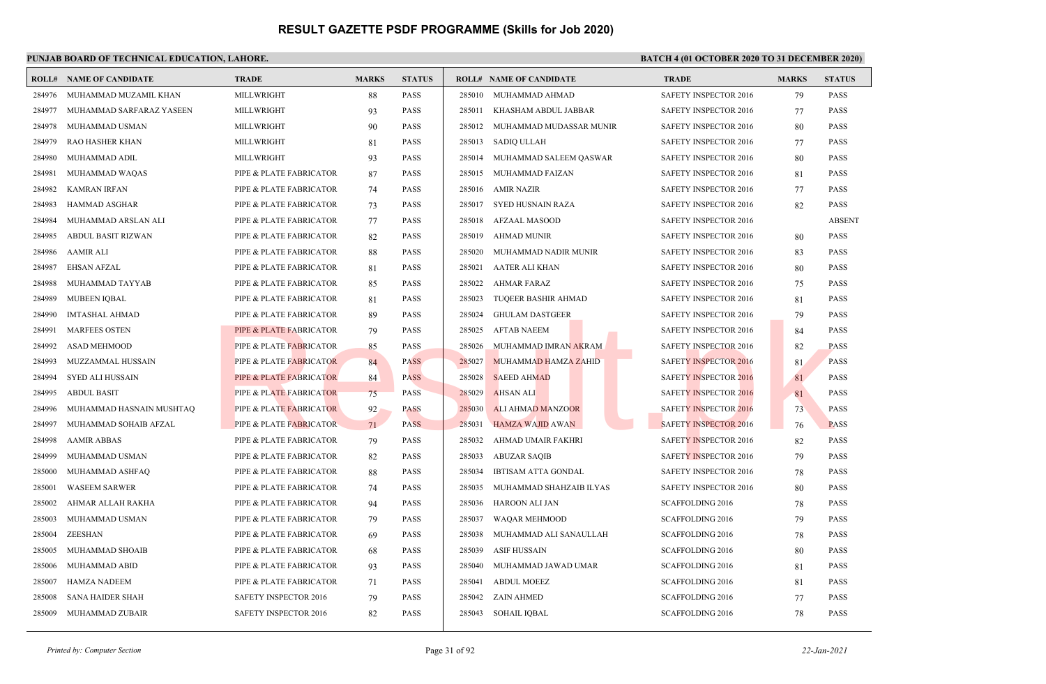# RESULT GAZETTE PSDF PROGRAMME (Skills for Job 2020)

**PUNJAB BOARD OF TECHNICAL EDUCATION, LAHORE.**

**BATCH 4 (01 OCTOBER 2020 TO 31 DECEMBER 2020)**

| ROLL# | NAME OF CANDIDATE | TRADE | MARKS | STATUS |
|---|---|---|---|---|
| 284976 | MUHAMMAD MUZAMIL KHAN | MILLWRIGHT | 88 | PASS |
| 284977 | MUHAMMAD SARFARAZ YASEEN | MILLWRIGHT | 93 | PASS |
| 284978 | MUHAMMAD USMAN | MILLWRIGHT | 90 | PASS |
| 284979 | RAO HASHER KHAN | MILLWRIGHT | 81 | PASS |
| 284980 | MUHAMMAD ADIL | MILLWRIGHT | 93 | PASS |
| 284981 | MUHAMMAD WAQAS | PIPE & PLATE FABRICATOR | 87 | PASS |
| 284982 | KAMRAN IRFAN | PIPE & PLATE FABRICATOR | 74 | PASS |
| 284983 | HAMMAD ASGHAR | PIPE & PLATE FABRICATOR | 73 | PASS |
| 284984 | MUHAMMAD ARSLAN ALI | PIPE & PLATE FABRICATOR | 77 | PASS |
| 284985 | ABDUL BASIT RIZWAN | PIPE & PLATE FABRICATOR | 82 | PASS |
| 284986 | AAMIR ALI | PIPE & PLATE FABRICATOR | 88 | PASS |
| 284987 | EHSAN AFZAL | PIPE & PLATE FABRICATOR | 81 | PASS |
| 284988 | MUHAMMAD TAYYAB | PIPE & PLATE FABRICATOR | 85 | PASS |
| 284989 | MUBEEN IQBAL | PIPE & PLATE FABRICATOR | 81 | PASS |
| 284990 | IMTASHAL AHMAD | PIPE & PLATE FABRICATOR | 89 | PASS |
| 284991 | MARFEES OSTEN | PIPE & PLATE FABRICATOR | 79 | PASS |
| 284992 | ASAD MEHMOOD | PIPE & PLATE FABRICATOR | 85 | PASS |
| 284993 | MUZZAMMAL HUSSAIN | PIPE & PLATE FABRICATOR | 84 | PASS |
| 284994 | SYED ALI HUSSAIN | PIPE & PLATE FABRICATOR | 84 | PASS |
| 284995 | ABDUL BASIT | PIPE & PLATE FABRICATOR | 75 | PASS |
| 284996 | MUHAMMAD HASNAIN MUSHTAQ | PIPE & PLATE FABRICATOR | 92 | PASS |
| 284997 | MUHAMMAD SOHAIB AFZAL | PIPE & PLATE FABRICATOR | 71 | PASS |
| 284998 | AAMIR ABBAS | PIPE & PLATE FABRICATOR | 79 | PASS |
| 284999 | MUHAMMAD USMAN | PIPE & PLATE FABRICATOR | 82 | PASS |
| 285000 | MUHAMMAD ASHFAQ | PIPE & PLATE FABRICATOR | 88 | PASS |
| 285001 | WASEEM SARWER | PIPE & PLATE FABRICATOR | 74 | PASS |
| 285002 | AHMAR ALLAH RAKHA | PIPE & PLATE FABRICATOR | 94 | PASS |
| 285003 | MUHAMMAD USMAN | PIPE & PLATE FABRICATOR | 79 | PASS |
| 285004 | ZEESHAN | PIPE & PLATE FABRICATOR | 69 | PASS |
| 285005 | MUHAMMAD SHOAIB | PIPE & PLATE FABRICATOR | 68 | PASS |
| 285006 | MUHAMMAD ABID | PIPE & PLATE FABRICATOR | 93 | PASS |
| 285007 | HAMZA NADEEM | PIPE & PLATE FABRICATOR | 71 | PASS |
| 285008 | SANA HAIDER SHAH | SAFETY INSPECTOR 2016 | 79 | PASS |
| 285009 | MUHAMMAD ZUBAIR | SAFETY INSPECTOR 2016 | 82 | PASS |
| 285010 | MUHAMMAD AHMAD | SAFETY INSPECTOR 2016 | 79 | PASS |
| 285011 | KHASHAM ABDUL JABBAR | SAFETY INSPECTOR 2016 | 77 | PASS |
| 285012 | MUHAMMAD MUDASSAR MUNIR | SAFETY INSPECTOR 2016 | 80 | PASS |
| 285013 | SADIQ ULLAH | SAFETY INSPECTOR 2016 | 77 | PASS |
| 285014 | MUHAMMAD SALEEM QASWAR | SAFETY INSPECTOR 2016 | 80 | PASS |
| 285015 | MUHAMMAD FAIZAN | SAFETY INSPECTOR 2016 | 81 | PASS |
| 285016 | AMIR NAZIR | SAFETY INSPECTOR 2016 | 77 | PASS |
| 285017 | SYED HUSNAIN RAZA | SAFETY INSPECTOR 2016 | 82 | PASS |
| 285018 | AFZAAL MASOOD | SAFETY INSPECTOR 2016 | | ABSENT |
| 285019 | AHMAD MUNIR | SAFETY INSPECTOR 2016 | 80 | PASS |
| 285020 | MUHAMMAD NADIR MUNIR | SAFETY INSPECTOR 2016 | 83 | PASS |
| 285021 | AATER ALI KHAN | SAFETY INSPECTOR 2016 | 80 | PASS |
| 285022 | AHMAR FARAZ | SAFETY INSPECTOR 2016 | 75 | PASS |
| 285023 | TUQEER BASHIR AHMAD | SAFETY INSPECTOR 2016 | 81 | PASS |
| 285024 | GHULAM DASTGEER | SAFETY INSPECTOR 2016 | 79 | PASS |
| 285025 | AFTAB NAEEM | SAFETY INSPECTOR 2016 | 84 | PASS |
| 285026 | MUHAMMAD IMRAN AKRAM | SAFETY INSPECTOR 2016 | 82 | PASS |
| 285027 | MUHAMMAD HAMZA ZAHID | SAFETY INSPECTOR 2016 | 81 | PASS |
| 285028 | SAEED AHMAD | SAFETY INSPECTOR 2016 | 81 | PASS |
| 285029 | AHSAN ALI | SAFETY INSPECTOR 2016 | 81 | PASS |
| 285030 | ALI AHMAD MANZOOR | SAFETY INSPECTOR 2016 | 73 | PASS |
| 285031 | HAMZA WAJID AWAN | SAFETY INSPECTOR 2016 | 76 | PASS |
| 285032 | AHMAD UMAIR FAKHRI | SAFETY INSPECTOR 2016 | 82 | PASS |
| 285033 | ABUZAR SAQIB | SAFETY INSPECTOR 2016 | 79 | PASS |
| 285034 | IBTISAM ATTA GONDAL | SAFETY INSPECTOR 2016 | 78 | PASS |
| 285035 | MUHAMMAD SHAHZAIB ILYAS | SAFETY INSPECTOR 2016 | 80 | PASS |
| 285036 | HAROON ALI JAN | SCAFFOLDING 2016 | 78 | PASS |
| 285037 | WAQAR MEHMOOD | SCAFFOLDING 2016 | 79 | PASS |
| 285038 | MUHAMMAD ALI SANAULLAH | SCAFFOLDING 2016 | 78 | PASS |
| 285039 | ASIF HUSSAIN | SCAFFOLDING 2016 | 80 | PASS |
| 285040 | MUHAMMAD JAWAD UMAR | SCAFFOLDING 2016 | 81 | PASS |
| 285041 | ABDUL MOEEZ | SCAFFOLDING 2016 | 81 | PASS |
| 285042 | ZAIN AHMED | SCAFFOLDING 2016 | 77 | PASS |
| 285043 | SOHAIL IQBAL | SCAFFOLDING 2016 | 78 | PASS |

*Printed by: Computer Section*

*22-Jan-2021*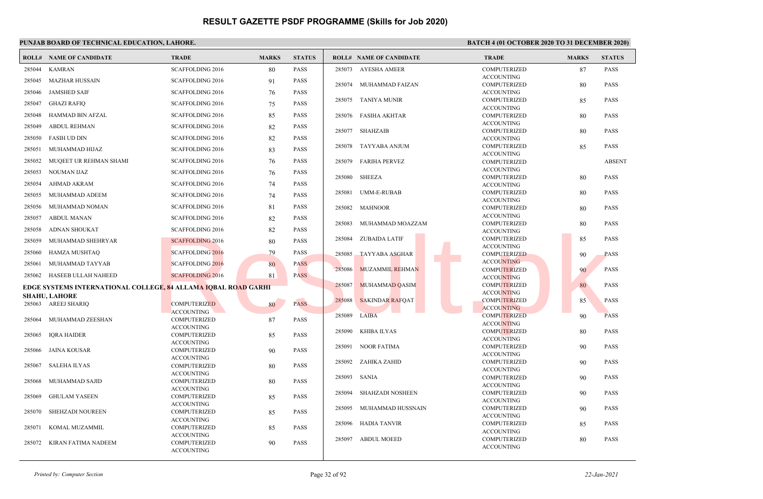# RESULT GAZETTE PSDF PROGRAMME (Skills for Job 2020)

**PUNJAB BOARD OF TECHNICAL EDUCATION, LAHORE.** **BATCH 4 (01 OCTOBER 2020 TO 31 DECEMBER 2020)**

| ROLL# | NAME OF CANDIDATE | TRADE | MARKS | STATUS |
|---|---|---|---|---|
| 285044 | KAMRAN | SCAFFOLDING 2016 | 80 | PASS |
| 285045 | MAZHAR HUSSAIN | SCAFFOLDING 2016 | 91 | PASS |
| 285046 | JAMSHED SAIF | SCAFFOLDING 2016 | 76 | PASS |
| 285047 | GHAZI RAFIQ | SCAFFOLDING 2016 | 75 | PASS |
| 285048 | HAMMAD BIN AFZAL | SCAFFOLDING 2016 | 85 | PASS |
| 285049 | ABDUL REHMAN | SCAFFOLDING 2016 | 82 | PASS |
| 285050 | FASIH UD DIN | SCAFFOLDING 2016 | 82 | PASS |
| 285051 | MUHAMMAD HIJAZ | SCAFFOLDING 2016 | 83 | PASS |
| 285052 | MUQEET UR REHMAN SHAMI | SCAFFOLDING 2016 | 76 | PASS |
| 285053 | NOUMAN IJAZ | SCAFFOLDING 2016 | 76 | PASS |
| 285054 | AHMAD AKRAM | SCAFFOLDING 2016 | 74 | PASS |
| 285055 | MUHAMMAD ADEEM | SCAFFOLDING 2016 | 74 | PASS |
| 285056 | MUHAMMAD NOMAN | SCAFFOLDING 2016 | 81 | PASS |
| 285057 | ABDUL MANAN | SCAFFOLDING 2016 | 82 | PASS |
| 285058 | ADNAN SHOUKAT | SCAFFOLDING 2016 | 82 | PASS |
| 285059 | MUHAMMAD SHEHRYAR | SCAFFOLDING 2016 | 80 | PASS |
| 285060 | HAMZA MUSHTAQ | SCAFFOLDING 2016 | 79 | PASS |
| 285061 | MUHAMMAD TAYYAB | SCAFFOLDING 2016 | 80 | PASS |
| 285062 | HASEEB ULLAH NAHEED | SCAFFOLDING 2016 | 81 | PASS |

**EDGE SYSTEMS INTERNATIONAL COLLEGE, 84 ALLAMA IQBAL ROAD GARHI SHAHU, LAHORE**

| ROLL# | NAME OF CANDIDATE | TRADE | MARKS | STATUS |
|---|---|---|---|---|
| 285063 | AREEJ SHARIQ | COMPUTERIZED ACCOUNTING | 80 | PASS |
| 285064 | MUHAMMAD ZEESHAN | COMPUTERIZED ACCOUNTING | 87 | PASS |
| 285065 | IQRA HAIDER | COMPUTERIZED ACCOUNTING | 85 | PASS |
| 285066 | JAINA KOUSAR | COMPUTERIZED ACCOUNTING | 90 | PASS |
| 285067 | SALEHA ILYAS | COMPUTERIZED ACCOUNTING | 80 | PASS |
| 285068 | MUHAMMAD SAJID | COMPUTERIZED ACCOUNTING | 80 | PASS |
| 285069 | GHULAM YASEEN | COMPUTERIZED ACCOUNTING | 85 | PASS |
| 285070 | SHEHZADI NOUREEN | COMPUTERIZED ACCOUNTING | 85 | PASS |
| 285071 | KOMAL MUZAMMIL | COMPUTERIZED ACCOUNTING | 85 | PASS |
| 285072 | KIRAN FATIMA NADEEM | COMPUTERIZED ACCOUNTING | 90 | PASS |
| 285073 | AYESHA AMEER | COMPUTERIZED ACCOUNTING | 87 | PASS |
| 285074 | MUHAMMAD FAIZAN | COMPUTERIZED ACCOUNTING | 80 | PASS |
| 285075 | TANIYA MUNIR | COMPUTERIZED ACCOUNTING | 85 | PASS |
| 285076 | FASIHA AKHTAR | COMPUTERIZED ACCOUNTING | 80 | PASS |
| 285077 | SHAHZAIB | COMPUTERIZED ACCOUNTING | 80 | PASS |
| 285078 | TAYYABA ANJUM | COMPUTERIZED ACCOUNTING | 85 | PASS |
| 285079 | FARIHA PERVEZ | COMPUTERIZED ACCOUNTING | | ABSENT |
| 285080 | SHEEZA | COMPUTERIZED ACCOUNTING | 80 | PASS |
| 285081 | UMM-E-RUBAB | COMPUTERIZED ACCOUNTING | 80 | PASS |
| 285082 | MAHNOOR | COMPUTERIZED ACCOUNTING | 80 | PASS |
| 285083 | MUHAMMAD MOAZZAM | COMPUTERIZED ACCOUNTING | 80 | PASS |
| 285084 | ZUBAIDA LATIF | COMPUTERIZED ACCOUNTING | 85 | PASS |
| 285085 | TAYYABA ASGHAR | COMPUTERIZED ACCOUNTING | 90 | PASS |
| 285086 | MUZAMMIL REHMAN | COMPUTERIZED ACCOUNTING | 90 | PASS |
| 285087 | MUHAMMAD QASIM | COMPUTERIZED ACCOUNTING | 80 | PASS |
| 285088 | SAKINDAR RAFQAT | COMPUTERIZED ACCOUNTING | 85 | PASS |
| 285089 | LAIBA | COMPUTERIZED ACCOUNTING | 90 | PASS |
| 285090 | KHIBA ILYAS | COMPUTERIZED ACCOUNTING | 80 | PASS |
| 285091 | NOOR FATIMA | COMPUTERIZED ACCOUNTING | 90 | PASS |
| 285092 | ZAHIKA ZAHID | COMPUTERIZED ACCOUNTING | 90 | PASS |
| 285093 | SANIA | COMPUTERIZED ACCOUNTING | 90 | PASS |
| 285094 | SHAHZADI NOSHEEN | COMPUTERIZED ACCOUNTING | 90 | PASS |
| 285095 | MUHAMMAD HUSSNAIN | COMPUTERIZED ACCOUNTING | 90 | PASS |
| 285096 | HADIA TANVIR | COMPUTERIZED ACCOUNTING | 85 | PASS |
| 285097 | ABDUL MOEED | COMPUTERIZED ACCOUNTING | 80 | PASS |

*Printed by: Computer Section* *22-Jan-2021*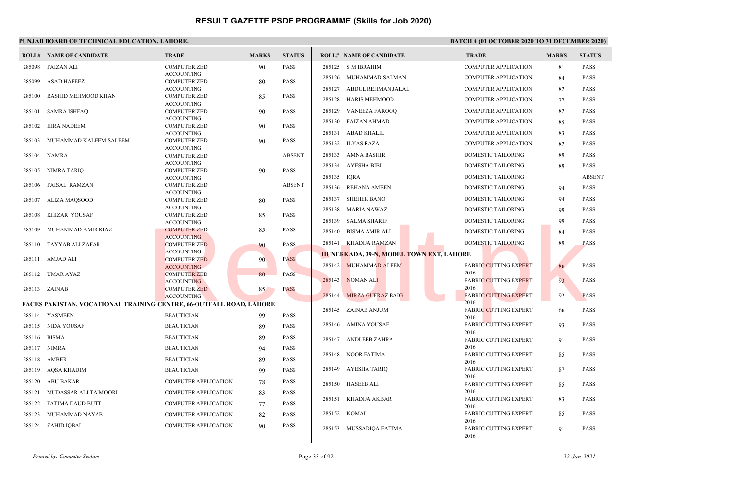# RESULT GAZETTE PSDF PROGRAMME (Skills for Job 2020)

**PUNJAB BOARD OF TECHNICAL EDUCATION, LAHORE.**

**BATCH 4 (01 OCTOBER 2020 TO 31 DECEMBER 2020)**

| ROLL# | NAME OF CANDIDATE | TRADE | MARKS | STATUS |
|---|---|---|---|---|
| 285098 | FAIZAN ALI | COMPUTERIZED ACCOUNTING | 90 | PASS |
| 285099 | ASAD HAFEEZ | COMPUTERIZED ACCOUNTING | 80 | PASS |
| 285100 | RASHID MEHMOOD KHAN | COMPUTERIZED ACCOUNTING | 85 | PASS |
| 285101 | SAMRA ISHFAQ | COMPUTERIZED ACCOUNTING | 90 | PASS |
| 285102 | HIRA NADEEM | COMPUTERIZED ACCOUNTING | 90 | PASS |
| 285103 | MUHAMMAD KALEEM SALEEM | COMPUTERIZED ACCOUNTING | 90 | PASS |
| 285104 | NAMRA | COMPUTERIZED ACCOUNTING | | ABSENT |
| 285105 | NIMRA TARIQ | COMPUTERIZED ACCOUNTING | 90 | PASS |
| 285106 | FAISAL RAMZAN | COMPUTERIZED ACCOUNTING | | ABSENT |
| 285107 | ALIZA MAQSOOD | COMPUTERIZED ACCOUNTING | 80 | PASS |
| 285108 | KHIZAR YOUSAF | COMPUTERIZED ACCOUNTING | 85 | PASS |
| 285109 | MUHAMMAD AMIR RIAZ | COMPUTERIZED ACCOUNTING | 85 | PASS |
| 285110 | TAYYAB ALI ZAFAR | COMPUTERIZED ACCOUNTING | 90 | PASS |
| 285111 | AMJAD ALI | COMPUTERIZED ACCOUNTING | 90 | PASS |
| 285112 | UMAR AYAZ | COMPUTERIZED ACCOUNTING | 80 | PASS |
| 285113 | ZAINAB | COMPUTERIZED ACCOUNTING | 85 | PASS |

**FACES PAKISTAN, VOCATIONAL TRAINING CENTRE, 66-OUTFALL ROAD, LAHORE**

| ROLL# | NAME OF CANDIDATE | TRADE | MARKS | STATUS |
|---|---|---|---|---|
| 285114 | YASMEEN | BEAUTICIAN | 99 | PASS |
| 285115 | NIDA YOUSAF | BEAUTICIAN | 89 | PASS |
| 285116 | BISMA | BEAUTICIAN | 89 | PASS |
| 285117 | NIMRA | BEAUTICIAN | 94 | PASS |
| 285118 | AMBER | BEAUTICIAN | 89 | PASS |
| 285119 | AQSA KHADIM | BEAUTICIAN | 99 | PASS |
| 285120 | ABU BAKAR | COMPUTER APPLICATION | 78 | PASS |
| 285121 | MUDASSAR ALI TAIMOORI | COMPUTER APPLICATION | 83 | PASS |
| 285122 | FATIMA DAUD BUTT | COMPUTER APPLICATION | 77 | PASS |
| 285123 | MUHAMMAD NAYAB | COMPUTER APPLICATION | 82 | PASS |
| 285124 | ZAHID IQBAL | COMPUTER APPLICATION | 90 | PASS |
| 285125 | S M IBRAHIM | COMPUTER APPLICATION | 81 | PASS |
| 285126 | MUHAMMAD SALMAN | COMPUTER APPLICATION | 84 | PASS |
| 285127 | ABDUL REHMAN JALAL | COMPUTER APPLICATION | 82 | PASS |
| 285128 | HARIS MEHMOOD | COMPUTER APPLICATION | 77 | PASS |
| 285129 | VANEEZA FAROOQ | COMPUTER APPLICATION | 82 | PASS |
| 285130 | FAIZAN AHMAD | COMPUTER APPLICATION | 85 | PASS |
| 285131 | ABAD KHALIL | COMPUTER APPLICATION | 83 | PASS |
| 285132 | ILYAS RAZA | COMPUTER APPLICATION | 82 | PASS |
| 285133 | AMNA BASHIR | DOMESTIC TAILORING | 89 | PASS |
| 285134 | AYESHA BIBI | DOMESTIC TAILORING | 89 | PASS |
| 285135 | IQRA | DOMESTIC TAILORING | | ABSENT |
| 285136 | REHANA AMEEN | DOMESTIC TAILORING | 94 | PASS |
| 285137 | SHEHER BANO | DOMESTIC TAILORING | 94 | PASS |
| 285138 | MARIA NAWAZ | DOMESTIC TAILORING | 99 | PASS |
| 285139 | SALMA SHARIF | DOMESTIC TAILORING | 99 | PASS |
| 285140 | BISMA AMIR ALI | DOMESTIC TAILORING | 84 | PASS |
| 285141 | KHADIJA RAMZAN | DOMESTIC TAILORING | 89 | PASS |

**HUNERKADA, 39-N, MODEL TOWN EXT, LAHORE**

| ROLL# | NAME OF CANDIDATE | TRADE | MARKS | STATUS |
|---|---|---|---|---|
| 285142 | MUHAMMAD ALEEM | FABRIC CUTTING EXPERT 2016 | 86 | PASS |
| 285143 | NOMAN ALI | FABRIC CUTTING EXPERT 2016 | 93 | PASS |
| 285144 | MIRZA GUFRAZ BAIG | FABRIC CUTTING EXPERT 2016 | 92 | PASS |
| 285145 | ZAINAB ANJUM | FABRIC CUTTING EXPERT 2016 | 66 | PASS |
| 285146 | AMINA YOUSAF | FABRIC CUTTING EXPERT 2016 | 93 | PASS |
| 285147 | ANDLEEB ZAHRA | FABRIC CUTTING EXPERT 2016 | 91 | PASS |
| 285148 | NOOR FATIMA | FABRIC CUTTING EXPERT 2016 | 85 | PASS |
| 285149 | AYESHA TARIQ | FABRIC CUTTING EXPERT 2016 | 87 | PASS |
| 285150 | HASEEB ALI | FABRIC CUTTING EXPERT 2016 | 85 | PASS |
| 285151 | KHADIJA AKBAR | FABRIC CUTTING EXPERT 2016 | 83 | PASS |
| 285152 | KOMAL | FABRIC CUTTING EXPERT 2016 | 85 | PASS |
| 285153 | MUSSADIQA FATIMA | FABRIC CUTTING EXPERT 2016 | 91 | PASS |

*Printed by: Computer Section* — *22-Jan-2021*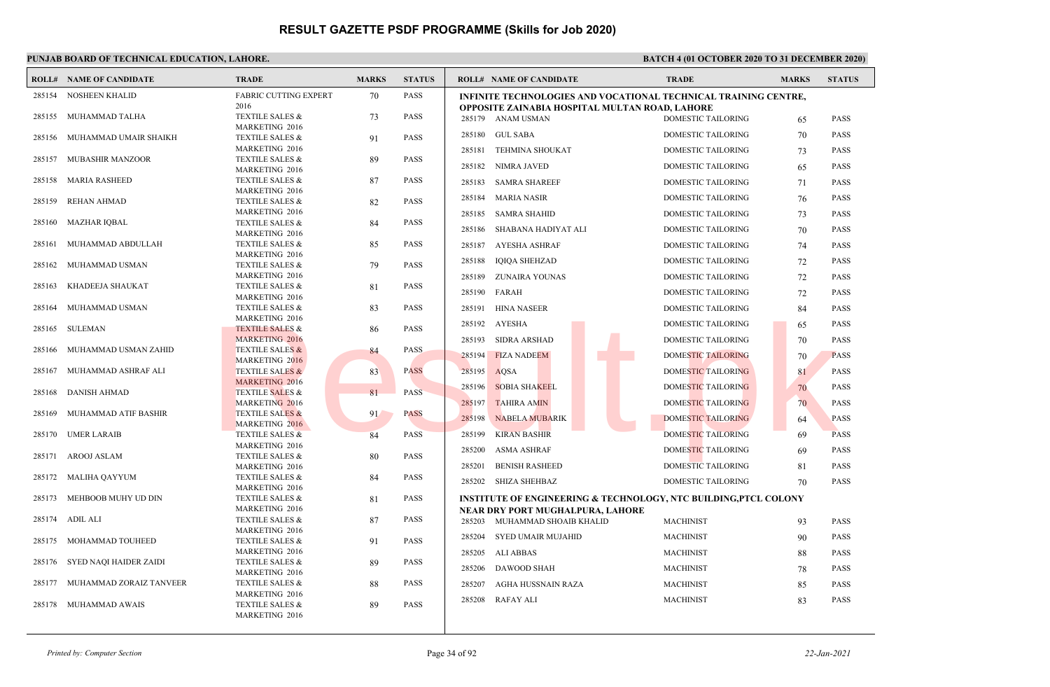# RESULT GAZETTE PSDF PROGRAMME (Skills for Job 2020)

**PUNJAB BOARD OF TECHNICAL EDUCATION, LAHORE.**

**BATCH 4 (01 OCTOBER 2020 TO 31 DECEMBER 2020)**

| ROLL# | NAME OF CANDIDATE | TRADE | MARKS | STATUS |
|---|---|---|---|---|
| 285154 | NOSHEEN KHALID | FABRIC CUTTING EXPERT 2016 | 70 | PASS |
| 285155 | MUHAMMAD TALHA | TEXTILE SALES & MARKETING 2016 | 73 | PASS |
| 285156 | MUHAMMAD UMAIR SHAIKH | TEXTILE SALES & MARKETING 2016 | 91 | PASS |
| 285157 | MUBASHIR MANZOOR | TEXTILE SALES & MARKETING 2016 | 89 | PASS |
| 285158 | MARIA RASHEED | TEXTILE SALES & MARKETING 2016 | 87 | PASS |
| 285159 | REHAN AHMAD | TEXTILE SALES & MARKETING 2016 | 82 | PASS |
| 285160 | MAZHAR IQBAL | TEXTILE SALES & MARKETING 2016 | 84 | PASS |
| 285161 | MUHAMMAD ABDULLAH | TEXTILE SALES & MARKETING 2016 | 85 | PASS |
| 285162 | MUHAMMAD USMAN | TEXTILE SALES & MARKETING 2016 | 79 | PASS |
| 285163 | KHADEEJA SHAUKAT | TEXTILE SALES & MARKETING 2016 | 81 | PASS |
| 285164 | MUHAMMAD USMAN | TEXTILE SALES & MARKETING 2016 | 83 | PASS |
| 285165 | SULEMAN | TEXTILE SALES & MARKETING 2016 | 86 | PASS |
| 285166 | MUHAMMAD USMAN ZAHID | TEXTILE SALES & MARKETING 2016 | 84 | PASS |
| 285167 | MUHAMMAD ASHRAF ALI | TEXTILE SALES & MARKETING 2016 | 83 | PASS |
| 285168 | DANISH AHMAD | TEXTILE SALES & MARKETING 2016 | 81 | PASS |
| 285169 | MUHAMMAD ATIF BASHIR | TEXTILE SALES & MARKETING 2016 | 91 | PASS |
| 285170 | UMER LARAIB | TEXTILE SALES & MARKETING 2016 | 84 | PASS |
| 285171 | AROOJ ASLAM | TEXTILE SALES & MARKETING 2016 | 80 | PASS |
| 285172 | MALIHA QAYYUM | TEXTILE SALES & MARKETING 2016 | 84 | PASS |
| 285173 | MEHBOOB MUHY UD DIN | TEXTILE SALES & MARKETING 2016 | 81 | PASS |
| 285174 | ADIL ALI | TEXTILE SALES & MARKETING 2016 | 87 | PASS |
| 285175 | MOHAMMAD TOUHEED | TEXTILE SALES & MARKETING 2016 | 91 | PASS |
| 285176 | SYED NAQI HAIDER ZAIDI | TEXTILE SALES & MARKETING 2016 | 89 | PASS |
| 285177 | MUHAMMAD ZORAIZ TANVEER | TEXTILE SALES & MARKETING 2016 | 88 | PASS |
| 285178 | MUHAMMAD AWAIS | TEXTILE SALES & MARKETING 2016 | 89 | PASS |

**INFINITE TECHNOLOGIES AND VOCATIONAL TECHNICAL TRAINING CENTRE, OPPOSITE ZAINABIA HOSPITAL MULTAN ROAD, LAHORE**

| ROLL# | NAME OF CANDIDATE | TRADE | MARKS | STATUS |
|---|---|---|---|---|
| 285179 | ANAM USMAN | DOMESTIC TAILORING | 65 | PASS |
| 285180 | GUL SABA | DOMESTIC TAILORING | 70 | PASS |
| 285181 | TEHMINA SHOUKAT | DOMESTIC TAILORING | 73 | PASS |
| 285182 | NIMRA JAVED | DOMESTIC TAILORING | 65 | PASS |
| 285183 | SAMRA SHAREEF | DOMESTIC TAILORING | 71 | PASS |
| 285184 | MARIA NASIR | DOMESTIC TAILORING | 76 | PASS |
| 285185 | SAMRA SHAHID | DOMESTIC TAILORING | 73 | PASS |
| 285186 | SHABANA HADIYAT ALI | DOMESTIC TAILORING | 70 | PASS |
| 285187 | AYESHA ASHRAF | DOMESTIC TAILORING | 74 | PASS |
| 285188 | IQIQA SHEHZAD | DOMESTIC TAILORING | 72 | PASS |
| 285189 | ZUNAIRA YOUNAS | DOMESTIC TAILORING | 72 | PASS |
| 285190 | FARAH | DOMESTIC TAILORING | 72 | PASS |
| 285191 | HINA NASEER | DOMESTIC TAILORING | 84 | PASS |
| 285192 | AYESHA | DOMESTIC TAILORING | 65 | PASS |
| 285193 | SIDRA ARSHAD | DOMESTIC TAILORING | 70 | PASS |
| 285194 | FIZA NADEEM | DOMESTIC TAILORING | 70 | PASS |
| 285195 | AQSA | DOMESTIC TAILORING | 81 | PASS |
| 285196 | SOBIA SHAKEEL | DOMESTIC TAILORING | 70 | PASS |
| 285197 | TAHIRA AMIN | DOMESTIC TAILORING | 70 | PASS |
| 285198 | NABELA MUBARIK | DOMESTIC TAILORING | 64 | PASS |
| 285199 | KIRAN BASHIR | DOMESTIC TAILORING | 69 | PASS |
| 285200 | ASMA ASHRAF | DOMESTIC TAILORING | 69 | PASS |
| 285201 | BENISH RASHEED | DOMESTIC TAILORING | 81 | PASS |
| 285202 | SHIZA SHEHBAZ | DOMESTIC TAILORING | 70 | PASS |

**INSTITUTE OF ENGINEERING & TECHNOLOGY, NTC BUILDING,PTCL COLONY NEAR DRY PORT MUGHALPURA, LAHORE**

| ROLL# | NAME OF CANDIDATE | TRADE | MARKS | STATUS |
|---|---|---|---|---|
| 285203 | MUHAMMAD SHOAIB KHALID | MACHINIST | 93 | PASS |
| 285204 | SYED UMAIR MUJAHID | MACHINIST | 90 | PASS |
| 285205 | ALI ABBAS | MACHINIST | 88 | PASS |
| 285206 | DAWOOD SHAH | MACHINIST | 78 | PASS |
| 285207 | AGHA HUSSNAIN RAZA | MACHINIST | 85 | PASS |
| 285208 | RAFAY ALI | MACHINIST | 83 | PASS |

*Printed by: Computer Section* 22-Jan-2021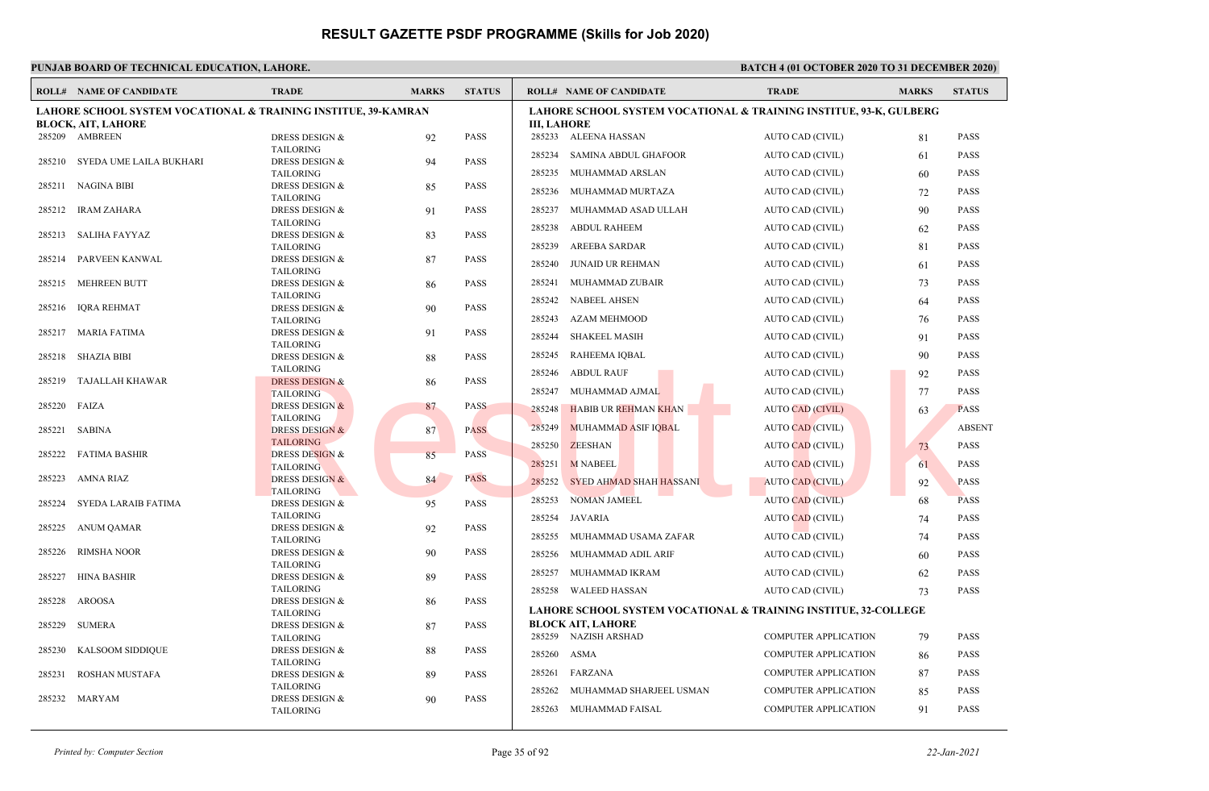# RESULT GAZETTE PSDF PROGRAMME (Skills for Job 2020)

**PUNJAB BOARD OF TECHNICAL EDUCATION, LAHORE.**

**BATCH 4 (01 OCTOBER 2020 TO 31 DECEMBER 2020)**

**LAHORE SCHOOL SYSTEM VOCATIONAL & TRAINING INSTITUTE, 39-KAMRAN BLOCK, AIT, LAHORE**

| ROLL# | NAME OF CANDIDATE | TRADE | MARKS | STATUS |
|---|---|---|---|---|
| 285209 | AMBREEN | DRESS DESIGN & TAILORING | 92 | PASS |
| 285210 | SYEDA UME LAILA BUKHARI | DRESS DESIGN & TAILORING | 94 | PASS |
| 285211 | NAGINA BIBI | DRESS DESIGN & TAILORING | 85 | PASS |
| 285212 | IRAM ZAHARA | DRESS DESIGN & TAILORING | 91 | PASS |
| 285213 | SALIHA FAYYAZ | DRESS DESIGN & TAILORING | 83 | PASS |
| 285214 | PARVEEN KANWAL | DRESS DESIGN & TAILORING | 87 | PASS |
| 285215 | MEHREEN BUTT | DRESS DESIGN & TAILORING | 86 | PASS |
| 285216 | IQRA REHMAT | DRESS DESIGN & TAILORING | 90 | PASS |
| 285217 | MARIA FATIMA | DRESS DESIGN & TAILORING | 91 | PASS |
| 285218 | SHAZIA BIBI | DRESS DESIGN & TAILORING | 88 | PASS |
| 285219 | TAJALLAH KHAWAR | DRESS DESIGN & TAILORING | 86 | PASS |
| 285220 | FAIZA | DRESS DESIGN & TAILORING | 87 | PASS |
| 285221 | SABINA | DRESS DESIGN & TAILORING | 87 | PASS |
| 285222 | FATIMA BASHIR | DRESS DESIGN & TAILORING | 85 | PASS |
| 285223 | AMNA RIAZ | DRESS DESIGN & TAILORING | 84 | PASS |
| 285224 | SYEDA LARAIB FATIMA | DRESS DESIGN & TAILORING | 95 | PASS |
| 285225 | ANUM QAMAR | DRESS DESIGN & TAILORING | 92 | PASS |
| 285226 | RIMSHA NOOR | DRESS DESIGN & TAILORING | 90 | PASS |
| 285227 | HINA BASHIR | DRESS DESIGN & TAILORING | 89 | PASS |
| 285228 | AROOSA | DRESS DESIGN & TAILORING | 86 | PASS |
| 285229 | SUMERA | DRESS DESIGN & TAILORING | 87 | PASS |
| 285230 | KALSOOM SIDDIQUE | DRESS DESIGN & TAILORING | 88 | PASS |
| 285231 | ROSHAN MUSTAFA | DRESS DESIGN & TAILORING | 89 | PASS |
| 285232 | MARYAM | DRESS DESIGN & TAILORING | 90 | PASS |

**LAHORE SCHOOL SYSTEM VOCATIONAL & TRAINING INSTITUTE, 93-K, GULBERG III, LAHORE**

| ROLL# | NAME OF CANDIDATE | TRADE | MARKS | STATUS |
|---|---|---|---|---|
| 285233 | ALEENA HASSAN | AUTO CAD (CIVIL) | 81 | PASS |
| 285234 | SAMINA ABDUL GHAFOOR | AUTO CAD (CIVIL) | 61 | PASS |
| 285235 | MUHAMMAD ARSLAN | AUTO CAD (CIVIL) | 60 | PASS |
| 285236 | MUHAMMAD MURTAZA | AUTO CAD (CIVIL) | 72 | PASS |
| 285237 | MUHAMMAD ASAD ULLAH | AUTO CAD (CIVIL) | 90 | PASS |
| 285238 | ABDUL RAHEEM | AUTO CAD (CIVIL) | 62 | PASS |
| 285239 | AREEBA SARDAR | AUTO CAD (CIVIL) | 81 | PASS |
| 285240 | JUNAID UR REHMAN | AUTO CAD (CIVIL) | 61 | PASS |
| 285241 | MUHAMMAD ZUBAIR | AUTO CAD (CIVIL) | 73 | PASS |
| 285242 | NABEEL AHSEN | AUTO CAD (CIVIL) | 64 | PASS |
| 285243 | AZAM MEHMOOD | AUTO CAD (CIVIL) | 76 | PASS |
| 285244 | SHAKEEL MASIH | AUTO CAD (CIVIL) | 91 | PASS |
| 285245 | RAHEEMA IQBAL | AUTO CAD (CIVIL) | 90 | PASS |
| 285246 | ABDUL RAUF | AUTO CAD (CIVIL) | 92 | PASS |
| 285247 | MUHAMMAD AJMAL | AUTO CAD (CIVIL) | 77 | PASS |
| 285248 | HABIB UR REHMAN KHAN | AUTO CAD (CIVIL) | 63 | PASS |
| 285249 | MUHAMMAD ASIF IQBAL | AUTO CAD (CIVIL) | | ABSENT |
| 285250 | ZEESHAN | AUTO CAD (CIVIL) | 73 | PASS |
| 285251 | M NABEEL | AUTO CAD (CIVIL) | 61 | PASS |
| 285252 | SYED AHMAD SHAH HASSANI | AUTO CAD (CIVIL) | 92 | PASS |
| 285253 | NOMAN JAMEEL | AUTO CAD (CIVIL) | 68 | PASS |
| 285254 | JAVARIA | AUTO CAD (CIVIL) | 74 | PASS |
| 285255 | MUHAMMAD USAMA ZAFAR | AUTO CAD (CIVIL) | 74 | PASS |
| 285256 | MUHAMMAD ADIL ARIF | AUTO CAD (CIVIL) | 60 | PASS |
| 285257 | MUHAMMAD IKRAM | AUTO CAD (CIVIL) | 62 | PASS |
| 285258 | WALEED HASSAN | AUTO CAD (CIVIL) | 73 | PASS |

**LAHORE SCHOOL SYSTEM VOCATIONAL & TRAINING INSTITUTE, 32-COLLEGE BLOCK AIT, LAHORE**

| ROLL# | NAME OF CANDIDATE | TRADE | MARKS | STATUS |
|---|---|---|---|---|
| 285259 | NAZISH ARSHAD | COMPUTER APPLICATION | 79 | PASS |
| 285260 | ASMA | COMPUTER APPLICATION | 86 | PASS |
| 285261 | FARZANA | COMPUTER APPLICATION | 87 | PASS |
| 285262 | MUHAMMAD SHARJEEL USMAN | COMPUTER APPLICATION | 85 | PASS |
| 285263 | MUHAMMAD FAISAL | COMPUTER APPLICATION | 91 | PASS |

*Printed by: Computer Section* — *22-Jan-2021*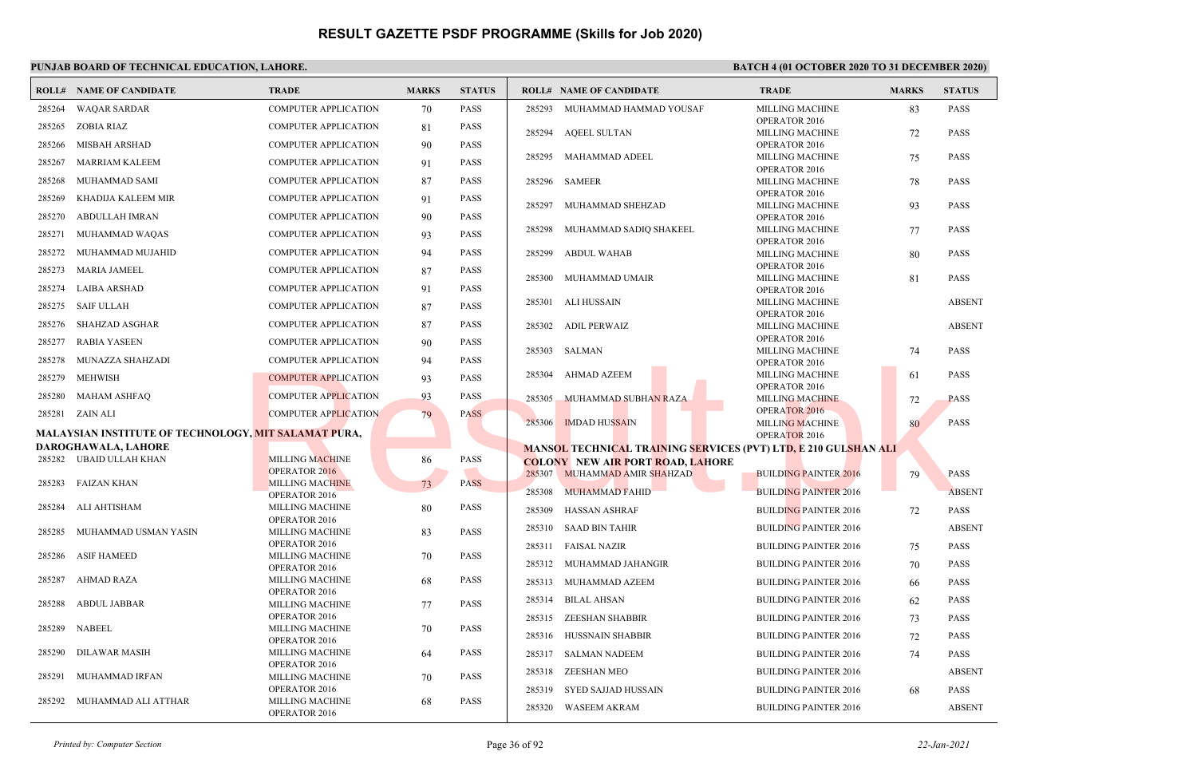# RESULT GAZETTE PSDF PROGRAMME (Skills for Job 2020)

**PUNJAB BOARD OF TECHNICAL EDUCATION, LAHORE.**

**BATCH 4 (01 OCTOBER 2020 TO 31 DECEMBER 2020)**

| ROLL# | NAME OF CANDIDATE | TRADE | MARKS | STATUS |
|---|---|---|---|---|
| 285264 | WAQAR SARDAR | COMPUTER APPLICATION | 70 | PASS |
| 285265 | ZOBIA RIAZ | COMPUTER APPLICATION | 81 | PASS |
| 285266 | MISBAH ARSHAD | COMPUTER APPLICATION | 90 | PASS |
| 285267 | MARRIAM KALEEM | COMPUTER APPLICATION | 91 | PASS |
| 285268 | MUHAMMAD SAMI | COMPUTER APPLICATION | 87 | PASS |
| 285269 | KHADIJA KALEEM MIR | COMPUTER APPLICATION | 91 | PASS |
| 285270 | ABDULLAH IMRAN | COMPUTER APPLICATION | 90 | PASS |
| 285271 | MUHAMMAD WAQAS | COMPUTER APPLICATION | 93 | PASS |
| 285272 | MUHAMMAD MUJAHID | COMPUTER APPLICATION | 94 | PASS |
| 285273 | MARIA JAMEEL | COMPUTER APPLICATION | 87 | PASS |
| 285274 | LAIBA ARSHAD | COMPUTER APPLICATION | 91 | PASS |
| 285275 | SAIF ULLAH | COMPUTER APPLICATION | 87 | PASS |
| 285276 | SHAHZAD ASGHAR | COMPUTER APPLICATION | 87 | PASS |
| 285277 | RABIA YASEEN | COMPUTER APPLICATION | 90 | PASS |
| 285278 | MUNAZZA SHAHZADI | COMPUTER APPLICATION | 94 | PASS |
| 285279 | MEHWISH | COMPUTER APPLICATION | 93 | PASS |
| 285280 | MAHAM ASHFAQ | COMPUTER APPLICATION | 93 | PASS |
| 285281 | ZAIN ALI | COMPUTER APPLICATION | 79 | PASS |

**MALAYSIAN INSTITUTE OF TECHNOLOGY, MIT SALAMAT PURA, DAROGHAWALA, LAHORE**

| ROLL# | NAME OF CANDIDATE | TRADE | MARKS | STATUS |
|---|---|---|---|---|
| 285282 | UBAID ULLAH KHAN | MILLING MACHINE OPERATOR 2016 | 86 | PASS |
| 285283 | FAIZAN KHAN | MILLING MACHINE OPERATOR 2016 | 73 | PASS |
| 285284 | ALI AHTISHAM | MILLING MACHINE OPERATOR 2016 | 80 | PASS |
| 285285 | MUHAMMAD USMAN YASIN | MILLING MACHINE OPERATOR 2016 | 83 | PASS |
| 285286 | ASIF HAMEED | MILLING MACHINE OPERATOR 2016 | 70 | PASS |
| 285287 | AHMAD RAZA | MILLING MACHINE OPERATOR 2016 | 68 | PASS |
| 285288 | ABDUL JABBAR | MILLING MACHINE OPERATOR 2016 | 77 | PASS |
| 285289 | NABEEL | MILLING MACHINE OPERATOR 2016 | 70 | PASS |
| 285290 | DILAWAR MASIH | MILLING MACHINE OPERATOR 2016 | 64 | PASS |
| 285291 | MUHAMMAD IRFAN | MILLING MACHINE OPERATOR 2016 | 70 | PASS |
| 285292 | MUHAMMAD ALI ATTHAR | MILLING MACHINE OPERATOR 2016 | 68 | PASS |
| 285293 | MUHAMMAD HAMMAD YOUSAF | MILLING MACHINE OPERATOR 2016 | 83 | PASS |
| 285294 | AQEEL SULTAN | MILLING MACHINE OPERATOR 2016 | 72 | PASS |
| 285295 | MAHAMMAD ADEEL | MILLING MACHINE OPERATOR 2016 | 75 | PASS |
| 285296 | SAMEER | MILLING MACHINE OPERATOR 2016 | 78 | PASS |
| 285297 | MUHAMMAD SHEHZAD | MILLING MACHINE OPERATOR 2016 | 93 | PASS |
| 285298 | MUHAMMAD SADIQ SHAKEEL | MILLING MACHINE OPERATOR 2016 | 77 | PASS |
| 285299 | ABDUL WAHAB | MILLING MACHINE OPERATOR 2016 | 80 | PASS |
| 285300 | MUHAMMAD UMAIR | MILLING MACHINE OPERATOR 2016 | 81 | PASS |
| 285301 | ALI HUSSAIN | MILLING MACHINE OPERATOR 2016 | | ABSENT |
| 285302 | ADIL PERWAIZ | MILLING MACHINE OPERATOR 2016 | | ABSENT |
| 285303 | SALMAN | MILLING MACHINE OPERATOR 2016 | 74 | PASS |
| 285304 | AHMAD AZEEM | MILLING MACHINE OPERATOR 2016 | 61 | PASS |
| 285305 | MUHAMMAD SUBHAN RAZA | MILLING MACHINE OPERATOR 2016 | 72 | PASS |
| 285306 | IMDAD HUSSAIN | MILLING MACHINE OPERATOR 2016 | 80 | PASS |

**MANSOL TECHNICAL TRAINING SERVICES (PVT) LTD, E 210 GULSHAN ALI COLONY NEW AIR PORT ROAD, LAHORE**

| ROLL# | NAME OF CANDIDATE | TRADE | MARKS | STATUS |
|---|---|---|---|---|
| 285307 | MUHAMMAD AMIR SHAHZAD | BUILDING PAINTER 2016 | 79 | PASS |
| 285308 | MUHAMMAD FAHID | BUILDING PAINTER 2016 | | ABSENT |
| 285309 | HASSAN ASHRAF | BUILDING PAINTER 2016 | 72 | PASS |
| 285310 | SAAD BIN TAHIR | BUILDING PAINTER 2016 | | ABSENT |
| 285311 | FAISAL NAZIR | BUILDING PAINTER 2016 | 75 | PASS |
| 285312 | MUHAMMAD JAHANGIR | BUILDING PAINTER 2016 | 70 | PASS |
| 285313 | MUHAMMAD AZEEM | BUILDING PAINTER 2016 | 66 | PASS |
| 285314 | BILAL AHSAN | BUILDING PAINTER 2016 | 62 | PASS |
| 285315 | ZEESHAN SHABBIR | BUILDING PAINTER 2016 | 73 | PASS |
| 285316 | HUSSNAIN SHABBIR | BUILDING PAINTER 2016 | 72 | PASS |
| 285317 | SALMAN NADEEM | BUILDING PAINTER 2016 | 74 | PASS |
| 285318 | ZEESHAN MEO | BUILDING PAINTER 2016 | | ABSENT |
| 285319 | SYED SAJJAD HUSSAIN | BUILDING PAINTER 2016 | 68 | PASS |
| 285320 | WASEEM AKRAM | BUILDING PAINTER 2016 | | ABSENT |

*Printed by: Computer Section* — 22-Jan-2021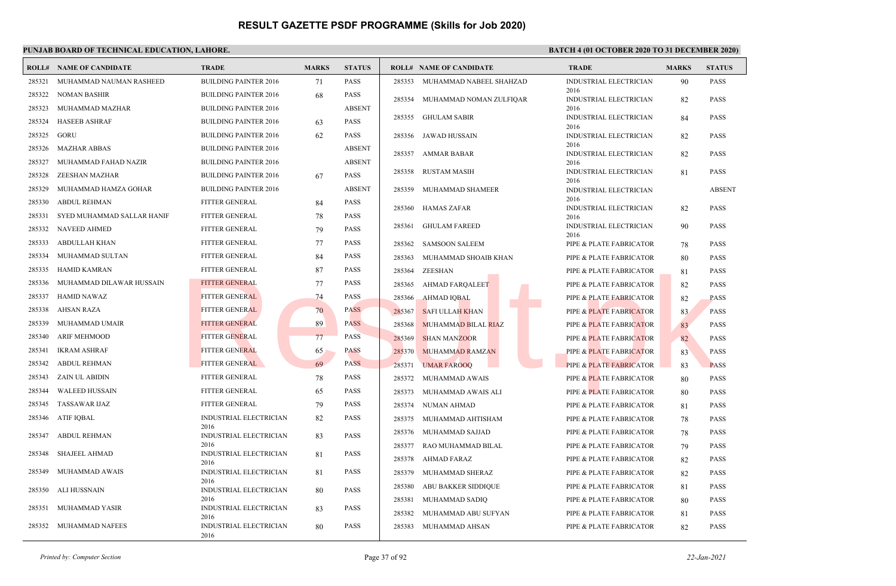# RESULT GAZETTE PSDF PROGRAMME (Skills for Job 2020)

**PUNJAB BOARD OF TECHNICAL EDUCATION, LAHORE.** **BATCH 4 (01 OCTOBER 2020 TO 31 DECEMBER 2020)**

| ROLL# | NAME OF CANDIDATE | TRADE | MARKS | STATUS |
|---|---|---|---|---|
| 285321 | MUHAMMAD NAUMAN RASHEED | BUILDING PAINTER 2016 | 71 | PASS |
| 285322 | NOMAN BASHIR | BUILDING PAINTER 2016 | 68 | PASS |
| 285323 | MUHAMMAD MAZHAR | BUILDING PAINTER 2016 | | ABSENT |
| 285324 | HASEEB ASHRAF | BUILDING PAINTER 2016 | 63 | PASS |
| 285325 | GORU | BUILDING PAINTER 2016 | 62 | PASS |
| 285326 | MAZHAR ABBAS | BUILDING PAINTER 2016 | | ABSENT |
| 285327 | MUHAMMAD FAHAD NAZIR | BUILDING PAINTER 2016 | | ABSENT |
| 285328 | ZEESHAN MAZHAR | BUILDING PAINTER 2016 | 67 | PASS |
| 285329 | MUHAMMAD HAMZA GOHAR | BUILDING PAINTER 2016 | | ABSENT |
| 285330 | ABDUL REHMAN | FITTER GENERAL | 84 | PASS |
| 285331 | SYED MUHAMMAD SALLAR HANIF | FITTER GENERAL | 78 | PASS |
| 285332 | NAVEED AHMED | FITTER GENERAL | 79 | PASS |
| 285333 | ABDULLAH KHAN | FITTER GENERAL | 77 | PASS |
| 285334 | MUHAMMAD SULTAN | FITTER GENERAL | 84 | PASS |
| 285335 | HAMID KAMRAN | FITTER GENERAL | 87 | PASS |
| 285336 | MUHAMMAD DILAWAR HUSSAIN | FITTER GENERAL | 77 | PASS |
| 285337 | HAMID NAWAZ | FITTER GENERAL | 74 | PASS |
| 285338 | AHSAN RAZA | FITTER GENERAL | 70 | PASS |
| 285339 | MUHAMMAD UMAIR | FITTER GENERAL | 89 | PASS |
| 285340 | ARIF MEHMOOD | FITTER GENERAL | 77 | PASS |
| 285341 | IKRAM ASHRAF | FITTER GENERAL | 65 | PASS |
| 285342 | ABDUL REHMAN | FITTER GENERAL | 69 | PASS |
| 285343 | ZAIN UL ABIDIN | FITTER GENERAL | 78 | PASS |
| 285344 | WALEED HUSSAIN | FITTER GENERAL | 65 | PASS |
| 285345 | TASSAWAR IJAZ | FITTER GENERAL | 79 | PASS |
| 285346 | ATIF IQBAL | INDUSTRIAL ELECTRICIAN 2016 | 82 | PASS |
| 285347 | ABDUL REHMAN | INDUSTRIAL ELECTRICIAN 2016 | 83 | PASS |
| 285348 | SHAJEEL AHMAD | INDUSTRIAL ELECTRICIAN 2016 | 81 | PASS |
| 285349 | MUHAMMAD AWAIS | INDUSTRIAL ELECTRICIAN 2016 | 81 | PASS |
| 285350 | ALI HUSSNAIN | INDUSTRIAL ELECTRICIAN 2016 | 80 | PASS |
| 285351 | MUHAMMAD YASIR | INDUSTRIAL ELECTRICIAN 2016 | 83 | PASS |
| 285352 | MUHAMMAD NAFEES | INDUSTRIAL ELECTRICIAN 2016 | 80 | PASS |
| 285353 | MUHAMMAD NABEEL SHAHZAD | INDUSTRIAL ELECTRICIAN 2016 | 90 | PASS |
| 285354 | MUHAMMAD NOMAN ZULFIQAR | INDUSTRIAL ELECTRICIAN 2016 | 82 | PASS |
| 285355 | GHULAM SABIR | INDUSTRIAL ELECTRICIAN 2016 | 84 | PASS |
| 285356 | JAWAD HUSSAIN | INDUSTRIAL ELECTRICIAN 2016 | 82 | PASS |
| 285357 | AMMAR BABAR | INDUSTRIAL ELECTRICIAN 2016 | 82 | PASS |
| 285358 | RUSTAM MASIH | INDUSTRIAL ELECTRICIAN 2016 | 81 | PASS |
| 285359 | MUHAMMAD SHAMEER | INDUSTRIAL ELECTRICIAN 2016 | | ABSENT |
| 285360 | HAMAS ZAFAR | INDUSTRIAL ELECTRICIAN 2016 | 82 | PASS |
| 285361 | GHULAM FAREED | INDUSTRIAL ELECTRICIAN 2016 | 90 | PASS |
| 285362 | SAMSOON SALEEM | PIPE & PLATE FABRICATOR | 78 | PASS |
| 285363 | MUHAMMAD SHOAIB KHAN | PIPE & PLATE FABRICATOR | 80 | PASS |
| 285364 | ZEESHAN | PIPE & PLATE FABRICATOR | 81 | PASS |
| 285365 | AHMAD FARQALEET | PIPE & PLATE FABRICATOR | 82 | PASS |
| 285366 | AHMAD IQBAL | PIPE & PLATE FABRICATOR | 82 | PASS |
| 285367 | SAFI ULLAH KHAN | PIPE & PLATE FABRICATOR | 83 | PASS |
| 285368 | MUHAMMAD BILAL RIAZ | PIPE & PLATE FABRICATOR | 83 | PASS |
| 285369 | SHAN MANZOOR | PIPE & PLATE FABRICATOR | 82 | PASS |
| 285370 | MUHAMMAD RAMZAN | PIPE & PLATE FABRICATOR | 83 | PASS |
| 285371 | UMAR FAROOQ | PIPE & PLATE FABRICATOR | 83 | PASS |
| 285372 | MUHAMMAD AWAIS | PIPE & PLATE FABRICATOR | 80 | PASS |
| 285373 | MUHAMMAD AWAIS ALI | PIPE & PLATE FABRICATOR | 80 | PASS |
| 285374 | NUMAN AHMAD | PIPE & PLATE FABRICATOR | 81 | PASS |
| 285375 | MUHAMMAD AHTISHAM | PIPE & PLATE FABRICATOR | 78 | PASS |
| 285376 | MUHAMMAD SAJJAD | PIPE & PLATE FABRICATOR | 78 | PASS |
| 285377 | RAO MUHAMMAD BILAL | PIPE & PLATE FABRICATOR | 79 | PASS |
| 285378 | AHMAD FARAZ | PIPE & PLATE FABRICATOR | 82 | PASS |
| 285379 | MUHAMMAD SHERAZ | PIPE & PLATE FABRICATOR | 82 | PASS |
| 285380 | ABU BAKKER SIDDIQUE | PIPE & PLATE FABRICATOR | 81 | PASS |
| 285381 | MUHAMMAD SADIQ | PIPE & PLATE FABRICATOR | 80 | PASS |
| 285382 | MUHAMMAD ABU SUFYAN | PIPE & PLATE FABRICATOR | 81 | PASS |
| 285383 | MUHAMMAD AHSAN | PIPE & PLATE FABRICATOR | 82 | PASS |

*Printed by: Computer Section* *22-Jan-2021*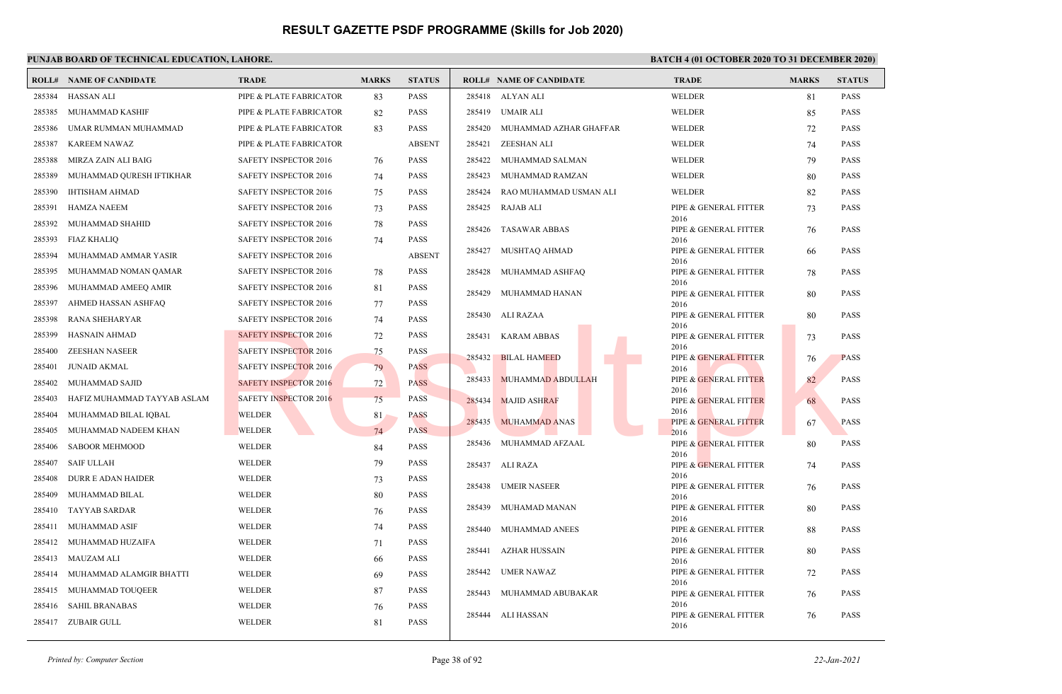# RESULT GAZETTE PSDF PROGRAMME (Skills for Job 2020)

**PUNJAB BOARD OF TECHNICAL EDUCATION, LAHORE.**

**BATCH 4 (01 OCTOBER 2020 TO 31 DECEMBER 2020)**

| ROLL# | NAME OF CANDIDATE | TRADE | MARKS | STATUS |
|---|---|---|---|---|
| 285384 | HASSAN ALI | PIPE & PLATE FABRICATOR | 83 | PASS |
| 285385 | MUHAMMAD KASHIF | PIPE & PLATE FABRICATOR | 82 | PASS |
| 285386 | UMAR RUMMAN MUHAMMAD | PIPE & PLATE FABRICATOR | 83 | PASS |
| 285387 | KAREEM NAWAZ | PIPE & PLATE FABRICATOR | | ABSENT |
| 285388 | MIRZA ZAIN ALI BAIG | SAFETY INSPECTOR 2016 | 76 | PASS |
| 285389 | MUHAMMAD QURESH IFTIKHAR | SAFETY INSPECTOR 2016 | 74 | PASS |
| 285390 | IHTISHAM AHMAD | SAFETY INSPECTOR 2016 | 75 | PASS |
| 285391 | HAMZA NAEEM | SAFETY INSPECTOR 2016 | 73 | PASS |
| 285392 | MUHAMMAD SHAHID | SAFETY INSPECTOR 2016 | 78 | PASS |
| 285393 | FIAZ KHALIQ | SAFETY INSPECTOR 2016 | 74 | PASS |
| 285394 | MUHAMMAD AMMAR YASIR | SAFETY INSPECTOR 2016 | | ABSENT |
| 285395 | MUHAMMAD NOMAN QAMAR | SAFETY INSPECTOR 2016 | 78 | PASS |
| 285396 | MUHAMMAD AMEEQ AMIR | SAFETY INSPECTOR 2016 | 81 | PASS |
| 285397 | AHMED HASSAN ASHFAQ | SAFETY INSPECTOR 2016 | 77 | PASS |
| 285398 | RANA SHEHARYAR | SAFETY INSPECTOR 2016 | 74 | PASS |
| 285399 | HASNAIN AHMAD | SAFETY INSPECTOR 2016 | 72 | PASS |
| 285400 | ZEESHAN NASEER | SAFETY INSPECTOR 2016 | 75 | PASS |
| 285401 | JUNAID AKMAL | SAFETY INSPECTOR 2016 | 79 | PASS |
| 285402 | MUHAMMAD SAJID | SAFETY INSPECTOR 2016 | 72 | PASS |
| 285403 | HAFIZ MUHAMMAD TAYYAB ASLAM | SAFETY INSPECTOR 2016 | 75 | PASS |
| 285404 | MUHAMMAD BILAL IQBAL | WELDER | 81 | PASS |
| 285405 | MUHAMMAD NADEEM KHAN | WELDER | 74 | PASS |
| 285406 | SABOOR MEHMOOD | WELDER | 84 | PASS |
| 285407 | SAIF ULLAH | WELDER | 79 | PASS |
| 285408 | DURR E ADAN HAIDER | WELDER | 73 | PASS |
| 285409 | MUHAMMAD BILAL | WELDER | 80 | PASS |
| 285410 | TAYYAB SARDAR | WELDER | 76 | PASS |
| 285411 | MUHAMMAD ASIF | WELDER | 74 | PASS |
| 285412 | MUHAMMAD HUZAIFA | WELDER | 71 | PASS |
| 285413 | MAUZAM ALI | WELDER | 66 | PASS |
| 285414 | MUHAMMAD ALAMGIR BHATTI | WELDER | 69 | PASS |
| 285415 | MUHAMMAD TOUQEER | WELDER | 87 | PASS |
| 285416 | SAHIL BRANABAS | WELDER | 76 | PASS |
| 285417 | ZUBAIR GULL | WELDER | 81 | PASS |
| 285418 | ALYAN ALI | WELDER | 81 | PASS |
| 285419 | UMAIR ALI | WELDER | 85 | PASS |
| 285420 | MUHAMMAD AZHAR GHAFFAR | WELDER | 72 | PASS |
| 285421 | ZEESHAN ALI | WELDER | 74 | PASS |
| 285422 | MUHAMMAD SALMAN | WELDER | 79 | PASS |
| 285423 | MUHAMMAD RAMZAN | WELDER | 80 | PASS |
| 285424 | RAO MUHAMMAD USMAN ALI | WELDER | 82 | PASS |
| 285425 | RAJAB ALI | PIPE & GENERAL FITTER 2016 | 73 | PASS |
| 285426 | TASAWAR ABBAS | PIPE & GENERAL FITTER 2016 | 76 | PASS |
| 285427 | MUSHTAQ AHMAD | PIPE & GENERAL FITTER 2016 | 66 | PASS |
| 285428 | MUHAMMAD ASHFAQ | PIPE & GENERAL FITTER 2016 | 78 | PASS |
| 285429 | MUHAMMAD HANAN | PIPE & GENERAL FITTER 2016 | 80 | PASS |
| 285430 | ALI RAZAA | PIPE & GENERAL FITTER 2016 | 80 | PASS |
| 285431 | KARAM ABBAS | PIPE & GENERAL FITTER 2016 | 73 | PASS |
| 285432 | BILAL HAMEED | PIPE & GENERAL FITTER 2016 | 76 | PASS |
| 285433 | MUHAMMAD ABDULLAH | PIPE & GENERAL FITTER 2016 | 82 | PASS |
| 285434 | MAJID ASHRAF | PIPE & GENERAL FITTER 2016 | 68 | PASS |
| 285435 | MUHAMMAD ANAS | PIPE & GENERAL FITTER 2016 | 67 | PASS |
| 285436 | MUHAMMAD AFZAAL | PIPE & GENERAL FITTER 2016 | 80 | PASS |
| 285437 | ALI RAZA | PIPE & GENERAL FITTER 2016 | 74 | PASS |
| 285438 | UMEIR NASEER | PIPE & GENERAL FITTER 2016 | 76 | PASS |
| 285439 | MUHAMAD MANAN | PIPE & GENERAL FITTER 2016 | 80 | PASS |
| 285440 | MUHAMMAD ANEES | PIPE & GENERAL FITTER 2016 | 88 | PASS |
| 285441 | AZHAR HUSSAIN | PIPE & GENERAL FITTER 2016 | 80 | PASS |
| 285442 | UMER NAWAZ | PIPE & GENERAL FITTER 2016 | 72 | PASS |
| 285443 | MUHAMMAD ABUBAKAR | PIPE & GENERAL FITTER 2016 | 76 | PASS |
| 285444 | ALI HASSAN | PIPE & GENERAL FITTER 2016 | 76 | PASS |

*Printed by: Computer Section* — *22-Jan-2021*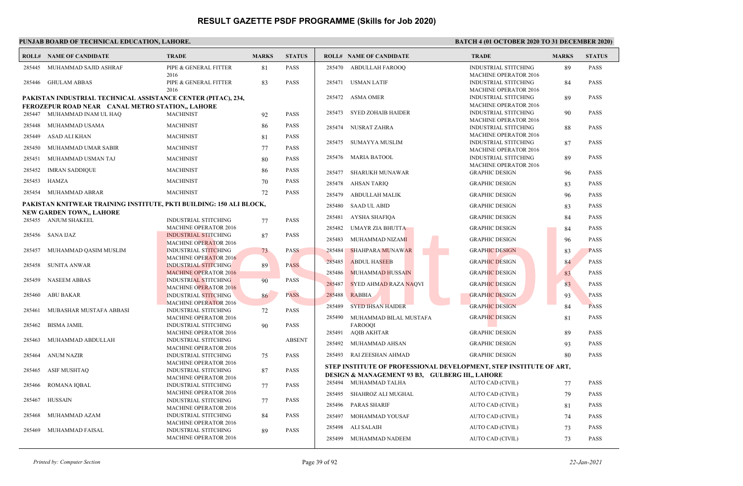# RESULT GAZETTE PSDF PROGRAMME (Skills for Job 2020)

**PUNJAB BOARD OF TECHNICAL EDUCATION, LAHORE.**

**BATCH 4 (01 OCTOBER 2020 TO 31 DECEMBER 2020)**

| ROLL# | NAME OF CANDIDATE | TRADE | MARKS | STATUS |
|---|---|---|---|---|
| 285445 | MUHAMMAD SAJID ASHRAF | PIPE & GENERAL FITTER 2016 | 81 | PASS |
| 285446 | GHULAM ABBAS | PIPE & GENERAL FITTER 2016 | 83 | PASS |

**PAKISTAN INDUSTRIAL TECHNICAL ASSISTANCE CENTER (PITAC), 234, FEROZEPUR ROAD NEAR CANAL METRO STATION,, LAHORE**

| ROLL# | NAME OF CANDIDATE | TRADE | MARKS | STATUS |
|---|---|---|---|---|
| 285447 | MUHAMMAD INAM UL HAQ | MACHINIST | 92 | PASS |
| 285448 | MUHAMMAD USAMA | MACHINIST | 86 | PASS |
| 285449 | ASAD ALI KHAN | MACHINIST | 81 | PASS |
| 285450 | MUHAMMAD UMAR SABIR | MACHINIST | 77 | PASS |
| 285451 | MUHAMMAD USMAN TAJ | MACHINIST | 80 | PASS |
| 285452 | IMRAN SADDIQUE | MACHINIST | 86 | PASS |
| 285453 | HAMZA | MACHINIST | 70 | PASS |
| 285454 | MUHAMMAD ABRAR | MACHINIST | 72 | PASS |

**PAKISTAN KNITWEAR TRAINING INSTITUTE, PKTI BUILDING: 150 ALI BLOCK, NEW GARDEN TOWN,, LAHORE**

| ROLL# | NAME OF CANDIDATE | TRADE | MARKS | STATUS |
|---|---|---|---|---|
| 285455 | ANJUM SHAKEEL | INDUSTRIAL STITCHING MACHINE OPERATOR 2016 | 77 | PASS |
| 285456 | SANA IJAZ | INDUSTRIAL STITCHING MACHINE OPERATOR 2016 | 87 | PASS |
| 285457 | MUHAMMAD QASIM MUSLIM | INDUSTRIAL STITCHING MACHINE OPERATOR 2016 | 73 | PASS |
| 285458 | SUNITA ANWAR | INDUSTRIAL STITCHING MACHINE OPERATOR 2016 | 89 | PASS |
| 285459 | NASEEM ABBAS | INDUSTRIAL STITCHING MACHINE OPERATOR 2016 | 90 | PASS |
| 285460 | ABU BAKAR | INDUSTRIAL STITCHING MACHINE OPERATOR 2016 | 86 | PASS |
| 285461 | MUBASHAR MUSTAFA ABBASI | INDUSTRIAL STITCHING MACHINE OPERATOR 2016 | 72 | PASS |
| 285462 | BISMA JAMIL | INDUSTRIAL STITCHING MACHINE OPERATOR 2016 | 90 | PASS |
| 285463 | MUHAMMAD ABDULLAH | INDUSTRIAL STITCHING MACHINE OPERATOR 2016 | | ABSENT |
| 285464 | ANUM NAZIR | INDUSTRIAL STITCHING MACHINE OPERATOR 2016 | 75 | PASS |
| 285465 | ASIF MUSHTAQ | INDUSTRIAL STITCHING MACHINE OPERATOR 2016 | 87 | PASS |
| 285466 | ROMANA IQBAL | INDUSTRIAL STITCHING MACHINE OPERATOR 2016 | 77 | PASS |
| 285467 | HUSSAIN | INDUSTRIAL STITCHING MACHINE OPERATOR 2016 | 77 | PASS |
| 285468 | MUHAMMAD AZAM | INDUSTRIAL STITCHING MACHINE OPERATOR 2016 | 84 | PASS |
| 285469 | MUHAMMAD FAISAL | INDUSTRIAL STITCHING MACHINE OPERATOR 2016 | 89 | PASS |
| 285470 | ABDULLAH FAROOQ | INDUSTRIAL STITCHING MACHINE OPERATOR 2016 | 89 | PASS |
| 285471 | USMAN LATIF | INDUSTRIAL STITCHING MACHINE OPERATOR 2016 | 84 | PASS |
| 285472 | ASMA OMER | INDUSTRIAL STITCHING MACHINE OPERATOR 2016 | 89 | PASS |
| 285473 | SYED ZOHAIB HAIDER | INDUSTRIAL STITCHING MACHINE OPERATOR 2016 | 90 | PASS |
| 285474 | NUSRAT ZAHRA | INDUSTRIAL STITCHING MACHINE OPERATOR 2016 | 88 | PASS |
| 285475 | SUMAYYA MUSLIM | INDUSTRIAL STITCHING MACHINE OPERATOR 2016 | 87 | PASS |
| 285476 | MARIA BATOOL | INDUSTRIAL STITCHING MACHINE OPERATOR 2016 | 89 | PASS |
| 285477 | SHARUKH MUNAWAR | GRAPHIC DESIGN | 96 | PASS |
| 285478 | AHSAN TARIQ | GRAPHIC DESIGN | 83 | PASS |
| 285479 | ABDULLAH MALIK | GRAPHIC DESIGN | 96 | PASS |
| 285480 | SAAD UL ABID | GRAPHIC DESIGN | 83 | PASS |
| 285481 | AYSHA SHAFIQA | GRAPHIC DESIGN | 84 | PASS |
| 285482 | UMAYR ZIA BHUTTA | GRAPHIC DESIGN | 84 | PASS |
| 285483 | MUHAMMAD NIZAMI | GRAPHIC DESIGN | 96 | PASS |
| 285484 | SHAHPARA MUNAWAR | GRAPHIC DESIGN | 83 | PASS |
| 285485 | ABDUL HASEEB | GRAPHIC DESIGN | 84 | PASS |
| 285486 | MUHAMMAD HUSSAIN | GRAPHIC DESIGN | 83 | PASS |
| 285487 | SYED AHMAD RAZA NAQVI | GRAPHIC DESIGN | 83 | PASS |
| 285488 | RABBIA | GRAPHIC DESIGN | 93 | PASS |
| 285489 | SYED IHSAN HAIDER | GRAPHIC DESIGN | 84 | PASS |
| 285490 | MUHAMMAD BILAL MUSTAFA FAROOQI | GRAPHIC DESIGN | 81 | PASS |
| 285491 | AQIB AKHTAR | GRAPHIC DESIGN | 89 | PASS |
| 285492 | MUHAMMAD AHSAN | GRAPHIC DESIGN | 93 | PASS |
| 285493 | RAI ZEESHAN AHMAD | GRAPHIC DESIGN | 80 | PASS |

**STEP INSTITUTE OF PROFESSIONAL DEVELOPMENT, STEP INSTITUTE OF ART, DESIGN & MANAGEMENT 93 B3, GULBERG III,, LAHORE**

| ROLL# | NAME OF CANDIDATE | TRADE | MARKS | STATUS |
|---|---|---|---|---|
| 285494 | MUHAMMAD TALHA | AUTO CAD (CIVIL) | 77 | PASS |
| 285495 | SHAHROZ ALI MUGHAL | AUTO CAD (CIVIL) | 79 | PASS |
| 285496 | PARAS SHARIF | AUTO CAD (CIVIL) | 81 | PASS |
| 285497 | MOHAMMAD YOUSAF | AUTO CAD (CIVIL) | 74 | PASS |
| 285498 | ALI SALAIH | AUTO CAD (CIVIL) | 73 | PASS |
| 285499 | MUHAMMAD NADEEM | AUTO CAD (CIVIL) | 73 | PASS |

*Printed by: Computer Section*

*22-Jan-2021*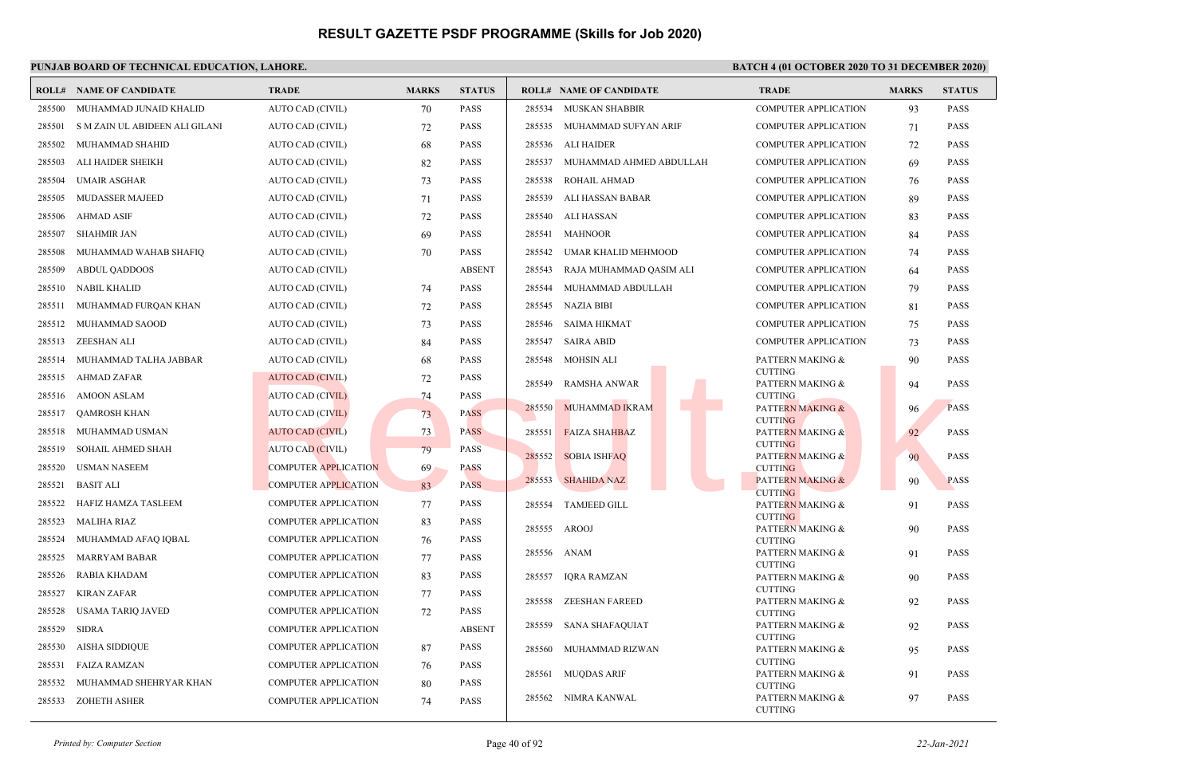# RESULT GAZETTE PSDF PROGRAMME (Skills for Job 2020)

**PUNJAB BOARD OF TECHNICAL EDUCATION, LAHORE.**

**BATCH 4 (01 OCTOBER 2020 TO 31 DECEMBER 2020)**

| ROLL# | NAME OF CANDIDATE | TRADE | MARKS | STATUS |
|---|---|---|---|---|
| 285500 | MUHAMMAD JUNAID KHALID | AUTO CAD (CIVIL) | 70 | PASS |
| 285501 | S M ZAIN UL ABIDEEN ALI GILANI | AUTO CAD (CIVIL) | 72 | PASS |
| 285502 | MUHAMMAD SHAHID | AUTO CAD (CIVIL) | 68 | PASS |
| 285503 | ALI HAIDER SHEIKH | AUTO CAD (CIVIL) | 82 | PASS |
| 285504 | UMAIR ASGHAR | AUTO CAD (CIVIL) | 73 | PASS |
| 285505 | MUDASSER MAJEED | AUTO CAD (CIVIL) | 71 | PASS |
| 285506 | AHMAD ASIF | AUTO CAD (CIVIL) | 72 | PASS |
| 285507 | SHAHMIR JAN | AUTO CAD (CIVIL) | 69 | PASS |
| 285508 | MUHAMMAD WAHAB SHAFIQ | AUTO CAD (CIVIL) | 70 | PASS |
| 285509 | ABDUL QADDOOS | AUTO CAD (CIVIL) | | ABSENT |
| 285510 | NABIL KHALID | AUTO CAD (CIVIL) | 74 | PASS |
| 285511 | MUHAMMAD FURQAN KHAN | AUTO CAD (CIVIL) | 72 | PASS |
| 285512 | MUHAMMAD SAOOD | AUTO CAD (CIVIL) | 73 | PASS |
| 285513 | ZEESHAN ALI | AUTO CAD (CIVIL) | 84 | PASS |
| 285514 | MUHAMMAD TALHA JABBAR | AUTO CAD (CIVIL) | 68 | PASS |
| 285515 | AHMAD ZAFAR | AUTO CAD (CIVIL) | 72 | PASS |
| 285516 | AMOON ASLAM | AUTO CAD (CIVIL) | 74 | PASS |
| 285517 | QAMROSH KHAN | AUTO CAD (CIVIL) | 73 | PASS |
| 285518 | MUHAMMAD USMAN | AUTO CAD (CIVIL) | 73 | PASS |
| 285519 | SOHAIL AHMED SHAH | AUTO CAD (CIVIL) | 79 | PASS |
| 285520 | USMAN NASEEM | COMPUTER APPLICATION | 69 | PASS |
| 285521 | BASIT ALI | COMPUTER APPLICATION | 83 | PASS |
| 285522 | HAFIZ HAMZA TASLEEM | COMPUTER APPLICATION | 77 | PASS |
| 285523 | MALIHA RIAZ | COMPUTER APPLICATION | 83 | PASS |
| 285524 | MUHAMMAD AFAQ IQBAL | COMPUTER APPLICATION | 76 | PASS |
| 285525 | MARRYAM BABAR | COMPUTER APPLICATION | 77 | PASS |
| 285526 | RABIA KHADAM | COMPUTER APPLICATION | 83 | PASS |
| 285527 | KIRAN ZAFAR | COMPUTER APPLICATION | 77 | PASS |
| 285528 | USAMA TARIQ JAVED | COMPUTER APPLICATION | 72 | PASS |
| 285529 | SIDRA | COMPUTER APPLICATION | | ABSENT |
| 285530 | AISHA SIDDIQUE | COMPUTER APPLICATION | 87 | PASS |
| 285531 | FAIZA RAMZAN | COMPUTER APPLICATION | 76 | PASS |
| 285532 | MUHAMMAD SHEHRYAR KHAN | COMPUTER APPLICATION | 80 | PASS |
| 285533 | ZOHETH ASHER | COMPUTER APPLICATION | 74 | PASS |
| 285534 | MUSKAN SHABBIR | COMPUTER APPLICATION | 93 | PASS |
| 285535 | MUHAMMAD SUFYAN ARIF | COMPUTER APPLICATION | 71 | PASS |
| 285536 | ALI HAIDER | COMPUTER APPLICATION | 72 | PASS |
| 285537 | MUHAMMAD AHMED ABDULLAH | COMPUTER APPLICATION | 69 | PASS |
| 285538 | ROHAIL AHMAD | COMPUTER APPLICATION | 76 | PASS |
| 285539 | ALI HASSAN BABAR | COMPUTER APPLICATION | 89 | PASS |
| 285540 | ALI HASSAN | COMPUTER APPLICATION | 83 | PASS |
| 285541 | MAHNOOR | COMPUTER APPLICATION | 84 | PASS |
| 285542 | UMAR KHALID MEHMOOD | COMPUTER APPLICATION | 74 | PASS |
| 285543 | RAJA MUHAMMAD QASIM ALI | COMPUTER APPLICATION | 64 | PASS |
| 285544 | MUHAMMAD ABDULLAH | COMPUTER APPLICATION | 79 | PASS |
| 285545 | NAZIA BIBI | COMPUTER APPLICATION | 81 | PASS |
| 285546 | SAIMA HIKMAT | COMPUTER APPLICATION | 75 | PASS |
| 285547 | SAIRA ABID | COMPUTER APPLICATION | 73 | PASS |
| 285548 | MOHSIN ALI | PATTERN MAKING & CUTTING | 90 | PASS |
| 285549 | RAMSHA ANWAR | PATTERN MAKING & CUTTING | 94 | PASS |
| 285550 | MUHAMMAD IKRAM | PATTERN MAKING & CUTTING | 96 | PASS |
| 285551 | FAIZA SHAHBAZ | PATTERN MAKING & CUTTING | 92 | PASS |
| 285552 | SOBIA ISHFAQ | PATTERN MAKING & CUTTING | 90 | PASS |
| 285553 | SHAHIDA NAZ | PATTERN MAKING & CUTTING | 90 | PASS |
| 285554 | TAMJEED GILL | PATTERN MAKING & CUTTING | 91 | PASS |
| 285555 | AROOJ | PATTERN MAKING & CUTTING | 90 | PASS |
| 285556 | ANAM | PATTERN MAKING & CUTTING | 91 | PASS |
| 285557 | IQRA RAMZAN | PATTERN MAKING & CUTTING | 90 | PASS |
| 285558 | ZEESHAN FAREED | PATTERN MAKING & CUTTING | 92 | PASS |
| 285559 | SANA SHAFAQUIAT | PATTERN MAKING & CUTTING | 92 | PASS |
| 285560 | MUHAMMAD RIZWAN | PATTERN MAKING & CUTTING | 95 | PASS |
| 285561 | MUQDAS ARIF | PATTERN MAKING & CUTTING | 91 | PASS |
| 285562 | NIMRA KANWAL | PATTERN MAKING & CUTTING | 97 | PASS |

*Printed by: Computer Section* | 22-Jan-2021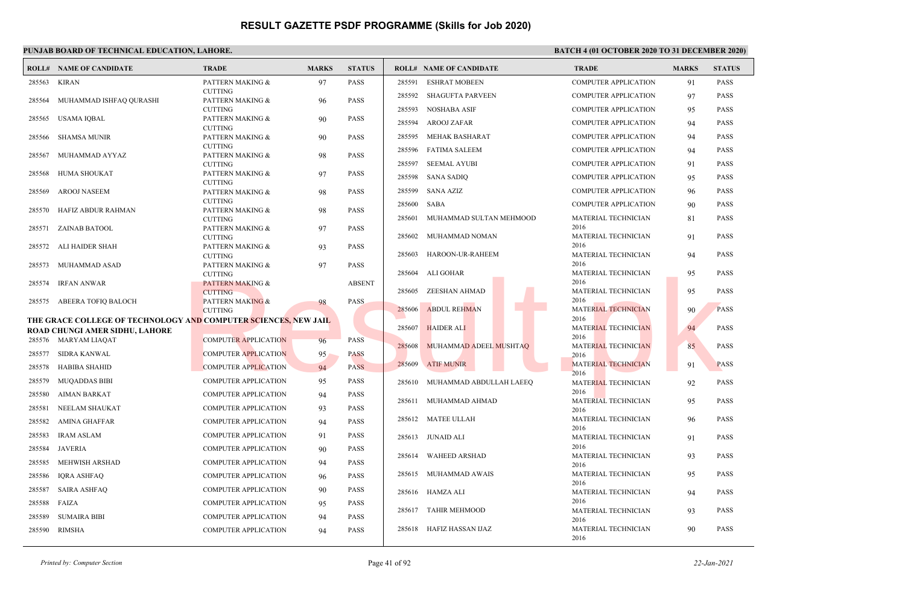# RESULT GAZETTE PSDF PROGRAMME (Skills for Job 2020)

**PUNJAB BOARD OF TECHNICAL EDUCATION, LAHORE.**

**BATCH 4 (01 OCTOBER 2020 TO 31 DECEMBER 2020)**

| ROLL# | NAME OF CANDIDATE | TRADE | MARKS | STATUS |
|---|---|---|---|---|
| 285563 | KIRAN | PATTERN MAKING & CUTTING | 97 | PASS |
| 285564 | MUHAMMAD ISHFAQ QURASHI | PATTERN MAKING & CUTTING | 96 | PASS |
| 285565 | USAMA IQBAL | PATTERN MAKING & CUTTING | 90 | PASS |
| 285566 | SHAMSA MUNIR | PATTERN MAKING & CUTTING | 90 | PASS |
| 285567 | MUHAMMAD AYYAZ | PATTERN MAKING & CUTTING | 98 | PASS |
| 285568 | HUMA SHOUKAT | PATTERN MAKING & CUTTING | 97 | PASS |
| 285569 | AROOJ NASEEM | PATTERN MAKING & CUTTING | 98 | PASS |
| 285570 | HAFIZ ABDUR RAHMAN | PATTERN MAKING & CUTTING | 98 | PASS |
| 285571 | ZAINAB BATOOL | PATTERN MAKING & CUTTING | 97 | PASS |
| 285572 | ALI HAIDER SHAH | PATTERN MAKING & CUTTING | 93 | PASS |
| 285573 | MUHAMMAD ASAD | PATTERN MAKING & CUTTING | 97 | PASS |
| 285574 | IRFAN ANWAR | PATTERN MAKING & CUTTING | | ABSENT |
| 285575 | ABEERA TOFIQ BALOCH | PATTERN MAKING & CUTTING | 98 | PASS |

**THE GRACE COLLEGE OF TECHNOLOGY AND COMPUTER SCIENCES, NEW JAIL ROAD CHUNGI AMER SIDHU, LAHORE**

| ROLL# | NAME OF CANDIDATE | TRADE | MARKS | STATUS |
|---|---|---|---|---|
| 285576 | MARYAM LIAQAT | COMPUTER APPLICATION | 96 | PASS |
| 285577 | SIDRA KANWAL | COMPUTER APPLICATION | 95 | PASS |
| 285578 | HABIBA SHAHID | COMPUTER APPLICATION | 94 | PASS |
| 285579 | MUQADDAS BIBI | COMPUTER APPLICATION | 95 | PASS |
| 285580 | AIMAN BARKAT | COMPUTER APPLICATION | 94 | PASS |
| 285581 | NEELAM SHAUKAT | COMPUTER APPLICATION | 93 | PASS |
| 285582 | AMINA GHAFFAR | COMPUTER APPLICATION | 94 | PASS |
| 285583 | IRAM ASLAM | COMPUTER APPLICATION | 91 | PASS |
| 285584 | JAVERIA | COMPUTER APPLICATION | 90 | PASS |
| 285585 | MEHWISH ARSHAD | COMPUTER APPLICATION | 94 | PASS |
| 285586 | IQRA ASHFAQ | COMPUTER APPLICATION | 96 | PASS |
| 285587 | SAIRA ASHFAQ | COMPUTER APPLICATION | 90 | PASS |
| 285588 | FAIZA | COMPUTER APPLICATION | 95 | PASS |
| 285589 | SUMAIRA BIBI | COMPUTER APPLICATION | 94 | PASS |
| 285590 | RIMSHA | COMPUTER APPLICATION | 94 | PASS |
| 285591 | ESHRAT MOBEEN | COMPUTER APPLICATION | 91 | PASS |
| 285592 | SHAGUFTA PARVEEN | COMPUTER APPLICATION | 97 | PASS |
| 285593 | NOSHABA ASIF | COMPUTER APPLICATION | 95 | PASS |
| 285594 | AROOJ ZAFAR | COMPUTER APPLICATION | 94 | PASS |
| 285595 | MEHAK BASHARAT | COMPUTER APPLICATION | 94 | PASS |
| 285596 | FATIMA SALEEM | COMPUTER APPLICATION | 94 | PASS |
| 285597 | SEEMAL AYUBI | COMPUTER APPLICATION | 91 | PASS |
| 285598 | SANA SADIQ | COMPUTER APPLICATION | 95 | PASS |
| 285599 | SANA AZIZ | COMPUTER APPLICATION | 96 | PASS |
| 285600 | SABA | COMPUTER APPLICATION | 90 | PASS |
| 285601 | MUHAMMAD SULTAN MEHMOOD | MATERIAL TECHNICIAN 2016 | 81 | PASS |
| 285602 | MUHAMMAD NOMAN | MATERIAL TECHNICIAN 2016 | 91 | PASS |
| 285603 | HAROON-UR-RAHEEM | MATERIAL TECHNICIAN 2016 | 94 | PASS |
| 285604 | ALI GOHAR | MATERIAL TECHNICIAN 2016 | 95 | PASS |
| 285605 | ZEESHAN AHMAD | MATERIAL TECHNICIAN 2016 | 95 | PASS |
| 285606 | ABDUL REHMAN | MATERIAL TECHNICIAN 2016 | 90 | PASS |
| 285607 | HAIDER ALI | MATERIAL TECHNICIAN 2016 | 94 | PASS |
| 285608 | MUHAMMAD ADEEL MUSHTAQ | MATERIAL TECHNICIAN 2016 | 85 | PASS |
| 285609 | ATIF MUNIR | MATERIAL TECHNICIAN 2016 | 91 | PASS |
| 285610 | MUHAMMAD ABDULLAH LAEEQ | MATERIAL TECHNICIAN 2016 | 92 | PASS |
| 285611 | MUHAMMAD AHMAD | MATERIAL TECHNICIAN 2016 | 95 | PASS |
| 285612 | MATEE ULLAH | MATERIAL TECHNICIAN 2016 | 96 | PASS |
| 285613 | JUNAID ALI | MATERIAL TECHNICIAN 2016 | 91 | PASS |
| 285614 | WAHEED ARSHAD | MATERIAL TECHNICIAN 2016 | 93 | PASS |
| 285615 | MUHAMMAD AWAIS | MATERIAL TECHNICIAN 2016 | 95 | PASS |
| 285616 | HAMZA ALI | MATERIAL TECHNICIAN 2016 | 94 | PASS |
| 285617 | TAHIR MEHMOOD | MATERIAL TECHNICIAN 2016 | 93 | PASS |
| 285618 | HAFIZ HASSAN IJAZ | MATERIAL TECHNICIAN 2016 | 90 | PASS |

*Printed by: Computer Section*

*22-Jan-2021*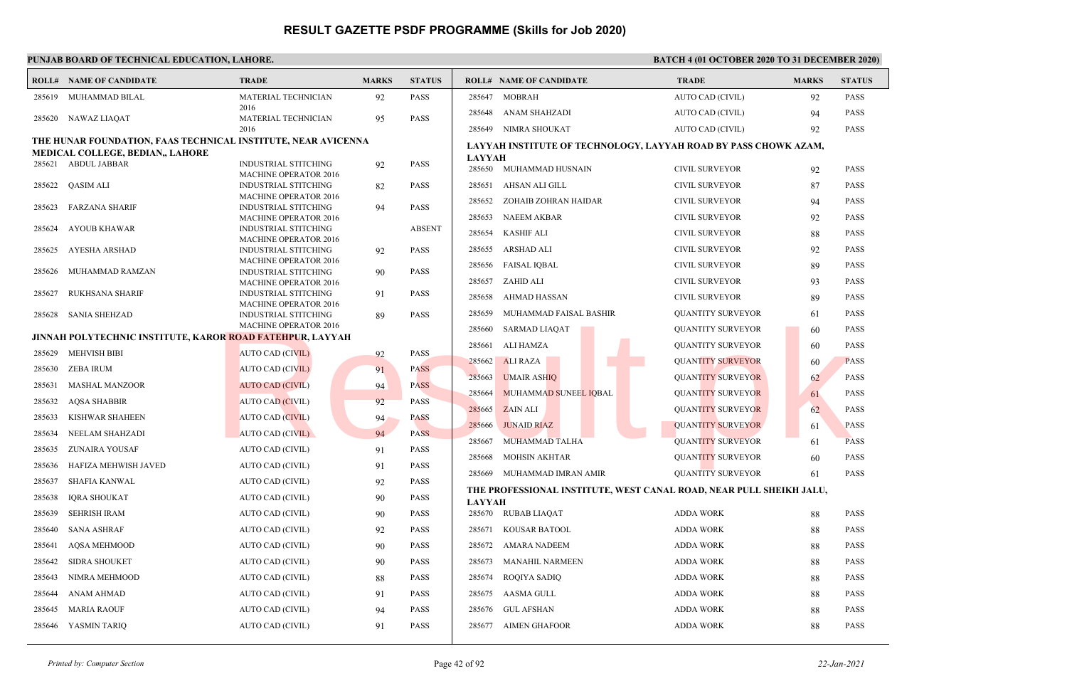# RESULT GAZETTE PSDF PROGRAMME (Skills for Job 2020)

**PUNJAB BOARD OF TECHNICAL EDUCATION, LAHORE.** — **BATCH 4 (01 OCTOBER 2020 TO 31 DECEMBER 2020)**

| ROLL# | NAME OF CANDIDATE | TRADE | MARKS | STATUS |
|---|---|---|---|---|
| 285619 | MUHAMMAD BILAL | MATERIAL TECHNICIAN 2016 | 92 | PASS |
| 285620 | NAWAZ LIAQAT | MATERIAL TECHNICIAN 2016 | 95 | PASS |

**THE HUNAR FOUNDATION, FAAS TECHNICAL INSTITUTE, NEAR AVICENNA MEDICAL COLLEGE, BEDIAN,, LAHORE**

| ROLL# | NAME OF CANDIDATE | TRADE | MARKS | STATUS |
|---|---|---|---|---|
| 285621 | ABDUL JABBAR | INDUSTRIAL STITCHING MACHINE OPERATOR 2016 | 92 | PASS |
| 285622 | QASIM ALI | INDUSTRIAL STITCHING MACHINE OPERATOR 2016 | 82 | PASS |
| 285623 | FARZANA SHARIF | INDUSTRIAL STITCHING MACHINE OPERATOR 2016 | 94 | PASS |
| 285624 | AYOUB KHAWAR | INDUSTRIAL STITCHING MACHINE OPERATOR 2016 | | ABSENT |
| 285625 | AYESHA ARSHAD | INDUSTRIAL STITCHING MACHINE OPERATOR 2016 | 92 | PASS |
| 285626 | MUHAMMAD RAMZAN | INDUSTRIAL STITCHING MACHINE OPERATOR 2016 | 90 | PASS |
| 285627 | RUKHSANA SHARIF | INDUSTRIAL STITCHING MACHINE OPERATOR 2016 | 91 | PASS |
| 285628 | SANIA SHEHZAD | INDUSTRIAL STITCHING MACHINE OPERATOR 2016 | 89 | PASS |

**JINNAH POLYTECHNIC INSTITUTE, KAROR ROAD FATEHPUR, LAYYAH**

| ROLL# | NAME OF CANDIDATE | TRADE | MARKS | STATUS |
|---|---|---|---|---|
| 285629 | MEHVISH BIBI | AUTO CAD (CIVIL) | 92 | PASS |
| 285630 | ZEBA IRUM | AUTO CAD (CIVIL) | 91 | PASS |
| 285631 | MASHAL MANZOOR | AUTO CAD (CIVIL) | 94 | PASS |
| 285632 | AQSA SHABBIR | AUTO CAD (CIVIL) | 92 | PASS |
| 285633 | KISHWAR SHAHEEN | AUTO CAD (CIVIL) | 94 | PASS |
| 285634 | NEELAM SHAHZADI | AUTO CAD (CIVIL) | 94 | PASS |
| 285635 | ZUNAIRA YOUSAF | AUTO CAD (CIVIL) | 91 | PASS |
| 285636 | HAFIZA MEHWISH JAVED | AUTO CAD (CIVIL) | 91 | PASS |
| 285637 | SHAFIA KANWAL | AUTO CAD (CIVIL) | 92 | PASS |
| 285638 | IQRA SHOUKAT | AUTO CAD (CIVIL) | 90 | PASS |
| 285639 | SEHRISH IRAM | AUTO CAD (CIVIL) | 90 | PASS |
| 285640 | SANA ASHRAF | AUTO CAD (CIVIL) | 92 | PASS |
| 285641 | AQSA MEHMOOD | AUTO CAD (CIVIL) | 90 | PASS |
| 285642 | SIDRA SHOUKET | AUTO CAD (CIVIL) | 90 | PASS |
| 285643 | NIMRA MEHMOOD | AUTO CAD (CIVIL) | 88 | PASS |
| 285644 | ANAM AHMAD | AUTO CAD (CIVIL) | 91 | PASS |
| 285645 | MARIA RAOUF | AUTO CAD (CIVIL) | 94 | PASS |
| 285646 | YASMIN TARIQ | AUTO CAD (CIVIL) | 91 | PASS |
| 285647 | MOBRAH | AUTO CAD (CIVIL) | 92 | PASS |
| 285648 | ANAM SHAHZADI | AUTO CAD (CIVIL) | 94 | PASS |
| 285649 | NIMRA SHOUKAT | AUTO CAD (CIVIL) | 92 | PASS |

**LAYYAH INSTITUTE OF TECHNOLOGY, LAYYAH ROAD BY PASS CHOWK AZAM, LAYYAH**

| ROLL# | NAME OF CANDIDATE | TRADE | MARKS | STATUS |
|---|---|---|---|---|
| 285650 | MUHAMMAD HUSNAIN | CIVIL SURVEYOR | 92 | PASS |
| 285651 | AHSAN ALI GILL | CIVIL SURVEYOR | 87 | PASS |
| 285652 | ZOHAIB ZOHRAN HAIDAR | CIVIL SURVEYOR | 94 | PASS |
| 285653 | NAEEM AKBAR | CIVIL SURVEYOR | 92 | PASS |
| 285654 | KASHIF ALI | CIVIL SURVEYOR | 88 | PASS |
| 285655 | ARSHAD ALI | CIVIL SURVEYOR | 92 | PASS |
| 285656 | FAISAL IQBAL | CIVIL SURVEYOR | 89 | PASS |
| 285657 | ZAHID ALI | CIVIL SURVEYOR | 93 | PASS |
| 285658 | AHMAD HASSAN | CIVIL SURVEYOR | 89 | PASS |
| 285659 | MUHAMMAD FAISAL BASHIR | QUANTITY SURVEYOR | 61 | PASS |
| 285660 | SARMAD LIAQAT | QUANTITY SURVEYOR | 60 | PASS |
| 285661 | ALI HAMZA | QUANTITY SURVEYOR | 60 | PASS |
| 285662 | ALI RAZA | QUANTITY SURVEYOR | 60 | PASS |
| 285663 | UMAIR ASHIQ | QUANTITY SURVEYOR | 62 | PASS |
| 285664 | MUHAMMAD SUNEEL IQBAL | QUANTITY SURVEYOR | 61 | PASS |
| 285665 | ZAIN ALI | QUANTITY SURVEYOR | 62 | PASS |
| 285666 | JUNAID RIAZ | QUANTITY SURVEYOR | 61 | PASS |
| 285667 | MUHAMMAD TALHA | QUANTITY SURVEYOR | 61 | PASS |
| 285668 | MOHSIN AKHTAR | QUANTITY SURVEYOR | 60 | PASS |
| 285669 | MUHAMMAD IMRAN AMIR | QUANTITY SURVEYOR | 61 | PASS |

**THE PROFESSIONAL INSTITUTE, WEST CANAL ROAD, NEAR PULL SHEIKH JALU, LAYYAH**

| ROLL# | NAME OF CANDIDATE | TRADE | MARKS | STATUS |
|---|---|---|---|---|
| 285670 | RUBAB LIAQAT | ADDA WORK | 88 | PASS |
| 285671 | KOUSAR BATOOL | ADDA WORK | 88 | PASS |
| 285672 | AMARA NADEEM | ADDA WORK | 88 | PASS |
| 285673 | MANAHIL NARMEEN | ADDA WORK | 88 | PASS |
| 285674 | ROQIYA SADIQ | ADDA WORK | 88 | PASS |
| 285675 | AASMA GULL | ADDA WORK | 88 | PASS |
| 285676 | GUL AFSHAN | ADDA WORK | 88 | PASS |
| 285677 | AIMEN GHAFOOR | ADDA WORK | 88 | PASS |

*Printed by: Computer Section* — *22-Jan-2021*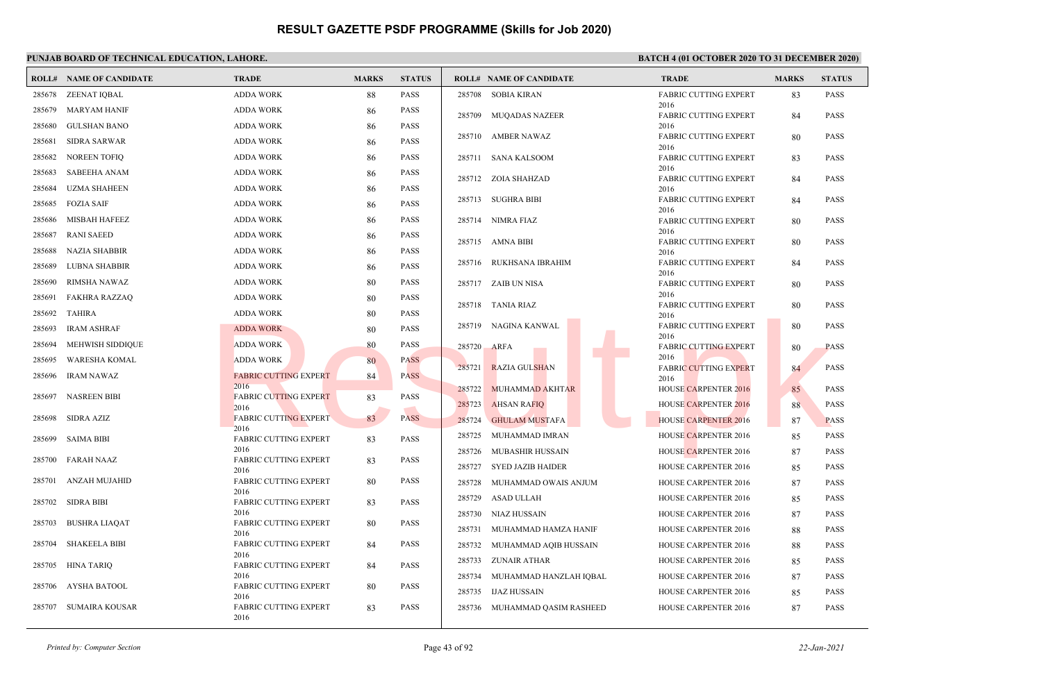# RESULT GAZETTE PSDF PROGRAMME (Skills for Job 2020)

**PUNJAB BOARD OF TECHNICAL EDUCATION, LAHORE.**

**BATCH 4 (01 OCTOBER 2020 TO 31 DECEMBER 2020)**

| ROLL# | NAME OF CANDIDATE | TRADE | MARKS | STATUS |
|---|---|---|---|---|
| 285678 | ZEENAT IQBAL | ADDA WORK | 88 | PASS |
| 285679 | MARYAM HANIF | ADDA WORK | 86 | PASS |
| 285680 | GULSHAN BANO | ADDA WORK | 86 | PASS |
| 285681 | SIDRA SARWAR | ADDA WORK | 86 | PASS |
| 285682 | NOREEN TOFIQ | ADDA WORK | 86 | PASS |
| 285683 | SABEEHA ANAM | ADDA WORK | 86 | PASS |
| 285684 | UZMA SHAHEEN | ADDA WORK | 86 | PASS |
| 285685 | FOZIA SAIF | ADDA WORK | 86 | PASS |
| 285686 | MISBAH HAFEEZ | ADDA WORK | 86 | PASS |
| 285687 | RANI SAEED | ADDA WORK | 86 | PASS |
| 285688 | NAZIA SHABBIR | ADDA WORK | 86 | PASS |
| 285689 | LUBNA SHABBIR | ADDA WORK | 86 | PASS |
| 285690 | RIMSHA NAWAZ | ADDA WORK | 80 | PASS |
| 285691 | FAKHRA RAZZAQ | ADDA WORK | 80 | PASS |
| 285692 | TAHIRA | ADDA WORK | 80 | PASS |
| 285693 | IRAM ASHRAF | ADDA WORK | 80 | PASS |
| 285694 | MEHWISH SIDDIQUE | ADDA WORK | 80 | PASS |
| 285695 | WARESHA KOMAL | ADDA WORK | 80 | PASS |
| 285696 | IRAM NAWAZ | FABRIC CUTTING EXPERT 2016 | 84 | PASS |
| 285697 | NASREEN BIBI | FABRIC CUTTING EXPERT 2016 | 83 | PASS |
| 285698 | SIDRA AZIZ | FABRIC CUTTING EXPERT 2016 | 83 | PASS |
| 285699 | SAIMA BIBI | FABRIC CUTTING EXPERT 2016 | 83 | PASS |
| 285700 | FARAH NAAZ | FABRIC CUTTING EXPERT 2016 | 83 | PASS |
| 285701 | ANZAH MUJAHID | FABRIC CUTTING EXPERT 2016 | 80 | PASS |
| 285702 | SIDRA BIBI | FABRIC CUTTING EXPERT 2016 | 83 | PASS |
| 285703 | BUSHRA LIAQAT | FABRIC CUTTING EXPERT 2016 | 80 | PASS |
| 285704 | SHAKEELA BIBI | FABRIC CUTTING EXPERT 2016 | 84 | PASS |
| 285705 | HINA TARIQ | FABRIC CUTTING EXPERT 2016 | 84 | PASS |
| 285706 | AYSHA BATOOL | FABRIC CUTTING EXPERT 2016 | 80 | PASS |
| 285707 | SUMAIRA KOUSAR | FABRIC CUTTING EXPERT 2016 | 83 | PASS |
| 285708 | SOBIA KIRAN | FABRIC CUTTING EXPERT 2016 | 83 | PASS |
| 285709 | MUQADAS NAZEER | FABRIC CUTTING EXPERT 2016 | 84 | PASS |
| 285710 | AMBER NAWAZ | FABRIC CUTTING EXPERT 2016 | 80 | PASS |
| 285711 | SANA KALSOOM | FABRIC CUTTING EXPERT 2016 | 83 | PASS |
| 285712 | ZOIA SHAHZAD | FABRIC CUTTING EXPERT 2016 | 84 | PASS |
| 285713 | SUGHRA BIBI | FABRIC CUTTING EXPERT 2016 | 84 | PASS |
| 285714 | NIMRA FIAZ | FABRIC CUTTING EXPERT 2016 | 80 | PASS |
| 285715 | AMNA BIBI | FABRIC CUTTING EXPERT 2016 | 80 | PASS |
| 285716 | RUKHSANA IBRAHIM | FABRIC CUTTING EXPERT 2016 | 84 | PASS |
| 285717 | ZAIB UN NISA | FABRIC CUTTING EXPERT 2016 | 80 | PASS |
| 285718 | TANIA RIAZ | FABRIC CUTTING EXPERT 2016 | 80 | PASS |
| 285719 | NAGINA KANWAL | FABRIC CUTTING EXPERT 2016 | 80 | PASS |
| 285720 | ARFA | FABRIC CUTTING EXPERT 2016 | 80 | PASS |
| 285721 | RAZIA GULSHAN | FABRIC CUTTING EXPERT 2016 | 84 | PASS |
| 285722 | MUHAMMAD AKHTAR | HOUSE CARPENTER 2016 | 85 | PASS |
| 285723 | AHSAN RAFIQ | HOUSE CARPENTER 2016 | 88 | PASS |
| 285724 | GHULAM MUSTAFA | HOUSE CARPENTER 2016 | 87 | PASS |
| 285725 | MUHAMMAD IMRAN | HOUSE CARPENTER 2016 | 85 | PASS |
| 285726 | MUBASHIR HUSSAIN | HOUSE CARPENTER 2016 | 87 | PASS |
| 285727 | SYED JAZIB HAIDER | HOUSE CARPENTER 2016 | 85 | PASS |
| 285728 | MUHAMMAD OWAIS ANJUM | HOUSE CARPENTER 2016 | 87 | PASS |
| 285729 | ASAD ULLAH | HOUSE CARPENTER 2016 | 85 | PASS |
| 285730 | NIAZ HUSSAIN | HOUSE CARPENTER 2016 | 87 | PASS |
| 285731 | MUHAMMAD HAMZA HANIF | HOUSE CARPENTER 2016 | 88 | PASS |
| 285732 | MUHAMMAD AQIB HUSSAIN | HOUSE CARPENTER 2016 | 88 | PASS |
| 285733 | ZUNAIR ATHAR | HOUSE CARPENTER 2016 | 85 | PASS |
| 285734 | MUHAMMAD HANZLAH IQBAL | HOUSE CARPENTER 2016 | 87 | PASS |
| 285735 | IJAZ HUSSAIN | HOUSE CARPENTER 2016 | 85 | PASS |
| 285736 | MUHAMMAD QASIM RASHEED | HOUSE CARPENTER 2016 | 87 | PASS |

*Printed by: Computer Section*

*22-Jan-2021*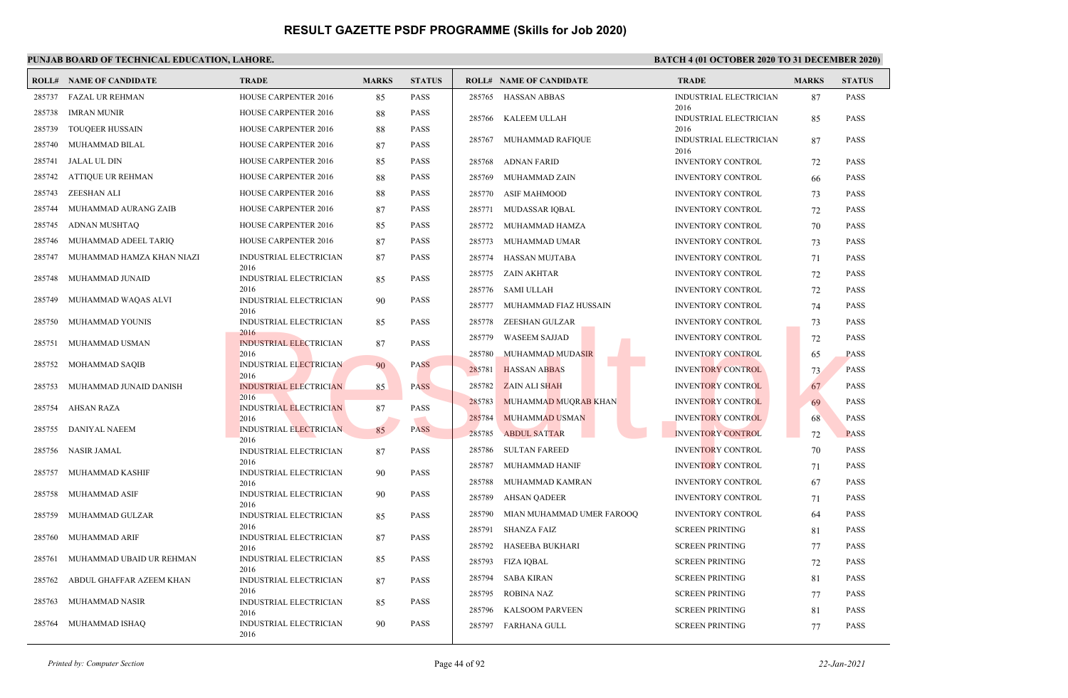# RESULT GAZETTE PSDF PROGRAMME (Skills for Job 2020)

**PUNJAB BOARD OF TECHNICAL EDUCATION, LAHORE.**

**BATCH 4 (01 OCTOBER 2020 TO 31 DECEMBER 2020)**

| ROLL# | NAME OF CANDIDATE | TRADE | MARKS | STATUS |
|---|---|---|---|---|
| 285737 | FAZAL UR REHMAN | HOUSE CARPENTER 2016 | 85 | PASS |
| 285738 | IMRAN MUNIR | HOUSE CARPENTER 2016 | 88 | PASS |
| 285739 | TOUQEER HUSSAIN | HOUSE CARPENTER 2016 | 88 | PASS |
| 285740 | MUHAMMAD BILAL | HOUSE CARPENTER 2016 | 87 | PASS |
| 285741 | JALAL UL DIN | HOUSE CARPENTER 2016 | 85 | PASS |
| 285742 | ATTIQUE UR REHMAN | HOUSE CARPENTER 2016 | 88 | PASS |
| 285743 | ZEESHAN ALI | HOUSE CARPENTER 2016 | 88 | PASS |
| 285744 | MUHAMMAD AURANG ZAIB | HOUSE CARPENTER 2016 | 87 | PASS |
| 285745 | ADNAN MUSHTAQ | HOUSE CARPENTER 2016 | 85 | PASS |
| 285746 | MUHAMMAD ADEEL TARIQ | HOUSE CARPENTER 2016 | 87 | PASS |
| 285747 | MUHAMMAD HAMZA KHAN NIAZI | INDUSTRIAL ELECTRICIAN 2016 | 87 | PASS |
| 285748 | MUHAMMAD JUNAID | INDUSTRIAL ELECTRICIAN 2016 | 85 | PASS |
| 285749 | MUHAMMAD WAQAS ALVI | INDUSTRIAL ELECTRICIAN 2016 | 90 | PASS |
| 285750 | MUHAMMAD YOUNIS | INDUSTRIAL ELECTRICIAN 2016 | 85 | PASS |
| 285751 | MUHAMMAD USMAN | INDUSTRIAL ELECTRICIAN 2016 | 87 | PASS |
| 285752 | MOHAMMAD SAQIB | INDUSTRIAL ELECTRICIAN 2016 | 90 | PASS |
| 285753 | MUHAMMAD JUNAID DANISH | INDUSTRIAL ELECTRICIAN 2016 | 85 | PASS |
| 285754 | AHSAN RAZA | INDUSTRIAL ELECTRICIAN 2016 | 87 | PASS |
| 285755 | DANIYAL NAEEM | INDUSTRIAL ELECTRICIAN 2016 | 85 | PASS |
| 285756 | NASIR JAMAL | INDUSTRIAL ELECTRICIAN 2016 | 87 | PASS |
| 285757 | MUHAMMAD KASHIF | INDUSTRIAL ELECTRICIAN 2016 | 90 | PASS |
| 285758 | MUHAMMAD ASIF | INDUSTRIAL ELECTRICIAN 2016 | 90 | PASS |
| 285759 | MUHAMMAD GULZAR | INDUSTRIAL ELECTRICIAN 2016 | 85 | PASS |
| 285760 | MUHAMMAD ARIF | INDUSTRIAL ELECTRICIAN 2016 | 87 | PASS |
| 285761 | MUHAMMAD UBAID UR REHMAN | INDUSTRIAL ELECTRICIAN 2016 | 85 | PASS |
| 285762 | ABDUL GHAFFAR AZEEM KHAN | INDUSTRIAL ELECTRICIAN 2016 | 87 | PASS |
| 285763 | MUHAMMAD NASIR | INDUSTRIAL ELECTRICIAN 2016 | 85 | PASS |
| 285764 | MUHAMMAD ISHAQ | INDUSTRIAL ELECTRICIAN 2016 | 90 | PASS |
| 285765 | HASSAN ABBAS | INDUSTRIAL ELECTRICIAN 2016 | 87 | PASS |
| 285766 | KALEEM ULLAH | INDUSTRIAL ELECTRICIAN 2016 | 85 | PASS |
| 285767 | MUHAMMAD RAFIQUE | INDUSTRIAL ELECTRICIAN 2016 | 87 | PASS |
| 285768 | ADNAN FARID | INVENTORY CONTROL | 72 | PASS |
| 285769 | MUHAMMAD ZAIN | INVENTORY CONTROL | 66 | PASS |
| 285770 | ASIF MAHMOOD | INVENTORY CONTROL | 73 | PASS |
| 285771 | MUDASSAR IQBAL | INVENTORY CONTROL | 72 | PASS |
| 285772 | MUHAMMAD HAMZA | INVENTORY CONTROL | 70 | PASS |
| 285773 | MUHAMMAD UMAR | INVENTORY CONTROL | 73 | PASS |
| 285774 | HASSAN MUJTABA | INVENTORY CONTROL | 71 | PASS |
| 285775 | ZAIN AKHTAR | INVENTORY CONTROL | 72 | PASS |
| 285776 | SAMI ULLAH | INVENTORY CONTROL | 72 | PASS |
| 285777 | MUHAMMAD FIAZ HUSSAIN | INVENTORY CONTROL | 74 | PASS |
| 285778 | ZEESHAN GULZAR | INVENTORY CONTROL | 73 | PASS |
| 285779 | WASEEM SAJJAD | INVENTORY CONTROL | 72 | PASS |
| 285780 | MUHAMMAD MUDASIR | INVENTORY CONTROL | 65 | PASS |
| 285781 | HASSAN ABBAS | INVENTORY CONTROL | 73 | PASS |
| 285782 | ZAIN ALI SHAH | INVENTORY CONTROL | 67 | PASS |
| 285783 | MUHAMMAD MUQRAB KHAN | INVENTORY CONTROL | 69 | PASS |
| 285784 | MUHAMMAD USMAN | INVENTORY CONTROL | 68 | PASS |
| 285785 | ABDUL SATTAR | INVENTORY CONTROL | 72 | PASS |
| 285786 | SULTAN FAREED | INVENTORY CONTROL | 70 | PASS |
| 285787 | MUHAMMAD HANIF | INVENTORY CONTROL | 71 | PASS |
| 285788 | MUHAMMAD KAMRAN | INVENTORY CONTROL | 67 | PASS |
| 285789 | AHSAN QADEER | INVENTORY CONTROL | 71 | PASS |
| 285790 | MIAN MUHAMMAD UMER FAROOQ | INVENTORY CONTROL | 64 | PASS |
| 285791 | SHANZA FAIZ | SCREEN PRINTING | 81 | PASS |
| 285792 | HASEEBA BUKHARI | SCREEN PRINTING | 77 | PASS |
| 285793 | FIZA IQBAL | SCREEN PRINTING | 72 | PASS |
| 285794 | SABA KIRAN | SCREEN PRINTING | 81 | PASS |
| 285795 | ROBINA NAZ | SCREEN PRINTING | 77 | PASS |
| 285796 | KALSOOM PARVEEN | SCREEN PRINTING | 81 | PASS |
| 285797 | FARHANA GULL | SCREEN PRINTING | 77 | PASS |

*Printed by: Computer Section*

*22-Jan-2021*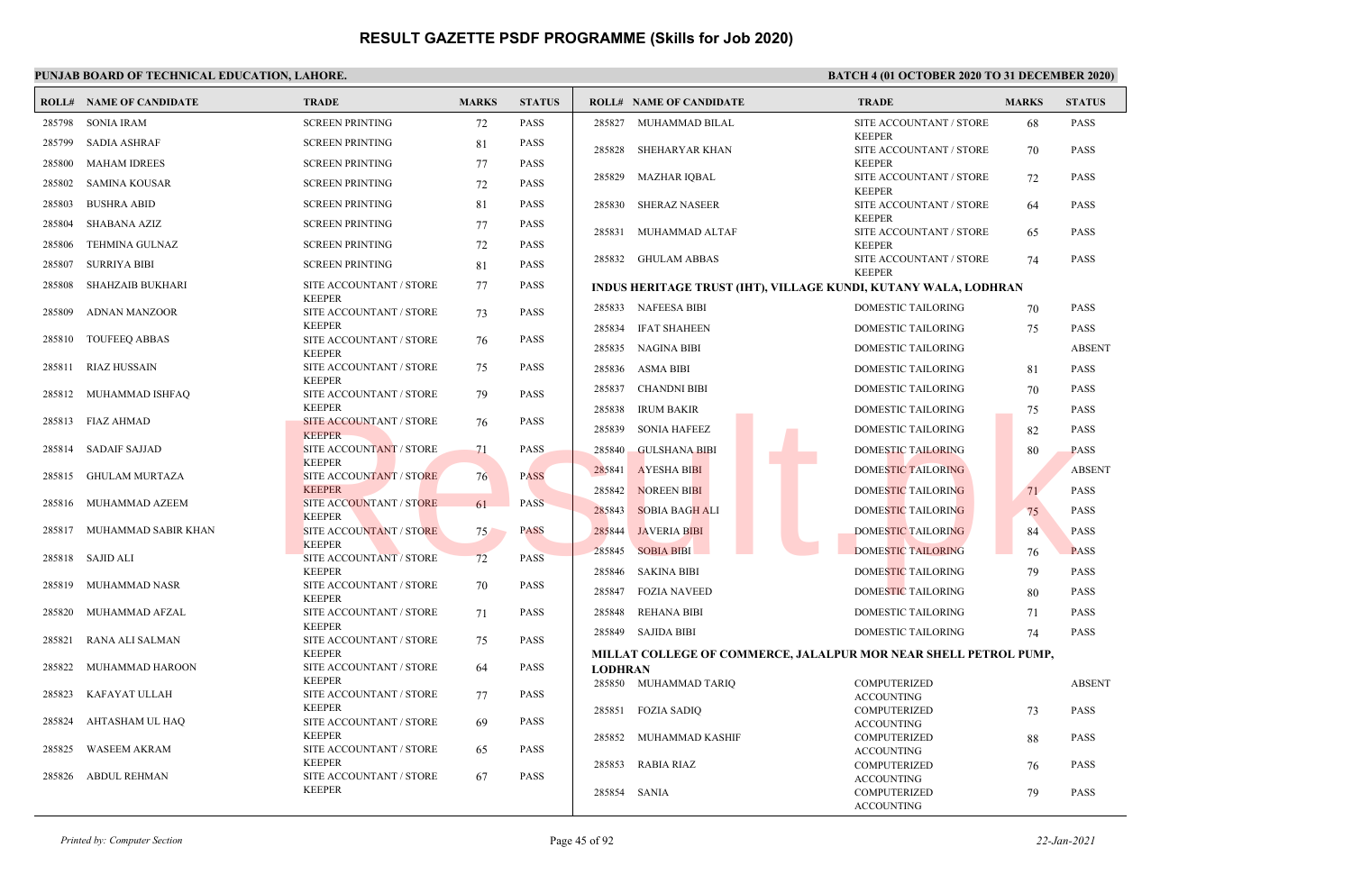# RESULT GAZETTE PSDF PROGRAMME (Skills for Job 2020)

**PUNJAB BOARD OF TECHNICAL EDUCATION, LAHORE.**

**BATCH 4 (01 OCTOBER 2020 TO 31 DECEMBER 2020)**

| ROLL# | NAME OF CANDIDATE | TRADE | MARKS | STATUS |
|---|---|---|---|---|
| 285798 | SONIA IRAM | SCREEN PRINTING | 72 | PASS |
| 285799 | SADIA ASHRAF | SCREEN PRINTING | 81 | PASS |
| 285800 | MAHAM IDREES | SCREEN PRINTING | 77 | PASS |
| 285802 | SAMINA KOUSAR | SCREEN PRINTING | 72 | PASS |
| 285803 | BUSHRA ABID | SCREEN PRINTING | 81 | PASS |
| 285804 | SHABANA AZIZ | SCREEN PRINTING | 77 | PASS |
| 285806 | TEHMINA GULNAZ | SCREEN PRINTING | 72 | PASS |
| 285807 | SURRIYA BIBI | SCREEN PRINTING | 81 | PASS |
| 285808 | SHAHZAIB BUKHARI | SITE ACCOUNTANT / STORE KEEPER | 77 | PASS |
| 285809 | ADNAN MANZOOR | SITE ACCOUNTANT / STORE KEEPER | 73 | PASS |
| 285810 | TOUFEEQ ABBAS | SITE ACCOUNTANT / STORE KEEPER | 76 | PASS |
| 285811 | RIAZ HUSSAIN | SITE ACCOUNTANT / STORE KEEPER | 75 | PASS |
| 285812 | MUHAMMAD ISHFAQ | SITE ACCOUNTANT / STORE KEEPER | 79 | PASS |
| 285813 | FIAZ AHMAD | SITE ACCOUNTANT / STORE KEEPER | 76 | PASS |
| 285814 | SADAIF SAJJAD | SITE ACCOUNTANT / STORE KEEPER | 71 | PASS |
| 285815 | GHULAM MURTAZA | SITE ACCOUNTANT / STORE KEEPER | 76 | PASS |
| 285816 | MUHAMMAD AZEEM | SITE ACCOUNTANT / STORE KEEPER | 61 | PASS |
| 285817 | MUHAMMAD SABIR KHAN | SITE ACCOUNTANT / STORE KEEPER | 75 | PASS |
| 285818 | SAJID ALI | SITE ACCOUNTANT / STORE KEEPER | 72 | PASS |
| 285819 | MUHAMMAD NASR | SITE ACCOUNTANT / STORE KEEPER | 70 | PASS |
| 285820 | MUHAMMAD AFZAL | SITE ACCOUNTANT / STORE KEEPER | 71 | PASS |
| 285821 | RANA ALI SALMAN | SITE ACCOUNTANT / STORE KEEPER | 75 | PASS |
| 285822 | MUHAMMAD HAROON | SITE ACCOUNTANT / STORE KEEPER | 64 | PASS |
| 285823 | KAFAYAT ULLAH | SITE ACCOUNTANT / STORE KEEPER | 77 | PASS |
| 285824 | AHTASHAM UL HAQ | SITE ACCOUNTANT / STORE KEEPER | 69 | PASS |
| 285825 | WASEEM AKRAM | SITE ACCOUNTANT / STORE KEEPER | 65 | PASS |
| 285826 | ABDUL REHMAN | SITE ACCOUNTANT / STORE KEEPER | 67 | PASS |
| 285827 | MUHAMMAD BILAL | SITE ACCOUNTANT / STORE KEEPER | 68 | PASS |
| 285828 | SHEHARYAR KHAN | SITE ACCOUNTANT / STORE KEEPER | 70 | PASS |
| 285829 | MAZHAR IQBAL | SITE ACCOUNTANT / STORE KEEPER | 72 | PASS |
| 285830 | SHERAZ NASEER | SITE ACCOUNTANT / STORE KEEPER | 64 | PASS |
| 285831 | MUHAMMAD ALTAF | SITE ACCOUNTANT / STORE KEEPER | 65 | PASS |
| 285832 | GHULAM ABBAS | SITE ACCOUNTANT / STORE KEEPER | 74 | PASS |

**INDUS HERITAGE TRUST (IHT), VILLAGE KUNDI, KUTANY WALA, LODHRAN**

| ROLL# | NAME OF CANDIDATE | TRADE | MARKS | STATUS |
|---|---|---|---|---|
| 285833 | NAFEESA BIBI | DOMESTIC TAILORING | 70 | PASS |
| 285834 | IFAT SHAHEEN | DOMESTIC TAILORING | 75 | PASS |
| 285835 | NAGINA BIBI | DOMESTIC TAILORING | | ABSENT |
| 285836 | ASMA BIBI | DOMESTIC TAILORING | 81 | PASS |
| 285837 | CHANDNI BIBI | DOMESTIC TAILORING | 70 | PASS |
| 285838 | IRUM BAKIR | DOMESTIC TAILORING | 75 | PASS |
| 285839 | SONIA HAFEEZ | DOMESTIC TAILORING | 82 | PASS |
| 285840 | GULSHANA BIBI | DOMESTIC TAILORING | 80 | PASS |
| 285841 | AYESHA BIBI | DOMESTIC TAILORING | | ABSENT |
| 285842 | NOREEN BIBI | DOMESTIC TAILORING | 71 | PASS |
| 285843 | SOBIA BAGH ALI | DOMESTIC TAILORING | 75 | PASS |
| 285844 | JAVERIA BIBI | DOMESTIC TAILORING | 84 | PASS |
| 285845 | SOBIA BIBI | DOMESTIC TAILORING | 76 | PASS |
| 285846 | SAKINA BIBI | DOMESTIC TAILORING | 79 | PASS |
| 285847 | FOZIA NAVEED | DOMESTIC TAILORING | 80 | PASS |
| 285848 | REHANA BIBI | DOMESTIC TAILORING | 71 | PASS |
| 285849 | SAJIDA BIBI | DOMESTIC TAILORING | 74 | PASS |

**MILLAT COLLEGE OF COMMERCE, JALALPUR MOR NEAR SHELL PETROL PUMP, LODHRAN**

| ROLL# | NAME OF CANDIDATE | TRADE | MARKS | STATUS |
|---|---|---|---|---|
| 285850 | MUHAMMAD TARIQ | COMPUTERIZED ACCOUNTING | | ABSENT |
| 285851 | FOZIA SADIQ | COMPUTERIZED ACCOUNTING | 73 | PASS |
| 285852 | MUHAMMAD KASHIF | COMPUTERIZED ACCOUNTING | 88 | PASS |
| 285853 | RABIA RIAZ | COMPUTERIZED ACCOUNTING | 76 | PASS |
| 285854 | SANIA | COMPUTERIZED ACCOUNTING | 79 | PASS |

*Printed by: Computer Section* — *22-Jan-2021*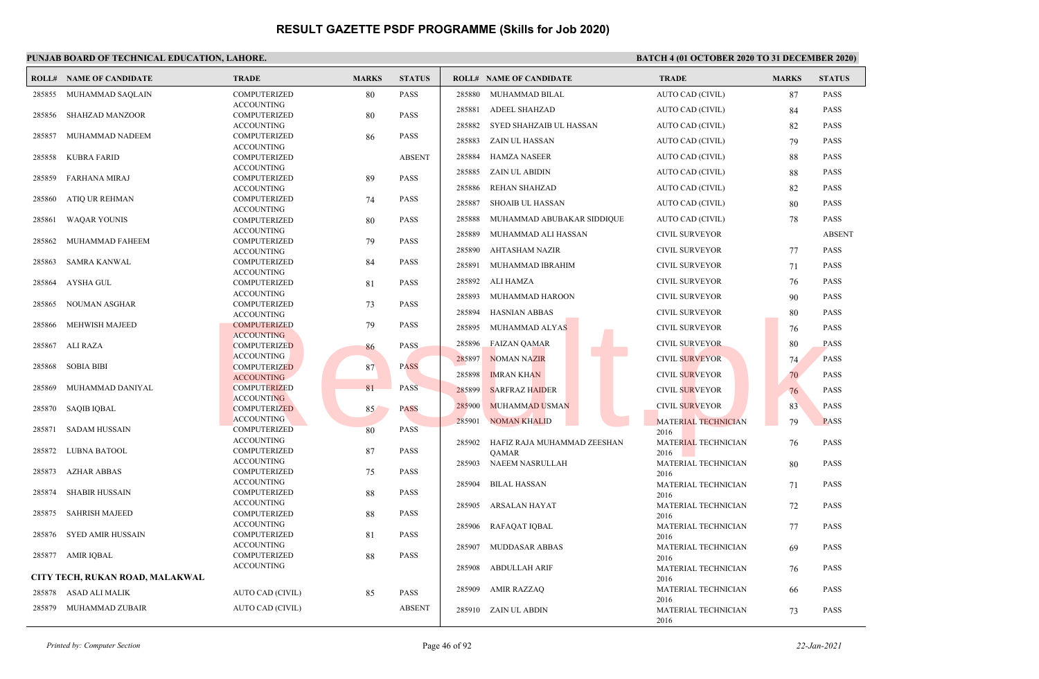# RESULT GAZETTE PSDF PROGRAMME (Skills for Job 2020)

**PUNJAB BOARD OF TECHNICAL EDUCATION, LAHORE.**

**BATCH 4 (01 OCTOBER 2020 TO 31 DECEMBER 2020)**

| ROLL# | NAME OF CANDIDATE | TRADE | MARKS | STATUS |
|---|---|---|---|---|
| 285855 | MUHAMMAD SAQLAIN | COMPUTERIZED ACCOUNTING | 80 | PASS |
| 285856 | SHAHZAD MANZOOR | COMPUTERIZED ACCOUNTING | 80 | PASS |
| 285857 | MUHAMMAD NADEEM | COMPUTERIZED ACCOUNTING | 86 | PASS |
| 285858 | KUBRA FARID | COMPUTERIZED ACCOUNTING | | ABSENT |
| 285859 | FARHANA MIRAJ | COMPUTERIZED ACCOUNTING | 89 | PASS |
| 285860 | ATIQ UR REHMAN | COMPUTERIZED ACCOUNTING | 74 | PASS |
| 285861 | WAQAR YOUNIS | COMPUTERIZED ACCOUNTING | 80 | PASS |
| 285862 | MUHAMMAD FAHEEM | COMPUTERIZED ACCOUNTING | 79 | PASS |
| 285863 | SAMRA KANWAL | COMPUTERIZED ACCOUNTING | 84 | PASS |
| 285864 | AYSHA GUL | COMPUTERIZED ACCOUNTING | 81 | PASS |
| 285865 | NOUMAN ASGHAR | COMPUTERIZED ACCOUNTING | 73 | PASS |
| 285866 | MEHWISH MAJEED | COMPUTERIZED ACCOUNTING | 79 | PASS |
| 285867 | ALI RAZA | COMPUTERIZED ACCOUNTING | 86 | PASS |
| 285868 | SOBIA BIBI | COMPUTERIZED ACCOUNTING | 87 | PASS |
| 285869 | MUHAMMAD DANIYAL | COMPUTERIZED ACCOUNTING | 81 | PASS |
| 285870 | SAQIB IQBAL | COMPUTERIZED ACCOUNTING | 85 | PASS |
| 285871 | SADAM HUSSAIN | COMPUTERIZED ACCOUNTING | 80 | PASS |
| 285872 | LUBNA BATOOL | COMPUTERIZED ACCOUNTING | 87 | PASS |
| 285873 | AZHAR ABBAS | COMPUTERIZED ACCOUNTING | 75 | PASS |
| 285874 | SHABIR HUSSAIN | COMPUTERIZED ACCOUNTING | 88 | PASS |
| 285875 | SAHRISH MAJEED | COMPUTERIZED ACCOUNTING | 88 | PASS |
| 285876 | SYED AMIR HUSSAIN | COMPUTERIZED ACCOUNTING | 81 | PASS |
| 285877 | AMIR IQBAL | COMPUTERIZED ACCOUNTING | 88 | PASS |

**CITY TECH, RUKAN ROAD, MALAKWAL**

| ROLL# | NAME OF CANDIDATE | TRADE | MARKS | STATUS |
|---|---|---|---|---|
| 285878 | ASAD ALI MALIK | AUTO CAD (CIVIL) | 85 | PASS |
| 285879 | MUHAMMAD ZUBAIR | AUTO CAD (CIVIL) | | ABSENT |
| 285880 | MUHAMMAD BILAL | AUTO CAD (CIVIL) | 87 | PASS |
| 285881 | ADEEL SHAHZAD | AUTO CAD (CIVIL) | 84 | PASS |
| 285882 | SYED SHAHZAIB UL HASSAN | AUTO CAD (CIVIL) | 82 | PASS |
| 285883 | ZAIN UL HASSAN | AUTO CAD (CIVIL) | 79 | PASS |
| 285884 | HAMZA NASEER | AUTO CAD (CIVIL) | 88 | PASS |
| 285885 | ZAIN UL ABIDIN | AUTO CAD (CIVIL) | 88 | PASS |
| 285886 | REHAN SHAHZAD | AUTO CAD (CIVIL) | 82 | PASS |
| 285887 | SHOAIB UL HASSAN | AUTO CAD (CIVIL) | 80 | PASS |
| 285888 | MUHAMMAD ABUBAKAR SIDDIQUE | AUTO CAD (CIVIL) | 78 | PASS |
| 285889 | MUHAMMAD ALI HASSAN | CIVIL SURVEYOR | | ABSENT |
| 285890 | AHTASHAM NAZIR | CIVIL SURVEYOR | 77 | PASS |
| 285891 | MUHAMMAD IBRAHIM | CIVIL SURVEYOR | 71 | PASS |
| 285892 | ALI HAMZA | CIVIL SURVEYOR | 76 | PASS |
| 285893 | MUHAMMAD HAROON | CIVIL SURVEYOR | 90 | PASS |
| 285894 | HASNIAN ABBAS | CIVIL SURVEYOR | 80 | PASS |
| 285895 | MUHAMMAD ALYAS | CIVIL SURVEYOR | 76 | PASS |
| 285896 | FAIZAN QAMAR | CIVIL SURVEYOR | 80 | PASS |
| 285897 | NOMAN NAZIR | CIVIL SURVEYOR | 74 | PASS |
| 285898 | IMRAN KHAN | CIVIL SURVEYOR | 70 | PASS |
| 285899 | SARFRAZ HAIDER | CIVIL SURVEYOR | 76 | PASS |
| 285900 | MUHAMMAD USMAN | CIVIL SURVEYOR | 83 | PASS |
| 285901 | NOMAN KHALID | MATERIAL TECHNICIAN 2016 | 79 | PASS |
| 285902 | HAFIZ RAJA MUHAMMAD ZEESHAN QAMAR | MATERIAL TECHNICIAN 2016 | 76 | PASS |
| 285903 | NAEEM NASRULLAH | MATERIAL TECHNICIAN 2016 | 80 | PASS |
| 285904 | BILAL HASSAN | MATERIAL TECHNICIAN 2016 | 71 | PASS |
| 285905 | ARSALAN HAYAT | MATERIAL TECHNICIAN 2016 | 72 | PASS |
| 285906 | RAFAQAT IQBAL | MATERIAL TECHNICIAN 2016 | 77 | PASS |
| 285907 | MUDDASAR ABBAS | MATERIAL TECHNICIAN 2016 | 69 | PASS |
| 285908 | ABDULLAH ARIF | MATERIAL TECHNICIAN 2016 | 76 | PASS |
| 285909 | AMIR RAZZAQ | MATERIAL TECHNICIAN 2016 | 66 | PASS |
| 285910 | ZAIN UL ABDIN | MATERIAL TECHNICIAN 2016 | 73 | PASS |

*Printed by: Computer Section* *22-Jan-2021*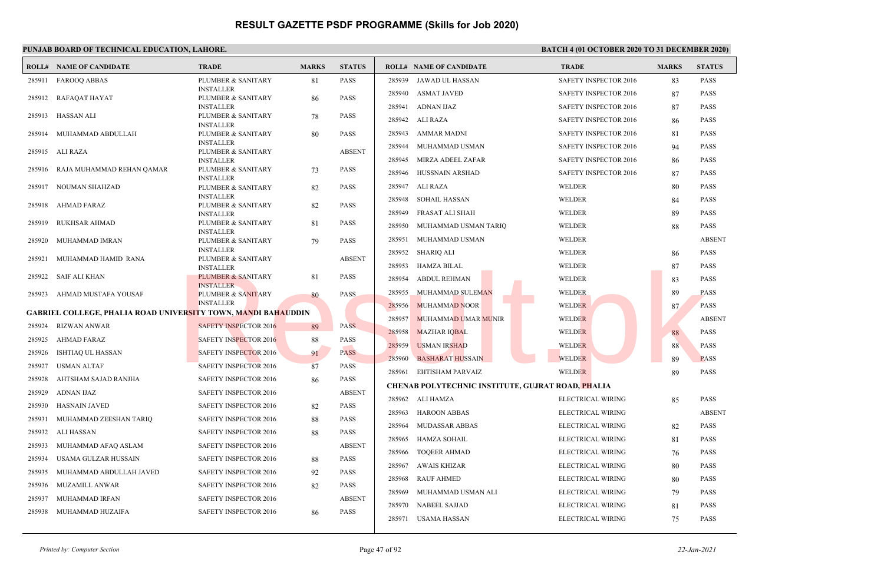# RESULT GAZETTE PSDF PROGRAMME (Skills for Job 2020)

**PUNJAB BOARD OF TECHNICAL EDUCATION, LAHORE.**

**BATCH 4 (01 OCTOBER 2020 TO 31 DECEMBER 2020)**

| ROLL# | NAME OF CANDIDATE | TRADE | MARKS | STATUS |
|---|---|---|---|---|
| 285911 | FAROOQ ABBAS | PLUMBER & SANITARY INSTALLER | 81 | PASS |
| 285912 | RAFAQAT HAYAT | PLUMBER & SANITARY INSTALLER | 86 | PASS |
| 285913 | HASSAN ALI | PLUMBER & SANITARY INSTALLER | 78 | PASS |
| 285914 | MUHAMMAD ABDULLAH | PLUMBER & SANITARY INSTALLER | 80 | PASS |
| 285915 | ALI RAZA | PLUMBER & SANITARY INSTALLER | | ABSENT |
| 285916 | RAJA MUHAMMAD REHAN QAMAR | PLUMBER & SANITARY INSTALLER | 73 | PASS |
| 285917 | NOUMAN SHAHZAD | PLUMBER & SANITARY INSTALLER | 82 | PASS |
| 285918 | AHMAD FARAZ | PLUMBER & SANITARY INSTALLER | 82 | PASS |
| 285919 | RUKHSAR AHMAD | PLUMBER & SANITARY INSTALLER | 81 | PASS |
| 285920 | MUHAMMAD IMRAN | PLUMBER & SANITARY INSTALLER | 79 | PASS |
| 285921 | MUHAMMAD HAMID RANA | PLUMBER & SANITARY INSTALLER | | ABSENT |
| 285922 | SAIF ALI KHAN | PLUMBER & SANITARY INSTALLER | 81 | PASS |
| 285923 | AHMAD MUSTAFA YOUSAF | PLUMBER & SANITARY INSTALLER | 80 | PASS |

**GABRIEL COLLEGE, PHALIA ROAD UNIVERSITY TOWN, MANDI BAHAUDDIN**

| ROLL# | NAME OF CANDIDATE | TRADE | MARKS | STATUS |
|---|---|---|---|---|
| 285924 | RIZWAN ANWAR | SAFETY INSPECTOR 2016 | 89 | PASS |
| 285925 | AHMAD FARAZ | SAFETY INSPECTOR 2016 | 88 | PASS |
| 285926 | ISHTIAQ UL HASSAN | SAFETY INSPECTOR 2016 | 91 | PASS |
| 285927 | USMAN ALTAF | SAFETY INSPECTOR 2016 | 87 | PASS |
| 285928 | AHTSHAM SAJAD RANJHA | SAFETY INSPECTOR 2016 | 86 | PASS |
| 285929 | ADNAN IJAZ | SAFETY INSPECTOR 2016 | | ABSENT |
| 285930 | HASNAIN JAVED | SAFETY INSPECTOR 2016 | 82 | PASS |
| 285931 | MUHAMMAD ZEESHAN TARIQ | SAFETY INSPECTOR 2016 | 88 | PASS |
| 285932 | ALI HASSAN | SAFETY INSPECTOR 2016 | 88 | PASS |
| 285933 | MUHAMMAD AFAQ ASLAM | SAFETY INSPECTOR 2016 | | ABSENT |
| 285934 | USAMA GULZAR HUSSAIN | SAFETY INSPECTOR 2016 | 88 | PASS |
| 285935 | MUHAMMAD ABDULLAH JAVED | SAFETY INSPECTOR 2016 | 92 | PASS |
| 285936 | MUZAMILL ANWAR | SAFETY INSPECTOR 2016 | 82 | PASS |
| 285937 | MUHAMMAD IRFAN | SAFETY INSPECTOR 2016 | | ABSENT |
| 285938 | MUHAMMAD HUZAIFA | SAFETY INSPECTOR 2016 | 86 | PASS |
| 285939 | JAWAD UL HASSAN | SAFETY INSPECTOR 2016 | 83 | PASS |
| 285940 | ASMAT JAVED | SAFETY INSPECTOR 2016 | 87 | PASS |
| 285941 | ADNAN IJAZ | SAFETY INSPECTOR 2016 | 87 | PASS |
| 285942 | ALI RAZA | SAFETY INSPECTOR 2016 | 86 | PASS |
| 285943 | AMMAR MADNI | SAFETY INSPECTOR 2016 | 81 | PASS |
| 285944 | MUHAMMAD USMAN | SAFETY INSPECTOR 2016 | 94 | PASS |
| 285945 | MIRZA ADEEL ZAFAR | SAFETY INSPECTOR 2016 | 86 | PASS |
| 285946 | HUSSNAIN ARSHAD | SAFETY INSPECTOR 2016 | 87 | PASS |
| 285947 | ALI RAZA | WELDER | 80 | PASS |
| 285948 | SOHAIL HASSAN | WELDER | 84 | PASS |
| 285949 | FRASAT ALI SHAH | WELDER | 89 | PASS |
| 285950 | MUHAMMAD USMAN TARIQ | WELDER | 88 | PASS |
| 285951 | MUHAMMAD USMAN | WELDER | | ABSENT |
| 285952 | SHARIQ ALI | WELDER | 86 | PASS |
| 285953 | HAMZA BILAL | WELDER | 87 | PASS |
| 285954 | ABDUL REHMAN | WELDER | 83 | PASS |
| 285955 | MUHAMMAD SULEMAN | WELDER | 89 | PASS |
| 285956 | MUHAMMAD NOOR | WELDER | 87 | PASS |
| 285957 | MUHAMMAD UMAR MUNIR | WELDER | | ABSENT |
| 285958 | MAZHAR IQBAL | WELDER | 88 | PASS |
| 285959 | USMAN IRSHAD | WELDER | 88 | PASS |
| 285960 | BASHARAT HUSSAIN | WELDER | 89 | PASS |
| 285961 | EHTISHAM PARVAIZ | WELDER | 89 | PASS |

**CHENAB POLYTECHNIC INSTITUTE, GUJRAT ROAD, PHALIA**

| ROLL# | NAME OF CANDIDATE | TRADE | MARKS | STATUS |
|---|---|---|---|---|
| 285962 | ALI HAMZA | ELECTRICAL WIRING | 85 | PASS |
| 285963 | HAROON ABBAS | ELECTRICAL WIRING | | ABSENT |
| 285964 | MUDASSAR ABBAS | ELECTRICAL WIRING | 82 | PASS |
| 285965 | HAMZA SOHAIL | ELECTRICAL WIRING | 81 | PASS |
| 285966 | TOQEER AHMAD | ELECTRICAL WIRING | 76 | PASS |
| 285967 | AWAIS KHIZAR | ELECTRICAL WIRING | 80 | PASS |
| 285968 | RAUF AHMED | ELECTRICAL WIRING | 80 | PASS |
| 285969 | MUHAMMAD USMAN ALI | ELECTRICAL WIRING | 79 | PASS |
| 285970 | NABEEL SAJJAD | ELECTRICAL WIRING | 81 | PASS |
| 285971 | USAMA HASSAN | ELECTRICAL WIRING | 75 | PASS |

*Printed by: Computer Section*

*22-Jan-2021*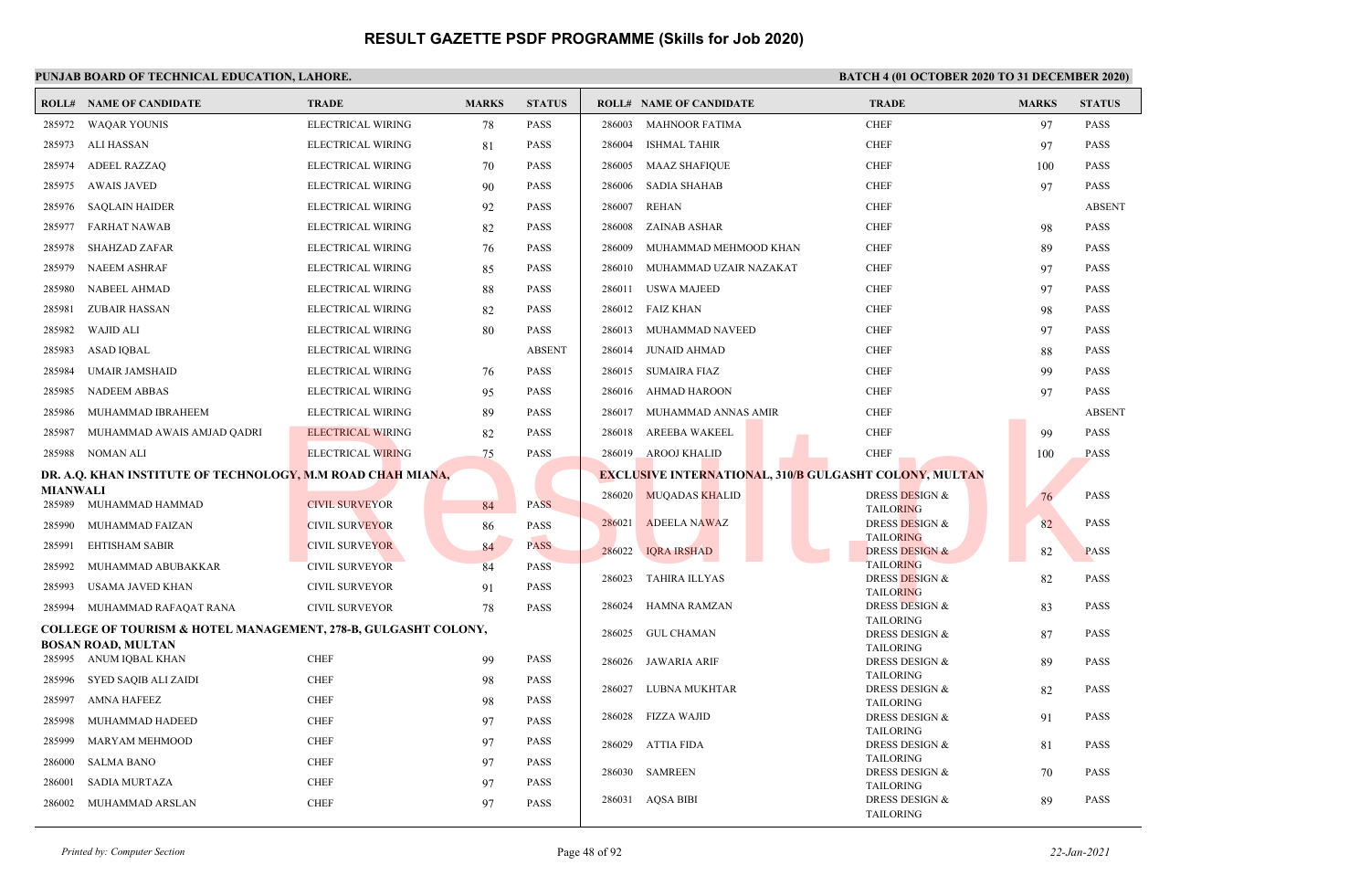# RESULT GAZETTE PSDF PROGRAMME (Skills for Job 2020)

**PUNJAB BOARD OF TECHNICAL EDUCATION, LAHORE.**

**BATCH 4 (01 OCTOBER 2020 TO 31 DECEMBER 2020)**

| ROLL# | NAME OF CANDIDATE | TRADE | MARKS | STATUS |
|---|---|---|---|---|
| 285972 | WAQAR YOUNIS | ELECTRICAL WIRING | 78 | PASS |
| 285973 | ALI HASSAN | ELECTRICAL WIRING | 81 | PASS |
| 285974 | ADEEL RAZZAQ | ELECTRICAL WIRING | 70 | PASS |
| 285975 | AWAIS JAVED | ELECTRICAL WIRING | 90 | PASS |
| 285976 | SAQLAIN HAIDER | ELECTRICAL WIRING | 92 | PASS |
| 285977 | FARHAT NAWAB | ELECTRICAL WIRING | 82 | PASS |
| 285978 | SHAHZAD ZAFAR | ELECTRICAL WIRING | 76 | PASS |
| 285979 | NAEEM ASHRAF | ELECTRICAL WIRING | 85 | PASS |
| 285980 | NABEEL AHMAD | ELECTRICAL WIRING | 88 | PASS |
| 285981 | ZUBAIR HASSAN | ELECTRICAL WIRING | 82 | PASS |
| 285982 | WAJID ALI | ELECTRICAL WIRING | 80 | PASS |
| 285983 | ASAD IQBAL | ELECTRICAL WIRING | | ABSENT |
| 285984 | UMAIR JAMSHAID | ELECTRICAL WIRING | 76 | PASS |
| 285985 | NADEEM ABBAS | ELECTRICAL WIRING | 95 | PASS |
| 285986 | MUHAMMAD IBRAHEEM | ELECTRICAL WIRING | 89 | PASS |
| 285987 | MUHAMMAD AWAIS AMJAD QADRI | ELECTRICAL WIRING | 82 | PASS |
| 285988 | NOMAN ALI | ELECTRICAL WIRING | 75 | PASS |

**DR. A.Q. KHAN INSTITUTE OF TECHNOLOGY, M.M ROAD CHAH MIANA, MIANWALI**

| ROLL# | NAME OF CANDIDATE | TRADE | MARKS | STATUS |
|---|---|---|---|---|
| 285989 | MUHAMMAD HAMMAD | CIVIL SURVEYOR | 84 | PASS |
| 285990 | MUHAMMAD FAIZAN | CIVIL SURVEYOR | 86 | PASS |
| 285991 | EHTISHAM SABIR | CIVIL SURVEYOR | 84 | PASS |
| 285992 | MUHAMMAD ABUBAKKAR | CIVIL SURVEYOR | 84 | PASS |
| 285993 | USAMA JAVED KHAN | CIVIL SURVEYOR | 91 | PASS |
| 285994 | MUHAMMAD RAFAQAT RANA | CIVIL SURVEYOR | 78 | PASS |

**COLLEGE OF TOURISM & HOTEL MANAGEMENT, 278-B, GULGASHT COLONY, BOSAN ROAD, MULTAN**

| ROLL# | NAME OF CANDIDATE | TRADE | MARKS | STATUS |
|---|---|---|---|---|
| 285995 | ANUM IQBAL KHAN | CHEF | 99 | PASS |
| 285996 | SYED SAQIB ALI ZAIDI | CHEF | 98 | PASS |
| 285997 | AMNA HAFEEZ | CHEF | 98 | PASS |
| 285998 | MUHAMMAD HADEED | CHEF | 97 | PASS |
| 285999 | MARYAM MEHMOOD | CHEF | 97 | PASS |
| 286000 | SALMA BANO | CHEF | 97 | PASS |
| 286001 | SADIA MURTAZA | CHEF | 97 | PASS |
| 286002 | MUHAMMAD ARSLAN | CHEF | 97 | PASS |
| 286003 | MAHNOOR FATIMA | CHEF | 97 | PASS |
| 286004 | ISHMAL TAHIR | CHEF | 97 | PASS |
| 286005 | MAAZ SHAFIQUE | CHEF | 100 | PASS |
| 286006 | SADIA SHAHAB | CHEF | 97 | PASS |
| 286007 | REHAN | CHEF | | ABSENT |
| 286008 | ZAINAB ASHAR | CHEF | 98 | PASS |
| 286009 | MUHAMMAD MEHMOOD KHAN | CHEF | 89 | PASS |
| 286010 | MUHAMMAD UZAIR NAZAKAT | CHEF | 97 | PASS |
| 286011 | USWA MAJEED | CHEF | 97 | PASS |
| 286012 | FAIZ KHAN | CHEF | 98 | PASS |
| 286013 | MUHAMMAD NAVEED | CHEF | 97 | PASS |
| 286014 | JUNAID AHMAD | CHEF | 88 | PASS |
| 286015 | SUMAIRA FIAZ | CHEF | 99 | PASS |
| 286016 | AHMAD HAROON | CHEF | 97 | PASS |
| 286017 | MUHAMMAD ANNAS AMIR | CHEF | | ABSENT |
| 286018 | AREEBA WAKEEL | CHEF | 99 | PASS |
| 286019 | AROOJ KHALID | CHEF | 100 | PASS |

**EXCLUSIVE INTERNATIONAL, 310/B GULGASHT COLONY, MULTAN**

| ROLL# | NAME OF CANDIDATE | TRADE | MARKS | STATUS |
|---|---|---|---|---|
| 286020 | MUQADAS KHALID | DRESS DESIGN & TAILORING | 76 | PASS |
| 286021 | ADEELA NAWAZ | DRESS DESIGN & TAILORING | 82 | PASS |
| 286022 | IQRA IRSHAD | DRESS DESIGN & TAILORING | 82 | PASS |
| 286023 | TAHIRA ILLYAS | DRESS DESIGN & TAILORING | 82 | PASS |
| 286024 | HAMNA RAMZAN | DRESS DESIGN & TAILORING | 83 | PASS |
| 286025 | GUL CHAMAN | DRESS DESIGN & TAILORING | 87 | PASS |
| 286026 | JAWARIA ARIF | DRESS DESIGN & TAILORING | 89 | PASS |
| 286027 | LUBNA MUKHTAR | DRESS DESIGN & TAILORING | 82 | PASS |
| 286028 | FIZZA WAJID | DRESS DESIGN & TAILORING | 91 | PASS |
| 286029 | ATTIA FIDA | DRESS DESIGN & TAILORING | 81 | PASS |
| 286030 | SAMREEN | DRESS DESIGN & TAILORING | 70 | PASS |
| 286031 | AQSA BIBI | DRESS DESIGN & TAILORING | 89 | PASS |

*Printed by: Computer Section* | *22-Jan-2021*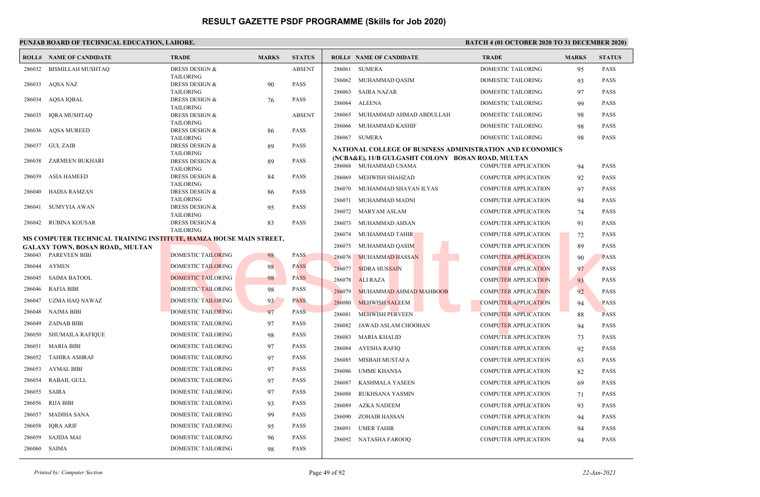# RESULT GAZETTE PSDF PROGRAMME (Skills for Job 2020)

**PUNJAB BOARD OF TECHNICAL EDUCATION, LAHORE.**

**BATCH 4 (01 OCTOBER 2020 TO 31 DECEMBER 2020)**

| ROLL# | NAME OF CANDIDATE | TRADE | MARKS | STATUS |
|---|---|---|---|---|
| 286032 | BISMILLAH MUSHTAQ | DRESS DESIGN & TAILORING | | ABSENT |
| 286033 | AQSA NAZ | DRESS DESIGN & TAILORING | 90 | PASS |
| 286034 | AQSA IQBAL | DRESS DESIGN & TAILORING | 76 | PASS |
| 286035 | IQRA MUSHTAQ | DRESS DESIGN & TAILORING | | ABSENT |
| 286036 | AQSA MUREED | DRESS DESIGN & TAILORING | 86 | PASS |
| 286037 | GUL ZAIB | DRESS DESIGN & TAILORING | 89 | PASS |
| 286038 | ZARMEEN BUKHARI | DRESS DESIGN & TAILORING | 89 | PASS |
| 286039 | ASIA HAMEED | DRESS DESIGN & TAILORING | 84 | PASS |
| 286040 | HADIA RAMZAN | DRESS DESIGN & TAILORING | 86 | PASS |
| 286041 | SUMYYIA AWAN | DRESS DESIGN & TAILORING | 95 | PASS |
| 286042 | RUBINA KOUSAR | DRESS DESIGN & TAILORING | 83 | PASS |

**MS COMPUTER TECHNICAL TRAINING INSTITUTE, HAMZA HOUSE MAIN STREET, GALAXY TOWN, BOSAN ROAD,, MULTAN**

| ROLL# | NAME OF CANDIDATE | TRADE | MARKS | STATUS |
|---|---|---|---|---|
| 286043 | PAREVEEN BIBI | DOMESTIC TAILORING | 98 | PASS |
| 286044 | AYMEN | DOMESTIC TAILORING | 98 | PASS |
| 286045 | SAIMA BATOOL | DOMESTIC TAILORING | 98 | PASS |
| 286046 | RAFIA BIBI | DOMESTIC TAILORING | 98 | PASS |
| 286047 | UZMA HAQ NAWAZ | DOMESTIC TAILORING | 93 | PASS |
| 286048 | NAJMA BIBI | DOMESTIC TAILORING | 97 | PASS |
| 286049 | ZAINAB BIBI | DOMESTIC TAILORING | 97 | PASS |
| 286050 | SHUMAILA RAFIQUE | DOMESTIC TAILORING | 98 | PASS |
| 286051 | MARIA BIBI | DOMESTIC TAILORING | 97 | PASS |
| 286052 | TAHIRA ASHRAF | DOMESTIC TAILORING | 97 | PASS |
| 286053 | AYMAL BIBI | DOMESTIC TAILORING | 97 | PASS |
| 286054 | RABAIL GULL | DOMESTIC TAILORING | 97 | PASS |
| 286055 | SAIRA | DOMESTIC TAILORING | 97 | PASS |
| 286056 | RIJA BIBI | DOMESTIC TAILORING | 93 | PASS |
| 286057 | MADIHA SANA | DOMESTIC TAILORING | 99 | PASS |
| 286058 | IQRA ARIF | DOMESTIC TAILORING | 95 | PASS |
| 286059 | SAJIDA MAI | DOMESTIC TAILORING | 96 | PASS |
| 286060 | SAIMA | DOMESTIC TAILORING | 98 | PASS |
| 286061 | SUMERA | DOMESTIC TAILORING | 95 | PASS |
| 286062 | MUHAMMAD QASIM | DOMESTIC TAILORING | 93 | PASS |
| 286063 | SAIRA NAZAR | DOMESTIC TAILORING | 97 | PASS |
| 286064 | ALEENA | DOMESTIC TAILORING | 99 | PASS |
| 286065 | MUHAMMAD AHMAD ABDULLAH | DOMESTIC TAILORING | 98 | PASS |
| 286066 | MUHAMMAD KASHIF | DOMESTIC TAILORING | 98 | PASS |
| 286067 | SUMERA | DOMESTIC TAILORING | 98 | PASS |

**NATIONAL COLLEGE OF BUSINESS ADMINISTRATION AND ECONOMICS (NCBA&E), 11/B GULGASHT COLONY BOSAN ROAD, MULTAN**

| ROLL# | NAME OF CANDIDATE | TRADE | MARKS | STATUS |
|---|---|---|---|---|
| 286068 | MUHAMMAD USAMA | COMPUTER APPLICATION | 94 | PASS |
| 286069 | MEHWISH SHAHZAD | COMPUTER APPLICATION | 92 | PASS |
| 286070 | MUHAMMAD SHAYAN ILYAS | COMPUTER APPLICATION | 97 | PASS |
| 286071 | MUHAMMAD MADNI | COMPUTER APPLICATION | 94 | PASS |
| 286072 | MARYAM ASLAM | COMPUTER APPLICATION | 74 | PASS |
| 286073 | MUHAMMAD AHSAN | COMPUTER APPLICATION | 91 | PASS |
| 286074 | MUHAMMAD TAHIR | COMPUTER APPLICATION | 72 | PASS |
| 286075 | MUHAMMAD QASIM | COMPUTER APPLICATION | 89 | PASS |
| 286076 | MUHAMMAD HASSAN | COMPUTER APPLICATION | 90 | PASS |
| 286077 | SIDRA HUSSAIN | COMPUTER APPLICATION | 97 | PASS |
| 286078 | ALI RAZA | COMPUTER APPLICATION | 93 | PASS |
| 286079 | MUHAMMAD AHMAD MAHBOOB | COMPUTER APPLICATION | 92 | PASS |
| 286080 | MEHWISH SALEEM | COMPUTER APPLICATION | 94 | PASS |
| 286081 | MEHWISH PERVEEN | COMPUTER APPLICATION | 88 | PASS |
| 286082 | JAWAD ASLAM CHOOHAN | COMPUTER APPLICATION | 94 | PASS |
| 286083 | MARIA KHALID | COMPUTER APPLICATION | 73 | PASS |
| 286084 | AYESHA RAFIQ | COMPUTER APPLICATION | 92 | PASS |
| 286085 | MISBAH MUSTAFA | COMPUTER APPLICATION | 63 | PASS |
| 286086 | UMME KHANSA | COMPUTER APPLICATION | 82 | PASS |
| 286087 | KASHMALA YASEEN | COMPUTER APPLICATION | 69 | PASS |
| 286088 | RUKHSANA YASMIN | COMPUTER APPLICATION | 71 | PASS |
| 286089 | AZKA NADEEM | COMPUTER APPLICATION | 93 | PASS |
| 286090 | ZOHAIB HASSAN | COMPUTER APPLICATION | 94 | PASS |
| 286091 | UMER TAHIR | COMPUTER APPLICATION | 94 | PASS |
| 286092 | NATASHA FAROOQ | COMPUTER APPLICATION | 94 | PASS |

*Printed by: Computer Section* 22-Jan-2021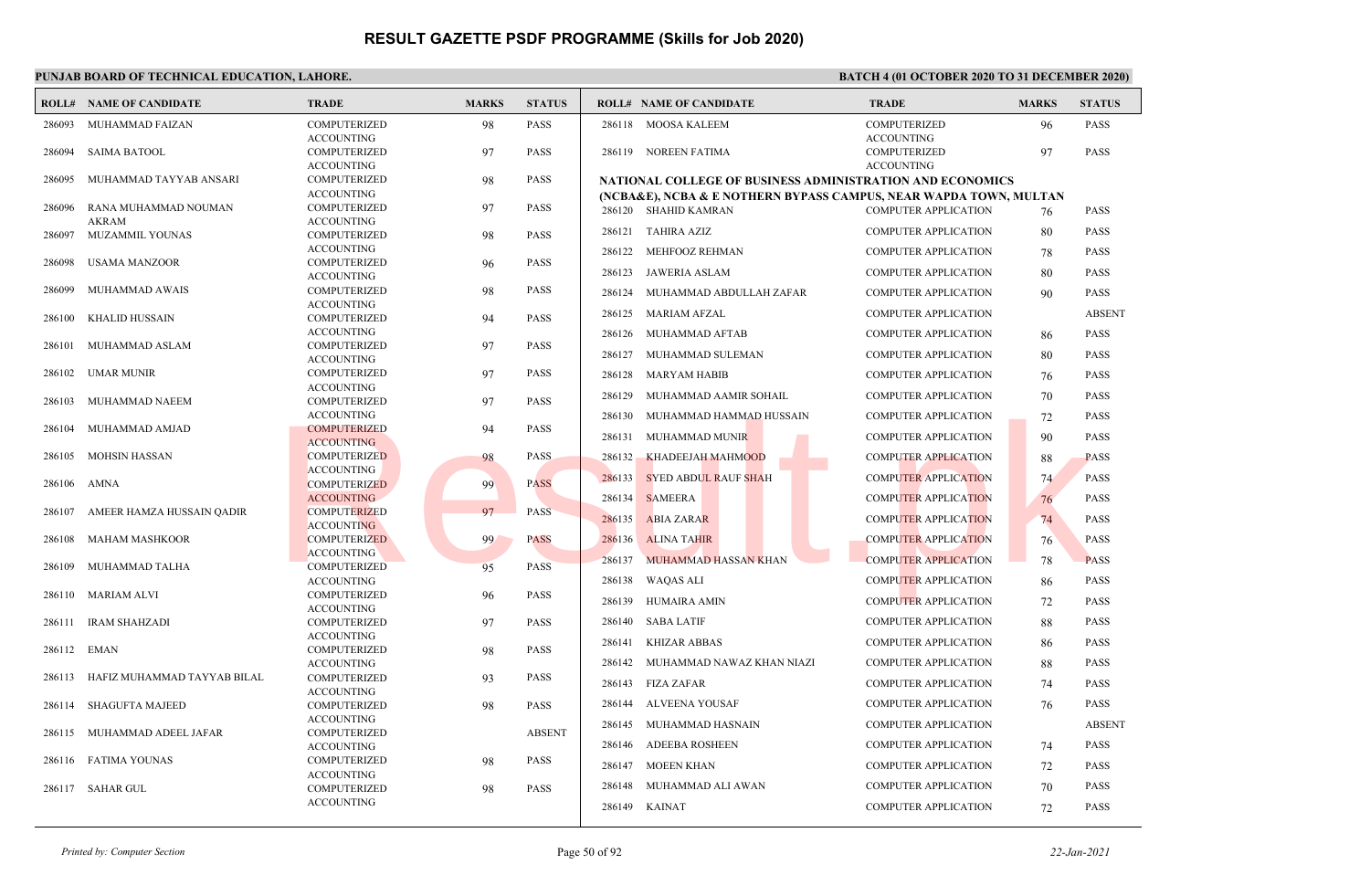# RESULT GAZETTE PSDF PROGRAMME (Skills for Job 2020)

**PUNJAB BOARD OF TECHNICAL EDUCATION, LAHORE.**

**BATCH 4 (01 OCTOBER 2020 TO 31 DECEMBER 2020)**

| ROLL# | NAME OF CANDIDATE | TRADE | MARKS | STATUS |
|---|---|---|---|---|
| 286093 | MUHAMMAD FAIZAN | COMPUTERIZED ACCOUNTING | 98 | PASS |
| 286094 | SAIMA BATOOL | COMPUTERIZED ACCOUNTING | 97 | PASS |
| 286095 | MUHAMMAD TAYYAB ANSARI | COMPUTERIZED ACCOUNTING | 98 | PASS |
| 286096 | RANA MUHAMMAD NOUMAN AKRAM | COMPUTERIZED ACCOUNTING | 97 | PASS |
| 286097 | MUZAMMIL YOUNAS | COMPUTERIZED ACCOUNTING | 98 | PASS |
| 286098 | USAMA MANZOOR | COMPUTERIZED ACCOUNTING | 96 | PASS |
| 286099 | MUHAMMAD AWAIS | COMPUTERIZED ACCOUNTING | 98 | PASS |
| 286100 | KHALID HUSSAIN | COMPUTERIZED ACCOUNTING | 94 | PASS |
| 286101 | MUHAMMAD ASLAM | COMPUTERIZED ACCOUNTING | 97 | PASS |
| 286102 | UMAR MUNIR | COMPUTERIZED ACCOUNTING | 97 | PASS |
| 286103 | MUHAMMAD NAEEM | COMPUTERIZED ACCOUNTING | 97 | PASS |
| 286104 | MUHAMMAD AMJAD | COMPUTERIZED ACCOUNTING | 94 | PASS |
| 286105 | MOHSIN HASSAN | COMPUTERIZED ACCOUNTING | 98 | PASS |
| 286106 | AMNA | COMPUTERIZED ACCOUNTING | 99 | PASS |
| 286107 | AMEER HAMZA HUSSAIN QADIR | COMPUTERIZED ACCOUNTING | 97 | PASS |
| 286108 | MAHAM MASHKOOR | COMPUTERIZED ACCOUNTING | 99 | PASS |
| 286109 | MUHAMMAD TALHA | COMPUTERIZED ACCOUNTING | 95 | PASS |
| 286110 | MARIAM ALVI | COMPUTERIZED ACCOUNTING | 96 | PASS |
| 286111 | IRAM SHAHZADI | COMPUTERIZED ACCOUNTING | 97 | PASS |
| 286112 | EMAN | COMPUTERIZED ACCOUNTING | 98 | PASS |
| 286113 | HAFIZ MUHAMMAD TAYYAB BILAL | COMPUTERIZED ACCOUNTING | 93 | PASS |
| 286114 | SHAGUFTA MAJEED | COMPUTERIZED ACCOUNTING | 98 | PASS |
| 286115 | MUHAMMAD ADEEL JAFAR | COMPUTERIZED ACCOUNTING | | ABSENT |
| 286116 | FATIMA YOUNAS | COMPUTERIZED ACCOUNTING | 98 | PASS |
| 286117 | SAHAR GUL | COMPUTERIZED ACCOUNTING | 98 | PASS |
| 286118 | MOOSA KALEEM | COMPUTERIZED ACCOUNTING | 96 | PASS |
| 286119 | NOREEN FATIMA | COMPUTERIZED ACCOUNTING | 97 | PASS |

**NATIONAL COLLEGE OF BUSINESS ADMINISTRATION AND ECONOMICS (NCBA&E), NCBA & E NOTHERN BYPASS CAMPUS, NEAR WAPDA TOWN, MULTAN**

| ROLL# | NAME OF CANDIDATE | TRADE | MARKS | STATUS |
|---|---|---|---|---|
| 286120 | SHAHID KAMRAN | COMPUTER APPLICATION | 76 | PASS |
| 286121 | TAHIRA AZIZ | COMPUTER APPLICATION | 80 | PASS |
| 286122 | MEHFOOZ REHMAN | COMPUTER APPLICATION | 78 | PASS |
| 286123 | JAWERIA ASLAM | COMPUTER APPLICATION | 80 | PASS |
| 286124 | MUHAMMAD ABDULLAH ZAFAR | COMPUTER APPLICATION | 90 | PASS |
| 286125 | MARIAM AFZAL | COMPUTER APPLICATION | | ABSENT |
| 286126 | MUHAMMAD AFTAB | COMPUTER APPLICATION | 86 | PASS |
| 286127 | MUHAMMAD SULEMAN | COMPUTER APPLICATION | 80 | PASS |
| 286128 | MARYAM HABIB | COMPUTER APPLICATION | 76 | PASS |
| 286129 | MUHAMMAD AAMIR SOHAIL | COMPUTER APPLICATION | 70 | PASS |
| 286130 | MUHAMMAD HAMMAD HUSSAIN | COMPUTER APPLICATION | 72 | PASS |
| 286131 | MUHAMMAD MUNIR | COMPUTER APPLICATION | 90 | PASS |
| 286132 | KHADEEJAH MAHMOOD | COMPUTER APPLICATION | 88 | PASS |
| 286133 | SYED ABDUL RAUF SHAH | COMPUTER APPLICATION | 74 | PASS |
| 286134 | SAMEERA | COMPUTER APPLICATION | 76 | PASS |
| 286135 | ABIA ZARAR | COMPUTER APPLICATION | 74 | PASS |
| 286136 | ALINA TAHIR | COMPUTER APPLICATION | 76 | PASS |
| 286137 | MUHAMMAD HASSAN KHAN | COMPUTER APPLICATION | 78 | PASS |
| 286138 | WAQAS ALI | COMPUTER APPLICATION | 86 | PASS |
| 286139 | HUMAIRA AMIN | COMPUTER APPLICATION | 72 | PASS |
| 286140 | SABA LATIF | COMPUTER APPLICATION | 88 | PASS |
| 286141 | KHIZAR ABBAS | COMPUTER APPLICATION | 86 | PASS |
| 286142 | MUHAMMAD NAWAZ KHAN NIAZI | COMPUTER APPLICATION | 88 | PASS |
| 286143 | FIZA ZAFAR | COMPUTER APPLICATION | 74 | PASS |
| 286144 | ALVEENA YOUSAF | COMPUTER APPLICATION | 76 | PASS |
| 286145 | MUHAMMAD HASNAIN | COMPUTER APPLICATION | | ABSENT |
| 286146 | ADEEBA ROSHEEN | COMPUTER APPLICATION | 74 | PASS |
| 286147 | MOEEN KHAN | COMPUTER APPLICATION | 72 | PASS |
| 286148 | MUHAMMAD ALI AWAN | COMPUTER APPLICATION | 70 | PASS |
| 286149 | KAINAT | COMPUTER APPLICATION | 72 | PASS |

*Printed by: Computer Section*

*22-Jan-2021*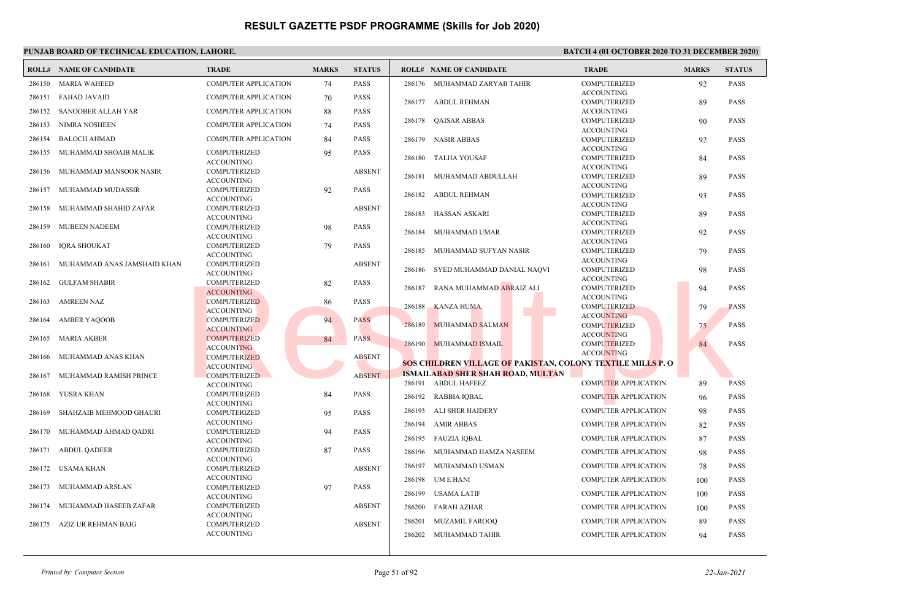# RESULT GAZETTE PSDF PROGRAMME (Skills for Job 2020)

**PUNJAB BOARD OF TECHNICAL EDUCATION, LAHORE.**

**BATCH 4 (01 OCTOBER 2020 TO 31 DECEMBER 2020)**

| ROLL# | NAME OF CANDIDATE | TRADE | MARKS | STATUS |
|---|---|---|---|---|
| 286150 | MARIA WAHEED | COMPUTER APPLICATION | 74 | PASS |
| 286151 | FAHAD JAVAID | COMPUTER APPLICATION | 70 | PASS |
| 286152 | SANOOBER ALLAH YAR | COMPUTER APPLICATION | 88 | PASS |
| 286153 | NIMRA NOSHEEN | COMPUTER APPLICATION | 74 | PASS |
| 286154 | BALOCH AHMAD | COMPUTER APPLICATION | 84 | PASS |
| 286155 | MUHAMMAD SHOAIB MALIK | COMPUTERIZED ACCOUNTING | 95 | PASS |
| 286156 | MUHAMMAD MANSOOR NASIR | COMPUTERIZED ACCOUNTING | | ABSENT |
| 286157 | MUHAMMAD MUDASSIR | COMPUTERIZED ACCOUNTING | 92 | PASS |
| 286158 | MUHAMMAD SHAHID ZAFAR | COMPUTERIZED ACCOUNTING | | ABSENT |
| 286159 | MUBEEN NADEEM | COMPUTERIZED ACCOUNTING | 98 | PASS |
| 286160 | IQRA SHOUKAT | COMPUTERIZED ACCOUNTING | 79 | PASS |
| 286161 | MUHAMMAD ANAS JAMSHAID KHAN | COMPUTERIZED ACCOUNTING | | ABSENT |
| 286162 | GULFAM SHABIR | COMPUTERIZED ACCOUNTING | 82 | PASS |
| 286163 | AMREEN NAZ | COMPUTERIZED ACCOUNTING | 86 | PASS |
| 286164 | AMBER YAQOOB | COMPUTERIZED ACCOUNTING | 94 | PASS |
| 286165 | MARIA AKBER | COMPUTERIZED ACCOUNTING | 84 | PASS |
| 286166 | MUHAMMAD ANAS KHAN | COMPUTERIZED ACCOUNTING | | ABSENT |
| 286167 | MUHAMMAD RAMISH PRINCE | COMPUTERIZED ACCOUNTING | | ABSENT |
| 286168 | YUSRA KHAN | COMPUTERIZED ACCOUNTING | 84 | PASS |
| 286169 | SHAHZAIB MEHMOOD GHAURI | COMPUTERIZED ACCOUNTING | 95 | PASS |
| 286170 | MUHAMMAD AHMAD QADRI | COMPUTERIZED ACCOUNTING | 94 | PASS |
| 286171 | ABDUL QADEER | COMPUTERIZED ACCOUNTING | 87 | PASS |
| 286172 | USAMA KHAN | COMPUTERIZED ACCOUNTING | | ABSENT |
| 286173 | MUHAMMAD ARSLAN | COMPUTERIZED ACCOUNTING | 97 | PASS |
| 286174 | MUHAMMAD HASEEB ZAFAR | COMPUTERIZED ACCOUNTING | | ABSENT |
| 286175 | AZIZ UR REHMAN BAIG | COMPUTERIZED ACCOUNTING | | ABSENT |
| 286176 | MUHAMMAD ZARYAB TAHIR | COMPUTERIZED ACCOUNTING | 92 | PASS |
| 286177 | ABDUL REHMAN | COMPUTERIZED ACCOUNTING | 89 | PASS |
| 286178 | QAISAR ABBAS | COMPUTERIZED ACCOUNTING | 90 | PASS |
| 286179 | NASIR ABBAS | COMPUTERIZED ACCOUNTING | 92 | PASS |
| 286180 | TALHA YOUSAF | COMPUTERIZED ACCOUNTING | 84 | PASS |
| 286181 | MUHAMMAD ABDULLAH | COMPUTERIZED ACCOUNTING | 89 | PASS |
| 286182 | ABDUL REHMAN | COMPUTERIZED ACCOUNTING | 93 | PASS |
| 286183 | HASSAN ASKARI | COMPUTERIZED ACCOUNTING | 89 | PASS |
| 286184 | MUHAMMAD UMAR | COMPUTERIZED ACCOUNTING | 92 | PASS |
| 286185 | MUHAMMAD SUFYAN NASIR | COMPUTERIZED ACCOUNTING | 79 | PASS |
| 286186 | SYED MUHAMMAD DANIAL NAQVI | COMPUTERIZED ACCOUNTING | 98 | PASS |
| 286187 | RANA MUHAMMAD ABRAIZ ALI | COMPUTERIZED ACCOUNTING | 94 | PASS |
| 286188 | KANZA HUMA | COMPUTERIZED ACCOUNTING | 79 | PASS |
| 286189 | MUHAMMAD SALMAN | COMPUTERIZED ACCOUNTING | 75 | PASS |
| 286190 | MUHAMMAD ISMAIL | COMPUTERIZED ACCOUNTING | 84 | PASS |

**SOS CHILDREN VILLAGE OF PAKISTAN, COLONY TEXTILE MILLS P. O ISMAILABAD SHER SHAH ROAD, MULTAN**

| ROLL# | NAME OF CANDIDATE | TRADE | MARKS | STATUS |
|---|---|---|---|---|
| 286191 | ABDUL HAFEEZ | COMPUTER APPLICATION | 89 | PASS |
| 286192 | RABBIA IQBAL | COMPUTER APPLICATION | 96 | PASS |
| 286193 | ALI SHER HAIDERY | COMPUTER APPLICATION | 98 | PASS |
| 286194 | AMIR ABBAS | COMPUTER APPLICATION | 82 | PASS |
| 286195 | FAUZIA IQBAL | COMPUTER APPLICATION | 87 | PASS |
| 286196 | MUHAMMAD HAMZA NASEEM | COMPUTER APPLICATION | 98 | PASS |
| 286197 | MUHAMMAD USMAN | COMPUTER APPLICATION | 78 | PASS |
| 286198 | UM E HANI | COMPUTER APPLICATION | 100 | PASS |
| 286199 | USAMA LATIF | COMPUTER APPLICATION | 100 | PASS |
| 286200 | FARAH AZHAR | COMPUTER APPLICATION | 100 | PASS |
| 286201 | MUZAMIL FAROOQ | COMPUTER APPLICATION | 89 | PASS |
| 286202 | MUHAMMAD TAHIR | COMPUTER APPLICATION | 94 | PASS |

*Printed by: Computer Section*

*22-Jan-2021*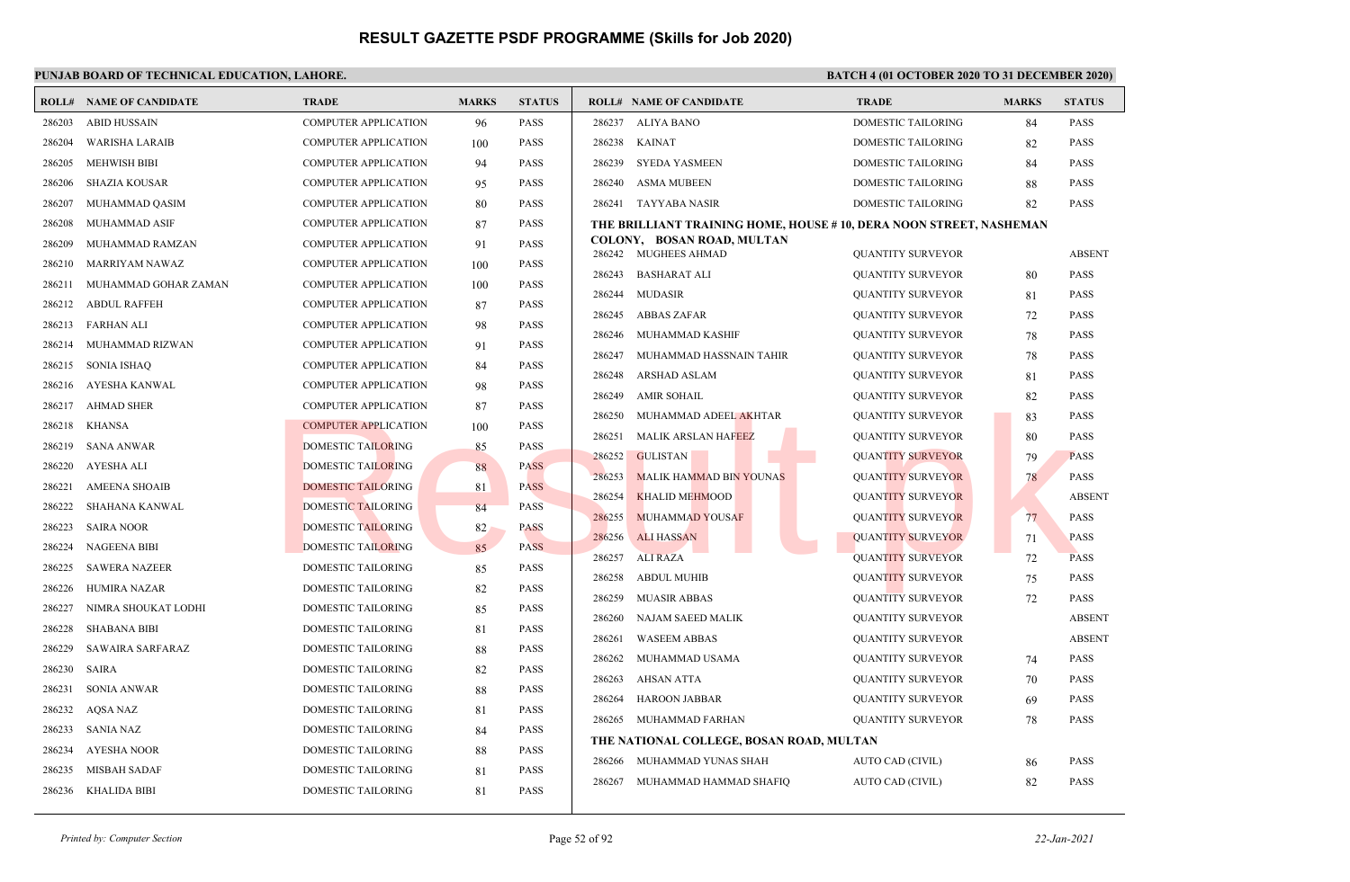# RESULT GAZETTE PSDF PROGRAMME (Skills for Job 2020)

**PUNJAB BOARD OF TECHNICAL EDUCATION, LAHORE.**

**BATCH 4 (01 OCTOBER 2020 TO 31 DECEMBER 2020)**

| ROLL# | NAME OF CANDIDATE | TRADE | MARKS | STATUS |
|---|---|---|---|---|
| 286203 | ABID HUSSAIN | COMPUTER APPLICATION | 96 | PASS |
| 286204 | WARISHA LARAIB | COMPUTER APPLICATION | 100 | PASS |
| 286205 | MEHWISH BIBI | COMPUTER APPLICATION | 94 | PASS |
| 286206 | SHAZIA KOUSAR | COMPUTER APPLICATION | 95 | PASS |
| 286207 | MUHAMMAD QASIM | COMPUTER APPLICATION | 80 | PASS |
| 286208 | MUHAMMAD ASIF | COMPUTER APPLICATION | 87 | PASS |
| 286209 | MUHAMMAD RAMZAN | COMPUTER APPLICATION | 91 | PASS |
| 286210 | MARRIYAM NAWAZ | COMPUTER APPLICATION | 100 | PASS |
| 286211 | MUHAMMAD GOHAR ZAMAN | COMPUTER APPLICATION | 100 | PASS |
| 286212 | ABDUL RAFFEH | COMPUTER APPLICATION | 87 | PASS |
| 286213 | FARHAN ALI | COMPUTER APPLICATION | 98 | PASS |
| 286214 | MUHAMMAD RIZWAN | COMPUTER APPLICATION | 91 | PASS |
| 286215 | SONIA ISHAQ | COMPUTER APPLICATION | 84 | PASS |
| 286216 | AYESHA KANWAL | COMPUTER APPLICATION | 98 | PASS |
| 286217 | AHMAD SHER | COMPUTER APPLICATION | 87 | PASS |
| 286218 | KHANSA | COMPUTER APPLICATION | 100 | PASS |
| 286219 | SANA ANWAR | DOMESTIC TAILORING | 85 | PASS |
| 286220 | AYESHA ALI | DOMESTIC TAILORING | 88 | PASS |
| 286221 | AMEENA SHOAIB | DOMESTIC TAILORING | 81 | PASS |
| 286222 | SHAHANA KANWAL | DOMESTIC TAILORING | 84 | PASS |
| 286223 | SAIRA NOOR | DOMESTIC TAILORING | 82 | PASS |
| 286224 | NAGEENA BIBI | DOMESTIC TAILORING | 85 | PASS |
| 286225 | SAWERA NAZEER | DOMESTIC TAILORING | 85 | PASS |
| 286226 | HUMIRA NAZAR | DOMESTIC TAILORING | 82 | PASS |
| 286227 | NIMRA SHOUKAT LODHI | DOMESTIC TAILORING | 85 | PASS |
| 286228 | SHABANA BIBI | DOMESTIC TAILORING | 81 | PASS |
| 286229 | SAWAIRA SARFARAZ | DOMESTIC TAILORING | 88 | PASS |
| 286230 | SAIRA | DOMESTIC TAILORING | 82 | PASS |
| 286231 | SONIA ANWAR | DOMESTIC TAILORING | 88 | PASS |
| 286232 | AQSA NAZ | DOMESTIC TAILORING | 81 | PASS |
| 286233 | SANIA NAZ | DOMESTIC TAILORING | 84 | PASS |
| 286234 | AYESHA NOOR | DOMESTIC TAILORING | 88 | PASS |
| 286235 | MISBAH SADAF | DOMESTIC TAILORING | 81 | PASS |
| 286236 | KHALIDA BIBI | DOMESTIC TAILORING | 81 | PASS |
| 286237 | ALIYA BANO | DOMESTIC TAILORING | 84 | PASS |
| 286238 | KAINAT | DOMESTIC TAILORING | 82 | PASS |
| 286239 | SYEDA YASMEEN | DOMESTIC TAILORING | 84 | PASS |
| 286240 | ASMA MUBEEN | DOMESTIC TAILORING | 88 | PASS |
| 286241 | TAYYABA NASIR | DOMESTIC TAILORING | 82 | PASS |

**THE BRILLIANT TRAINING HOME, HOUSE # 10, DERA NOON STREET, NASHEMAN COLONY, BOSAN ROAD, MULTAN**

| ROLL# | NAME OF CANDIDATE | TRADE | MARKS | STATUS |
|---|---|---|---|---|
| 286242 | MUGHEES AHMAD | QUANTITY SURVEYOR | | ABSENT |
| 286243 | BASHARAT ALI | QUANTITY SURVEYOR | 80 | PASS |
| 286244 | MUDASIR | QUANTITY SURVEYOR | 81 | PASS |
| 286245 | ABBAS ZAFAR | QUANTITY SURVEYOR | 72 | PASS |
| 286246 | MUHAMMAD KASHIF | QUANTITY SURVEYOR | 78 | PASS |
| 286247 | MUHAMMAD HASSNAIN TAHIR | QUANTITY SURVEYOR | 78 | PASS |
| 286248 | ARSHAD ASLAM | QUANTITY SURVEYOR | 81 | PASS |
| 286249 | AMIR SOHAIL | QUANTITY SURVEYOR | 82 | PASS |
| 286250 | MUHAMMAD ADEEL AKHTAR | QUANTITY SURVEYOR | 83 | PASS |
| 286251 | MALIK ARSLAN HAFEEZ | QUANTITY SURVEYOR | 80 | PASS |
| 286252 | GULISTAN | QUANTITY SURVEYOR | 79 | PASS |
| 286253 | MALIK HAMMAD BIN YOUNAS | QUANTITY SURVEYOR | 78 | PASS |
| 286254 | KHALID MEHMOOD | QUANTITY SURVEYOR | | ABSENT |
| 286255 | MUHAMMAD YOUSAF | QUANTITY SURVEYOR | 77 | PASS |
| 286256 | ALI HASSAN | QUANTITY SURVEYOR | 71 | PASS |
| 286257 | ALI RAZA | QUANTITY SURVEYOR | 72 | PASS |
| 286258 | ABDUL MUHIB | QUANTITY SURVEYOR | 75 | PASS |
| 286259 | MUSAIR ABBAS | QUANTITY SURVEYOR | 72 | PASS |
| 286260 | NAJAM SAEED MALIK | QUANTITY SURVEYOR | | ABSENT |
| 286261 | WASEEM ABBAS | QUANTITY SURVEYOR | | ABSENT |
| 286262 | MUHAMMAD USAMA | QUANTITY SURVEYOR | 74 | PASS |
| 286263 | AHSAN ATTA | QUANTITY SURVEYOR | 70 | PASS |
| 286264 | HAROON JABBAR | QUANTITY SURVEYOR | 69 | PASS |
| 286265 | MUHAMMAD FARHAN | QUANTITY SURVEYOR | 78 | PASS |

**THE NATIONAL COLLEGE, BOSAN ROAD, MULTAN**

| ROLL# | NAME OF CANDIDATE | TRADE | MARKS | STATUS |
|---|---|---|---|---|
| 286266 | MUHAMMAD YUNAS SHAH | AUTO CAD (CIVIL) | 86 | PASS |
| 286267 | MUHAMMAD HAMMAD SHAFIQ | AUTO CAD (CIVIL) | 82 | PASS |

*Printed by: Computer Section* — *22-Jan-2021*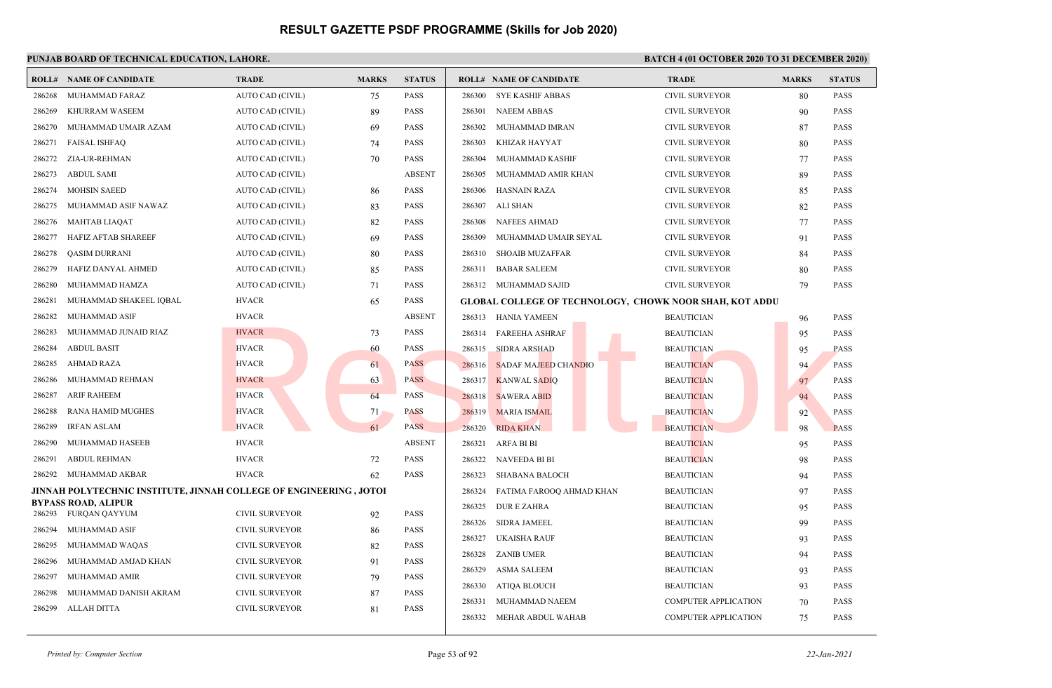# RESULT GAZETTE PSDF PROGRAMME (Skills for Job 2020)

**PUNJAB BOARD OF TECHNICAL EDUCATION, LAHORE.**

**BATCH 4 (01 OCTOBER 2020 TO 31 DECEMBER 2020)**

| ROLL# | NAME OF CANDIDATE | TRADE | MARKS | STATUS |
|---|---|---|---|---|
| 286268 | MUHAMMAD FARAZ | AUTO CAD (CIVIL) | 75 | PASS |
| 286269 | KHURRAM WASEEM | AUTO CAD (CIVIL) | 89 | PASS |
| 286270 | MUHAMMAD UMAIR AZAM | AUTO CAD (CIVIL) | 69 | PASS |
| 286271 | FAISAL ISHFAQ | AUTO CAD (CIVIL) | 74 | PASS |
| 286272 | ZIA-UR-REHMAN | AUTO CAD (CIVIL) | 70 | PASS |
| 286273 | ABDUL SAMI | AUTO CAD (CIVIL) | | ABSENT |
| 286274 | MOHSIN SAEED | AUTO CAD (CIVIL) | 86 | PASS |
| 286275 | MUHAMMAD ASIF NAWAZ | AUTO CAD (CIVIL) | 83 | PASS |
| 286276 | MAHTAB LIAQAT | AUTO CAD (CIVIL) | 82 | PASS |
| 286277 | HAFIZ AFTAB SHAREEF | AUTO CAD (CIVIL) | 69 | PASS |
| 286278 | QASIM DURRANI | AUTO CAD (CIVIL) | 80 | PASS |
| 286279 | HAFIZ DANYAL AHMED | AUTO CAD (CIVIL) | 85 | PASS |
| 286280 | MUHAMMAD HAMZA | AUTO CAD (CIVIL) | 71 | PASS |
| 286281 | MUHAMMAD SHAKEEL IQBAL | HVACR | 65 | PASS |
| 286282 | MUHAMMAD ASIF | HVACR | | ABSENT |
| 286283 | MUHAMMAD JUNAID RIAZ | HVACR | 73 | PASS |
| 286284 | ABDUL BASIT | HVACR | 60 | PASS |
| 286285 | AHMAD RAZA | HVACR | 61 | PASS |
| 286286 | MUHAMMAD REHMAN | HVACR | 63 | PASS |
| 286287 | ARIF RAHEEM | HVACR | 64 | PASS |
| 286288 | RANA HAMID MUGHES | HVACR | 71 | PASS |
| 286289 | IRFAN ASLAM | HVACR | 61 | PASS |
| 286290 | MUHAMMAD HASEEB | HVACR | | ABSENT |
| 286291 | ABDUL REHMAN | HVACR | 72 | PASS |
| 286292 | MUHAMMAD AKBAR | HVACR | 62 | PASS |

**JINNAH POLYTECHNIC INSTITUTE, JINNAH COLLEGE OF ENGINEERING , JOTOI BYPASS ROAD, ALIPUR**

| ROLL# | NAME OF CANDIDATE | TRADE | MARKS | STATUS |
|---|---|---|---|---|
| 286293 | FURQAN QAYYUM | CIVIL SURVEYOR | 92 | PASS |
| 286294 | MUHAMMAD ASIF | CIVIL SURVEYOR | 86 | PASS |
| 286295 | MUHAMMAD WAQAS | CIVIL SURVEYOR | 82 | PASS |
| 286296 | MUHAMMAD AMJAD KHAN | CIVIL SURVEYOR | 91 | PASS |
| 286297 | MUHAMMAD AMIR | CIVIL SURVEYOR | 79 | PASS |
| 286298 | MUHAMMAD DANISH AKRAM | CIVIL SURVEYOR | 87 | PASS |
| 286299 | ALLAH DITTA | CIVIL SURVEYOR | 81 | PASS |
| 286300 | SYE KASHIF ABBAS | CIVIL SURVEYOR | 80 | PASS |
| 286301 | NAEEM ABBAS | CIVIL SURVEYOR | 90 | PASS |
| 286302 | MUHAMMAD IMRAN | CIVIL SURVEYOR | 87 | PASS |
| 286303 | KHIZAR HAYYAT | CIVIL SURVEYOR | 80 | PASS |
| 286304 | MUHAMMAD KASHIF | CIVIL SURVEYOR | 77 | PASS |
| 286305 | MUHAMMAD AMIR KHAN | CIVIL SURVEYOR | 89 | PASS |
| 286306 | HASNAIN RAZA | CIVIL SURVEYOR | 85 | PASS |
| 286307 | ALI SHAN | CIVIL SURVEYOR | 82 | PASS |
| 286308 | NAFEES AHMAD | CIVIL SURVEYOR | 77 | PASS |
| 286309 | MUHAMMAD UMAIR SEYAL | CIVIL SURVEYOR | 91 | PASS |
| 286310 | SHOAIB MUZAFFAR | CIVIL SURVEYOR | 84 | PASS |
| 286311 | BABAR SALEEM | CIVIL SURVEYOR | 80 | PASS |
| 286312 | MUHAMMAD SAJID | CIVIL SURVEYOR | 79 | PASS |

**GLOBAL COLLEGE OF TECHNOLOGY, CHOWK NOOR SHAH, KOT ADDU**

| ROLL# | NAME OF CANDIDATE | TRADE | MARKS | STATUS |
|---|---|---|---|---|
| 286313 | HANIA YAMEEN | BEAUTICIAN | 96 | PASS |
| 286314 | FAREEHA ASHRAF | BEAUTICIAN | 95 | PASS |
| 286315 | SIDRA ARSHAD | BEAUTICIAN | 95 | PASS |
| 286316 | SADAF MAJEED CHANDIO | BEAUTICIAN | 94 | PASS |
| 286317 | KANWAL SADIQ | BEAUTICIAN | 97 | PASS |
| 286318 | SAWERA ABID | BEAUTICIAN | 94 | PASS |
| 286319 | MARIA ISMAIL | BEAUTICIAN | 92 | PASS |
| 286320 | RIDA KHAN | BEAUTICIAN | 98 | PASS |
| 286321 | ARFA BI BI | BEAUTICIAN | 95 | PASS |
| 286322 | NAVEEDA BI BI | BEAUTICIAN | 98 | PASS |
| 286323 | SHABANA BALOCH | BEAUTICIAN | 94 | PASS |
| 286324 | FATIMA FAROOQ AHMAD KHAN | BEAUTICIAN | 97 | PASS |
| 286325 | DUR E ZAHRA | BEAUTICIAN | 95 | PASS |
| 286326 | SIDRA JAMEEL | BEAUTICIAN | 99 | PASS |
| 286327 | UKAISHA RAUF | BEAUTICIAN | 93 | PASS |
| 286328 | ZANIB UMER | BEAUTICIAN | 94 | PASS |
| 286329 | ASMA SALEEM | BEAUTICIAN | 93 | PASS |
| 286330 | ATIQA BLOUCH | BEAUTICIAN | 93 | PASS |
| 286331 | MUHAMMAD NAEEM | COMPUTER APPLICATION | 70 | PASS |
| 286332 | MEHAR ABDUL WAHAB | COMPUTER APPLICATION | 75 | PASS |

*Printed by: Computer Section* | *22-Jan-2021*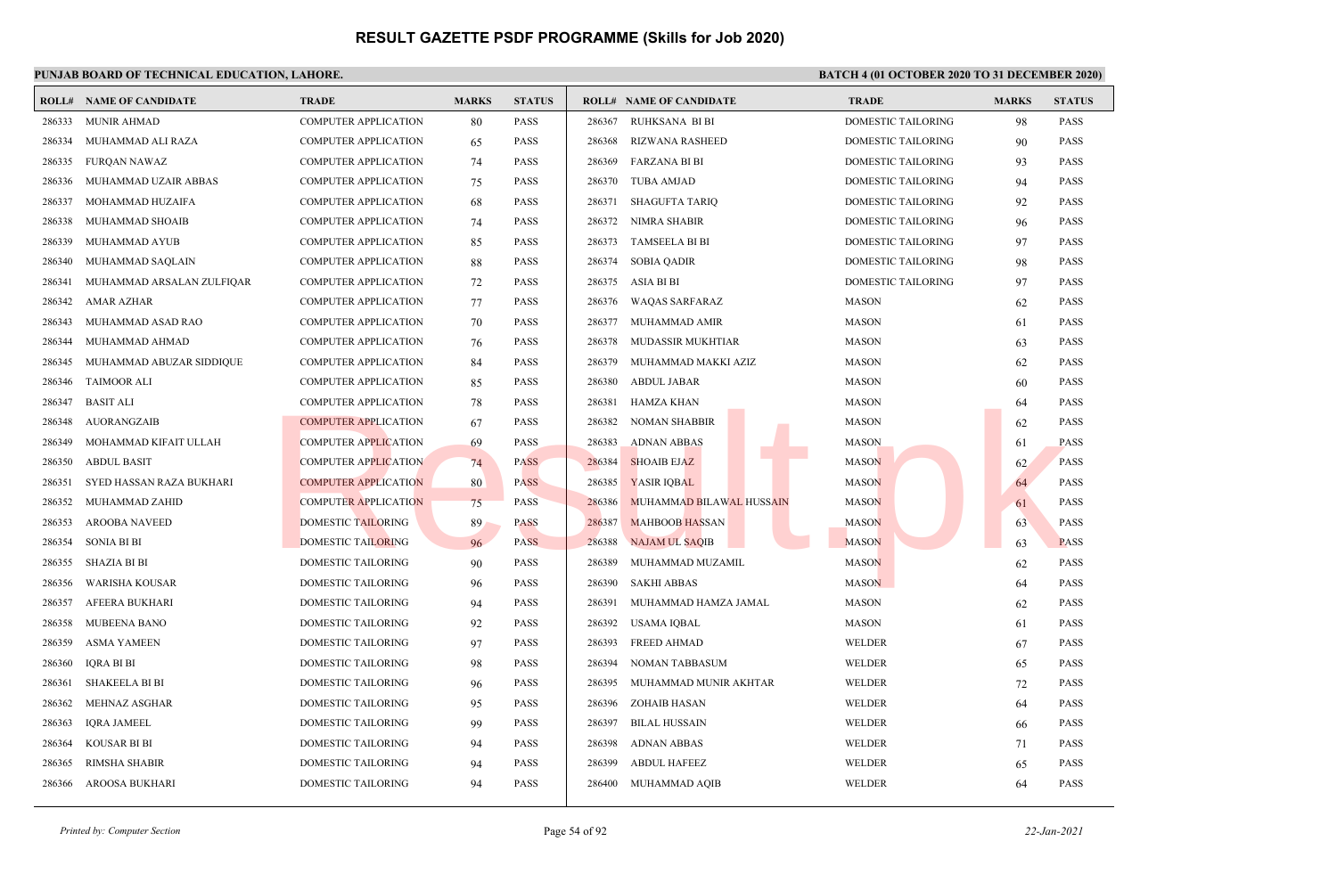# RESULT GAZETTE PSDF PROGRAMME (Skills for Job 2020)

**PUNJAB BOARD OF TECHNICAL EDUCATION, LAHORE.**

**BATCH 4 (01 OCTOBER 2020 TO 31 DECEMBER 2020)**

| ROLL# | NAME OF CANDIDATE | TRADE | MARKS | STATUS |
|---|---|---|---|---|
| 286333 | MUNIR AHMAD | COMPUTER APPLICATION | 80 | PASS |
| 286334 | MUHAMMAD ALI RAZA | COMPUTER APPLICATION | 65 | PASS |
| 286335 | FURQAN NAWAZ | COMPUTER APPLICATION | 74 | PASS |
| 286336 | MUHAMMAD UZAIR ABBAS | COMPUTER APPLICATION | 75 | PASS |
| 286337 | MOHAMMAD HUZAIFA | COMPUTER APPLICATION | 68 | PASS |
| 286338 | MUHAMMAD SHOAIB | COMPUTER APPLICATION | 74 | PASS |
| 286339 | MUHAMMAD AYUB | COMPUTER APPLICATION | 85 | PASS |
| 286340 | MUHAMMAD SAQLAIN | COMPUTER APPLICATION | 88 | PASS |
| 286341 | MUHAMMAD ARSALAN ZULFIQAR | COMPUTER APPLICATION | 72 | PASS |
| 286342 | AMAR AZHAR | COMPUTER APPLICATION | 77 | PASS |
| 286343 | MUHAMMAD ASAD RAO | COMPUTER APPLICATION | 70 | PASS |
| 286344 | MUHAMMAD AHMAD | COMPUTER APPLICATION | 76 | PASS |
| 286345 | MUHAMMAD ABUZAR SIDDIQUE | COMPUTER APPLICATION | 84 | PASS |
| 286346 | TAIMOOR ALI | COMPUTER APPLICATION | 85 | PASS |
| 286347 | BASIT ALI | COMPUTER APPLICATION | 78 | PASS |
| 286348 | AUORANGZAIB | COMPUTER APPLICATION | 67 | PASS |
| 286349 | MOHAMMAD KIFAIT ULLAH | COMPUTER APPLICATION | 69 | PASS |
| 286350 | ABDUL BASIT | COMPUTER APPLICATION | 74 | PASS |
| 286351 | SYED HASSAN RAZA BUKHARI | COMPUTER APPLICATION | 80 | PASS |
| 286352 | MUHAMMAD ZAHID | COMPUTER APPLICATION | 75 | PASS |
| 286353 | AROOBA NAVEED | DOMESTIC TAILORING | 89 | PASS |
| 286354 | SONIA BI BI | DOMESTIC TAILORING | 96 | PASS |
| 286355 | SHAZIA BI BI | DOMESTIC TAILORING | 90 | PASS |
| 286356 | WARISHA KOUSAR | DOMESTIC TAILORING | 96 | PASS |
| 286357 | AFEERA BUKHARI | DOMESTIC TAILORING | 94 | PASS |
| 286358 | MUBEENA BANO | DOMESTIC TAILORING | 92 | PASS |
| 286359 | ASMA YAMEEN | DOMESTIC TAILORING | 97 | PASS |
| 286360 | IQRA BI BI | DOMESTIC TAILORING | 98 | PASS |
| 286361 | SHAKEELA BI BI | DOMESTIC TAILORING | 96 | PASS |
| 286362 | MEHNAZ ASGHAR | DOMESTIC TAILORING | 95 | PASS |
| 286363 | IQRA JAMEEL | DOMESTIC TAILORING | 99 | PASS |
| 286364 | KOUSAR BI BI | DOMESTIC TAILORING | 94 | PASS |
| 286365 | RIMSHA SHABIR | DOMESTIC TAILORING | 94 | PASS |
| 286366 | AROOSA BUKHARI | DOMESTIC TAILORING | 94 | PASS |
| 286367 | RUHKSANA BI BI | DOMESTIC TAILORING | 98 | PASS |
| 286368 | RIZWANA RASHEED | DOMESTIC TAILORING | 90 | PASS |
| 286369 | FARZANA BI BI | DOMESTIC TAILORING | 93 | PASS |
| 286370 | TUBA AMJAD | DOMESTIC TAILORING | 94 | PASS |
| 286371 | SHAGUFTA TARIQ | DOMESTIC TAILORING | 92 | PASS |
| 286372 | NIMRA SHABIR | DOMESTIC TAILORING | 96 | PASS |
| 286373 | TAMSEELA BI BI | DOMESTIC TAILORING | 97 | PASS |
| 286374 | SOBIA QADIR | DOMESTIC TAILORING | 98 | PASS |
| 286375 | ASIA BI BI | DOMESTIC TAILORING | 97 | PASS |
| 286376 | WAQAS SARFARAZ | MASON | 62 | PASS |
| 286377 | MUHAMMAD AMIR | MASON | 61 | PASS |
| 286378 | MUDASSIR MUKHTIAR | MASON | 63 | PASS |
| 286379 | MUHAMMAD MAKKI AZIZ | MASON | 62 | PASS |
| 286380 | ABDUL JABAR | MASON | 60 | PASS |
| 286381 | HAMZA KHAN | MASON | 64 | PASS |
| 286382 | NOMAN SHABBIR | MASON | 62 | PASS |
| 286383 | ADNAN ABBAS | MASON | 61 | PASS |
| 286384 | SHOAIB EJAZ | MASON | 62 | PASS |
| 286385 | YASIR IQBAL | MASON | 64 | PASS |
| 286386 | MUHAMMAD BILAWAL HUSSAIN | MASON | 61 | PASS |
| 286387 | MAHBOOB HASSAN | MASON | 63 | PASS |
| 286388 | NAJAM UL SAQIB | MASON | 63 | PASS |
| 286389 | MUHAMMAD MUZAMIL | MASON | 62 | PASS |
| 286390 | SAKHI ABBAS | MASON | 64 | PASS |
| 286391 | MUHAMMAD HAMZA JAMAL | MASON | 62 | PASS |
| 286392 | USAMA IQBAL | MASON | 61 | PASS |
| 286393 | FREED AHMAD | WELDER | 67 | PASS |
| 286394 | NOMAN TABBASUM | WELDER | 65 | PASS |
| 286395 | MUHAMMAD MUNIR AKHTAR | WELDER | 72 | PASS |
| 286396 | ZOHAIB HASAN | WELDER | 64 | PASS |
| 286397 | BILAL HUSSAIN | WELDER | 66 | PASS |
| 286398 | ADNAN ABBAS | WELDER | 71 | PASS |
| 286399 | ABDUL HAFEEZ | WELDER | 65 | PASS |
| 286400 | MUHAMMAD AQIB | WELDER | 64 | PASS |

*Printed by: Computer Section*

*22-Jan-2021*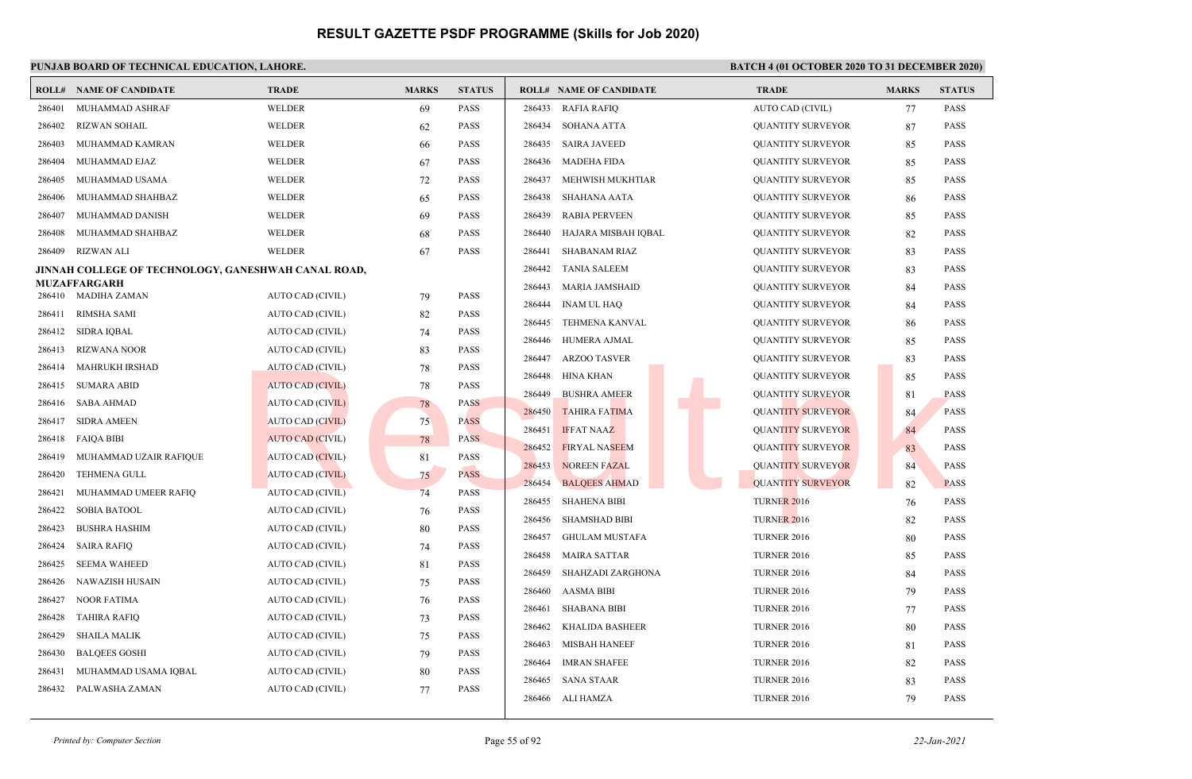# RESULT GAZETTE PSDF PROGRAMME (Skills for Job 2020)

**PUNJAB BOARD OF TECHNICAL EDUCATION, LAHORE.**

**BATCH 4 (01 OCTOBER 2020 TO 31 DECEMBER 2020)**

| ROLL# | NAME OF CANDIDATE | TRADE | MARKS | STATUS |
|---|---|---|---|---|
| 286401 | MUHAMMAD ASHRAF | WELDER | 69 | PASS |
| 286402 | RIZWAN SOHAIL | WELDER | 62 | PASS |
| 286403 | MUHAMMAD KAMRAN | WELDER | 66 | PASS |
| 286404 | MUHAMMAD EJAZ | WELDER | 67 | PASS |
| 286405 | MUHAMMAD USAMA | WELDER | 72 | PASS |
| 286406 | MUHAMMAD SHAHBAZ | WELDER | 65 | PASS |
| 286407 | MUHAMMAD DANISH | WELDER | 69 | PASS |
| 286408 | MUHAMMAD SHAHBAZ | WELDER | 68 | PASS |
| 286409 | RIZWAN ALI | WELDER | 67 | PASS |

**JINNAH COLLEGE OF TECHNOLOGY, GANESHWAH CANAL ROAD, MUZAFFARGARH**

| ROLL# | NAME OF CANDIDATE | TRADE | MARKS | STATUS |
|---|---|---|---|---|
| 286410 | MADIHA ZAMAN | AUTO CAD (CIVIL) | 79 | PASS |
| 286411 | RIMSHA SAMI | AUTO CAD (CIVIL) | 82 | PASS |
| 286412 | SIDRA IQBAL | AUTO CAD (CIVIL) | 74 | PASS |
| 286413 | RIZWANA NOOR | AUTO CAD (CIVIL) | 83 | PASS |
| 286414 | MAHRUKH IRSHAD | AUTO CAD (CIVIL) | 78 | PASS |
| 286415 | SUMARA ABID | AUTO CAD (CIVIL) | 78 | PASS |
| 286416 | SABA AHMAD | AUTO CAD (CIVIL) | 78 | PASS |
| 286417 | SIDRA AMEEN | AUTO CAD (CIVIL) | 75 | PASS |
| 286418 | FAIQA BIBI | AUTO CAD (CIVIL) | 78 | PASS |
| 286419 | MUHAMMAD UZAIR RAFIQUE | AUTO CAD (CIVIL) | 81 | PASS |
| 286420 | TEHMENA GULL | AUTO CAD (CIVIL) | 75 | PASS |
| 286421 | MUHAMMAD UMEER RAFIQ | AUTO CAD (CIVIL) | 74 | PASS |
| 286422 | SOBIA BATOOL | AUTO CAD (CIVIL) | 76 | PASS |
| 286423 | BUSHRA HASHIM | AUTO CAD (CIVIL) | 80 | PASS |
| 286424 | SAIRA RAFIQ | AUTO CAD (CIVIL) | 74 | PASS |
| 286425 | SEEMA WAHEED | AUTO CAD (CIVIL) | 81 | PASS |
| 286426 | NAWAZISH HUSAIN | AUTO CAD (CIVIL) | 75 | PASS |
| 286427 | NOOR FATIMA | AUTO CAD (CIVIL) | 76 | PASS |
| 286428 | TAHIRA RAFIQ | AUTO CAD (CIVIL) | 73 | PASS |
| 286429 | SHAILA MALIK | AUTO CAD (CIVIL) | 75 | PASS |
| 286430 | BALQEES GOSHI | AUTO CAD (CIVIL) | 79 | PASS |
| 286431 | MUHAMMAD USAMA IQBAL | AUTO CAD (CIVIL) | 80 | PASS |
| 286432 | PALWASHA ZAMAN | AUTO CAD (CIVIL) | 77 | PASS |
| 286433 | RAFIA RAFIQ | AUTO CAD (CIVIL) | 77 | PASS |
| 286434 | SOHANA ATTA | QUANTITY SURVEYOR | 87 | PASS |
| 286435 | SAIRA JAVEED | QUANTITY SURVEYOR | 85 | PASS |
| 286436 | MADEHA FIDA | QUANTITY SURVEYOR | 85 | PASS |
| 286437 | MEHWISH MUKHTIAR | QUANTITY SURVEYOR | 85 | PASS |
| 286438 | SHAHANA AATA | QUANTITY SURVEYOR | 86 | PASS |
| 286439 | RABIA PERVEEN | QUANTITY SURVEYOR | 85 | PASS |
| 286440 | HAJARA MISBAH IQBAL | QUANTITY SURVEYOR | 82 | PASS |
| 286441 | SHABANAM RIAZ | QUANTITY SURVEYOR | 83 | PASS |
| 286442 | TANIA SALEEM | QUANTITY SURVEYOR | 83 | PASS |
| 286443 | MARIA JAMSHAID | QUANTITY SURVEYOR | 84 | PASS |
| 286444 | INAM UL HAQ | QUANTITY SURVEYOR | 84 | PASS |
| 286445 | TEHMENA KANVAL | QUANTITY SURVEYOR | 86 | PASS |
| 286446 | HUMERA AJMAL | QUANTITY SURVEYOR | 85 | PASS |
| 286447 | ARZOO TASVER | QUANTITY SURVEYOR | 83 | PASS |
| 286448 | HINA KHAN | QUANTITY SURVEYOR | 85 | PASS |
| 286449 | BUSHRA AMEER | QUANTITY SURVEYOR | 81 | PASS |
| 286450 | TAHIRA FATIMA | QUANTITY SURVEYOR | 84 | PASS |
| 286451 | IFFAT NAAZ | QUANTITY SURVEYOR | 84 | PASS |
| 286452 | FIRYAL NASEEM | QUANTITY SURVEYOR | 83 | PASS |
| 286453 | NOREEN FAZAL | QUANTITY SURVEYOR | 84 | PASS |
| 286454 | BALQEES AHMAD | QUANTITY SURVEYOR | 82 | PASS |
| 286455 | SHAHENA BIBI | TURNER 2016 | 76 | PASS |
| 286456 | SHAMSHAD BIBI | TURNER 2016 | 82 | PASS |
| 286457 | GHULAM MUSTAFA | TURNER 2016 | 80 | PASS |
| 286458 | MAIRA SATTAR | TURNER 2016 | 85 | PASS |
| 286459 | SHAHZADI ZARGHONA | TURNER 2016 | 84 | PASS |
| 286460 | AASMA BIBI | TURNER 2016 | 79 | PASS |
| 286461 | SHABANA BIBI | TURNER 2016 | 77 | PASS |
| 286462 | KHALIDA BASHEER | TURNER 2016 | 80 | PASS |
| 286463 | MISBAH HANEEF | TURNER 2016 | 81 | PASS |
| 286464 | IMRAN SHAFEE | TURNER 2016 | 82 | PASS |
| 286465 | SANA STAAR | TURNER 2016 | 83 | PASS |
| 286466 | ALI HAMZA | TURNER 2016 | 79 | PASS |

*Printed by: Computer Section* — *22-Jan-2021*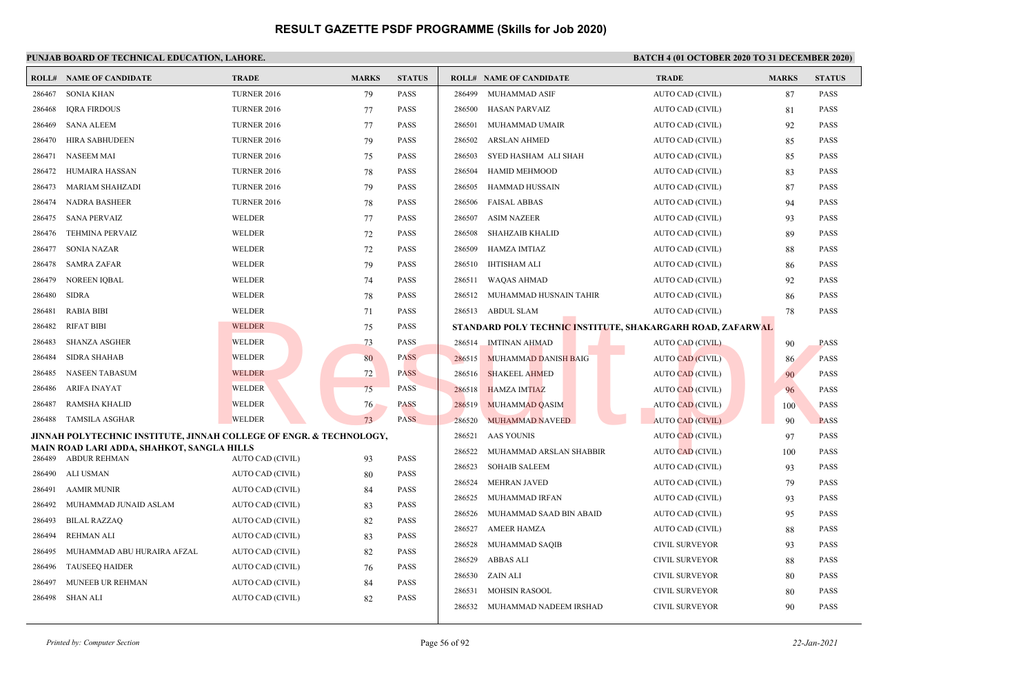# RESULT GAZETTE PSDF PROGRAMME (Skills for Job 2020)

**PUNJAB BOARD OF TECHNICAL EDUCATION, LAHORE.** | **BATCH 4 (01 OCTOBER 2020 TO 31 DECEMBER 2020)**

| ROLL# | NAME OF CANDIDATE | TRADE | MARKS | STATUS |
|---|---|---|---|---|
| 286467 | SONIA KHAN | TURNER 2016 | 79 | PASS |
| 286468 | IQRA FIRDOUS | TURNER 2016 | 77 | PASS |
| 286469 | SANA ALEEM | TURNER 2016 | 77 | PASS |
| 286470 | HIRA SABHUDEEN | TURNER 2016 | 79 | PASS |
| 286471 | NASEEM MAI | TURNER 2016 | 75 | PASS |
| 286472 | HUMAIRA HASSAN | TURNER 2016 | 78 | PASS |
| 286473 | MARIAM SHAHZADI | TURNER 2016 | 79 | PASS |
| 286474 | NADRA BASHEER | TURNER 2016 | 78 | PASS |
| 286475 | SANA PERVAIZ | WELDER | 77 | PASS |
| 286476 | TEHMINA PERVAIZ | WELDER | 72 | PASS |
| 286477 | SONIA NAZAR | WELDER | 72 | PASS |
| 286478 | SAMRA ZAFAR | WELDER | 79 | PASS |
| 286479 | NOREEN IQBAL | WELDER | 74 | PASS |
| 286480 | SIDRA | WELDER | 78 | PASS |
| 286481 | RABIA BIBI | WELDER | 71 | PASS |
| 286482 | RIFAT BIBI | WELDER | 75 | PASS |
| 286483 | SHANZA ASGHER | WELDER | 73 | PASS |
| 286484 | SIDRA SHAHAB | WELDER | 80 | PASS |
| 286485 | NASEEN TABASUM | WELDER | 72 | PASS |
| 286486 | ARIFA INAYAT | WELDER | 75 | PASS |
| 286487 | RAMSHA KHALID | WELDER | 76 | PASS |
| 286488 | TAMSILA ASGHAR | WELDER | 73 | PASS |

**JINNAH POLYTECHNIC INSTITUTE, JINNAH COLLEGE OF ENGR. & TECHNOLOGY, MAIN ROAD LARI ADDA, SHAHKOT, SANGLA HILLS**

| ROLL# | NAME OF CANDIDATE | TRADE | MARKS | STATUS |
|---|---|---|---|---|
| 286489 | ABDUR REHMAN | AUTO CAD (CIVIL) | 93 | PASS |
| 286490 | ALI USMAN | AUTO CAD (CIVIL) | 80 | PASS |
| 286491 | AAMIR MUNIR | AUTO CAD (CIVIL) | 84 | PASS |
| 286492 | MUHAMMAD JUNAID ASLAM | AUTO CAD (CIVIL) | 83 | PASS |
| 286493 | BILAL RAZZAQ | AUTO CAD (CIVIL) | 82 | PASS |
| 286494 | REHMAN ALI | AUTO CAD (CIVIL) | 83 | PASS |
| 286495 | MUHAMMAD ABU HURAIRA AFZAL | AUTO CAD (CIVIL) | 82 | PASS |
| 286496 | TAUSEEQ HAIDER | AUTO CAD (CIVIL) | 76 | PASS |
| 286497 | MUNEEB UR REHMAN | AUTO CAD (CIVIL) | 84 | PASS |
| 286498 | SHAN ALI | AUTO CAD (CIVIL) | 82 | PASS |
| 286499 | MUHAMMAD ASIF | AUTO CAD (CIVIL) | 87 | PASS |
| 286500 | HASAN PARVAIZ | AUTO CAD (CIVIL) | 81 | PASS |
| 286501 | MUHAMMAD UMAIR | AUTO CAD (CIVIL) | 92 | PASS |
| 286502 | ARSLAN AHMED | AUTO CAD (CIVIL) | 85 | PASS |
| 286503 | SYED HASHAM ALI SHAH | AUTO CAD (CIVIL) | 85 | PASS |
| 286504 | HAMID MEHMOOD | AUTO CAD (CIVIL) | 83 | PASS |
| 286505 | HAMMAD HUSSAIN | AUTO CAD (CIVIL) | 87 | PASS |
| 286506 | FAISAL ABBAS | AUTO CAD (CIVIL) | 94 | PASS |
| 286507 | ASIM NAZEER | AUTO CAD (CIVIL) | 93 | PASS |
| 286508 | SHAHZAIB KHALID | AUTO CAD (CIVIL) | 89 | PASS |
| 286509 | HAMZA IMTIAZ | AUTO CAD (CIVIL) | 88 | PASS |
| 286510 | IHTISHAM ALI | AUTO CAD (CIVIL) | 86 | PASS |
| 286511 | WAQAS AHMAD | AUTO CAD (CIVIL) | 92 | PASS |
| 286512 | MUHAMMAD HUSNAIN TAHIR | AUTO CAD (CIVIL) | 86 | PASS |
| 286513 | ABDUL SLAM | AUTO CAD (CIVIL) | 78 | PASS |

**STANDARD POLY TECHNIC INSTITUTE, SHAKARGARH ROAD, ZAFARWAL**

| ROLL# | NAME OF CANDIDATE | TRADE | MARKS | STATUS |
|---|---|---|---|---|
| 286514 | IMTINAN AHMAD | AUTO CAD (CIVIL) | 90 | PASS |
| 286515 | MUHAMMAD DANISH BAIG | AUTO CAD (CIVIL) | 86 | PASS |
| 286516 | SHAKEEL AHMED | AUTO CAD (CIVIL) | 90 | PASS |
| 286518 | HAMZA IMTIAZ | AUTO CAD (CIVIL) | 96 | PASS |
| 286519 | MUHAMMAD QASIM | AUTO CAD (CIVIL) | 100 | PASS |
| 286520 | MUHAMMAD NAVEED | AUTO CAD (CIVIL) | 90 | PASS |
| 286521 | AAS YOUNIS | AUTO CAD (CIVIL) | 97 | PASS |
| 286522 | MUHAMMAD ARSLAN SHABBIR | AUTO CAD (CIVIL) | 100 | PASS |
| 286523 | SOHAIB SALEEM | AUTO CAD (CIVIL) | 93 | PASS |
| 286524 | MEHRAN JAVED | AUTO CAD (CIVIL) | 79 | PASS |
| 286525 | MUHAMMAD IRFAN | AUTO CAD (CIVIL) | 93 | PASS |
| 286526 | MUHAMMAD SAAD BIN ABAID | AUTO CAD (CIVIL) | 95 | PASS |
| 286527 | AMEER HAMZA | AUTO CAD (CIVIL) | 88 | PASS |
| 286528 | MUHAMMAD SAQIB | CIVIL SURVEYOR | 93 | PASS |
| 286529 | ABBAS ALI | CIVIL SURVEYOR | 88 | PASS |
| 286530 | ZAIN ALI | CIVIL SURVEYOR | 80 | PASS |
| 286531 | MOHSIN RASOOL | CIVIL SURVEYOR | 80 | PASS |
| 286532 | MUHAMMAD NADEEM IRSHAD | CIVIL SURVEYOR | 90 | PASS |

*Printed by: Computer Section* | *22-Jan-2021*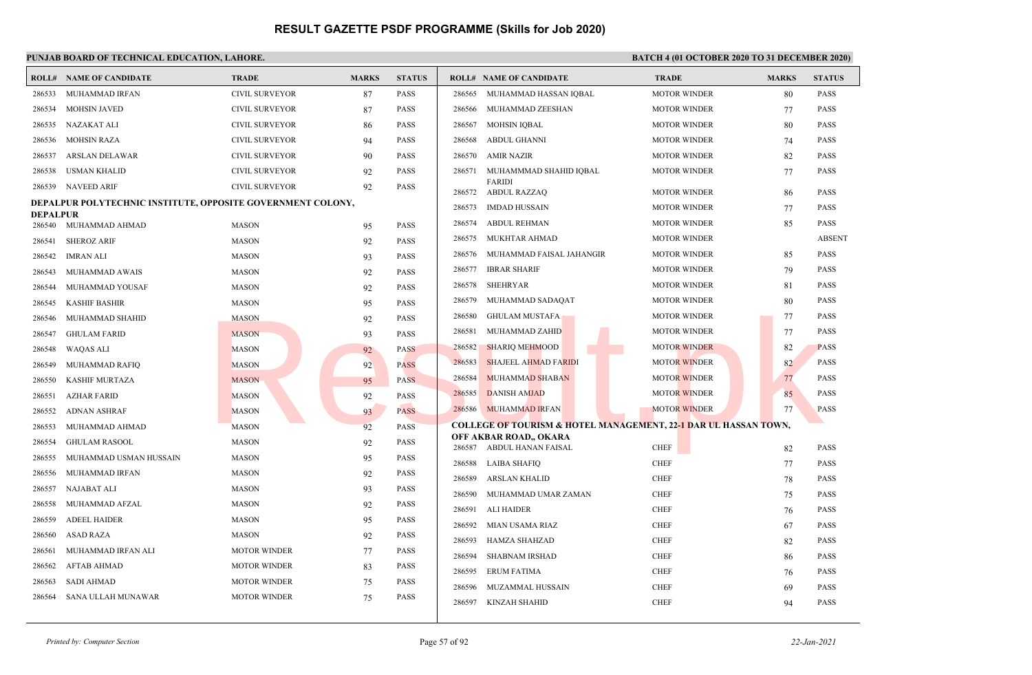# RESULT GAZETTE PSDF PROGRAMME (Skills for Job 2020)

**PUNJAB BOARD OF TECHNICAL EDUCATION, LAHORE.** | **BATCH 4 (01 OCTOBER 2020 TO 31 DECEMBER 2020)**

| ROLL# | NAME OF CANDIDATE | TRADE | MARKS | STATUS |
|---|---|---|---|---|
| 286533 | MUHAMMAD IRFAN | CIVIL SURVEYOR | 87 | PASS |
| 286534 | MOHSIN JAVED | CIVIL SURVEYOR | 87 | PASS |
| 286535 | NAZAKAT ALI | CIVIL SURVEYOR | 86 | PASS |
| 286536 | MOHSIN RAZA | CIVIL SURVEYOR | 94 | PASS |
| 286537 | ARSLAN DELAWAR | CIVIL SURVEYOR | 90 | PASS |
| 286538 | USMAN KHALID | CIVIL SURVEYOR | 92 | PASS |
| 286539 | NAVEED ARIF | CIVIL SURVEYOR | 92 | PASS |

**DEPALPUR POLYTECHNIC INSTITUTE, OPPOSITE GOVERNMENT COLONY, DEPALPUR**

| ROLL# | NAME OF CANDIDATE | TRADE | MARKS | STATUS |
|---|---|---|---|---|
| 286540 | MUHAMMAD AHMAD | MASON | 95 | PASS |
| 286541 | SHEROZ ARIF | MASON | 92 | PASS |
| 286542 | IMRAN ALI | MASON | 93 | PASS |
| 286543 | MUHAMMAD AWAIS | MASON | 92 | PASS |
| 286544 | MUHAMMAD YOUSAF | MASON | 92 | PASS |
| 286545 | KASHIF BASHIR | MASON | 95 | PASS |
| 286546 | MUHAMMAD SHAHID | MASON | 92 | PASS |
| 286547 | GHULAM FARID | MASON | 93 | PASS |
| 286548 | WAQAS ALI | MASON | 92 | PASS |
| 286549 | MUHAMMAD RAFIQ | MASON | 92 | PASS |
| 286550 | KASHIF MURTAZA | MASON | 95 | PASS |
| 286551 | AZHAR FARID | MASON | 92 | PASS |
| 286552 | ADNAN ASHRAF | MASON | 93 | PASS |
| 286553 | MUHAMMAD AHMAD | MASON | 92 | PASS |
| 286554 | GHULAM RASOOL | MASON | 92 | PASS |
| 286555 | MUHAMMAD USMAN HUSSAIN | MASON | 95 | PASS |
| 286556 | MUHAMMAD IRFAN | MASON | 92 | PASS |
| 286557 | NAJABAT ALI | MASON | 93 | PASS |
| 286558 | MUHAMMAD AFZAL | MASON | 92 | PASS |
| 286559 | ADEEL HAIDER | MASON | 95 | PASS |
| 286560 | ASAD RAZA | MASON | 92 | PASS |
| 286561 | MUHAMMAD IRFAN ALI | MOTOR WINDER | 77 | PASS |
| 286562 | AFTAB AHMAD | MOTOR WINDER | 83 | PASS |
| 286563 | SADI AHMAD | MOTOR WINDER | 75 | PASS |
| 286564 | SANA ULLAH MUNAWAR | MOTOR WINDER | 75 | PASS |
| 286565 | MUHAMMAD HASSAN IQBAL | MOTOR WINDER | 80 | PASS |
| 286566 | MUHAMMAD ZEESHAN | MOTOR WINDER | 77 | PASS |
| 286567 | MOHSIN IQBAL | MOTOR WINDER | 80 | PASS |
| 286568 | ABDUL GHANNI | MOTOR WINDER | 74 | PASS |
| 286570 | AMIR NAZIR | MOTOR WINDER | 82 | PASS |
| 286571 | MUHAMMMAD SHAHID IQBAL FARIDI | MOTOR WINDER | 77 | PASS |
| 286572 | ABDUL RAZZAQ | MOTOR WINDER | 86 | PASS |
| 286573 | IMDAD HUSSAIN | MOTOR WINDER | 77 | PASS |
| 286574 | ABDUL REHMAN | MOTOR WINDER | 85 | PASS |
| 286575 | MUKHTAR AHMAD | MOTOR WINDER | | ABSENT |
| 286576 | MUHAMMAD FAISAL JAHANGIR | MOTOR WINDER | 85 | PASS |
| 286577 | IBRAR SHARIF | MOTOR WINDER | 79 | PASS |
| 286578 | SHEHRYAR | MOTOR WINDER | 81 | PASS |
| 286579 | MUHAMMAD SADAQAT | MOTOR WINDER | 80 | PASS |
| 286580 | GHULAM MUSTAFA | MOTOR WINDER | 77 | PASS |
| 286581 | MUHAMMAD ZAHID | MOTOR WINDER | 77 | PASS |
| 286582 | SHARIQ MEHMOOD | MOTOR WINDER | 82 | PASS |
| 286583 | SHAJEEL AHMAD FARIDI | MOTOR WINDER | 82 | PASS |
| 286584 | MUHAMMAD SHABAN | MOTOR WINDER | 77 | PASS |
| 286585 | DANISH AMJAD | MOTOR WINDER | 85 | PASS |
| 286586 | MUHAMMAD IRFAN | MOTOR WINDER | 77 | PASS |

**COLLEGE OF TOURISM & HOTEL MANAGEMENT, 22-1 DAR UL HASSAN TOWN, OFF AKBAR ROAD,, OKARA**

| ROLL# | NAME OF CANDIDATE | TRADE | MARKS | STATUS |
|---|---|---|---|---|
| 286587 | ABDUL HANAN FAISAL | CHEF | 82 | PASS |
| 286588 | LAIBA SHAFIQ | CHEF | 77 | PASS |
| 286589 | ARSLAN KHALID | CHEF | 78 | PASS |
| 286590 | MUHAMMAD UMAR ZAMAN | CHEF | 75 | PASS |
| 286591 | ALI HAIDER | CHEF | 76 | PASS |
| 286592 | MIAN USAMA RIAZ | CHEF | 67 | PASS |
| 286593 | HAMZA SHAHZAD | CHEF | 82 | PASS |
| 286594 | SHABNAM IRSHAD | CHEF | 86 | PASS |
| 286595 | ERUM FATIMA | CHEF | 76 | PASS |
| 286596 | MUZAMMAL HUSSAIN | CHEF | 69 | PASS |
| 286597 | KINZAH SHAHID | CHEF | 94 | PASS |

*Printed by: Computer Section* | *22-Jan-2021*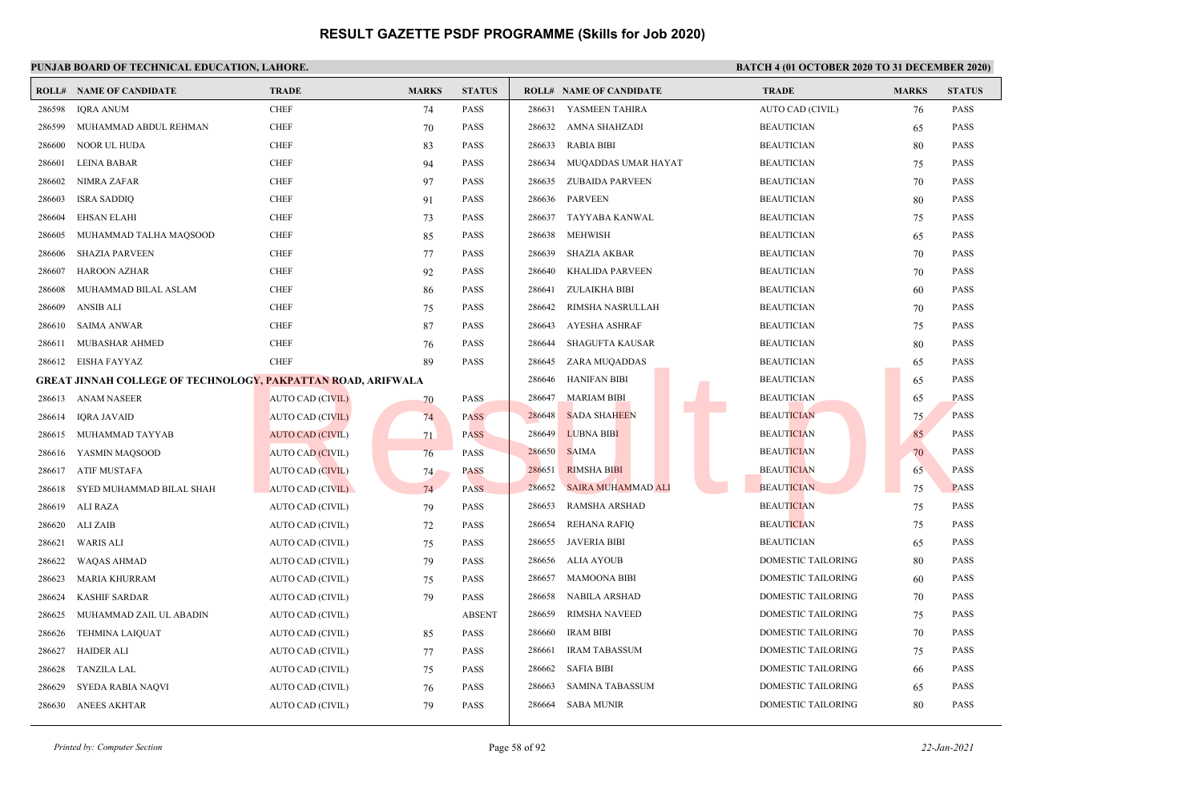# RESULT GAZETTE PSDF PROGRAMME (Skills for Job 2020)

**PUNJAB BOARD OF TECHNICAL EDUCATION, LAHORE.**

**BATCH 4 (01 OCTOBER 2020 TO 31 DECEMBER 2020)**

| ROLL# | NAME OF CANDIDATE | TRADE | MARKS | STATUS |
|---|---|---|---|---|
| 286598 | IQRA ANUM | CHEF | 74 | PASS |
| 286599 | MUHAMMAD ABDUL REHMAN | CHEF | 70 | PASS |
| 286600 | NOOR UL HUDA | CHEF | 83 | PASS |
| 286601 | LEINA BABAR | CHEF | 94 | PASS |
| 286602 | NIMRA ZAFAR | CHEF | 97 | PASS |
| 286603 | ISRA SADDIQ | CHEF | 91 | PASS |
| 286604 | EHSAN ELAHI | CHEF | 73 | PASS |
| 286605 | MUHAMMAD TALHA MAQSOOD | CHEF | 85 | PASS |
| 286606 | SHAZIA PARVEEN | CHEF | 77 | PASS |
| 286607 | HAROON AZHAR | CHEF | 92 | PASS |
| 286608 | MUHAMMAD BILAL ASLAM | CHEF | 86 | PASS |
| 286609 | ANSIB ALI | CHEF | 75 | PASS |
| 286610 | SAIMA ANWAR | CHEF | 87 | PASS |
| 286611 | MUBASHAR AHMED | CHEF | 76 | PASS |
| 286612 | EISHA FAYYAZ | CHEF | 89 | PASS |

**GREAT JINNAH COLLEGE OF TECHNOLOGY, PAKPATTAN ROAD, ARIFWALA**

| ROLL# | NAME OF CANDIDATE | TRADE | MARKS | STATUS |
|---|---|---|---|---|
| 286613 | ANAM NASEER | AUTO CAD (CIVIL) | 70 | PASS |
| 286614 | IQRA JAVAID | AUTO CAD (CIVIL) | 74 | PASS |
| 286615 | MUHAMMAD TAYYAB | AUTO CAD (CIVIL) | 71 | PASS |
| 286616 | YASMIN MAQSOOD | AUTO CAD (CIVIL) | 76 | PASS |
| 286617 | ATIF MUSTAFA | AUTO CAD (CIVIL) | 74 | PASS |
| 286618 | SYED MUHAMMAD BILAL SHAH | AUTO CAD (CIVIL) | 74 | PASS |
| 286619 | ALI RAZA | AUTO CAD (CIVIL) | 79 | PASS |
| 286620 | ALI ZAIB | AUTO CAD (CIVIL) | 72 | PASS |
| 286621 | WARIS ALI | AUTO CAD (CIVIL) | 75 | PASS |
| 286622 | WAQAS AHMAD | AUTO CAD (CIVIL) | 79 | PASS |
| 286623 | MARIA KHURRAM | AUTO CAD (CIVIL) | 75 | PASS |
| 286624 | KASHIF SARDAR | AUTO CAD (CIVIL) | 79 | PASS |
| 286625 | MUHAMMAD ZAIL UL ABADIN | AUTO CAD (CIVIL) | | ABSENT |
| 286626 | TEHMINA LAIQUAT | AUTO CAD (CIVIL) | 85 | PASS |
| 286627 | HAIDER ALI | AUTO CAD (CIVIL) | 77 | PASS |
| 286628 | TANZILA LAL | AUTO CAD (CIVIL) | 75 | PASS |
| 286629 | SYEDA RABIA NAQVI | AUTO CAD (CIVIL) | 76 | PASS |
| 286630 | ANEES AKHTAR | AUTO CAD (CIVIL) | 79 | PASS |
| 286631 | YASMEEN TAHIRA | AUTO CAD (CIVIL) | 76 | PASS |
| 286632 | AMNA SHAHZADI | BEAUTICIAN | 65 | PASS |
| 286633 | RABIA BIBI | BEAUTICIAN | 80 | PASS |
| 286634 | MUQADDAS UMAR HAYAT | BEAUTICIAN | 75 | PASS |
| 286635 | ZUBAIDA PARVEEN | BEAUTICIAN | 70 | PASS |
| 286636 | PARVEEN | BEAUTICIAN | 80 | PASS |
| 286637 | TAYYABA KANWAL | BEAUTICIAN | 75 | PASS |
| 286638 | MEHWISH | BEAUTICIAN | 65 | PASS |
| 286639 | SHAZIA AKBAR | BEAUTICIAN | 70 | PASS |
| 286640 | KHALIDA PARVEEN | BEAUTICIAN | 70 | PASS |
| 286641 | ZULAIKHA BIBI | BEAUTICIAN | 60 | PASS |
| 286642 | RIMSHA NASRULLAH | BEAUTICIAN | 70 | PASS |
| 286643 | AYESHA ASHRAF | BEAUTICIAN | 75 | PASS |
| 286644 | SHAGUFTA KAUSAR | BEAUTICIAN | 80 | PASS |
| 286645 | ZARA MUQADDAS | BEAUTICIAN | 65 | PASS |
| 286646 | HANIFAN BIBI | BEAUTICIAN | 65 | PASS |
| 286647 | MARIAM BIBI | BEAUTICIAN | 65 | PASS |
| 286648 | SADA SHAHEEN | BEAUTICIAN | 75 | PASS |
| 286649 | LUBNA BIBI | BEAUTICIAN | 85 | PASS |
| 286650 | SAIMA | BEAUTICIAN | 70 | PASS |
| 286651 | RIMSHA BIBI | BEAUTICIAN | 65 | PASS |
| 286652 | SAIRA MUHAMMAD ALI | BEAUTICIAN | 75 | PASS |
| 286653 | RAMSHA ARSHAD | BEAUTICIAN | 75 | PASS |
| 286654 | REHANA RAFIQ | BEAUTICIAN | 75 | PASS |
| 286655 | JAVERIA BIBI | BEAUTICIAN | 65 | PASS |
| 286656 | ALIA AYOUB | DOMESTIC TAILORING | 80 | PASS |
| 286657 | MAMOONA BIBI | DOMESTIC TAILORING | 60 | PASS |
| 286658 | NABILA ARSHAD | DOMESTIC TAILORING | 70 | PASS |
| 286659 | RIMSHA NAVEED | DOMESTIC TAILORING | 75 | PASS |
| 286660 | IRAM BIBI | DOMESTIC TAILORING | 70 | PASS |
| 286661 | IRAM TABASSUM | DOMESTIC TAILORING | 75 | PASS |
| 286662 | SAFIA BIBI | DOMESTIC TAILORING | 66 | PASS |
| 286663 | SAMINA TABASSUM | DOMESTIC TAILORING | 65 | PASS |
| 286664 | SABA MUNIR | DOMESTIC TAILORING | 80 | PASS |

*Printed by: Computer Section*

*22-Jan-2021*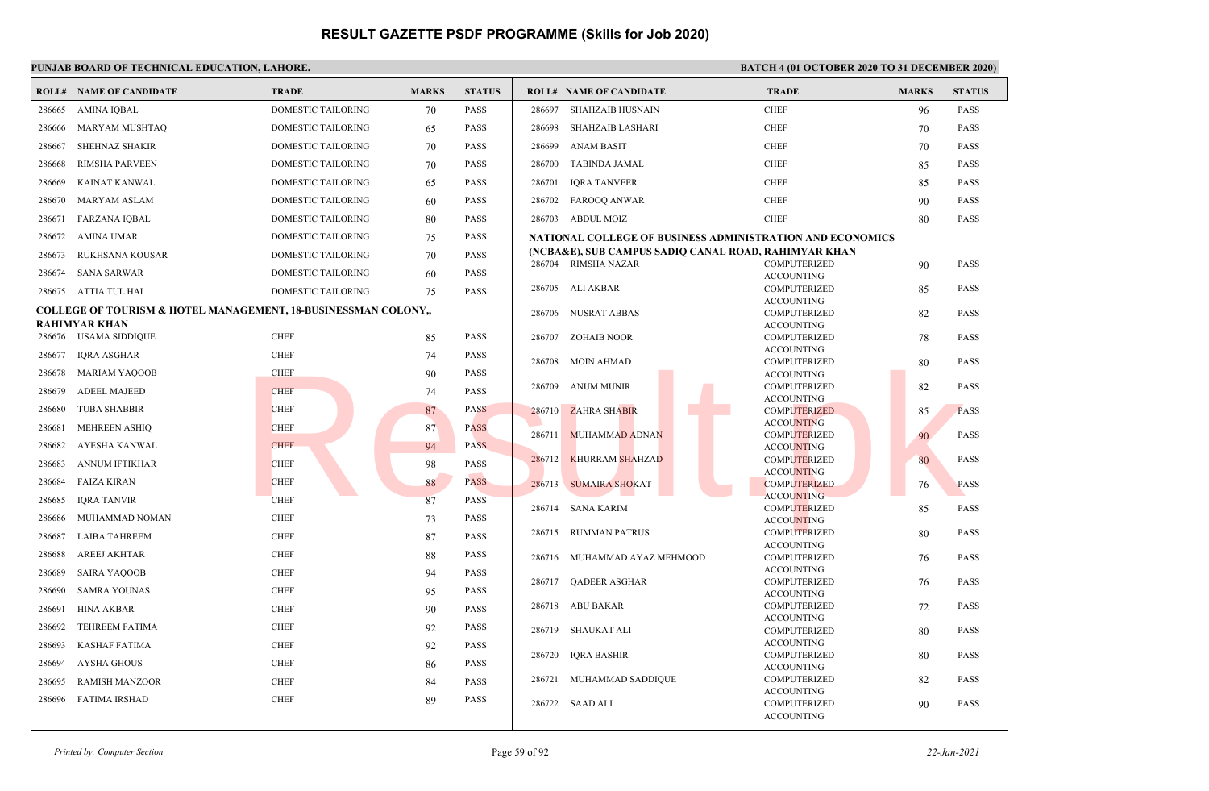# RESULT GAZETTE PSDF PROGRAMME (Skills for Job 2020)

**PUNJAB BOARD OF TECHNICAL EDUCATION, LAHORE.**

**BATCH 4 (01 OCTOBER 2020 TO 31 DECEMBER 2020)**

| ROLL# | NAME OF CANDIDATE | TRADE | MARKS | STATUS |
|---|---|---|---|---|
| 286665 | AMINA IQBAL | DOMESTIC TAILORING | 70 | PASS |
| 286666 | MARYAM MUSHTAQ | DOMESTIC TAILORING | 65 | PASS |
| 286667 | SHEHNAZ SHAKIR | DOMESTIC TAILORING | 70 | PASS |
| 286668 | RIMSHA PARVEEN | DOMESTIC TAILORING | 70 | PASS |
| 286669 | KAINAT KANWAL | DOMESTIC TAILORING | 65 | PASS |
| 286670 | MARYAM ASLAM | DOMESTIC TAILORING | 60 | PASS |
| 286671 | FARZANA IQBAL | DOMESTIC TAILORING | 80 | PASS |
| 286672 | AMINA UMAR | DOMESTIC TAILORING | 75 | PASS |
| 286673 | RUKHSANA KOUSAR | DOMESTIC TAILORING | 70 | PASS |
| 286674 | SANA SARWAR | DOMESTIC TAILORING | 60 | PASS |
| 286675 | ATTIA TUL HAI | DOMESTIC TAILORING | 75 | PASS |

**COLLEGE OF TOURISM & HOTEL MANAGEMENT, 18-BUSINESSMAN COLONY,, RAHIMYAR KHAN**

| ROLL# | NAME OF CANDIDATE | TRADE | MARKS | STATUS |
|---|---|---|---|---|
| 286676 | USAMA SIDDIQUE | CHEF | 85 | PASS |
| 286677 | IQRA ASGHAR | CHEF | 74 | PASS |
| 286678 | MARIAM YAQOOB | CHEF | 90 | PASS |
| 286679 | ADEEL MAJEED | CHEF | 74 | PASS |
| 286680 | TUBA SHABBIR | CHEF | 87 | PASS |
| 286681 | MEHREEN ASHIQ | CHEF | 87 | PASS |
| 286682 | AYESHA KANWAL | CHEF | 94 | PASS |
| 286683 | ANNUM IFTIKHAR | CHEF | 98 | PASS |
| 286684 | FAIZA KIRAN | CHEF | 88 | PASS |
| 286685 | IQRA TANVIR | CHEF | 87 | PASS |
| 286686 | MUHAMMAD NOMAN | CHEF | 73 | PASS |
| 286687 | LAIBA TAHREEM | CHEF | 87 | PASS |
| 286688 | AREEJ AKHTAR | CHEF | 88 | PASS |
| 286689 | SAIRA YAQOOB | CHEF | 94 | PASS |
| 286690 | SAMRA YOUNAS | CHEF | 95 | PASS |
| 286691 | HINA AKBAR | CHEF | 90 | PASS |
| 286692 | TEHREEM FATIMA | CHEF | 92 | PASS |
| 286693 | KASHAF FATIMA | CHEF | 92 | PASS |
| 286694 | AYSHA GHOUS | CHEF | 86 | PASS |
| 286695 | RAMISH MANZOOR | CHEF | 84 | PASS |
| 286696 | FATIMA IRSHAD | CHEF | 89 | PASS |
| 286697 | SHAHZAIB HUSNAIN | CHEF | 96 | PASS |
| 286698 | SHAHZAIB LASHARI | CHEF | 70 | PASS |
| 286699 | ANAM BASIT | CHEF | 70 | PASS |
| 286700 | TABINDA JAMAL | CHEF | 85 | PASS |
| 286701 | IQRA TANVEER | CHEF | 85 | PASS |
| 286702 | FAROOQ ANWAR | CHEF | 90 | PASS |
| 286703 | ABDUL MOIZ | CHEF | 80 | PASS |

**NATIONAL COLLEGE OF BUSINESS ADMINISTRATION AND ECONOMICS (NCBA&E), SUB CAMPUS SADIQ CANAL ROAD, RAHIMYAR KHAN**

| ROLL# | NAME OF CANDIDATE | TRADE | MARKS | STATUS |
|---|---|---|---|---|
| 286704 | RIMSHA NAZAR | COMPUTERIZED ACCOUNTING | 90 | PASS |
| 286705 | ALI AKBAR | COMPUTERIZED ACCOUNTING | 85 | PASS |
| 286706 | NUSRAT ABBAS | COMPUTERIZED ACCOUNTING | 82 | PASS |
| 286707 | ZOHAIB NOOR | COMPUTERIZED ACCOUNTING | 78 | PASS |
| 286708 | MOIN AHMAD | COMPUTERIZED ACCOUNTING | 80 | PASS |
| 286709 | ANUM MUNIR | COMPUTERIZED ACCOUNTING | 82 | PASS |
| 286710 | ZAHRA SHABIR | COMPUTERIZED ACCOUNTING | 85 | PASS |
| 286711 | MUHAMMAD ADNAN | COMPUTERIZED ACCOUNTING | 90 | PASS |
| 286712 | KHURRAM SHAHZAD | COMPUTERIZED ACCOUNTING | 80 | PASS |
| 286713 | SUMAIRA SHOKAT | COMPUTERIZED ACCOUNTING | 76 | PASS |
| 286714 | SANA KARIM | COMPUTERIZED ACCOUNTING | 85 | PASS |
| 286715 | RUMMAN PATRUS | COMPUTERIZED ACCOUNTING | 80 | PASS |
| 286716 | MUHAMMAD AYAZ MEHMOOD | COMPUTERIZED ACCOUNTING | 76 | PASS |
| 286717 | QADEER ASGHAR | COMPUTERIZED ACCOUNTING | 76 | PASS |
| 286718 | ABU BAKAR | COMPUTERIZED ACCOUNTING | 72 | PASS |
| 286719 | SHAUKAT ALI | COMPUTERIZED ACCOUNTING | 80 | PASS |
| 286720 | IQRA BASHIR | COMPUTERIZED ACCOUNTING | 80 | PASS |
| 286721 | MUHAMMAD SADDIQUE | COMPUTERIZED ACCOUNTING | 82 | PASS |
| 286722 | SAAD ALI | COMPUTERIZED ACCOUNTING | 90 | PASS |

*Printed by: Computer Section* — *22-Jan-2021*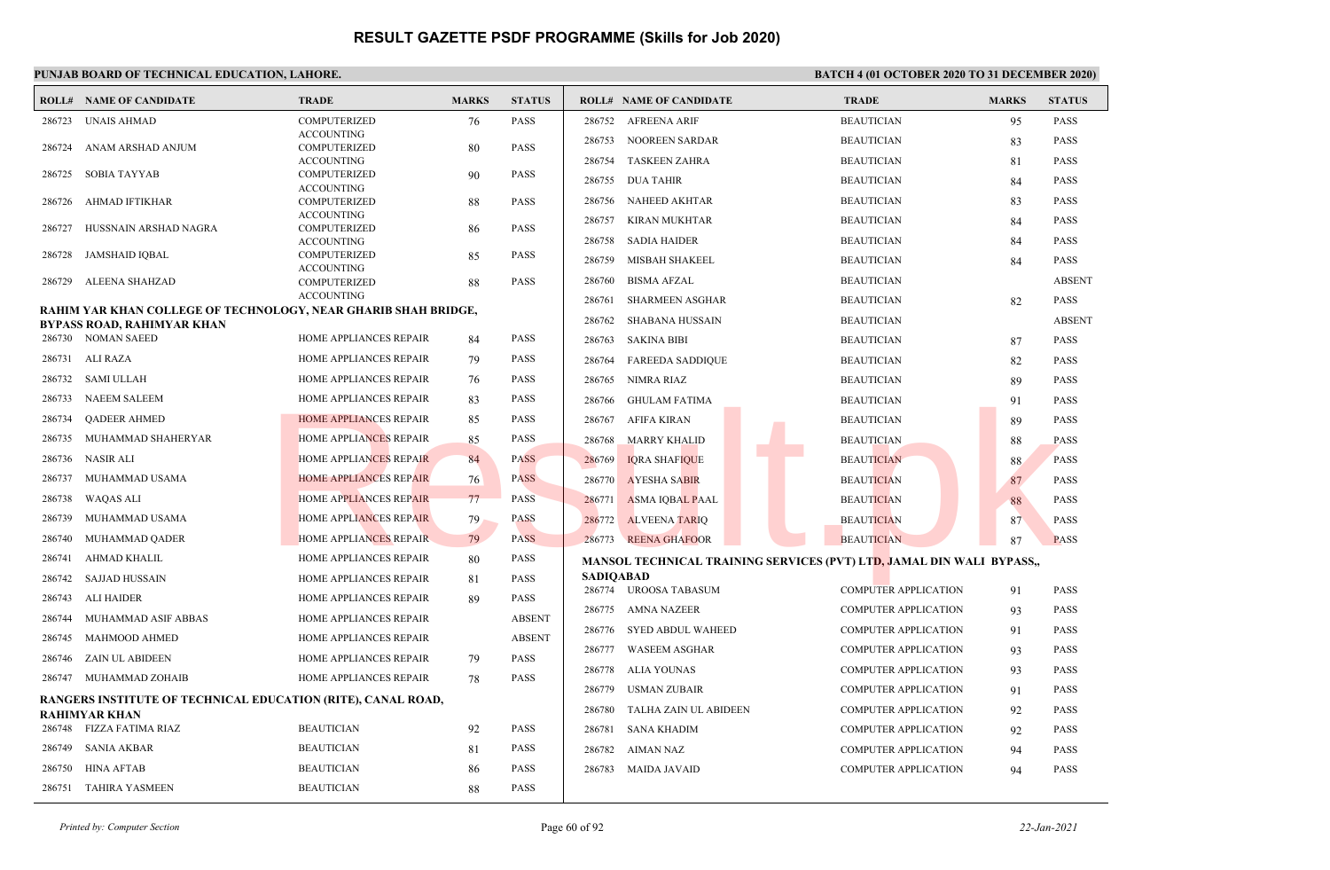# RESULT GAZETTE PSDF PROGRAMME (Skills for Job 2020)

**PUNJAB BOARD OF TECHNICAL EDUCATION, LAHORE.** **BATCH 4 (01 OCTOBER 2020 TO 31 DECEMBER 2020)**

| ROLL# | NAME OF CANDIDATE | TRADE | MARKS | STATUS |
|---|---|---|---|---|
| 286723 | UNAIS AHMAD | COMPUTERIZED ACCOUNTING | 76 | PASS |
| 286724 | ANAM ARSHAD ANJUM | COMPUTERIZED ACCOUNTING | 80 | PASS |
| 286725 | SOBIA TAYYAB | COMPUTERIZED ACCOUNTING | 90 | PASS |
| 286726 | AHMAD IFTIKHAR | COMPUTERIZED ACCOUNTING | 88 | PASS |
| 286727 | HUSSNAIN ARSHAD NAGRA | COMPUTERIZED ACCOUNTING | 86 | PASS |
| 286728 | JAMSHAID IQBAL | COMPUTERIZED ACCOUNTING | 85 | PASS |
| 286729 | ALEENA SHAHZAD | COMPUTERIZED ACCOUNTING | 88 | PASS |

**RAHIM YAR KHAN COLLEGE OF TECHNOLOGY, NEAR GHARIB SHAH BRIDGE, BYPASS ROAD, RAHIMYAR KHAN**

| ROLL# | NAME OF CANDIDATE | TRADE | MARKS | STATUS |
|---|---|---|---|---|
| 286730 | NOMAN SAEED | HOME APPLIANCES REPAIR | 84 | PASS |
| 286731 | ALI RAZA | HOME APPLIANCES REPAIR | 79 | PASS |
| 286732 | SAMI ULLAH | HOME APPLIANCES REPAIR | 76 | PASS |
| 286733 | NAEEM SALEEM | HOME APPLIANCES REPAIR | 83 | PASS |
| 286734 | QADEER AHMED | HOME APPLIANCES REPAIR | 85 | PASS |
| 286735 | MUHAMMAD SHAHERYAR | HOME APPLIANCES REPAIR | 85 | PASS |
| 286736 | NASIR ALI | HOME APPLIANCES REPAIR | 84 | PASS |
| 286737 | MUHAMMAD USAMA | HOME APPLIANCES REPAIR | 76 | PASS |
| 286738 | WAQAS ALI | HOME APPLIANCES REPAIR | 77 | PASS |
| 286739 | MUHAMMAD USAMA | HOME APPLIANCES REPAIR | 79 | PASS |
| 286740 | MUHAMMAD QADER | HOME APPLIANCES REPAIR | 79 | PASS |
| 286741 | AHMAD KHALIL | HOME APPLIANCES REPAIR | 80 | PASS |
| 286742 | SAJJAD HUSSAIN | HOME APPLIANCES REPAIR | 81 | PASS |
| 286743 | ALI HAIDER | HOME APPLIANCES REPAIR | 89 | PASS |
| 286744 | MUHAMMAD ASIF ABBAS | HOME APPLIANCES REPAIR | | ABSENT |
| 286745 | MAHMOOD AHMED | HOME APPLIANCES REPAIR | | ABSENT |
| 286746 | ZAIN UL ABIDEEN | HOME APPLIANCES REPAIR | 79 | PASS |
| 286747 | MUHAMMAD ZOHAIB | HOME APPLIANCES REPAIR | 78 | PASS |

**RANGERS INSTITUTE OF TECHNICAL EDUCATION (RITE), CANAL ROAD, RAHIMYAR KHAN**

| ROLL# | NAME OF CANDIDATE | TRADE | MARKS | STATUS |
|---|---|---|---|---|
| 286748 | FIZZA FATIMA RIAZ | BEAUTICIAN | 92 | PASS |
| 286749 | SANIA AKBAR | BEAUTICIAN | 81 | PASS |
| 286750 | HINA AFTAB | BEAUTICIAN | 86 | PASS |
| 286751 | TAHIRA YASMEEN | BEAUTICIAN | 88 | PASS |
| 286752 | AFREENA ARIF | BEAUTICIAN | 95 | PASS |
| 286753 | NOOREEN SARDAR | BEAUTICIAN | 83 | PASS |
| 286754 | TASKEEN ZAHRA | BEAUTICIAN | 81 | PASS |
| 286755 | DUA TAHIR | BEAUTICIAN | 84 | PASS |
| 286756 | NAHEED AKHTAR | BEAUTICIAN | 83 | PASS |
| 286757 | KIRAN MUKHTAR | BEAUTICIAN | 84 | PASS |
| 286758 | SADIA HAIDER | BEAUTICIAN | 84 | PASS |
| 286759 | MISBAH SHAKEEL | BEAUTICIAN | 84 | PASS |
| 286760 | BISMA AFZAL | BEAUTICIAN | | ABSENT |
| 286761 | SHARMEEN ASGHAR | BEAUTICIAN | 82 | PASS |
| 286762 | SHABANA HUSSAIN | BEAUTICIAN | | ABSENT |
| 286763 | SAKINA BIBI | BEAUTICIAN | 87 | PASS |
| 286764 | FAREEDA SADDIQUE | BEAUTICIAN | 82 | PASS |
| 286765 | NIMRA RIAZ | BEAUTICIAN | 89 | PASS |
| 286766 | GHULAM FATIMA | BEAUTICIAN | 91 | PASS |
| 286767 | AFIFA KIRAN | BEAUTICIAN | 89 | PASS |
| 286768 | MARRY KHALID | BEAUTICIAN | 88 | PASS |
| 286769 | IQRA SHAFIQUE | BEAUTICIAN | 88 | PASS |
| 286770 | AYESHA SABIR | BEAUTICIAN | 87 | PASS |
| 286771 | ASMA IQBAL PAAL | BEAUTICIAN | 88 | PASS |
| 286772 | ALVEENA TARIQ | BEAUTICIAN | 87 | PASS |
| 286773 | REENA GHAFOOR | BEAUTICIAN | 87 | PASS |

**MANSOL TECHNICAL TRAINING SERVICES (PVT) LTD, JAMAL DIN WALI BYPASS,, SADIQABAD**

| ROLL# | NAME OF CANDIDATE | TRADE | MARKS | STATUS |
|---|---|---|---|---|
| 286774 | UROOSA TABASUM | COMPUTER APPLICATION | 91 | PASS |
| 286775 | AMNA NAZEER | COMPUTER APPLICATION | 93 | PASS |
| 286776 | SYED ABDUL WAHEED | COMPUTER APPLICATION | 91 | PASS |
| 286777 | WASEEM ASGHAR | COMPUTER APPLICATION | 93 | PASS |
| 286778 | ALIA YOUNAS | COMPUTER APPLICATION | 93 | PASS |
| 286779 | USMAN ZUBAIR | COMPUTER APPLICATION | 91 | PASS |
| 286780 | TALHA ZAIN UL ABIDEEN | COMPUTER APPLICATION | 92 | PASS |
| 286781 | SANA KHADIM | COMPUTER APPLICATION | 92 | PASS |
| 286782 | AIMAN NAZ | COMPUTER APPLICATION | 94 | PASS |
| 286783 | MAIDA JAVAID | COMPUTER APPLICATION | 94 | PASS |

*Printed by: Computer Section* *22-Jan-2021*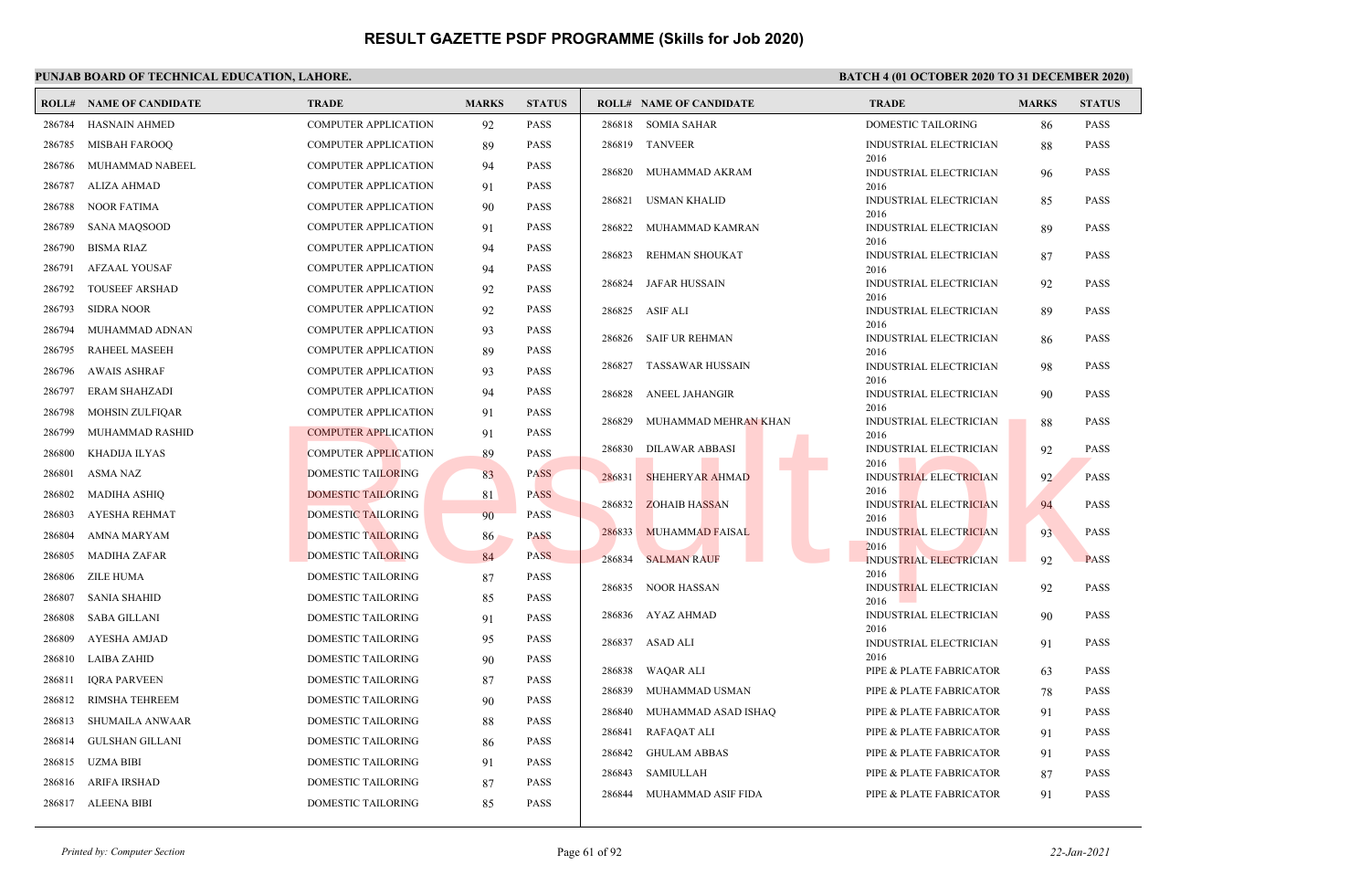# RESULT GAZETTE PSDF PROGRAMME (Skills for Job 2020)

**PUNJAB BOARD OF TECHNICAL EDUCATION, LAHORE.**

**BATCH 4 (01 OCTOBER 2020 TO 31 DECEMBER 2020)**

| ROLL# | NAME OF CANDIDATE | TRADE | MARKS | STATUS |
|---|---|---|---|---|
| 286784 | HASNAIN AHMED | COMPUTER APPLICATION | 92 | PASS |
| 286785 | MISBAH FAROOQ | COMPUTER APPLICATION | 89 | PASS |
| 286786 | MUHAMMAD NABEEL | COMPUTER APPLICATION | 94 | PASS |
| 286787 | ALIZA AHMAD | COMPUTER APPLICATION | 91 | PASS |
| 286788 | NOOR FATIMA | COMPUTER APPLICATION | 90 | PASS |
| 286789 | SANA MAQSOOD | COMPUTER APPLICATION | 91 | PASS |
| 286790 | BISMA RIAZ | COMPUTER APPLICATION | 94 | PASS |
| 286791 | AFZAAL YOUSAF | COMPUTER APPLICATION | 94 | PASS |
| 286792 | TOUSEEF ARSHAD | COMPUTER APPLICATION | 92 | PASS |
| 286793 | SIDRA NOOR | COMPUTER APPLICATION | 92 | PASS |
| 286794 | MUHAMMAD ADNAN | COMPUTER APPLICATION | 93 | PASS |
| 286795 | RAHEEL MASEEH | COMPUTER APPLICATION | 89 | PASS |
| 286796 | AWAIS ASHRAF | COMPUTER APPLICATION | 93 | PASS |
| 286797 | ERAM SHAHZADI | COMPUTER APPLICATION | 94 | PASS |
| 286798 | MOHSIN ZULFIQAR | COMPUTER APPLICATION | 91 | PASS |
| 286799 | MUHAMMAD RASHID | COMPUTER APPLICATION | 91 | PASS |
| 286800 | KHADIJA ILYAS | COMPUTER APPLICATION | 89 | PASS |
| 286801 | ASMA NAZ | DOMESTIC TAILORING | 83 | PASS |
| 286802 | MADIHA ASHIQ | DOMESTIC TAILORING | 81 | PASS |
| 286803 | AYESHA REHMAT | DOMESTIC TAILORING | 90 | PASS |
| 286804 | AMNA MARYAM | DOMESTIC TAILORING | 86 | PASS |
| 286805 | MADIHA ZAFAR | DOMESTIC TAILORING | 84 | PASS |
| 286806 | ZILE HUMA | DOMESTIC TAILORING | 87 | PASS |
| 286807 | SANIA SHAHID | DOMESTIC TAILORING | 85 | PASS |
| 286808 | SABA GILLANI | DOMESTIC TAILORING | 91 | PASS |
| 286809 | AYESHA AMJAD | DOMESTIC TAILORING | 95 | PASS |
| 286810 | LAIBA ZAHID | DOMESTIC TAILORING | 90 | PASS |
| 286811 | IQRA PARVEEN | DOMESTIC TAILORING | 87 | PASS |
| 286812 | RIMSHA TEHREEM | DOMESTIC TAILORING | 90 | PASS |
| 286813 | SHUMAILA ANWAAR | DOMESTIC TAILORING | 88 | PASS |
| 286814 | GULSHAN GILLANI | DOMESTIC TAILORING | 86 | PASS |
| 286815 | UZMA BIBI | DOMESTIC TAILORING | 91 | PASS |
| 286816 | ARIFA IRSHAD | DOMESTIC TAILORING | 87 | PASS |
| 286817 | ALEENA BIBI | DOMESTIC TAILORING | 85 | PASS |
| 286818 | SOMIA SAHAR | DOMESTIC TAILORING | 86 | PASS |
| 286819 | TANVEER | INDUSTRIAL ELECTRICIAN 2016 | 88 | PASS |
| 286820 | MUHAMMAD AKRAM | INDUSTRIAL ELECTRICIAN 2016 | 96 | PASS |
| 286821 | USMAN KHALID | INDUSTRIAL ELECTRICIAN 2016 | 85 | PASS |
| 286822 | MUHAMMAD KAMRAN | INDUSTRIAL ELECTRICIAN 2016 | 89 | PASS |
| 286823 | REHMAN SHOUKAT | INDUSTRIAL ELECTRICIAN 2016 | 87 | PASS |
| 286824 | JAFAR HUSSAIN | INDUSTRIAL ELECTRICIAN 2016 | 92 | PASS |
| 286825 | ASIF ALI | INDUSTRIAL ELECTRICIAN 2016 | 89 | PASS |
| 286826 | SAIF UR REHMAN | INDUSTRIAL ELECTRICIAN 2016 | 86 | PASS |
| 286827 | TASSAWAR HUSSAIN | INDUSTRIAL ELECTRICIAN 2016 | 98 | PASS |
| 286828 | ANEEL JAHANGIR | INDUSTRIAL ELECTRICIAN 2016 | 90 | PASS |
| 286829 | MUHAMMAD MEHRAN KHAN | INDUSTRIAL ELECTRICIAN 2016 | 88 | PASS |
| 286830 | DILAWAR ABBASI | INDUSTRIAL ELECTRICIAN 2016 | 92 | PASS |
| 286831 | SHEHERYAR AHMAD | INDUSTRIAL ELECTRICIAN 2016 | 92 | PASS |
| 286832 | ZOHAIB HASSAN | INDUSTRIAL ELECTRICIAN 2016 | 94 | PASS |
| 286833 | MUHAMMAD FAISAL | INDUSTRIAL ELECTRICIAN 2016 | 93 | PASS |
| 286834 | SALMAN RAUF | INDUSTRIAL ELECTRICIAN 2016 | 92 | PASS |
| 286835 | NOOR HASSAN | INDUSTRIAL ELECTRICIAN 2016 | 92 | PASS |
| 286836 | AYAZ AHMAD | INDUSTRIAL ELECTRICIAN 2016 | 90 | PASS |
| 286837 | ASAD ALI | INDUSTRIAL ELECTRICIAN 2016 | 91 | PASS |
| 286838 | WAQAR ALI | PIPE & PLATE FABRICATOR | 63 | PASS |
| 286839 | MUHAMMAD USMAN | PIPE & PLATE FABRICATOR | 78 | PASS |
| 286840 | MUHAMMAD ASAD ISHAQ | PIPE & PLATE FABRICATOR | 91 | PASS |
| 286841 | RAFAQAT ALI | PIPE & PLATE FABRICATOR | 91 | PASS |
| 286842 | GHULAM ABBAS | PIPE & PLATE FABRICATOR | 91 | PASS |
| 286843 | SAMIULLAH | PIPE & PLATE FABRICATOR | 87 | PASS |
| 286844 | MUHAMMAD ASIF FIDA | PIPE & PLATE FABRICATOR | 91 | PASS |

*Printed by: Computer Section*

*22-Jan-2021*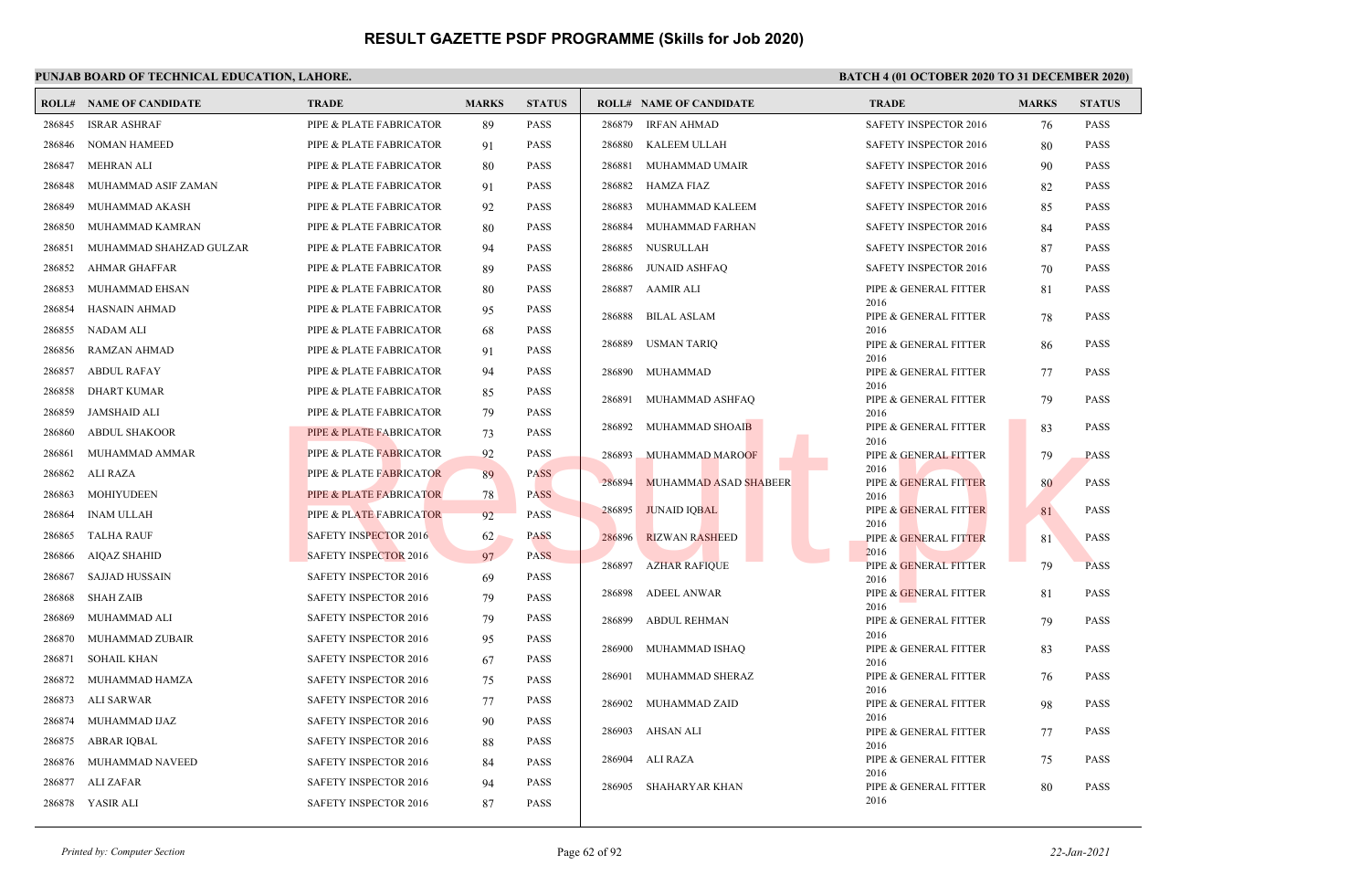# RESULT GAZETTE PSDF PROGRAMME (Skills for Job 2020)

**PUNJAB BOARD OF TECHNICAL EDUCATION, LAHORE.**

**BATCH 4 (01 OCTOBER 2020 TO 31 DECEMBER 2020)**

| ROLL# | NAME OF CANDIDATE | TRADE | MARKS | STATUS |
|---|---|---|---|---|
| 286845 | ISRAR ASHRAF | PIPE & PLATE FABRICATOR | 89 | PASS |
| 286846 | NOMAN HAMEED | PIPE & PLATE FABRICATOR | 91 | PASS |
| 286847 | MEHRAN ALI | PIPE & PLATE FABRICATOR | 80 | PASS |
| 286848 | MUHAMMAD ASIF ZAMAN | PIPE & PLATE FABRICATOR | 91 | PASS |
| 286849 | MUHAMMAD AKASH | PIPE & PLATE FABRICATOR | 92 | PASS |
| 286850 | MUHAMMAD KAMRAN | PIPE & PLATE FABRICATOR | 80 | PASS |
| 286851 | MUHAMMAD SHAHZAD GULZAR | PIPE & PLATE FABRICATOR | 94 | PASS |
| 286852 | AHMAR GHAFFAR | PIPE & PLATE FABRICATOR | 89 | PASS |
| 286853 | MUHAMMAD EHSAN | PIPE & PLATE FABRICATOR | 80 | PASS |
| 286854 | HASNAIN AHMAD | PIPE & PLATE FABRICATOR | 95 | PASS |
| 286855 | NADAM ALI | PIPE & PLATE FABRICATOR | 68 | PASS |
| 286856 | RAMZAN AHMAD | PIPE & PLATE FABRICATOR | 91 | PASS |
| 286857 | ABDUL RAFAY | PIPE & PLATE FABRICATOR | 94 | PASS |
| 286858 | DHART KUMAR | PIPE & PLATE FABRICATOR | 85 | PASS |
| 286859 | JAMSHAID ALI | PIPE & PLATE FABRICATOR | 79 | PASS |
| 286860 | ABDUL SHAKOOR | PIPE & PLATE FABRICATOR | 73 | PASS |
| 286861 | MUHAMMAD AMMAR | PIPE & PLATE FABRICATOR | 92 | PASS |
| 286862 | ALI RAZA | PIPE & PLATE FABRICATOR | 89 | PASS |
| 286863 | MOHIYUDEEN | PIPE & PLATE FABRICATOR | 78 | PASS |
| 286864 | INAM ULLAH | PIPE & PLATE FABRICATOR | 92 | PASS |
| 286865 | TALHA RAUF | SAFETY INSPECTOR 2016 | 62 | PASS |
| 286866 | AIQAZ SHAHID | SAFETY INSPECTOR 2016 | 97 | PASS |
| 286867 | SAJJAD HUSSAIN | SAFETY INSPECTOR 2016 | 69 | PASS |
| 286868 | SHAH ZAIB | SAFETY INSPECTOR 2016 | 79 | PASS |
| 286869 | MUHAMMAD ALI | SAFETY INSPECTOR 2016 | 79 | PASS |
| 286870 | MUHAMMAD ZUBAIR | SAFETY INSPECTOR 2016 | 95 | PASS |
| 286871 | SOHAIL KHAN | SAFETY INSPECTOR 2016 | 67 | PASS |
| 286872 | MUHAMMAD HAMZA | SAFETY INSPECTOR 2016 | 75 | PASS |
| 286873 | ALI SARWAR | SAFETY INSPECTOR 2016 | 77 | PASS |
| 286874 | MUHAMMAD IJAZ | SAFETY INSPECTOR 2016 | 90 | PASS |
| 286875 | ABRAR IQBAL | SAFETY INSPECTOR 2016 | 88 | PASS |
| 286876 | MUHAMMAD NAVEED | SAFETY INSPECTOR 2016 | 84 | PASS |
| 286877 | ALI ZAFAR | SAFETY INSPECTOR 2016 | 94 | PASS |
| 286878 | YASIR ALI | SAFETY INSPECTOR 2016 | 87 | PASS |
| 286879 | IRFAN AHMAD | SAFETY INSPECTOR 2016 | 76 | PASS |
| 286880 | KALEEM ULLAH | SAFETY INSPECTOR 2016 | 80 | PASS |
| 286881 | MUHAMMAD UMAIR | SAFETY INSPECTOR 2016 | 90 | PASS |
| 286882 | HAMZA FIAZ | SAFETY INSPECTOR 2016 | 82 | PASS |
| 286883 | MUHAMMAD KALEEM | SAFETY INSPECTOR 2016 | 85 | PASS |
| 286884 | MUHAMMAD FARHAN | SAFETY INSPECTOR 2016 | 84 | PASS |
| 286885 | NUSRULLAH | SAFETY INSPECTOR 2016 | 87 | PASS |
| 286886 | JUNAID ASHFAQ | SAFETY INSPECTOR 2016 | 70 | PASS |
| 286887 | AAMIR ALI | PIPE & GENERAL FITTER 2016 | 81 | PASS |
| 286888 | BILAL ASLAM | PIPE & GENERAL FITTER 2016 | 78 | PASS |
| 286889 | USMAN TARIQ | PIPE & GENERAL FITTER 2016 | 86 | PASS |
| 286890 | MUHAMMAD | PIPE & GENERAL FITTER 2016 | 77 | PASS |
| 286891 | MUHAMMAD ASHFAQ | PIPE & GENERAL FITTER 2016 | 79 | PASS |
| 286892 | MUHAMMAD SHOAIB | PIPE & GENERAL FITTER 2016 | 83 | PASS |
| 286893 | MUHAMMAD MAROOF | PIPE & GENERAL FITTER 2016 | 79 | PASS |
| 286894 | MUHAMMAD ASAD SHABEER | PIPE & GENERAL FITTER 2016 | 80 | PASS |
| 286895 | JUNAID IQBAL | PIPE & GENERAL FITTER 2016 | 81 | PASS |
| 286896 | RIZWAN RASHEED | PIPE & GENERAL FITTER 2016 | 81 | PASS |
| 286897 | AZHAR RAFIQUE | PIPE & GENERAL FITTER 2016 | 79 | PASS |
| 286898 | ADEEL ANWAR | PIPE & GENERAL FITTER 2016 | 81 | PASS |
| 286899 | ABDUL REHMAN | PIPE & GENERAL FITTER 2016 | 79 | PASS |
| 286900 | MUHAMMAD ISHAQ | PIPE & GENERAL FITTER 2016 | 83 | PASS |
| 286901 | MUHAMMAD SHERAZ | PIPE & GENERAL FITTER 2016 | 76 | PASS |
| 286902 | MUHAMMAD ZAID | PIPE & GENERAL FITTER 2016 | 98 | PASS |
| 286903 | AHSAN ALI | PIPE & GENERAL FITTER 2016 | 77 | PASS |
| 286904 | ALI RAZA | PIPE & GENERAL FITTER 2016 | 75 | PASS |
| 286905 | SHAHARYAR KHAN | PIPE & GENERAL FITTER 2016 | 80 | PASS |

*Printed by: Computer Section* | *22-Jan-2021*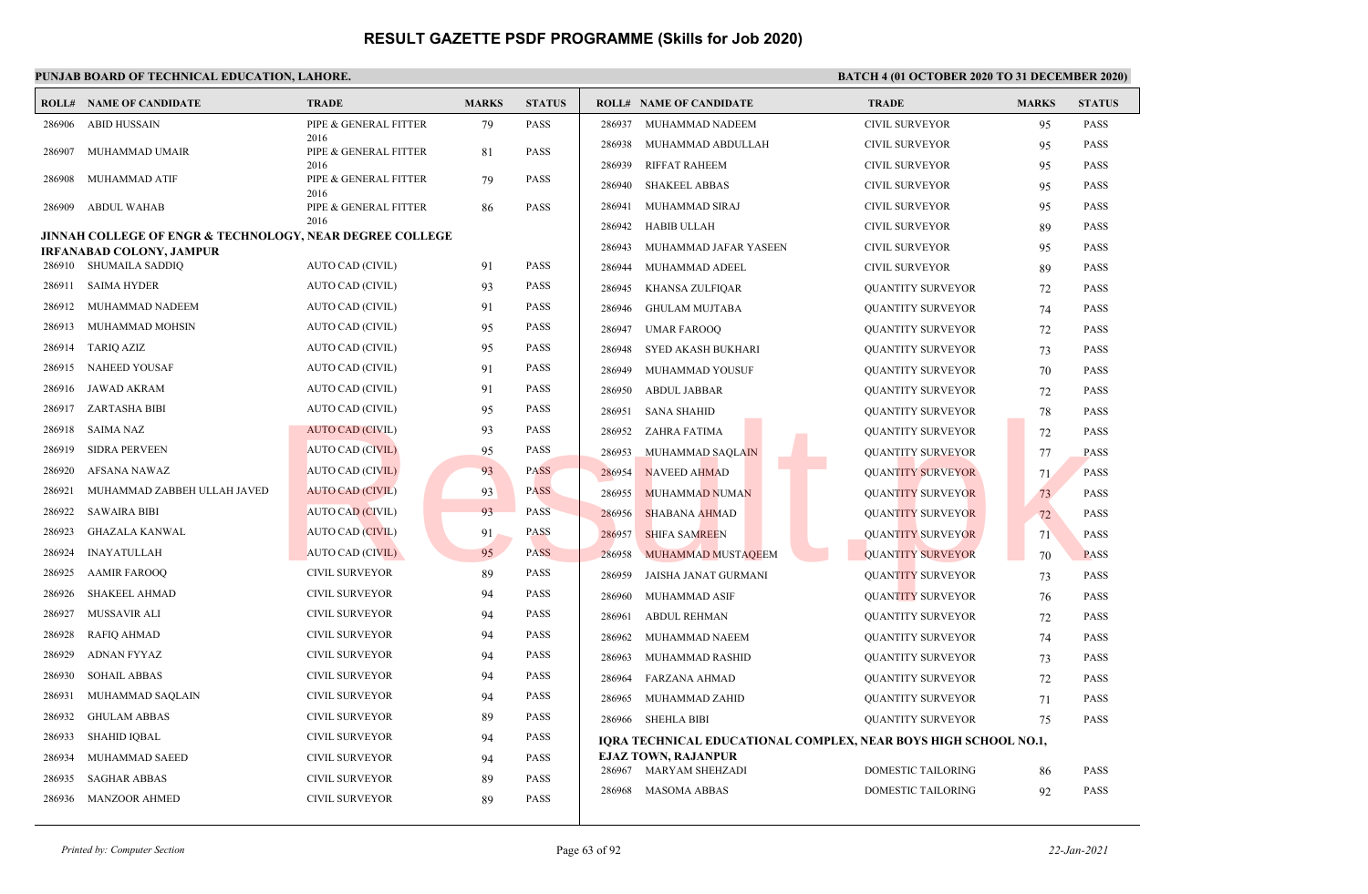# RESULT GAZETTE PSDF PROGRAMME (Skills for Job 2020)

**PUNJAB BOARD OF TECHNICAL EDUCATION, LAHORE.**

**BATCH 4 (01 OCTOBER 2020 TO 31 DECEMBER 2020)**

| ROLL# | NAME OF CANDIDATE | TRADE | MARKS | STATUS |
|---|---|---|---|---|
| 286906 | ABID HUSSAIN | PIPE & GENERAL FITTER 2016 | 79 | PASS |
| 286907 | MUHAMMAD UMAIR | PIPE & GENERAL FITTER 2016 | 81 | PASS |
| 286908 | MUHAMMAD ATIF | PIPE & GENERAL FITTER 2016 | 79 | PASS |
| 286909 | ABDUL WAHAB | PIPE & GENERAL FITTER 2016 | 86 | PASS |

**JINNAH COLLEGE OF ENGR & TECHNOLOGY, NEAR DEGREE COLLEGE IRFANABAD COLONY, JAMPUR**

| ROLL# | NAME OF CANDIDATE | TRADE | MARKS | STATUS |
|---|---|---|---|---|
| 286910 | SHUMAILA SADDIQ | AUTO CAD (CIVIL) | 91 | PASS |
| 286911 | SAIMA HYDER | AUTO CAD (CIVIL) | 93 | PASS |
| 286912 | MUHAMMAD NADEEM | AUTO CAD (CIVIL) | 91 | PASS |
| 286913 | MUHAMMAD MOHSIN | AUTO CAD (CIVIL) | 95 | PASS |
| 286914 | TARIQ AZIZ | AUTO CAD (CIVIL) | 95 | PASS |
| 286915 | NAHEED YOUSAF | AUTO CAD (CIVIL) | 91 | PASS |
| 286916 | JAWAD AKRAM | AUTO CAD (CIVIL) | 91 | PASS |
| 286917 | ZARTASHA BIBI | AUTO CAD (CIVIL) | 95 | PASS |
| 286918 | SAIMA NAZ | AUTO CAD (CIVIL) | 93 | PASS |
| 286919 | SIDRA PERVEEN | AUTO CAD (CIVIL) | 95 | PASS |
| 286920 | AFSANA NAWAZ | AUTO CAD (CIVIL) | 93 | PASS |
| 286921 | MUHAMMAD ZABBEH ULLAH JAVED | AUTO CAD (CIVIL) | 93 | PASS |
| 286922 | SAWAIRA BIBI | AUTO CAD (CIVIL) | 93 | PASS |
| 286923 | GHAZALA KANWAL | AUTO CAD (CIVIL) | 91 | PASS |
| 286924 | INAYATULLAH | AUTO CAD (CIVIL) | 95 | PASS |
| 286925 | AAMIR FAROOQ | CIVIL SURVEYOR | 89 | PASS |
| 286926 | SHAKEEL AHMAD | CIVIL SURVEYOR | 94 | PASS |
| 286927 | MUSSAVIR ALI | CIVIL SURVEYOR | 94 | PASS |
| 286928 | RAFIQ AHMAD | CIVIL SURVEYOR | 94 | PASS |
| 286929 | ADNAN FYYAZ | CIVIL SURVEYOR | 94 | PASS |
| 286930 | SOHAIL ABBAS | CIVIL SURVEYOR | 94 | PASS |
| 286931 | MUHAMMAD SAQLAIN | CIVIL SURVEYOR | 94 | PASS |
| 286932 | GHULAM ABBAS | CIVIL SURVEYOR | 89 | PASS |
| 286933 | SHAHID IQBAL | CIVIL SURVEYOR | 94 | PASS |
| 286934 | MUHAMMAD SAEED | CIVIL SURVEYOR | 94 | PASS |
| 286935 | SAGHAR ABBAS | CIVIL SURVEYOR | 89 | PASS |
| 286936 | MANZOOR AHMED | CIVIL SURVEYOR | 89 | PASS |
| 286937 | MUHAMMAD NADEEM | CIVIL SURVEYOR | 95 | PASS |
| 286938 | MUHAMMAD ABDULLAH | CIVIL SURVEYOR | 95 | PASS |
| 286939 | RIFFAT RAHEEM | CIVIL SURVEYOR | 95 | PASS |
| 286940 | SHAKEEL ABBAS | CIVIL SURVEYOR | 95 | PASS |
| 286941 | MUHAMMAD SIRAJ | CIVIL SURVEYOR | 95 | PASS |
| 286942 | HABIB ULLAH | CIVIL SURVEYOR | 89 | PASS |
| 286943 | MUHAMMAD JAFAR YASEEN | CIVIL SURVEYOR | 95 | PASS |
| 286944 | MUHAMMAD ADEEL | CIVIL SURVEYOR | 89 | PASS |
| 286945 | KHANSA ZULFIQAR | QUANTITY SURVEYOR | 72 | PASS |
| 286946 | GHULAM MUJTABA | QUANTITY SURVEYOR | 74 | PASS |
| 286947 | UMAR FAROOQ | QUANTITY SURVEYOR | 72 | PASS |
| 286948 | SYED AKASH BUKHARI | QUANTITY SURVEYOR | 73 | PASS |
| 286949 | MUHAMMAD YOUSUF | QUANTITY SURVEYOR | 70 | PASS |
| 286950 | ABDUL JABBAR | QUANTITY SURVEYOR | 72 | PASS |
| 286951 | SANA SHAHID | QUANTITY SURVEYOR | 78 | PASS |
| 286952 | ZAHRA FATIMA | QUANTITY SURVEYOR | 72 | PASS |
| 286953 | MUHAMMAD SAQLAIN | QUANTITY SURVEYOR | 77 | PASS |
| 286954 | NAVEED AHMAD | QUANTITY SURVEYOR | 71 | PASS |
| 286955 | MUHAMMAD NUMAN | QUANTITY SURVEYOR | 73 | PASS |
| 286956 | SHABANA AHMAD | QUANTITY SURVEYOR | 72 | PASS |
| 286957 | SHIFA SAMREEN | QUANTITY SURVEYOR | 71 | PASS |
| 286958 | MUHAMMAD MUSTAQEEM | QUANTITY SURVEYOR | 70 | PASS |
| 286959 | JAISHA JANAT GURMANI | QUANTITY SURVEYOR | 73 | PASS |
| 286960 | MUHAMMAD ASIF | QUANTITY SURVEYOR | 76 | PASS |
| 286961 | ABDUL REHMAN | QUANTITY SURVEYOR | 72 | PASS |
| 286962 | MUHAMMAD NAEEM | QUANTITY SURVEYOR | 74 | PASS |
| 286963 | MUHAMMAD RASHID | QUANTITY SURVEYOR | 73 | PASS |
| 286964 | FARZANA AHMAD | QUANTITY SURVEYOR | 72 | PASS |
| 286965 | MUHAMMAD ZAHID | QUANTITY SURVEYOR | 71 | PASS |
| 286966 | SHEHLA BIBI | QUANTITY SURVEYOR | 75 | PASS |

**IQRA TECHNICAL EDUCATIONAL COMPLEX, NEAR BOYS HIGH SCHOOL NO.1, EJAZ TOWN, RAJANPUR**

| ROLL# | NAME OF CANDIDATE | TRADE | MARKS | STATUS |
|---|---|---|---|---|
| 286967 | MARYAM SHEHZADI | DOMESTIC TAILORING | 86 | PASS |
| 286968 | MASOMA ABBAS | DOMESTIC TAILORING | 92 | PASS |

*Printed by: Computer Section*

*22-Jan-2021*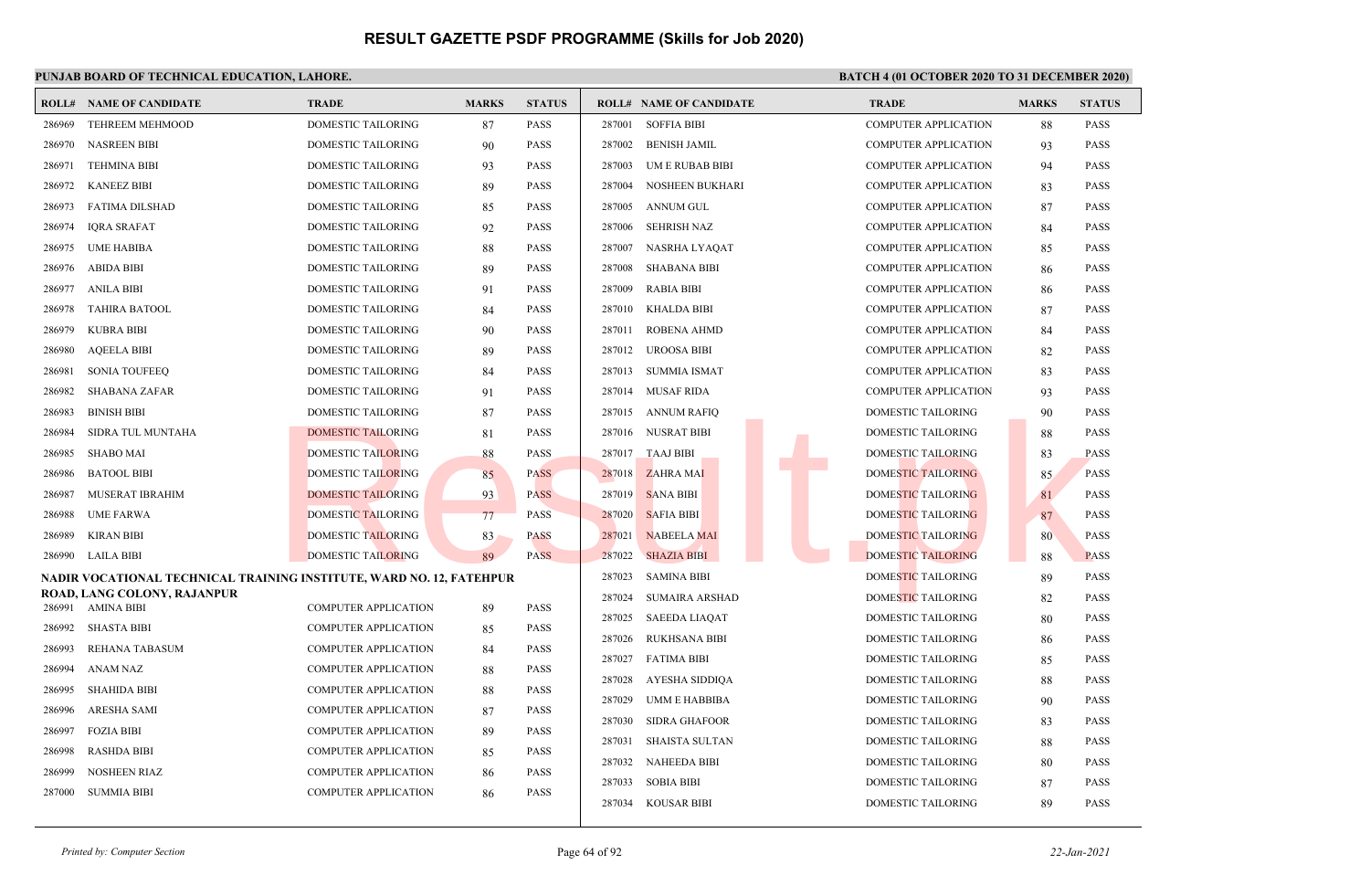# RESULT GAZETTE PSDF PROGRAMME (Skills for Job 2020)

**PUNJAB BOARD OF TECHNICAL EDUCATION, LAHORE.**

**BATCH 4 (01 OCTOBER 2020 TO 31 DECEMBER 2020)**

| ROLL# | NAME OF CANDIDATE | TRADE | MARKS | STATUS |
|---|---|---|---|---|
| 286969 | TEHREEM MEHMOOD | DOMESTIC TAILORING | 87 | PASS |
| 286970 | NASREEN BIBI | DOMESTIC TAILORING | 90 | PASS |
| 286971 | TEHMINA BIBI | DOMESTIC TAILORING | 93 | PASS |
| 286972 | KANEEZ BIBI | DOMESTIC TAILORING | 89 | PASS |
| 286973 | FATIMA DILSHAD | DOMESTIC TAILORING | 85 | PASS |
| 286974 | IQRA SRAFAT | DOMESTIC TAILORING | 92 | PASS |
| 286975 | UME HABIBA | DOMESTIC TAILORING | 88 | PASS |
| 286976 | ABIDA BIBI | DOMESTIC TAILORING | 89 | PASS |
| 286977 | ANILA BIBI | DOMESTIC TAILORING | 91 | PASS |
| 286978 | TAHIRA BATOOL | DOMESTIC TAILORING | 84 | PASS |
| 286979 | KUBRA BIBI | DOMESTIC TAILORING | 90 | PASS |
| 286980 | AQEELA BIBI | DOMESTIC TAILORING | 89 | PASS |
| 286981 | SONIA TOUFEEQ | DOMESTIC TAILORING | 84 | PASS |
| 286982 | SHABANA ZAFAR | DOMESTIC TAILORING | 91 | PASS |
| 286983 | BINISH BIBI | DOMESTIC TAILORING | 87 | PASS |
| 286984 | SIDRA TUL MUNTAHA | DOMESTIC TAILORING | 81 | PASS |
| 286985 | SHABO MAI | DOMESTIC TAILORING | 88 | PASS |
| 286986 | BATOOL BIBI | DOMESTIC TAILORING | 85 | PASS |
| 286987 | MUSERAT IBRAHIM | DOMESTIC TAILORING | 93 | PASS |
| 286988 | UME FARWA | DOMESTIC TAILORING | 77 | PASS |
| 286989 | KIRAN BIBI | DOMESTIC TAILORING | 83 | PASS |
| 286990 | LAILA BIBI | DOMESTIC TAILORING | 89 | PASS |

**NADIR VOCATIONAL TECHNICAL TRAINING INSTITUTE, WARD NO. 12, FATEHPUR ROAD, LANG COLONY, RAJANPUR**

| ROLL# | NAME OF CANDIDATE | TRADE | MARKS | STATUS |
|---|---|---|---|---|
| 286991 | AMINA BIBI | COMPUTER APPLICATION | 89 | PASS |
| 286992 | SHASTA BIBI | COMPUTER APPLICATION | 85 | PASS |
| 286993 | REHANA TABASUM | COMPUTER APPLICATION | 84 | PASS |
| 286994 | ANAM NAZ | COMPUTER APPLICATION | 88 | PASS |
| 286995 | SHAHIDA BIBI | COMPUTER APPLICATION | 88 | PASS |
| 286996 | ARESHA SAMI | COMPUTER APPLICATION | 87 | PASS |
| 286997 | FOZIA BIBI | COMPUTER APPLICATION | 89 | PASS |
| 286998 | RASHDA BIBI | COMPUTER APPLICATION | 85 | PASS |
| 286999 | NOSHEEN RIAZ | COMPUTER APPLICATION | 86 | PASS |
| 287000 | SUMMIA BIBI | COMPUTER APPLICATION | 86 | PASS |
| 287001 | SOFFIA BIBI | COMPUTER APPLICATION | 88 | PASS |
| 287002 | BENISH JAMIL | COMPUTER APPLICATION | 93 | PASS |
| 287003 | UM E RUBAB BIBI | COMPUTER APPLICATION | 94 | PASS |
| 287004 | NOSHEEN BUKHARI | COMPUTER APPLICATION | 83 | PASS |
| 287005 | ANNUM GUL | COMPUTER APPLICATION | 87 | PASS |
| 287006 | SEHRISH NAZ | COMPUTER APPLICATION | 84 | PASS |
| 287007 | NASRHA LYAQAT | COMPUTER APPLICATION | 85 | PASS |
| 287008 | SHABANA BIBI | COMPUTER APPLICATION | 86 | PASS |
| 287009 | RABIA BIBI | COMPUTER APPLICATION | 86 | PASS |
| 287010 | KHALDA BIBI | COMPUTER APPLICATION | 87 | PASS |
| 287011 | ROBENA AHMD | COMPUTER APPLICATION | 84 | PASS |
| 287012 | UROOSA BIBI | COMPUTER APPLICATION | 82 | PASS |
| 287013 | SUMMIA ISMAT | COMPUTER APPLICATION | 83 | PASS |
| 287014 | MUSAF RIDA | COMPUTER APPLICATION | 93 | PASS |
| 287015 | ANNUM RAFIQ | DOMESTIC TAILORING | 90 | PASS |
| 287016 | NUSRAT BIBI | DOMESTIC TAILORING | 88 | PASS |
| 287017 | TAAJ BIBI | DOMESTIC TAILORING | 83 | PASS |
| 287018 | ZAHRA MAI | DOMESTIC TAILORING | 85 | PASS |
| 287019 | SANA BIBI | DOMESTIC TAILORING | 81 | PASS |
| 287020 | SAFIA BIBI | DOMESTIC TAILORING | 87 | PASS |
| 287021 | NABEELA MAI | DOMESTIC TAILORING | 80 | PASS |
| 287022 | SHAZIA BIBI | DOMESTIC TAILORING | 88 | PASS |
| 287023 | SAMINA BIBI | DOMESTIC TAILORING | 89 | PASS |
| 287024 | SUMAIRA ARSHAD | DOMESTIC TAILORING | 82 | PASS |
| 287025 | SAEEDA LIAQAT | DOMESTIC TAILORING | 80 | PASS |
| 287026 | RUKHSANA BIBI | DOMESTIC TAILORING | 86 | PASS |
| 287027 | FATIMA BIBI | DOMESTIC TAILORING | 85 | PASS |
| 287028 | AYESHA SIDDIQA | DOMESTIC TAILORING | 88 | PASS |
| 287029 | UMM E HABBIBA | DOMESTIC TAILORING | 90 | PASS |
| 287030 | SIDRA GHAFOOR | DOMESTIC TAILORING | 83 | PASS |
| 287031 | SHAISTA SULTAN | DOMESTIC TAILORING | 88 | PASS |
| 287032 | NAHEEDA BIBI | DOMESTIC TAILORING | 80 | PASS |
| 287033 | SOBIA BIBI | DOMESTIC TAILORING | 87 | PASS |
| 287034 | KOUSAR BIBI | DOMESTIC TAILORING | 89 | PASS |

*Printed by: Computer Section*

*22-Jan-2021*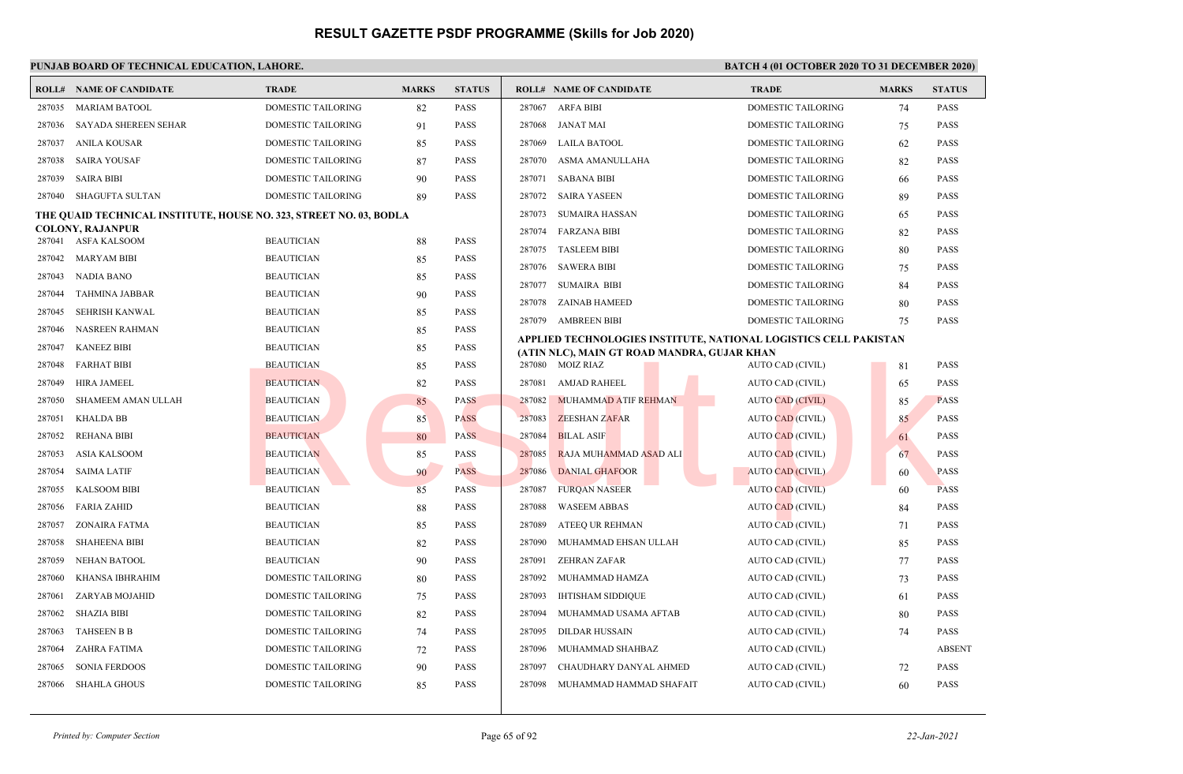# RESULT GAZETTE PSDF PROGRAMME (Skills for Job 2020)

**PUNJAB BOARD OF TECHNICAL EDUCATION, LAHORE.**

**BATCH 4 (01 OCTOBER 2020 TO 31 DECEMBER 2020)**

| ROLL# | NAME OF CANDIDATE | TRADE | MARKS | STATUS |
|---|---|---|---|---|
| 287035 | MARIAM BATOOL | DOMESTIC TAILORING | 82 | PASS |
| 287036 | SAYADA SHEREEN SEHAR | DOMESTIC TAILORING | 91 | PASS |
| 287037 | ANILA KOUSAR | DOMESTIC TAILORING | 85 | PASS |
| 287038 | SAIRA YOUSAF | DOMESTIC TAILORING | 87 | PASS |
| 287039 | SAIRA BIBI | DOMESTIC TAILORING | 90 | PASS |
| 287040 | SHAGUFTA SULTAN | DOMESTIC TAILORING | 89 | PASS |

**THE QUAID TECHNICAL INSTITUTE, HOUSE NO. 323, STREET NO. 03, BODLA COLONY, RAJANPUR**

| ROLL# | NAME OF CANDIDATE | TRADE | MARKS | STATUS |
|---|---|---|---|---|
| 287041 | ASFA KALSOOM | BEAUTICIAN | 88 | PASS |
| 287042 | MARYAM BIBI | BEAUTICIAN | 85 | PASS |
| 287043 | NADIA BANO | BEAUTICIAN | 85 | PASS |
| 287044 | TAHMINA JABBAR | BEAUTICIAN | 90 | PASS |
| 287045 | SEHRISH KANWAL | BEAUTICIAN | 85 | PASS |
| 287046 | NASREEN RAHMAN | BEAUTICIAN | 85 | PASS |
| 287047 | KANEEZ BIBI | BEAUTICIAN | 85 | PASS |
| 287048 | FARHAT BIBI | BEAUTICIAN | 85 | PASS |
| 287049 | HIRA JAMEEL | BEAUTICIAN | 82 | PASS |
| 287050 | SHAMEEM AMAN ULLAH | BEAUTICIAN | 85 | PASS |
| 287051 | KHALDA BB | BEAUTICIAN | 85 | PASS |
| 287052 | REHANA BIBI | BEAUTICIAN | 80 | PASS |
| 287053 | ASIA KALSOOM | BEAUTICIAN | 85 | PASS |
| 287054 | SAIMA LATIF | BEAUTICIAN | 90 | PASS |
| 287055 | KALSOOM BIBI | BEAUTICIAN | 85 | PASS |
| 287056 | FARIA ZAHID | BEAUTICIAN | 88 | PASS |
| 287057 | ZONAIRA FATMA | BEAUTICIAN | 85 | PASS |
| 287058 | SHAHEENA BIBI | BEAUTICIAN | 82 | PASS |
| 287059 | NEHAN BATOOL | BEAUTICIAN | 90 | PASS |
| 287060 | KHANSA IBHRAHIM | DOMESTIC TAILORING | 80 | PASS |
| 287061 | ZARYAB MOJAHID | DOMESTIC TAILORING | 75 | PASS |
| 287062 | SHAZIA BIBI | DOMESTIC TAILORING | 82 | PASS |
| 287063 | TAHSEEN B B | DOMESTIC TAILORING | 74 | PASS |
| 287064 | ZAHRA FATIMA | DOMESTIC TAILORING | 72 | PASS |
| 287065 | SONIA FERDOOS | DOMESTIC TAILORING | 90 | PASS |
| 287066 | SHAHLA GHOUS | DOMESTIC TAILORING | 85 | PASS |
| 287067 | ARFA BIBI | DOMESTIC TAILORING | 74 | PASS |
| 287068 | JANAT MAI | DOMESTIC TAILORING | 75 | PASS |
| 287069 | LAILA BATOOL | DOMESTIC TAILORING | 62 | PASS |
| 287070 | ASMA AMANULLAHA | DOMESTIC TAILORING | 82 | PASS |
| 287071 | SABANA BIBI | DOMESTIC TAILORING | 66 | PASS |
| 287072 | SAIRA YASEEN | DOMESTIC TAILORING | 89 | PASS |
| 287073 | SUMAIRA HASSAN | DOMESTIC TAILORING | 65 | PASS |
| 287074 | FARZANA BIBI | DOMESTIC TAILORING | 82 | PASS |
| 287075 | TASLEEM BIBI | DOMESTIC TAILORING | 80 | PASS |
| 287076 | SAWERA BIBI | DOMESTIC TAILORING | 75 | PASS |
| 287077 | SUMAIRA BIBI | DOMESTIC TAILORING | 84 | PASS |
| 287078 | ZAINAB HAMEED | DOMESTIC TAILORING | 80 | PASS |
| 287079 | AMBREEN BIBI | DOMESTIC TAILORING | 75 | PASS |

**APPLIED TECHNOLOGIES INSTITUTE, NATIONAL LOGISTICS CELL PAKISTAN (ATIN NLC), MAIN GT ROAD MANDRA, GUJAR KHAN**

| ROLL# | NAME OF CANDIDATE | TRADE | MARKS | STATUS |
|---|---|---|---|---|
| 287080 | MOIZ RIAZ | AUTO CAD (CIVIL) | 81 | PASS |
| 287081 | AMJAD RAHEEL | AUTO CAD (CIVIL) | 65 | PASS |
| 287082 | MUHAMMAD ATIF REHMAN | AUTO CAD (CIVIL) | 85 | PASS |
| 287083 | ZEESHAN ZAFAR | AUTO CAD (CIVIL) | 85 | PASS |
| 287084 | BILAL ASIF | AUTO CAD (CIVIL) | 61 | PASS |
| 287085 | RAJA MUHAMMAD ASAD ALI | AUTO CAD (CIVIL) | 67 | PASS |
| 287086 | DANIAL GHAFOOR | AUTO CAD (CIVIL) | 60 | PASS |
| 287087 | FURQAN NASEER | AUTO CAD (CIVIL) | 60 | PASS |
| 287088 | WASEEM ABBAS | AUTO CAD (CIVIL) | 84 | PASS |
| 287089 | ATEEQ UR REHMAN | AUTO CAD (CIVIL) | 71 | PASS |
| 287090 | MUHAMMAD EHSAN ULLAH | AUTO CAD (CIVIL) | 85 | PASS |
| 287091 | ZEHRAN ZAFAR | AUTO CAD (CIVIL) | 77 | PASS |
| 287092 | MUHAMMAD HAMZA | AUTO CAD (CIVIL) | 73 | PASS |
| 287093 | IHTISHAM SIDDIQUE | AUTO CAD (CIVIL) | 61 | PASS |
| 287094 | MUHAMMAD USAMA AFTAB | AUTO CAD (CIVIL) | 80 | PASS |
| 287095 | DILDAR HUSSAIN | AUTO CAD (CIVIL) | 74 | PASS |
| 287096 | MUHAMMAD SHAHBAZ | AUTO CAD (CIVIL) | | ABSENT |
| 287097 | CHAUDHARY DANYAL AHMED | AUTO CAD (CIVIL) | 72 | PASS |
| 287098 | MUHAMMAD HAMMAD SHAFAIT | AUTO CAD (CIVIL) | 60 | PASS |

*Printed by: Computer Section* | 22-Jan-2021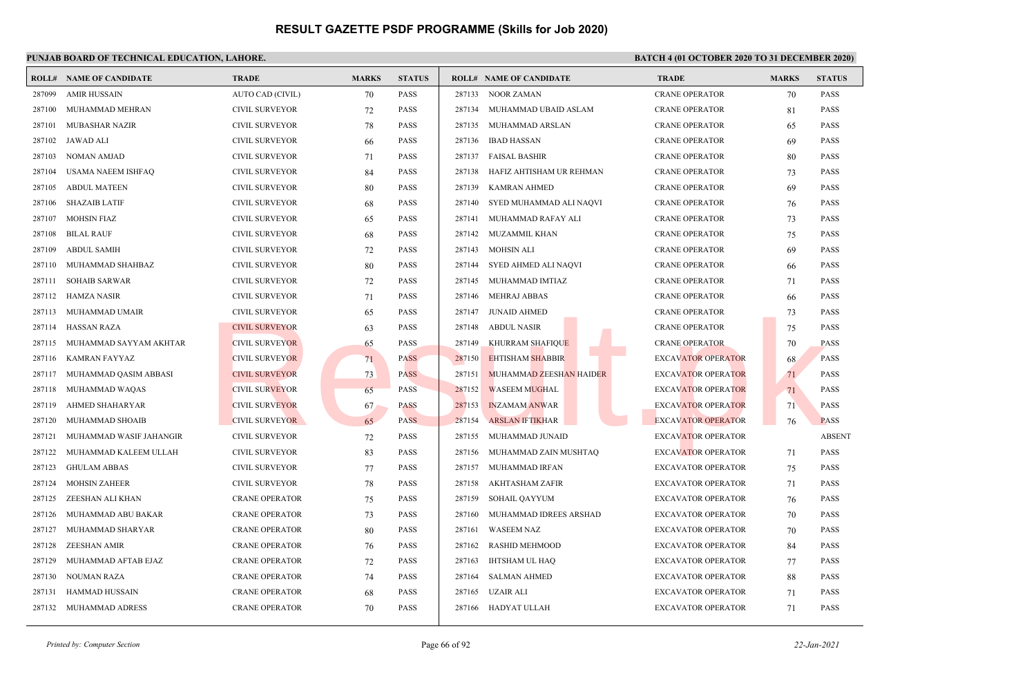# RESULT GAZETTE PSDF PROGRAMME (Skills for Job 2020)

**PUNJAB BOARD OF TECHNICAL EDUCATION, LAHORE.**

**BATCH 4 (01 OCTOBER 2020 TO 31 DECEMBER 2020)**

| ROLL# | NAME OF CANDIDATE | TRADE | MARKS | STATUS |
|---|---|---|---|---|
| 287099 | AMIR HUSSAIN | AUTO CAD (CIVIL) | 70 | PASS |
| 287100 | MUHAMMAD MEHRAN | CIVIL SURVEYOR | 72 | PASS |
| 287101 | MUBASHAR NAZIR | CIVIL SURVEYOR | 78 | PASS |
| 287102 | JAWAD ALI | CIVIL SURVEYOR | 66 | PASS |
| 287103 | NOMAN AMJAD | CIVIL SURVEYOR | 71 | PASS |
| 287104 | USAMA NAEEM ISHFAQ | CIVIL SURVEYOR | 84 | PASS |
| 287105 | ABDUL MATEEN | CIVIL SURVEYOR | 80 | PASS |
| 287106 | SHAZAIB LATIF | CIVIL SURVEYOR | 68 | PASS |
| 287107 | MOHSIN FIAZ | CIVIL SURVEYOR | 65 | PASS |
| 287108 | BILAL RAUF | CIVIL SURVEYOR | 68 | PASS |
| 287109 | ABDUL SAMIH | CIVIL SURVEYOR | 72 | PASS |
| 287110 | MUHAMMAD SHAHBAZ | CIVIL SURVEYOR | 80 | PASS |
| 287111 | SOHAIB SARWAR | CIVIL SURVEYOR | 72 | PASS |
| 287112 | HAMZA NASIR | CIVIL SURVEYOR | 71 | PASS |
| 287113 | MUHAMMAD UMAIR | CIVIL SURVEYOR | 65 | PASS |
| 287114 | HASSAN RAZA | CIVIL SURVEYOR | 63 | PASS |
| 287115 | MUHAMMAD SAYYAM AKHTAR | CIVIL SURVEYOR | 65 | PASS |
| 287116 | KAMRAN FAYYAZ | CIVIL SURVEYOR | 71 | PASS |
| 287117 | MUHAMMAD QASIM ABBASI | CIVIL SURVEYOR | 73 | PASS |
| 287118 | MUHAMMAD WAQAS | CIVIL SURVEYOR | 65 | PASS |
| 287119 | AHMED SHAHARYAR | CIVIL SURVEYOR | 67 | PASS |
| 287120 | MUHAMMAD SHOAIB | CIVIL SURVEYOR | 65 | PASS |
| 287121 | MUHAMMAD WASIF JAHANGIR | CIVIL SURVEYOR | 72 | PASS |
| 287122 | MUHAMMAD KALEEM ULLAH | CIVIL SURVEYOR | 83 | PASS |
| 287123 | GHULAM ABBAS | CIVIL SURVEYOR | 77 | PASS |
| 287124 | MOHSIN ZAHEER | CIVIL SURVEYOR | 78 | PASS |
| 287125 | ZEESHAN ALI KHAN | CRANE OPERATOR | 75 | PASS |
| 287126 | MUHAMMAD ABU BAKAR | CRANE OPERATOR | 73 | PASS |
| 287127 | MUHAMMAD SHARYAR | CRANE OPERATOR | 80 | PASS |
| 287128 | ZEESHAN AMIR | CRANE OPERATOR | 76 | PASS |
| 287129 | MUHAMMAD AFTAB EJAZ | CRANE OPERATOR | 72 | PASS |
| 287130 | NOUMAN RAZA | CRANE OPERATOR | 74 | PASS |
| 287131 | HAMMAD HUSSAIN | CRANE OPERATOR | 68 | PASS |
| 287132 | MUHAMMAD ADRESS | CRANE OPERATOR | 70 | PASS |
| 287133 | NOOR ZAMAN | CRANE OPERATOR | 70 | PASS |
| 287134 | MUHAMMAD UBAID ASLAM | CRANE OPERATOR | 81 | PASS |
| 287135 | MUHAMMAD ARSLAN | CRANE OPERATOR | 65 | PASS |
| 287136 | IBAD HASSAN | CRANE OPERATOR | 69 | PASS |
| 287137 | FAISAL BASHIR | CRANE OPERATOR | 80 | PASS |
| 287138 | HAFIZ AHTISHAM UR REHMAN | CRANE OPERATOR | 73 | PASS |
| 287139 | KAMRAN AHMED | CRANE OPERATOR | 69 | PASS |
| 287140 | SYED MUHAMMAD ALI NAQVI | CRANE OPERATOR | 76 | PASS |
| 287141 | MUHAMMAD RAFAY ALI | CRANE OPERATOR | 73 | PASS |
| 287142 | MUZAMMIL KHAN | CRANE OPERATOR | 75 | PASS |
| 287143 | MOHSIN ALI | CRANE OPERATOR | 69 | PASS |
| 287144 | SYED AHMED ALI NAQVI | CRANE OPERATOR | 66 | PASS |
| 287145 | MUHAMMAD IMTIAZ | CRANE OPERATOR | 71 | PASS |
| 287146 | MEHRAJ ABBAS | CRANE OPERATOR | 66 | PASS |
| 287147 | JUNAID AHMED | CRANE OPERATOR | 73 | PASS |
| 287148 | ABDUL NASIR | CRANE OPERATOR | 75 | PASS |
| 287149 | KHURRAM SHAFIQUE | CRANE OPERATOR | 70 | PASS |
| 287150 | EHTISHAM SHABBIR | EXCAVATOR OPERATOR | 68 | PASS |
| 287151 | MUHAMMAD ZEESHAN HAIDER | EXCAVATOR OPERATOR | 71 | PASS |
| 287152 | WASEEM MUGHAL | EXCAVATOR OPERATOR | 71 | PASS |
| 287153 | INZAMAM ANWAR | EXCAVATOR OPERATOR | 71 | PASS |
| 287154 | ARSLAN IFTIKHAR | EXCAVATOR OPERATOR | 76 | PASS |
| 287155 | MUHAMMAD JUNAID | EXCAVATOR OPERATOR | | ABSENT |
| 287156 | MUHAMMAD ZAIN MUSHTAQ | EXCAVATOR OPERATOR | 71 | PASS |
| 287157 | MUHAMMAD IRFAN | EXCAVATOR OPERATOR | 75 | PASS |
| 287158 | AKHTASHAM ZAFIR | EXCAVATOR OPERATOR | 71 | PASS |
| 287159 | SOHAIL QAYYUM | EXCAVATOR OPERATOR | 76 | PASS |
| 287160 | MUHAMMAD IDREES ARSHAD | EXCAVATOR OPERATOR | 70 | PASS |
| 287161 | WASEEM NAZ | EXCAVATOR OPERATOR | 70 | PASS |
| 287162 | RASHID MEHMOOD | EXCAVATOR OPERATOR | 84 | PASS |
| 287163 | IHTSHAM UL HAQ | EXCAVATOR OPERATOR | 77 | PASS |
| 287164 | SALMAN AHMED | EXCAVATOR OPERATOR | 88 | PASS |
| 287165 | UZAIR ALI | EXCAVATOR OPERATOR | 71 | PASS |
| 287166 | HADYAT ULLAH | EXCAVATOR OPERATOR | 71 | PASS |

*Printed by: Computer Section*

*22-Jan-2021*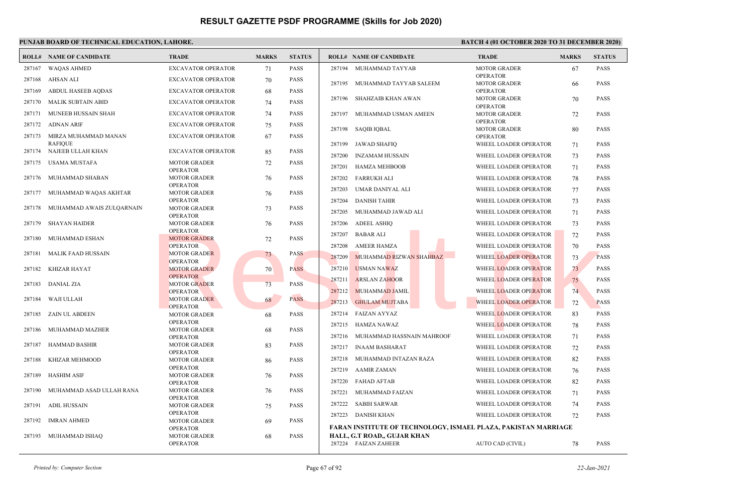# RESULT GAZETTE PSDF PROGRAMME (Skills for Job 2020)

**PUNJAB BOARD OF TECHNICAL EDUCATION, LAHORE.**

**BATCH 4 (01 OCTOBER 2020 TO 31 DECEMBER 2020)**

| ROLL# | NAME OF CANDIDATE | TRADE | MARKS | STATUS |
|---|---|---|---|---|
| 287167 | WAQAS AHMED | EXCAVATOR OPERATOR | 71 | PASS |
| 287168 | AHSAN ALI | EXCAVATOR OPERATOR | 70 | PASS |
| 287169 | ABDUL HASEEB AQDAS | EXCAVATOR OPERATOR | 68 | PASS |
| 287170 | MALIK SUBTAIN ABID | EXCAVATOR OPERATOR | 74 | PASS |
| 287171 | MUNEEB HUSSAIN SHAH | EXCAVATOR OPERATOR | 74 | PASS |
| 287172 | ADNAN ARIF | EXCAVATOR OPERATOR | 75 | PASS |
| 287173 | MIRZA MUHAMMAD MANAN RAFIQUE | EXCAVATOR OPERATOR | 67 | PASS |
| 287174 | NAJEEB ULLAH KHAN | EXCAVATOR OPERATOR | 85 | PASS |
| 287175 | USAMA MUSTAFA | MOTOR GRADER OPERATOR | 72 | PASS |
| 287176 | MUHAMMAD SHABAN | MOTOR GRADER OPERATOR | 76 | PASS |
| 287177 | MUHAMMAD WAQAS AKHTAR | MOTOR GRADER OPERATOR | 76 | PASS |
| 287178 | MUHAMMAD AWAIS ZULQARNAIN | MOTOR GRADER OPERATOR | 73 | PASS |
| 287179 | SHAYAN HAIDER | MOTOR GRADER OPERATOR | 76 | PASS |
| 287180 | MUHAMMAD ESHAN | MOTOR GRADER OPERATOR | 72 | PASS |
| 287181 | MALIK FAAD HUSSAIN | MOTOR GRADER OPERATOR | 73 | PASS |
| 287182 | KHIZAR HAYAT | MOTOR GRADER OPERATOR | 70 | PASS |
| 287183 | DANIAL ZIA | MOTOR GRADER OPERATOR | 73 | PASS |
| 287184 | WAJI ULLAH | MOTOR GRADER OPERATOR | 68 | PASS |
| 287185 | ZAIN UL ABDEEN | MOTOR GRADER OPERATOR | 68 | PASS |
| 287186 | MUHAMMAD MAZHER | MOTOR GRADER OPERATOR | 68 | PASS |
| 287187 | HAMMAD BASHIR | MOTOR GRADER OPERATOR | 83 | PASS |
| 287188 | KHIZAR MEHMOOD | MOTOR GRADER OPERATOR | 86 | PASS |
| 287189 | HASHIM ASIF | MOTOR GRADER OPERATOR | 76 | PASS |
| 287190 | MUHAMMAD ASAD ULLAH RANA | MOTOR GRADER OPERATOR | 76 | PASS |
| 287191 | ADIL HUSSAIN | MOTOR GRADER OPERATOR | 75 | PASS |
| 287192 | IMRAN AHMED | MOTOR GRADER OPERATOR | 69 | PASS |
| 287193 | MUHAMMAD ISHAQ | MOTOR GRADER OPERATOR | 68 | PASS |
| 287194 | MUHAMMAD TAYYAB | MOTOR GRADER OPERATOR | 67 | PASS |
| 287195 | MUHAMMAD TAYYAB SALEEM | MOTOR GRADER OPERATOR | 66 | PASS |
| 287196 | SHAHZAIB KHAN AWAN | MOTOR GRADER OPERATOR | 70 | PASS |
| 287197 | MUHAMMAD USMAN AMEEN | MOTOR GRADER OPERATOR | 72 | PASS |
| 287198 | SAQIB IQBAL | MOTOR GRADER OPERATOR | 80 | PASS |
| 287199 | JAWAD SHAFIQ | WHEEL LOADER OPERATOR | 71 | PASS |
| 287200 | INZAMAM HUSSAIN | WHEEL LOADER OPERATOR | 73 | PASS |
| 287201 | HAMZA MEHBOOB | WHEEL LOADER OPERATOR | 71 | PASS |
| 287202 | FARRUKH ALI | WHEEL LOADER OPERATOR | 78 | PASS |
| 287203 | UMAR DANIYAL ALI | WHEEL LOADER OPERATOR | 77 | PASS |
| 287204 | DANISH TAHIR | WHEEL LOADER OPERATOR | 73 | PASS |
| 287205 | MUHAMMAD JAWAD ALI | WHEEL LOADER OPERATOR | 71 | PASS |
| 287206 | ADEEL ASHIQ | WHEEL LOADER OPERATOR | 73 | PASS |
| 287207 | BABAR ALI | WHEEL LOADER OPERATOR | 72 | PASS |
| 287208 | AMEER HAMZA | WHEEL LOADER OPERATOR | 70 | PASS |
| 287209 | MUHAMMAD RIZWAN SHAHBAZ | WHEEL LOADER OPERATOR | 73 | PASS |
| 287210 | USMAN NAWAZ | WHEEL LOADER OPERATOR | 73 | PASS |
| 287211 | ARSLAN ZAHOOR | WHEEL LOADER OPERATOR | 75 | PASS |
| 287212 | MUHAMMAD JAMIL | WHEEL LOADER OPERATOR | 74 | PASS |
| 287213 | GHULAM MUJTABA | WHEEL LOADER OPERATOR | 72 | PASS |
| 287214 | FAIZAN AYYAZ | WHEEL LOADER OPERATOR | 83 | PASS |
| 287215 | HAMZA NAWAZ | WHEEL LOADER OPERATOR | 78 | PASS |
| 287216 | MUHAMMAD HASSNAIN MAHROOF | WHEEL LOADER OPERATOR | 71 | PASS |
| 287217 | INAAM BASHARAT | WHEEL LOADER OPERATOR | 72 | PASS |
| 287218 | MUHAMMAD INTAZAN RAZA | WHEEL LOADER OPERATOR | 82 | PASS |
| 287219 | AAMIR ZAMAN | WHEEL LOADER OPERATOR | 76 | PASS |
| 287220 | FAHAD AFTAB | WHEEL LOADER OPERATOR | 82 | PASS |
| 287221 | MUHAMMAD FAIZAN | WHEEL LOADER OPERATOR | 71 | PASS |
| 287222 | SABIH SARWAR | WHEEL LOADER OPERATOR | 74 | PASS |
| 287223 | DANISH KHAN | WHEEL LOADER OPERATOR | 72 | PASS |

**FARAN INSTITUTE OF TECHNOLOGY, ISMAEL PLAZA, PAKISTAN MARRIAGE HALL, G.T ROAD,, GUJAR KHAN**

| ROLL# | NAME OF CANDIDATE | TRADE | MARKS | STATUS |
|---|---|---|---|---|
| 287224 | FAIZAN ZAHEER | AUTO CAD (CIVIL) | 78 | PASS |

*Printed by: Computer Section* — *22-Jan-2021*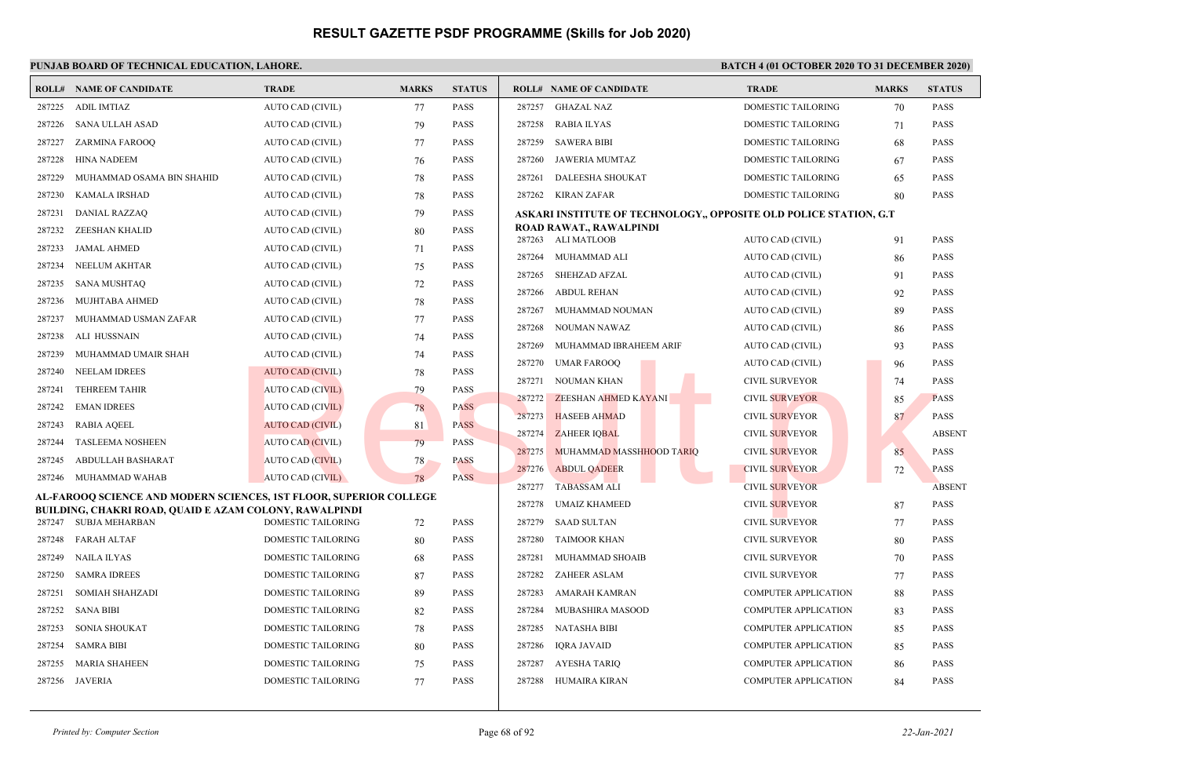# RESULT GAZETTE PSDF PROGRAMME (Skills for Job 2020)

**PUNJAB BOARD OF TECHNICAL EDUCATION, LAHORE.** **BATCH 4 (01 OCTOBER 2020 TO 31 DECEMBER 2020)**

| ROLL# | NAME OF CANDIDATE | TRADE | MARKS | STATUS |
|---|---|---|---|---|
| 287225 | ADIL IMTIAZ | AUTO CAD (CIVIL) | 77 | PASS |
| 287226 | SANA ULLAH ASAD | AUTO CAD (CIVIL) | 79 | PASS |
| 287227 | ZARMINA FAROOQ | AUTO CAD (CIVIL) | 77 | PASS |
| 287228 | HINA NADEEM | AUTO CAD (CIVIL) | 76 | PASS |
| 287229 | MUHAMMAD OSAMA BIN SHAHID | AUTO CAD (CIVIL) | 78 | PASS |
| 287230 | KAMALA IRSHAD | AUTO CAD (CIVIL) | 78 | PASS |
| 287231 | DANIAL RAZZAQ | AUTO CAD (CIVIL) | 79 | PASS |
| 287232 | ZEESHAN KHALID | AUTO CAD (CIVIL) | 80 | PASS |
| 287233 | JAMAL AHMED | AUTO CAD (CIVIL) | 71 | PASS |
| 287234 | NEELUM AKHTAR | AUTO CAD (CIVIL) | 75 | PASS |
| 287235 | SANA MUSHTAQ | AUTO CAD (CIVIL) | 72 | PASS |
| 287236 | MUJHTABA AHMED | AUTO CAD (CIVIL) | 78 | PASS |
| 287237 | MUHAMMAD USMAN ZAFAR | AUTO CAD (CIVIL) | 77 | PASS |
| 287238 | ALI HUSSNAIN | AUTO CAD (CIVIL) | 74 | PASS |
| 287239 | MUHAMMAD UMAIR SHAH | AUTO CAD (CIVIL) | 74 | PASS |
| 287240 | NEELAM IDREES | AUTO CAD (CIVIL) | 78 | PASS |
| 287241 | TEHREEM TAHIR | AUTO CAD (CIVIL) | 79 | PASS |
| 287242 | EMAN IDREES | AUTO CAD (CIVIL) | 78 | PASS |
| 287243 | RABIA AQEEL | AUTO CAD (CIVIL) | 81 | PASS |
| 287244 | TASLEEMA NOSHEEN | AUTO CAD (CIVIL) | 79 | PASS |
| 287245 | ABDULLAH BASHARAT | AUTO CAD (CIVIL) | 78 | PASS |
| 287246 | MUHAMMAD WAHAB | AUTO CAD (CIVIL) | 78 | PASS |

**AL-FAROOQ SCIENCE AND MODERN SCIENCES, 1ST FLOOR, SUPERIOR COLLEGE BUILDING, CHAKRI ROAD, QUAID E AZAM COLONY, RAWALPINDI**

| ROLL# | NAME OF CANDIDATE | TRADE | MARKS | STATUS |
|---|---|---|---|---|
| 287247 | SUBJA MEHARBAN | DOMESTIC TAILORING | 72 | PASS |
| 287248 | FARAH ALTAF | DOMESTIC TAILORING | 80 | PASS |
| 287249 | NAILA ILYAS | DOMESTIC TAILORING | 68 | PASS |
| 287250 | SAMRA IDREES | DOMESTIC TAILORING | 87 | PASS |
| 287251 | SOMIAH SHAHZADI | DOMESTIC TAILORING | 89 | PASS |
| 287252 | SANA BIBI | DOMESTIC TAILORING | 82 | PASS |
| 287253 | SONIA SHOUKAT | DOMESTIC TAILORING | 78 | PASS |
| 287254 | SAMRA BIBI | DOMESTIC TAILORING | 80 | PASS |
| 287255 | MARIA SHAHEEN | DOMESTIC TAILORING | 75 | PASS |
| 287256 | JAVERIA | DOMESTIC TAILORING | 77 | PASS |
| 287257 | GHAZAL NAZ | DOMESTIC TAILORING | 70 | PASS |
| 287258 | RABIA ILYAS | DOMESTIC TAILORING | 71 | PASS |
| 287259 | SAWERA BIBI | DOMESTIC TAILORING | 68 | PASS |
| 287260 | JAWERIA MUMTAZ | DOMESTIC TAILORING | 67 | PASS |
| 287261 | DALEESHA SHOUKAT | DOMESTIC TAILORING | 65 | PASS |
| 287262 | KIRAN ZAFAR | DOMESTIC TAILORING | 80 | PASS |

**ASKARI INSTITUTE OF TECHNOLOGY,, OPPOSITE OLD POLICE STATION, G.T ROAD RAWAT., RAWALPINDI**

| ROLL# | NAME OF CANDIDATE | TRADE | MARKS | STATUS |
|---|---|---|---|---|
| 287263 | ALI MATLOOB | AUTO CAD (CIVIL) | 91 | PASS |
| 287264 | MUHAMMAD ALI | AUTO CAD (CIVIL) | 86 | PASS |
| 287265 | SHEHZAD AFZAL | AUTO CAD (CIVIL) | 91 | PASS |
| 287266 | ABDUL REHAN | AUTO CAD (CIVIL) | 92 | PASS |
| 287267 | MUHAMMAD NOUMAN | AUTO CAD (CIVIL) | 89 | PASS |
| 287268 | NOUMAN NAWAZ | AUTO CAD (CIVIL) | 86 | PASS |
| 287269 | MUHAMMAD IBRAHEEM ARIF | AUTO CAD (CIVIL) | 93 | PASS |
| 287270 | UMAR FAROOQ | AUTO CAD (CIVIL) | 96 | PASS |
| 287271 | NOUMAN KHAN | CIVIL SURVEYOR | 74 | PASS |
| 287272 | ZEESHAN AHMED KAYANI | CIVIL SURVEYOR | 85 | PASS |
| 287273 | HASEEB AHMAD | CIVIL SURVEYOR | 87 | PASS |
| 287274 | ZAHEER IQBAL | CIVIL SURVEYOR | | ABSENT |
| 287275 | MUHAMMAD MASSHHOOD TARIQ | CIVIL SURVEYOR | 85 | PASS |
| 287276 | ABDUL QADEER | CIVIL SURVEYOR | 72 | PASS |
| 287277 | TABASSAM ALI | CIVIL SURVEYOR | | ABSENT |
| 287278 | UMAIZ KHAMEED | CIVIL SURVEYOR | 87 | PASS |
| 287279 | SAAD SULTAN | CIVIL SURVEYOR | 77 | PASS |
| 287280 | TAIMOOR KHAN | CIVIL SURVEYOR | 80 | PASS |
| 287281 | MUHAMMAD SHOAIB | CIVIL SURVEYOR | 70 | PASS |
| 287282 | ZAHEER ASLAM | CIVIL SURVEYOR | 77 | PASS |
| 287283 | AMARAH KAMRAN | COMPUTER APPLICATION | 88 | PASS |
| 287284 | MUBASHIRA MASOOD | COMPUTER APPLICATION | 83 | PASS |
| 287285 | NATASHA BIBI | COMPUTER APPLICATION | 85 | PASS |
| 287286 | IQRA JAVAID | COMPUTER APPLICATION | 85 | PASS |
| 287287 | AYESHA TARIQ | COMPUTER APPLICATION | 86 | PASS |
| 287288 | HUMAIRA KIRAN | COMPUTER APPLICATION | 84 | PASS |

*Printed by: Computer Section* 22-Jan-2021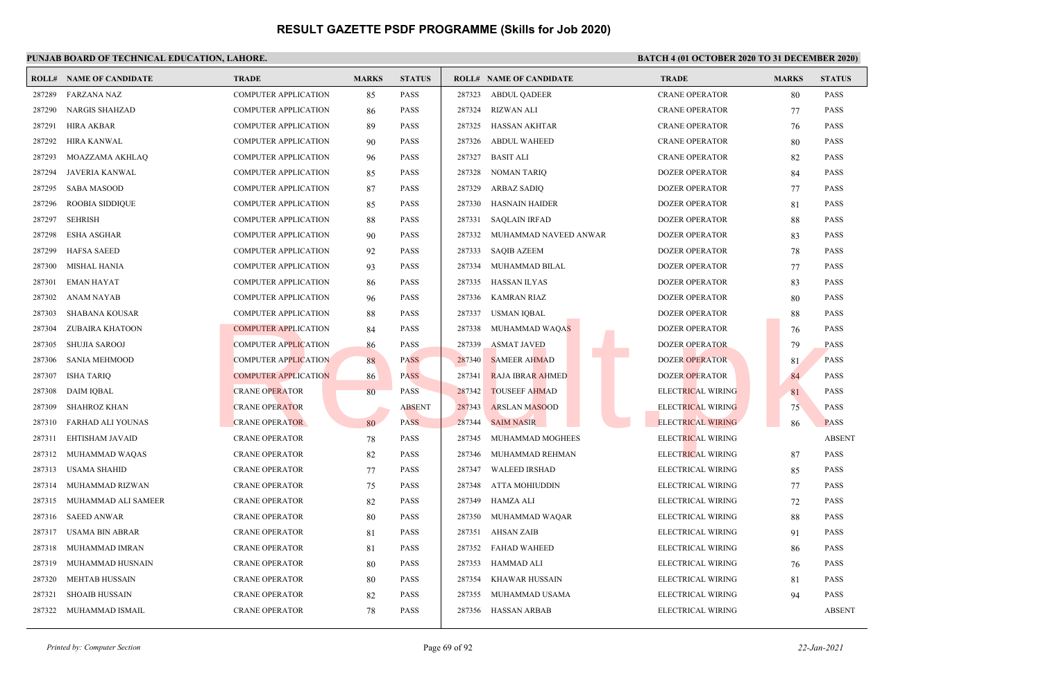# RESULT GAZETTE PSDF PROGRAMME (Skills for Job 2020)

**PUNJAB BOARD OF TECHNICAL EDUCATION, LAHORE.**

**BATCH 4 (01 OCTOBER 2020 TO 31 DECEMBER 2020)**

| ROLL# | NAME OF CANDIDATE | TRADE | MARKS | STATUS |
|---|---|---|---|---|
| 287289 | FARZANA NAZ | COMPUTER APPLICATION | 85 | PASS |
| 287290 | NARGIS SHAHZAD | COMPUTER APPLICATION | 86 | PASS |
| 287291 | HIRA AKBAR | COMPUTER APPLICATION | 89 | PASS |
| 287292 | HIRA KANWAL | COMPUTER APPLICATION | 90 | PASS |
| 287293 | MOAZZAMA AKHLAQ | COMPUTER APPLICATION | 96 | PASS |
| 287294 | JAVERIA KANWAL | COMPUTER APPLICATION | 85 | PASS |
| 287295 | SABA MASOOD | COMPUTER APPLICATION | 87 | PASS |
| 287296 | ROOBIA SIDDIQUE | COMPUTER APPLICATION | 85 | PASS |
| 287297 | SEHRISH | COMPUTER APPLICATION | 88 | PASS |
| 287298 | ESHA ASGHAR | COMPUTER APPLICATION | 90 | PASS |
| 287299 | HAFSA SAEED | COMPUTER APPLICATION | 92 | PASS |
| 287300 | MISHAL HANIA | COMPUTER APPLICATION | 93 | PASS |
| 287301 | EMAN HAYAT | COMPUTER APPLICATION | 86 | PASS |
| 287302 | ANAM NAYAB | COMPUTER APPLICATION | 96 | PASS |
| 287303 | SHABANA KOUSAR | COMPUTER APPLICATION | 88 | PASS |
| 287304 | ZUBAIRA KHATOON | COMPUTER APPLICATION | 84 | PASS |
| 287305 | SHUJIA SAROOJ | COMPUTER APPLICATION | 86 | PASS |
| 287306 | SANIA MEHMOOD | COMPUTER APPLICATION | 88 | PASS |
| 287307 | ISHA TARIQ | COMPUTER APPLICATION | 86 | PASS |
| 287308 | DAIM IQBAL | CRANE OPERATOR | 80 | PASS |
| 287309 | SHAHROZ KHAN | CRANE OPERATOR | | ABSENT |
| 287310 | FARHAD ALI YOUNAS | CRANE OPERATOR | 80 | PASS |
| 287311 | EHTISHAM JAVAID | CRANE OPERATOR | 78 | PASS |
| 287312 | MUHAMMAD WAQAS | CRANE OPERATOR | 82 | PASS |
| 287313 | USAMA SHAHID | CRANE OPERATOR | 77 | PASS |
| 287314 | MUHAMMAD RIZWAN | CRANE OPERATOR | 75 | PASS |
| 287315 | MUHAMMAD ALI SAMEER | CRANE OPERATOR | 82 | PASS |
| 287316 | SAEED ANWAR | CRANE OPERATOR | 80 | PASS |
| 287317 | USAMA BIN ABRAR | CRANE OPERATOR | 81 | PASS |
| 287318 | MUHAMMAD IMRAN | CRANE OPERATOR | 81 | PASS |
| 287319 | MUHAMMAD HUSNAIN | CRANE OPERATOR | 80 | PASS |
| 287320 | MEHTAB HUSSAIN | CRANE OPERATOR | 80 | PASS |
| 287321 | SHOAIB HUSSAIN | CRANE OPERATOR | 82 | PASS |
| 287322 | MUHAMMAD ISMAIL | CRANE OPERATOR | 78 | PASS |
| 287323 | ABDUL QADEER | CRANE OPERATOR | 80 | PASS |
| 287324 | RIZWAN ALI | CRANE OPERATOR | 77 | PASS |
| 287325 | HASSAN AKHTAR | CRANE OPERATOR | 76 | PASS |
| 287326 | ABDUL WAHEED | CRANE OPERATOR | 80 | PASS |
| 287327 | BASIT ALI | CRANE OPERATOR | 82 | PASS |
| 287328 | NOMAN TARIQ | DOZER OPERATOR | 84 | PASS |
| 287329 | ARBAZ SADIQ | DOZER OPERATOR | 77 | PASS |
| 287330 | HASNAIN HAIDER | DOZER OPERATOR | 81 | PASS |
| 287331 | SAQLAIN IRFAD | DOZER OPERATOR | 88 | PASS |
| 287332 | MUHAMMAD NAVEED ANWAR | DOZER OPERATOR | 83 | PASS |
| 287333 | SAQIB AZEEM | DOZER OPERATOR | 78 | PASS |
| 287334 | MUHAMMAD BILAL | DOZER OPERATOR | 77 | PASS |
| 287335 | HASSAN ILYAS | DOZER OPERATOR | 83 | PASS |
| 287336 | KAMRAN RIAZ | DOZER OPERATOR | 80 | PASS |
| 287337 | USMAN IQBAL | DOZER OPERATOR | 88 | PASS |
| 287338 | MUHAMMAD WAQAS | DOZER OPERATOR | 76 | PASS |
| 287339 | ASMAT JAVED | DOZER OPERATOR | 79 | PASS |
| 287340 | SAMEER AHMAD | DOZER OPERATOR | 81 | PASS |
| 287341 | RAJA IBRAR AHMED | DOZER OPERATOR | 84 | PASS |
| 287342 | TOUSEEF AHMAD | ELECTRICAL WIRING | 81 | PASS |
| 287343 | ARSLAN MASOOD | ELECTRICAL WIRING | 75 | PASS |
| 287344 | SAIM NASIR | ELECTRICAL WIRING | 86 | PASS |
| 287345 | MUHAMMAD MOGHEES | ELECTRICAL WIRING | | ABSENT |
| 287346 | MUHAMMAD REHMAN | ELECTRICAL WIRING | 87 | PASS |
| 287347 | WALEED IRSHAD | ELECTRICAL WIRING | 85 | PASS |
| 287348 | ATTA MOHIUDDIN | ELECTRICAL WIRING | 77 | PASS |
| 287349 | HAMZA ALI | ELECTRICAL WIRING | 72 | PASS |
| 287350 | MUHAMMAD WAQAR | ELECTRICAL WIRING | 88 | PASS |
| 287351 | AHSAN ZAIB | ELECTRICAL WIRING | 91 | PASS |
| 287352 | FAHAD WAHEED | ELECTRICAL WIRING | 86 | PASS |
| 287353 | HAMMAD ALI | ELECTRICAL WIRING | 76 | PASS |
| 287354 | KHAWAR HUSSAIN | ELECTRICAL WIRING | 81 | PASS |
| 287355 | MUHAMMAD USAMA | ELECTRICAL WIRING | 94 | PASS |
| 287356 | HASSAN ARBAB | ELECTRICAL WIRING | | ABSENT |

*Printed by: Computer Section*

*22-Jan-2021*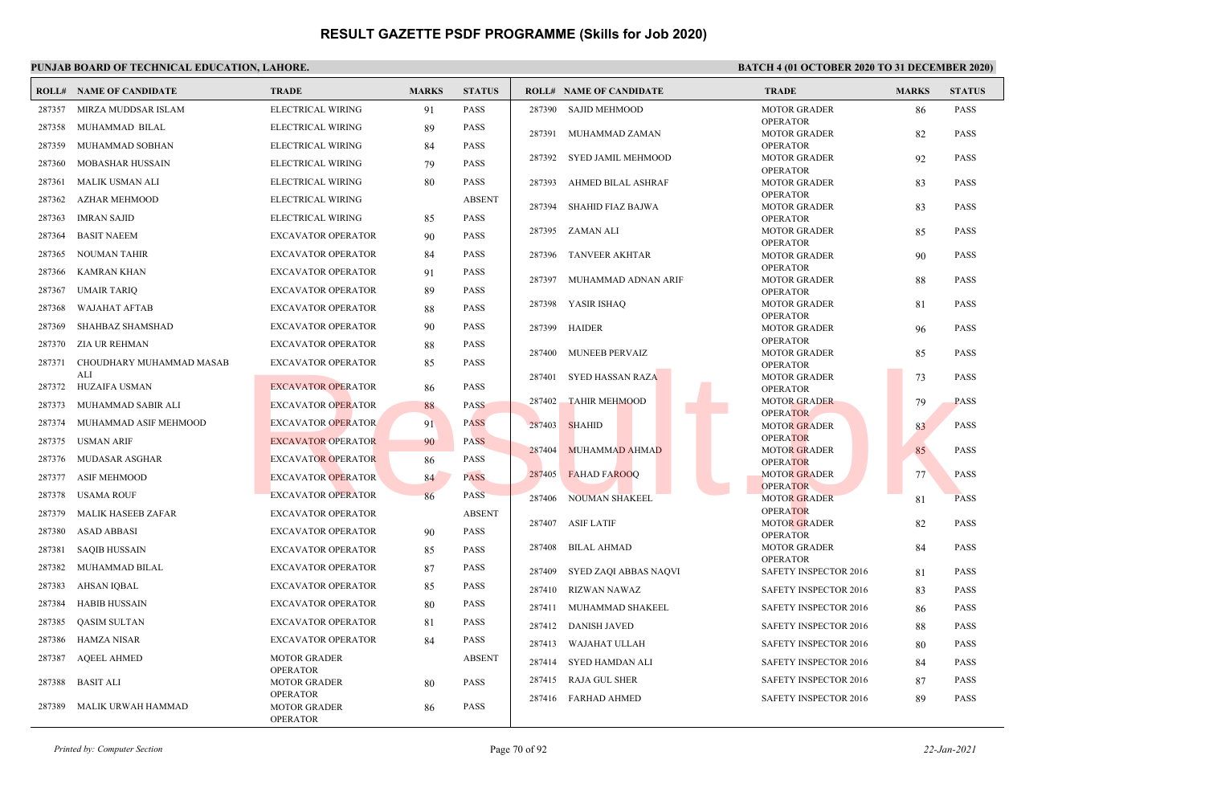# RESULT GAZETTE PSDF PROGRAMME (Skills for Job 2020)

**PUNJAB BOARD OF TECHNICAL EDUCATION, LAHORE.**

**BATCH 4 (01 OCTOBER 2020 TO 31 DECEMBER 2020)**

| ROLL# | NAME OF CANDIDATE | TRADE | MARKS | STATUS |
|---|---|---|---|---|
| 287357 | MIRZA MUDDSAR ISLAM | ELECTRICAL WIRING | 91 | PASS |
| 287358 | MUHAMMAD BILAL | ELECTRICAL WIRING | 89 | PASS |
| 287359 | MUHAMMAD SOBHAN | ELECTRICAL WIRING | 84 | PASS |
| 287360 | MOBASHAR HUSSAIN | ELECTRICAL WIRING | 79 | PASS |
| 287361 | MALIK USMAN ALI | ELECTRICAL WIRING | 80 | PASS |
| 287362 | AZHAR MEHMOOD | ELECTRICAL WIRING | | ABSENT |
| 287363 | IMRAN SAJID | ELECTRICAL WIRING | 85 | PASS |
| 287364 | BASIT NAEEM | EXCAVATOR OPERATOR | 90 | PASS |
| 287365 | NOUMAN TAHIR | EXCAVATOR OPERATOR | 84 | PASS |
| 287366 | KAMRAN KHAN | EXCAVATOR OPERATOR | 91 | PASS |
| 287367 | UMAIR TARIQ | EXCAVATOR OPERATOR | 89 | PASS |
| 287368 | WAJAHAT AFTAB | EXCAVATOR OPERATOR | 88 | PASS |
| 287369 | SHAHBAZ SHAMSHAD | EXCAVATOR OPERATOR | 90 | PASS |
| 287370 | ZIA UR REHMAN | EXCAVATOR OPERATOR | 88 | PASS |
| 287371 | CHOUDHARY MUHAMMAD MASAB ALI | EXCAVATOR OPERATOR | 85 | PASS |
| 287372 | HUZAIFA USMAN | EXCAVATOR OPERATOR | 86 | PASS |
| 287373 | MUHAMMAD SABIR ALI | EXCAVATOR OPERATOR | 88 | PASS |
| 287374 | MUHAMMAD ASIF MEHMOOD | EXCAVATOR OPERATOR | 91 | PASS |
| 287375 | USMAN ARIF | EXCAVATOR OPERATOR | 90 | PASS |
| 287376 | MUDASAR ASGHAR | EXCAVATOR OPERATOR | 86 | PASS |
| 287377 | ASIF MEHMOOD | EXCAVATOR OPERATOR | 84 | PASS |
| 287378 | USAMA ROUF | EXCAVATOR OPERATOR | 86 | PASS |
| 287379 | MALIK HASEEB ZAFAR | EXCAVATOR OPERATOR | | ABSENT |
| 287380 | ASAD ABBASI | EXCAVATOR OPERATOR | 90 | PASS |
| 287381 | SAQIB HUSSAIN | EXCAVATOR OPERATOR | 85 | PASS |
| 287382 | MUHAMMAD BILAL | EXCAVATOR OPERATOR | 87 | PASS |
| 287383 | AHSAN IQBAL | EXCAVATOR OPERATOR | 85 | PASS |
| 287384 | HABIB HUSSAIN | EXCAVATOR OPERATOR | 80 | PASS |
| 287385 | QASIM SULTAN | EXCAVATOR OPERATOR | 81 | PASS |
| 287386 | HAMZA NISAR | EXCAVATOR OPERATOR | 84 | PASS |
| 287387 | AQEEL AHMED | MOTOR GRADER OPERATOR | | ABSENT |
| 287388 | BASIT ALI | MOTOR GRADER OPERATOR | 80 | PASS |
| 287389 | MALIK URWAH HAMMAD | MOTOR GRADER OPERATOR | 86 | PASS |
| 287390 | SAJID MEHMOOD | MOTOR GRADER OPERATOR | 86 | PASS |
| 287391 | MUHAMMAD ZAMAN | MOTOR GRADER OPERATOR | 82 | PASS |
| 287392 | SYED JAMIL MEHMOOD | MOTOR GRADER OPERATOR | 92 | PASS |
| 287393 | AHMED BILAL ASHRAF | MOTOR GRADER OPERATOR | 83 | PASS |
| 287394 | SHAHID FIAZ BAJWA | MOTOR GRADER OPERATOR | 83 | PASS |
| 287395 | ZAMAN ALI | MOTOR GRADER OPERATOR | 85 | PASS |
| 287396 | TANVEER AKHTAR | MOTOR GRADER OPERATOR | 90 | PASS |
| 287397 | MUHAMMAD ADNAN ARIF | MOTOR GRADER OPERATOR | 88 | PASS |
| 287398 | YASIR ISHAQ | MOTOR GRADER OPERATOR | 81 | PASS |
| 287399 | HAIDER | MOTOR GRADER OPERATOR | 96 | PASS |
| 287400 | MUNEEB PERVAIZ | MOTOR GRADER OPERATOR | 85 | PASS |
| 287401 | SYED HASSAN RAZA | MOTOR GRADER OPERATOR | 73 | PASS |
| 287402 | TAHIR MEHMOOD | MOTOR GRADER OPERATOR | 79 | PASS |
| 287403 | SHAHID | MOTOR GRADER OPERATOR | 83 | PASS |
| 287404 | MUHAMMAD AHMAD | MOTOR GRADER OPERATOR | 85 | PASS |
| 287405 | FAHAD FAROOQ | MOTOR GRADER OPERATOR | 77 | PASS |
| 287406 | NOUMAN SHAKEEL | MOTOR GRADER OPERATOR | 81 | PASS |
| 287407 | ASIF LATIF | MOTOR GRADER OPERATOR | 82 | PASS |
| 287408 | BILAL AHMAD | MOTOR GRADER OPERATOR | 84 | PASS |
| 287409 | SYED ZAQI ABBAS NAQVI | SAFETY INSPECTOR 2016 | 81 | PASS |
| 287410 | RIZWAN NAWAZ | SAFETY INSPECTOR 2016 | 83 | PASS |
| 287411 | MUHAMMAD SHAKEEL | SAFETY INSPECTOR 2016 | 86 | PASS |
| 287412 | DANISH JAVED | SAFETY INSPECTOR 2016 | 88 | PASS |
| 287413 | WAJAHAT ULLAH | SAFETY INSPECTOR 2016 | 80 | PASS |
| 287414 | SYED HAMDAN ALI | SAFETY INSPECTOR 2016 | 84 | PASS |
| 287415 | RAJA GUL SHER | SAFETY INSPECTOR 2016 | 87 | PASS |
| 287416 | FARHAD AHMED | SAFETY INSPECTOR 2016 | 89 | PASS |

*Printed by: Computer Section* 22-Jan-2021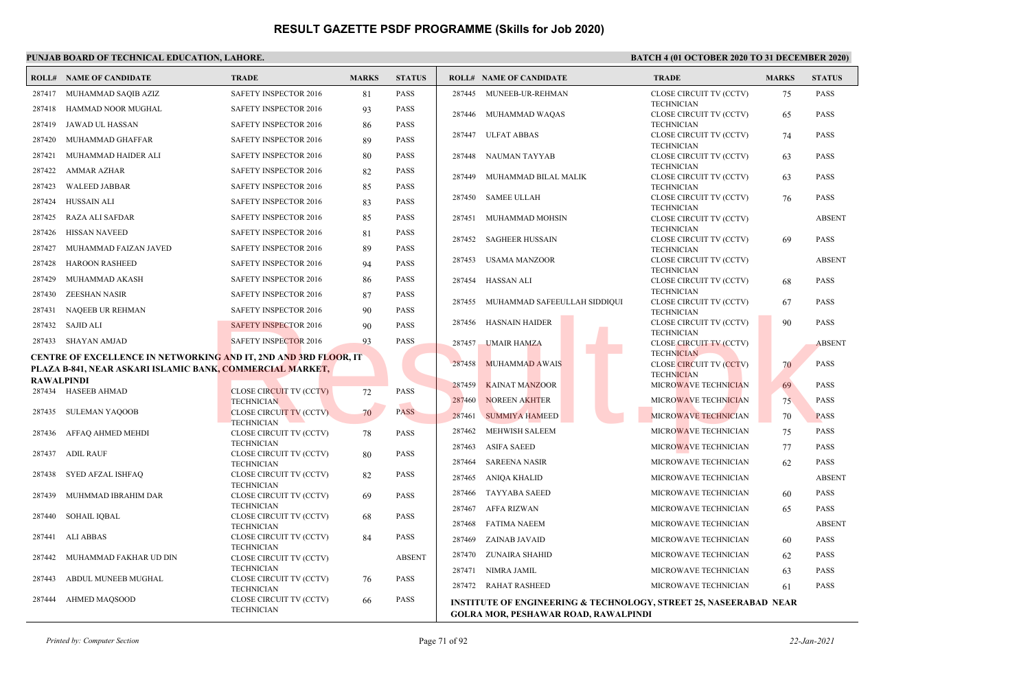# RESULT GAZETTE PSDF PROGRAMME (Skills for Job 2020)

**PUNJAB BOARD OF TECHNICAL EDUCATION, LAHORE.**

**BATCH 4 (01 OCTOBER 2020 TO 31 DECEMBER 2020)**

| ROLL# | NAME OF CANDIDATE | TRADE | MARKS | STATUS |
|---|---|---|---|---|
| 287417 | MUHAMMAD SAQIB AZIZ | SAFETY INSPECTOR 2016 | 81 | PASS |
| 287418 | HAMMAD NOOR MUGHAL | SAFETY INSPECTOR 2016 | 93 | PASS |
| 287419 | JAWAD UL HASSAN | SAFETY INSPECTOR 2016 | 86 | PASS |
| 287420 | MUHAMMAD GHAFFAR | SAFETY INSPECTOR 2016 | 89 | PASS |
| 287421 | MUHAMMAD HAIDER ALI | SAFETY INSPECTOR 2016 | 80 | PASS |
| 287422 | AMMAR AZHAR | SAFETY INSPECTOR 2016 | 82 | PASS |
| 287423 | WALEED JABBAR | SAFETY INSPECTOR 2016 | 85 | PASS |
| 287424 | HUSSAIN ALI | SAFETY INSPECTOR 2016 | 83 | PASS |
| 287425 | RAZA ALI SAFDAR | SAFETY INSPECTOR 2016 | 85 | PASS |
| 287426 | HISSAN NAVEED | SAFETY INSPECTOR 2016 | 81 | PASS |
| 287427 | MUHAMMAD FAIZAN JAVED | SAFETY INSPECTOR 2016 | 89 | PASS |
| 287428 | HAROON RASHEED | SAFETY INSPECTOR 2016 | 94 | PASS |
| 287429 | MUHAMMAD AKASH | SAFETY INSPECTOR 2016 | 86 | PASS |
| 287430 | ZEESHAN NASIR | SAFETY INSPECTOR 2016 | 87 | PASS |
| 287431 | NAQEEB UR REHMAN | SAFETY INSPECTOR 2016 | 90 | PASS |
| 287432 | SAJID ALI | SAFETY INSPECTOR 2016 | 90 | PASS |
| 287433 | SHAYAN AMJAD | SAFETY INSPECTOR 2016 | 93 | PASS |

**CENTRE OF EXCELLENCE IN NETWORKING AND IT, 2ND AND 3RD FLOOR, IT PLAZA B-841, NEAR ASKARI ISLAMIC BANK, COMMERCIAL MARKET, RAWALPINDI**

| ROLL# | NAME OF CANDIDATE | TRADE | MARKS | STATUS |
|---|---|---|---|---|
| 287434 | HASEEB AHMAD | CLOSE CIRCUIT TV (CCTV) TECHNICIAN | 72 | PASS |
| 287435 | SULEMAN YAQOOB | CLOSE CIRCUIT TV (CCTV) TECHNICIAN | 70 | PASS |
| 287436 | AFFAQ AHMED MEHDI | CLOSE CIRCUIT TV (CCTV) TECHNICIAN | 78 | PASS |
| 287437 | ADIL RAUF | CLOSE CIRCUIT TV (CCTV) TECHNICIAN | 80 | PASS |
| 287438 | SYED AFZAL ISHFAQ | CLOSE CIRCUIT TV (CCTV) TECHNICIAN | 82 | PASS |
| 287439 | MUHMMAD IBRAHIM DAR | CLOSE CIRCUIT TV (CCTV) TECHNICIAN | 69 | PASS |
| 287440 | SOHAIL IQBAL | CLOSE CIRCUIT TV (CCTV) TECHNICIAN | 68 | PASS |
| 287441 | ALI ABBAS | CLOSE CIRCUIT TV (CCTV) TECHNICIAN | 84 | PASS |
| 287442 | MUHAMMAD FAKHAR UD DIN | CLOSE CIRCUIT TV (CCTV) TECHNICIAN | | ABSENT |
| 287443 | ABDUL MUNEEB MUGHAL | CLOSE CIRCUIT TV (CCTV) TECHNICIAN | 76 | PASS |
| 287444 | AHMED MAQSOOD | CLOSE CIRCUIT TV (CCTV) TECHNICIAN | 66 | PASS |
| 287445 | MUNEEB-UR-REHMAN | CLOSE CIRCUIT TV (CCTV) TECHNICIAN | 75 | PASS |
| 287446 | MUHAMMAD WAQAS | CLOSE CIRCUIT TV (CCTV) TECHNICIAN | 65 | PASS |
| 287447 | ULFAT ABBAS | CLOSE CIRCUIT TV (CCTV) TECHNICIAN | 74 | PASS |
| 287448 | NAUMAN TAYYAB | CLOSE CIRCUIT TV (CCTV) TECHNICIAN | 63 | PASS |
| 287449 | MUHAMMAD BILAL MALIK | CLOSE CIRCUIT TV (CCTV) TECHNICIAN | 63 | PASS |
| 287450 | SAMEE ULLAH | CLOSE CIRCUIT TV (CCTV) TECHNICIAN | 76 | PASS |
| 287451 | MUHAMMAD MOHSIN | CLOSE CIRCUIT TV (CCTV) TECHNICIAN | | ABSENT |
| 287452 | SAGHEER HUSSAIN | CLOSE CIRCUIT TV (CCTV) TECHNICIAN | 69 | PASS |
| 287453 | USAMA MANZOOR | CLOSE CIRCUIT TV (CCTV) TECHNICIAN | | ABSENT |
| 287454 | HASSAN ALI | CLOSE CIRCUIT TV (CCTV) TECHNICIAN | 68 | PASS |
| 287455 | MUHAMMAD SAFEEULLAH SIDDIQUI | CLOSE CIRCUIT TV (CCTV) TECHNICIAN | 67 | PASS |
| 287456 | HASNAIN HAIDER | CLOSE CIRCUIT TV (CCTV) TECHNICIAN | 90 | PASS |
| 287457 | UMAIR HAMZA | CLOSE CIRCUIT TV (CCTV) TECHNICIAN | | ABSENT |
| 287458 | MUHAMMAD AWAIS | CLOSE CIRCUIT TV (CCTV) TECHNICIAN | 70 | PASS |
| 287459 | KAINAT MANZOOR | MICROWAVE TECHNICIAN | 69 | PASS |
| 287460 | NOREEN AKHTER | MICROWAVE TECHNICIAN | 75 | PASS |
| 287461 | SUMMIYA HAMEED | MICROWAVE TECHNICIAN | 70 | PASS |
| 287462 | MEHWISH SALEEM | MICROWAVE TECHNICIAN | 75 | PASS |
| 287463 | ASIFA SAEED | MICROWAVE TECHNICIAN | 77 | PASS |
| 287464 | SAREENA NASIR | MICROWAVE TECHNICIAN | 62 | PASS |
| 287465 | ANIQA KHALID | MICROWAVE TECHNICIAN | | ABSENT |
| 287466 | TAYYABA SAEED | MICROWAVE TECHNICIAN | 60 | PASS |
| 287467 | AFFA RIZWAN | MICROWAVE TECHNICIAN | 65 | PASS |
| 287468 | FATIMA NAEEM | MICROWAVE TECHNICIAN | | ABSENT |
| 287469 | ZAINAB JAVAID | MICROWAVE TECHNICIAN | 60 | PASS |
| 287470 | ZUNAIRA SHAHID | MICROWAVE TECHNICIAN | 62 | PASS |
| 287471 | NIMRA JAMIL | MICROWAVE TECHNICIAN | 63 | PASS |
| 287472 | RAHAT RASHEED | MICROWAVE TECHNICIAN | 61 | PASS |

**INSTITUTE OF ENGINEERING & TECHNOLOGY, STREET 25, NASEERABAD NEAR GOLRA MOR, PESHAWAR ROAD, RAWALPINDI**

*Printed by: Computer Section* — *22-Jan-2021*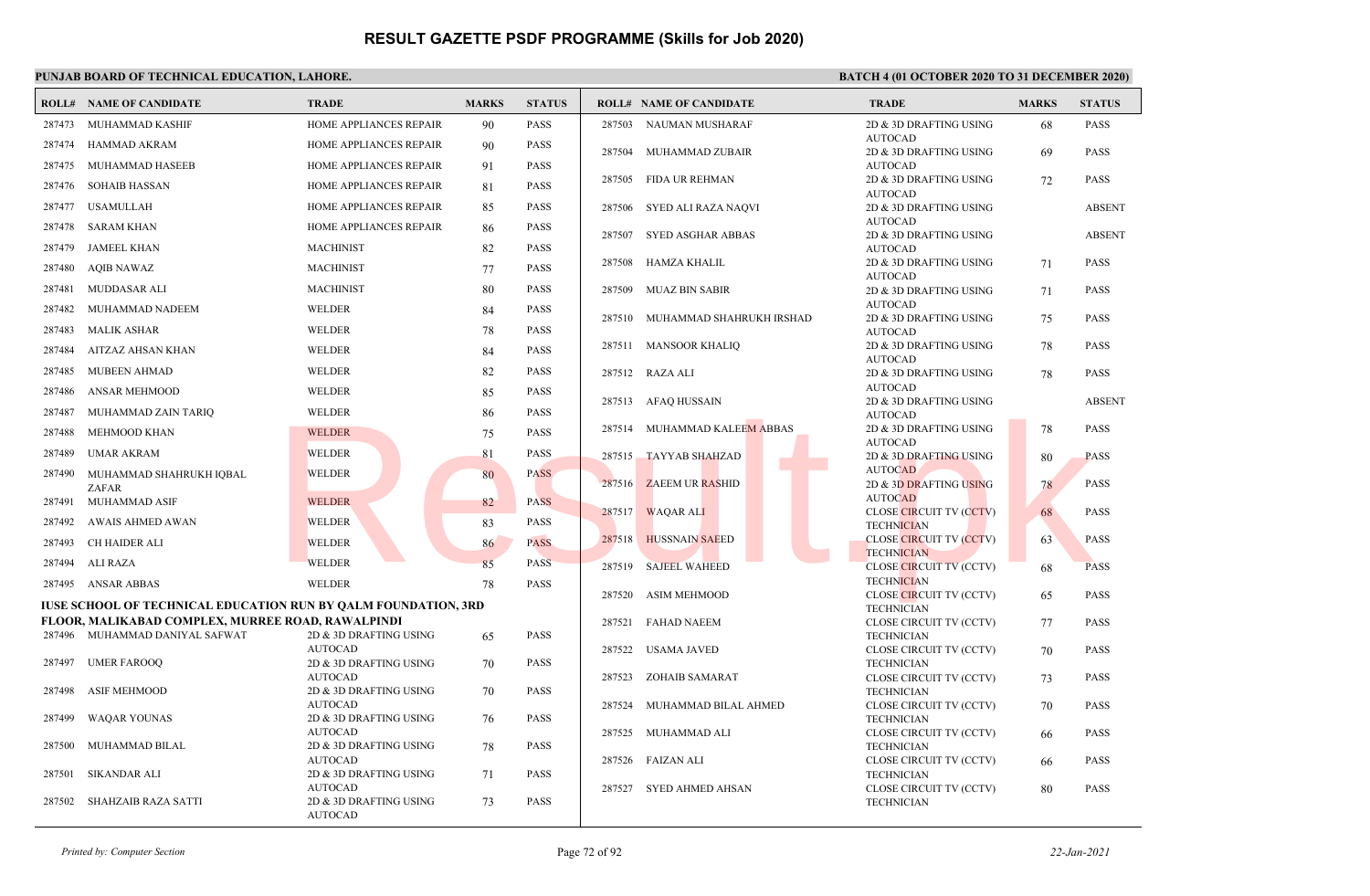# RESULT GAZETTE PSDF PROGRAMME (Skills for Job 2020)

**PUNJAB BOARD OF TECHNICAL EDUCATION, LAHORE.** **BATCH 4 (01 OCTOBER 2020 TO 31 DECEMBER 2020)**

| ROLL# | NAME OF CANDIDATE | TRADE | MARKS | STATUS |
|---|---|---|---|---|
| 287473 | MUHAMMAD KASHIF | HOME APPLIANCES REPAIR | 90 | PASS |
| 287474 | HAMMAD AKRAM | HOME APPLIANCES REPAIR | 90 | PASS |
| 287475 | MUHAMMAD HASEEB | HOME APPLIANCES REPAIR | 91 | PASS |
| 287476 | SOHAIB HASSAN | HOME APPLIANCES REPAIR | 81 | PASS |
| 287477 | USAMULLAH | HOME APPLIANCES REPAIR | 85 | PASS |
| 287478 | SARAM KHAN | HOME APPLIANCES REPAIR | 86 | PASS |
| 287479 | JAMEEL KHAN | MACHINIST | 82 | PASS |
| 287480 | AQIB NAWAZ | MACHINIST | 77 | PASS |
| 287481 | MUDDASAR ALI | MACHINIST | 80 | PASS |
| 287482 | MUHAMMAD NADEEM | WELDER | 84 | PASS |
| 287483 | MALIK ASHAR | WELDER | 78 | PASS |
| 287484 | AITZAZ AHSAN KHAN | WELDER | 84 | PASS |
| 287485 | MUBEEN AHMAD | WELDER | 82 | PASS |
| 287486 | ANSAR MEHMOOD | WELDER | 85 | PASS |
| 287487 | MUHAMMAD ZAIN TARIQ | WELDER | 86 | PASS |
| 287488 | MEHMOOD KHAN | WELDER | 75 | PASS |
| 287489 | UMAR AKRAM | WELDER | 81 | PASS |
| 287490 | MUHAMMAD SHAHRUKH IQBAL ZAFAR | WELDER | 80 | PASS |
| 287491 | MUHAMMAD ASIF | WELDER | 82 | PASS |
| 287492 | AWAIS AHMED AWAN | WELDER | 83 | PASS |
| 287493 | CH HAIDER ALI | WELDER | 86 | PASS |
| 287494 | ALI RAZA | WELDER | 85 | PASS |
| 287495 | ANSAR ABBAS | WELDER | 78 | PASS |

**IUSE SCHOOL OF TECHNICAL EDUCATION RUN BY QALM FOUNDATION, 3RD FLOOR, MALIKABAD COMPLEX, MURREE ROAD, RAWALPINDI**

| ROLL# | NAME OF CANDIDATE | TRADE | MARKS | STATUS |
|---|---|---|---|---|
| 287496 | MUHAMMAD DANIYAL SAFWAT | 2D & 3D DRAFTING USING AUTOCAD | 65 | PASS |
| 287497 | UMER FAROOQ | 2D & 3D DRAFTING USING AUTOCAD | 70 | PASS |
| 287498 | ASIF MEHMOOD | 2D & 3D DRAFTING USING AUTOCAD | 70 | PASS |
| 287499 | WAQAR YOUNAS | 2D & 3D DRAFTING USING AUTOCAD | 76 | PASS |
| 287500 | MUHAMMAD BILAL | 2D & 3D DRAFTING USING AUTOCAD | 78 | PASS |
| 287501 | SIKANDAR ALI | 2D & 3D DRAFTING USING AUTOCAD | 71 | PASS |
| 287502 | SHAHZAIB RAZA SATTI | 2D & 3D DRAFTING USING AUTOCAD | 73 | PASS |
| 287503 | NAUMAN MUSHARAF | 2D & 3D DRAFTING USING AUTOCAD | 68 | PASS |
| 287504 | MUHAMMAD ZUBAIR | 2D & 3D DRAFTING USING AUTOCAD | 69 | PASS |
| 287505 | FIDA UR REHMAN | 2D & 3D DRAFTING USING AUTOCAD | 72 | PASS |
| 287506 | SYED ALI RAZA NAQVI | 2D & 3D DRAFTING USING AUTOCAD | | ABSENT |
| 287507 | SYED ASGHAR ABBAS | 2D & 3D DRAFTING USING AUTOCAD | | ABSENT |
| 287508 | HAMZA KHALIL | 2D & 3D DRAFTING USING AUTOCAD | 71 | PASS |
| 287509 | MUAZ BIN SABIR | 2D & 3D DRAFTING USING AUTOCAD | 71 | PASS |
| 287510 | MUHAMMAD SHAHRUKH IRSHAD | 2D & 3D DRAFTING USING AUTOCAD | 75 | PASS |
| 287511 | MANSOOR KHALIQ | 2D & 3D DRAFTING USING AUTOCAD | 78 | PASS |
| 287512 | RAZA ALI | 2D & 3D DRAFTING USING AUTOCAD | 78 | PASS |
| 287513 | AFAQ HUSSAIN | 2D & 3D DRAFTING USING AUTOCAD | | ABSENT |
| 287514 | MUHAMMAD KALEEM ABBAS | 2D & 3D DRAFTING USING AUTOCAD | 78 | PASS |
| 287515 | TAYYAB SHAHZAD | 2D & 3D DRAFTING USING AUTOCAD | 80 | PASS |
| 287516 | ZAEEM UR RASHID | 2D & 3D DRAFTING USING AUTOCAD | 78 | PASS |
| 287517 | WAQAR ALI | CLOSE CIRCUIT TV (CCTV) TECHNICIAN | 68 | PASS |
| 287518 | HUSSNAIN SAEED | CLOSE CIRCUIT TV (CCTV) TECHNICIAN | 63 | PASS |
| 287519 | SAJEEL WAHEED | CLOSE CIRCUIT TV (CCTV) TECHNICIAN | 68 | PASS |
| 287520 | ASIM MEHMOOD | CLOSE CIRCUIT TV (CCTV) TECHNICIAN | 65 | PASS |
| 287521 | FAHAD NAEEM | CLOSE CIRCUIT TV (CCTV) TECHNICIAN | 77 | PASS |
| 287522 | USAMA JAVED | CLOSE CIRCUIT TV (CCTV) TECHNICIAN | 70 | PASS |
| 287523 | ZOHAIB SAMARAT | CLOSE CIRCUIT TV (CCTV) TECHNICIAN | 73 | PASS |
| 287524 | MUHAMMAD BILAL AHMED | CLOSE CIRCUIT TV (CCTV) TECHNICIAN | 70 | PASS |
| 287525 | MUHAMMAD ALI | CLOSE CIRCUIT TV (CCTV) TECHNICIAN | 66 | PASS |
| 287526 | FAIZAN ALI | CLOSE CIRCUIT TV (CCTV) TECHNICIAN | 66 | PASS |
| 287527 | SYED AHMED AHSAN | CLOSE CIRCUIT TV (CCTV) TECHNICIAN | 80 | PASS |

*Printed by: Computer Section* *22-Jan-2021*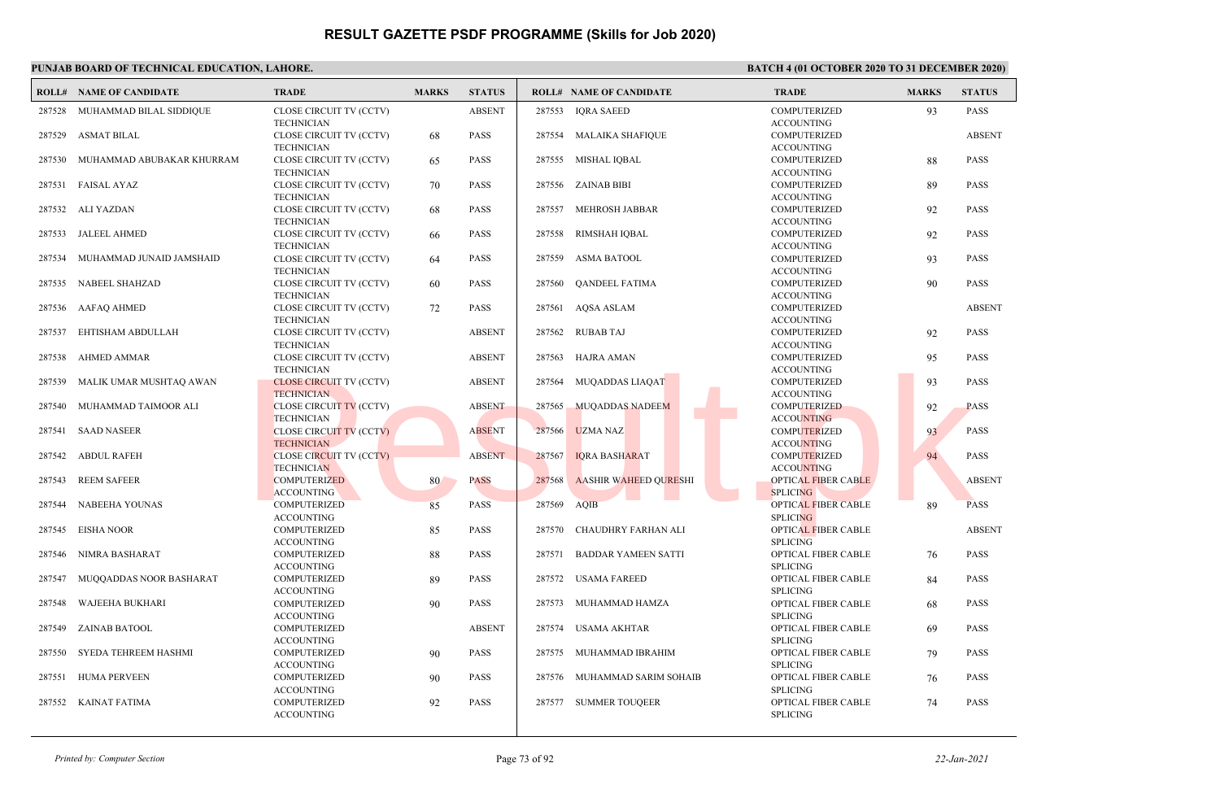# RESULT GAZETTE PSDF PROGRAMME (Skills for Job 2020)

**PUNJAB BOARD OF TECHNICAL EDUCATION, LAHORE.**

**BATCH 4 (01 OCTOBER 2020 TO 31 DECEMBER 2020)**

| ROLL# | NAME OF CANDIDATE | TRADE | MARKS | STATUS |
|---|---|---|---|---|
| 287528 | MUHAMMAD BILAL SIDDIQUE | CLOSE CIRCUIT TV (CCTV) TECHNICIAN | | ABSENT |
| 287529 | ASMAT BILAL | CLOSE CIRCUIT TV (CCTV) TECHNICIAN | 68 | PASS |
| 287530 | MUHAMMAD ABUBAKAR KHURRAM | CLOSE CIRCUIT TV (CCTV) TECHNICIAN | 65 | PASS |
| 287531 | FAISAL AYAZ | CLOSE CIRCUIT TV (CCTV) TECHNICIAN | 70 | PASS |
| 287532 | ALI YAZDAN | CLOSE CIRCUIT TV (CCTV) TECHNICIAN | 68 | PASS |
| 287533 | JALEEL AHMED | CLOSE CIRCUIT TV (CCTV) TECHNICIAN | 66 | PASS |
| 287534 | MUHAMMAD JUNAID JAMSHAID | CLOSE CIRCUIT TV (CCTV) TECHNICIAN | 64 | PASS |
| 287535 | NABEEL SHAHZAD | CLOSE CIRCUIT TV (CCTV) TECHNICIAN | 60 | PASS |
| 287536 | AAFAQ AHMED | CLOSE CIRCUIT TV (CCTV) TECHNICIAN | 72 | PASS |
| 287537 | EHTISHAM ABDULLAH | CLOSE CIRCUIT TV (CCTV) TECHNICIAN | | ABSENT |
| 287538 | AHMED AMMAR | CLOSE CIRCUIT TV (CCTV) TECHNICIAN | | ABSENT |
| 287539 | MALIK UMAR MUSHTAQ AWAN | CLOSE CIRCUIT TV (CCTV) TECHNICIAN | | ABSENT |
| 287540 | MUHAMMAD TAIMOOR ALI | CLOSE CIRCUIT TV (CCTV) TECHNICIAN | | ABSENT |
| 287541 | SAAD NASEER | CLOSE CIRCUIT TV (CCTV) TECHNICIAN | | ABSENT |
| 287542 | ABDUL RAFEH | CLOSE CIRCUIT TV (CCTV) TECHNICIAN | | ABSENT |
| 287543 | REEM SAFEER | COMPUTERIZED ACCOUNTING | 80 | PASS |
| 287544 | NABEEHA YOUNAS | COMPUTERIZED ACCOUNTING | 85 | PASS |
| 287545 | EISHA NOOR | COMPUTERIZED ACCOUNTING | 85 | PASS |
| 287546 | NIMRA BASHARAT | COMPUTERIZED ACCOUNTING | 88 | PASS |
| 287547 | MUQQADDAS NOOR BASHARAT | COMPUTERIZED ACCOUNTING | 89 | PASS |
| 287548 | WAJEEHA BUKHARI | COMPUTERIZED ACCOUNTING | 90 | PASS |
| 287549 | ZAINAB BATOOL | COMPUTERIZED ACCOUNTING | | ABSENT |
| 287550 | SYEDA TEHREEM HASHMI | COMPUTERIZED ACCOUNTING | 90 | PASS |
| 287551 | HUMA PERVEEN | COMPUTERIZED ACCOUNTING | 90 | PASS |
| 287552 | KAINAT FATIMA | COMPUTERIZED ACCOUNTING | 92 | PASS |
| 287553 | IQRA SAEED | COMPUTERIZED ACCOUNTING | 93 | PASS |
| 287554 | MALAIKA SHAFIQUE | COMPUTERIZED ACCOUNTING | | ABSENT |
| 287555 | MISHAL IQBAL | COMPUTERIZED ACCOUNTING | 88 | PASS |
| 287556 | ZAINAB BIBI | COMPUTERIZED ACCOUNTING | 89 | PASS |
| 287557 | MEHROSH JABBAR | COMPUTERIZED ACCOUNTING | 92 | PASS |
| 287558 | RIMSHAH IQBAL | COMPUTERIZED ACCOUNTING | 92 | PASS |
| 287559 | ASMA BATOOL | COMPUTERIZED ACCOUNTING | 93 | PASS |
| 287560 | QANDEEL FATIMA | COMPUTERIZED ACCOUNTING | 90 | PASS |
| 287561 | AQSA ASLAM | COMPUTERIZED ACCOUNTING | | ABSENT |
| 287562 | RUBAB TAJ | COMPUTERIZED ACCOUNTING | 92 | PASS |
| 287563 | HAJRA AMAN | COMPUTERIZED ACCOUNTING | 95 | PASS |
| 287564 | MUQADDAS LIAQAT | COMPUTERIZED ACCOUNTING | 93 | PASS |
| 287565 | MUQADDAS NADEEM | COMPUTERIZED ACCOUNTING | 92 | PASS |
| 287566 | UZMA NAZ | COMPUTERIZED ACCOUNTING | 93 | PASS |
| 287567 | IQRA BASHARAT | COMPUTERIZED ACCOUNTING | 94 | PASS |
| 287568 | AASHIR WAHEED QURESHI | OPTICAL FIBER CABLE SPLICING | | ABSENT |
| 287569 | AQIB | OPTICAL FIBER CABLE SPLICING | 89 | PASS |
| 287570 | CHAUDHRY FARHAN ALI | OPTICAL FIBER CABLE SPLICING | | ABSENT |
| 287571 | BADDAR YAMEEN SATTI | OPTICAL FIBER CABLE SPLICING | 76 | PASS |
| 287572 | USAMA FAREED | OPTICAL FIBER CABLE SPLICING | 84 | PASS |
| 287573 | MUHAMMAD HAMZA | OPTICAL FIBER CABLE SPLICING | 68 | PASS |
| 287574 | USAMA AKHTAR | OPTICAL FIBER CABLE SPLICING | 69 | PASS |
| 287575 | MUHAMMAD IBRAHIM | OPTICAL FIBER CABLE SPLICING | 79 | PASS |
| 287576 | MUHAMMAD SARIM SOHAIB | OPTICAL FIBER CABLE SPLICING | 76 | PASS |
| 287577 | SUMMER TOUQEER | OPTICAL FIBER CABLE SPLICING | 74 | PASS |

*Printed by: Computer Section* — *22-Jan-2021*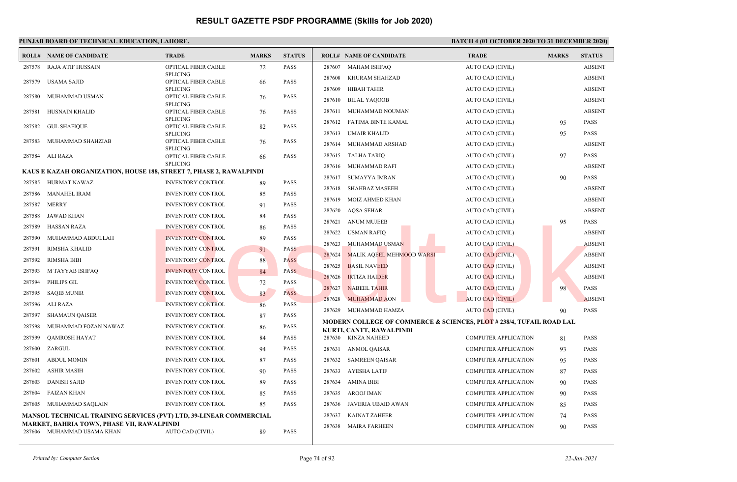# RESULT GAZETTE PSDF PROGRAMME (Skills for Job 2020)

**PUNJAB BOARD OF TECHNICAL EDUCATION, LAHORE.**

**BATCH 4 (01 OCTOBER 2020 TO 31 DECEMBER 2020)**

| ROLL# | NAME OF CANDIDATE | TRADE | MARKS | STATUS |
|---|---|---|---|---|
| 287578 | RAJA ATIF HUSSAIN | OPTICAL FIBER CABLE SPLICING | 72 | PASS |
| 287579 | USAMA SAJID | OPTICAL FIBER CABLE SPLICING | 66 | PASS |
| 287580 | MUHAMMAD USMAN | OPTICAL FIBER CABLE SPLICING | 76 | PASS |
| 287581 | HUSNAIN KHALID | OPTICAL FIBER CABLE SPLICING | 76 | PASS |
| 287582 | GUL SHAFIQUE | OPTICAL FIBER CABLE SPLICING | 82 | PASS |
| 287583 | MUHAMMAD SHAHZIAB | OPTICAL FIBER CABLE SPLICING | 76 | PASS |
| 287584 | ALI RAZA | OPTICAL FIBER CABLE SPLICING | 66 | PASS |

**KAUS E KAZAH ORGANIZATION, HOUSE 188, STREET 7, PHASE 2, RAWALPINDI**

| ROLL# | NAME OF CANDIDATE | TRADE | MARKS | STATUS |
|---|---|---|---|---|
| 287585 | HURMAT NAWAZ | INVENTORY CONTROL | 89 | PASS |
| 287586 | MANAHEL IRAM | INVENTORY CONTROL | 85 | PASS |
| 287587 | MERRY | INVENTORY CONTROL | 91 | PASS |
| 287588 | JAWAD KHAN | INVENTORY CONTROL | 84 | PASS |
| 287589 | HASSAN RAZA | INVENTORY CONTROL | 86 | PASS |
| 287590 | MUHAMMAD ABDULLAH | INVENTORY CONTROL | 89 | PASS |
| 287591 | RIMSHA KHALID | INVENTORY CONTROL | 91 | PASS |
| 287592 | RIMSHA BIBI | INVENTORY CONTROL | 88 | PASS |
| 287593 | M TAYYAB ISHFAQ | INVENTORY CONTROL | 84 | PASS |
| 287594 | PHILIPS GIL | INVENTORY CONTROL | 72 | PASS |
| 287595 | SAQIB MUNIR | INVENTORY CONTROL | 83 | PASS |
| 287596 | ALI RAZA | INVENTORY CONTROL | 86 | PASS |
| 287597 | SHAMAUN QAISER | INVENTORY CONTROL | 87 | PASS |
| 287598 | MUHAMMAD FOZAN NAWAZ | INVENTORY CONTROL | 86 | PASS |
| 287599 | QAMROSH HAYAT | INVENTORY CONTROL | 84 | PASS |
| 287600 | ZARGUL | INVENTORY CONTROL | 94 | PASS |
| 287601 | ABDUL MOMIN | INVENTORY CONTROL | 87 | PASS |
| 287602 | ASHIR MASIH | INVENTORY CONTROL | 90 | PASS |
| 287603 | DANISH SAJID | INVENTORY CONTROL | 89 | PASS |
| 287604 | FAIZAN KHAN | INVENTORY CONTROL | 85 | PASS |
| 287605 | MUHAMMAD SAQLAIN | INVENTORY CONTROL | 85 | PASS |

**MANSOL TECHNICAL TRAINING SERVICES (PVT) LTD, 39-LINEAR COMMERCIAL MARKET, BAHRIA TOWN, PHASE VII, RAWALPINDI**

| ROLL# | NAME OF CANDIDATE | TRADE | MARKS | STATUS |
|---|---|---|---|---|
| 287606 | MUHAMMAD USAMA KHAN | AUTO CAD (CIVIL) | 89 | PASS |
| 287607 | MAHAM ISHFAQ | AUTO CAD (CIVIL) | | ABSENT |
| 287608 | KHURAM SHAHZAD | AUTO CAD (CIVIL) | | ABSENT |
| 287609 | HIBAH TAHIR | AUTO CAD (CIVIL) | | ABSENT |
| 287610 | BILAL YAQOOB | AUTO CAD (CIVIL) | | ABSENT |
| 287611 | MUHAMMAD NOUMAN | AUTO CAD (CIVIL) | | ABSENT |
| 287612 | FATIMA BINTE KAMAL | AUTO CAD (CIVIL) | 95 | PASS |
| 287613 | UMAIR KHALID | AUTO CAD (CIVIL) | 95 | PASS |
| 287614 | MUHAMMAD ARSHAD | AUTO CAD (CIVIL) | | ABSENT |
| 287615 | TALHA TARIQ | AUTO CAD (CIVIL) | 97 | PASS |
| 287616 | MUHAMMAD RAFI | AUTO CAD (CIVIL) | | ABSENT |
| 287617 | SUMAYYA IMRAN | AUTO CAD (CIVIL) | 90 | PASS |
| 287618 | SHAHBAZ MASEEH | AUTO CAD (CIVIL) | | ABSENT |
| 287619 | MOIZ AHMED KHAN | AUTO CAD (CIVIL) | | ABSENT |
| 287620 | AQSA SEHAR | AUTO CAD (CIVIL) | | ABSENT |
| 287621 | ANUM MUJEEB | AUTO CAD (CIVIL) | 95 | PASS |
| 287622 | USMAN RAFIQ | AUTO CAD (CIVIL) | | ABSENT |
| 287623 | MUHAMMAD USMAN | AUTO CAD (CIVIL) | | ABSENT |
| 287624 | MALIK AQEEL MEHMOOD WARSI | AUTO CAD (CIVIL) | | ABSENT |
| 287625 | BASIL NAVEED | AUTO CAD (CIVIL) | | ABSENT |
| 287626 | IRTIZA HAIDER | AUTO CAD (CIVIL) | | ABSENT |
| 287627 | NABEEL TAHIR | AUTO CAD (CIVIL) | 98 | PASS |
| 287628 | MUHAMMAD AON | AUTO CAD (CIVIL) | | ABSENT |
| 287629 | MUHAMMAD HAMZA | AUTO CAD (CIVIL) | 90 | PASS |

**MODERN COLLEGE OF COMMERCE & SCIENCES, PLOT # 238/4, TUFAIL ROAD LAL KURTI, CANTT, RAWALPINDI**

| ROLL# | NAME OF CANDIDATE | TRADE | MARKS | STATUS |
|---|---|---|---|---|
| 287630 | KINZA NAHEED | COMPUTER APPLICATION | 81 | PASS |
| 287631 | ANMOL QAISAR | COMPUTER APPLICATION | 93 | PASS |
| 287632 | SAMREEN QAISAR | COMPUTER APPLICATION | 95 | PASS |
| 287633 | AYESHA LATIF | COMPUTER APPLICATION | 87 | PASS |
| 287634 | AMINA BIBI | COMPUTER APPLICATION | 90 | PASS |
| 287635 | AROOJ IMAN | COMPUTER APPLICATION | 90 | PASS |
| 287636 | JAVERIA UBAID AWAN | COMPUTER APPLICATION | 85 | PASS |
| 287637 | KAINAT ZAHEER | COMPUTER APPLICATION | 74 | PASS |
| 287638 | MAIRA FARHEEN | COMPUTER APPLICATION | 90 | PASS |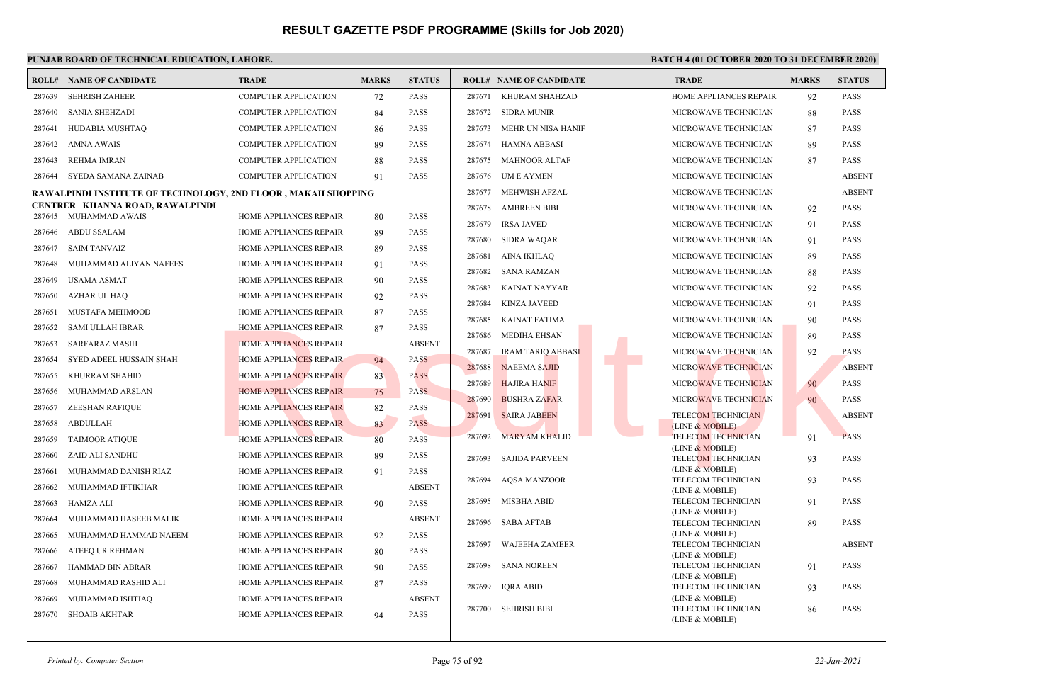# RESULT GAZETTE PSDF PROGRAMME (Skills for Job 2020)

**PUNJAB BOARD OF TECHNICAL EDUCATION, LAHORE.**

**BATCH 4 (01 OCTOBER 2020 TO 31 DECEMBER 2020)**

| ROLL# | NAME OF CANDIDATE | TRADE | MARKS | STATUS |
|---|---|---|---|---|
| 287639 | SEHRISH ZAHEER | COMPUTER APPLICATION | 72 | PASS |
| 287640 | SANIA SHEHZADI | COMPUTER APPLICATION | 84 | PASS |
| 287641 | HUDABIA MUSHTAQ | COMPUTER APPLICATION | 86 | PASS |
| 287642 | AMNA AWAIS | COMPUTER APPLICATION | 89 | PASS |
| 287643 | REHMA IMRAN | COMPUTER APPLICATION | 88 | PASS |
| 287644 | SYEDA SAMANA ZAINAB | COMPUTER APPLICATION | 91 | PASS |

**RAWALPINDI INSTITUTE OF TECHNOLOGY, 2ND FLOOR , MAKAH SHOPPING CENTRER KHANNA ROAD, RAWALPINDI**

| ROLL# | NAME OF CANDIDATE | TRADE | MARKS | STATUS |
|---|---|---|---|---|
| 287645 | MUHAMMAD AWAIS | HOME APPLIANCES REPAIR | 80 | PASS |
| 287646 | ABDU SSALAM | HOME APPLIANCES REPAIR | 89 | PASS |
| 287647 | SAIM TANVAIZ | HOME APPLIANCES REPAIR | 89 | PASS |
| 287648 | MUHAMMAD ALIYAN NAFEES | HOME APPLIANCES REPAIR | 91 | PASS |
| 287649 | USAMA ASMAT | HOME APPLIANCES REPAIR | 90 | PASS |
| 287650 | AZHAR UL HAQ | HOME APPLIANCES REPAIR | 92 | PASS |
| 287651 | MUSTAFA MEHMOOD | HOME APPLIANCES REPAIR | 87 | PASS |
| 287652 | SAMI ULLAH IBRAR | HOME APPLIANCES REPAIR | 87 | PASS |
| 287653 | SARFARAZ MASIH | HOME APPLIANCES REPAIR | | ABSENT |
| 287654 | SYED ADEEL HUSSAIN SHAH | HOME APPLIANCES REPAIR | 94 | PASS |
| 287655 | KHURRAM SHAHID | HOME APPLIANCES REPAIR | 83 | PASS |
| 287656 | MUHAMMAD ARSLAN | HOME APPLIANCES REPAIR | 75 | PASS |
| 287657 | ZEESHAN RAFIQUE | HOME APPLIANCES REPAIR | 82 | PASS |
| 287658 | ABDULLAH | HOME APPLIANCES REPAIR | 83 | PASS |
| 287659 | TAIMOOR ATIQUE | HOME APPLIANCES REPAIR | 80 | PASS |
| 287660 | ZAID ALI SANDHU | HOME APPLIANCES REPAIR | 89 | PASS |
| 287661 | MUHAMMAD DANISH RIAZ | HOME APPLIANCES REPAIR | 91 | PASS |
| 287662 | MUHAMMAD IFTIKHAR | HOME APPLIANCES REPAIR | | ABSENT |
| 287663 | HAMZA ALI | HOME APPLIANCES REPAIR | 90 | PASS |
| 287664 | MUHAMMAD HASEEB MALIK | HOME APPLIANCES REPAIR | | ABSENT |
| 287665 | MUHAMMAD HAMMAD NAEEM | HOME APPLIANCES REPAIR | 92 | PASS |
| 287666 | ATEEQ UR REHMAN | HOME APPLIANCES REPAIR | 80 | PASS |
| 287667 | HAMMAD BIN ABRAR | HOME APPLIANCES REPAIR | 90 | PASS |
| 287668 | MUHAMMAD RASHID ALI | HOME APPLIANCES REPAIR | 87 | PASS |
| 287669 | MUHAMMAD ISHTIAQ | HOME APPLIANCES REPAIR | | ABSENT |
| 287670 | SHOAIB AKHTAR | HOME APPLIANCES REPAIR | 94 | PASS |
| 287671 | KHURAM SHAHZAD | HOME APPLIANCES REPAIR | 92 | PASS |
| 287672 | SIDRA MUNIR | MICROWAVE TECHNICIAN | 88 | PASS |
| 287673 | MEHR UN NISA HANIF | MICROWAVE TECHNICIAN | 87 | PASS |
| 287674 | HAMNA ABBASI | MICROWAVE TECHNICIAN | 89 | PASS |
| 287675 | MAHNOOR ALTAF | MICROWAVE TECHNICIAN | 87 | PASS |
| 287676 | UM E AYMEN | MICROWAVE TECHNICIAN | | ABSENT |
| 287677 | MEHWISH AFZAL | MICROWAVE TECHNICIAN | | ABSENT |
| 287678 | AMBREEN BIBI | MICROWAVE TECHNICIAN | 92 | PASS |
| 287679 | IRSA JAVED | MICROWAVE TECHNICIAN | 91 | PASS |
| 287680 | SIDRA WAQAR | MICROWAVE TECHNICIAN | 91 | PASS |
| 287681 | AINA IKHLAQ | MICROWAVE TECHNICIAN | 89 | PASS |
| 287682 | SANA RAMZAN | MICROWAVE TECHNICIAN | 88 | PASS |
| 287683 | KAINAT NAYYAR | MICROWAVE TECHNICIAN | 92 | PASS |
| 287684 | KINZA JAVEED | MICROWAVE TECHNICIAN | 91 | PASS |
| 287685 | KAINAT FATIMA | MICROWAVE TECHNICIAN | 90 | PASS |
| 287686 | MEDIHA EHSAN | MICROWAVE TECHNICIAN | 89 | PASS |
| 287687 | IRAM TARIQ ABBASI | MICROWAVE TECHNICIAN | 92 | PASS |
| 287688 | NAEEMA SAJID | MICROWAVE TECHNICIAN | | ABSENT |
| 287689 | HAJIRA HANIF | MICROWAVE TECHNICIAN | 90 | PASS |
| 287690 | BUSHRA ZAFAR | MICROWAVE TECHNICIAN | 90 | PASS |
| 287691 | SAIRA JABEEN | TELECOM TECHNICIAN (LINE & MOBILE) | | ABSENT |
| 287692 | MARYAM KHALID | TELECOM TECHNICIAN (LINE & MOBILE) | 91 | PASS |
| 287693 | SAJIDA PARVEEN | TELECOM TECHNICIAN (LINE & MOBILE) | 93 | PASS |
| 287694 | AQSA MANZOOR | TELECOM TECHNICIAN (LINE & MOBILE) | 93 | PASS |
| 287695 | MISBHA ABID | TELECOM TECHNICIAN (LINE & MOBILE) | 91 | PASS |
| 287696 | SABA AFTAB | TELECOM TECHNICIAN (LINE & MOBILE) | 89 | PASS |
| 287697 | WAJEEHA ZAMEER | TELECOM TECHNICIAN (LINE & MOBILE) | | ABSENT |
| 287698 | SANA NOREEN | TELECOM TECHNICIAN (LINE & MOBILE) | 91 | PASS |
| 287699 | IQRA ABID | TELECOM TECHNICIAN (LINE & MOBILE) | 93 | PASS |
| 287700 | SEHRISH BIBI | TELECOM TECHNICIAN (LINE & MOBILE) | 86 | PASS |

*Printed by: Computer Section* | *22-Jan-2021*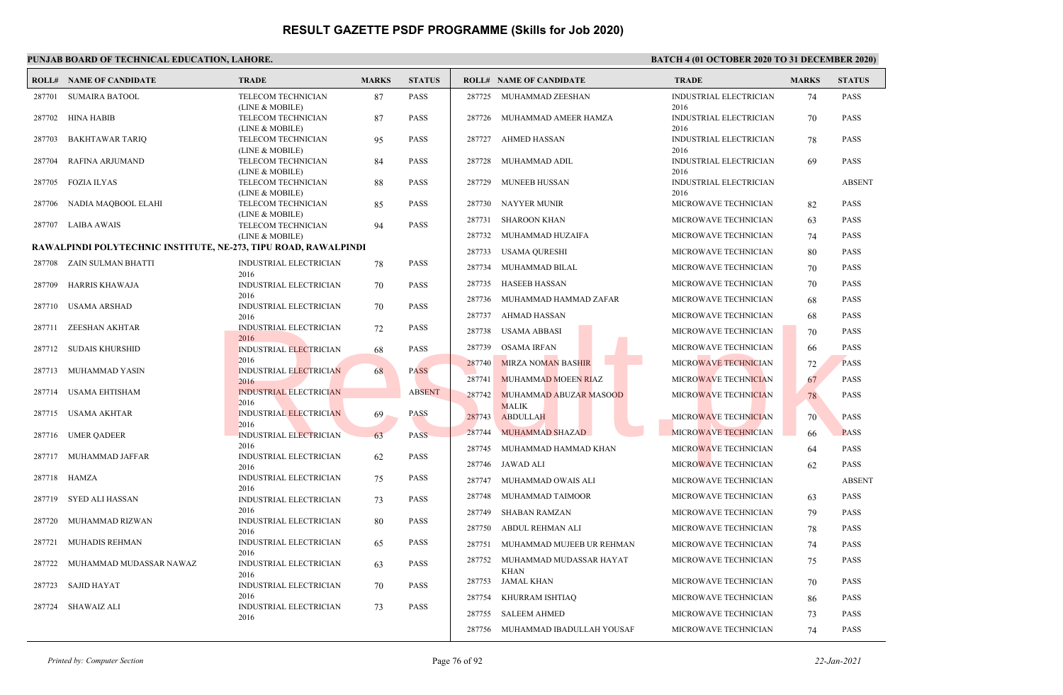# RESULT GAZETTE PSDF PROGRAMME (Skills for Job 2020)

**PUNJAB BOARD OF TECHNICAL EDUCATION, LAHORE.**

**BATCH 4 (01 OCTOBER 2020 TO 31 DECEMBER 2020)**

| ROLL# | NAME OF CANDIDATE | TRADE | MARKS | STATUS |
|---|---|---|---|---|
| 287701 | SUMAIRA BATOOL | TELECOM TECHNICIAN (LINE & MOBILE) | 87 | PASS |
| 287702 | HINA HABIB | TELECOM TECHNICIAN (LINE & MOBILE) | 87 | PASS |
| 287703 | BAKHTAWAR TARIQ | TELECOM TECHNICIAN (LINE & MOBILE) | 95 | PASS |
| 287704 | RAFINA ARJUMAND | TELECOM TECHNICIAN (LINE & MOBILE) | 84 | PASS |
| 287705 | FOZIA ILYAS | TELECOM TECHNICIAN (LINE & MOBILE) | 88 | PASS |
| 287706 | NADIA MAQBOOL ELAHI | TELECOM TECHNICIAN (LINE & MOBILE) | 85 | PASS |
| 287707 | LAIBA AWAIS | TELECOM TECHNICIAN (LINE & MOBILE) | 94 | PASS |

**RAWALPINDI POLYTECHNIC INSTITUTE, NE-273, TIPU ROAD, RAWALPINDI**

| ROLL# | NAME OF CANDIDATE | TRADE | MARKS | STATUS |
|---|---|---|---|---|
| 287708 | ZAIN SULMAN BHATTI | INDUSTRIAL ELECTRICIAN 2016 | 78 | PASS |
| 287709 | HARRIS KHAWAJA | INDUSTRIAL ELECTRICIAN 2016 | 70 | PASS |
| 287710 | USAMA ARSHAD | INDUSTRIAL ELECTRICIAN 2016 | 70 | PASS |
| 287711 | ZEESHAN AKHTAR | INDUSTRIAL ELECTRICIAN 2016 | 72 | PASS |
| 287712 | SUDAIS KHURSHID | INDUSTRIAL ELECTRICIAN 2016 | 68 | PASS |
| 287713 | MUHAMMAD YASIN | INDUSTRIAL ELECTRICIAN 2016 | 68 | PASS |
| 287714 | USAMA EHTISHAM | INDUSTRIAL ELECTRICIAN 2016 | | ABSENT |
| 287715 | USAMA AKHTAR | INDUSTRIAL ELECTRICIAN 2016 | 69 | PASS |
| 287716 | UMER QADEER | INDUSTRIAL ELECTRICIAN 2016 | 63 | PASS |
| 287717 | MUHAMMAD JAFFAR | INDUSTRIAL ELECTRICIAN 2016 | 62 | PASS |
| 287718 | HAMZA | INDUSTRIAL ELECTRICIAN 2016 | 75 | PASS |
| 287719 | SYED ALI HASSAN | INDUSTRIAL ELECTRICIAN 2016 | 73 | PASS |
| 287720 | MUHAMMAD RIZWAN | INDUSTRIAL ELECTRICIAN 2016 | 80 | PASS |
| 287721 | MUHADIS REHMAN | INDUSTRIAL ELECTRICIAN 2016 | 65 | PASS |
| 287722 | MUHAMMAD MUDASSAR NAWAZ | INDUSTRIAL ELECTRICIAN 2016 | 63 | PASS |
| 287723 | SAJID HAYAT | INDUSTRIAL ELECTRICIAN 2016 | 70 | PASS |
| 287724 | SHAWAIZ ALI | INDUSTRIAL ELECTRICIAN 2016 | 73 | PASS |
| 287725 | MUHAMMAD ZEESHAN | INDUSTRIAL ELECTRICIAN 2016 | 74 | PASS |
| 287726 | MUHAMMAD AMEER HAMZA | INDUSTRIAL ELECTRICIAN 2016 | 70 | PASS |
| 287727 | AHMED HASSAN | INDUSTRIAL ELECTRICIAN 2016 | 78 | PASS |
| 287728 | MUHAMMAD ADIL | INDUSTRIAL ELECTRICIAN 2016 | 69 | PASS |
| 287729 | MUNEEB HUSSAN | INDUSTRIAL ELECTRICIAN 2016 | | ABSENT |
| 287730 | NAYYER MUNIR | MICROWAVE TECHNICIAN | 82 | PASS |
| 287731 | SHAROON KHAN | MICROWAVE TECHNICIAN | 63 | PASS |
| 287732 | MUHAMMAD HUZAIFA | MICROWAVE TECHNICIAN | 74 | PASS |
| 287733 | USAMA QURESHI | MICROWAVE TECHNICIAN | 80 | PASS |
| 287734 | MUHAMMAD BILAL | MICROWAVE TECHNICIAN | 70 | PASS |
| 287735 | HASEEB HASSAN | MICROWAVE TECHNICIAN | 70 | PASS |
| 287736 | MUHAMMAD HAMMAD ZAFAR | MICROWAVE TECHNICIAN | 68 | PASS |
| 287737 | AHMAD HASSAN | MICROWAVE TECHNICIAN | 68 | PASS |
| 287738 | USAMA ABBASI | MICROWAVE TECHNICIAN | 70 | PASS |
| 287739 | OSAMA IRFAN | MICROWAVE TECHNICIAN | 66 | PASS |
| 287740 | MIRZA NOMAN BASHIR | MICROWAVE TECHNICIAN | 72 | PASS |
| 287741 | MUHAMMAD MOEEN RIAZ | MICROWAVE TECHNICIAN | 67 | PASS |
| 287742 | MUHAMMAD ABUZAR MASOOD MALIK | MICROWAVE TECHNICIAN | 78 | PASS |
| 287743 | ABDULLAH | MICROWAVE TECHNICIAN | 70 | PASS |
| 287744 | MUHAMMAD SHAZAD | MICROWAVE TECHNICIAN | 66 | PASS |
| 287745 | MUHAMMAD HAMMAD KHAN | MICROWAVE TECHNICIAN | 64 | PASS |
| 287746 | JAWAD ALI | MICROWAVE TECHNICIAN | 62 | PASS |
| 287747 | MUHAMMAD OWAIS ALI | MICROWAVE TECHNICIAN | | ABSENT |
| 287748 | MUHAMMAD TAIMOOR | MICROWAVE TECHNICIAN | 63 | PASS |
| 287749 | SHABAN RAMZAN | MICROWAVE TECHNICIAN | 79 | PASS |
| 287750 | ABDUL REHMAN ALI | MICROWAVE TECHNICIAN | 78 | PASS |
| 287751 | MUHAMMAD MUJEEB UR REHMAN | MICROWAVE TECHNICIAN | 74 | PASS |
| 287752 | MUHAMMAD MUDASSAR HAYAT KHAN | MICROWAVE TECHNICIAN | 75 | PASS |
| 287753 | JAMAL KHAN | MICROWAVE TECHNICIAN | 70 | PASS |
| 287754 | KHURRAM ISHTIAQ | MICROWAVE TECHNICIAN | 86 | PASS |
| 287755 | SALEEM AHMED | MICROWAVE TECHNICIAN | 73 | PASS |
| 287756 | MUHAMMAD IBADULLAH YOUSAF | MICROWAVE TECHNICIAN | 74 | PASS |

*Printed by: Computer Section*

*22-Jan-2021*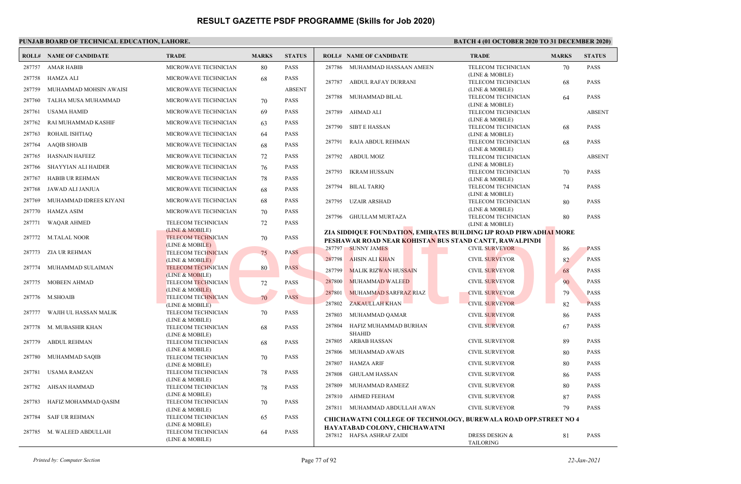# RESULT GAZETTE PSDF PROGRAMME (Skills for Job 2020)

**PUNJAB BOARD OF TECHNICAL EDUCATION, LAHORE.**

**BATCH 4 (01 OCTOBER 2020 TO 31 DECEMBER 2020)**

| ROLL# | NAME OF CANDIDATE | TRADE | MARKS | STATUS |
|---|---|---|---|---|
| 287757 | AMAR HABIB | MICROWAVE TECHNICIAN | 80 | PASS |
| 287758 | HAMZA ALI | MICROWAVE TECHNICIAN | 68 | PASS |
| 287759 | MUHAMMAD MOHSIN AWAISI | MICROWAVE TECHNICIAN | | ABSENT |
| 287760 | TALHA MUSA MUHAMMAD | MICROWAVE TECHNICIAN | 70 | PASS |
| 287761 | USAMA HAMID | MICROWAVE TECHNICIAN | 69 | PASS |
| 287762 | RAI MUHAMMAD KASHIF | MICROWAVE TECHNICIAN | 63 | PASS |
| 287763 | ROHAIL ISHTIAQ | MICROWAVE TECHNICIAN | 64 | PASS |
| 287764 | AAQIB SHOAIB | MICROWAVE TECHNICIAN | 68 | PASS |
| 287765 | HASNAIN HAFEEZ | MICROWAVE TECHNICIAN | 72 | PASS |
| 287766 | SHAYYIAN ALI HAIDER | MICROWAVE TECHNICIAN | 76 | PASS |
| 287767 | HABIB UR REHMAN | MICROWAVE TECHNICIAN | 78 | PASS |
| 287768 | JAWAD ALI JANJUA | MICROWAVE TECHNICIAN | 68 | PASS |
| 287769 | MUHAMMAD IDREES KIYANI | MICROWAVE TECHNICIAN | 68 | PASS |
| 287770 | HAMZA ASIM | MICROWAVE TECHNICIAN | 70 | PASS |
| 287771 | WAQAR AHMED | TELECOM TECHNICIAN (LINE & MOBILE) | 72 | PASS |
| 287772 | M.TALAL NOOR | TELECOM TECHNICIAN (LINE & MOBILE) | 70 | PASS |
| 287773 | ZIA UR REHMAN | TELECOM TECHNICIAN (LINE & MOBILE) | 75 | PASS |
| 287774 | MUHAMMAD SULAIMAN | TELECOM TECHNICIAN (LINE & MOBILE) | 80 | PASS |
| 287775 | MOBEEN AHMAD | TELECOM TECHNICIAN (LINE & MOBILE) | 72 | PASS |
| 287776 | M.SHOAIB | TELECOM TECHNICIAN (LINE & MOBILE) | 70 | PASS |
| 287777 | WAJIH UL HASSAN MALIK | TELECOM TECHNICIAN (LINE & MOBILE) | 70 | PASS |
| 287778 | M. MUBASHIR KHAN | TELECOM TECHNICIAN (LINE & MOBILE) | 68 | PASS |
| 287779 | ABDUL REHMAN | TELECOM TECHNICIAN (LINE & MOBILE) | 68 | PASS |
| 287780 | MUHAMMAD SAQIB | TELECOM TECHNICIAN (LINE & MOBILE) | 70 | PASS |
| 287781 | USAMA RAMZAN | TELECOM TECHNICIAN (LINE & MOBILE) | 78 | PASS |
| 287782 | AHSAN HAMMAD | TELECOM TECHNICIAN (LINE & MOBILE) | 78 | PASS |
| 287783 | HAFIZ MOHAMMAD QASIM | TELECOM TECHNICIAN (LINE & MOBILE) | 70 | PASS |
| 287784 | SAIF UR REHMAN | TELECOM TECHNICIAN (LINE & MOBILE) | 65 | PASS |
| 287785 | M. WALEED ABDULLAH | TELECOM TECHNICIAN (LINE & MOBILE) | 64 | PASS |
| 287786 | MUHAMMAD HASSAAN AMEEN | TELECOM TECHNICIAN (LINE & MOBILE) | 70 | PASS |
| 287787 | ABDUL RAFAY DURRANI | TELECOM TECHNICIAN (LINE & MOBILE) | 68 | PASS |
| 287788 | MUHAMMAD BILAL | TELECOM TECHNICIAN (LINE & MOBILE) | 64 | PASS |
| 287789 | AHMAD ALI | TELECOM TECHNICIAN (LINE & MOBILE) | | ABSENT |
| 287790 | SIBT E HASSAN | TELECOM TECHNICIAN (LINE & MOBILE) | 68 | PASS |
| 287791 | RAJA ABDUL REHMAN | TELECOM TECHNICIAN (LINE & MOBILE) | 68 | PASS |
| 287792 | ABDUL MOIZ | TELECOM TECHNICIAN (LINE & MOBILE) | | ABSENT |
| 287793 | IKRAM HUSSAIN | TELECOM TECHNICIAN (LINE & MOBILE) | 70 | PASS |
| 287794 | BILAL TARIQ | TELECOM TECHNICIAN (LINE & MOBILE) | 74 | PASS |
| 287795 | UZAIR ARSHAD | TELECOM TECHNICIAN (LINE & MOBILE) | 80 | PASS |
| 287796 | GHULLAM MURTAZA | TELECOM TECHNICIAN (LINE & MOBILE) | 80 | PASS |

**ZIA SIDDIQUE FOUNDATION, EMIRATES BUILDING IJP ROAD PIRWADHAI MORE PESHAWAR ROAD NEAR KOHISTAN BUS STAND CANTT, RAWALPINDI**

| ROLL# | NAME OF CANDIDATE | TRADE | MARKS | STATUS |
|---|---|---|---|---|
| 287797 | SUNNY JAMES | CIVIL SURVEYOR | 86 | PASS |
| 287798 | AHSIN ALI KHAN | CIVIL SURVEYOR | 82 | PASS |
| 287799 | MALIK RIZWAN HUSSAIN | CIVIL SURVEYOR | 68 | PASS |
| 287800 | MUHAMMAD WALEED | CIVIL SURVEYOR | 90 | PASS |
| 287801 | MUHAMMAD SARFRAZ RIAZ | CIVIL SURVEYOR | 79 | PASS |
| 287802 | ZAKAULLAH KHAN | CIVIL SURVEYOR | 82 | PASS |
| 287803 | MUHAMMAD QAMAR | CIVIL SURVEYOR | 86 | PASS |
| 287804 | HAFIZ MUHAMMAD BURHAN SHAHID | CIVIL SURVEYOR | 67 | PASS |
| 287805 | ARBAB HASSAN | CIVIL SURVEYOR | 89 | PASS |
| 287806 | MUHAMMAD AWAIS | CIVIL SURVEYOR | 80 | PASS |
| 287807 | HAMZA ARIF | CIVIL SURVEYOR | 80 | PASS |
| 287808 | GHULAM HASSAN | CIVIL SURVEYOR | 86 | PASS |
| 287809 | MUHAMMAD RAMEEZ | CIVIL SURVEYOR | 80 | PASS |
| 287810 | AHMED FEEHAM | CIVIL SURVEYOR | 87 | PASS |
| 287811 | MUHAMMAD ABDULLAH AWAN | CIVIL SURVEYOR | 79 | PASS |

**CHICHAWATNI COLLEGE OF TECHNOLOGY, BUREWALA ROAD OPP.STREET NO 4 HAYATABAD COLONY, CHICHAWATNI**

| ROLL# | NAME OF CANDIDATE | TRADE | MARKS | STATUS |
|---|---|---|---|---|
| 287812 | HAFSA ASHRAF ZAIDI | DRESS DESIGN & TAILORING | 81 | PASS |

*Printed by: Computer Section* | *22-Jan-2021*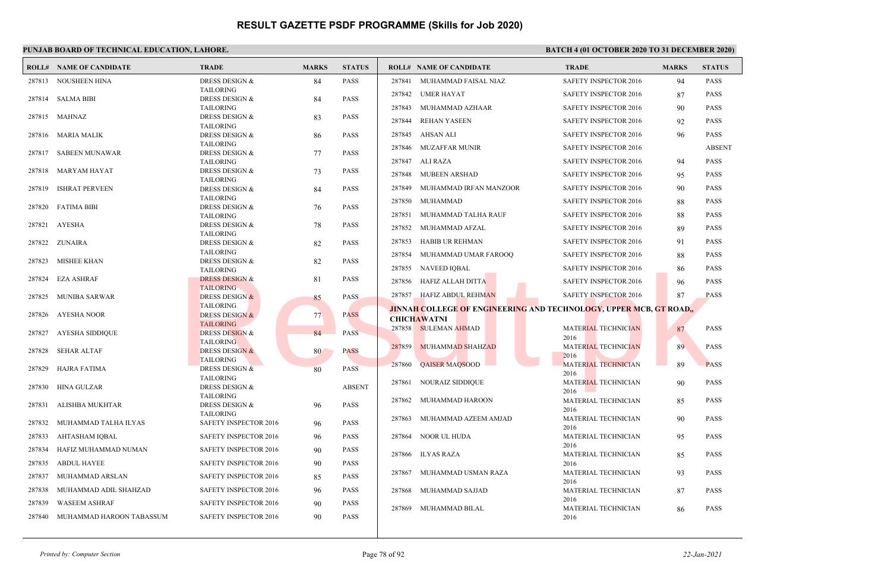# RESULT GAZETTE PSDF PROGRAMME (Skills for Job 2020)

**PUNJAB BOARD OF TECHNICAL EDUCATION, LAHORE.**

**BATCH 4 (01 OCTOBER 2020 TO 31 DECEMBER 2020)**

| ROLL# | NAME OF CANDIDATE | TRADE | MARKS | STATUS |
|---|---|---|---|---|
| 287813 | NOUSHEEN HINA | DRESS DESIGN & TAILORING | 84 | PASS |
| 287814 | SALMA BIBI | DRESS DESIGN & TAILORING | 84 | PASS |
| 287815 | MAHNAZ | DRESS DESIGN & TAILORING | 83 | PASS |
| 287816 | MARIA MALIK | DRESS DESIGN & TAILORING | 86 | PASS |
| 287817 | SABEEN MUNAWAR | DRESS DESIGN & TAILORING | 77 | PASS |
| 287818 | MARYAM HAYAT | DRESS DESIGN & TAILORING | 73 | PASS |
| 287819 | ISHRAT PERVEEN | DRESS DESIGN & TAILORING | 84 | PASS |
| 287820 | FATIMA BIBI | DRESS DESIGN & TAILORING | 76 | PASS |
| 287821 | AYESHA | DRESS DESIGN & TAILORING | 78 | PASS |
| 287822 | ZUNAIRA | DRESS DESIGN & TAILORING | 82 | PASS |
| 287823 | MISHEE KHAN | DRESS DESIGN & TAILORING | 82 | PASS |
| 287824 | EZA ASHRAF | DRESS DESIGN & TAILORING | 81 | PASS |
| 287825 | MUNIBA SARWAR | DRESS DESIGN & TAILORING | 85 | PASS |
| 287826 | AYESHA NOOR | DRESS DESIGN & TAILORING | 77 | PASS |
| 287827 | AYESHA SIDDIQUE | DRESS DESIGN & TAILORING | 84 | PASS |
| 287828 | SEHAR ALTAF | DRESS DESIGN & TAILORING | 80 | PASS |
| 287829 | HAJRA FATIMA | DRESS DESIGN & TAILORING | 80 | PASS |
| 287830 | HINA GULZAR | DRESS DESIGN & TAILORING | | ABSENT |
| 287831 | ALISHBA MUKHTAR | DRESS DESIGN & TAILORING | 96 | PASS |
| 287832 | MUHAMMAD TALHA ILYAS | SAFETY INSPECTOR 2016 | 96 | PASS |
| 287833 | AHTASHAM IQBAL | SAFETY INSPECTOR 2016 | 96 | PASS |
| 287834 | HAFIZ MUHAMMAD NUMAN | SAFETY INSPECTOR 2016 | 90 | PASS |
| 287835 | ABDUL HAYEE | SAFETY INSPECTOR 2016 | 90 | PASS |
| 287837 | MUHAMMAD ARSLAN | SAFETY INSPECTOR 2016 | 85 | PASS |
| 287838 | MUHAMMAD ADIL SHAHZAD | SAFETY INSPECTOR 2016 | 96 | PASS |
| 287839 | WASEEM ASHRAF | SAFETY INSPECTOR 2016 | 90 | PASS |
| 287840 | MUHAMMAD HAROON TABASSUM | SAFETY INSPECTOR 2016 | 90 | PASS |
| 287841 | MUHAMMAD FAISAL NIAZ | SAFETY INSPECTOR 2016 | 94 | PASS |
| 287842 | UMER HAYAT | SAFETY INSPECTOR 2016 | 87 | PASS |
| 287843 | MUHAMMAD AZHAAR | SAFETY INSPECTOR 2016 | 90 | PASS |
| 287844 | REHAN YASEEN | SAFETY INSPECTOR 2016 | 92 | PASS |
| 287845 | AHSAN ALI | SAFETY INSPECTOR 2016 | 96 | PASS |
| 287846 | MUZAFFAR MUNIR | SAFETY INSPECTOR 2016 | | ABSENT |
| 287847 | ALI RAZA | SAFETY INSPECTOR 2016 | 94 | PASS |
| 287848 | MUBEEN ARSHAD | SAFETY INSPECTOR 2016 | 95 | PASS |
| 287849 | MUHAMMAD IRFAN MANZOOR | SAFETY INSPECTOR 2016 | 90 | PASS |
| 287850 | MUHAMMAD | SAFETY INSPECTOR 2016 | 88 | PASS |
| 287851 | MUHAMMAD TALHA RAUF | SAFETY INSPECTOR 2016 | 88 | PASS |
| 287852 | MUHAMMAD AFZAL | SAFETY INSPECTOR 2016 | 89 | PASS |
| 287853 | HABIB UR REHMAN | SAFETY INSPECTOR 2016 | 91 | PASS |
| 287854 | MUHAMMAD UMAR FAROOQ | SAFETY INSPECTOR 2016 | 88 | PASS |
| 287855 | NAVEED IQBAL | SAFETY INSPECTOR 2016 | 86 | PASS |
| 287856 | HAFIZ ALLAH DITTA | SAFETY INSPECTOR 2016 | 96 | PASS |
| 287857 | HAFIZ ABDUL REHMAN | SAFETY INSPECTOR 2016 | 87 | PASS |

**JINNAH COLLEGE OF ENGINEERING AND TECHNOLOGY, UPPER MCB, GT ROAD,, CHICHAWATNI**

| ROLL# | NAME OF CANDIDATE | TRADE | MARKS | STATUS |
|---|---|---|---|---|
| 287858 | SULEMAN AHMAD | MATERIAL TECHNICIAN 2016 | 87 | PASS |
| 287859 | MUHAMMAD SHAHZAD | MATERIAL TECHNICIAN 2016 | 89 | PASS |
| 287860 | QAISER MAQSOOD | MATERIAL TECHNICIAN 2016 | 89 | PASS |
| 287861 | NOURAIZ SIDDIQUE | MATERIAL TECHNICIAN 2016 | 90 | PASS |
| 287862 | MUHAMMAD HAROON | MATERIAL TECHNICIAN 2016 | 85 | PASS |
| 287863 | MUHAMMAD AZEEM AMJAD | MATERIAL TECHNICIAN 2016 | 90 | PASS |
| 287864 | NOOR UL HUDA | MATERIAL TECHNICIAN 2016 | 95 | PASS |
| 287866 | ILYAS RAZA | MATERIAL TECHNICIAN 2016 | 85 | PASS |
| 287867 | MUHAMMAD USMAN RAZA | MATERIAL TECHNICIAN 2016 | 93 | PASS |
| 287868 | MUHAMMAD SAJJAD | MATERIAL TECHNICIAN 2016 | 87 | PASS |
| 287869 | MUHAMMAD BILAL | MATERIAL TECHNICIAN 2016 | 86 | PASS |

*Printed by: Computer Section* | *22-Jan-2021*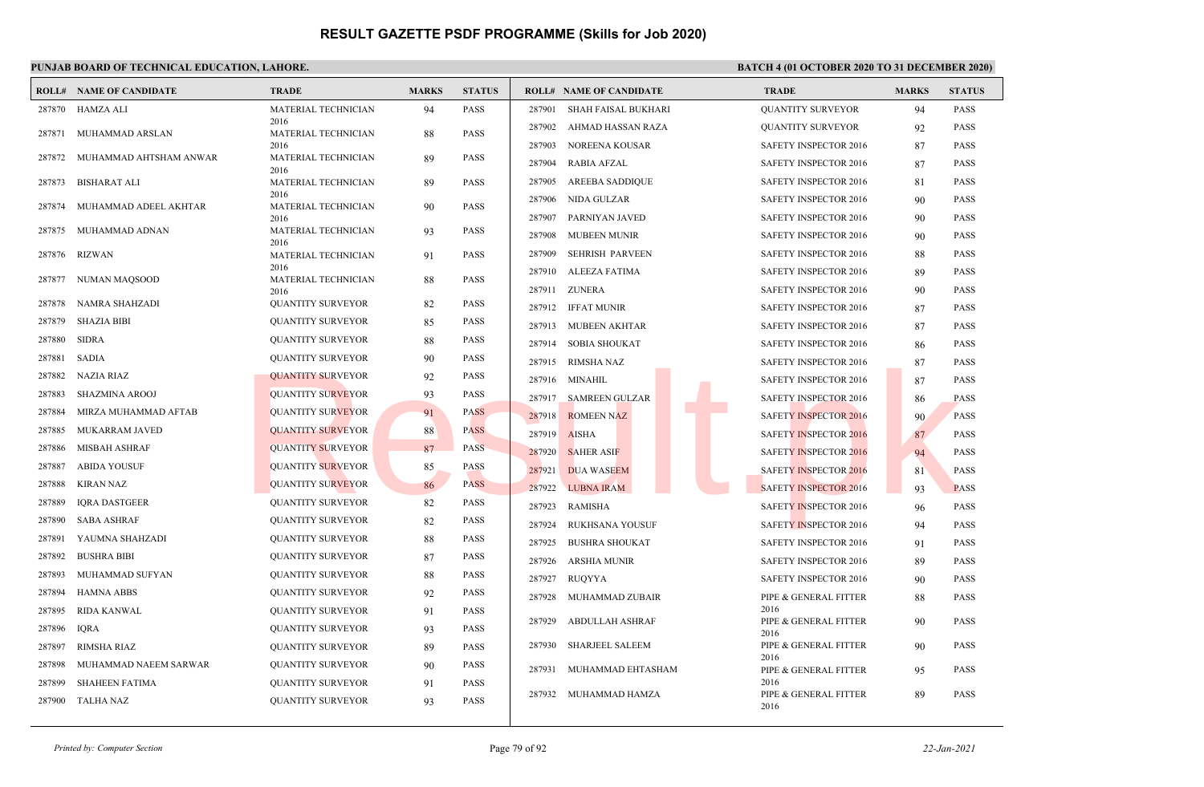# RESULT GAZETTE PSDF PROGRAMME (Skills for Job 2020)

**PUNJAB BOARD OF TECHNICAL EDUCATION, LAHORE.**

**BATCH 4 (01 OCTOBER 2020 TO 31 DECEMBER 2020)**

| ROLL# | NAME OF CANDIDATE | TRADE | MARKS | STATUS |
|---|---|---|---|---|
| 287870 | HAMZA ALI | MATERIAL TECHNICIAN 2016 | 94 | PASS |
| 287871 | MUHAMMAD ARSLAN | MATERIAL TECHNICIAN 2016 | 88 | PASS |
| 287872 | MUHAMMAD AHTSHAM ANWAR | MATERIAL TECHNICIAN 2016 | 89 | PASS |
| 287873 | BISHARAT ALI | MATERIAL TECHNICIAN 2016 | 89 | PASS |
| 287874 | MUHAMMAD ADEEL AKHTAR | MATERIAL TECHNICIAN 2016 | 90 | PASS |
| 287875 | MUHAMMAD ADNAN | MATERIAL TECHNICIAN 2016 | 93 | PASS |
| 287876 | RIZWAN | MATERIAL TECHNICIAN 2016 | 91 | PASS |
| 287877 | NUMAN MAQSOOD | MATERIAL TECHNICIAN 2016 | 88 | PASS |
| 287878 | NAMRA SHAHZADI | QUANTITY SURVEYOR | 82 | PASS |
| 287879 | SHAZIA BIBI | QUANTITY SURVEYOR | 85 | PASS |
| 287880 | SIDRA | QUANTITY SURVEYOR | 88 | PASS |
| 287881 | SADIA | QUANTITY SURVEYOR | 90 | PASS |
| 287882 | NAZIA RIAZ | QUANTITY SURVEYOR | 92 | PASS |
| 287883 | SHAZMINA AROOJ | QUANTITY SURVEYOR | 93 | PASS |
| 287884 | MIRZA MUHAMMAD AFTAB | QUANTITY SURVEYOR | 91 | PASS |
| 287885 | MUKARRAM JAVED | QUANTITY SURVEYOR | 88 | PASS |
| 287886 | MISBAH ASHRAF | QUANTITY SURVEYOR | 87 | PASS |
| 287887 | ABIDA YOUSUF | QUANTITY SURVEYOR | 85 | PASS |
| 287888 | KIRAN NAZ | QUANTITY SURVEYOR | 86 | PASS |
| 287889 | IQRA DASTGEER | QUANTITY SURVEYOR | 82 | PASS |
| 287890 | SABA ASHRAF | QUANTITY SURVEYOR | 82 | PASS |
| 287891 | YAUMNA SHAHZADI | QUANTITY SURVEYOR | 88 | PASS |
| 287892 | BUSHRA BIBI | QUANTITY SURVEYOR | 87 | PASS |
| 287893 | MUHAMMAD SUFYAN | QUANTITY SURVEYOR | 88 | PASS |
| 287894 | HAMNA ABBS | QUANTITY SURVEYOR | 92 | PASS |
| 287895 | RIDA KANWAL | QUANTITY SURVEYOR | 91 | PASS |
| 287896 | IQRA | QUANTITY SURVEYOR | 93 | PASS |
| 287897 | RIMSHA RIAZ | QUANTITY SURVEYOR | 89 | PASS |
| 287898 | MUHAMMAD NAEEM SARWAR | QUANTITY SURVEYOR | 90 | PASS |
| 287899 | SHAHEEN FATIMA | QUANTITY SURVEYOR | 91 | PASS |
| 287900 | TALHA NAZ | QUANTITY SURVEYOR | 93 | PASS |
| 287901 | SHAH FAISAL BUKHARI | QUANTITY SURVEYOR | 94 | PASS |
| 287902 | AHMAD HASSAN RAZA | QUANTITY SURVEYOR | 92 | PASS |
| 287903 | NOREENA KOUSAR | SAFETY INSPECTOR 2016 | 87 | PASS |
| 287904 | RABIA AFZAL | SAFETY INSPECTOR 2016 | 87 | PASS |
| 287905 | AREEBA SADDIQUE | SAFETY INSPECTOR 2016 | 81 | PASS |
| 287906 | NIDA GULZAR | SAFETY INSPECTOR 2016 | 90 | PASS |
| 287907 | PARNIYAN JAVED | SAFETY INSPECTOR 2016 | 90 | PASS |
| 287908 | MUBEEN MUNIR | SAFETY INSPECTOR 2016 | 90 | PASS |
| 287909 | SEHRISH PARVEEN | SAFETY INSPECTOR 2016 | 88 | PASS |
| 287910 | ALEEZA FATIMA | SAFETY INSPECTOR 2016 | 89 | PASS |
| 287911 | ZUNERA | SAFETY INSPECTOR 2016 | 90 | PASS |
| 287912 | IFFAT MUNIR | SAFETY INSPECTOR 2016 | 87 | PASS |
| 287913 | MUBEEN AKHTAR | SAFETY INSPECTOR 2016 | 87 | PASS |
| 287914 | SOBIA SHOUKAT | SAFETY INSPECTOR 2016 | 86 | PASS |
| 287915 | RIMSHA NAZ | SAFETY INSPECTOR 2016 | 87 | PASS |
| 287916 | MINAHIL | SAFETY INSPECTOR 2016 | 87 | PASS |
| 287917 | SAMREEN GULZAR | SAFETY INSPECTOR 2016 | 86 | PASS |
| 287918 | ROMEEN NAZ | SAFETY INSPECTOR 2016 | 90 | PASS |
| 287919 | AISHA | SAFETY INSPECTOR 2016 | 87 | PASS |
| 287920 | SAHER ASIF | SAFETY INSPECTOR 2016 | 94 | PASS |
| 287921 | DUA WASEEM | SAFETY INSPECTOR 2016 | 81 | PASS |
| 287922 | LUBNA IRAM | SAFETY INSPECTOR 2016 | 93 | PASS |
| 287923 | RAMISHA | SAFETY INSPECTOR 2016 | 96 | PASS |
| 287924 | RUKHSANA YOUSUF | SAFETY INSPECTOR 2016 | 94 | PASS |
| 287925 | BUSHRA SHOUKAT | SAFETY INSPECTOR 2016 | 91 | PASS |
| 287926 | ARSHIA MUNIR | SAFETY INSPECTOR 2016 | 89 | PASS |
| 287927 | RUQYYA | SAFETY INSPECTOR 2016 | 90 | PASS |
| 287928 | MUHAMMAD ZUBAIR | PIPE & GENERAL FITTER 2016 | 88 | PASS |
| 287929 | ABDULLAH ASHRAF | PIPE & GENERAL FITTER 2016 | 90 | PASS |
| 287930 | SHARJEEL SALEEM | PIPE & GENERAL FITTER 2016 | 90 | PASS |
| 287931 | MUHAMMAD EHTASHAM | PIPE & GENERAL FITTER 2016 | 95 | PASS |
| 287932 | MUHAMMAD HAMZA | PIPE & GENERAL FITTER 2016 | 89 | PASS |

*Printed by: Computer Section*

*22-Jan-2021*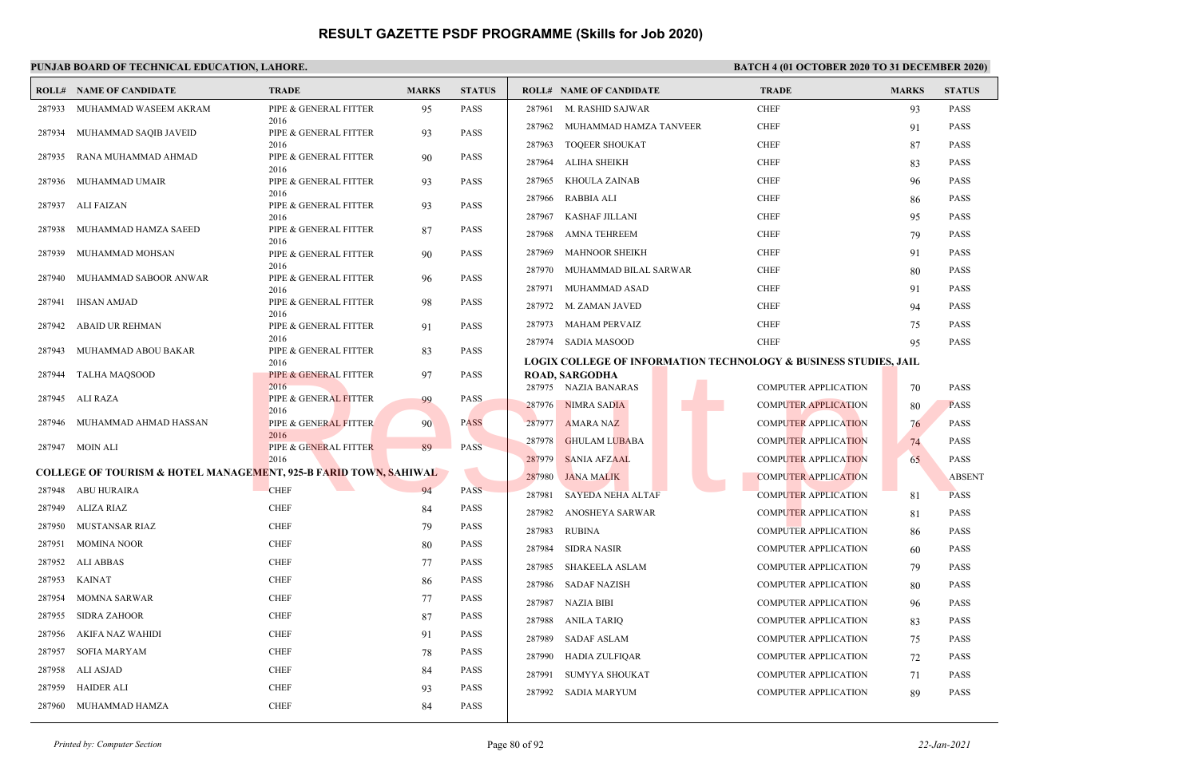# RESULT GAZETTE PSDF PROGRAMME (Skills for Job 2020)

**PUNJAB BOARD OF TECHNICAL EDUCATION, LAHORE.**

**BATCH 4 (01 OCTOBER 2020 TO 31 DECEMBER 2020)**

| ROLL# | NAME OF CANDIDATE | TRADE | MARKS | STATUS |
|---|---|---|---|---|
| 287933 | MUHAMMAD WASEEM AKRAM | PIPE & GENERAL FITTER 2016 | 95 | PASS |
| 287934 | MUHAMMAD SAQIB JAVEID | PIPE & GENERAL FITTER 2016 | 93 | PASS |
| 287935 | RANA MUHAMMAD AHMAD | PIPE & GENERAL FITTER 2016 | 90 | PASS |
| 287936 | MUHAMMAD UMAIR | PIPE & GENERAL FITTER 2016 | 93 | PASS |
| 287937 | ALI FAIZAN | PIPE & GENERAL FITTER 2016 | 93 | PASS |
| 287938 | MUHAMMAD HAMZA SAEED | PIPE & GENERAL FITTER 2016 | 87 | PASS |
| 287939 | MUHAMMAD MOHSAN | PIPE & GENERAL FITTER 2016 | 90 | PASS |
| 287940 | MUHAMMAD SABOOR ANWAR | PIPE & GENERAL FITTER 2016 | 96 | PASS |
| 287941 | IHSAN AMJAD | PIPE & GENERAL FITTER 2016 | 98 | PASS |
| 287942 | ABAID UR REHMAN | PIPE & GENERAL FITTER 2016 | 91 | PASS |
| 287943 | MUHAMMAD ABOU BAKAR | PIPE & GENERAL FITTER 2016 | 83 | PASS |
| 287944 | TALHA MAQSOOD | PIPE & GENERAL FITTER 2016 | 97 | PASS |
| 287945 | ALI RAZA | PIPE & GENERAL FITTER 2016 | 99 | PASS |
| 287946 | MUHAMMAD AHMAD HASSAN | PIPE & GENERAL FITTER 2016 | 90 | PASS |
| 287947 | MOIN ALI | PIPE & GENERAL FITTER 2016 | 89 | PASS |

**COLLEGE OF TOURISM & HOTEL MANAGEMENT, 925-B FARID TOWN, SAHIWAL**

| ROLL# | NAME OF CANDIDATE | TRADE | MARKS | STATUS |
|---|---|---|---|---|
| 287948 | ABU HURAIRA | CHEF | 94 | PASS |
| 287949 | ALIZA RIAZ | CHEF | 84 | PASS |
| 287950 | MUSTANSAR RIAZ | CHEF | 79 | PASS |
| 287951 | MOMINA NOOR | CHEF | 80 | PASS |
| 287952 | ALI ABBAS | CHEF | 77 | PASS |
| 287953 | KAINAT | CHEF | 86 | PASS |
| 287954 | MOMNA SARWAR | CHEF | 77 | PASS |
| 287955 | SIDRA ZAHOOR | CHEF | 87 | PASS |
| 287956 | AKIFA NAZ WAHIDI | CHEF | 91 | PASS |
| 287957 | SOFIA MARYAM | CHEF | 78 | PASS |
| 287958 | ALI ASJAD | CHEF | 84 | PASS |
| 287959 | HAIDER ALI | CHEF | 93 | PASS |
| 287960 | MUHAMMAD HAMZA | CHEF | 84 | PASS |
| 287961 | M. RASHID SAJWAR | CHEF | 93 | PASS |
| 287962 | MUHAMMAD HAMZA TANVEER | CHEF | 91 | PASS |
| 287963 | TOQEER SHOUKAT | CHEF | 87 | PASS |
| 287964 | ALIHA SHEIKH | CHEF | 83 | PASS |
| 287965 | KHOULA ZAINAB | CHEF | 96 | PASS |
| 287966 | RABBIA ALI | CHEF | 86 | PASS |
| 287967 | KASHAF JILLANI | CHEF | 95 | PASS |
| 287968 | AMNA TEHREEM | CHEF | 79 | PASS |
| 287969 | MAHNOOR SHEIKH | CHEF | 91 | PASS |
| 287970 | MUHAMMAD BILAL SARWAR | CHEF | 80 | PASS |
| 287971 | MUHAMMAD ASAD | CHEF | 91 | PASS |
| 287972 | M. ZAMAN JAVED | CHEF | 94 | PASS |
| 287973 | MAHAM PERVAIZ | CHEF | 75 | PASS |
| 287974 | SADIA MASOOD | CHEF | 95 | PASS |

**LOGIX COLLEGE OF INFORMATION TECHNOLOGY & BUSINESS STUDIES, JAIL ROAD, SARGODHA**

| ROLL# | NAME OF CANDIDATE | TRADE | MARKS | STATUS |
|---|---|---|---|---|
| 287975 | NAZIA BANARAS | COMPUTER APPLICATION | 70 | PASS |
| 287976 | NIMRA SADIA | COMPUTER APPLICATION | 80 | PASS |
| 287977 | AMARA NAZ | COMPUTER APPLICATION | 76 | PASS |
| 287978 | GHULAM LUBABA | COMPUTER APPLICATION | 74 | PASS |
| 287979 | SANIA AFZAAL | COMPUTER APPLICATION | 65 | PASS |
| 287980 | JANA MALIK | COMPUTER APPLICATION | | ABSENT |
| 287981 | SAYEDA NEHA ALTAF | COMPUTER APPLICATION | 81 | PASS |
| 287982 | ANOSHEYA SARWAR | COMPUTER APPLICATION | 81 | PASS |
| 287983 | RUBINA | COMPUTER APPLICATION | 86 | PASS |
| 287984 | SIDRA NASIR | COMPUTER APPLICATION | 60 | PASS |
| 287985 | SHAKEELA ASLAM | COMPUTER APPLICATION | 79 | PASS |
| 287986 | SADAF NAZISH | COMPUTER APPLICATION | 80 | PASS |
| 287987 | NAZIA BIBI | COMPUTER APPLICATION | 96 | PASS |
| 287988 | ANILA TARIQ | COMPUTER APPLICATION | 83 | PASS |
| 287989 | SADAF ASLAM | COMPUTER APPLICATION | 75 | PASS |
| 287990 | HADIA ZULFIQAR | COMPUTER APPLICATION | 72 | PASS |
| 287991 | SUMYYA SHOUKAT | COMPUTER APPLICATION | 71 | PASS |
| 287992 | SADIA MARYUM | COMPUTER APPLICATION | 89 | PASS |

*Printed by: Computer Section* — *22-Jan-2021*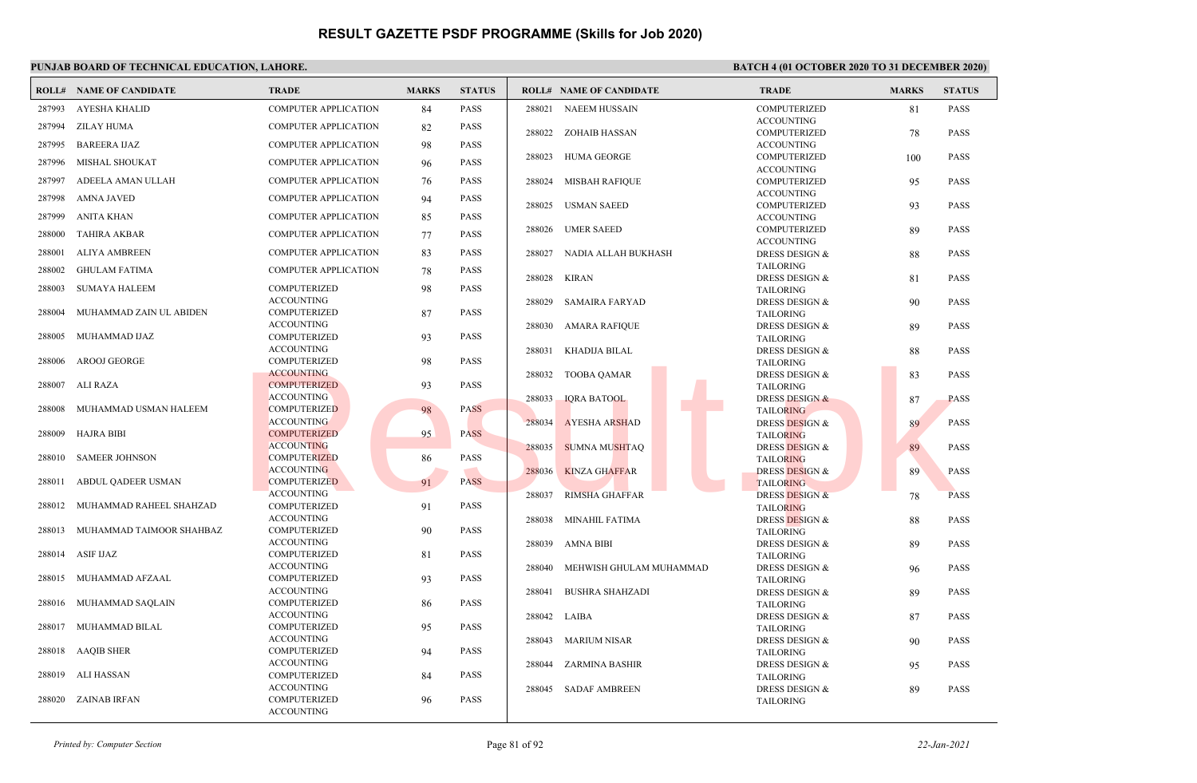# RESULT GAZETTE PSDF PROGRAMME (Skills for Job 2020)

**PUNJAB BOARD OF TECHNICAL EDUCATION, LAHORE.**

**BATCH 4 (01 OCTOBER 2020 TO 31 DECEMBER 2020)**

| ROLL# | NAME OF CANDIDATE | TRADE | MARKS | STATUS |
|---|---|---|---|---|
| 287993 | AYESHA KHALID | COMPUTER APPLICATION | 84 | PASS |
| 287994 | ZILAY HUMA | COMPUTER APPLICATION | 82 | PASS |
| 287995 | BAREERA IJAZ | COMPUTER APPLICATION | 98 | PASS |
| 287996 | MISHAL SHOUKAT | COMPUTER APPLICATION | 96 | PASS |
| 287997 | ADEELA AMAN ULLAH | COMPUTER APPLICATION | 76 | PASS |
| 287998 | AMNA JAVED | COMPUTER APPLICATION | 94 | PASS |
| 287999 | ANITA KHAN | COMPUTER APPLICATION | 85 | PASS |
| 288000 | TAHIRA AKBAR | COMPUTER APPLICATION | 77 | PASS |
| 288001 | ALIYA AMBREEN | COMPUTER APPLICATION | 83 | PASS |
| 288002 | GHULAM FATIMA | COMPUTER APPLICATION | 78 | PASS |
| 288003 | SUMAYA HALEEM | COMPUTERIZED ACCOUNTING | 98 | PASS |
| 288004 | MUHAMMAD ZAIN UL ABIDEN | COMPUTERIZED ACCOUNTING | 87 | PASS |
| 288005 | MUHAMMAD IJAZ | COMPUTERIZED ACCOUNTING | 93 | PASS |
| 288006 | AROOJ GEORGE | COMPUTERIZED ACCOUNTING | 98 | PASS |
| 288007 | ALI RAZA | COMPUTERIZED ACCOUNTING | 93 | PASS |
| 288008 | MUHAMMAD USMAN HALEEM | COMPUTERIZED ACCOUNTING | 98 | PASS |
| 288009 | HAJRA BIBI | COMPUTERIZED ACCOUNTING | 95 | PASS |
| 288010 | SAMEER JOHNSON | COMPUTERIZED ACCOUNTING | 86 | PASS |
| 288011 | ABDUL QADEER USMAN | COMPUTERIZED ACCOUNTING | 91 | PASS |
| 288012 | MUHAMMAD RAHEEL SHAHZAD | COMPUTERIZED ACCOUNTING | 91 | PASS |
| 288013 | MUHAMMAD TAIMOOR SHAHBAZ | COMPUTERIZED ACCOUNTING | 90 | PASS |
| 288014 | ASIF IJAZ | COMPUTERIZED ACCOUNTING | 81 | PASS |
| 288015 | MUHAMMAD AFZAAL | COMPUTERIZED ACCOUNTING | 93 | PASS |
| 288016 | MUHAMMAD SAQLAIN | COMPUTERIZED ACCOUNTING | 86 | PASS |
| 288017 | MUHAMMAD BILAL | COMPUTERIZED ACCOUNTING | 95 | PASS |
| 288018 | AAQIB SHER | COMPUTERIZED ACCOUNTING | 94 | PASS |
| 288019 | ALI HASSAN | COMPUTERIZED ACCOUNTING | 84 | PASS |
| 288020 | ZAINAB IRFAN | COMPUTERIZED ACCOUNTING | 96 | PASS |
| 288021 | NAEEM HUSSAIN | COMPUTERIZED ACCOUNTING | 81 | PASS |
| 288022 | ZOHAIB HASSAN | COMPUTERIZED ACCOUNTING | 78 | PASS |
| 288023 | HUMA GEORGE | COMPUTERIZED ACCOUNTING | 100 | PASS |
| 288024 | MISBAH RAFIQUE | COMPUTERIZED ACCOUNTING | 95 | PASS |
| 288025 | USMAN SAEED | COMPUTERIZED ACCOUNTING | 93 | PASS |
| 288026 | UMER SAEED | COMPUTERIZED ACCOUNTING | 89 | PASS |
| 288027 | NADIA ALLAH BUKHASH | DRESS DESIGN & TAILORING | 88 | PASS |
| 288028 | KIRAN | DRESS DESIGN & TAILORING | 81 | PASS |
| 288029 | SAMAIRA FARYAD | DRESS DESIGN & TAILORING | 90 | PASS |
| 288030 | AMARA RAFIQUE | DRESS DESIGN & TAILORING | 89 | PASS |
| 288031 | KHADIJA BILAL | DRESS DESIGN & TAILORING | 88 | PASS |
| 288032 | TOOBA QAMAR | DRESS DESIGN & TAILORING | 83 | PASS |
| 288033 | IQRA BATOOL | DRESS DESIGN & TAILORING | 87 | PASS |
| 288034 | AYESHA ARSHAD | DRESS DESIGN & TAILORING | 89 | PASS |
| 288035 | SUMNA MUSHTAQ | DRESS DESIGN & TAILORING | 89 | PASS |
| 288036 | KINZA GHAFFAR | DRESS DESIGN & TAILORING | 89 | PASS |
| 288037 | RIMSHA GHAFFAR | DRESS DESIGN & TAILORING | 78 | PASS |
| 288038 | MINAHIL FATIMA | DRESS DESIGN & TAILORING | 88 | PASS |
| 288039 | AMNA BIBI | DRESS DESIGN & TAILORING | 89 | PASS |
| 288040 | MEHWISH GHULAM MUHAMMAD | DRESS DESIGN & TAILORING | 96 | PASS |
| 288041 | BUSHRA SHAHZADI | DRESS DESIGN & TAILORING | 89 | PASS |
| 288042 | LAIBA | DRESS DESIGN & TAILORING | 87 | PASS |
| 288043 | MARIUM NISAR | DRESS DESIGN & TAILORING | 90 | PASS |
| 288044 | ZARMINA BASHIR | DRESS DESIGN & TAILORING | 95 | PASS |
| 288045 | SADAF AMBREEN | DRESS DESIGN & TAILORING | 89 | PASS |

*Printed by: Computer Section*

*22-Jan-2021*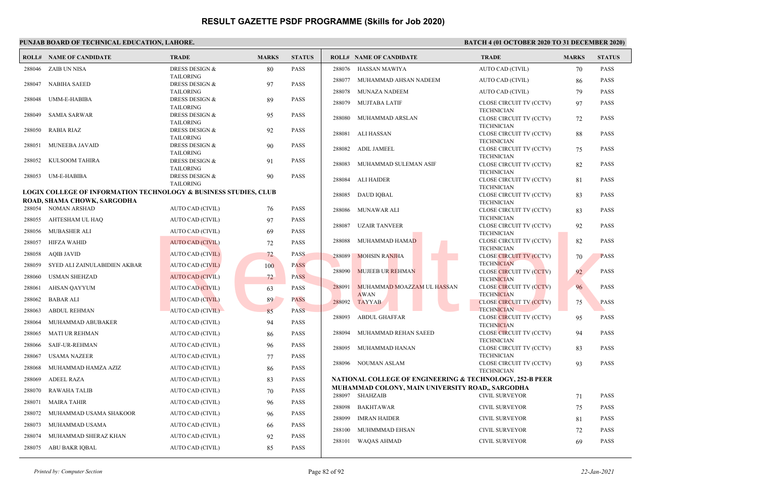# RESULT GAZETTE PSDF PROGRAMME (Skills for Job 2020)

**PUNJAB BOARD OF TECHNICAL EDUCATION, LAHORE.**

**BATCH 4 (01 OCTOBER 2020 TO 31 DECEMBER 2020)**

| ROLL# | NAME OF CANDIDATE | TRADE | MARKS | STATUS |
|---|---|---|---|---|
| 288046 | ZAIB UN NISA | DRESS DESIGN & TAILORING | 80 | PASS |
| 288047 | NABIHA SAEED | DRESS DESIGN & TAILORING | 97 | PASS |
| 288048 | UMM-E-HABIBA | DRESS DESIGN & TAILORING | 89 | PASS |
| 288049 | SAMIA SARWAR | DRESS DESIGN & TAILORING | 95 | PASS |
| 288050 | RABIA RIAZ | DRESS DESIGN & TAILORING | 92 | PASS |
| 288051 | MUNEEBA JAVAID | DRESS DESIGN & TAILORING | 90 | PASS |
| 288052 | KULSOOM TAHIRA | DRESS DESIGN & TAILORING | 91 | PASS |
| 288053 | UM-E-HABIBA | DRESS DESIGN & TAILORING | 90 | PASS |

**LOGIX COLLEGE OF INFORMATION TECHNOLOGY & BUSINESS STUDIES, CLUB ROAD, SHAMA CHOWK, SARGODHA**

| ROLL# | NAME OF CANDIDATE | TRADE | MARKS | STATUS |
|---|---|---|---|---|
| 288054 | NOMAN ARSHAD | AUTO CAD (CIVIL) | 76 | PASS |
| 288055 | AHTESHAM UL HAQ | AUTO CAD (CIVIL) | 97 | PASS |
| 288056 | MUBASHER ALI | AUTO CAD (CIVIL) | 69 | PASS |
| 288057 | HIFZA WAHID | AUTO CAD (CIVIL) | 72 | PASS |
| 288058 | AQIB JAVID | AUTO CAD (CIVIL) | 72 | PASS |
| 288059 | SYED ALI ZAINULABIDIEN AKBAR | AUTO CAD (CIVIL) | 100 | PASS |
| 288060 | USMAN SHEHZAD | AUTO CAD (CIVIL) | 72 | PASS |
| 288061 | AHSAN QAYYUM | AUTO CAD (CIVIL) | 63 | PASS |
| 288062 | BABAR ALI | AUTO CAD (CIVIL) | 89 | PASS |
| 288063 | ABDUL REHMAN | AUTO CAD (CIVIL) | 85 | PASS |
| 288064 | MUHAMMAD ABUBAKER | AUTO CAD (CIVIL) | 94 | PASS |
| 288065 | MATI UR REHMAN | AUTO CAD (CIVIL) | 86 | PASS |
| 288066 | SAIF-UR-REHMAN | AUTO CAD (CIVIL) | 96 | PASS |
| 288067 | USAMA NAZEER | AUTO CAD (CIVIL) | 77 | PASS |
| 288068 | MUHAMMAD HAMZA AZIZ | AUTO CAD (CIVIL) | 86 | PASS |
| 288069 | ADEEL RAZA | AUTO CAD (CIVIL) | 83 | PASS |
| 288070 | RAWAHA TALIB | AUTO CAD (CIVIL) | 70 | PASS |
| 288071 | MAIRA TAHIR | AUTO CAD (CIVIL) | 96 | PASS |
| 288072 | MUHAMMAD USAMA SHAKOOR | AUTO CAD (CIVIL) | 96 | PASS |
| 288073 | MUHAMMAD USAMA | AUTO CAD (CIVIL) | 66 | PASS |
| 288074 | MUHAMMAD SHERAZ KHAN | AUTO CAD (CIVIL) | 92 | PASS |
| 288075 | ABU BAKR IQBAL | AUTO CAD (CIVIL) | 85 | PASS |
| 288076 | HASSAN MAWIYA | AUTO CAD (CIVIL) | 70 | PASS |
| 288077 | MUHAMMAD AHSAN NADEEM | AUTO CAD (CIVIL) | 86 | PASS |
| 288078 | MUNAZA NADEEM | AUTO CAD (CIVIL) | 79 | PASS |
| 288079 | MUJTABA LATIF | CLOSE CIRCUIT TV (CCTV) TECHNICIAN | 97 | PASS |
| 288080 | MUHAMMAD ARSLAN | CLOSE CIRCUIT TV (CCTV) TECHNICIAN | 72 | PASS |
| 288081 | ALI HASSAN | CLOSE CIRCUIT TV (CCTV) TECHNICIAN | 88 | PASS |
| 288082 | ADIL JAMEEL | CLOSE CIRCUIT TV (CCTV) TECHNICIAN | 75 | PASS |
| 288083 | MUHAMMAD SULEMAN ASIF | CLOSE CIRCUIT TV (CCTV) TECHNICIAN | 82 | PASS |
| 288084 | ALI HAIDER | CLOSE CIRCUIT TV (CCTV) TECHNICIAN | 81 | PASS |
| 288085 | DAUD IQBAL | CLOSE CIRCUIT TV (CCTV) TECHNICIAN | 83 | PASS |
| 288086 | MUNAWAR ALI | CLOSE CIRCUIT TV (CCTV) TECHNICIAN | 83 | PASS |
| 288087 | UZAIR TANVEER | CLOSE CIRCUIT TV (CCTV) TECHNICIAN | 92 | PASS |
| 288088 | MUHAMMAD HAMAD | CLOSE CIRCUIT TV (CCTV) TECHNICIAN | 82 | PASS |
| 288089 | MOHSIN RANJHA | CLOSE CIRCUIT TV (CCTV) TECHNICIAN | 70 | PASS |
| 288090 | MUJEEB UR REHMAN | CLOSE CIRCUIT TV (CCTV) TECHNICIAN | 92 | PASS |
| 288091 | MUHAMMAD MOAZZAM UL HASSAN AWAN | CLOSE CIRCUIT TV (CCTV) TECHNICIAN | 96 | PASS |
| 288092 | TAYYAB | CLOSE CIRCUIT TV (CCTV) TECHNICIAN | 75 | PASS |
| 288093 | ABDUL GHAFFAR | CLOSE CIRCUIT TV (CCTV) TECHNICIAN | 95 | PASS |
| 288094 | MUHAMMAD REHAN SAEED | CLOSE CIRCUIT TV (CCTV) TECHNICIAN | 94 | PASS |
| 288095 | MUHAMMAD HANAN | CLOSE CIRCUIT TV (CCTV) TECHNICIAN | 83 | PASS |
| 288096 | NOUMAN ASLAM | CLOSE CIRCUIT TV (CCTV) TECHNICIAN | 93 | PASS |

**NATIONAL COLLEGE OF ENGINEERING & TECHNOLOGY, 252-B PEER MUHAMMAD COLONY, MAIN UNIVERSITY ROAD,, SARGODHA**

| ROLL# | NAME OF CANDIDATE | TRADE | MARKS | STATUS |
|---|---|---|---|---|
| 288097 | SHAHZAIB | CIVIL SURVEYOR | 71 | PASS |
| 288098 | BAKHTAWAR | CIVIL SURVEYOR | 75 | PASS |
| 288099 | IMRAN HAIDER | CIVIL SURVEYOR | 81 | PASS |
| 288100 | MUHMMMAD EHSAN | CIVIL SURVEYOR | 72 | PASS |
| 288101 | WAQAS AHMAD | CIVIL SURVEYOR | 69 | PASS |

*Printed by: Computer Section*

*22-Jan-2021*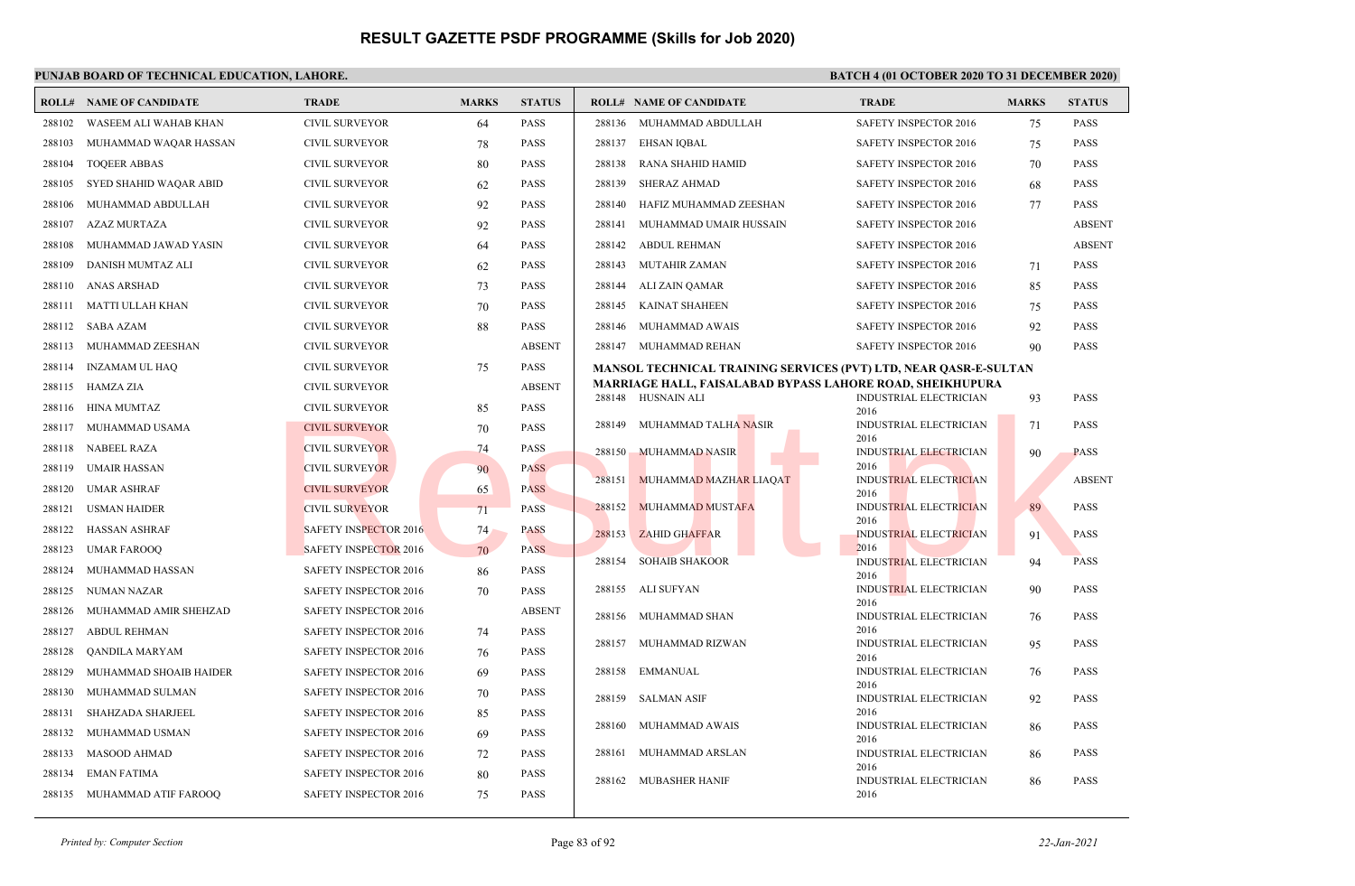# RESULT GAZETTE PSDF PROGRAMME (Skills for Job 2020)

**PUNJAB BOARD OF TECHNICAL EDUCATION, LAHORE.**

**BATCH 4 (01 OCTOBER 2020 TO 31 DECEMBER 2020)**

| ROLL# | NAME OF CANDIDATE | TRADE | MARKS | STATUS |
|---|---|---|---|---|
| 288102 | WASEEM ALI WAHAB KHAN | CIVIL SURVEYOR | 64 | PASS |
| 288103 | MUHAMMAD WAQAR HASSAN | CIVIL SURVEYOR | 78 | PASS |
| 288104 | TOQEER ABBAS | CIVIL SURVEYOR | 80 | PASS |
| 288105 | SYED SHAHID WAQAR ABID | CIVIL SURVEYOR | 62 | PASS |
| 288106 | MUHAMMAD ABDULLAH | CIVIL SURVEYOR | 92 | PASS |
| 288107 | AZAZ MURTAZA | CIVIL SURVEYOR | 92 | PASS |
| 288108 | MUHAMMAD JAWAD YASIN | CIVIL SURVEYOR | 64 | PASS |
| 288109 | DANISH MUMTAZ ALI | CIVIL SURVEYOR | 62 | PASS |
| 288110 | ANAS ARSHAD | CIVIL SURVEYOR | 73 | PASS |
| 288111 | MATTI ULLAH KHAN | CIVIL SURVEYOR | 70 | PASS |
| 288112 | SABA AZAM | CIVIL SURVEYOR | 88 | PASS |
| 288113 | MUHAMMAD ZEESHAN | CIVIL SURVEYOR | | ABSENT |
| 288114 | INZAMAM UL HAQ | CIVIL SURVEYOR | 75 | PASS |
| 288115 | HAMZA ZIA | CIVIL SURVEYOR | | ABSENT |
| 288116 | HINA MUMTAZ | CIVIL SURVEYOR | 85 | PASS |
| 288117 | MUHAMMAD USAMA | CIVIL SURVEYOR | 70 | PASS |
| 288118 | NABEEL RAZA | CIVIL SURVEYOR | 74 | PASS |
| 288119 | UMAIR HASSAN | CIVIL SURVEYOR | 90 | PASS |
| 288120 | UMAR ASHRAF | CIVIL SURVEYOR | 65 | PASS |
| 288121 | USMAN HAIDER | CIVIL SURVEYOR | 71 | PASS |
| 288122 | HASSAN ASHRAF | SAFETY INSPECTOR 2016 | 74 | PASS |
| 288123 | UMAR FAROOQ | SAFETY INSPECTOR 2016 | 70 | PASS |
| 288124 | MUHAMMAD HASSAN | SAFETY INSPECTOR 2016 | 86 | PASS |
| 288125 | NUMAN NAZAR | SAFETY INSPECTOR 2016 | 70 | PASS |
| 288126 | MUHAMMAD AMIR SHEHZAD | SAFETY INSPECTOR 2016 | | ABSENT |
| 288127 | ABDUL REHMAN | SAFETY INSPECTOR 2016 | 74 | PASS |
| 288128 | QANDILA MARYAM | SAFETY INSPECTOR 2016 | 76 | PASS |
| 288129 | MUHAMMAD SHOAIB HAIDER | SAFETY INSPECTOR 2016 | 69 | PASS |
| 288130 | MUHAMMAD SULMAN | SAFETY INSPECTOR 2016 | 70 | PASS |
| 288131 | SHAHZADA SHARJEEL | SAFETY INSPECTOR 2016 | 85 | PASS |
| 288132 | MUHAMMAD USMAN | SAFETY INSPECTOR 2016 | 69 | PASS |
| 288133 | MASOOD AHMAD | SAFETY INSPECTOR 2016 | 72 | PASS |
| 288134 | EMAN FATIMA | SAFETY INSPECTOR 2016 | 80 | PASS |
| 288135 | MUHAMMAD ATIF FAROOQ | SAFETY INSPECTOR 2016 | 75 | PASS |
| 288136 | MUHAMMAD ABDULLAH | SAFETY INSPECTOR 2016 | 75 | PASS |
| 288137 | EHSAN IQBAL | SAFETY INSPECTOR 2016 | 75 | PASS |
| 288138 | RANA SHAHID HAMID | SAFETY INSPECTOR 2016 | 70 | PASS |
| 288139 | SHERAZ AHMAD | SAFETY INSPECTOR 2016 | 68 | PASS |
| 288140 | HAFIZ MUHAMMAD ZEESHAN | SAFETY INSPECTOR 2016 | 77 | PASS |
| 288141 | MUHAMMAD UMAIR HUSSAIN | SAFETY INSPECTOR 2016 | | ABSENT |
| 288142 | ABDUL REHMAN | SAFETY INSPECTOR 2016 | | ABSENT |
| 288143 | MUTAHIR ZAMAN | SAFETY INSPECTOR 2016 | 71 | PASS |
| 288144 | ALI ZAIN QAMAR | SAFETY INSPECTOR 2016 | 85 | PASS |
| 288145 | KAINAT SHAHEEN | SAFETY INSPECTOR 2016 | 75 | PASS |
| 288146 | MUHAMMAD AWAIS | SAFETY INSPECTOR 2016 | 92 | PASS |
| 288147 | MUHAMMAD REHAN | SAFETY INSPECTOR 2016 | 90 | PASS |

**MANSOL TECHNICAL TRAINING SERVICES (PVT) LTD, NEAR QASR-E-SULTAN MARRIAGE HALL, FAISALABAD BYPASS LAHORE ROAD, SHEIKHUPURA**

| ROLL# | NAME OF CANDIDATE | TRADE | MARKS | STATUS |
|---|---|---|---|---|
| 288148 | HUSNAIN ALI | INDUSTRIAL ELECTRICIAN 2016 | 93 | PASS |
| 288149 | MUHAMMAD TALHA NASIR | INDUSTRIAL ELECTRICIAN 2016 | 71 | PASS |
| 288150 | MUHAMMAD NASIR | INDUSTRIAL ELECTRICIAN 2016 | 90 | PASS |
| 288151 | MUHAMMAD MAZHAR LIAQAT | INDUSTRIAL ELECTRICIAN 2016 | | ABSENT |
| 288152 | MUHAMMAD MUSTAFA | INDUSTRIAL ELECTRICIAN 2016 | 89 | PASS |
| 288153 | ZAHID GHAFFAR | INDUSTRIAL ELECTRICIAN 2016 | 91 | PASS |
| 288154 | SOHAIB SHAKOOR | INDUSTRIAL ELECTRICIAN 2016 | 94 | PASS |
| 288155 | ALI SUFYAN | INDUSTRIAL ELECTRICIAN 2016 | 90 | PASS |
| 288156 | MUHAMMAD SHAN | INDUSTRIAL ELECTRICIAN 2016 | 76 | PASS |
| 288157 | MUHAMMAD RIZWAN | INDUSTRIAL ELECTRICIAN 2016 | 95 | PASS |
| 288158 | EMMANUAL | INDUSTRIAL ELECTRICIAN 2016 | 76 | PASS |
| 288159 | SALMAN ASIF | INDUSTRIAL ELECTRICIAN 2016 | 92 | PASS |
| 288160 | MUHAMMAD AWAIS | INDUSTRIAL ELECTRICIAN 2016 | 86 | PASS |
| 288161 | MUHAMMAD ARSLAN | INDUSTRIAL ELECTRICIAN 2016 | 86 | PASS |
| 288162 | MUBASHER HANIF | INDUSTRIAL ELECTRICIAN 2016 | 86 | PASS |

*Printed by: Computer Section*

*22-Jan-2021*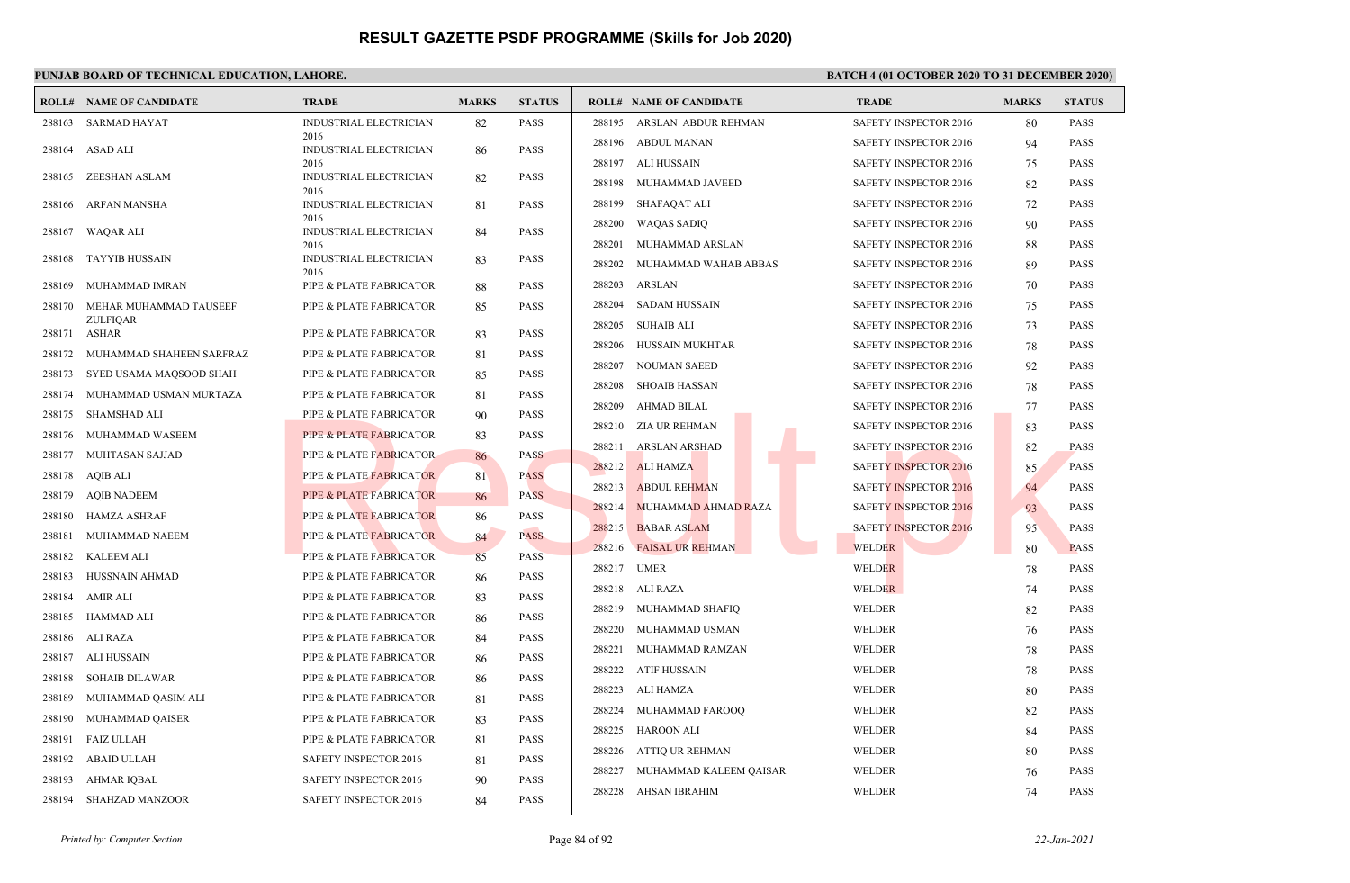# RESULT GAZETTE PSDF PROGRAMME (Skills for Job 2020)

**PUNJAB BOARD OF TECHNICAL EDUCATION, LAHORE.**

**BATCH 4 (01 OCTOBER 2020 TO 31 DECEMBER 2020)**

| ROLL# | NAME OF CANDIDATE | TRADE | MARKS | STATUS |
|---|---|---|---|---|
| 288163 | SARMAD HAYAT | INDUSTRIAL ELECTRICIAN 2016 | 82 | PASS |
| 288164 | ASAD ALI | INDUSTRIAL ELECTRICIAN 2016 | 86 | PASS |
| 288165 | ZEESHAN ASLAM | INDUSTRIAL ELECTRICIAN 2016 | 82 | PASS |
| 288166 | ARFAN MANSHA | INDUSTRIAL ELECTRICIAN 2016 | 81 | PASS |
| 288167 | WAQAR ALI | INDUSTRIAL ELECTRICIAN 2016 | 84 | PASS |
| 288168 | TAYYIB HUSSAIN | INDUSTRIAL ELECTRICIAN 2016 | 83 | PASS |
| 288169 | MUHAMMAD IMRAN | PIPE & PLATE FABRICATOR | 88 | PASS |
| 288170 | MEHAR MUHAMMAD TAUSEEF ZULFIQAR | PIPE & PLATE FABRICATOR | 85 | PASS |
| 288171 | ASHAR | PIPE & PLATE FABRICATOR | 83 | PASS |
| 288172 | MUHAMMAD SHAHEEN SARFRAZ | PIPE & PLATE FABRICATOR | 81 | PASS |
| 288173 | SYED USAMA MAQSOOD SHAH | PIPE & PLATE FABRICATOR | 85 | PASS |
| 288174 | MUHAMMAD USMAN MURTAZA | PIPE & PLATE FABRICATOR | 81 | PASS |
| 288175 | SHAMSHAD ALI | PIPE & PLATE FABRICATOR | 90 | PASS |
| 288176 | MUHAMMAD WASEEM | PIPE & PLATE FABRICATOR | 83 | PASS |
| 288177 | MUHTASAN SAJJAD | PIPE & PLATE FABRICATOR | 86 | PASS |
| 288178 | AQIB ALI | PIPE & PLATE FABRICATOR | 81 | PASS |
| 288179 | AQIB NADEEM | PIPE & PLATE FABRICATOR | 86 | PASS |
| 288180 | HAMZA ASHRAF | PIPE & PLATE FABRICATOR | 86 | PASS |
| 288181 | MUHAMMAD NAEEM | PIPE & PLATE FABRICATOR | 84 | PASS |
| 288182 | KALEEM ALI | PIPE & PLATE FABRICATOR | 85 | PASS |
| 288183 | HUSSNAIN AHMAD | PIPE & PLATE FABRICATOR | 86 | PASS |
| 288184 | AMIR ALI | PIPE & PLATE FABRICATOR | 83 | PASS |
| 288185 | HAMMAD ALI | PIPE & PLATE FABRICATOR | 86 | PASS |
| 288186 | ALI RAZA | PIPE & PLATE FABRICATOR | 84 | PASS |
| 288187 | ALI HUSSAIN | PIPE & PLATE FABRICATOR | 86 | PASS |
| 288188 | SOHAIB DILAWAR | PIPE & PLATE FABRICATOR | 86 | PASS |
| 288189 | MUHAMMAD QASIM ALI | PIPE & PLATE FABRICATOR | 81 | PASS |
| 288190 | MUHAMMAD QAISER | PIPE & PLATE FABRICATOR | 83 | PASS |
| 288191 | FAIZ ULLAH | PIPE & PLATE FABRICATOR | 81 | PASS |
| 288192 | ABAID ULLAH | SAFETY INSPECTOR 2016 | 81 | PASS |
| 288193 | AHMAR IQBAL | SAFETY INSPECTOR 2016 | 90 | PASS |
| 288194 | SHAHZAD MANZOOR | SAFETY INSPECTOR 2016 | 84 | PASS |
| 288195 | ARSLAN ABDUR REHMAN | SAFETY INSPECTOR 2016 | 80 | PASS |
| 288196 | ABDUL MANAN | SAFETY INSPECTOR 2016 | 94 | PASS |
| 288197 | ALI HUSSAIN | SAFETY INSPECTOR 2016 | 75 | PASS |
| 288198 | MUHAMMAD JAVEED | SAFETY INSPECTOR 2016 | 82 | PASS |
| 288199 | SHAFAQAT ALI | SAFETY INSPECTOR 2016 | 72 | PASS |
| 288200 | WAQAS SADIQ | SAFETY INSPECTOR 2016 | 90 | PASS |
| 288201 | MUHAMMAD ARSLAN | SAFETY INSPECTOR 2016 | 88 | PASS |
| 288202 | MUHAMMAD WAHAB ABBAS | SAFETY INSPECTOR 2016 | 89 | PASS |
| 288203 | ARSLAN | SAFETY INSPECTOR 2016 | 70 | PASS |
| 288204 | SADAM HUSSAIN | SAFETY INSPECTOR 2016 | 75 | PASS |
| 288205 | SUHAIB ALI | SAFETY INSPECTOR 2016 | 73 | PASS |
| 288206 | HUSSAIN MUKHTAR | SAFETY INSPECTOR 2016 | 78 | PASS |
| 288207 | NOUMAN SAEED | SAFETY INSPECTOR 2016 | 92 | PASS |
| 288208 | SHOAIB HASSAN | SAFETY INSPECTOR 2016 | 78 | PASS |
| 288209 | AHMAD BILAL | SAFETY INSPECTOR 2016 | 77 | PASS |
| 288210 | ZIA UR REHMAN | SAFETY INSPECTOR 2016 | 83 | PASS |
| 288211 | ARSLAN ARSHAD | SAFETY INSPECTOR 2016 | 82 | PASS |
| 288212 | ALI HAMZA | SAFETY INSPECTOR 2016 | 85 | PASS |
| 288213 | ABDUL REHMAN | SAFETY INSPECTOR 2016 | 94 | PASS |
| 288214 | MUHAMMAD AHMAD RAZA | SAFETY INSPECTOR 2016 | 93 | PASS |
| 288215 | BABAR ASLAM | SAFETY INSPECTOR 2016 | 95 | PASS |
| 288216 | FAISAL UR REHMAN | WELDER | 80 | PASS |
| 288217 | UMER | WELDER | 78 | PASS |
| 288218 | ALI RAZA | WELDER | 74 | PASS |
| 288219 | MUHAMMAD SHAFIQ | WELDER | 82 | PASS |
| 288220 | MUHAMMAD USMAN | WELDER | 76 | PASS |
| 288221 | MUHAMMAD RAMZAN | WELDER | 78 | PASS |
| 288222 | ATIF HUSSAIN | WELDER | 78 | PASS |
| 288223 | ALI HAMZA | WELDER | 80 | PASS |
| 288224 | MUHAMMAD FAROOQ | WELDER | 82 | PASS |
| 288225 | HAROON ALI | WELDER | 84 | PASS |
| 288226 | ATTIQ UR REHMAN | WELDER | 80 | PASS |
| 288227 | MUHAMMAD KALEEM QAISAR | WELDER | 76 | PASS |
| 288228 | AHSAN IBRAHIM | WELDER | 74 | PASS |

*Printed by: Computer Section*

*22-Jan-2021*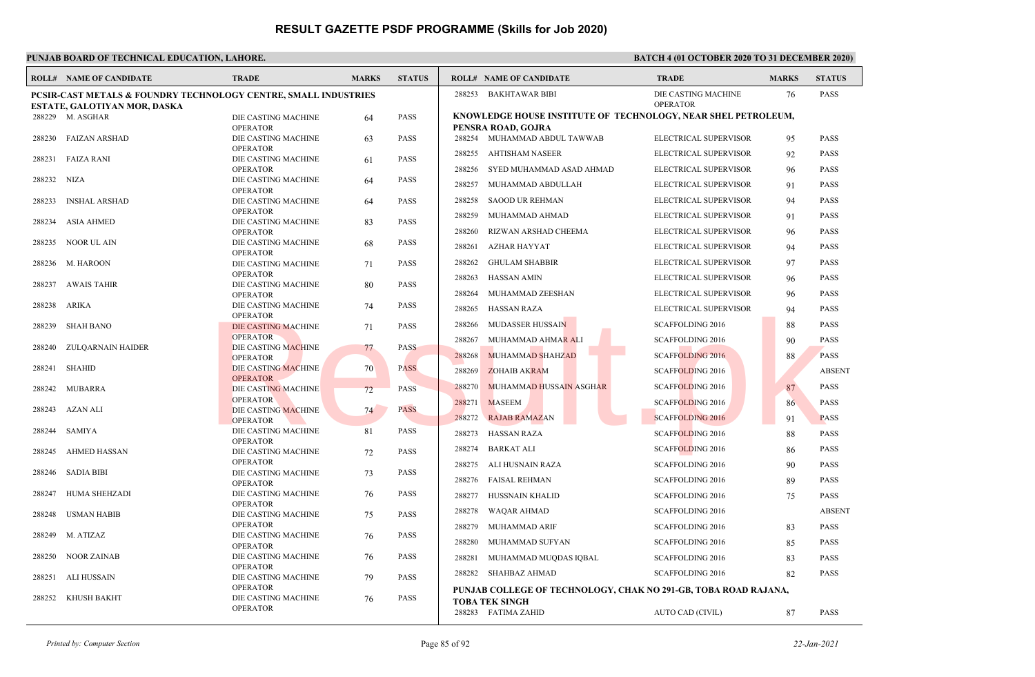# RESULT GAZETTE PSDF PROGRAMME (Skills for Job 2020)

**PUNJAB BOARD OF TECHNICAL EDUCATION, LAHORE.**

**BATCH 4 (01 OCTOBER 2020 TO 31 DECEMBER 2020)**

| ROLL# | NAME OF CANDIDATE | TRADE | MARKS | STATUS |
|---|---|---|---|---|
| **PCSIR-CAST METALS & FOUNDRY TECHNOLOGY CENTRE, SMALL INDUSTRIES ESTATE, GALOTIYAN MOR, DASKA** | | | | |
| 288229 | M. ASGHAR | DIE CASTING MACHINE OPERATOR | 64 | PASS |
| 288230 | FAIZAN ARSHAD | DIE CASTING MACHINE OPERATOR | 63 | PASS |
| 288231 | FAIZA RANI | DIE CASTING MACHINE OPERATOR | 61 | PASS |
| 288232 | NIZA | DIE CASTING MACHINE OPERATOR | 64 | PASS |
| 288233 | INSHAL ARSHAD | DIE CASTING MACHINE OPERATOR | 64 | PASS |
| 288234 | ASIA AHMED | DIE CASTING MACHINE OPERATOR | 83 | PASS |
| 288235 | NOOR UL AIN | DIE CASTING MACHINE OPERATOR | 68 | PASS |
| 288236 | M. HAROON | DIE CASTING MACHINE OPERATOR | 71 | PASS |
| 288237 | AWAIS TAHIR | DIE CASTING MACHINE OPERATOR | 80 | PASS |
| 288238 | ARIKA | DIE CASTING MACHINE OPERATOR | 74 | PASS |
| 288239 | SHAH BANO | DIE CASTING MACHINE OPERATOR | 71 | PASS |
| 288240 | ZULQARNAIN HAIDER | DIE CASTING MACHINE OPERATOR | 77 | PASS |
| 288241 | SHAHID | DIE CASTING MACHINE OPERATOR | 70 | PASS |
| 288242 | MUBARRA | DIE CASTING MACHINE OPERATOR | 72 | PASS |
| 288243 | AZAN ALI | DIE CASTING MACHINE OPERATOR | 74 | PASS |
| 288244 | SAMIYA | DIE CASTING MACHINE OPERATOR | 81 | PASS |
| 288245 | AHMED HASSAN | DIE CASTING MACHINE OPERATOR | 72 | PASS |
| 288246 | SADIA BIBI | DIE CASTING MACHINE OPERATOR | 73 | PASS |
| 288247 | HUMA SHEHZADI | DIE CASTING MACHINE OPERATOR | 76 | PASS |
| 288248 | USMAN HABIB | DIE CASTING MACHINE OPERATOR | 75 | PASS |
| 288249 | M. ATIZAZ | DIE CASTING MACHINE OPERATOR | 76 | PASS |
| 288250 | NOOR ZAINAB | DIE CASTING MACHINE OPERATOR | 76 | PASS |
| 288251 | ALI HUSSAIN | DIE CASTING MACHINE OPERATOR | 79 | PASS |
| 288252 | KHUSH BAKHT | DIE CASTING MACHINE OPERATOR | 76 | PASS |
| 288253 | BAKHTAWAR BIBI | DIE CASTING MACHINE OPERATOR | 76 | PASS |
| **KNOWLEDGE HOUSE INSTITUTE OF TECHNOLOGY, NEAR SHEL PETROLEUM, PENSRA ROAD, GOJRA** | | | | |
| 288254 | MUHAMMAD ABDUL TAWWAB | ELECTRICAL SUPERVISOR | 95 | PASS |
| 288255 | AHTISHAM NASEER | ELECTRICAL SUPERVISOR | 92 | PASS |
| 288256 | SYED MUHAMMAD ASAD AHMAD | ELECTRICAL SUPERVISOR | 96 | PASS |
| 288257 | MUHAMMAD ABDULLAH | ELECTRICAL SUPERVISOR | 91 | PASS |
| 288258 | SAOOD UR REHMAN | ELECTRICAL SUPERVISOR | 94 | PASS |
| 288259 | MUHAMMAD AHMAD | ELECTRICAL SUPERVISOR | 91 | PASS |
| 288260 | RIZWAN ARSHAD CHEEMA | ELECTRICAL SUPERVISOR | 96 | PASS |
| 288261 | AZHAR HAYYAT | ELECTRICAL SUPERVISOR | 94 | PASS |
| 288262 | GHULAM SHABBIR | ELECTRICAL SUPERVISOR | 97 | PASS |
| 288263 | HASSAN AMIN | ELECTRICAL SUPERVISOR | 96 | PASS |
| 288264 | MUHAMMAD ZEESHAN | ELECTRICAL SUPERVISOR | 96 | PASS |
| 288265 | HASSAN RAZA | ELECTRICAL SUPERVISOR | 94 | PASS |
| 288266 | MUDASSER HUSSAIN | SCAFFOLDING 2016 | 88 | PASS |
| 288267 | MUHAMMAD AHMAR ALI | SCAFFOLDING 2016 | 90 | PASS |
| 288268 | MUHAMMAD SHAHZAD | SCAFFOLDING 2016 | 88 | PASS |
| 288269 | ZOHAIB AKRAM | SCAFFOLDING 2016 | | ABSENT |
| 288270 | MUHAMMAD HUSSAIN ASGHAR | SCAFFOLDING 2016 | 87 | PASS |
| 288271 | MASEEM | SCAFFOLDING 2016 | 86 | PASS |
| 288272 | RAJAB RAMAZAN | SCAFFOLDING 2016 | 91 | PASS |
| 288273 | HASSAN RAZA | SCAFFOLDING 2016 | 88 | PASS |
| 288274 | BARKAT ALI | SCAFFOLDING 2016 | 86 | PASS |
| 288275 | ALI HUSNAIN RAZA | SCAFFOLDING 2016 | 90 | PASS |
| 288276 | FAISAL REHMAN | SCAFFOLDING 2016 | 89 | PASS |
| 288277 | HUSSNAIN KHALID | SCAFFOLDING 2016 | 75 | PASS |
| 288278 | WAQAR AHMAD | SCAFFOLDING 2016 | | ABSENT |
| 288279 | MUHAMMAD ARIF | SCAFFOLDING 2016 | 83 | PASS |
| 288280 | MUHAMMAD SUFYAN | SCAFFOLDING 2016 | 85 | PASS |
| 288281 | MUHAMMAD MUQDAS IQBAL | SCAFFOLDING 2016 | 83 | PASS |
| 288282 | SHAHBAZ AHMAD | SCAFFOLDING 2016 | 82 | PASS |
| **PUNJAB COLLEGE OF TECHNOLOGY, CHAK NO 291-GB, TOBA ROAD RAJANA, TOBA TEK SINGH** | | | | |
| 288283 | FATIMA ZAHID | AUTO CAD (CIVIL) | 87 | PASS |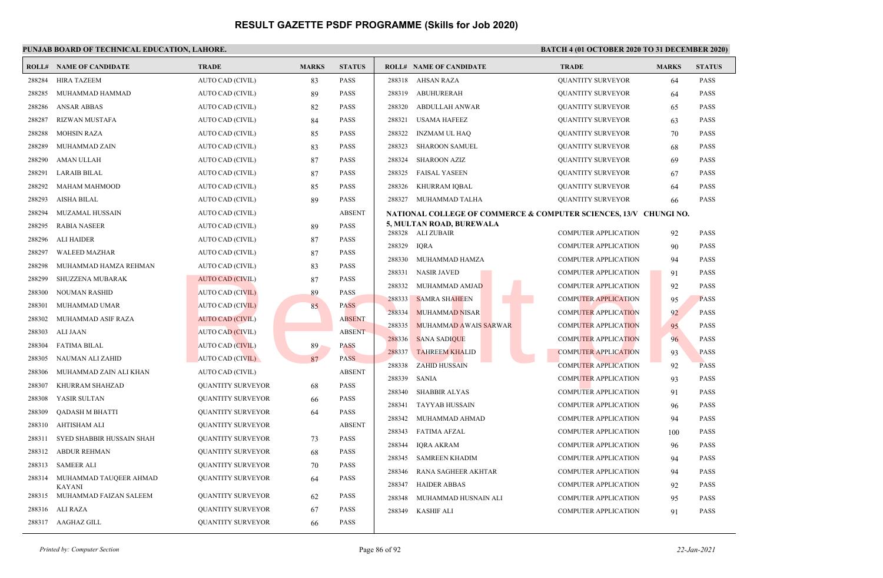# RESULT GAZETTE PSDF PROGRAMME (Skills for Job 2020)

**PUNJAB BOARD OF TECHNICAL EDUCATION, LAHORE.** **BATCH 4 (01 OCTOBER 2020 TO 31 DECEMBER 2020)**

| ROLL# | NAME OF CANDIDATE | TRADE | MARKS | STATUS |
|---|---|---|---|---|
| 288284 | HIRA TAZEEM | AUTO CAD (CIVIL) | 83 | PASS |
| 288285 | MUHAMMAD HAMMAD | AUTO CAD (CIVIL) | 89 | PASS |
| 288286 | ANSAR ABBAS | AUTO CAD (CIVIL) | 82 | PASS |
| 288287 | RIZWAN MUSTAFA | AUTO CAD (CIVIL) | 84 | PASS |
| 288288 | MOHSIN RAZA | AUTO CAD (CIVIL) | 85 | PASS |
| 288289 | MUHAMMAD ZAIN | AUTO CAD (CIVIL) | 83 | PASS |
| 288290 | AMAN ULLAH | AUTO CAD (CIVIL) | 87 | PASS |
| 288291 | LARAIB BILAL | AUTO CAD (CIVIL) | 87 | PASS |
| 288292 | MAHAM MAHMOOD | AUTO CAD (CIVIL) | 85 | PASS |
| 288293 | AISHA BILAL | AUTO CAD (CIVIL) | 89 | PASS |
| 288294 | MUZAMAL HUSSAIN | AUTO CAD (CIVIL) | | ABSENT |
| 288295 | RABIA NASEER | AUTO CAD (CIVIL) | 89 | PASS |
| 288296 | ALI HAIDER | AUTO CAD (CIVIL) | 87 | PASS |
| 288297 | WALEED MAZHAR | AUTO CAD (CIVIL) | 87 | PASS |
| 288298 | MUHAMMAD HAMZA REHMAN | AUTO CAD (CIVIL) | 83 | PASS |
| 288299 | SHUZZENA MUBARAK | AUTO CAD (CIVIL) | 87 | PASS |
| 288300 | NOUMAN RASHID | AUTO CAD (CIVIL) | 89 | PASS |
| 288301 | MUHAMMAD UMAR | AUTO CAD (CIVIL) | 85 | PASS |
| 288302 | MUHAMMAD ASIF RAZA | AUTO CAD (CIVIL) | | ABSENT |
| 288303 | ALI JAAN | AUTO CAD (CIVIL) | | ABSENT |
| 288304 | FATIMA BILAL | AUTO CAD (CIVIL) | 89 | PASS |
| 288305 | NAUMAN ALI ZAHID | AUTO CAD (CIVIL) | 87 | PASS |
| 288306 | MUHAMMAD ZAIN ALI KHAN | AUTO CAD (CIVIL) | | ABSENT |
| 288307 | KHURRAM SHAHZAD | QUANTITY SURVEYOR | 68 | PASS |
| 288308 | YASIR SULTAN | QUANTITY SURVEYOR | 66 | PASS |
| 288309 | QADASH M BHATTI | QUANTITY SURVEYOR | 64 | PASS |
| 288310 | AHTISHAM ALI | QUANTITY SURVEYOR | | ABSENT |
| 288311 | SYED SHABBIR HUSSAIN SHAH | QUANTITY SURVEYOR | 73 | PASS |
| 288312 | ABDUR REHMAN | QUANTITY SURVEYOR | 68 | PASS |
| 288313 | SAMEER ALI | QUANTITY SURVEYOR | 70 | PASS |
| 288314 | MUHAMMAD TAUQEER AHMAD KAYANI | QUANTITY SURVEYOR | 64 | PASS |
| 288315 | MUHAMMAD FAIZAN SALEEM | QUANTITY SURVEYOR | 62 | PASS |
| 288316 | ALI RAZA | QUANTITY SURVEYOR | 67 | PASS |
| 288317 | AAGHAZ GILL | QUANTITY SURVEYOR | 66 | PASS |
| 288318 | AHSAN RAZA | QUANTITY SURVEYOR | 64 | PASS |
| 288319 | ABUHURERAH | QUANTITY SURVEYOR | 64 | PASS |
| 288320 | ABDULLAH ANWAR | QUANTITY SURVEYOR | 65 | PASS |
| 288321 | USAMA HAFEEZ | QUANTITY SURVEYOR | 63 | PASS |
| 288322 | INZMAM UL HAQ | QUANTITY SURVEYOR | 70 | PASS |
| 288323 | SHAROON SAMUEL | QUANTITY SURVEYOR | 68 | PASS |
| 288324 | SHAROON AZIZ | QUANTITY SURVEYOR | 69 | PASS |
| 288325 | FAISAL YASEEN | QUANTITY SURVEYOR | 67 | PASS |
| 288326 | KHURRAM IQBAL | QUANTITY SURVEYOR | 64 | PASS |
| 288327 | MUHAMMAD TALHA | QUANTITY SURVEYOR | 66 | PASS |

**NATIONAL COLLEGE OF COMMERCE & COMPUTER SCIENCES, 13/V CHUNGI NO. 5, MULTAN ROAD, BUREWALA**

| ROLL# | NAME OF CANDIDATE | TRADE | MARKS | STATUS |
|---|---|---|---|---|
| 288328 | ALI ZUBAIR | COMPUTER APPLICATION | 92 | PASS |
| 288329 | IQRA | COMPUTER APPLICATION | 90 | PASS |
| 288330 | MUHAMMAD HAMZA | COMPUTER APPLICATION | 94 | PASS |
| 288331 | NASIR JAVED | COMPUTER APPLICATION | 91 | PASS |
| 288332 | MUHAMMAD AMJAD | COMPUTER APPLICATION | 92 | PASS |
| 288333 | SAMRA SHAHEEN | COMPUTER APPLICATION | 95 | PASS |
| 288334 | MUHAMMAD NISAR | COMPUTER APPLICATION | 92 | PASS |
| 288335 | MUHAMMAD AWAIS SARWAR | COMPUTER APPLICATION | 95 | PASS |
| 288336 | SANA SADIQUE | COMPUTER APPLICATION | 96 | PASS |
| 288337 | TAHREEM KHALID | COMPUTER APPLICATION | 93 | PASS |
| 288338 | ZAHID HUSSAIN | COMPUTER APPLICATION | 92 | PASS |
| 288339 | SANIA | COMPUTER APPLICATION | 93 | PASS |
| 288340 | SHABBIR ALYAS | COMPUTER APPLICATION | 91 | PASS |
| 288341 | TAYYAB HUSSAIN | COMPUTER APPLICATION | 96 | PASS |
| 288342 | MUHAMMAD AHMAD | COMPUTER APPLICATION | 94 | PASS |
| 288343 | FATIMA AFZAL | COMPUTER APPLICATION | 100 | PASS |
| 288344 | IQRA AKRAM | COMPUTER APPLICATION | 96 | PASS |
| 288345 | SAMREEN KHADIM | COMPUTER APPLICATION | 94 | PASS |
| 288346 | RANA SAGHEER AKHTAR | COMPUTER APPLICATION | 94 | PASS |
| 288347 | HAIDER ABBAS | COMPUTER APPLICATION | 92 | PASS |
| 288348 | MUHAMMAD HUSNAIN ALI | COMPUTER APPLICATION | 95 | PASS |
| 288349 | KASHIF ALI | COMPUTER APPLICATION | 91 | PASS |

*Printed by: Computer Section* 22-Jan-2021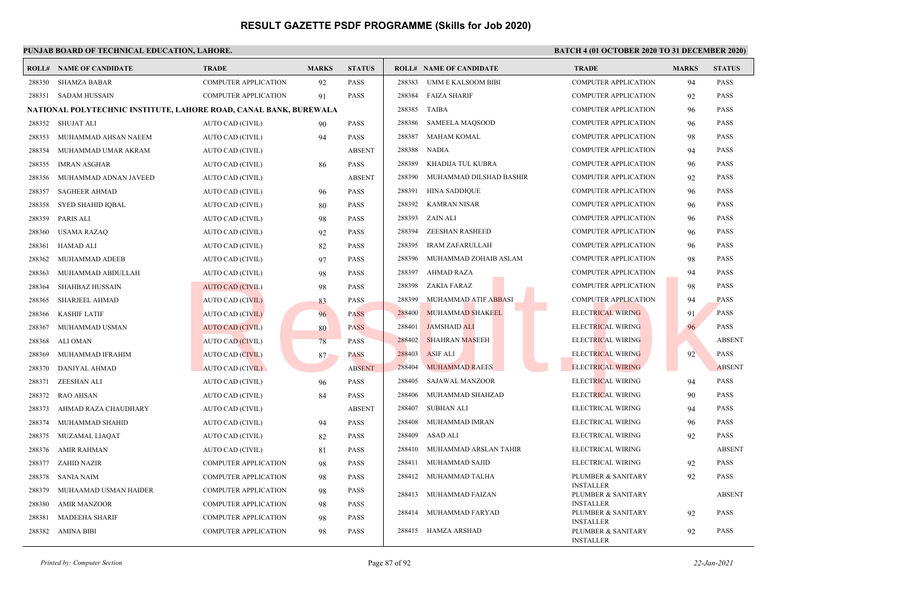# RESULT GAZETTE PSDF PROGRAMME (Skills for Job 2020)

**PUNJAB BOARD OF TECHNICAL EDUCATION, LAHORE.**

**BATCH 4 (01 OCTOBER 2020 TO 31 DECEMBER 2020)**

| ROLL# | NAME OF CANDIDATE | TRADE | MARKS | STATUS |
|---|---|---|---|---|
| 288350 | SHAMZA BABAR | COMPUTER APPLICATION | 92 | PASS |
| 288351 | SADAM HUSSAIN | COMPUTER APPLICATION | 91 | PASS |
| **NATIONAL POLYTECHNIC INSTITUTE, LAHORE ROAD, CANAL BANK, BUREWALA** | | | | |
| 288352 | SHUJAT ALI | AUTO CAD (CIVIL) | 90 | PASS |
| 288353 | MUHAMMAD AHSAN NAEEM | AUTO CAD (CIVIL) | 94 | PASS |
| 288354 | MUHAMMAD UMAR AKRAM | AUTO CAD (CIVIL) | | ABSENT |
| 288355 | IMRAN ASGHAR | AUTO CAD (CIVIL) | 86 | PASS |
| 288356 | MUHAMMAD ADNAN JAVEED | AUTO CAD (CIVIL) | | ABSENT |
| 288357 | SAGHEER AHMAD | AUTO CAD (CIVIL) | 96 | PASS |
| 288358 | SYED SHAHID IQBAL | AUTO CAD (CIVIL) | 80 | PASS |
| 288359 | PARIS ALI | AUTO CAD (CIVIL) | 98 | PASS |
| 288360 | USAMA RAZAQ | AUTO CAD (CIVIL) | 92 | PASS |
| 288361 | HAMAD ALI | AUTO CAD (CIVIL) | 82 | PASS |
| 288362 | MUHAMMAD ADEEB | AUTO CAD (CIVIL) | 97 | PASS |
| 288363 | MUHAMMAD ABDULLAH | AUTO CAD (CIVIL) | 98 | PASS |
| 288364 | SHAHBAZ HUSSAIN | AUTO CAD (CIVIL) | 98 | PASS |
| 288365 | SHARJEEL AHMAD | AUTO CAD (CIVIL) | 83 | PASS |
| 288366 | KASHIF LATIF | AUTO CAD (CIVIL) | 96 | PASS |
| 288367 | MUHAMMAD USMAN | AUTO CAD (CIVIL) | 80 | PASS |
| 288368 | ALI OMAN | AUTO CAD (CIVIL) | 78 | PASS |
| 288369 | MUHAMMAD IFRAHIM | AUTO CAD (CIVIL) | 87 | PASS |
| 288370 | DANIYAL AHMAD | AUTO CAD (CIVIL) | | ABSENT |
| 288371 | ZEESHAN ALI | AUTO CAD (CIVIL) | 96 | PASS |
| 288372 | RAO AHSAN | AUTO CAD (CIVIL) | 84 | PASS |
| 288373 | AHMAD RAZA CHAUDHARY | AUTO CAD (CIVIL) | | ABSENT |
| 288374 | MUHAMMAD SHAHID | AUTO CAD (CIVIL) | 94 | PASS |
| 288375 | MUZAMAL LIAQAT | AUTO CAD (CIVIL) | 82 | PASS |
| 288376 | AMIR RAHMAN | AUTO CAD (CIVIL) | 81 | PASS |
| 288377 | ZAHID NAZIR | COMPUTER APPLICATION | 98 | PASS |
| 288378 | SANIA NAIM | COMPUTER APPLICATION | 98 | PASS |
| 288379 | MUHAAMAD USMAN HAIDER | COMPUTER APPLICATION | 98 | PASS |
| 288380 | AMIR MANZOOR | COMPUTER APPLICATION | 98 | PASS |
| 288381 | MADEEHA SHARIF | COMPUTER APPLICATION | 98 | PASS |
| 288382 | AMINA BIBI | COMPUTER APPLICATION | 98 | PASS |
| 288383 | UMM E KALSOOM BIBI | COMPUTER APPLICATION | 94 | PASS |
| 288384 | FAIZA SHARIF | COMPUTER APPLICATION | 92 | PASS |
| 288385 | TAIBA | COMPUTER APPLICATION | 96 | PASS |
| 288386 | SAMEELA MAQSOOD | COMPUTER APPLICATION | 96 | PASS |
| 288387 | MAHAM KOMAL | COMPUTER APPLICATION | 98 | PASS |
| 288388 | NADIA | COMPUTER APPLICATION | 94 | PASS |
| 288389 | KHADIJA TUL KUBRA | COMPUTER APPLICATION | 96 | PASS |
| 288390 | MUHAMMAD DILSHAD BASHIR | COMPUTER APPLICATION | 92 | PASS |
| 288391 | HINA SADDIQUE | COMPUTER APPLICATION | 96 | PASS |
| 288392 | KAMRAN NISAR | COMPUTER APPLICATION | 96 | PASS |
| 288393 | ZAIN ALI | COMPUTER APPLICATION | 96 | PASS |
| 288394 | ZEESHAN RASHEED | COMPUTER APPLICATION | 96 | PASS |
| 288395 | IRAM ZAFARULLAH | COMPUTER APPLICATION | 96 | PASS |
| 288396 | MUHAMMAD ZOHAIB ASLAM | COMPUTER APPLICATION | 98 | PASS |
| 288397 | AHMAD RAZA | COMPUTER APPLICATION | 94 | PASS |
| 288398 | ZAKIA FARAZ | COMPUTER APPLICATION | 98 | PASS |
| 288399 | MUHAMMAD ATIF ABBASI | COMPUTER APPLICATION | 94 | PASS |
| 288400 | MUHAMMAD SHAKEEL | ELECTRICAL WIRING | 91 | PASS |
| 288401 | JAMSHAID ALI | ELECTRICAL WIRING | 96 | PASS |
| 288402 | SHAHRAN MASEEH | ELECTRICAL WIRING | | ABSENT |
| 288403 | ASIF ALI | ELECTRICAL WIRING | 92 | PASS |
| 288404 | MUHAMMAD RAEES | ELECTRICAL WIRING | | ABSENT |
| 288405 | SAJAWAL MANZOOR | ELECTRICAL WIRING | 94 | PASS |
| 288406 | MUHAMMAD SHAHZAD | ELECTRICAL WIRING | 90 | PASS |
| 288407 | SUBHAN ALI | ELECTRICAL WIRING | 94 | PASS |
| 288408 | MUHAMMAD IMRAN | ELECTRICAL WIRING | 96 | PASS |
| 288409 | ASAD ALI | ELECTRICAL WIRING | 92 | PASS |
| 288410 | MUHAMMAD ARSLAN TAHIR | ELECTRICAL WIRING | | ABSENT |
| 288411 | MUHAMMAD SAJID | ELECTRICAL WIRING | 92 | PASS |
| 288412 | MUHAMMAD TALHA | PLUMBER & SANITARY INSTALLER | 92 | PASS |
| 288413 | MUHAMMAD FAIZAN | PLUMBER & SANITARY INSTALLER | | ABSENT |
| 288414 | MUHAMMAD FARYAD | PLUMBER & SANITARY INSTALLER | 92 | PASS |
| 288415 | HAMZA ARSHAD | PLUMBER & SANITARY INSTALLER | 92 | PASS |

*Printed by: Computer Section*

*22-Jan-2021*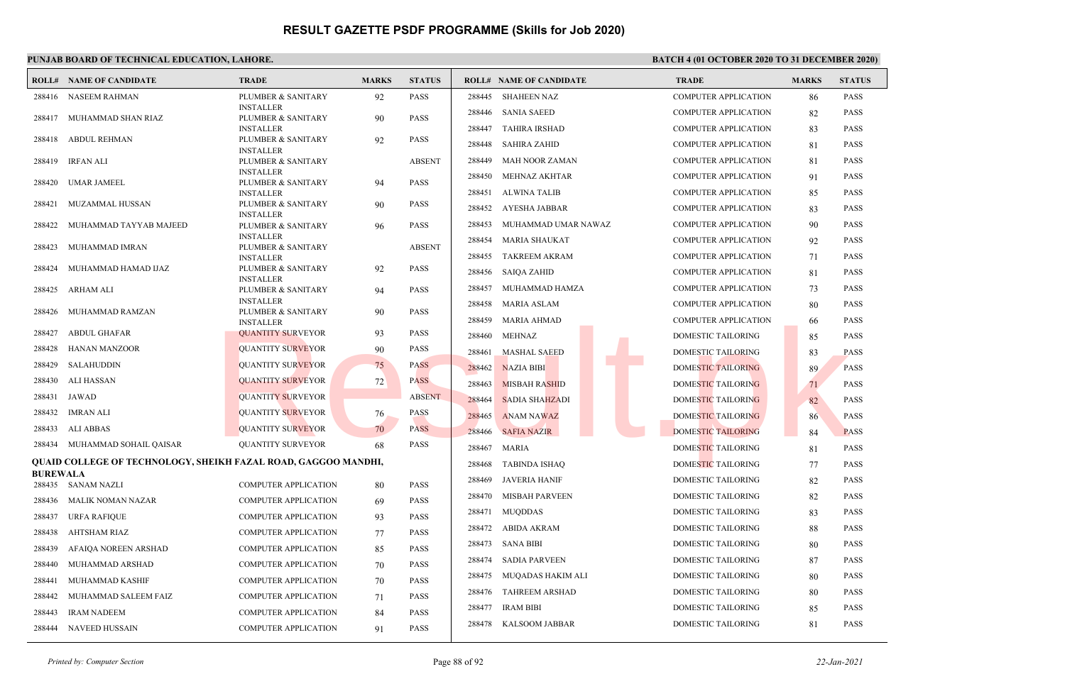# RESULT GAZETTE PSDF PROGRAMME (Skills for Job 2020)

**PUNJAB BOARD OF TECHNICAL EDUCATION, LAHORE.**

**BATCH 4 (01 OCTOBER 2020 TO 31 DECEMBER 2020)**

| ROLL# | NAME OF CANDIDATE | TRADE | MARKS | STATUS |
|---|---|---|---|---|
| 288416 | NASEEM RAHMAN | PLUMBER & SANITARY INSTALLER | 92 | PASS |
| 288417 | MUHAMMAD SHAN RIAZ | PLUMBER & SANITARY INSTALLER | 90 | PASS |
| 288418 | ABDUL REHMAN | PLUMBER & SANITARY INSTALLER | 92 | PASS |
| 288419 | IRFAN ALI | PLUMBER & SANITARY INSTALLER | | ABSENT |
| 288420 | UMAR JAMEEL | PLUMBER & SANITARY INSTALLER | 94 | PASS |
| 288421 | MUZAMMAL HUSSAN | PLUMBER & SANITARY INSTALLER | 90 | PASS |
| 288422 | MUHAMMAD TAYYAB MAJEED | PLUMBER & SANITARY INSTALLER | 96 | PASS |
| 288423 | MUHAMMAD IMRAN | PLUMBER & SANITARY INSTALLER | | ABSENT |
| 288424 | MUHAMMAD HAMAD IJAZ | PLUMBER & SANITARY INSTALLER | 92 | PASS |
| 288425 | ARHAM ALI | PLUMBER & SANITARY INSTALLER | 94 | PASS |
| 288426 | MUHAMMAD RAMZAN | PLUMBER & SANITARY INSTALLER | 90 | PASS |
| 288427 | ABDUL GHAFAR | QUANTITY SURVEYOR | 93 | PASS |
| 288428 | HANAN MANZOOR | QUANTITY SURVEYOR | 90 | PASS |
| 288429 | SALAHUDDIN | QUANTITY SURVEYOR | 75 | PASS |
| 288430 | ALI HASSAN | QUANTITY SURVEYOR | 72 | PASS |
| 288431 | JAWAD | QUANTITY SURVEYOR | | ABSENT |
| 288432 | IMRAN ALI | QUANTITY SURVEYOR | 76 | PASS |
| 288433 | ALI ABBAS | QUANTITY SURVEYOR | 70 | PASS |
| 288434 | MUHAMMAD SOHAIL QAISAR | QUANTITY SURVEYOR | 68 | PASS |

**QUAID COLLEGE OF TECHNOLOGY, SHEIKH FAZAL ROAD, GAGGOO MANDHI, BUREWALA**

| ROLL# | NAME OF CANDIDATE | TRADE | MARKS | STATUS |
|---|---|---|---|---|
| 288435 | SANAM NAZLI | COMPUTER APPLICATION | 80 | PASS |
| 288436 | MALIK NOMAN NAZAR | COMPUTER APPLICATION | 69 | PASS |
| 288437 | URFA RAFIQUE | COMPUTER APPLICATION | 93 | PASS |
| 288438 | AHTSHAM RIAZ | COMPUTER APPLICATION | 77 | PASS |
| 288439 | AFAIQA NOREEN ARSHAD | COMPUTER APPLICATION | 85 | PASS |
| 288440 | MUHAMMAD ARSHAD | COMPUTER APPLICATION | 70 | PASS |
| 288441 | MUHAMMAD KASHIF | COMPUTER APPLICATION | 70 | PASS |
| 288442 | MUHAMMAD SALEEM FAIZ | COMPUTER APPLICATION | 71 | PASS |
| 288443 | IRAM NADEEM | COMPUTER APPLICATION | 84 | PASS |
| 288444 | NAVEED HUSSAIN | COMPUTER APPLICATION | 91 | PASS |
| 288445 | SHAHEEN NAZ | COMPUTER APPLICATION | 86 | PASS |
| 288446 | SANIA SAEED | COMPUTER APPLICATION | 82 | PASS |
| 288447 | TAHIRA IRSHAD | COMPUTER APPLICATION | 83 | PASS |
| 288448 | SAHIRA ZAHID | COMPUTER APPLICATION | 81 | PASS |
| 288449 | MAH NOOR ZAMAN | COMPUTER APPLICATION | 81 | PASS |
| 288450 | MEHNAZ AKHTAR | COMPUTER APPLICATION | 91 | PASS |
| 288451 | ALWINA TALIB | COMPUTER APPLICATION | 85 | PASS |
| 288452 | AYESHA JABBAR | COMPUTER APPLICATION | 83 | PASS |
| 288453 | MUHAMMAD UMAR NAWAZ | COMPUTER APPLICATION | 90 | PASS |
| 288454 | MARIA SHAUKAT | COMPUTER APPLICATION | 92 | PASS |
| 288455 | TAKREEM AKRAM | COMPUTER APPLICATION | 71 | PASS |
| 288456 | SAIQA ZAHID | COMPUTER APPLICATION | 81 | PASS |
| 288457 | MUHAMMAD HAMZA | COMPUTER APPLICATION | 73 | PASS |
| 288458 | MARIA ASLAM | COMPUTER APPLICATION | 80 | PASS |
| 288459 | MARIA AHMAD | COMPUTER APPLICATION | 66 | PASS |
| 288460 | MEHNAZ | DOMESTIC TAILORING | 85 | PASS |
| 288461 | MASHAL SAEED | DOMESTIC TAILORING | 83 | PASS |
| 288462 | NAZIA BIBI | DOMESTIC TAILORING | 89 | PASS |
| 288463 | MISBAH RASHID | DOMESTIC TAILORING | 71 | PASS |
| 288464 | SADIA SHAHZADI | DOMESTIC TAILORING | 82 | PASS |
| 288465 | ANAM NAWAZ | DOMESTIC TAILORING | 86 | PASS |
| 288466 | SAFIA NAZIR | DOMESTIC TAILORING | 84 | PASS |
| 288467 | MARIA | DOMESTIC TAILORING | 81 | PASS |
| 288468 | TABINDA ISHAQ | DOMESTIC TAILORING | 77 | PASS |
| 288469 | JAVERIA HANIF | DOMESTIC TAILORING | 82 | PASS |
| 288470 | MISBAH PARVEEN | DOMESTIC TAILORING | 82 | PASS |
| 288471 | MUQDDAS | DOMESTIC TAILORING | 83 | PASS |
| 288472 | ABIDA AKRAM | DOMESTIC TAILORING | 88 | PASS |
| 288473 | SANA BIBI | DOMESTIC TAILORING | 80 | PASS |
| 288474 | SADIA PARVEEN | DOMESTIC TAILORING | 87 | PASS |
| 288475 | MUQADAS HAKIM ALI | DOMESTIC TAILORING | 80 | PASS |
| 288476 | TAHREEM ARSHAD | DOMESTIC TAILORING | 80 | PASS |
| 288477 | IRAM BIBI | DOMESTIC TAILORING | 85 | PASS |
| 288478 | KALSOOM JABBAR | DOMESTIC TAILORING | 81 | PASS |

*Printed by: Computer Section*

*22-Jan-2021*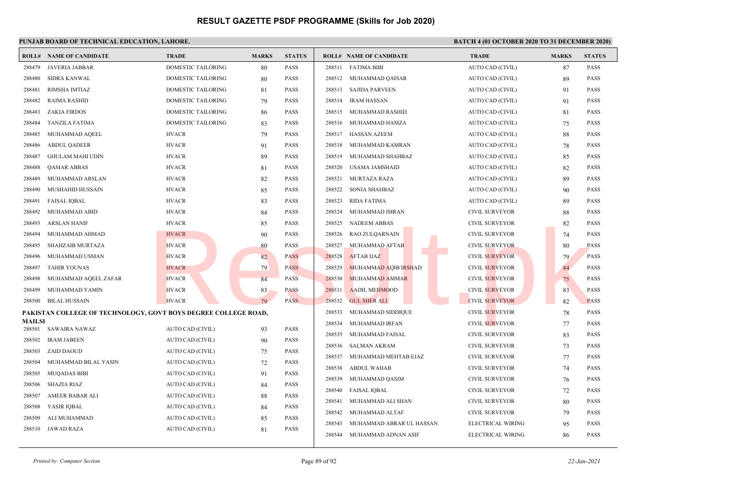# RESULT GAZETTE PSDF PROGRAMME (Skills for Job 2020)

**PUNJAB BOARD OF TECHNICAL EDUCATION, LAHORE.**

**BATCH 4 (01 OCTOBER 2020 TO 31 DECEMBER 2020)**

| ROLL# | NAME OF CANDIDATE | TRADE | MARKS | STATUS |
|---|---|---|---|---|
| 288479 | JAVERIA JABBAR | DOMESTIC TAILORING | 80 | PASS |
| 288480 | SIDRA KANWAL | DOMESTIC TAILORING | 80 | PASS |
| 288481 | RIMSHA IMTIAZ | DOMESTIC TAILORING | 81 | PASS |
| 288482 | RAIMA RASHID | DOMESTIC TAILORING | 79 | PASS |
| 288483 | ZAKIA FIRDOS | DOMESTIC TAILORING | 86 | PASS |
| 288484 | TANZILA FATIMA | DOMESTIC TAILORING | 83 | PASS |
| 288485 | MUHAMMAD AQEEL | HVACR | 79 | PASS |
| 288486 | ABDUL QADEER | HVACR | 91 | PASS |
| 288487 | GHULAM MAHI UDIN | HVACR | 89 | PASS |
| 288488 | QAMAR ABBAS | HVACR | 81 | PASS |
| 288489 | MUHAMMAD ARSLAN | HVACR | 82 | PASS |
| 288490 | MUSHAHID HUSSAIN | HVACR | 85 | PASS |
| 288491 | FAISAL IQBAL | HVACR | 83 | PASS |
| 288492 | MUHAMMAD ABID | HVACR | 84 | PASS |
| 288493 | ARSLAN HANIF | HVACR | 85 | PASS |
| 288494 | MUHAMMAD AHMAD | HVACR | 90 | PASS |
| 288495 | SHAHZAIB MURTAZA | HVACR | 80 | PASS |
| 288496 | MUHAMMAD USMAN | HVACR | 82 | PASS |
| 288497 | TAHIR YOUNAS | HVACR | 79 | PASS |
| 288498 | MUHAMMAD AQEEL ZAFAR | HVACR | 84 | PASS |
| 288499 | MUHAMMAD YAMIN | HVACR | 83 | PASS |
| 288500 | BILAL HUSSAIN | HVACR | 79 | PASS |

**PAKISTAN COLLEGE OF TECHNOLOGY, GOVT BOYS DEGREE COLLEGE ROAD, MAILSI**

| ROLL# | NAME OF CANDIDATE | TRADE | MARKS | STATUS |
|---|---|---|---|---|
| 288501 | SAWAIRA NAWAZ | AUTO CAD (CIVIL) | 93 | PASS |
| 288502 | IRAM JABEEN | AUTO CAD (CIVIL) | 90 | PASS |
| 288503 | ZAID DAOUD | AUTO CAD (CIVIL) | 75 | PASS |
| 288504 | MUHAMMAD BILAL YASIN | AUTO CAD (CIVIL) | 72 | PASS |
| 288505 | MUQADAS BIBI | AUTO CAD (CIVIL) | 91 | PASS |
| 288506 | SHAZIA RIAZ | AUTO CAD (CIVIL) | 84 | PASS |
| 288507 | AMEER BABAR ALI | AUTO CAD (CIVIL) | 88 | PASS |
| 288508 | YASIR IQBAL | AUTO CAD (CIVIL) | 84 | PASS |
| 288509 | ALI MUHAMMAD | AUTO CAD (CIVIL) | 85 | PASS |
| 288510 | JAWAD RAZA | AUTO CAD (CIVIL) | 81 | PASS |
| 288511 | FATIMA BIBI | AUTO CAD (CIVIL) | 87 | PASS |
| 288512 | MUHAMMAD QAISAR | AUTO CAD (CIVIL) | 89 | PASS |
| 288513 | SAJIDA PARVEEN | AUTO CAD (CIVIL) | 91 | PASS |
| 288514 | IRAM HASSAN | AUTO CAD (CIVIL) | 91 | PASS |
| 288515 | MUHAMMAD RASHID | AUTO CAD (CIVIL) | 81 | PASS |
| 288516 | MUHAMMAD HAMZA | AUTO CAD (CIVIL) | 75 | PASS |
| 288517 | HASSAN AZEEM | AUTO CAD (CIVIL) | 88 | PASS |
| 288518 | MUHAMMAD KAMRAN | AUTO CAD (CIVIL) | 78 | PASS |
| 288519 | MUHAMMAD SHAHBAZ | AUTO CAD (CIVIL) | 85 | PASS |
| 288520 | USAMA JAMSHAID | AUTO CAD (CIVIL) | 82 | PASS |
| 288521 | MURTAZA RAZA | AUTO CAD (CIVIL) | 89 | PASS |
| 288522 | SONIA SHAHBAZ | AUTO CAD (CIVIL) | 90 | PASS |
| 288523 | RIDA FATIMA | AUTO CAD (CIVIL) | 89 | PASS |
| 288524 | MUHAMMAD IMRAN | CIVIL SURVEYOR | 88 | PASS |
| 288525 | NADEEM ABBAS | CIVIL SURVEYOR | 82 | PASS |
| 288526 | RAO ZULQARNAIN | CIVIL SURVEYOR | 74 | PASS |
| 288527 | MUHAMMAD AFTAB | CIVIL SURVEYOR | 80 | PASS |
| 288528 | AFTAB IJAZ | CIVIL SURVEYOR | 79 | PASS |
| 288529 | MUHAMMAD AQIB IRSHAD | CIVIL SURVEYOR | 84 | PASS |
| 288530 | MUHAMMAD AMMAR | CIVIL SURVEYOR | 75 | PASS |
| 288531 | AADIL MEHMOOD | CIVIL SURVEYOR | 83 | PASS |
| 288532 | GUL SHER ALI | CIVIL SURVEYOR | 82 | PASS |
| 288533 | MUHAMMAD SIDDIQUE | CIVIL SURVEYOR | 78 | PASS |
| 288534 | MUHAMMAD IRFAN | CIVIL SURVEYOR | 77 | PASS |
| 288535 | MUHAMMAD FAISAL | CIVIL SURVEYOR | 83 | PASS |
| 288536 | SALMAN AKRAM | CIVIL SURVEYOR | 73 | PASS |
| 288537 | MUHAMMAD MEHTAB EJAZ | CIVIL SURVEYOR | 77 | PASS |
| 288538 | ABDUL WAHAB | CIVIL SURVEYOR | 74 | PASS |
| 288539 | MUHAMMAD QASIM | CIVIL SURVEYOR | 76 | PASS |
| 288540 | FAISAL IQBAL | CIVIL SURVEYOR | 72 | PASS |
| 288541 | MUHAMMAD ALI SHAN | CIVIL SURVEYOR | 80 | PASS |
| 288542 | MUHAMMAD ALTAF | CIVIL SURVEYOR | 79 | PASS |
| 288543 | MUHAMMAD ABRAR UL HASSAN | ELECTRICAL WIRING | 95 | PASS |
| 288544 | MUHAMMAD ADNAN ASIF | ELECTRICAL WIRING | 86 | PASS |

*Printed by: Computer Section*

*22-Jan-2021*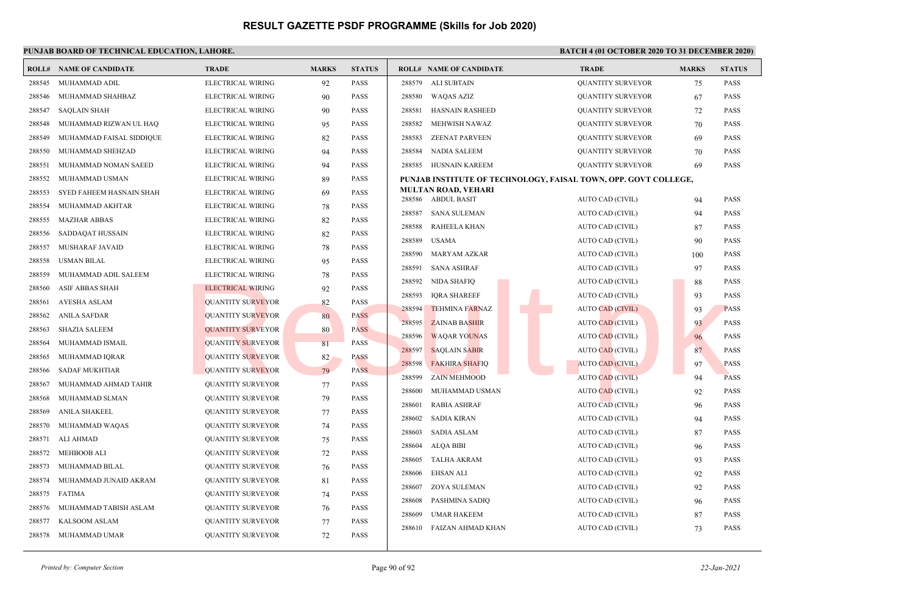# RESULT GAZETTE PSDF PROGRAMME (Skills for Job 2020)

**PUNJAB BOARD OF TECHNICAL EDUCATION, LAHORE.**

**BATCH 4 (01 OCTOBER 2020 TO 31 DECEMBER 2020)**

| ROLL# | NAME OF CANDIDATE | TRADE | MARKS | STATUS |
|---|---|---|---|---|
| 288545 | MUHAMMAD ADIL | ELECTRICAL WIRING | 92 | PASS |
| 288546 | MUHAMMAD SHAHBAZ | ELECTRICAL WIRING | 90 | PASS |
| 288547 | SAQLAIN SHAH | ELECTRICAL WIRING | 90 | PASS |
| 288548 | MUHAMMAD RIZWAN UL HAQ | ELECTRICAL WIRING | 95 | PASS |
| 288549 | MUHAMMAD FAISAL SIDDIQUE | ELECTRICAL WIRING | 82 | PASS |
| 288550 | MUHAMMAD SHEHZAD | ELECTRICAL WIRING | 94 | PASS |
| 288551 | MUHAMMAD NOMAN SAEED | ELECTRICAL WIRING | 94 | PASS |
| 288552 | MUHAMMAD USMAN | ELECTRICAL WIRING | 89 | PASS |
| 288553 | SYED FAHEEM HASNAIN SHAH | ELECTRICAL WIRING | 69 | PASS |
| 288554 | MUHAMMAD AKHTAR | ELECTRICAL WIRING | 78 | PASS |
| 288555 | MAZHAR ABBAS | ELECTRICAL WIRING | 82 | PASS |
| 288556 | SADDAQAT HUSSAIN | ELECTRICAL WIRING | 82 | PASS |
| 288557 | MUSHARAF JAVAID | ELECTRICAL WIRING | 78 | PASS |
| 288558 | USMAN BILAL | ELECTRICAL WIRING | 95 | PASS |
| 288559 | MUHAMMAD ADIL SALEEM | ELECTRICAL WIRING | 78 | PASS |
| 288560 | ASIF ABBAS SHAH | ELECTRICAL WIRING | 92 | PASS |
| 288561 | AYESHA ASLAM | QUANTITY SURVEYOR | 82 | PASS |
| 288562 | ANILA SAFDAR | QUANTITY SURVEYOR | 80 | PASS |
| 288563 | SHAZIA SALEEM | QUANTITY SURVEYOR | 80 | PASS |
| 288564 | MUHAMMAD ISMAIL | QUANTITY SURVEYOR | 81 | PASS |
| 288565 | MUHAMMAD IQRAR | QUANTITY SURVEYOR | 82 | PASS |
| 288566 | SADAF MUKHTIAR | QUANTITY SURVEYOR | 79 | PASS |
| 288567 | MUHAMMAD AHMAD TAHIR | QUANTITY SURVEYOR | 77 | PASS |
| 288568 | MUHAMMAD SLMAN | QUANTITY SURVEYOR | 79 | PASS |
| 288569 | ANILA SHAKEEL | QUANTITY SURVEYOR | 77 | PASS |
| 288570 | MUHAMMAD WAQAS | QUANTITY SURVEYOR | 74 | PASS |
| 288571 | ALI AHMAD | QUANTITY SURVEYOR | 75 | PASS |
| 288572 | MEHBOOB ALI | QUANTITY SURVEYOR | 72 | PASS |
| 288573 | MUHAMMAD BILAL | QUANTITY SURVEYOR | 76 | PASS |
| 288574 | MUHAMMAD JUNAID AKRAM | QUANTITY SURVEYOR | 81 | PASS |
| 288575 | FATIMA | QUANTITY SURVEYOR | 74 | PASS |
| 288576 | MUHAMMAD TABISH ASLAM | QUANTITY SURVEYOR | 76 | PASS |
| 288577 | KALSOOM ASLAM | QUANTITY SURVEYOR | 77 | PASS |
| 288578 | MUHAMMAD UMAR | QUANTITY SURVEYOR | 72 | PASS |
| 288579 | ALI SUBTAIN | QUANTITY SURVEYOR | 75 | PASS |
| 288580 | WAQAS AZIZ | QUANTITY SURVEYOR | 67 | PASS |
| 288581 | HASNAIN RASHEED | QUANTITY SURVEYOR | 72 | PASS |
| 288582 | MEHWISH NAWAZ | QUANTITY SURVEYOR | 70 | PASS |
| 288583 | ZEENAT PARVEEN | QUANTITY SURVEYOR | 69 | PASS |
| 288584 | NADIA SALEEM | QUANTITY SURVEYOR | 70 | PASS |
| 288585 | HUSNAIN KAREEM | QUANTITY SURVEYOR | 69 | PASS |

**PUNJAB INSTITUTE OF TECHNOLOGY, FAISAL TOWN, OPP. GOVT COLLEGE, MULTAN ROAD, VEHARI**

| ROLL# | NAME OF CANDIDATE | TRADE | MARKS | STATUS |
|---|---|---|---|---|
| 288586 | ABDUL BASIT | AUTO CAD (CIVIL) | 94 | PASS |
| 288587 | SANA SULEMAN | AUTO CAD (CIVIL) | 94 | PASS |
| 288588 | RAHEELA KHAN | AUTO CAD (CIVIL) | 87 | PASS |
| 288589 | USAMA | AUTO CAD (CIVIL) | 90 | PASS |
| 288590 | MARYAM AZKAR | AUTO CAD (CIVIL) | 100 | PASS |
| 288591 | SANA ASHRAF | AUTO CAD (CIVIL) | 97 | PASS |
| 288592 | NIDA SHAFIQ | AUTO CAD (CIVIL) | 88 | PASS |
| 288593 | IQRA SHAREEF | AUTO CAD (CIVIL) | 93 | PASS |
| 288594 | TEHMINA FARNAZ | AUTO CAD (CIVIL) | 93 | PASS |
| 288595 | ZAINAB BASHIR | AUTO CAD (CIVIL) | 93 | PASS |
| 288596 | WAQAR YOUNAS | AUTO CAD (CIVIL) | 96 | PASS |
| 288597 | SAQLAIN SABIR | AUTO CAD (CIVIL) | 87 | PASS |
| 288598 | FAKHIRA SHAFIQ | AUTO CAD (CIVIL) | 97 | PASS |
| 288599 | ZAIN MEHMOOD | AUTO CAD (CIVIL) | 94 | PASS |
| 288600 | MUHAMMAD USMAN | AUTO CAD (CIVIL) | 92 | PASS |
| 288601 | RABIA ASHRAF | AUTO CAD (CIVIL) | 96 | PASS |
| 288602 | SADIA KIRAN | AUTO CAD (CIVIL) | 94 | PASS |
| 288603 | SADIA ASLAM | AUTO CAD (CIVIL) | 87 | PASS |
| 288604 | ALQA BIBI | AUTO CAD (CIVIL) | 96 | PASS |
| 288605 | TALHA AKRAM | AUTO CAD (CIVIL) | 93 | PASS |
| 288606 | EHSAN ALI | AUTO CAD (CIVIL) | 92 | PASS |
| 288607 | ZOYA SULEMAN | AUTO CAD (CIVIL) | 92 | PASS |
| 288608 | PASHMINA SADIQ | AUTO CAD (CIVIL) | 96 | PASS |
| 288609 | UMAR HAKEEM | AUTO CAD (CIVIL) | 87 | PASS |
| 288610 | FAIZAN AHMAD KHAN | AUTO CAD (CIVIL) | 73 | PASS |

*Printed by: Computer Section* — *22-Jan-2021*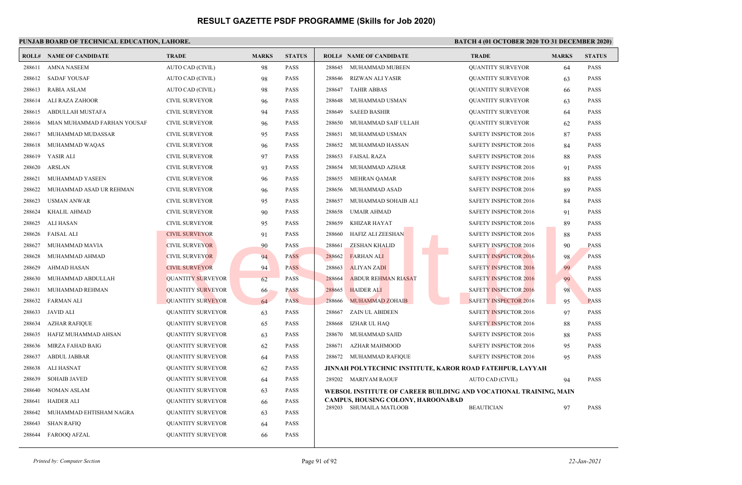# RESULT GAZETTE PSDF PROGRAMME (Skills for Job 2020)

**PUNJAB BOARD OF TECHNICAL EDUCATION, LAHORE.**

**BATCH 4 (01 OCTOBER 2020 TO 31 DECEMBER 2020)**

| ROLL# | NAME OF CANDIDATE | TRADE | MARKS | STATUS |
|---|---|---|---|---|
| 288611 | AMNA NASEEM | AUTO CAD (CIVIL) | 98 | PASS |
| 288612 | SADAF YOUSAF | AUTO CAD (CIVIL) | 98 | PASS |
| 288613 | RABIA ASLAM | AUTO CAD (CIVIL) | 98 | PASS |
| 288614 | ALI RAZA ZAHOOR | CIVIL SURVEYOR | 96 | PASS |
| 288615 | ABDULLAH MUSTAFA | CIVIL SURVEYOR | 94 | PASS |
| 288616 | MIAN MUHAMMAD FARHAN YOUSAF | CIVIL SURVEYOR | 96 | PASS |
| 288617 | MUHAMMAD MUDASSAR | CIVIL SURVEYOR | 95 | PASS |
| 288618 | MUHAMMAD WAQAS | CIVIL SURVEYOR | 96 | PASS |
| 288619 | YASIR ALI | CIVIL SURVEYOR | 97 | PASS |
| 288620 | ARSLAN | CIVIL SURVEYOR | 93 | PASS |
| 288621 | MUHAMMAD YASEEN | CIVIL SURVEYOR | 96 | PASS |
| 288622 | MUHAMMAD ASAD UR REHMAN | CIVIL SURVEYOR | 96 | PASS |
| 288623 | USMAN ANWAR | CIVIL SURVEYOR | 95 | PASS |
| 288624 | KHALIL AHMAD | CIVIL SURVEYOR | 90 | PASS |
| 288625 | ALI HASAN | CIVIL SURVEYOR | 95 | PASS |
| 288626 | FAISAL ALI | CIVIL SURVEYOR | 91 | PASS |
| 288627 | MUHAMMAD MAVIA | CIVIL SURVEYOR | 90 | PASS |
| 288628 | MUHAMMAD AHMAD | CIVIL SURVEYOR | 94 | PASS |
| 288629 | AHMAD HASAN | CIVIL SURVEYOR | 94 | PASS |
| 288630 | MUHAMMAD ABDULLAH | QUANTITY SURVEYOR | 62 | PASS |
| 288631 | MUHAMMAD REHMAN | QUANTITY SURVEYOR | 66 | PASS |
| 288632 | FARMAN ALI | QUANTITY SURVEYOR | 64 | PASS |
| 288633 | JAVID ALI | QUANTITY SURVEYOR | 63 | PASS |
| 288634 | AZHAR RAFIQUE | QUANTITY SURVEYOR | 65 | PASS |
| 288635 | HAFIZ MUHAMMAD AHSAN | QUANTITY SURVEYOR | 63 | PASS |
| 288636 | MIRZA FAHAD BAIG | QUANTITY SURVEYOR | 62 | PASS |
| 288637 | ABDUL JABBAR | QUANTITY SURVEYOR | 64 | PASS |
| 288638 | ALI HASNAT | QUANTITY SURVEYOR | 62 | PASS |
| 288639 | SOHAIB JAVED | QUANTITY SURVEYOR | 64 | PASS |
| 288640 | NOMAN ASLAM | QUANTITY SURVEYOR | 63 | PASS |
| 288641 | HAIDER ALI | QUANTITY SURVEYOR | 66 | PASS |
| 288642 | MUHAMMAD EHTISHAM NAGRA | QUANTITY SURVEYOR | 63 | PASS |
| 288643 | SHAN RAFIQ | QUANTITY SURVEYOR | 64 | PASS |
| 288644 | FAROOQ AFZAL | QUANTITY SURVEYOR | 66 | PASS |
| 288645 | MUHAMMAD MUBEEN | QUANTITY SURVEYOR | 64 | PASS |
| 288646 | RIZWAN ALI YASIR | QUANTITY SURVEYOR | 63 | PASS |
| 288647 | TAHIR ABBAS | QUANTITY SURVEYOR | 66 | PASS |
| 288648 | MUHAMMAD USMAN | QUANTITY SURVEYOR | 63 | PASS |
| 288649 | SAEED BASHIR | QUANTITY SURVEYOR | 64 | PASS |
| 288650 | MUHAMMAD SAIF ULLAH | QUANTITY SURVEYOR | 62 | PASS |
| 288651 | MUHAMMAD USMAN | SAFETY INSPECTOR 2016 | 87 | PASS |
| 288652 | MUHAMMAD HASSAN | SAFETY INSPECTOR 2016 | 84 | PASS |
| 288653 | FAISAL RAZA | SAFETY INSPECTOR 2016 | 88 | PASS |
| 288654 | MUHAMMAD AZHAR | SAFETY INSPECTOR 2016 | 91 | PASS |
| 288655 | MEHRAN QAMAR | SAFETY INSPECTOR 2016 | 88 | PASS |
| 288656 | MUHAMMAD ASAD | SAFETY INSPECTOR 2016 | 89 | PASS |
| 288657 | MUHAMMAD SOHAIB ALI | SAFETY INSPECTOR 2016 | 84 | PASS |
| 288658 | UMAIR AHMAD | SAFETY INSPECTOR 2016 | 91 | PASS |
| 288659 | KHIZAR HAYAT | SAFETY INSPECTOR 2016 | 89 | PASS |
| 288660 | HAFIZ ALI ZEESHAN | SAFETY INSPECTOR 2016 | 88 | PASS |
| 288661 | ZESHAN KHALID | SAFETY INSPECTOR 2016 | 90 | PASS |
| 288662 | FARHAN ALI | SAFETY INSPECTOR 2016 | 98 | PASS |
| 288663 | ALIYAN ZADI | SAFETY INSPECTOR 2016 | 99 | PASS |
| 288664 | ABDUR REHMAN RIASAT | SAFETY INSPECTOR 2016 | 99 | PASS |
| 288665 | HAIDER ALI | SAFETY INSPECTOR 2016 | 98 | PASS |
| 288666 | MUHAMMAD ZOHAIB | SAFETY INSPECTOR 2016 | 95 | PASS |
| 288667 | ZAIN UL ABIDEEN | SAFETY INSPECTOR 2016 | 97 | PASS |
| 288668 | IZHAR UL HAQ | SAFETY INSPECTOR 2016 | 88 | PASS |
| 288670 | MUHAMMAD SAJID | SAFETY INSPECTOR 2016 | 88 | PASS |
| 288671 | AZHAR MAHMOOD | SAFETY INSPECTOR 2016 | 95 | PASS |
| 288672 | MUHAMMAD RAFIQUE | SAFETY INSPECTOR 2016 | 95 | PASS |

**JINNAH POLYTECHNIC INSTITUTE, KAROR ROAD FATEHPUR, LAYYAH**

| ROLL# | NAME OF CANDIDATE | TRADE | MARKS | STATUS |
|---|---|---|---|---|
| 289202 | MARIYAM RAOUF | AUTO CAD (CIVIL) | 94 | PASS |

**WEBSOL INSTITUTE OF CAREER BUILDING AND VOCATIONAL TRAINING, MAIN CAMPUS, HOUSING COLONY, HAROONABAD**

| ROLL# | NAME OF CANDIDATE | TRADE | MARKS | STATUS |
|---|---|---|---|---|
| 289203 | SHUMAILA MATLOOB | BEAUTICIAN | 97 | PASS |

*Printed by: Computer Section* — *22-Jan-2021*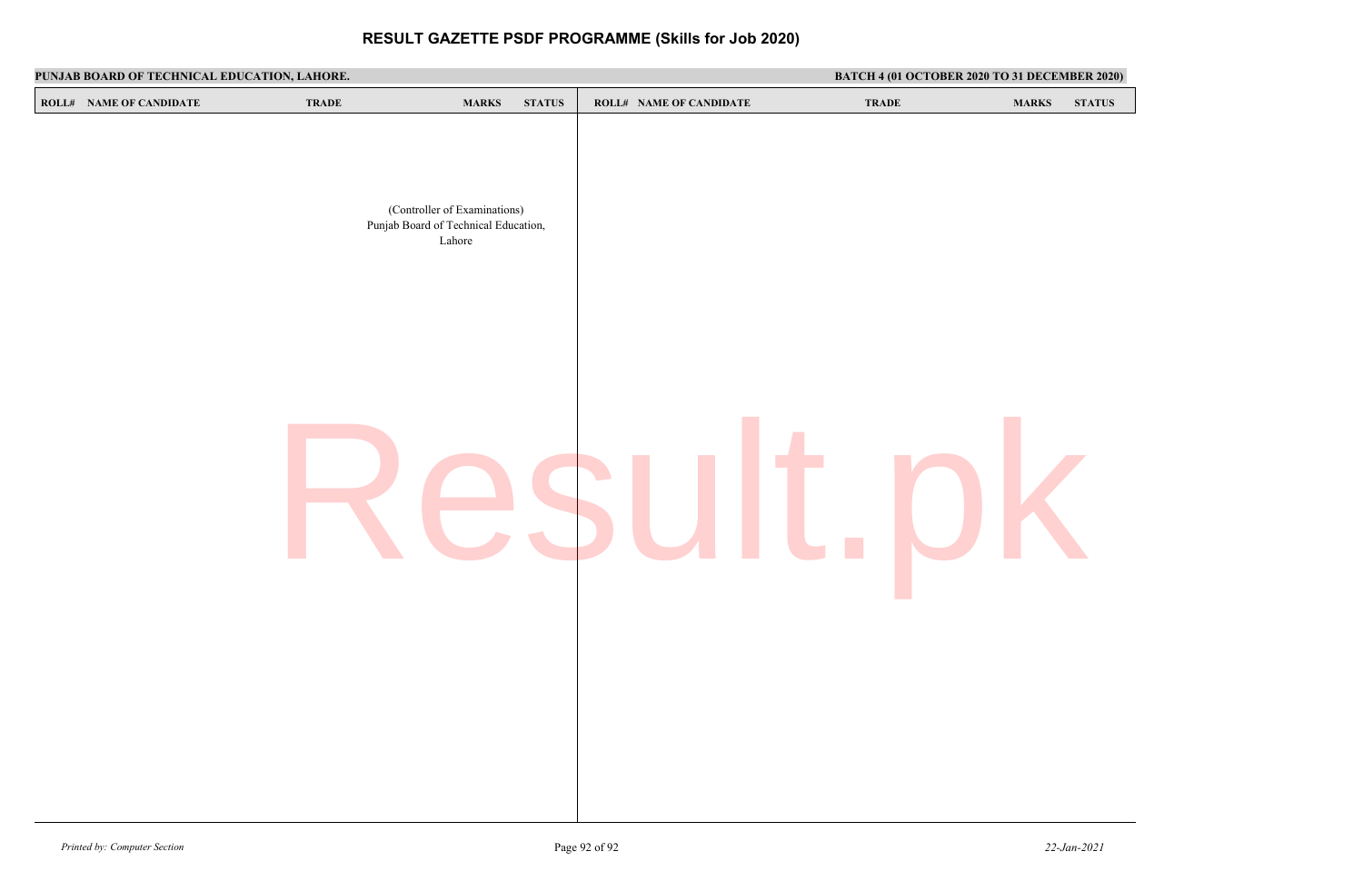(Controller of Examinations)
Punjab Board of Technical Education,
Lahore